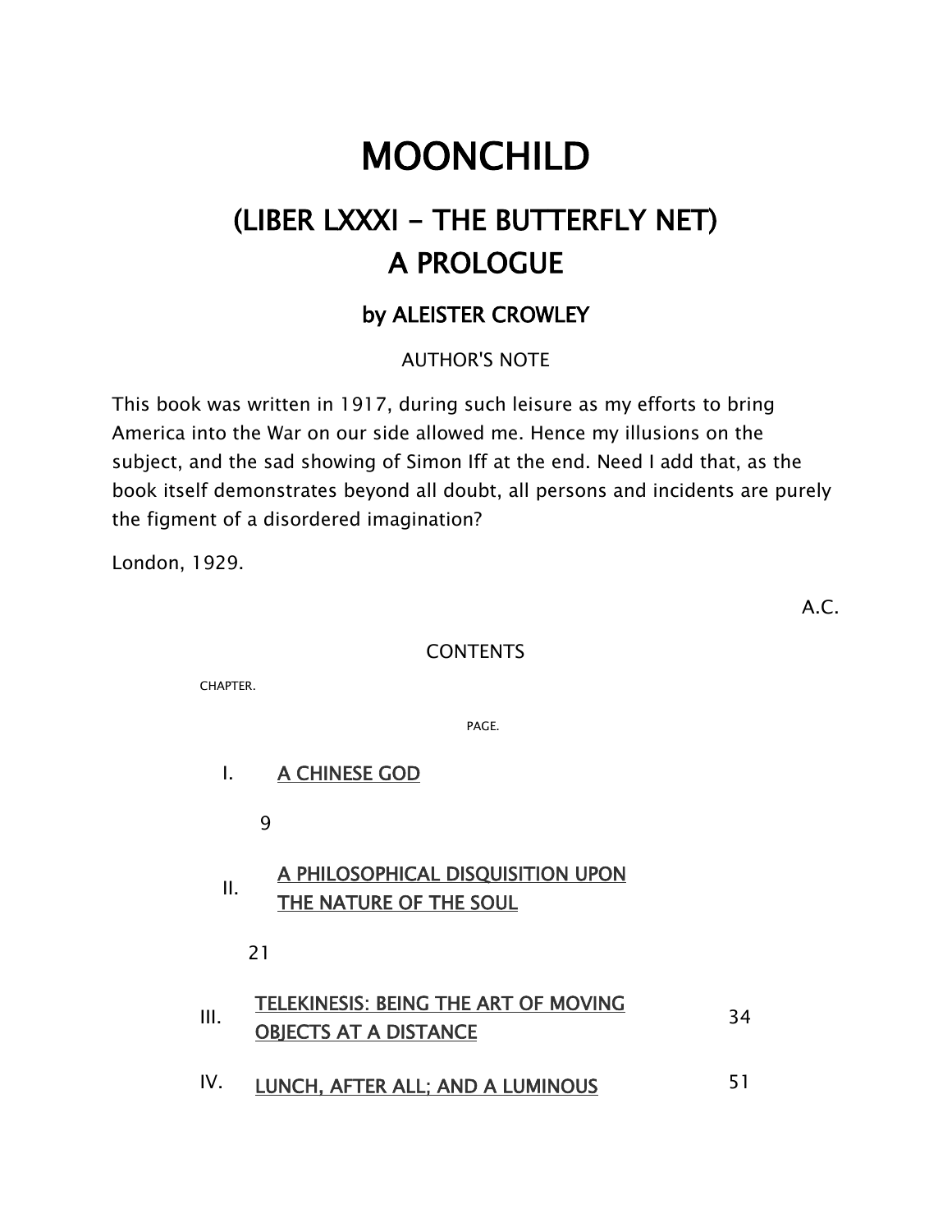# MOONCHILD

## (LIBER LXXXI - THE BUTTERFLY NET)
## A PROLOGUE

### by ALEISTER CROWLEY

AUTHOR'S NOTE

This book was written in 1917, during such leisure as my efforts to bring America into the War on our side allowed me. Hence my illusions on the subject, and the sad showing of Simon Iff at the end. Need I add that, as the book itself demonstrates beyond all doubt, all persons and incidents are purely the figment of a disordered imagination?

London, 1929.

A.C.

CONTENTS

| CHAPTER. | | PAGE. |
| --- | --- | --- |
| I. | A CHINESE GOD | 9 |
| II. | A PHILOSOPHICAL DISQUISITION UPON THE NATURE OF THE SOUL | 21 |
| III. | TELEKINESIS: BEING THE ART OF MOVING OBJECTS AT A DISTANCE | 34 |
| IV. | LUNCH, AFTER ALL; AND A LUMINOUS | 51 |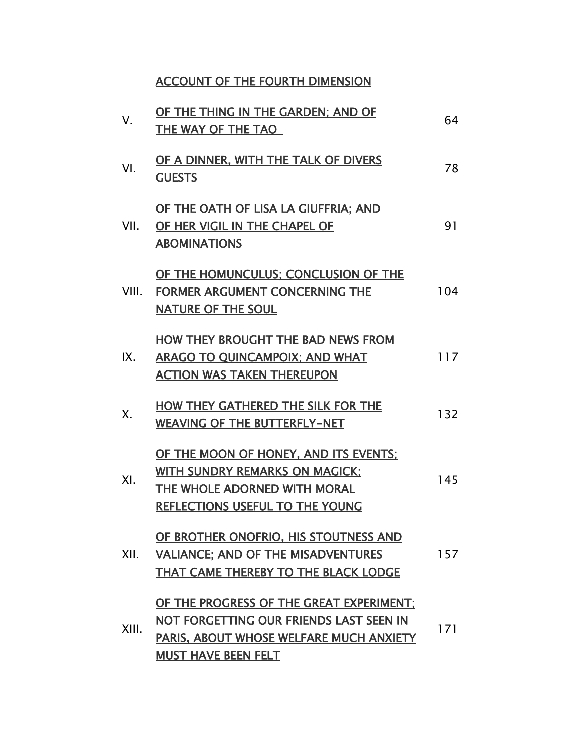| | ACCOUNT OF THE FOURTH DIMENSION | |
|---|---|---|
| V. | OF THE THING IN THE GARDEN; AND OF THE WAY OF THE TAO | 64 |
| VI. | OF A DINNER, WITH THE TALK OF DIVERS GUESTS | 78 |
| VII. | OF THE OATH OF LISA LA GIUFFRIA; AND OF HER VIGIL IN THE CHAPEL OF ABOMINATIONS | 91 |
| VIII. | OF THE HOMUNCULUS; CONCLUSION OF THE FORMER ARGUMENT CONCERNING THE NATURE OF THE SOUL | 104 |
| IX. | HOW THEY BROUGHT THE BAD NEWS FROM ARAGO TO QUINCAMPOIX; AND WHAT ACTION WAS TAKEN THEREUPON | 117 |
| X. | HOW THEY GATHERED THE SILK FOR THE WEAVING OF THE BUTTERFLY-NET | 132 |
| XI. | OF THE MOON OF HONEY, AND ITS EVENTS; WITH SUNDRY REMARKS ON MAGICK; THE WHOLE ADORNED WITH MORAL REFLECTIONS USEFUL TO THE YOUNG | 145 |
| XII. | OF BROTHER ONOFRIO, HIS STOUTNESS AND VALIANCE; AND OF THE MISADVENTURES THAT CAME THEREBY TO THE BLACK LODGE | 157 |
| XIII. | OF THE PROGRESS OF THE GREAT EXPERIMENT; NOT FORGETTING OUR FRIENDS LAST SEEN IN PARIS, ABOUT WHOSE WELFARE MUCH ANXIETY MUST HAVE BEEN FELT | 171 |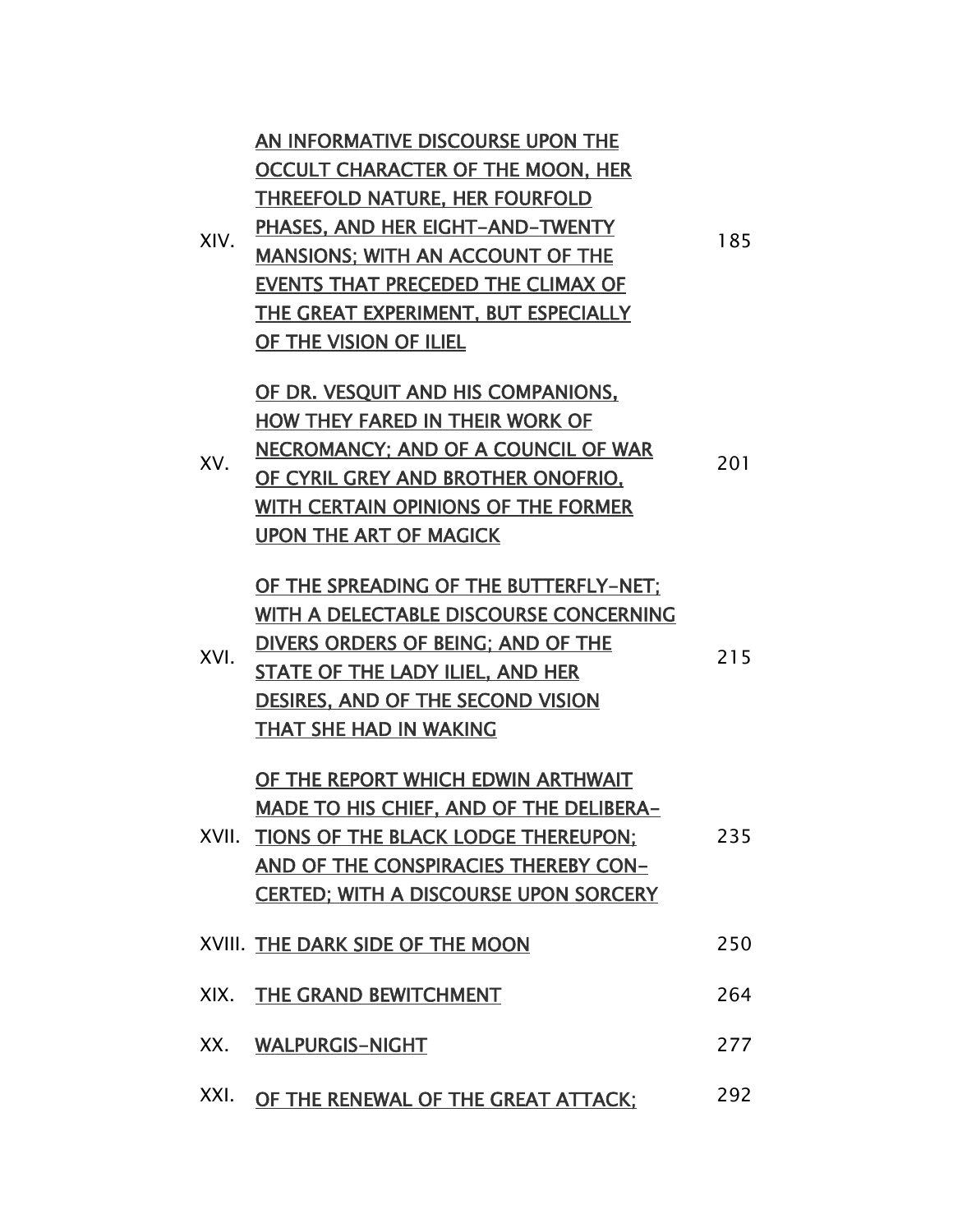| | | |
|---|---|---|
| XIV. | AN INFORMATIVE DISCOURSE UPON THE OCCULT CHARACTER OF THE MOON, HER THREEFOLD NATURE, HER FOURFOLD PHASES, AND HER EIGHT-AND-TWENTY MANSIONS; WITH AN ACCOUNT OF THE EVENTS THAT PRECEDED THE CLIMAX OF THE GREAT EXPERIMENT, BUT ESPECIALLY OF THE VISION OF ILIEL | 185 |
| XV. | OF DR. VESQUIT AND HIS COMPANIONS, HOW THEY FARED IN THEIR WORK OF NECROMANCY; AND OF A COUNCIL OF WAR OF CYRIL GREY AND BROTHER ONOFRIO, WITH CERTAIN OPINIONS OF THE FORMER UPON THE ART OF MAGICK | 201 |
| XVI. | OF THE SPREADING OF THE BUTTERFLY-NET; WITH A DELECTABLE DISCOURSE CONCERNING DIVERS ORDERS OF BEING; AND OF THE STATE OF THE LADY ILIEL, AND HER DESIRES, AND OF THE SECOND VISION THAT SHE HAD IN WAKING | 215 |
| XVII. | OF THE REPORT WHICH EDWIN ARTHWAIT MADE TO HIS CHIEF, AND OF THE DELIBERATIONS OF THE BLACK LODGE THEREUPON; AND OF THE CONSPIRACIES THEREBY CONCERTED; WITH A DISCOURSE UPON SORCERY | 235 |
| XVIII. | THE DARK SIDE OF THE MOON | 250 |
| XIX. | THE GRAND BEWITCHMENT | 264 |
| XX. | WALPURGIS-NIGHT | 277 |
| XXI. | OF THE RENEWAL OF THE GREAT ATTACK; | 292 |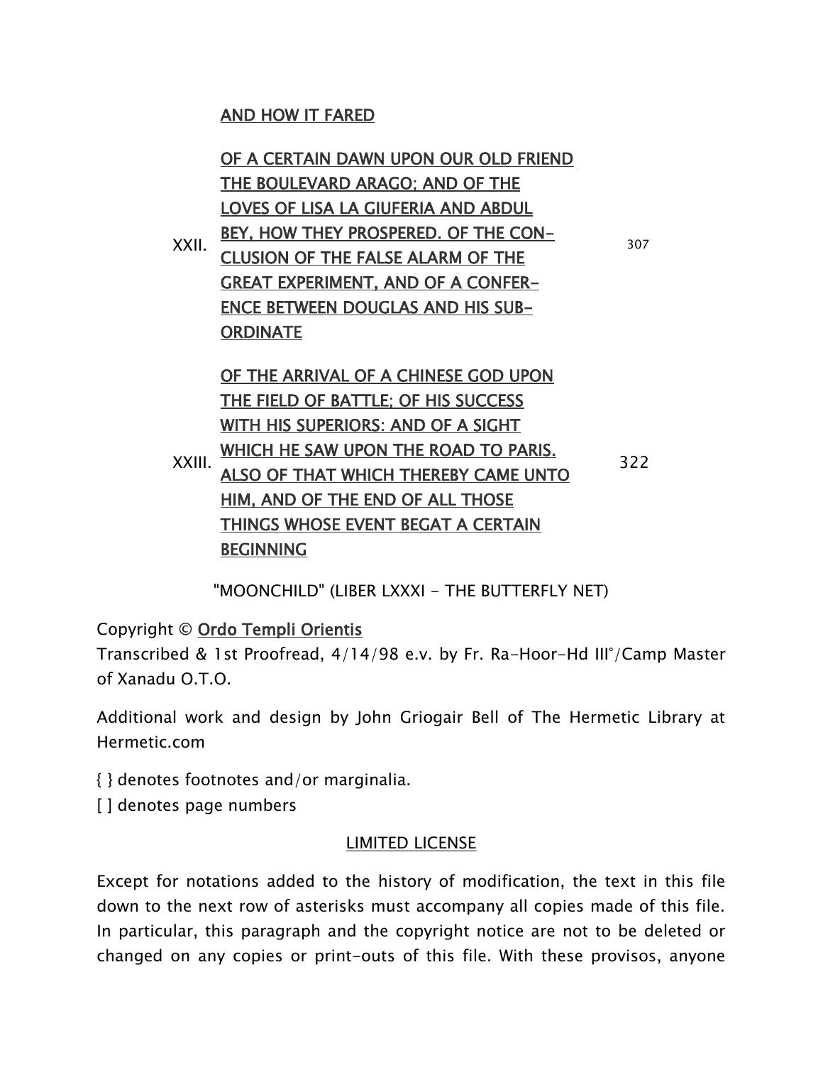|  | AND HOW IT FARED |  |
|---|---|---|
| XXII. | OF A CERTAIN DAWN UPON OUR OLD FRIEND THE BOULEVARD ARAGO; AND OF THE LOVES OF LISA LA GIUFERIA AND ABDUL BEY, HOW THEY PROSPERED. OF THE CON-CLUSION OF THE FALSE ALARM OF THE GREAT EXPERIMENT, AND OF A CONFER-ENCE BETWEEN DOUGLAS AND HIS SUB-ORDINATE | 307 |
| XXIII. | OF THE ARRIVAL OF A CHINESE GOD UPON THE FIELD OF BATTLE; OF HIS SUCCESS WITH HIS SUPERIORS: AND OF A SIGHT WHICH HE SAW UPON THE ROAD TO PARIS. ALSO OF THAT WHICH THEREBY CAME UNTO HIM, AND OF THE END OF ALL THOSE THINGS WHOSE EVENT BEGAT A CERTAIN BEGINNING | 322 |

"MOONCHILD" (LIBER LXXXI - THE BUTTERFLY NET)

Copyright © Ordo Templi Orientis
Transcribed & 1st Proofread, 4/14/98 e.v. by Fr. Ra-Hoor-Hd III°/Camp Master of Xanadu O.T.O.

Additional work and design by John Griogair Bell of The Hermetic Library at Hermetic.com

{ } denotes footnotes and/or marginalia.
[ ] denotes page numbers

## LIMITED LICENSE

Except for notations added to the history of modification, the text in this file down to the next row of asterisks must accompany all copies made of this file. In particular, this paragraph and the copyright notice are not to be deleted or changed on any copies or print-outs of this file. With these provisos, anyone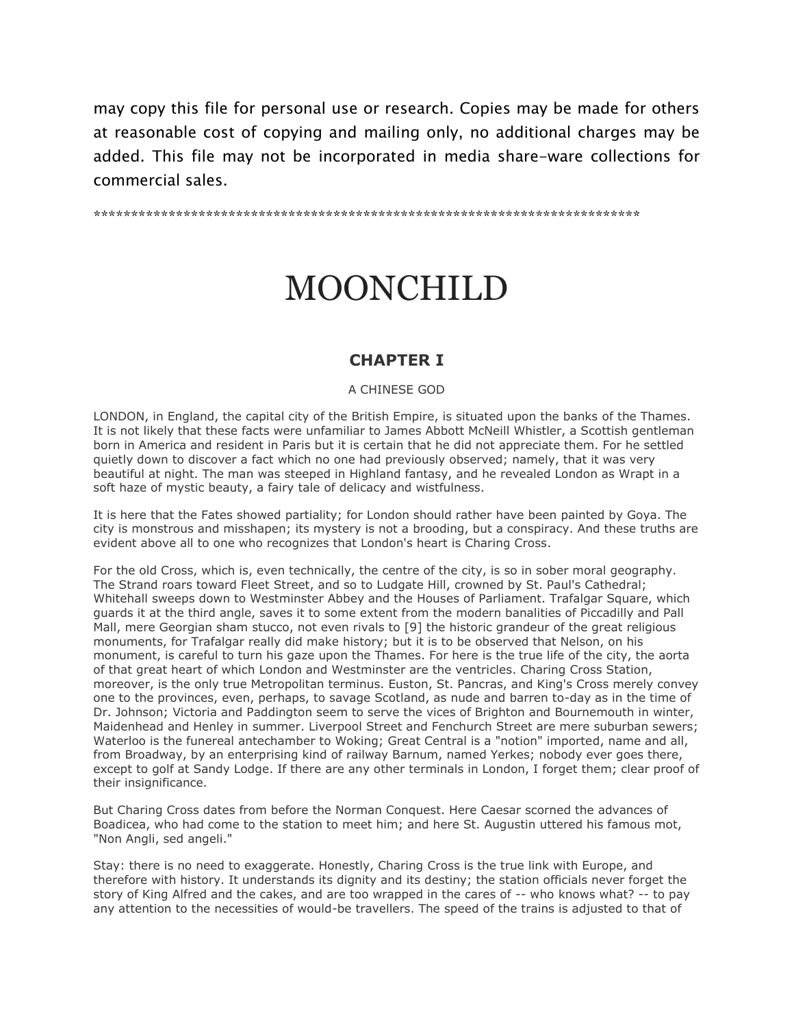may copy this file for personal use or research. Copies may be made for others at reasonable cost of copying and mailing only, no additional charges may be added. This file may not be incorporated in media share-ware collections for commercial sales.

***************************************************************************

# MOONCHILD

## CHAPTER I

A CHINESE GOD

LONDON, in England, the capital city of the British Empire, is situated upon the banks of the Thames. It is not likely that these facts were unfamiliar to James Abbott McNeill Whistler, a Scottish gentleman born in America and resident in Paris but it is certain that he did not appreciate them. For he settled quietly down to discover a fact which no one had previously observed; namely, that it was very beautiful at night. The man was steeped in Highland fantasy, and he revealed London as Wrapt in a soft haze of mystic beauty, a fairy tale of delicacy and wistfulness.

It is here that the Fates showed partiality; for London should rather have been painted by Goya. The city is monstrous and misshapen; its mystery is not a brooding, but a conspiracy. And these truths are evident above all to one who recognizes that London's heart is Charing Cross.

For the old Cross, which is, even technically, the centre of the city, is so in sober moral geography. The Strand roars toward Fleet Street, and so to Ludgate Hill, crowned by St. Paul's Cathedral; Whitehall sweeps down to Westminster Abbey and the Houses of Parliament. Trafalgar Square, which guards it at the third angle, saves it to some extent from the modern banalities of Piccadilly and Pall Mall, mere Georgian sham stucco, not even rivals to [9] the historic grandeur of the great religious monuments, for Trafalgar really did make history; but it is to be observed that Nelson, on his monument, is careful to turn his gaze upon the Thames. For here is the true life of the city, the aorta of that great heart of which London and Westminster are the ventricles. Charing Cross Station, moreover, is the only true Metropolitan terminus. Euston, St. Pancras, and King's Cross merely convey one to the provinces, even, perhaps, to savage Scotland, as nude and barren to-day as in the time of Dr. Johnson; Victoria and Paddington seem to serve the vices of Brighton and Bournemouth in winter, Maidenhead and Henley in summer. Liverpool Street and Fenchurch Street are mere suburban sewers; Waterloo is the funereal antechamber to Woking; Great Central is a "notion" imported, name and all, from Broadway, by an enterprising kind of railway Barnum, named Yerkes; nobody ever goes there, except to golf at Sandy Lodge. If there are any other terminals in London, I forget them; clear proof of their insignificance.

But Charing Cross dates from before the Norman Conquest. Here Caesar scorned the advances of Boadicea, who had come to the station to meet him; and here St. Augustin uttered his famous mot, "Non Angli, sed angeli."

Stay: there is no need to exaggerate. Honestly, Charing Cross is the true link with Europe, and therefore with history. It understands its dignity and its destiny; the station officials never forget the story of King Alfred and the cakes, and are too wrapped in the cares of -- who knows what? -- to pay any attention to the necessities of would-be travellers. The speed of the trains is adjusted to that of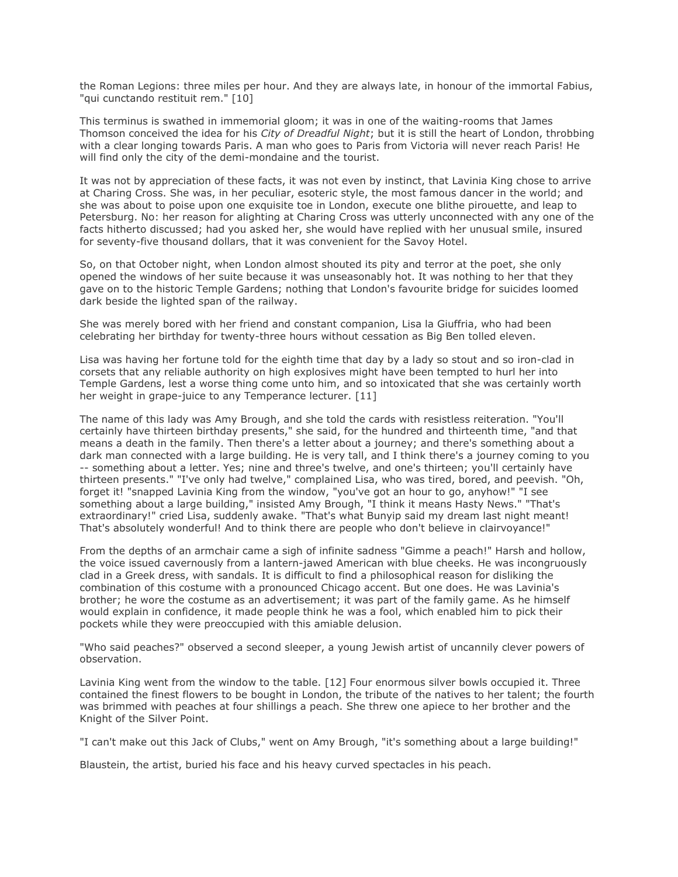the Roman Legions: three miles per hour. And they are always late, in honour of the immortal Fabius, "qui cunctando restituit rem." [10]

This terminus is swathed in immemorial gloom; it was in one of the waiting-rooms that James Thomson conceived the idea for his *City of Dreadful Night*; but it is still the heart of London, throbbing with a clear longing towards Paris. A man who goes to Paris from Victoria will never reach Paris! He will find only the city of the demi-mondaine and the tourist.

It was not by appreciation of these facts, it was not even by instinct, that Lavinia King chose to arrive at Charing Cross. She was, in her peculiar, esoteric style, the most famous dancer in the world; and she was about to poise upon one exquisite toe in London, execute one blithe pirouette, and leap to Petersburg. No: her reason for alighting at Charing Cross was utterly unconnected with any one of the facts hitherto discussed; had you asked her, she would have replied with her unusual smile, insured for seventy-five thousand dollars, that it was convenient for the Savoy Hotel.

So, on that October night, when London almost shouted its pity and terror at the poet, she only opened the windows of her suite because it was unseasonably hot. It was nothing to her that they gave on to the historic Temple Gardens; nothing that London's favourite bridge for suicides loomed dark beside the lighted span of the railway.

She was merely bored with her friend and constant companion, Lisa la Giuffria, who had been celebrating her birthday for twenty-three hours without cessation as Big Ben tolled eleven.

Lisa was having her fortune told for the eighth time that day by a lady so stout and so iron-clad in corsets that any reliable authority on high explosives might have been tempted to hurl her into Temple Gardens, lest a worse thing come unto him, and so intoxicated that she was certainly worth her weight in grape-juice to any Temperance lecturer. [11]

The name of this lady was Amy Brough, and she told the cards with resistless reiteration. "You'll certainly have thirteen birthday presents," she said, for the hundred and thirteenth time, "and that means a death in the family. Then there's a letter about a journey; and there's something about a dark man connected with a large building. He is very tall, and I think there's a journey coming to you -- something about a letter. Yes; nine and three's twelve, and one's thirteen; you'll certainly have thirteen presents." "I've only had twelve," complained Lisa, who was tired, bored, and peevish. "Oh, forget it! "snapped Lavinia King from the window, "you've got an hour to go, anyhow!" "I see something about a large building," insisted Amy Brough, "I think it means Hasty News." "That's extraordinary!" cried Lisa, suddenly awake. "That's what Bunyip said my dream last night meant! That's absolutely wonderful! And to think there are people who don't believe in clairvoyance!"

From the depths of an armchair came a sigh of infinite sadness "Gimme a peach!" Harsh and hollow, the voice issued cavernously from a lantern-jawed American with blue cheeks. He was incongruously clad in a Greek dress, with sandals. It is difficult to find a philosophical reason for disliking the combination of this costume with a pronounced Chicago accent. But one does. He was Lavinia's brother; he wore the costume as an advertisement; it was part of the family game. As he himself would explain in confidence, it made people think he was a fool, which enabled him to pick their pockets while they were preoccupied with this amiable delusion.

"Who said peaches?" observed a second sleeper, a young Jewish artist of uncannily clever powers of observation.

Lavinia King went from the window to the table. [12] Four enormous silver bowls occupied it. Three contained the finest flowers to be bought in London, the tribute of the natives to her talent; the fourth was brimmed with peaches at four shillings a peach. She threw one apiece to her brother and the Knight of the Silver Point.

"I can't make out this Jack of Clubs," went on Amy Brough, "it's something about a large building!"

Blaustein, the artist, buried his face and his heavy curved spectacles in his peach.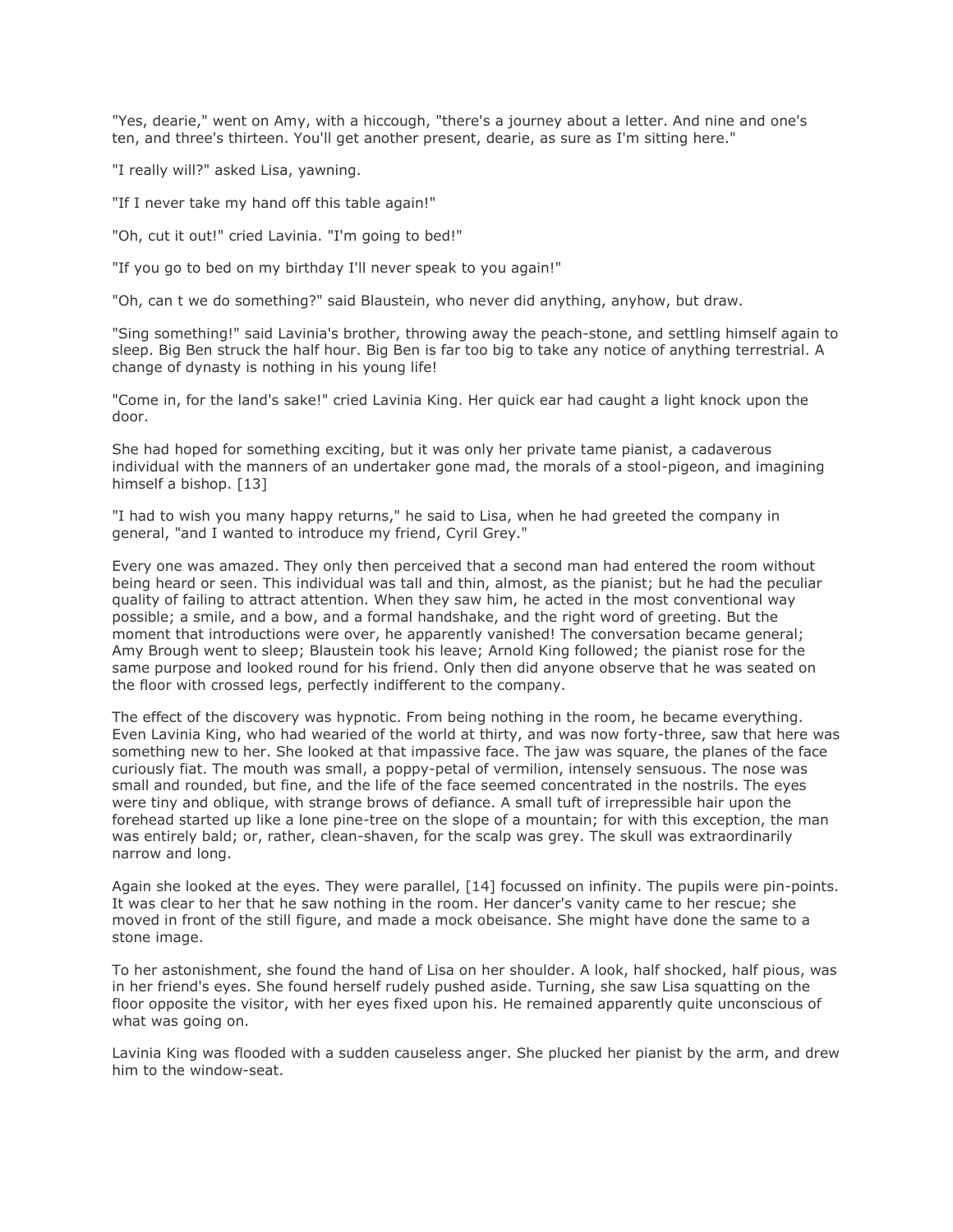"Yes, dearie," went on Amy, with a hiccough, "there's a journey about a letter. And nine and one's ten, and three's thirteen. You'll get another present, dearie, as sure as I'm sitting here."

"I really will?" asked Lisa, yawning.

"If I never take my hand off this table again!"

"Oh, cut it out!" cried Lavinia. "I'm going to bed!"

"If you go to bed on my birthday I'll never speak to you again!"

"Oh, can t we do something?" said Blaustein, who never did anything, anyhow, but draw.

"Sing something!" said Lavinia's brother, throwing away the peach-stone, and settling himself again to sleep. Big Ben struck the half hour. Big Ben is far too big to take any notice of anything terrestrial. A change of dynasty is nothing in his young life!

"Come in, for the land's sake!" cried Lavinia King. Her quick ear had caught a light knock upon the door.

She had hoped for something exciting, but it was only her private tame pianist, a cadaverous individual with the manners of an undertaker gone mad, the morals of a stool-pigeon, and imagining himself a bishop. [13]

"I had to wish you many happy returns," he said to Lisa, when he had greeted the company in general, "and I wanted to introduce my friend, Cyril Grey."

Every one was amazed. They only then perceived that a second man had entered the room without being heard or seen. This individual was tall and thin, almost, as the pianist; but he had the peculiar quality of failing to attract attention. When they saw him, he acted in the most conventional way possible; a smile, and a bow, and a formal handshake, and the right word of greeting. But the moment that introductions were over, he apparently vanished! The conversation became general; Amy Brough went to sleep; Blaustein took his leave; Arnold King followed; the pianist rose for the same purpose and looked round for his friend. Only then did anyone observe that he was seated on the floor with crossed legs, perfectly indifferent to the company.

The effect of the discovery was hypnotic. From being nothing in the room, he became everything. Even Lavinia King, who had wearied of the world at thirty, and was now forty-three, saw that here was something new to her. She looked at that impassive face. The jaw was square, the planes of the face curiously fiat. The mouth was small, a poppy-petal of vermilion, intensely sensuous. The nose was small and rounded, but fine, and the life of the face seemed concentrated in the nostrils. The eyes were tiny and oblique, with strange brows of defiance. A small tuft of irrepressible hair upon the forehead started up like a lone pine-tree on the slope of a mountain; for with this exception, the man was entirely bald; or, rather, clean-shaven, for the scalp was grey. The skull was extraordinarily narrow and long.

Again she looked at the eyes. They were parallel, [14] focussed on infinity. The pupils were pin-points. It was clear to her that he saw nothing in the room. Her dancer's vanity came to her rescue; she moved in front of the still figure, and made a mock obeisance. She might have done the same to a stone image.

To her astonishment, she found the hand of Lisa on her shoulder. A look, half shocked, half pious, was in her friend's eyes. She found herself rudely pushed aside. Turning, she saw Lisa squatting on the floor opposite the visitor, with her eyes fixed upon his. He remained apparently quite unconscious of what was going on.

Lavinia King was flooded with a sudden causeless anger. She plucked her pianist by the arm, and drew him to the window-seat.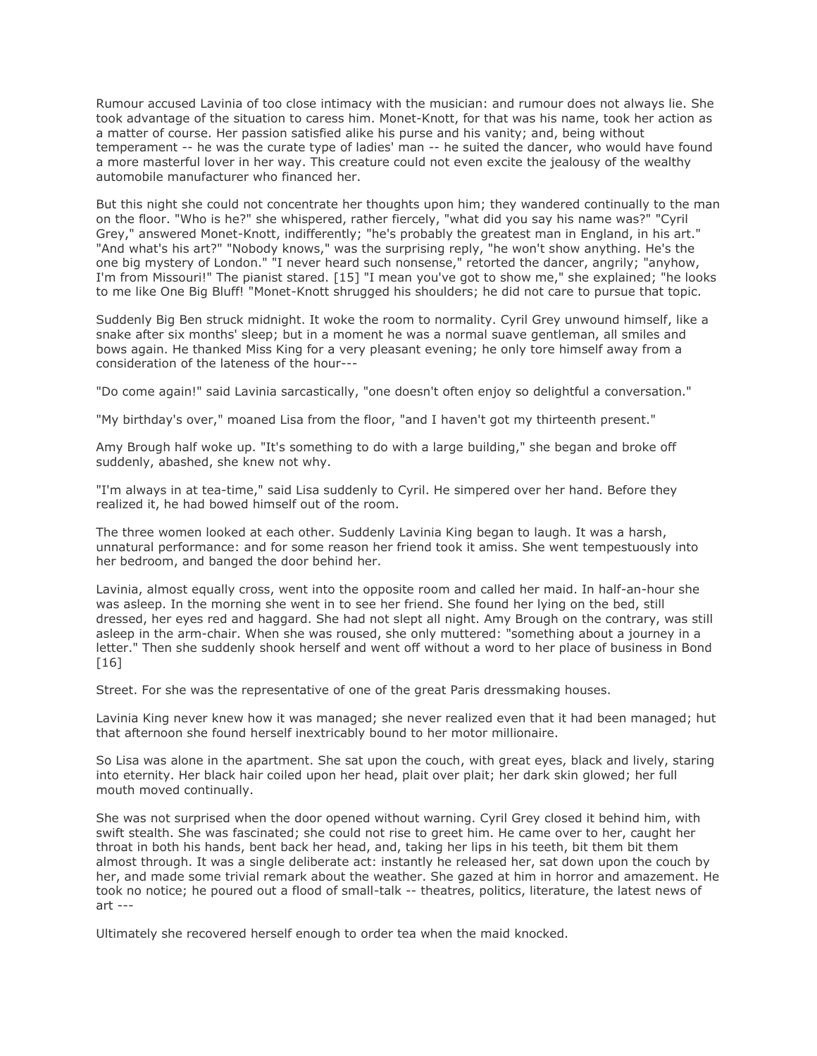Rumour accused Lavinia of too close intimacy with the musician: and rumour does not always lie. She took advantage of the situation to caress him. Monet-Knott, for that was his name, took her action as a matter of course. Her passion satisfied alike his purse and his vanity; and, being without temperament -- he was the curate type of ladies' man -- he suited the dancer, who would have found a more masterful lover in her way. This creature could not even excite the jealousy of the wealthy automobile manufacturer who financed her.

But this night she could not concentrate her thoughts upon him; they wandered continually to the man on the floor. "Who is he?" she whispered, rather fiercely, "what did you say his name was?" "Cyril Grey," answered Monet-Knott, indifferently; "he's probably the greatest man in England, in his art." "And what's his art?" "Nobody knows," was the surprising reply, "he won't show anything. He's the one big mystery of London." "I never heard such nonsense," retorted the dancer, angrily; "anyhow, I'm from Missouri!" The pianist stared. [15] "I mean you've got to show me," she explained; "he looks to me like One Big Bluff! "Monet-Knott shrugged his shoulders; he did not care to pursue that topic.

Suddenly Big Ben struck midnight. It woke the room to normality. Cyril Grey unwound himself, like a snake after six months' sleep; but in a moment he was a normal suave gentleman, all smiles and bows again. He thanked Miss King for a very pleasant evening; he only tore himself away from a consideration of the lateness of the hour---

"Do come again!" said Lavinia sarcastically, "one doesn't often enjoy so delightful a conversation."

"My birthday's over," moaned Lisa from the floor, "and I haven't got my thirteenth present."

Amy Brough half woke up. "It's something to do with a large building," she began and broke off suddenly, abashed, she knew not why.

"I'm always in at tea-time," said Lisa suddenly to Cyril. He simpered over her hand. Before they realized it, he had bowed himself out of the room.

The three women looked at each other. Suddenly Lavinia King began to laugh. It was a harsh, unnatural performance: and for some reason her friend took it amiss. She went tempestuously into her bedroom, and banged the door behind her.

Lavinia, almost equally cross, went into the opposite room and called her maid. In half-an-hour she was asleep. In the morning she went in to see her friend. She found her lying on the bed, still dressed, her eyes red and haggard. She had not slept all night. Amy Brough on the contrary, was still asleep in the arm-chair. When she was roused, she only muttered: "something about a journey in a letter." Then she suddenly shook herself and went off without a word to her place of business in Bond [16]

Street. For she was the representative of one of the great Paris dressmaking houses.

Lavinia King never knew how it was managed; she never realized even that it had been managed; hut that afternoon she found herself inextricably bound to her motor millionaire.

So Lisa was alone in the apartment. She sat upon the couch, with great eyes, black and lively, staring into eternity. Her black hair coiled upon her head, plait over plait; her dark skin glowed; her full mouth moved continually.

She was not surprised when the door opened without warning. Cyril Grey closed it behind him, with swift stealth. She was fascinated; she could not rise to greet him. He came over to her, caught her throat in both his hands, bent back her head, and, taking her lips in his teeth, bit them bit them almost through. It was a single deliberate act: instantly he released her, sat down upon the couch by her, and made some trivial remark about the weather. She gazed at him in horror and amazement. He took no notice; he poured out a flood of small-talk -- theatres, politics, literature, the latest news of art ---

Ultimately she recovered herself enough to order tea when the maid knocked.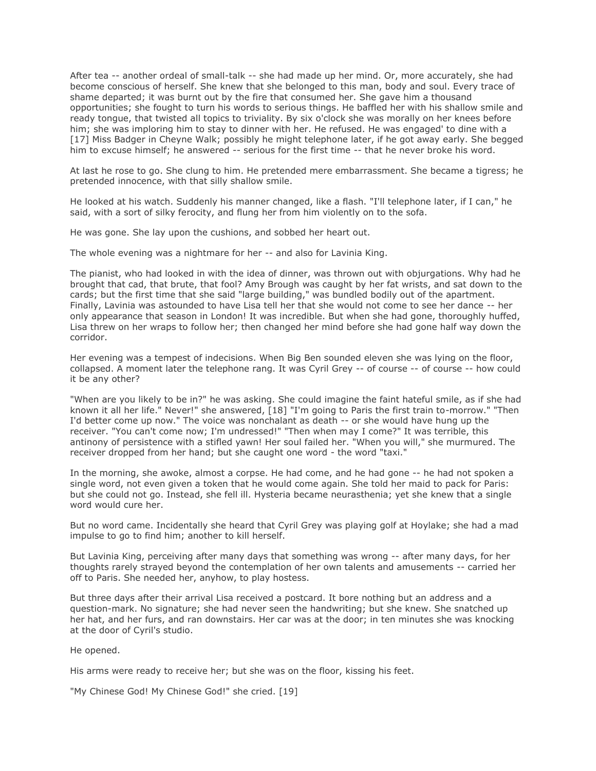After tea -- another ordeal of small-talk -- she had made up her mind. Or, more accurately, she had become conscious of herself. She knew that she belonged to this man, body and soul. Every trace of shame departed; it was burnt out by the fire that consumed her. She gave him a thousand opportunities; she fought to turn his words to serious things. He baffled her with his shallow smile and ready tongue, that twisted all topics to triviality. By six o'clock she was morally on her knees before him; she was imploring him to stay to dinner with her. He refused. He was engaged' to dine with a [17] Miss Badger in Cheyne Walk; possibly he might telephone later, if he got away early. She begged him to excuse himself; he answered -- serious for the first time -- that he never broke his word.

At last he rose to go. She clung to him. He pretended mere embarrassment. She became a tigress; he pretended innocence, with that silly shallow smile.

He looked at his watch. Suddenly his manner changed, like a flash. "I'll telephone later, if I can," he said, with a sort of silky ferocity, and flung her from him violently on to the sofa.

He was gone. She lay upon the cushions, and sobbed her heart out.

The whole evening was a nightmare for her -- and also for Lavinia King.

The pianist, who had looked in with the idea of dinner, was thrown out with objurgations. Why had he brought that cad, that brute, that fool? Amy Brough was caught by her fat wrists, and sat down to the cards; but the first time that she said "large building," was bundled bodily out of the apartment. Finally, Lavinia was astounded to have Lisa tell her that she would not come to see her dance -- her only appearance that season in London! It was incredible. But when she had gone, thoroughly huffed, Lisa threw on her wraps to follow her; then changed her mind before she had gone half way down the corridor.

Her evening was a tempest of indecisions. When Big Ben sounded eleven she was lying on the floor, collapsed. A moment later the telephone rang. It was Cyril Grey -- of course -- of course -- how could it be any other?

"When are you likely to be in?" he was asking. She could imagine the faint hateful smile, as if she had known it all her life." Never!" she answered, [18] "I'm going to Paris the first train to-morrow." "Then I'd better come up now." The voice was nonchalant as death -- or she would have hung up the receiver. "You can't come now; I'm undressed!" "Then when may I come?" It was terrible, this antinony of persistence with a stifled yawn! Her soul failed her. "When you will," she murmured. The receiver dropped from her hand; but she caught one word - the word "taxi."

In the morning, she awoke, almost a corpse. He had come, and he had gone -- he had not spoken a single word, not even given a token that he would come again. She told her maid to pack for Paris: but she could not go. Instead, she fell ill. Hysteria became neurasthenia; yet she knew that a single word would cure her.

But no word came. Incidentally she heard that Cyril Grey was playing golf at Hoylake; she had a mad impulse to go to find him; another to kill herself.

But Lavinia King, perceiving after many days that something was wrong -- after many days, for her thoughts rarely strayed beyond the contemplation of her own talents and amusements -- carried her off to Paris. She needed her, anyhow, to play hostess.

But three days after their arrival Lisa received a postcard. It bore nothing but an address and a question-mark. No signature; she had never seen the handwriting; but she knew. She snatched up her hat, and her furs, and ran downstairs. Her car was at the door; in ten minutes she was knocking at the door of Cyril's studio.

He opened.

His arms were ready to receive her; but she was on the floor, kissing his feet.

"My Chinese God! My Chinese God!" she cried. [19]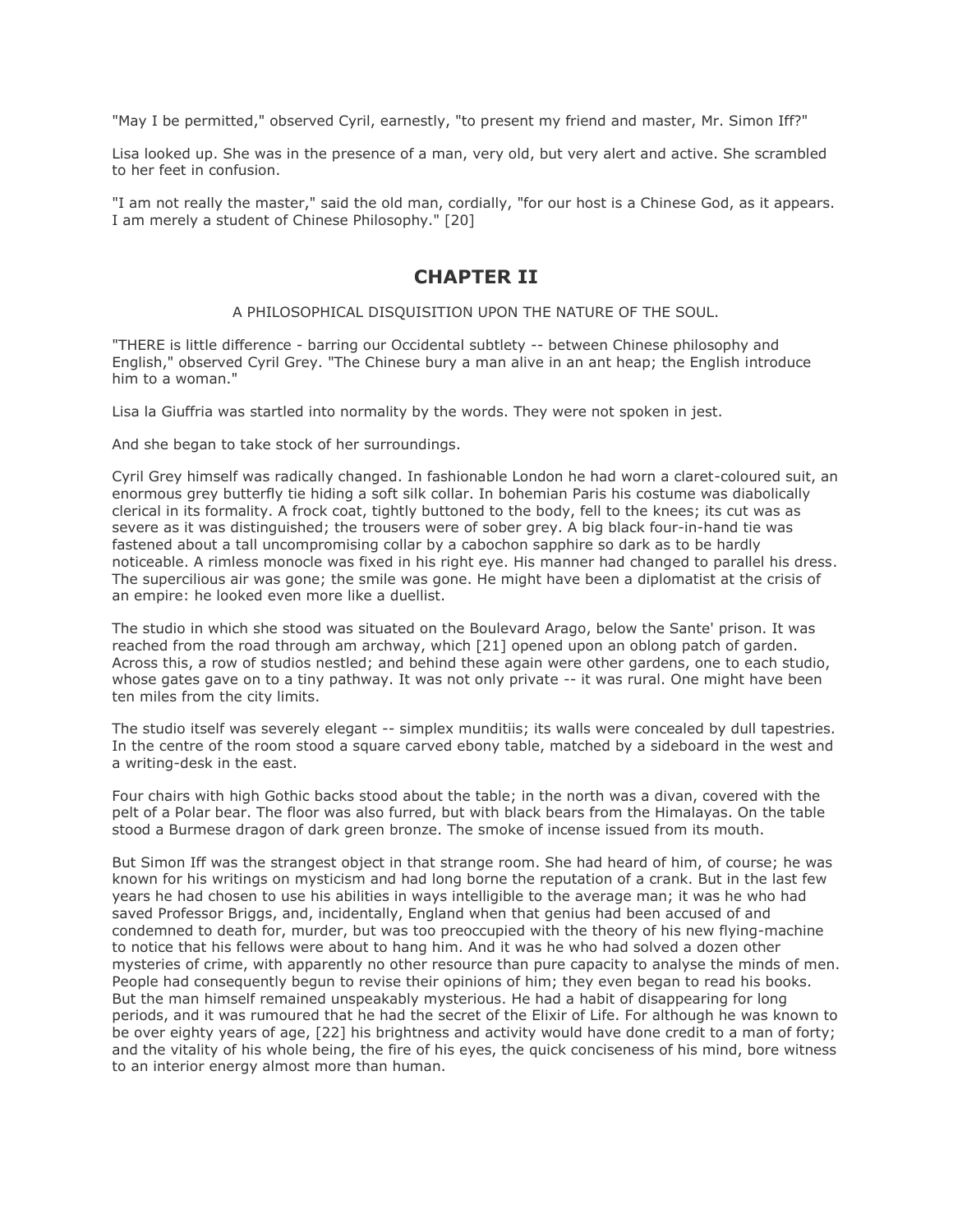"May I be permitted," observed Cyril, earnestly, "to present my friend and master, Mr. Simon Iff?"

Lisa looked up. She was in the presence of a man, very old, but very alert and active. She scrambled to her feet in confusion.

"I am not really the master," said the old man, cordially, "for our host is a Chinese God, as it appears. I am merely a student of Chinese Philosophy." [20]

## CHAPTER II

A PHILOSOPHICAL DISQUISITION UPON THE NATURE OF THE SOUL.

"THERE is little difference - barring our Occidental subtlety -- between Chinese philosophy and English," observed Cyril Grey. "The Chinese bury a man alive in an ant heap; the English introduce him to a woman."

Lisa la Giuffria was startled into normality by the words. They were not spoken in jest.

And she began to take stock of her surroundings.

Cyril Grey himself was radically changed. In fashionable London he had worn a claret-coloured suit, an enormous grey butterfly tie hiding a soft silk collar. In bohemian Paris his costume was diabolically clerical in its formality. A frock coat, tightly buttoned to the body, fell to the knees; its cut was as severe as it was distinguished; the trousers were of sober grey. A big black four-in-hand tie was fastened about a tall uncompromising collar by a cabochon sapphire so dark as to be hardly noticeable. A rimless monocle was fixed in his right eye. His manner had changed to parallel his dress. The supercilious air was gone; the smile was gone. He might have been a diplomatist at the crisis of an empire: he looked even more like a duellist.

The studio in which she stood was situated on the Boulevard Arago, below the Sante' prison. It was reached from the road through am archway, which [21] opened upon an oblong patch of garden. Across this, a row of studios nestled; and behind these again were other gardens, one to each studio, whose gates gave on to a tiny pathway. It was not only private -- it was rural. One might have been ten miles from the city limits.

The studio itself was severely elegant -- simplex munditiis; its walls were concealed by dull tapestries. In the centre of the room stood a square carved ebony table, matched by a sideboard in the west and a writing-desk in the east.

Four chairs with high Gothic backs stood about the table; in the north was a divan, covered with the pelt of a Polar bear. The floor was also furred, but with black bears from the Himalayas. On the table stood a Burmese dragon of dark green bronze. The smoke of incense issued from its mouth.

But Simon Iff was the strangest object in that strange room. She had heard of him, of course; he was known for his writings on mysticism and had long borne the reputation of a crank. But in the last few years he had chosen to use his abilities in ways intelligible to the average man; it was he who had saved Professor Briggs, and, incidentally, England when that genius had been accused of and condemned to death for, murder, but was too preoccupied with the theory of his new flying-machine to notice that his fellows were about to hang him. And it was he who had solved a dozen other mysteries of crime, with apparently no other resource than pure capacity to analyse the minds of men. People had consequently begun to revise their opinions of him; they even began to read his books. But the man himself remained unspeakably mysterious. He had a habit of disappearing for long periods, and it was rumoured that he had the secret of the Elixir of Life. For although he was known to be over eighty years of age, [22] his brightness and activity would have done credit to a man of forty; and the vitality of his whole being, the fire of his eyes, the quick conciseness of his mind, bore witness to an interior energy almost more than human.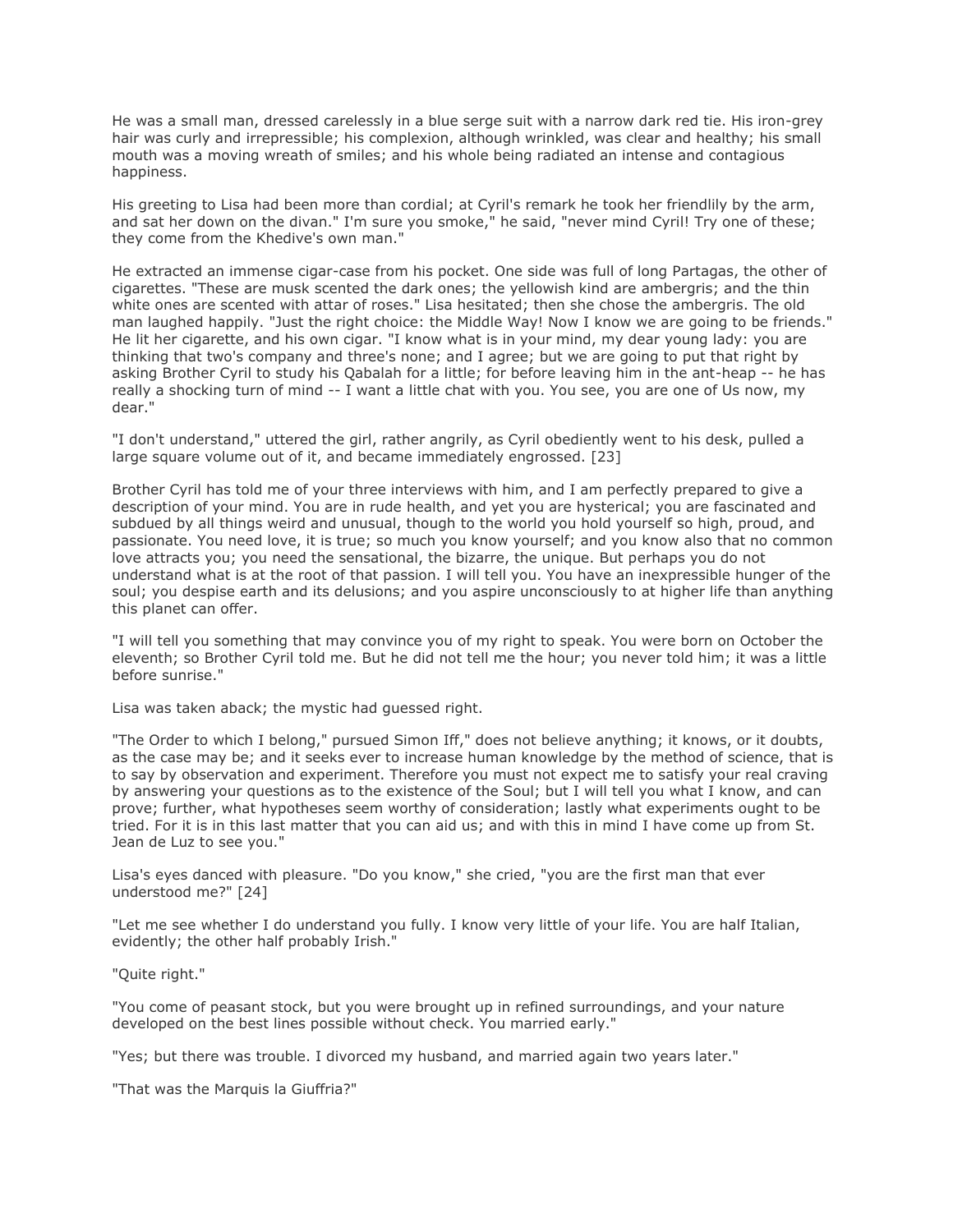He was a small man, dressed carelessly in a blue serge suit with a narrow dark red tie. His iron-grey hair was curly and irrepressible; his complexion, although wrinkled, was clear and healthy; his small mouth was a moving wreath of smiles; and his whole being radiated an intense and contagious happiness.

His greeting to Lisa had been more than cordial; at Cyril's remark he took her friendlily by the arm, and sat her down on the divan." I'm sure you smoke," he said, "never mind Cyril! Try one of these; they come from the Khedive's own man."

He extracted an immense cigar-case from his pocket. One side was full of long Partagas, the other of cigarettes. "These are musk scented the dark ones; the yellowish kind are ambergris; and the thin white ones are scented with attar of roses." Lisa hesitated; then she chose the ambergris. The old man laughed happily. "Just the right choice: the Middle Way! Now I know we are going to be friends." He lit her cigarette, and his own cigar. "I know what is in your mind, my dear young lady: you are thinking that two's company and three's none; and I agree; but we are going to put that right by asking Brother Cyril to study his Qabalah for a little; for before leaving him in the ant-heap -- he has really a shocking turn of mind -- I want a little chat with you. You see, you are one of Us now, my dear."

"I don't understand," uttered the girl, rather angrily, as Cyril obediently went to his desk, pulled a large square volume out of it, and became immediately engrossed. [23]

Brother Cyril has told me of your three interviews with him, and I am perfectly prepared to give a description of your mind. You are in rude health, and yet you are hysterical; you are fascinated and subdued by all things weird and unusual, though to the world you hold yourself so high, proud, and passionate. You need love, it is true; so much you know yourself; and you know also that no common love attracts you; you need the sensational, the bizarre, the unique. But perhaps you do not understand what is at the root of that passion. I will tell you. You have an inexpressible hunger of the soul; you despise earth and its delusions; and you aspire unconsciously to at higher life than anything this planet can offer.

"I will tell you something that may convince you of my right to speak. You were born on October the eleventh; so Brother Cyril told me. But he did not tell me the hour; you never told him; it was a little before sunrise."

Lisa was taken aback; the mystic had guessed right.

"The Order to which I belong," pursued Simon Iff," does not believe anything; it knows, or it doubts, as the case may be; and it seeks ever to increase human knowledge by the method of science, that is to say by observation and experiment. Therefore you must not expect me to satisfy your real craving by answering your questions as to the existence of the Soul; but I will tell you what I know, and can prove; further, what hypotheses seem worthy of consideration; lastly what experiments ought to be tried. For it is in this last matter that you can aid us; and with this in mind I have come up from St. Jean de Luz to see you."

Lisa's eyes danced with pleasure. "Do you know," she cried, "you are the first man that ever understood me?" [24]

"Let me see whether I do understand you fully. I know very little of your life. You are half Italian, evidently; the other half probably Irish."

"Quite right."

"You come of peasant stock, but you were brought up in refined surroundings, and your nature developed on the best lines possible without check. You married early."

"Yes; but there was trouble. I divorced my husband, and married again two years later."

"That was the Marquis la Giuffria?"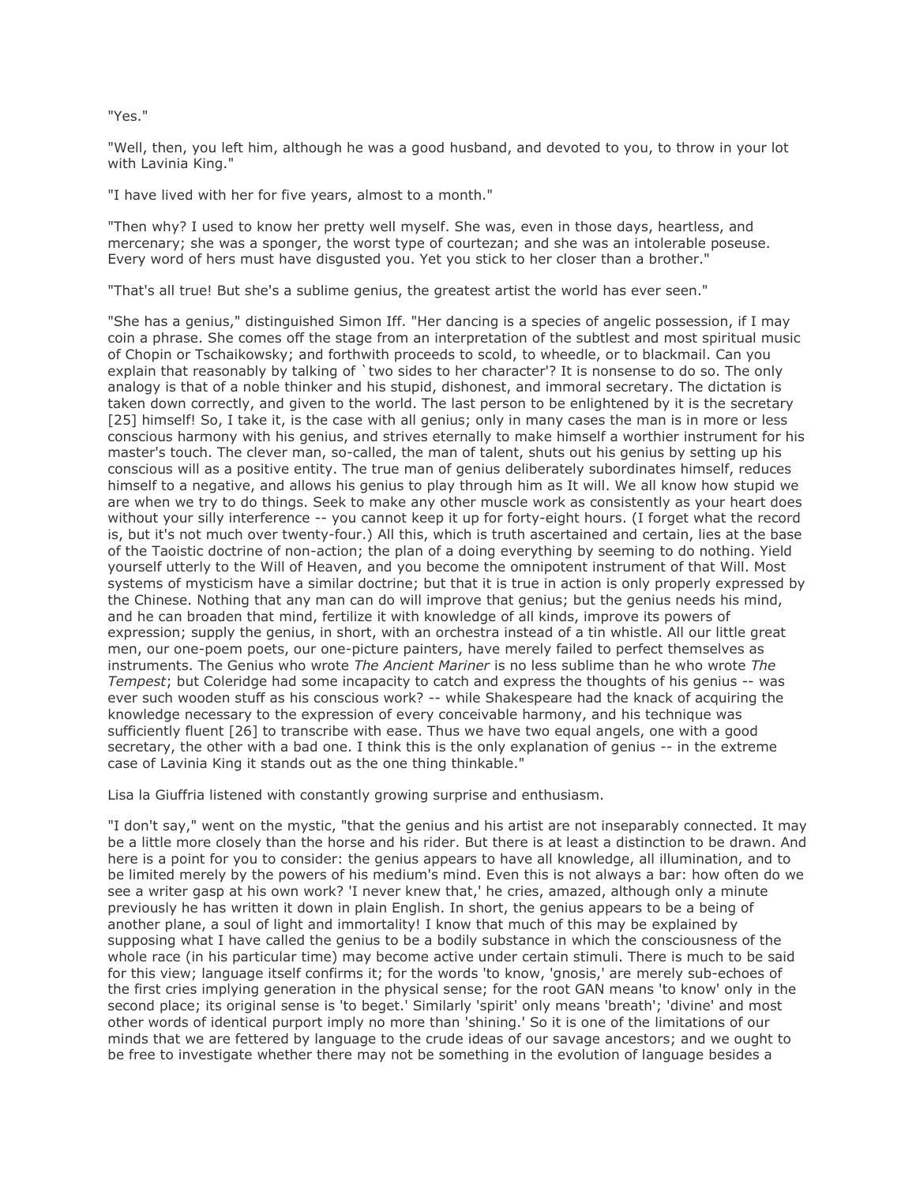"Yes."

"Well, then, you left him, although he was a good husband, and devoted to you, to throw in your lot with Lavinia King."

"I have lived with her for five years, almost to a month."

"Then why? I used to know her pretty well myself. She was, even in those days, heartless, and mercenary; she was a sponger, the worst type of courtezan; and she was an intolerable poseuse. Every word of hers must have disgusted you. Yet you stick to her closer than a brother."

"That's all true! But she's a sublime genius, the greatest artist the world has ever seen."

"She has a genius," distinguished Simon Iff. "Her dancing is a species of angelic possession, if I may coin a phrase. She comes off the stage from an interpretation of the subtlest and most spiritual music of Chopin or Tschaikowsky; and forthwith proceeds to scold, to wheedle, or to blackmail. Can you explain that reasonably by talking of `two sides to her character'? It is nonsense to do so. The only analogy is that of a noble thinker and his stupid, dishonest, and immoral secretary. The dictation is taken down correctly, and given to the world. The last person to be enlightened by it is the secretary [25] himself! So, I take it, is the case with all genius; only in many cases the man is in more or less conscious harmony with his genius, and strives eternally to make himself a worthier instrument for his master's touch. The clever man, so-called, the man of talent, shuts out his genius by setting up his conscious will as a positive entity. The true man of genius deliberately subordinates himself, reduces himself to a negative, and allows his genius to play through him as It will. We all know how stupid we are when we try to do things. Seek to make any other muscle work as consistently as your heart does without your silly interference -- you cannot keep it up for forty-eight hours. (I forget what the record is, but it's not much over twenty-four.) All this, which is truth ascertained and certain, lies at the base of the Taoistic doctrine of non-action; the plan of a doing everything by seeming to do nothing. Yield yourself utterly to the Will of Heaven, and you become the omnipotent instrument of that Will. Most systems of mysticism have a similar doctrine; but that it is true in action is only properly expressed by the Chinese. Nothing that any man can do will improve that genius; but the genius needs his mind, and he can broaden that mind, fertilize it with knowledge of all kinds, improve its powers of expression; supply the genius, in short, with an orchestra instead of a tin whistle. All our little great men, our one-poem poets, our one-picture painters, have merely failed to perfect themselves as instruments. The Genius who wrote *The Ancient Mariner* is no less sublime than he who wrote *The Tempest*; but Coleridge had some incapacity to catch and express the thoughts of his genius -- was ever such wooden stuff as his conscious work? -- while Shakespeare had the knack of acquiring the knowledge necessary to the expression of every conceivable harmony, and his technique was sufficiently fluent [26] to transcribe with ease. Thus we have two equal angels, one with a good secretary, the other with a bad one. I think this is the only explanation of genius -- in the extreme case of Lavinia King it stands out as the one thing thinkable."

Lisa la Giuffria listened with constantly growing surprise and enthusiasm.

"I don't say," went on the mystic, "that the genius and his artist are not inseparably connected. It may be a little more closely than the horse and his rider. But there is at least a distinction to be drawn. And here is a point for you to consider: the genius appears to have all knowledge, all illumination, and to be limited merely by the powers of his medium's mind. Even this is not always a bar: how often do we see a writer gasp at his own work? 'I never knew that,' he cries, amazed, although only a minute previously he has written it down in plain English. In short, the genius appears to be a being of another plane, a soul of light and immortality! I know that much of this may be explained by supposing what I have called the genius to be a bodily substance in which the consciousness of the whole race (in his particular time) may become active under certain stimuli. There is much to be said for this view; language itself confirms it; for the words 'to know, 'gnosis,' are merely sub-echoes of the first cries implying generation in the physical sense; for the root GAN means 'to know' only in the second place; its original sense is 'to beget.' Similarly 'spirit' only means 'breath'; 'divine' and most other words of identical purport imply no more than 'shining.' So it is one of the limitations of our minds that we are fettered by language to the crude ideas of our savage ancestors; and we ought to be free to investigate whether there may not be something in the evolution of language besides a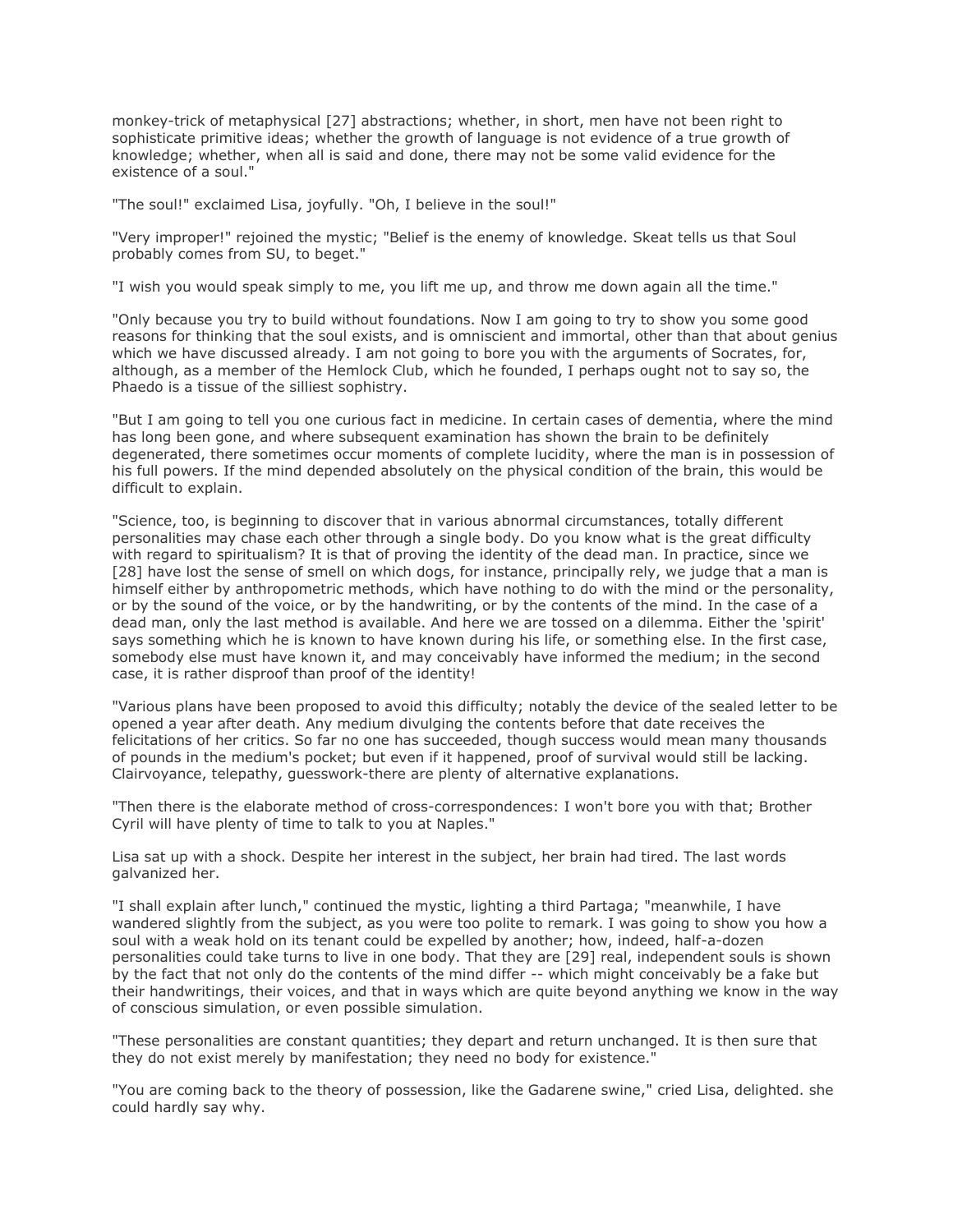monkey-trick of metaphysical [27] abstractions; whether, in short, men have not been right to sophisticate primitive ideas; whether the growth of language is not evidence of a true growth of knowledge; whether, when all is said and done, there may not be some valid evidence for the existence of a soul."

"The soul!" exclaimed Lisa, joyfully. "Oh, I believe in the soul!"

"Very improper!" rejoined the mystic; "Belief is the enemy of knowledge. Skeat tells us that Soul probably comes from SU, to beget."

"I wish you would speak simply to me, you lift me up, and throw me down again all the time."

"Only because you try to build without foundations. Now I am going to try to show you some good reasons for thinking that the soul exists, and is omniscient and immortal, other than that about genius which we have discussed already. I am not going to bore you with the arguments of Socrates, for, although, as a member of the Hemlock Club, which he founded, I perhaps ought not to say so, the Phaedo is a tissue of the silliest sophistry.

"But I am going to tell you one curious fact in medicine. In certain cases of dementia, where the mind has long been gone, and where subsequent examination has shown the brain to be definitely degenerated, there sometimes occur moments of complete lucidity, where the man is in possession of his full powers. If the mind depended absolutely on the physical condition of the brain, this would be difficult to explain.

"Science, too, is beginning to discover that in various abnormal circumstances, totally different personalities may chase each other through a single body. Do you know what is the great difficulty with regard to spiritualism? It is that of proving the identity of the dead man. In practice, since we [28] have lost the sense of smell on which dogs, for instance, principally rely, we judge that a man is himself either by anthropometric methods, which have nothing to do with the mind or the personality, or by the sound of the voice, or by the handwriting, or by the contents of the mind. In the case of a dead man, only the last method is available. And here we are tossed on a dilemma. Either the 'spirit' says something which he is known to have known during his life, or something else. In the first case, somebody else must have known it, and may conceivably have informed the medium; in the second case, it is rather disproof than proof of the identity!

"Various plans have been proposed to avoid this difficulty; notably the device of the sealed letter to be opened a year after death. Any medium divulging the contents before that date receives the felicitations of her critics. So far no one has succeeded, though success would mean many thousands of pounds in the medium's pocket; but even if it happened, proof of survival would still be lacking. Clairvoyance, telepathy, guesswork-there are plenty of alternative explanations.

"Then there is the elaborate method of cross-correspondences: I won't bore you with that; Brother Cyril will have plenty of time to talk to you at Naples."

Lisa sat up with a shock. Despite her interest in the subject, her brain had tired. The last words galvanized her.

"I shall explain after lunch," continued the mystic, lighting a third Partaga; "meanwhile, I have wandered slightly from the subject, as you were too polite to remark. I was going to show you how a soul with a weak hold on its tenant could be expelled by another; how, indeed, half-a-dozen personalities could take turns to live in one body. That they are [29] real, independent souls is shown by the fact that not only do the contents of the mind differ -- which might conceivably be a fake but their handwritings, their voices, and that in ways which are quite beyond anything we know in the way of conscious simulation, or even possible simulation.

"These personalities are constant quantities; they depart and return unchanged. It is then sure that they do not exist merely by manifestation; they need no body for existence."

"You are coming back to the theory of possession, like the Gadarene swine," cried Lisa, delighted. she could hardly say why.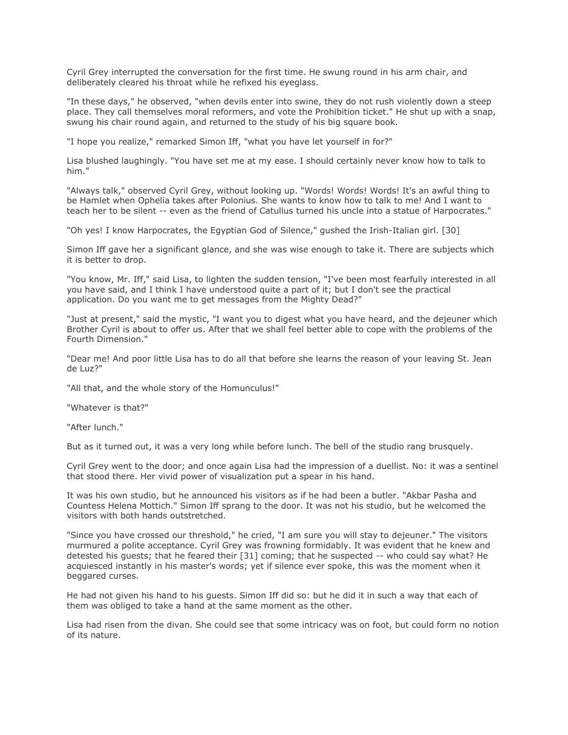Cyril Grey interrupted the conversation for the first time. He swung round in his arm chair, and deliberately cleared his throat while he refixed his eyeglass.

"In these days," he observed, "when devils enter into swine, they do not rush violently down a steep place. They call themselves moral reformers, and vote the Prohibition ticket." He shut up with a snap, swung his chair round again, and returned to the study of his big square book.

"I hope you realize," remarked Simon Iff, "what you have let yourself in for?"

Lisa blushed laughingly. "You have set me at my ease. I should certainly never know how to talk to him."

"Always talk," observed Cyril Grey, without looking up. "Words! Words! Words! It's an awful thing to be Hamlet when Ophelia takes after Polonius. She wants to know how to talk to me! And I want to teach her to be silent -- even as the friend of Catullus turned his uncle into a statue of Harpocrates."

"Oh yes! I know Harpocrates, the Egyptian God of Silence," gushed the Irish-Italian girl. [30]

Simon Iff gave her a significant glance, and she was wise enough to take it. There are subjects which it is better to drop.

"You know, Mr. Iff," said Lisa, to lighten the sudden tension, "I've been most fearfully interested in all you have said, and I think I have understood quite a part of it; but I don't see the practical application. Do you want me to get messages from the Mighty Dead?"

"Just at present," said the mystic, "I want you to digest what you have heard, and the dejeuner which Brother Cyril is about to offer us. After that we shall feel better able to cope with the problems of the Fourth Dimension."

"Dear me! And poor little Lisa has to do all that before she learns the reason of your leaving St. Jean de Luz?"

"All that, and the whole story of the Homunculus!"

"Whatever is that?"

"After lunch."

But as it turned out, it was a very long while before lunch. The bell of the studio rang brusquely.

Cyril Grey went to the door; and once again Lisa had the impression of a duellist. No: it was a sentinel that stood there. Her vivid power of visualization put a spear in his hand.

It was his own studio, but he announced his visitors as if he had been a butler. "Akbar Pasha and Countess Helena Mottich." Simon Iff sprang to the door. It was not his studio, but he welcomed the visitors with both hands outstretched.

"Since you have crossed our threshold," he cried, "I am sure you will stay to dejeuner." The visitors murmured a polite acceptance. Cyril Grey was frowning formidably. It was evident that he knew and detested his guests; that he feared their [31] coming; that he suspected -- who could say what? He acquiesced instantly in his master's words; yet if silence ever spoke, this was the moment when it beggared curses.

He had not given his hand to his guests. Simon Iff did so: but he did it in such a way that each of them was obliged to take a hand at the same moment as the other.

Lisa had risen from the divan. She could see that some intricacy was on foot, but could form no notion of its nature.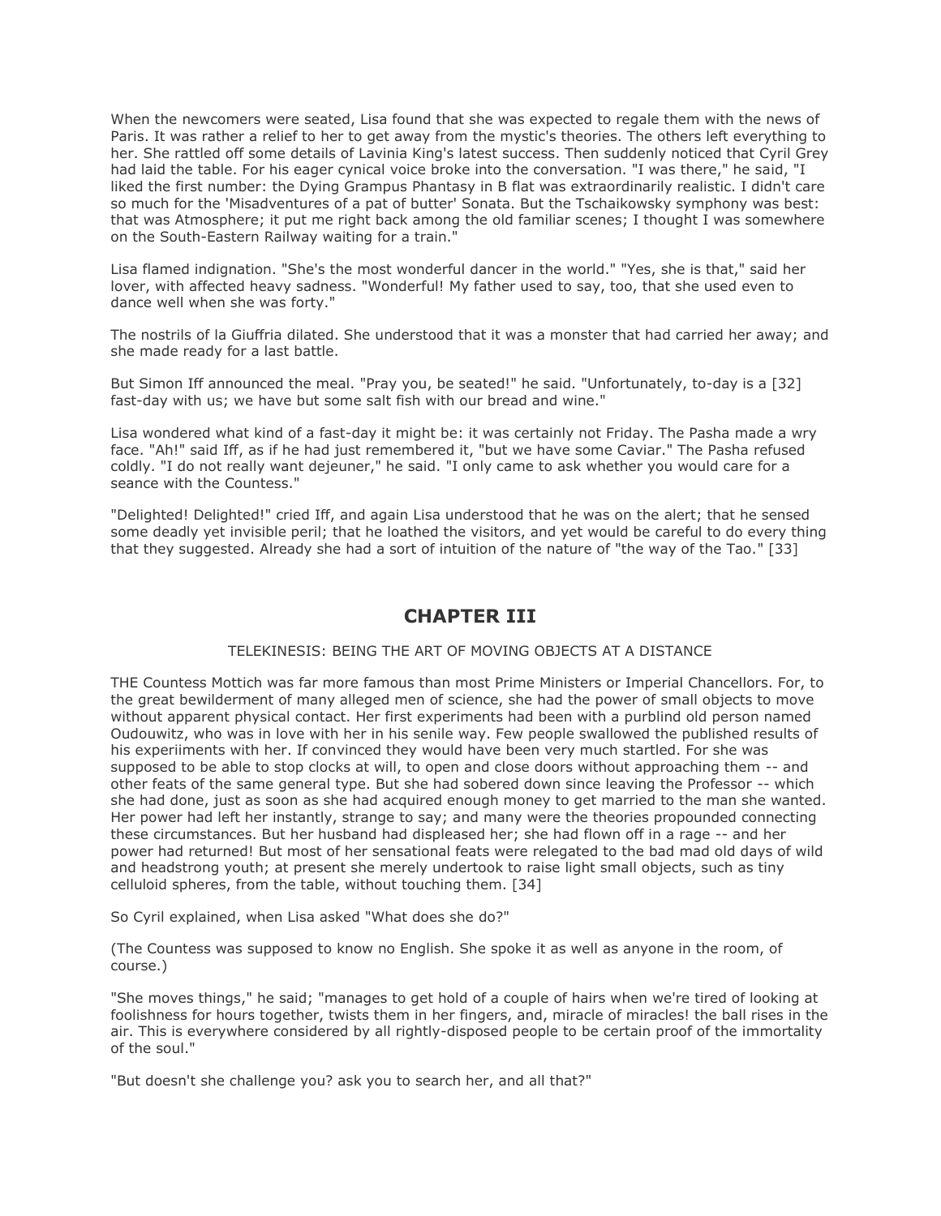When the newcomers were seated, Lisa found that she was expected to regale them with the news of Paris. It was rather a relief to her to get away from the mystic's theories. The others left everything to her. She rattled off some details of Lavinia King's latest success. Then suddenly noticed that Cyril Grey had laid the table. For his eager cynical voice broke into the conversation. "I was there," he said, "I liked the first number: the Dying Grampus Phantasy in B flat was extraordinarily realistic. I didn't care so much for the 'Misadventures of a pat of butter' Sonata. But the Tschaikowsky symphony was best: that was Atmosphere; it put me right back among the old familiar scenes; I thought I was somewhere on the South-Eastern Railway waiting for a train."

Lisa flamed indignation. "She's the most wonderful dancer in the world." "Yes, she is that," said her lover, with affected heavy sadness. "Wonderful! My father used to say, too, that she used even to dance well when she was forty."

The nostrils of la Giuffria dilated. She understood that it was a monster that had carried her away; and she made ready for a last battle.

But Simon Iff announced the meal. "Pray you, be seated!" he said. "Unfortunately, to-day is a [32] fast-day with us; we have but some salt fish with our bread and wine."

Lisa wondered what kind of a fast-day it might be: it was certainly not Friday. The Pasha made a wry face. "Ah!" said Iff, as if he had just remembered it, "but we have some Caviar." The Pasha refused coldly. "I do not really want dejeuner," he said. "I only came to ask whether you would care for a seance with the Countess."

"Delighted! Delighted!" cried Iff, and again Lisa understood that he was on the alert; that he sensed some deadly yet invisible peril; that he loathed the visitors, and yet would be careful to do every thing that they suggested. Already she had a sort of intuition of the nature of "the way of the Tao." [33]

## CHAPTER III

TELEKINESIS: BEING THE ART OF MOVING OBJECTS AT A DISTANCE

THE Countess Mottich was far more famous than most Prime Ministers or Imperial Chancellors. For, to the great bewilderment of many alleged men of science, she had the power of small objects to move without apparent physical contact. Her first experiments had been with a purblind old person named Oudouwitz, who was in love with her in his senile way. Few people swallowed the published results of his experiiments with her. If convinced they would have been very much startled. For she was supposed to be able to stop clocks at will, to open and close doors without approaching them -- and other feats of the same general type. But she had sobered down since leaving the Professor -- which she had done, just as soon as she had acquired enough money to get married to the man she wanted. Her power had left her instantly, strange to say; and many were the theories propounded connecting these circumstances. But her husband had displeased her; she had flown off in a rage -- and her power had returned! But most of her sensational feats were relegated to the bad mad old days of wild and headstrong youth; at present she merely undertook to raise light small objects, such as tiny celluloid spheres, from the table, without touching them. [34]

So Cyril explained, when Lisa asked "What does she do?"

(The Countess was supposed to know no English. She spoke it as well as anyone in the room, of course.)

"She moves things," he said; "manages to get hold of a couple of hairs when we're tired of looking at foolishness for hours together, twists them in her fingers, and, miracle of miracles! the ball rises in the air. This is everywhere considered by all rightly-disposed people to be certain proof of the immortality of the soul."

"But doesn't she challenge you? ask you to search her, and all that?"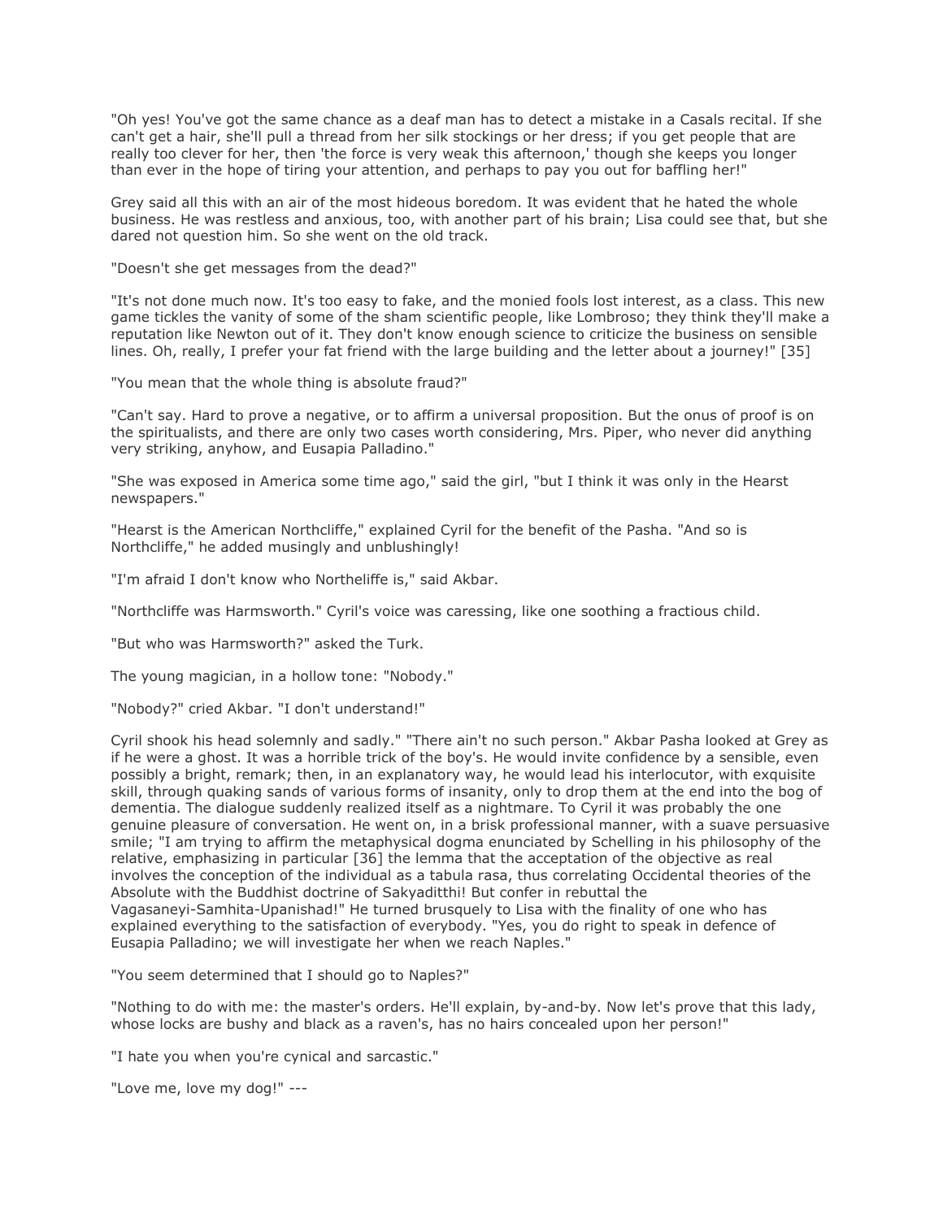"Oh yes! You've got the same chance as a deaf man has to detect a mistake in a Casals recital. If she can't get a hair, she'll pull a thread from her silk stockings or her dress; if you get people that are really too clever for her, then 'the force is very weak this afternoon,' though she keeps you longer than ever in the hope of tiring your attention, and perhaps to pay you out for baffling her!"

Grey said all this with an air of the most hideous boredom. It was evident that he hated the whole business. He was restless and anxious, too, with another part of his brain; Lisa could see that, but she dared not question him. So she went on the old track.

"Doesn't she get messages from the dead?"

"It's not done much now. It's too easy to fake, and the monied fools lost interest, as a class. This new game tickles the vanity of some of the sham scientific people, like Lombroso; they think they'll make a reputation like Newton out of it. They don't know enough science to criticize the business on sensible lines. Oh, really, I prefer your fat friend with the large building and the letter about a journey!" [35]

"You mean that the whole thing is absolute fraud?"

"Can't say. Hard to prove a negative, or to affirm a universal proposition. But the onus of proof is on the spiritualists, and there are only two cases worth considering, Mrs. Piper, who never did anything very striking, anyhow, and Eusapia Palladino."

"She was exposed in America some time ago," said the girl, "but I think it was only in the Hearst newspapers."

"Hearst is the American Northcliffe," explained Cyril for the benefit of the Pasha. "And so is Northcliffe," he added musingly and unblushingly!

"I'm afraid I don't know who Northeliffe is," said Akbar.

"Northcliffe was Harmsworth." Cyril's voice was caressing, like one soothing a fractious child.

"But who was Harmsworth?" asked the Turk.

The young magician, in a hollow tone: "Nobody."

"Nobody?" cried Akbar. "I don't understand!"

Cyril shook his head solemnly and sadly." "There ain't no such person." Akbar Pasha looked at Grey as if he were a ghost. It was a horrible trick of the boy's. He would invite confidence by a sensible, even possibly a bright, remark; then, in an explanatory way, he would lead his interlocutor, with exquisite skill, through quaking sands of various forms of insanity, only to drop them at the end into the bog of dementia. The dialogue suddenly realized itself as a nightmare. To Cyril it was probably the one genuine pleasure of conversation. He went on, in a brisk professional manner, with a suave persuasive smile; "I am trying to affirm the metaphysical dogma enunciated by Schelling in his philosophy of the relative, emphasizing in particular [36] the lemma that the acceptation of the objective as real involves the conception of the individual as a tabula rasa, thus correlating Occidental theories of the Absolute with the Buddhist doctrine of Sakyaditthi! But confer in rebuttal the Vagasaneyi-Samhita-Upanishad!" He turned brusquely to Lisa with the finality of one who has explained everything to the satisfaction of everybody. "Yes, you do right to speak in defence of Eusapia Palladino; we will investigate her when we reach Naples."

"You seem determined that I should go to Naples?"

"Nothing to do with me: the master's orders. He'll explain, by-and-by. Now let's prove that this lady, whose locks are bushy and black as a raven's, has no hairs concealed upon her person!"

"I hate you when you're cynical and sarcastic."

"Love me, love my dog!" ---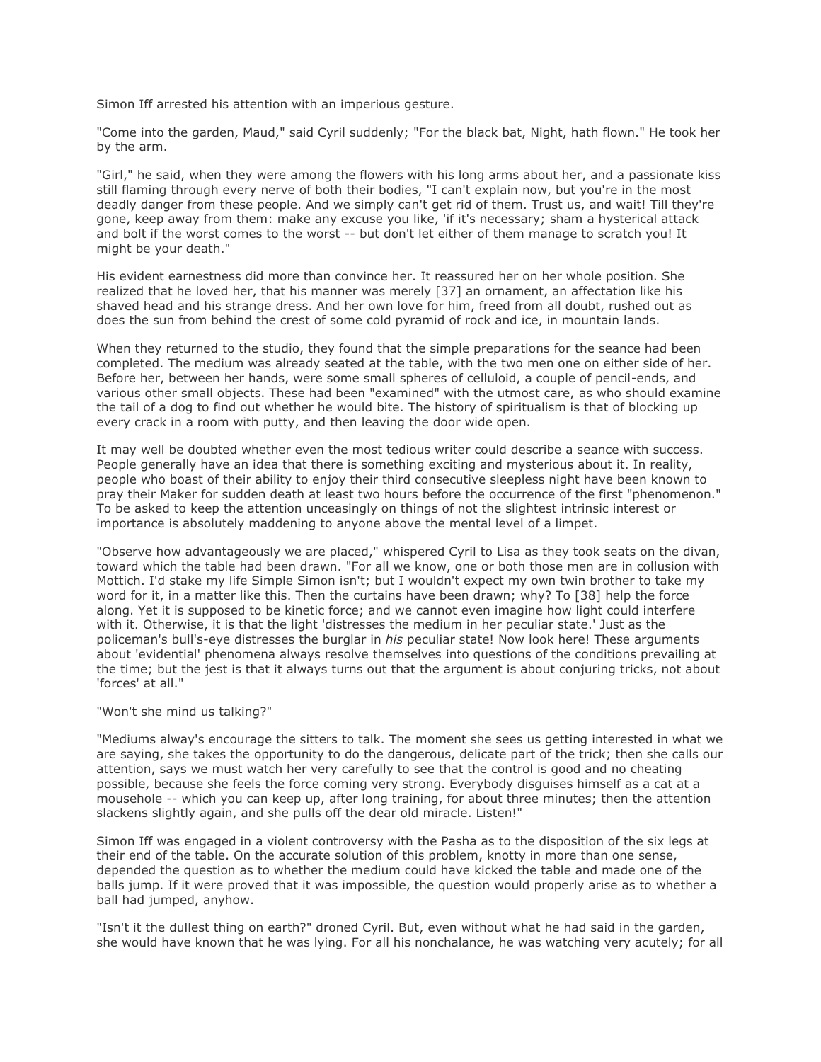Simon Iff arrested his attention with an imperious gesture.

"Come into the garden, Maud," said Cyril suddenly; "For the black bat, Night, hath flown." He took her by the arm.

"Girl," he said, when they were among the flowers with his long arms about her, and a passionate kiss still flaming through every nerve of both their bodies, "I can't explain now, but you're in the most deadly danger from these people. And we simply can't get rid of them. Trust us, and wait! Till they're gone, keep away from them: make any excuse you like, 'if it's necessary; sham a hysterical attack and bolt if the worst comes to the worst -- but don't let either of them manage to scratch you! It might be your death."

His evident earnestness did more than convince her. It reassured her on her whole position. She realized that he loved her, that his manner was merely [37] an ornament, an affectation like his shaved head and his strange dress. And her own love for him, freed from all doubt, rushed out as does the sun from behind the crest of some cold pyramid of rock and ice, in mountain lands.

When they returned to the studio, they found that the simple preparations for the seance had been completed. The medium was already seated at the table, with the two men one on either side of her. Before her, between her hands, were some small spheres of celluloid, a couple of pencil-ends, and various other small objects. These had been "examined" with the utmost care, as who should examine the tail of a dog to find out whether he would bite. The history of spiritualism is that of blocking up every crack in a room with putty, and then leaving the door wide open.

It may well be doubted whether even the most tedious writer could describe a seance with success. People generally have an idea that there is something exciting and mysterious about it. In reality, people who boast of their ability to enjoy their third consecutive sleepless night have been known to pray their Maker for sudden death at least two hours before the occurrence of the first "phenomenon." To be asked to keep the attention unceasingly on things of not the slightest intrinsic interest or importance is absolutely maddening to anyone above the mental level of a limpet.

"Observe how advantageously we are placed," whispered Cyril to Lisa as they took seats on the divan, toward which the table had been drawn. "For all we know, one or both those men are in collusion with Mottich. I'd stake my life Simple Simon isn't; but I wouldn't expect my own twin brother to take my word for it, in a matter like this. Then the curtains have been drawn; why? To [38] help the force along. Yet it is supposed to be kinetic force; and we cannot even imagine how light could interfere with it. Otherwise, it is that the light 'distresses the medium in her peculiar state.' Just as the policeman's bull's-eye distresses the burglar in *his* peculiar state! Now look here! These arguments about 'evidential' phenomena always resolve themselves into questions of the conditions prevailing at the time; but the jest is that it always turns out that the argument is about conjuring tricks, not about 'forces' at all."

"Won't she mind us talking?"

"Mediums alway's encourage the sitters to talk. The moment she sees us getting interested in what we are saying, she takes the opportunity to do the dangerous, delicate part of the trick; then she calls our attention, says we must watch her very carefully to see that the control is good and no cheating possible, because she feels the force coming very strong. Everybody disguises himself as a cat at a mousehole -- which you can keep up, after long training, for about three minutes; then the attention slackens slightly again, and she pulls off the dear old miracle. Listen!"

Simon Iff was engaged in a violent controversy with the Pasha as to the disposition of the six legs at their end of the table. On the accurate solution of this problem, knotty in more than one sense, depended the question as to whether the medium could have kicked the table and made one of the balls jump. If it were proved that it was impossible, the question would properly arise as to whether a ball had jumped, anyhow.

"Isn't it the dullest thing on earth?" droned Cyril. But, even without what he had said in the garden, she would have known that he was lying. For all his nonchalance, he was watching very acutely; for all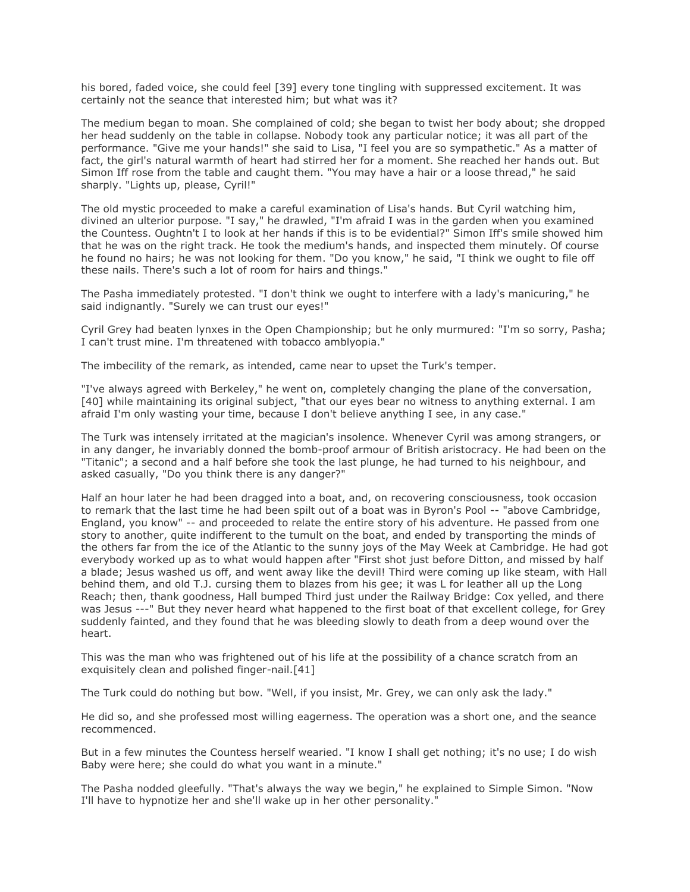his bored, faded voice, she could feel [39] every tone tingling with suppressed excitement. It was certainly not the seance that interested him; but what was it?

The medium began to moan. She complained of cold; she began to twist her body about; she dropped her head suddenly on the table in collapse. Nobody took any particular notice; it was all part of the performance. "Give me your hands!" she said to Lisa, "I feel you are so sympathetic." As a matter of fact, the girl's natural warmth of heart had stirred her for a moment. She reached her hands out. But Simon Iff rose from the table and caught them. "You may have a hair or a loose thread," he said sharply. "Lights up, please, Cyril!"

The old mystic proceeded to make a careful examination of Lisa's hands. But Cyril watching him, divined an ulterior purpose. "I say," he drawled, "I'm afraid I was in the garden when you examined the Countess. Oughtn't I to look at her hands if this is to be evidential?" Simon Iff's smile showed him that he was on the right track. He took the medium's hands, and inspected them minutely. Of course he found no hairs; he was not looking for them. "Do you know," he said, "I think we ought to file off these nails. There's such a lot of room for hairs and things."

The Pasha immediately protested. "I don't think we ought to interfere with a lady's manicuring," he said indignantly. "Surely we can trust our eyes!"

Cyril Grey had beaten lynxes in the Open Championship; but he only murmured: "I'm so sorry, Pasha; I can't trust mine. I'm threatened with tobacco amblyopia."

The imbecility of the remark, as intended, came near to upset the Turk's temper.

"I've always agreed with Berkeley," he went on, completely changing the plane of the conversation, [40] while maintaining its original subject, "that our eyes bear no witness to anything external. I am afraid I'm only wasting your time, because I don't believe anything I see, in any case."

The Turk was intensely irritated at the magician's insolence. Whenever Cyril was among strangers, or in any danger, he invariably donned the bomb-proof armour of British aristocracy. He had been on the "Titanic"; a second and a half before she took the last plunge, he had turned to his neighbour, and asked casually, "Do you think there is any danger?"

Half an hour later he had been dragged into a boat, and, on recovering consciousness, took occasion to remark that the last time he had been spilt out of a boat was in Byron's Pool -- "above Cambridge, England, you know" -- and proceeded to relate the entire story of his adventure. He passed from one story to another, quite indifferent to the tumult on the boat, and ended by transporting the minds of the others far from the ice of the Atlantic to the sunny joys of the May Week at Cambridge. He had got everybody worked up as to what would happen after "First shot just before Ditton, and missed by half a blade; Jesus washed us off, and went away like the devil! Third were coming up like steam, with Hall behind them, and old T.J. cursing them to blazes from his gee; it was L for leather all up the Long Reach; then, thank goodness, Hall bumped Third just under the Railway Bridge: Cox yelled, and there was Jesus ---" But they never heard what happened to the first boat of that excellent college, for Grey suddenly fainted, and they found that he was bleeding slowly to death from a deep wound over the heart.

This was the man who was frightened out of his life at the possibility of a chance scratch from an exquisitely clean and polished finger-nail.[41]

The Turk could do nothing but bow. "Well, if you insist, Mr. Grey, we can only ask the lady."

He did so, and she professed most willing eagerness. The operation was a short one, and the seance recommenced.

But in a few minutes the Countess herself wearied. "I know I shall get nothing; it's no use; I do wish Baby were here; she could do what you want in a minute."

The Pasha nodded gleefully. "That's always the way we begin," he explained to Simple Simon. "Now I'll have to hypnotize her and she'll wake up in her other personality."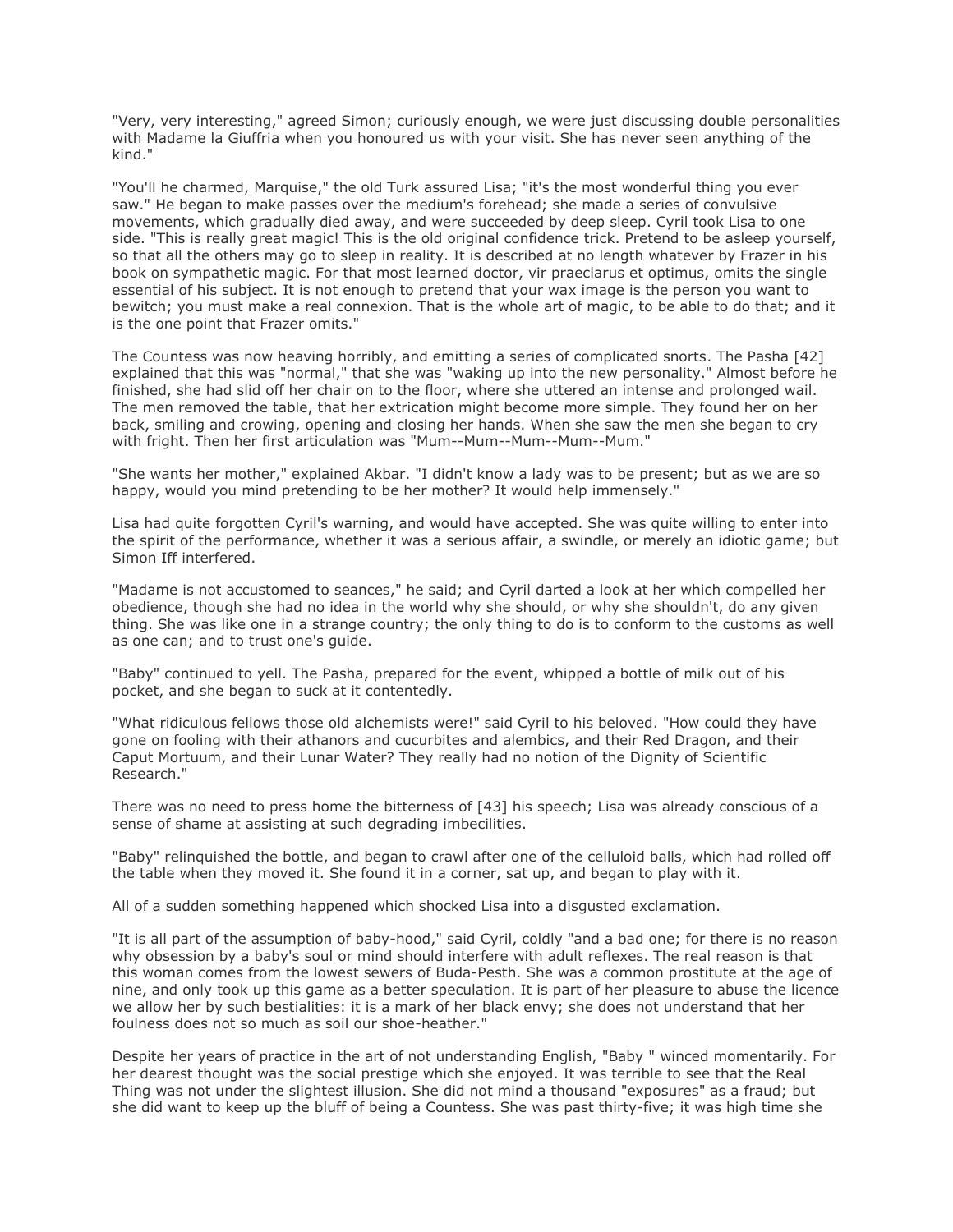"Very, very interesting," agreed Simon; curiously enough, we were just discussing double personalities with Madame la Giuffria when you honoured us with your visit. She has never seen anything of the kind."

"You'll he charmed, Marquise," the old Turk assured Lisa; "it's the most wonderful thing you ever saw." He began to make passes over the medium's forehead; she made a series of convulsive movements, which gradually died away, and were succeeded by deep sleep. Cyril took Lisa to one side. "This is really great magic! This is the old original confidence trick. Pretend to be asleep yourself, so that all the others may go to sleep in reality. It is described at no length whatever by Frazer in his book on sympathetic magic. For that most learned doctor, vir praeclarus et optimus, omits the single essential of his subject. It is not enough to pretend that your wax image is the person you want to bewitch; you must make a real connexion. That is the whole art of magic, to be able to do that; and it is the one point that Frazer omits."

The Countess was now heaving horribly, and emitting a series of complicated snorts. The Pasha [42] explained that this was "normal," that she was "waking up into the new personality." Almost before he finished, she had slid off her chair on to the floor, where she uttered an intense and prolonged wail. The men removed the table, that her extrication might become more simple. They found her on her back, smiling and crowing, opening and closing her hands. When she saw the men she began to cry with fright. Then her first articulation was "Mum--Mum--Mum--Mum--Mum."

"She wants her mother," explained Akbar. "I didn't know a lady was to be present; but as we are so happy, would you mind pretending to be her mother? It would help immensely."

Lisa had quite forgotten Cyril's warning, and would have accepted. She was quite willing to enter into the spirit of the performance, whether it was a serious affair, a swindle, or merely an idiotic game; but Simon Iff interfered.

"Madame is not accustomed to seances," he said; and Cyril darted a look at her which compelled her obedience, though she had no idea in the world why she should, or why she shouldn't, do any given thing. She was like one in a strange country; the only thing to do is to conform to the customs as well as one can; and to trust one's guide.

"Baby" continued to yell. The Pasha, prepared for the event, whipped a bottle of milk out of his pocket, and she began to suck at it contentedly.

"What ridiculous fellows those old alchemists were!" said Cyril to his beloved. "How could they have gone on fooling with their athanors and cucurbites and alembics, and their Red Dragon, and their Caput Mortuum, and their Lunar Water? They really had no notion of the Dignity of Scientific Research."

There was no need to press home the bitterness of [43] his speech; Lisa was already conscious of a sense of shame at assisting at such degrading imbecilities.

"Baby" relinquished the bottle, and began to crawl after one of the celluloid balls, which had rolled off the table when they moved it. She found it in a corner, sat up, and began to play with it.

All of a sudden something happened which shocked Lisa into a disgusted exclamation.

"It is all part of the assumption of baby-hood," said Cyril, coldly "and a bad one; for there is no reason why obsession by a baby's soul or mind should interfere with adult reflexes. The real reason is that this woman comes from the lowest sewers of Buda-Pesth. She was a common prostitute at the age of nine, and only took up this game as a better speculation. It is part of her pleasure to abuse the licence we allow her by such bestialities: it is a mark of her black envy; she does not understand that her foulness does not so much as soil our shoe-heather."

Despite her years of practice in the art of not understanding English, "Baby " winced momentarily. For her dearest thought was the social prestige which she enjoyed. It was terrible to see that the Real Thing was not under the slightest illusion. She did not mind a thousand "exposures" as a fraud; but she did want to keep up the bluff of being a Countess. She was past thirty-five; it was high time she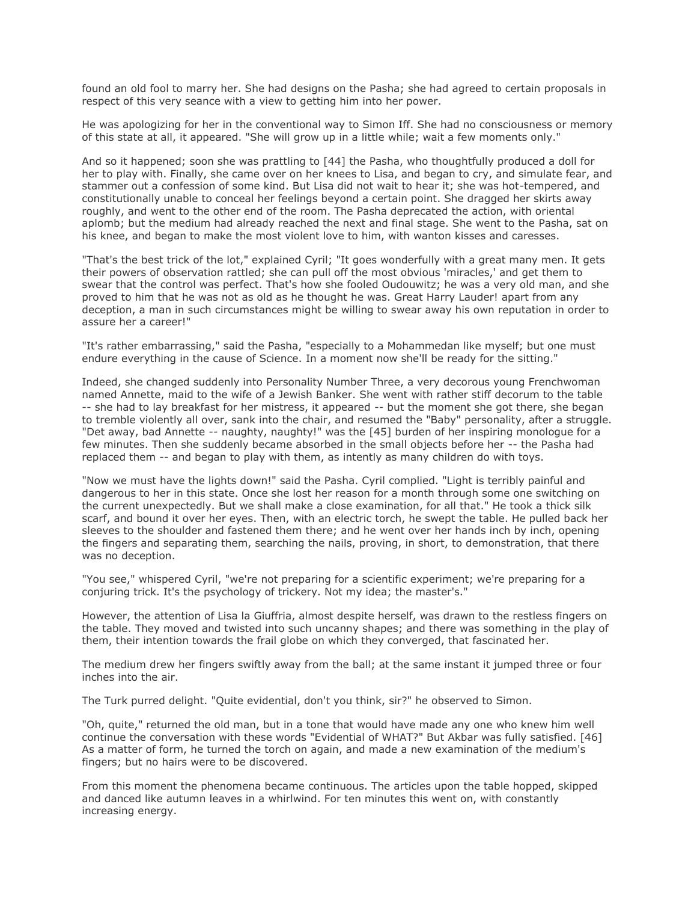found an old fool to marry her. She had designs on the Pasha; she had agreed to certain proposals in respect of this very seance with a view to getting him into her power.

He was apologizing for her in the conventional way to Simon Iff. She had no consciousness or memory of this state at all, it appeared. "She will grow up in a little while; wait a few moments only."

And so it happened; soon she was prattling to [44] the Pasha, who thoughtfully produced a doll for her to play with. Finally, she came over on her knees to Lisa, and began to cry, and simulate fear, and stammer out a confession of some kind. But Lisa did not wait to hear it; she was hot-tempered, and constitutionally unable to conceal her feelings beyond a certain point. She dragged her skirts away roughly, and went to the other end of the room. The Pasha deprecated the action, with oriental aplomb; but the medium had already reached the next and final stage. She went to the Pasha, sat on his knee, and began to make the most violent love to him, with wanton kisses and caresses.

"That's the best trick of the lot," explained Cyril; "It goes wonderfully with a great many men. It gets their powers of observation rattled; she can pull off the most obvious 'miracles,' and get them to swear that the control was perfect. That's how she fooled Oudouwitz; he was a very old man, and she proved to him that he was not as old as he thought he was. Great Harry Lauder! apart from any deception, a man in such circumstances might be willing to swear away his own reputation in order to assure her a career!"

"It's rather embarrassing," said the Pasha, "especially to a Mohammedan like myself; but one must endure everything in the cause of Science. In a moment now she'll be ready for the sitting."

Indeed, she changed suddenly into Personality Number Three, a very decorous young Frenchwoman named Annette, maid to the wife of a Jewish Banker. She went with rather stiff decorum to the table -- she had to lay breakfast for her mistress, it appeared -- but the moment she got there, she began to tremble violently all over, sank into the chair, and resumed the "Baby" personality, after a struggle. "Det away, bad Annette -- naughty, naughty!" was the [45] burden of her inspiring monologue for a few minutes. Then she suddenly became absorbed in the small objects before her -- the Pasha had replaced them -- and began to play with them, as intently as many children do with toys.

"Now we must have the lights down!" said the Pasha. Cyril complied. "Light is terribly painful and dangerous to her in this state. Once she lost her reason for a month through some one switching on the current unexpectedly. But we shall make a close examination, for all that." He took a thick silk scarf, and bound it over her eyes. Then, with an electric torch, he swept the table. He pulled back her sleeves to the shoulder and fastened them there; and he went over her hands inch by inch, opening the fingers and separating them, searching the nails, proving, in short, to demonstration, that there was no deception.

"You see," whispered Cyril, "we're not preparing for a scientific experiment; we're preparing for a conjuring trick. It's the psychology of trickery. Not my idea; the master's."

However, the attention of Lisa la Giuffria, almost despite herself, was drawn to the restless fingers on the table. They moved and twisted into such uncanny shapes; and there was something in the play of them, their intention towards the frail globe on which they converged, that fascinated her.

The medium drew her fingers swiftly away from the ball; at the same instant it jumped three or four inches into the air.

The Turk purred delight. "Quite evidential, don't you think, sir?" he observed to Simon.

"Oh, quite," returned the old man, but in a tone that would have made any one who knew him well continue the conversation with these words "Evidential of WHAT?" But Akbar was fully satisfied. [46] As a matter of form, he turned the torch on again, and made a new examination of the medium's fingers; but no hairs were to be discovered.

From this moment the phenomena became continuous. The articles upon the table hopped, skipped and danced like autumn leaves in a whirlwind. For ten minutes this went on, with constantly increasing energy.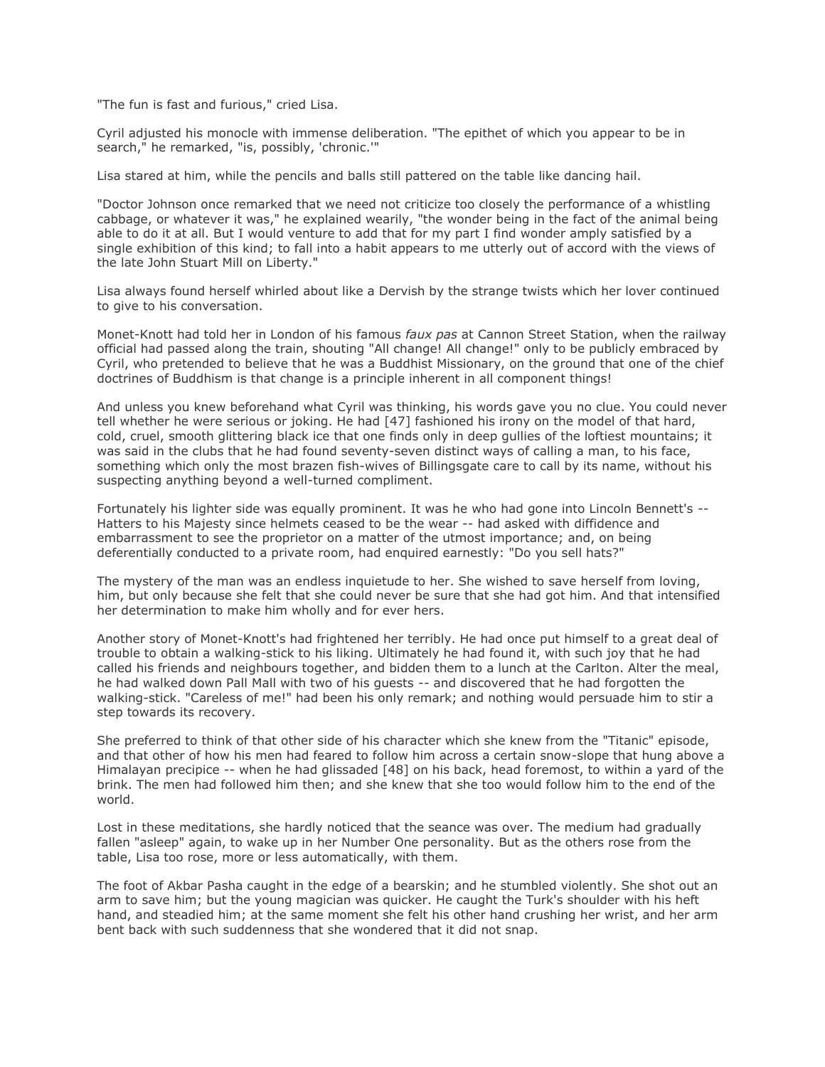"The fun is fast and furious," cried Lisa.

Cyril adjusted his monocle with immense deliberation. "The epithet of which you appear to be in search," he remarked, "is, possibly, 'chronic.'"

Lisa stared at him, while the pencils and balls still pattered on the table like dancing hail.

"Doctor Johnson once remarked that we need not criticize too closely the performance of a whistling cabbage, or whatever it was," he explained wearily, "the wonder being in the fact of the animal being able to do it at all. But I would venture to add that for my part I find wonder amply satisfied by a single exhibition of this kind; to fall into a habit appears to me utterly out of accord with the views of the late John Stuart Mill on Liberty."

Lisa always found herself whirled about like a Dervish by the strange twists which her lover continued to give to his conversation.

Monet-Knott had told her in London of his famous *faux pas* at Cannon Street Station, when the railway official had passed along the train, shouting "All change! All change!" only to be publicly embraced by Cyril, who pretended to believe that he was a Buddhist Missionary, on the ground that one of the chief doctrines of Buddhism is that change is a principle inherent in all component things!

And unless you knew beforehand what Cyril was thinking, his words gave you no clue. You could never tell whether he were serious or joking. He had [47] fashioned his irony on the model of that hard, cold, cruel, smooth glittering black ice that one finds only in deep gullies of the loftiest mountains; it was said in the clubs that he had found seventy-seven distinct ways of calling a man, to his face, something which only the most brazen fish-wives of Billingsgate care to call by its name, without his suspecting anything beyond a well-turned compliment.

Fortunately his lighter side was equally prominent. It was he who had gone into Lincoln Bennett's -- Hatters to his Majesty since helmets ceased to be the wear -- had asked with diffidence and embarrassment to see the proprietor on a matter of the utmost importance; and, on being deferentially conducted to a private room, had enquired earnestly: "Do you sell hats?"

The mystery of the man was an endless inquietude to her. She wished to save herself from loving, him, but only because she felt that she could never be sure that she had got him. And that intensified her determination to make him wholly and for ever hers.

Another story of Monet-Knott's had frightened her terribly. He had once put himself to a great deal of trouble to obtain a walking-stick to his liking. Ultimately he had found it, with such joy that he had called his friends and neighbours together, and bidden them to a lunch at the Carlton. Alter the meal, he had walked down Pall Mall with two of his guests -- and discovered that he had forgotten the walking-stick. "Careless of me!" had been his only remark; and nothing would persuade him to stir a step towards its recovery.

She preferred to think of that other side of his character which she knew from the "Titanic" episode, and that other of how his men had feared to follow him across a certain snow-slope that hung above a Himalayan precipice -- when he had glissaded [48] on his back, head foremost, to within a yard of the brink. The men had followed him then; and she knew that she too would follow him to the end of the world.

Lost in these meditations, she hardly noticed that the seance was over. The medium had gradually fallen "asleep" again, to wake up in her Number One personality. But as the others rose from the table, Lisa too rose, more or less automatically, with them.

The foot of Akbar Pasha caught in the edge of a bearskin; and he stumbled violently. She shot out an arm to save him; but the young magician was quicker. He caught the Turk's shoulder with his heft hand, and steadied him; at the same moment she felt his other hand crushing her wrist, and her arm bent back with such suddenness that she wondered that it did not snap.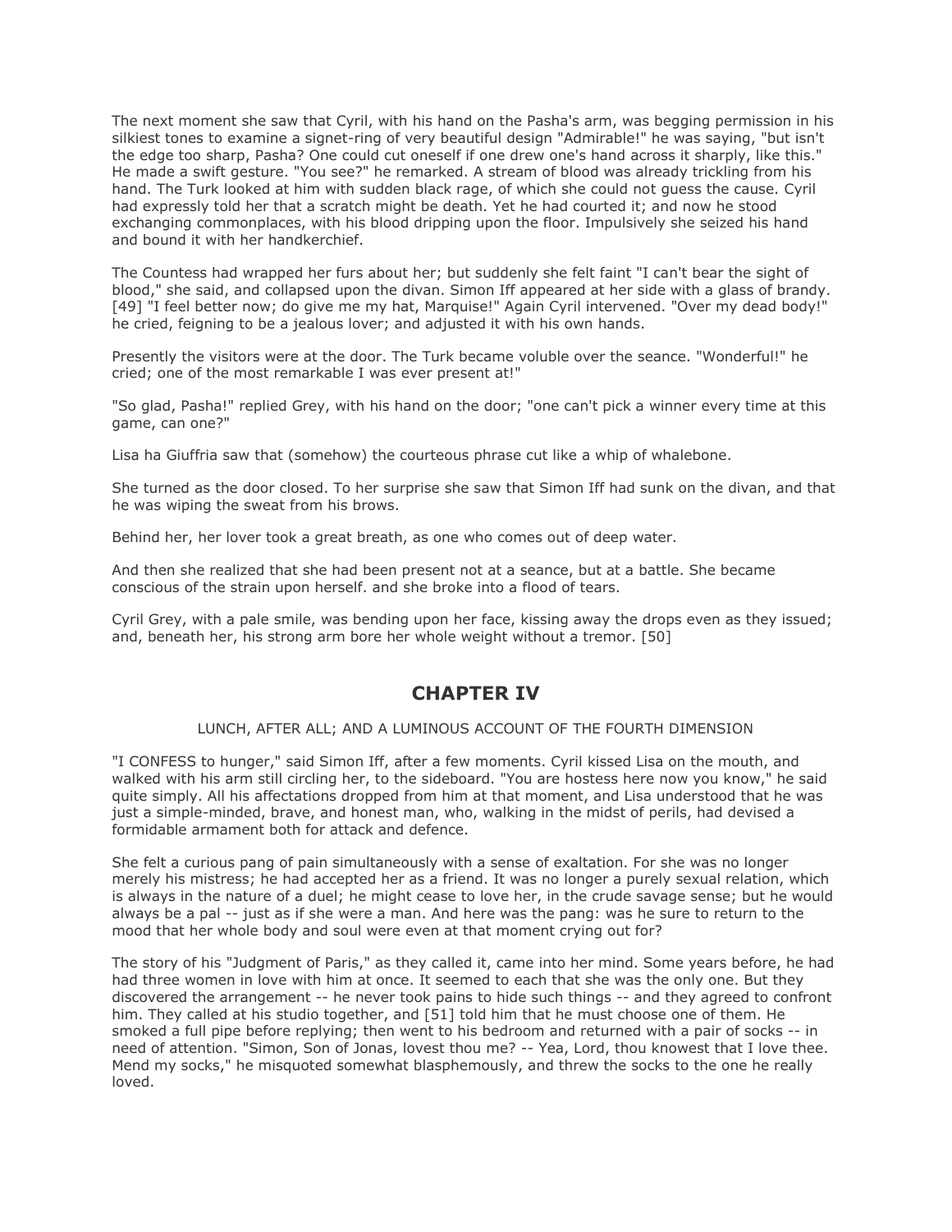The next moment she saw that Cyril, with his hand on the Pasha's arm, was begging permission in his silkiest tones to examine a signet-ring of very beautiful design "Admirable!" he was saying, "but isn't the edge too sharp, Pasha? One could cut oneself if one drew one's hand across it sharply, like this." He made a swift gesture. "You see?" he remarked. A stream of blood was already trickling from his hand. The Turk looked at him with sudden black rage, of which she could not guess the cause. Cyril had expressly told her that a scratch might be death. Yet he had courted it; and now he stood exchanging commonplaces, with his blood dripping upon the floor. Impulsively she seized his hand and bound it with her handkerchief.

The Countess had wrapped her furs about her; but suddenly she felt faint "I can't bear the sight of blood," she said, and collapsed upon the divan. Simon Iff appeared at her side with a glass of brandy. [49] "I feel better now; do give me my hat, Marquise!" Again Cyril intervened. "Over my dead body!" he cried, feigning to be a jealous lover; and adjusted it with his own hands.

Presently the visitors were at the door. The Turk became voluble over the seance. "Wonderful!" he cried; one of the most remarkable I was ever present at!"

"So glad, Pasha!" replied Grey, with his hand on the door; "one can't pick a winner every time at this game, can one?"

Lisa ha Giuffria saw that (somehow) the courteous phrase cut like a whip of whalebone.

She turned as the door closed. To her surprise she saw that Simon Iff had sunk on the divan, and that he was wiping the sweat from his brows.

Behind her, her lover took a great breath, as one who comes out of deep water.

And then she realized that she had been present not at a seance, but at a battle. She became conscious of the strain upon herself. and she broke into a flood of tears.

Cyril Grey, with a pale smile, was bending upon her face, kissing away the drops even as they issued; and, beneath her, his strong arm bore her whole weight without a tremor. [50]

## CHAPTER IV

LUNCH, AFTER ALL; AND A LUMINOUS ACCOUNT OF THE FOURTH DIMENSION

"I CONFESS to hunger," said Simon Iff, after a few moments. Cyril kissed Lisa on the mouth, and walked with his arm still circling her, to the sideboard. "You are hostess here now you know," he said quite simply. All his affectations dropped from him at that moment, and Lisa understood that he was just a simple-minded, brave, and honest man, who, walking in the midst of perils, had devised a formidable armament both for attack and defence.

She felt a curious pang of pain simultaneously with a sense of exaltation. For she was no longer merely his mistress; he had accepted her as a friend. It was no longer a purely sexual relation, which is always in the nature of a duel; he might cease to love her, in the crude savage sense; but he would always be a pal -- just as if she were a man. And here was the pang: was he sure to return to the mood that her whole body and soul were even at that moment crying out for?

The story of his "Judgment of Paris," as they called it, came into her mind. Some years before, he had had three women in love with him at once. It seemed to each that she was the only one. But they discovered the arrangement -- he never took pains to hide such things -- and they agreed to confront him. They called at his studio together, and [51] told him that he must choose one of them. He smoked a full pipe before replying; then went to his bedroom and returned with a pair of socks -- in need of attention. "Simon, Son of Jonas, lovest thou me? -- Yea, Lord, thou knowest that I love thee. Mend my socks," he misquoted somewhat blasphemously, and threw the socks to the one he really loved.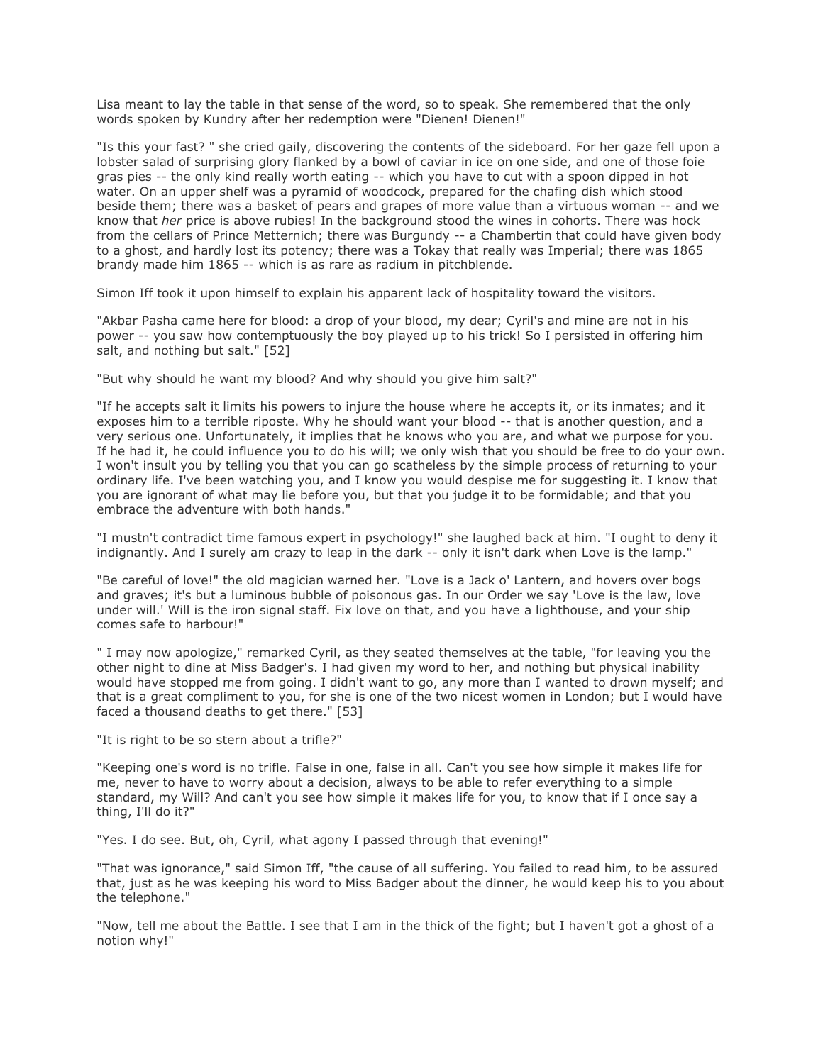Lisa meant to lay the table in that sense of the word, so to speak. She remembered that the only words spoken by Kundry after her redemption were "Dienen! Dienen!"

"Is this your fast? " she cried gaily, discovering the contents of the sideboard. For her gaze fell upon a lobster salad of surprising glory flanked by a bowl of caviar in ice on one side, and one of those foie gras pies -- the only kind really worth eating -- which you have to cut with a spoon dipped in hot water. On an upper shelf was a pyramid of woodcock, prepared for the chafing dish which stood beside them; there was a basket of pears and grapes of more value than a virtuous woman -- and we know that *her* price is above rubies! In the background stood the wines in cohorts. There was hock from the cellars of Prince Metternich; there was Burgundy -- a Chambertin that could have given body to a ghost, and hardly lost its potency; there was a Tokay that really was Imperial; there was 1865 brandy made him 1865 -- which is as rare as radium in pitchblende.

Simon Iff took it upon himself to explain his apparent lack of hospitality toward the visitors.

"Akbar Pasha came here for blood: a drop of your blood, my dear; Cyril's and mine are not in his power -- you saw how contemptuously the boy played up to his trick! So I persisted in offering him salt, and nothing but salt." [52]

"But why should he want my blood? And why should you give him salt?"

"If he accepts salt it limits his powers to injure the house where he accepts it, or its inmates; and it exposes him to a terrible riposte. Why he should want your blood -- that is another question, and a very serious one. Unfortunately, it implies that he knows who you are, and what we purpose for you. If he had it, he could influence you to do his will; we only wish that you should be free to do your own. I won't insult you by telling you that you can go scatheless by the simple process of returning to your ordinary life. I've been watching you, and I know you would despise me for suggesting it. I know that you are ignorant of what may lie before you, but that you judge it to be formidable; and that you embrace the adventure with both hands."

"I mustn't contradict time famous expert in psychology!" she laughed back at him. "I ought to deny it indignantly. And I surely am crazy to leap in the dark -- only it isn't dark when Love is the lamp."

"Be careful of love!" the old magician warned her. "Love is a Jack o' Lantern, and hovers over bogs and graves; it's but a luminous bubble of poisonous gas. In our Order we say 'Love is the law, love under will.' Will is the iron signal staff. Fix love on that, and you have a lighthouse, and your ship comes safe to harbour!"

" I may now apologize," remarked Cyril, as they seated themselves at the table, "for leaving you the other night to dine at Miss Badger's. I had given my word to her, and nothing but physical inability would have stopped me from going. I didn't want to go, any more than I wanted to drown myself; and that is a great compliment to you, for she is one of the two nicest women in London; but I would have faced a thousand deaths to get there." [53]

"It is right to be so stern about a trifle?"

"Keeping one's word is no trifle. False in one, false in all. Can't you see how simple it makes life for me, never to have to worry about a decision, always to be able to refer everything to a simple standard, my Will? And can't you see how simple it makes life for you, to know that if I once say a thing, I'll do it?"

"Yes. I do see. But, oh, Cyril, what agony I passed through that evening!"

"That was ignorance," said Simon Iff, "the cause of all suffering. You failed to read him, to be assured that, just as he was keeping his word to Miss Badger about the dinner, he would keep his to you about the telephone."

"Now, tell me about the Battle. I see that I am in the thick of the fight; but I haven't got a ghost of a notion why!"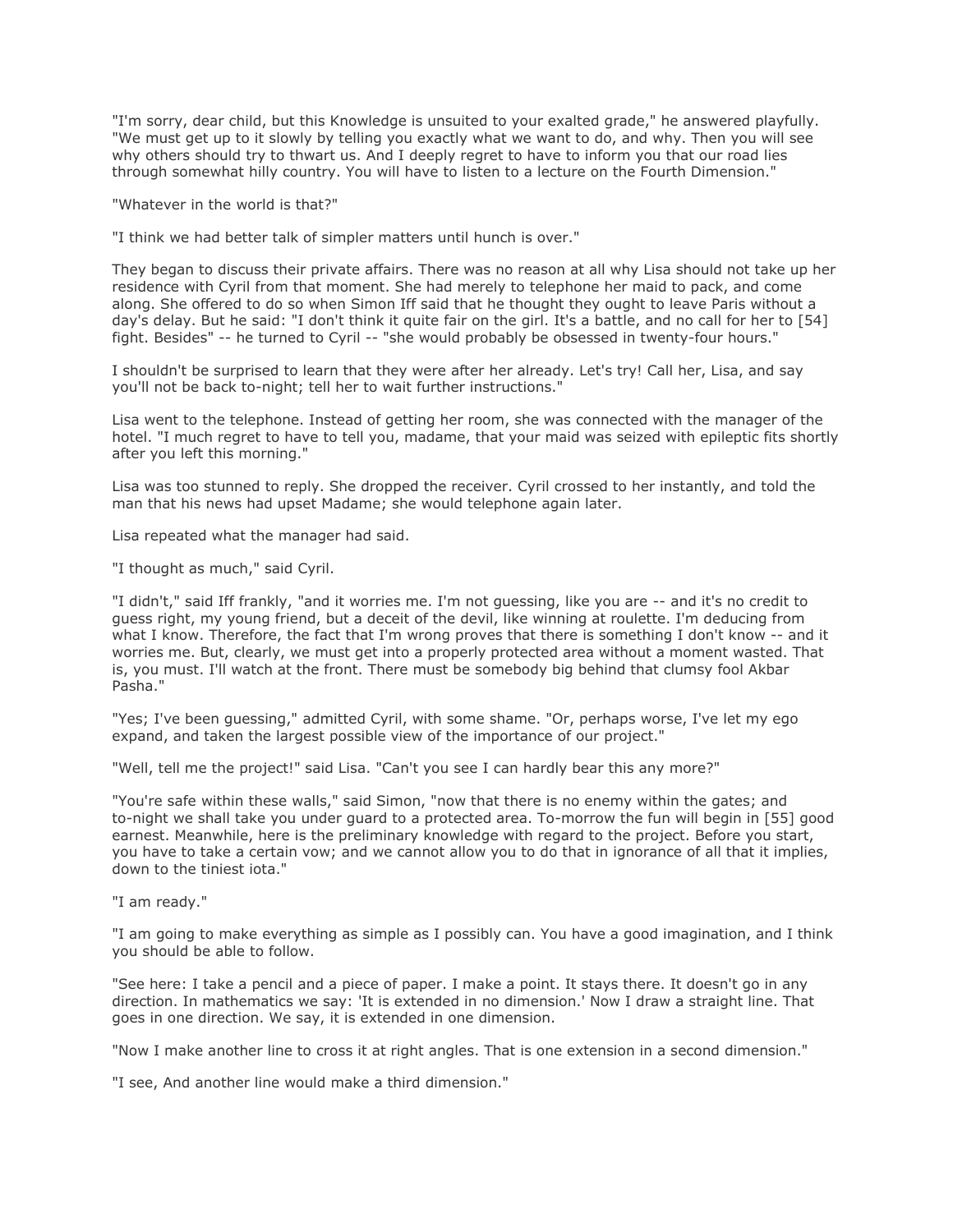"I'm sorry, dear child, but this Knowledge is unsuited to your exalted grade," he answered playfully. "We must get up to it slowly by telling you exactly what we want to do, and why. Then you will see why others should try to thwart us. And I deeply regret to have to inform you that our road lies through somewhat hilly country. You will have to listen to a lecture on the Fourth Dimension."

"Whatever in the world is that?"

"I think we had better talk of simpler matters until hunch is over."

They began to discuss their private affairs. There was no reason at all why Lisa should not take up her residence with Cyril from that moment. She had merely to telephone her maid to pack, and come along. She offered to do so when Simon Iff said that he thought they ought to leave Paris without a day's delay. But he said: "I don't think it quite fair on the girl. It's a battle, and no call for her to [54] fight. Besides" -- he turned to Cyril -- "she would probably be obsessed in twenty-four hours."

I shouldn't be surprised to learn that they were after her already. Let's try! Call her, Lisa, and say you'll not be back to-night; tell her to wait further instructions."

Lisa went to the telephone. Instead of getting her room, she was connected with the manager of the hotel. "I much regret to have to tell you, madame, that your maid was seized with epileptic fits shortly after you left this morning."

Lisa was too stunned to reply. She dropped the receiver. Cyril crossed to her instantly, and told the man that his news had upset Madame; she would telephone again later.

Lisa repeated what the manager had said.

"I thought as much," said Cyril.

"I didn't," said Iff frankly, "and it worries me. I'm not guessing, like you are -- and it's no credit to guess right, my young friend, but a deceit of the devil, like winning at roulette. I'm deducing from what I know. Therefore, the fact that I'm wrong proves that there is something I don't know -- and it worries me. But, clearly, we must get into a properly protected area without a moment wasted. That is, you must. I'll watch at the front. There must be somebody big behind that clumsy fool Akbar Pasha."

"Yes; I've been guessing," admitted Cyril, with some shame. "Or, perhaps worse, I've let my ego expand, and taken the largest possible view of the importance of our project."

"Well, tell me the project!" said Lisa. "Can't you see I can hardly bear this any more?"

"You're safe within these walls," said Simon, "now that there is no enemy within the gates; and to-night we shall take you under guard to a protected area. To-morrow the fun will begin in [55] good earnest. Meanwhile, here is the preliminary knowledge with regard to the project. Before you start, you have to take a certain vow; and we cannot allow you to do that in ignorance of all that it implies, down to the tiniest iota."

"I am ready."

"I am going to make everything as simple as I possibly can. You have a good imagination, and I think you should be able to follow.

"See here: I take a pencil and a piece of paper. I make a point. It stays there. It doesn't go in any direction. In mathematics we say: 'It is extended in no dimension.' Now I draw a straight line. That goes in one direction. We say, it is extended in one dimension.

"Now I make another line to cross it at right angles. That is one extension in a second dimension."

"I see, And another line would make a third dimension."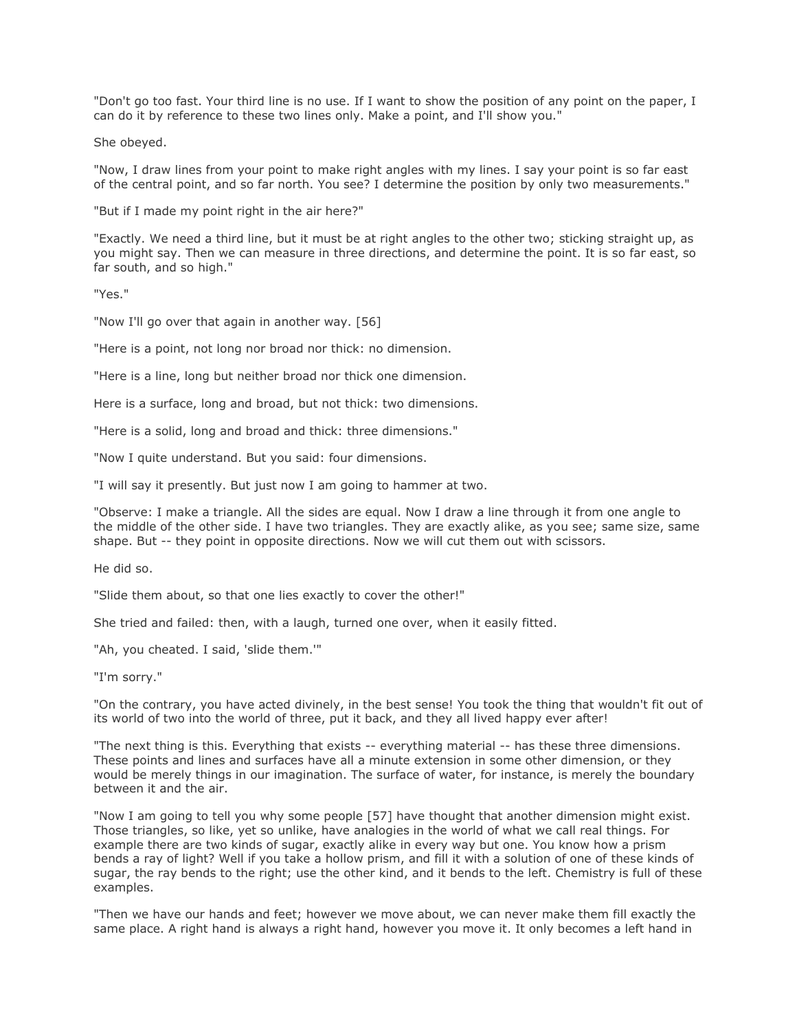"Don't go too fast. Your third line is no use. If I want to show the position of any point on the paper, I can do it by reference to these two lines only. Make a point, and I'll show you."

She obeyed.

"Now, I draw lines from your point to make right angles with my lines. I say your point is so far east of the central point, and so far north. You see? I determine the position by only two measurements."

"But if I made my point right in the air here?"

"Exactly. We need a third line, but it must be at right angles to the other two; sticking straight up, as you might say. Then we can measure in three directions, and determine the point. It is so far east, so far south, and so high."

"Yes."

"Now I'll go over that again in another way. [56]

"Here is a point, not long nor broad nor thick: no dimension.

"Here is a line, long but neither broad nor thick one dimension.

Here is a surface, long and broad, but not thick: two dimensions.

"Here is a solid, long and broad and thick: three dimensions."

"Now I quite understand. But you said: four dimensions.

"I will say it presently. But just now I am going to hammer at two.

"Observe: I make a triangle. All the sides are equal. Now I draw a line through it from one angle to the middle of the other side. I have two triangles. They are exactly alike, as you see; same size, same shape. But -- they point in opposite directions. Now we will cut them out with scissors.

He did so.

"Slide them about, so that one lies exactly to cover the other!"

She tried and failed: then, with a laugh, turned one over, when it easily fitted.

"Ah, you cheated. I said, 'slide them.'"

"I'm sorry."

"On the contrary, you have acted divinely, in the best sense! You took the thing that wouldn't fit out of its world of two into the world of three, put it back, and they all lived happy ever after!

"The next thing is this. Everything that exists -- everything material -- has these three dimensions. These points and lines and surfaces have all a minute extension in some other dimension, or they would be merely things in our imagination. The surface of water, for instance, is merely the boundary between it and the air.

"Now I am going to tell you why some people [57] have thought that another dimension might exist. Those triangles, so like, yet so unlike, have analogies in the world of what we call real things. For example there are two kinds of sugar, exactly alike in every way but one. You know how a prism bends a ray of light? Well if you take a hollow prism, and fill it with a solution of one of these kinds of sugar, the ray bends to the right; use the other kind, and it bends to the left. Chemistry is full of these examples.

"Then we have our hands and feet; however we move about, we can never make them fill exactly the same place. A right hand is always a right hand, however you move it. It only becomes a left hand in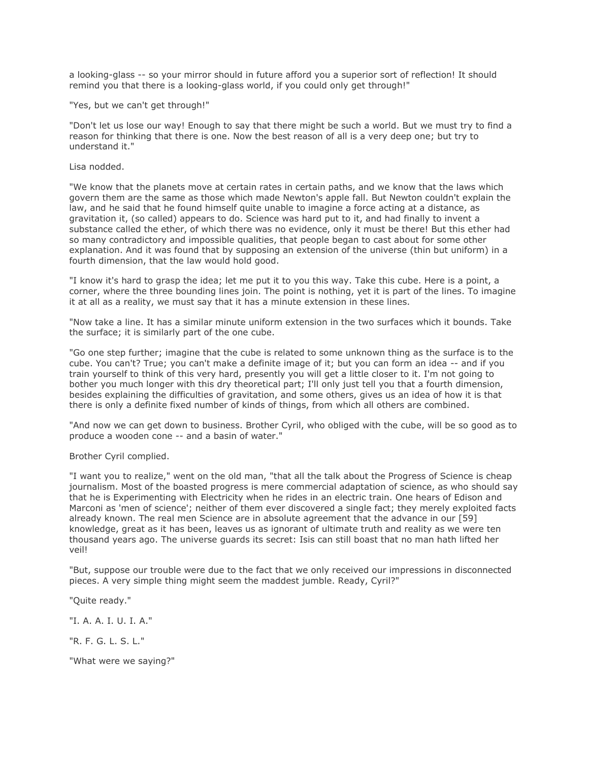a looking-glass -- so your mirror should in future afford you a superior sort of reflection! It should remind you that there is a looking-glass world, if you could only get through!"

"Yes, but we can't get through!"

"Don't let us lose our way! Enough to say that there might be such a world. But we must try to find a reason for thinking that there is one. Now the best reason of all is a very deep one; but try to understand it."

Lisa nodded.

"We know that the planets move at certain rates in certain paths, and we know that the laws which govern them are the same as those which made Newton's apple fall. But Newton couldn't explain the law, and he said that he found himself quite unable to imagine a force acting at a distance, as gravitation it, (so called) appears to do. Science was hard put to it, and had finally to invent a substance called the ether, of which there was no evidence, only it must be there! But this ether had so many contradictory and impossible qualities, that people began to cast about for some other explanation. And it was found that by supposing an extension of the universe (thin but uniform) in a fourth dimension, that the law would hold good.

"I know it's hard to grasp the idea; let me put it to you this way. Take this cube. Here is a point, a corner, where the three bounding lines join. The point is nothing, yet it is part of the lines. To imagine it at all as a reality, we must say that it has a minute extension in these lines.

"Now take a line. It has a similar minute uniform extension in the two surfaces which it bounds. Take the surface; it is similarly part of the one cube.

"Go one step further; imagine that the cube is related to some unknown thing as the surface is to the cube. You can't? True; you can't make a definite image of it; but you can form an idea -- and if you train yourself to think of this very hard, presently you will get a little closer to it. I'm not going to bother you much longer with this dry theoretical part; I'll only just tell you that a fourth dimension, besides explaining the difficulties of gravitation, and some others, gives us an idea of how it is that there is only a definite fixed number of kinds of things, from which all others are combined.

"And now we can get down to business. Brother Cyril, who obliged with the cube, will be so good as to produce a wooden cone -- and a basin of water."

Brother Cyril complied.

"I want you to realize," went on the old man, "that all the talk about the Progress of Science is cheap journalism. Most of the boasted progress is mere commercial adaptation of science, as who should say that he is Experimenting with Electricity when he rides in an electric train. One hears of Edison and Marconi as 'men of science'; neither of them ever discovered a single fact; they merely exploited facts already known. The real men Science are in absolute agreement that the advance in our [59] knowledge, great as it has been, leaves us as ignorant of ultimate truth and reality as we were ten thousand years ago. The universe guards its secret: Isis can still boast that no man hath lifted her veil!

"But, suppose our trouble were due to the fact that we only received our impressions in disconnected pieces. A very simple thing might seem the maddest jumble. Ready, Cyril?"

"Quite ready."

"I. A. A. I. U. I. A."

"R. F. G. L. S. L."

"What were we saying?"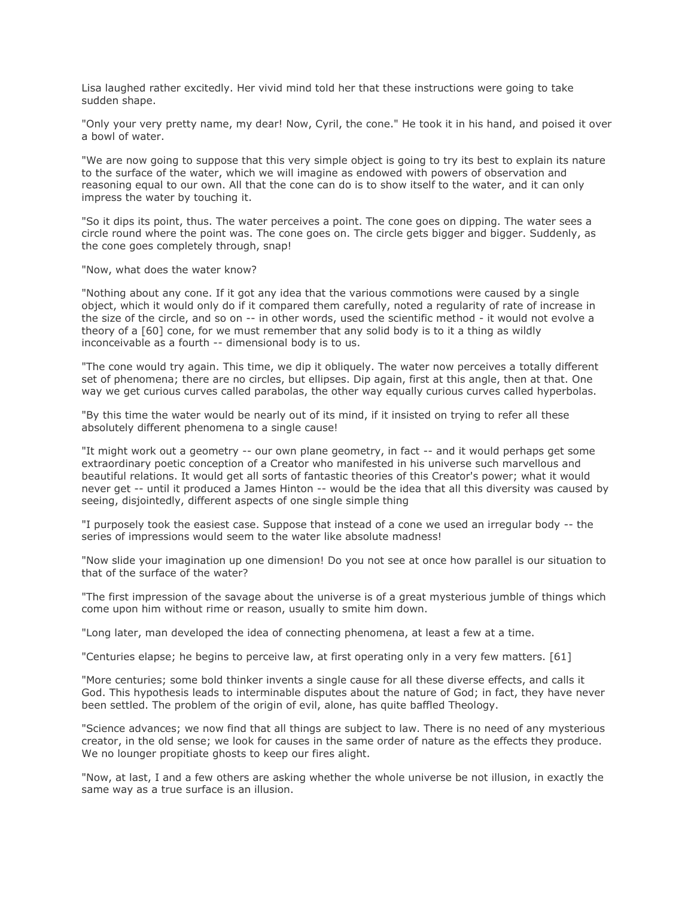Lisa laughed rather excitedly. Her vivid mind told her that these instructions were going to take sudden shape.

"Only your very pretty name, my dear! Now, Cyril, the cone." He took it in his hand, and poised it over a bowl of water.

"We are now going to suppose that this very simple object is going to try its best to explain its nature to the surface of the water, which we will imagine as endowed with powers of observation and reasoning equal to our own. All that the cone can do is to show itself to the water, and it can only impress the water by touching it.

"So it dips its point, thus. The water perceives a point. The cone goes on dipping. The water sees a circle round where the point was. The cone goes on. The circle gets bigger and bigger. Suddenly, as the cone goes completely through, snap!

"Now, what does the water know?

"Nothing about any cone. If it got any idea that the various commotions were caused by a single object, which it would only do if it compared them carefully, noted a regularity of rate of increase in the size of the circle, and so on -- in other words, used the scientific method - it would not evolve a theory of a [60] cone, for we must remember that any solid body is to it a thing as wildly inconceivable as a fourth -- dimensional body is to us.

"The cone would try again. This time, we dip it obliquely. The water now perceives a totally different set of phenomena; there are no circles, but ellipses. Dip again, first at this angle, then at that. One way we get curious curves called parabolas, the other way equally curious curves called hyperbolas.

"By this time the water would be nearly out of its mind, if it insisted on trying to refer all these absolutely different phenomena to a single cause!

"It might work out a geometry -- our own plane geometry, in fact -- and it would perhaps get some extraordinary poetic conception of a Creator who manifested in his universe such marvellous and beautiful relations. It would get all sorts of fantastic theories of this Creator's power; what it would never get -- until it produced a James Hinton -- would be the idea that all this diversity was caused by seeing, disjointedly, different aspects of one single simple thing

"I purposely took the easiest case. Suppose that instead of a cone we used an irregular body -- the series of impressions would seem to the water like absolute madness!

"Now slide your imagination up one dimension! Do you not see at once how parallel is our situation to that of the surface of the water?

"The first impression of the savage about the universe is of a great mysterious jumble of things which come upon him without rime or reason, usually to smite him down.

"Long later, man developed the idea of connecting phenomena, at least a few at a time.

"Centuries elapse; he begins to perceive law, at first operating only in a very few matters. [61]

"More centuries; some bold thinker invents a single cause for all these diverse effects, and calls it God. This hypothesis leads to interminable disputes about the nature of God; in fact, they have never been settled. The problem of the origin of evil, alone, has quite baffled Theology.

"Science advances; we now find that all things are subject to law. There is no need of any mysterious creator, in the old sense; we look for causes in the same order of nature as the effects they produce. We no lounger propitiate ghosts to keep our fires alight.

"Now, at last, I and a few others are asking whether the whole universe be not illusion, in exactly the same way as a true surface is an illusion.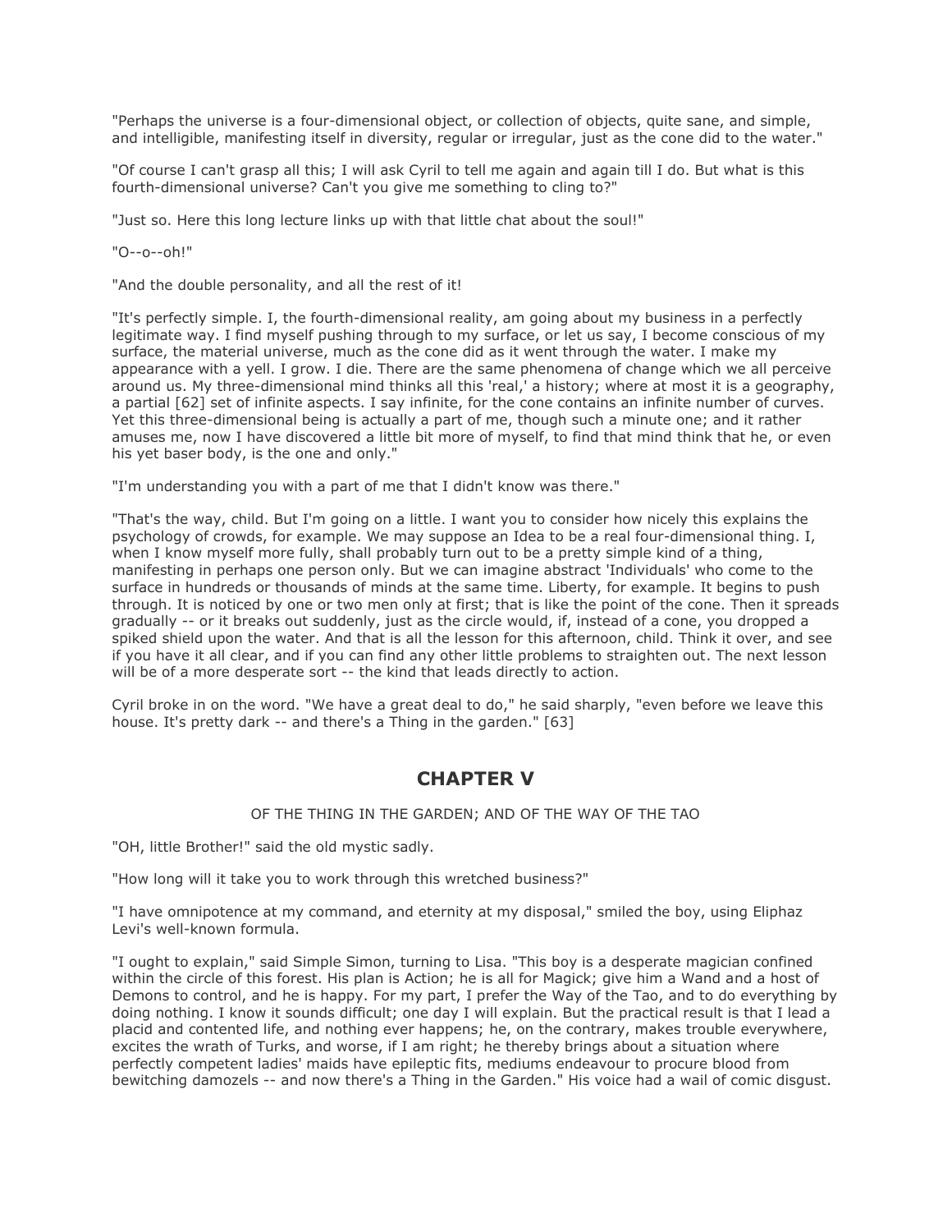"Perhaps the universe is a four-dimensional object, or collection of objects, quite sane, and simple, and intelligible, manifesting itself in diversity, regular or irregular, just as the cone did to the water."

"Of course I can't grasp all this; I will ask Cyril to tell me again and again till I do. But what is this fourth-dimensional universe? Can't you give me something to cling to?"

"Just so. Here this long lecture links up with that little chat about the soul!"

"O--o--oh!"

"And the double personality, and all the rest of it!

"It's perfectly simple. I, the fourth-dimensional reality, am going about my business in a perfectly legitimate way. I find myself pushing through to my surface, or let us say, I become conscious of my surface, the material universe, much as the cone did as it went through the water. I make my appearance with a yell. I grow. I die. There are the same phenomena of change which we all perceive around us. My three-dimensional mind thinks all this 'real,' a history; where at most it is a geography, a partial [62] set of infinite aspects. I say infinite, for the cone contains an infinite number of curves. Yet this three-dimensional being is actually a part of me, though such a minute one; and it rather amuses me, now I have discovered a little bit more of myself, to find that mind think that he, or even his yet baser body, is the one and only."

"I'm understanding you with a part of me that I didn't know was there."

"That's the way, child. But I'm going on a little. I want you to consider how nicely this explains the psychology of crowds, for example. We may suppose an Idea to be a real four-dimensional thing. I, when I know myself more fully, shall probably turn out to be a pretty simple kind of a thing, manifesting in perhaps one person only. But we can imagine abstract 'Individuals' who come to the surface in hundreds or thousands of minds at the same time. Liberty, for example. It begins to push through. It is noticed by one or two men only at first; that is like the point of the cone. Then it spreads gradually -- or it breaks out suddenly, just as the circle would, if, instead of a cone, you dropped a spiked shield upon the water. And that is all the lesson for this afternoon, child. Think it over, and see if you have it all clear, and if you can find any other little problems to straighten out. The next lesson will be of a more desperate sort -- the kind that leads directly to action.

Cyril broke in on the word. "We have a great deal to do," he said sharply, "even before we leave this house. It's pretty dark -- and there's a Thing in the garden." [63]

## CHAPTER V

OF THE THING IN THE GARDEN; AND OF THE WAY OF THE TAO

"OH, little Brother!" said the old mystic sadly.

"How long will it take you to work through this wretched business?"

"I have omnipotence at my command, and eternity at my disposal," smiled the boy, using Eliphaz Levi's well-known formula.

"I ought to explain," said Simple Simon, turning to Lisa. "This boy is a desperate magician confined within the circle of this forest. His plan is Action; he is all for Magick; give him a Wand and a host of Demons to control, and he is happy. For my part, I prefer the Way of the Tao, and to do everything by doing nothing. I know it sounds difficult; one day I will explain. But the practical result is that I lead a placid and contented life, and nothing ever happens; he, on the contrary, makes trouble everywhere, excites the wrath of Turks, and worse, if I am right; he thereby brings about a situation where perfectly competent ladies' maids have epileptic fits, mediums endeavour to procure blood from bewitching damozels -- and now there's a Thing in the Garden." His voice had a wail of comic disgust.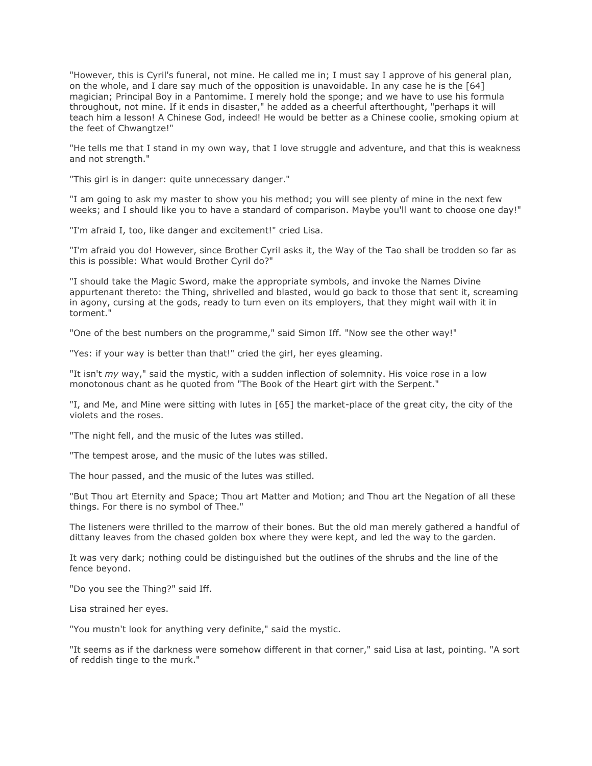"However, this is Cyril's funeral, not mine. He called me in; I must say I approve of his general plan, on the whole, and I dare say much of the opposition is unavoidable. In any case he is the [64] magician; Principal Boy in a Pantomime. I merely hold the sponge; and we have to use his formula throughout, not mine. If it ends in disaster," he added as a cheerful afterthought, "perhaps it will teach him a lesson! A Chinese God, indeed! He would be better as a Chinese coolie, smoking opium at the feet of Chwangtze!"

"He tells me that I stand in my own way, that I love struggle and adventure, and that this is weakness and not strength."

"This girl is in danger: quite unnecessary danger."

"I am going to ask my master to show you his method; you will see plenty of mine in the next few weeks; and I should like you to have a standard of comparison. Maybe you'll want to choose one day!"

"I'm afraid I, too, like danger and excitement!" cried Lisa.

"I'm afraid you do! However, since Brother Cyril asks it, the Way of the Tao shall be trodden so far as this is possible: What would Brother Cyril do?"

"I should take the Magic Sword, make the appropriate symbols, and invoke the Names Divine appurtenant thereto: the Thing, shrivelled and blasted, would go back to those that sent it, screaming in agony, cursing at the gods, ready to turn even on its employers, that they might wail with it in torment."

"One of the best numbers on the programme," said Simon Iff. "Now see the other way!"

"Yes: if your way is better than that!" cried the girl, her eyes gleaming.

"It isn't *my* way," said the mystic, with a sudden inflection of solemnity. His voice rose in a low monotonous chant as he quoted from "The Book of the Heart girt with the Serpent."

"I, and Me, and Mine were sitting with lutes in [65] the market-place of the great city, the city of the violets and the roses.

"The night fell, and the music of the lutes was stilled.

"The tempest arose, and the music of the lutes was stilled.

The hour passed, and the music of the lutes was stilled.

"But Thou art Eternity and Space; Thou art Matter and Motion; and Thou art the Negation of all these things. For there is no symbol of Thee."

The listeners were thrilled to the marrow of their bones. But the old man merely gathered a handful of dittany leaves from the chased golden box where they were kept, and led the way to the garden.

It was very dark; nothing could be distinguished but the outlines of the shrubs and the line of the fence beyond.

"Do you see the Thing?" said Iff.

Lisa strained her eyes.

"You mustn't look for anything very definite," said the mystic.

"It seems as if the darkness were somehow different in that corner," said Lisa at last, pointing. "A sort of reddish tinge to the murk."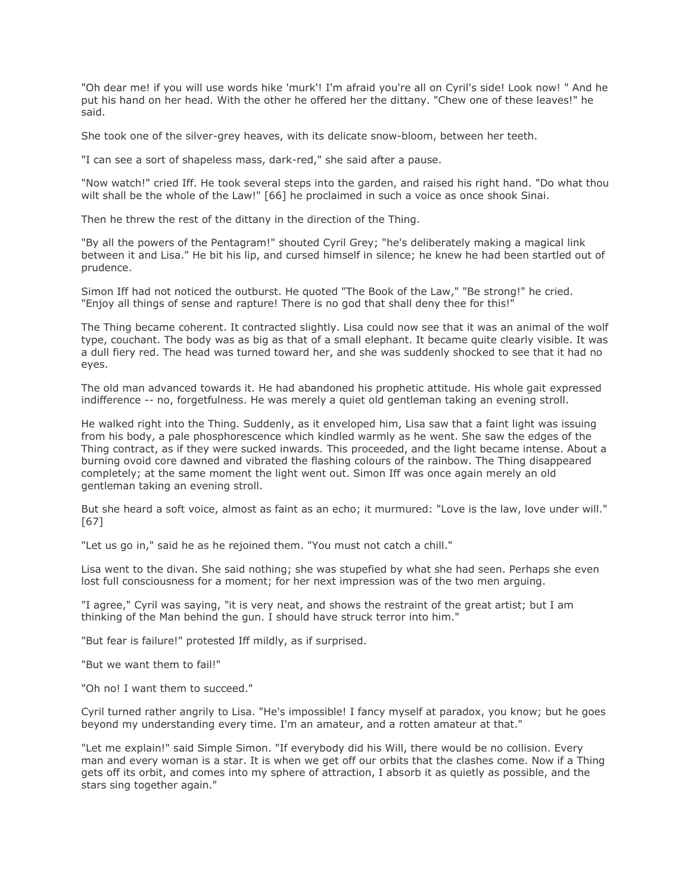"Oh dear me! if you will use words hike 'murk'! I'm afraid you're all on Cyril's side! Look now! " And he put his hand on her head. With the other he offered her the dittany. "Chew one of these leaves!" he said.

She took one of the silver-grey heaves, with its delicate snow-bloom, between her teeth.

"I can see a sort of shapeless mass, dark-red," she said after a pause.

"Now watch!" cried Iff. He took several steps into the garden, and raised his right hand. "Do what thou wilt shall be the whole of the Law!" [66] he proclaimed in such a voice as once shook Sinai.

Then he threw the rest of the dittany in the direction of the Thing.

"By all the powers of the Pentagram!" shouted Cyril Grey; "he's deliberately making a magical link between it and Lisa." He bit his lip, and cursed himself in silence; he knew he had been startled out of prudence.

Simon Iff had not noticed the outburst. He quoted "The Book of the Law," "Be strong!" he cried. "Enjoy all things of sense and rapture! There is no god that shall deny thee for this!"

The Thing became coherent. It contracted slightly. Lisa could now see that it was an animal of the wolf type, couchant. The body was as big as that of a small elephant. It became quite clearly visible. It was a dull fiery red. The head was turned toward her, and she was suddenly shocked to see that it had no eyes.

The old man advanced towards it. He had abandoned his prophetic attitude. His whole gait expressed indifference -- no, forgetfulness. He was merely a quiet old gentleman taking an evening stroll.

He walked right into the Thing. Suddenly, as it enveloped him, Lisa saw that a faint light was issuing from his body, a pale phosphorescence which kindled warmly as he went. She saw the edges of the Thing contract, as if they were sucked inwards. This proceeded, and the light became intense. About a burning ovoid core dawned and vibrated the flashing colours of the rainbow. The Thing disappeared completely; at the same moment the light went out. Simon Iff was once again merely an old gentleman taking an evening stroll.

But she heard a soft voice, almost as faint as an echo; it murmured: "Love is the law, love under will." [67]

"Let us go in," said he as he rejoined them. "You must not catch a chill."

Lisa went to the divan. She said nothing; she was stupefied by what she had seen. Perhaps she even lost full consciousness for a moment; for her next impression was of the two men arguing.

"I agree," Cyril was saying, "it is very neat, and shows the restraint of the great artist; but I am thinking of the Man behind the gun. I should have struck terror into him."

"But fear is failure!" protested Iff mildly, as if surprised.

"But we want them to fail!"

"Oh no! I want them to succeed."

Cyril turned rather angrily to Lisa. "He's impossible! I fancy myself at paradox, you know; but he goes beyond my understanding every time. I'm an amateur, and a rotten amateur at that."

"Let me explain!" said Simple Simon. "If everybody did his Will, there would be no collision. Every man and every woman is a star. It is when we get off our orbits that the clashes come. Now if a Thing gets off its orbit, and comes into my sphere of attraction, I absorb it as quietly as possible, and the stars sing together again."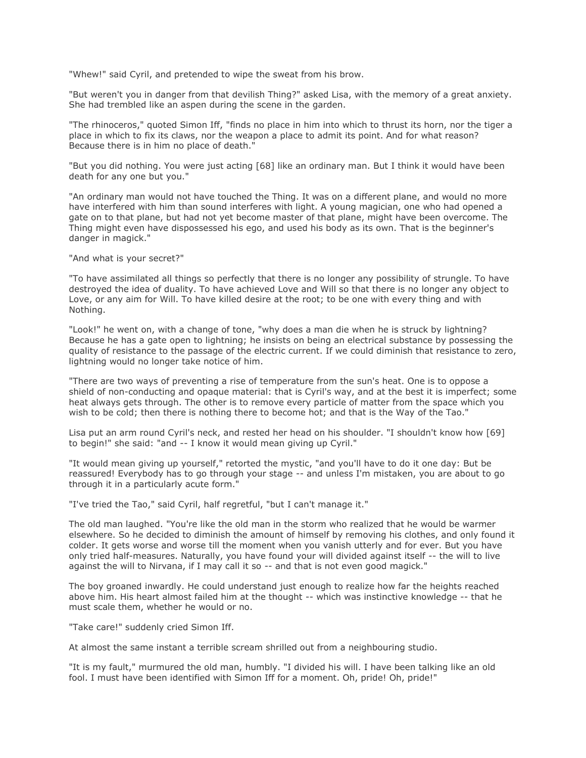"Whew!" said Cyril, and pretended to wipe the sweat from his brow.

"But weren't you in danger from that devilish Thing?" asked Lisa, with the memory of a great anxiety. She had trembled like an aspen during the scene in the garden.

"The rhinoceros," quoted Simon Iff, "finds no place in him into which to thrust its horn, nor the tiger a place in which to fix its claws, nor the weapon a place to admit its point. And for what reason? Because there is in him no place of death."

"But you did nothing. You were just acting [68] like an ordinary man. But I think it would have been death for any one but you."

"An ordinary man would not have touched the Thing. It was on a different plane, and would no more have interfered with him than sound interferes with light. A young magician, one who had opened a gate on to that plane, but had not yet become master of that plane, might have been overcome. The Thing might even have dispossessed his ego, and used his body as its own. That is the beginner's danger in magick."

"And what is your secret?"

"To have assimilated all things so perfectly that there is no longer any possibility of strungle. To have destroyed the idea of duality. To have achieved Love and Will so that there is no longer any object to Love, or any aim for Will. To have killed desire at the root; to be one with every thing and with Nothing.

"Look!" he went on, with a change of tone, "why does a man die when he is struck by lightning? Because he has a gate open to lightning; he insists on being an electrical substance by possessing the quality of resistance to the passage of the electric current. If we could diminish that resistance to zero, lightning would no longer take notice of him.

"There are two ways of preventing a rise of temperature from the sun's heat. One is to oppose a shield of non-conducting and opaque material: that is Cyril's way, and at the best it is imperfect; some heat always gets through. The other is to remove every particle of matter from the space which you wish to be cold; then there is nothing there to become hot; and that is the Way of the Tao."

Lisa put an arm round Cyril's neck, and rested her head on his shoulder. "I shouldn't know how [69] to begin!" she said: "and -- I know it would mean giving up Cyril."

"It would mean giving up yourself," retorted the mystic, "and you'll have to do it one day: But be reassured! Everybody has to go through your stage -- and unless I'm mistaken, you are about to go through it in a particularly acute form."

"I've tried the Tao," said Cyril, half regretful, "but I can't manage it."

The old man laughed. "You're like the old man in the storm who realized that he would be warmer elsewhere. So he decided to diminish the amount of himself by removing his clothes, and only found it colder. It gets worse and worse till the moment when you vanish utterly and for ever. But you have only tried half-measures. Naturally, you have found your will divided against itself -- the will to live against the will to Nirvana, if I may call it so -- and that is not even good magick."

The boy groaned inwardly. He could understand just enough to realize how far the heights reached above him. His heart almost failed him at the thought -- which was instinctive knowledge -- that he must scale them, whether he would or no.

"Take care!" suddenly cried Simon Iff.

At almost the same instant a terrible scream shrilled out from a neighbouring studio.

"It is my fault," murmured the old man, humbly. "I divided his will. I have been talking like an old fool. I must have been identified with Simon Iff for a moment. Oh, pride! Oh, pride!"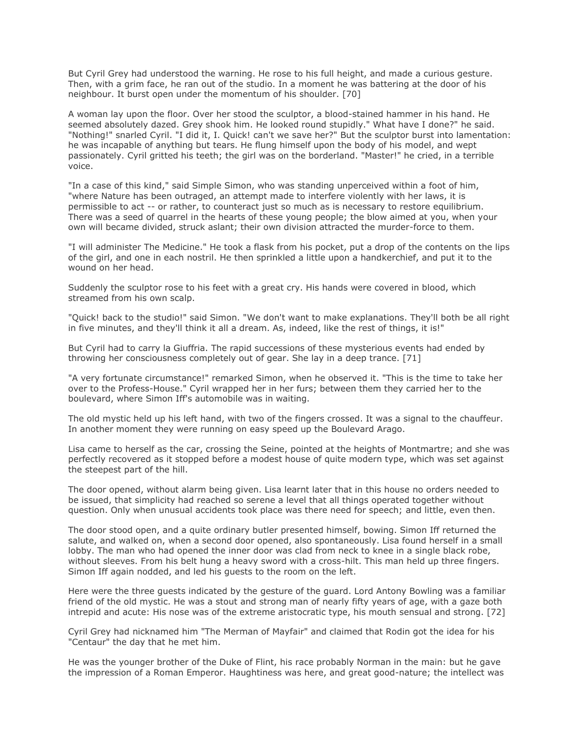But Cyril Grey had understood the warning. He rose to his full height, and made a curious gesture. Then, with a grim face, he ran out of the studio. In a moment he was battering at the door of his neighbour. It burst open under the momentum of his shoulder. [70]

A woman lay upon the floor. Over her stood the sculptor, a blood-stained hammer in his hand. He seemed absolutely dazed. Grey shook him. He looked round stupidly." What have I done?" he said. "Nothing!" snarled Cyril. "I did it, I. Quick! can't we save her?" But the sculptor burst into lamentation: he was incapable of anything but tears. He flung himself upon the body of his model, and wept passionately. Cyril gritted his teeth; the girl was on the borderland. "Master!" he cried, in a terrible voice.

"In a case of this kind," said Simple Simon, who was standing unperceived within a foot of him, "where Nature has been outraged, an attempt made to interfere violently with her laws, it is permissible to act -- or rather, to counteract just so much as is necessary to restore equilibrium. There was a seed of quarrel in the hearts of these young people; the blow aimed at you, when your own will became divided, struck aslant; their own division attracted the murder-force to them.

"I will administer The Medicine." He took a flask from his pocket, put a drop of the contents on the lips of the girl, and one in each nostril. He then sprinkled a little upon a handkerchief, and put it to the wound on her head.

Suddenly the sculptor rose to his feet with a great cry. His hands were covered in blood, which streamed from his own scalp.

"Quick! back to the studio!" said Simon. "We don't want to make explanations. They'll both be all right in five minutes, and they'll think it all a dream. As, indeed, like the rest of things, it is!"

But Cyril had to carry la Giuffria. The rapid successions of these mysterious events had ended by throwing her consciousness completely out of gear. She lay in a deep trance. [71]

"A very fortunate circumstance!" remarked Simon, when he observed it. "This is the time to take her over to the Profess-House." Cyril wrapped her in her furs; between them they carried her to the boulevard, where Simon Iff's automobile was in waiting.

The old mystic held up his left hand, with two of the fingers crossed. It was a signal to the chauffeur. In another moment they were running on easy speed up the Boulevard Arago.

Lisa came to herself as the car, crossing the Seine, pointed at the heights of Montmartre; and she was perfectly recovered as it stopped before a modest house of quite modern type, which was set against the steepest part of the hill.

The door opened, without alarm being given. Lisa learnt later that in this house no orders needed to be issued, that simplicity had reached so serene a level that all things operated together without question. Only when unusual accidents took place was there need for speech; and little, even then.

The door stood open, and a quite ordinary butler presented himself, bowing. Simon Iff returned the salute, and walked on, when a second door opened, also spontaneously. Lisa found herself in a small lobby. The man who had opened the inner door was clad from neck to knee in a single black robe, without sleeves. From his belt hung a heavy sword with a cross-hilt. This man held up three fingers. Simon Iff again nodded, and led his guests to the room on the left.

Here were the three guests indicated by the gesture of the guard. Lord Antony Bowling was a familiar friend of the old mystic. He was a stout and strong man of nearly fifty years of age, with a gaze both intrepid and acute: His nose was of the extreme aristocratic type, his mouth sensual and strong. [72]

Cyril Grey had nicknamed him "The Merman of Mayfair" and claimed that Rodin got the idea for his "Centaur" the day that he met him.

He was the younger brother of the Duke of Flint, his race probably Norman in the main: but he gave the impression of a Roman Emperor. Haughtiness was here, and great good-nature; the intellect was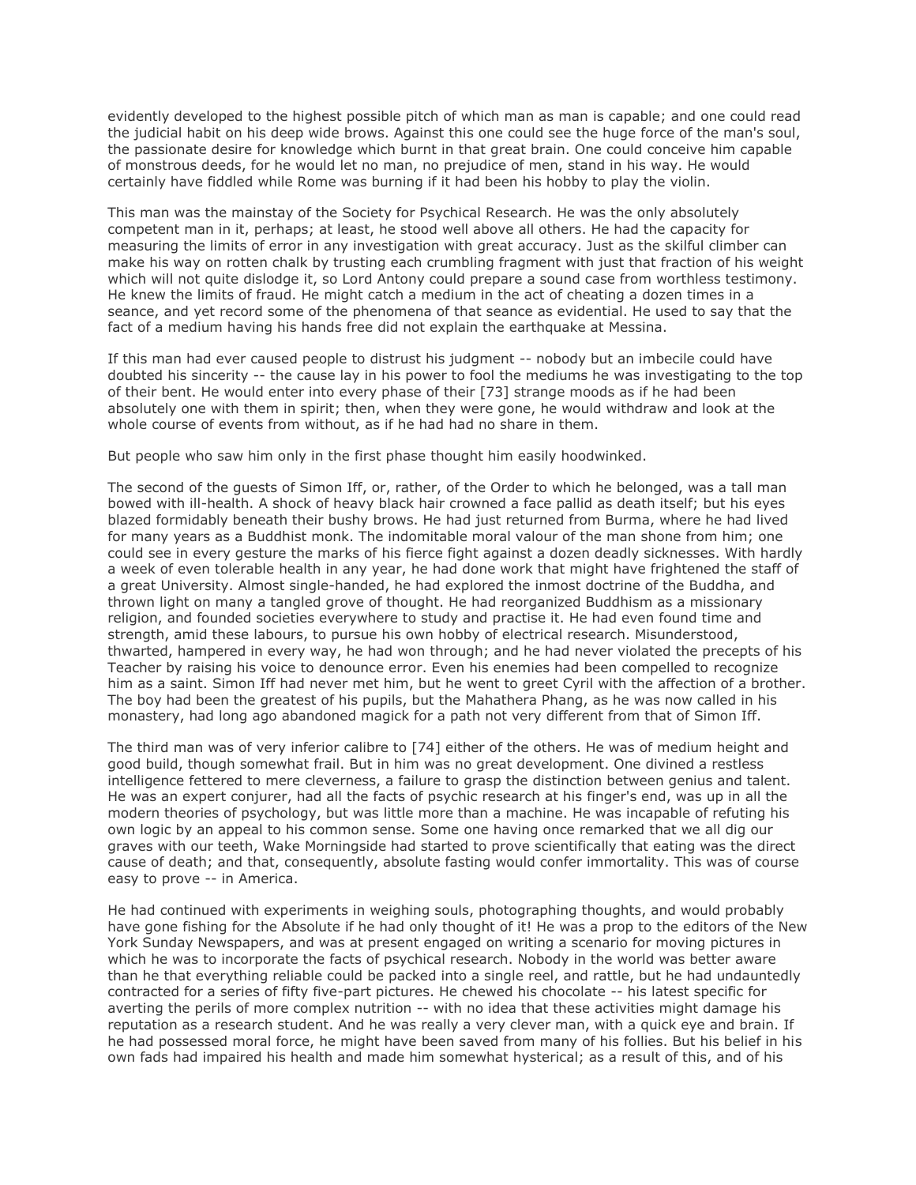evidently developed to the highest possible pitch of which man as man is capable; and one could read the judicial habit on his deep wide brows. Against this one could see the huge force of the man's soul, the passionate desire for knowledge which burnt in that great brain. One could conceive him capable of monstrous deeds, for he would let no man, no prejudice of men, stand in his way. He would certainly have fiddled while Rome was burning if it had been his hobby to play the violin.

This man was the mainstay of the Society for Psychical Research. He was the only absolutely competent man in it, perhaps; at least, he stood well above all others. He had the capacity for measuring the limits of error in any investigation with great accuracy. Just as the skilful climber can make his way on rotten chalk by trusting each crumbling fragment with just that fraction of his weight which will not quite dislodge it, so Lord Antony could prepare a sound case from worthless testimony. He knew the limits of fraud. He might catch a medium in the act of cheating a dozen times in a seance, and yet record some of the phenomena of that seance as evidential. He used to say that the fact of a medium having his hands free did not explain the earthquake at Messina.

If this man had ever caused people to distrust his judgment -- nobody but an imbecile could have doubted his sincerity -- the cause lay in his power to fool the mediums he was investigating to the top of their bent. He would enter into every phase of their [73] strange moods as if he had been absolutely one with them in spirit; then, when they were gone, he would withdraw and look at the whole course of events from without, as if he had had no share in them.

But people who saw him only in the first phase thought him easily hoodwinked.

The second of the guests of Simon Iff, or, rather, of the Order to which he belonged, was a tall man bowed with ill-health. A shock of heavy black hair crowned a face pallid as death itself; but his eyes blazed formidably beneath their bushy brows. He had just returned from Burma, where he had lived for many years as a Buddhist monk. The indomitable moral valour of the man shone from him; one could see in every gesture the marks of his fierce fight against a dozen deadly sicknesses. With hardly a week of even tolerable health in any year, he had done work that might have frightened the staff of a great University. Almost single-handed, he had explored the inmost doctrine of the Buddha, and thrown light on many a tangled grove of thought. He had reorganized Buddhism as a missionary religion, and founded societies everywhere to study and practise it. He had even found time and strength, amid these labours, to pursue his own hobby of electrical research. Misunderstood, thwarted, hampered in every way, he had won through; and he had never violated the precepts of his Teacher by raising his voice to denounce error. Even his enemies had been compelled to recognize him as a saint. Simon Iff had never met him, but he went to greet Cyril with the affection of a brother. The boy had been the greatest of his pupils, but the Mahathera Phang, as he was now called in his monastery, had long ago abandoned magick for a path not very different from that of Simon Iff.

The third man was of very inferior calibre to [74] either of the others. He was of medium height and good build, though somewhat frail. But in him was no great development. One divined a restless intelligence fettered to mere cleverness, a failure to grasp the distinction between genius and talent. He was an expert conjurer, had all the facts of psychic research at his finger's end, was up in all the modern theories of psychology, but was little more than a machine. He was incapable of refuting his own logic by an appeal to his common sense. Some one having once remarked that we all dig our graves with our teeth, Wake Morningside had started to prove scientifically that eating was the direct cause of death; and that, consequently, absolute fasting would confer immortality. This was of course easy to prove -- in America.

He had continued with experiments in weighing souls, photographing thoughts, and would probably have gone fishing for the Absolute if he had only thought of it! He was a prop to the editors of the New York Sunday Newspapers, and was at present engaged on writing a scenario for moving pictures in which he was to incorporate the facts of psychical research. Nobody in the world was better aware than he that everything reliable could be packed into a single reel, and rattle, but he had undauntedly contracted for a series of fifty five-part pictures. He chewed his chocolate -- his latest specific for averting the perils of more complex nutrition -- with no idea that these activities might damage his reputation as a research student. And he was really a very clever man, with a quick eye and brain. If he had possessed moral force, he might have been saved from many of his follies. But his belief in his own fads had impaired his health and made him somewhat hysterical; as a result of this, and of his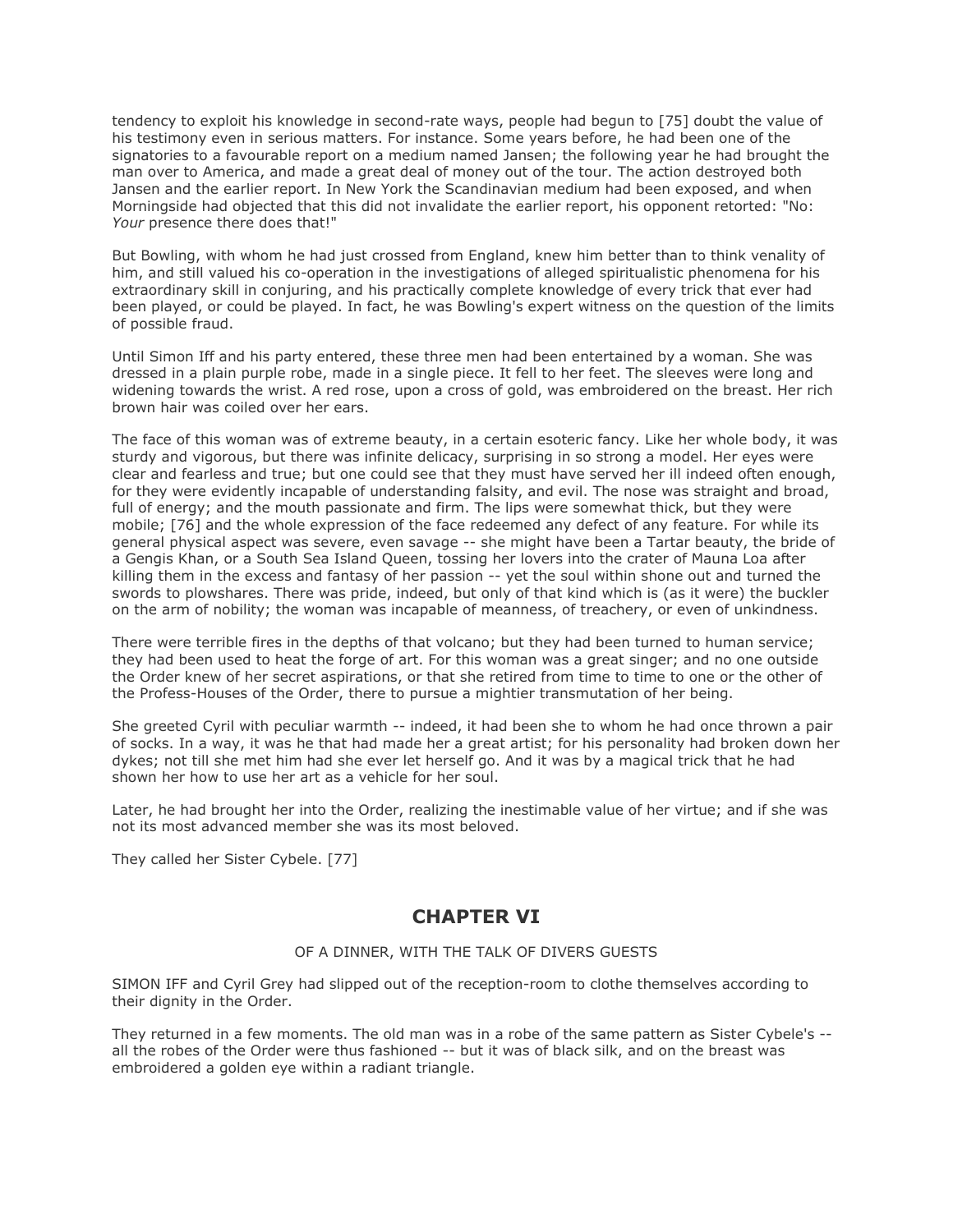tendency to exploit his knowledge in second-rate ways, people had begun to [75] doubt the value of his testimony even in serious matters. For instance. Some years before, he had been one of the signatories to a favourable report on a medium named Jansen; the following year he had brought the man over to America, and made a great deal of money out of the tour. The action destroyed both Jansen and the earlier report. In New York the Scandinavian medium had been exposed, and when Morningside had objected that this did not invalidate the earlier report, his opponent retorted: "No: *Your* presence there does that!"

But Bowling, with whom he had just crossed from England, knew him better than to think venality of him, and still valued his co-operation in the investigations of alleged spiritualistic phenomena for his extraordinary skill in conjuring, and his practically complete knowledge of every trick that ever had been played, or could be played. In fact, he was Bowling's expert witness on the question of the limits of possible fraud.

Until Simon Iff and his party entered, these three men had been entertained by a woman. She was dressed in a plain purple robe, made in a single piece. It fell to her feet. The sleeves were long and widening towards the wrist. A red rose, upon a cross of gold, was embroidered on the breast. Her rich brown hair was coiled over her ears.

The face of this woman was of extreme beauty, in a certain esoteric fancy. Like her whole body, it was sturdy and vigorous, but there was infinite delicacy, surprising in so strong a model. Her eyes were clear and fearless and true; but one could see that they must have served her ill indeed often enough, for they were evidently incapable of understanding falsity, and evil. The nose was straight and broad, full of energy; and the mouth passionate and firm. The lips were somewhat thick, but they were mobile; [76] and the whole expression of the face redeemed any defect of any feature. For while its general physical aspect was severe, even savage -- she might have been a Tartar beauty, the bride of a Gengis Khan, or a South Sea Island Queen, tossing her lovers into the crater of Mauna Loa after killing them in the excess and fantasy of her passion -- yet the soul within shone out and turned the swords to plowshares. There was pride, indeed, but only of that kind which is (as it were) the buckler on the arm of nobility; the woman was incapable of meanness, of treachery, or even of unkindness.

There were terrible fires in the depths of that volcano; but they had been turned to human service; they had been used to heat the forge of art. For this woman was a great singer; and no one outside the Order knew of her secret aspirations, or that she retired from time to time to one or the other of the Profess-Houses of the Order, there to pursue a mightier transmutation of her being.

She greeted Cyril with peculiar warmth -- indeed, it had been she to whom he had once thrown a pair of socks. In a way, it was he that had made her a great artist; for his personality had broken down her dykes; not till she met him had she ever let herself go. And it was by a magical trick that he had shown her how to use her art as a vehicle for her soul.

Later, he had brought her into the Order, realizing the inestimable value of her virtue; and if she was not its most advanced member she was its most beloved.

They called her Sister Cybele. [77]

## CHAPTER VI

OF A DINNER, WITH THE TALK OF DIVERS GUESTS

SIMON IFF and Cyril Grey had slipped out of the reception-room to clothe themselves according to their dignity in the Order.

They returned in a few moments. The old man was in a robe of the same pattern as Sister Cybele's -- all the robes of the Order were thus fashioned -- but it was of black silk, and on the breast was embroidered a golden eye within a radiant triangle.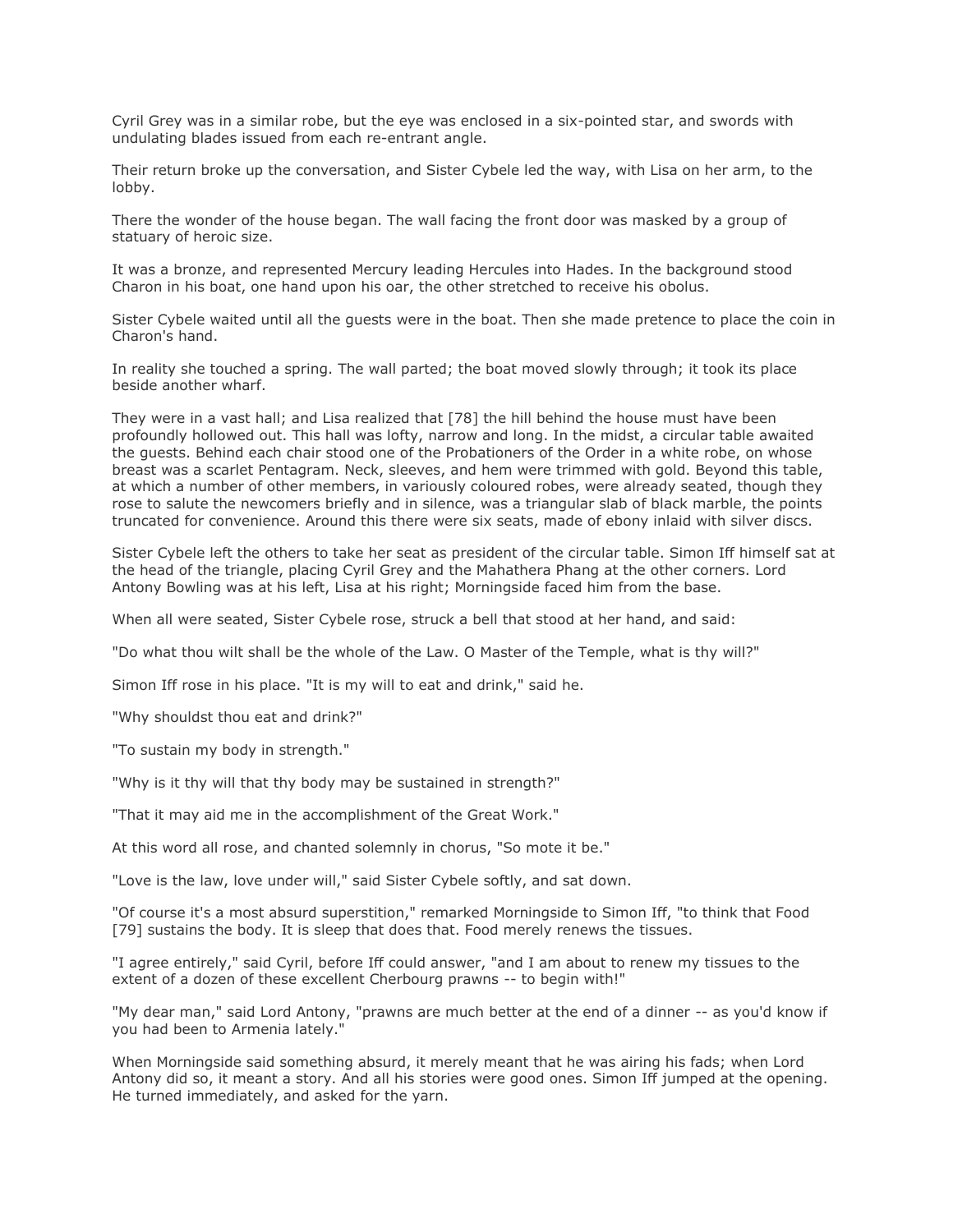Cyril Grey was in a similar robe, but the eye was enclosed in a six-pointed star, and swords with undulating blades issued from each re-entrant angle.

Their return broke up the conversation, and Sister Cybele led the way, with Lisa on her arm, to the lobby.

There the wonder of the house began. The wall facing the front door was masked by a group of statuary of heroic size.

It was a bronze, and represented Mercury leading Hercules into Hades. In the background stood Charon in his boat, one hand upon his oar, the other stretched to receive his obolus.

Sister Cybele waited until all the guests were in the boat. Then she made pretence to place the coin in Charon's hand.

In reality she touched a spring. The wall parted; the boat moved slowly through; it took its place beside another wharf.

They were in a vast hall; and Lisa realized that [78] the hill behind the house must have been profoundly hollowed out. This hall was lofty, narrow and long. In the midst, a circular table awaited the guests. Behind each chair stood one of the Probationers of the Order in a white robe, on whose breast was a scarlet Pentagram. Neck, sleeves, and hem were trimmed with gold. Beyond this table, at which a number of other members, in variously coloured robes, were already seated, though they rose to salute the newcomers briefly and in silence, was a triangular slab of black marble, the points truncated for convenience. Around this there were six seats, made of ebony inlaid with silver discs.

Sister Cybele left the others to take her seat as president of the circular table. Simon Iff himself sat at the head of the triangle, placing Cyril Grey and the Mahathera Phang at the other corners. Lord Antony Bowling was at his left, Lisa at his right; Morningside faced him from the base.

When all were seated, Sister Cybele rose, struck a bell that stood at her hand, and said:

"Do what thou wilt shall be the whole of the Law. O Master of the Temple, what is thy will?"

Simon Iff rose in his place. "It is my will to eat and drink," said he.

"Why shouldst thou eat and drink?"

"To sustain my body in strength."

"Why is it thy will that thy body may be sustained in strength?"

"That it may aid me in the accomplishment of the Great Work."

At this word all rose, and chanted solemnly in chorus, "So mote it be."

"Love is the law, love under will," said Sister Cybele softly, and sat down.

"Of course it's a most absurd superstition," remarked Morningside to Simon Iff, "to think that Food [79] sustains the body. It is sleep that does that. Food merely renews the tissues.

"I agree entirely," said Cyril, before Iff could answer, "and I am about to renew my tissues to the extent of a dozen of these excellent Cherbourg prawns -- to begin with!"

"My dear man," said Lord Antony, "prawns are much better at the end of a dinner -- as you'd know if you had been to Armenia lately."

When Morningside said something absurd, it merely meant that he was airing his fads; when Lord Antony did so, it meant a story. And all his stories were good ones. Simon Iff jumped at the opening. He turned immediately, and asked for the yarn.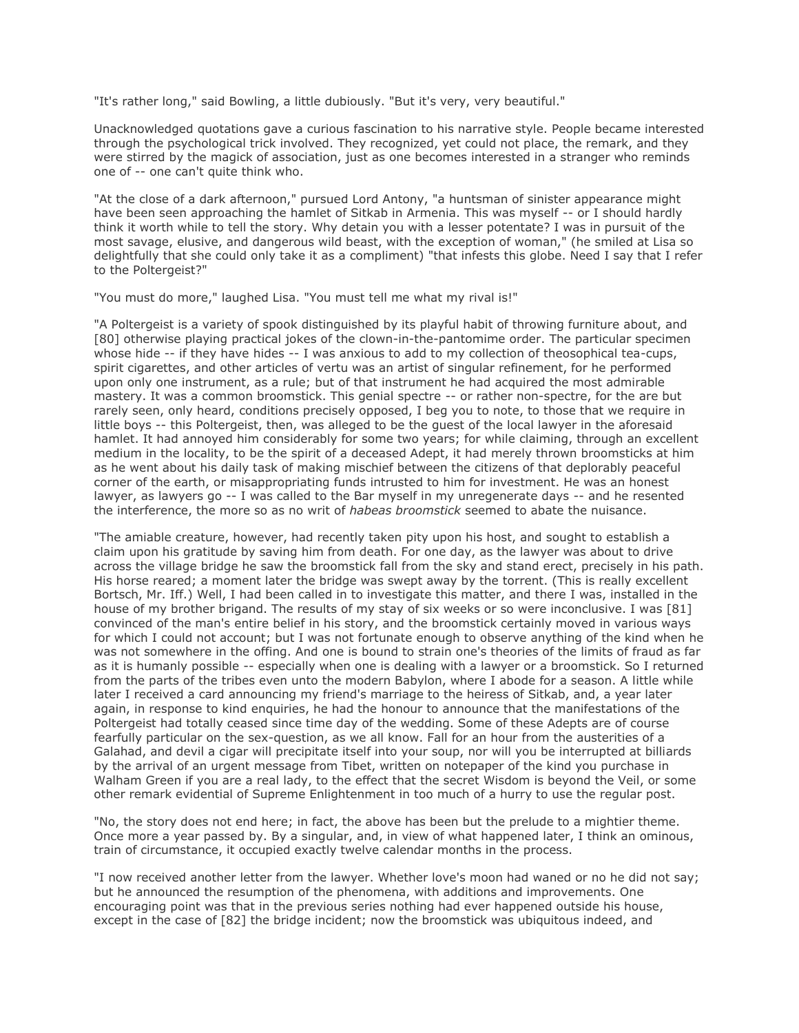"It's rather long," said Bowling, a little dubiously. "But it's very, very beautiful."

Unacknowledged quotations gave a curious fascination to his narrative style. People became interested through the psychological trick involved. They recognized, yet could not place, the remark, and they were stirred by the magick of association, just as one becomes interested in a stranger who reminds one of -- one can't quite think who.

"At the close of a dark afternoon," pursued Lord Antony, "a huntsman of sinister appearance might have been seen approaching the hamlet of Sitkab in Armenia. This was myself -- or I should hardly think it worth while to tell the story. Why detain you with a lesser potentate? I was in pursuit of the most savage, elusive, and dangerous wild beast, with the exception of woman," (he smiled at Lisa so delightfully that she could only take it as a compliment) "that infests this globe. Need I say that I refer to the Poltergeist?"

"You must do more," laughed Lisa. "You must tell me what my rival is!"

"A Poltergeist is a variety of spook distinguished by its playful habit of throwing furniture about, and [80] otherwise playing practical jokes of the clown-in-the-pantomime order. The particular specimen whose hide -- if they have hides -- I was anxious to add to my collection of theosophical tea-cups, spirit cigarettes, and other articles of vertu was an artist of singular refinement, for he performed upon only one instrument, as a rule; but of that instrument he had acquired the most admirable mastery. It was a common broomstick. This genial spectre -- or rather non-spectre, for the are but rarely seen, only heard, conditions precisely opposed, I beg you to note, to those that we require in little boys -- this Poltergeist, then, was alleged to be the guest of the local lawyer in the aforesaid hamlet. It had annoyed him considerably for some two years; for while claiming, through an excellent medium in the locality, to be the spirit of a deceased Adept, it had merely thrown broomsticks at him as he went about his daily task of making mischief between the citizens of that deplorably peaceful corner of the earth, or misappropriating funds intrusted to him for investment. He was an honest lawyer, as lawyers go -- I was called to the Bar myself in my unregenerate days -- and he resented the interference, the more so as no writ of *habeas broomstick* seemed to abate the nuisance.

"The amiable creature, however, had recently taken pity upon his host, and sought to establish a claim upon his gratitude by saving him from death. For one day, as the lawyer was about to drive across the village bridge he saw the broomstick fall from the sky and stand erect, precisely in his path. His horse reared; a moment later the bridge was swept away by the torrent. (This is really excellent Bortsch, Mr. Iff.) Well, I had been called in to investigate this matter, and there I was, installed in the house of my brother brigand. The results of my stay of six weeks or so were inconclusive. I was [81] convinced of the man's entire belief in his story, and the broomstick certainly moved in various ways for which I could not account; but I was not fortunate enough to observe anything of the kind when he was not somewhere in the offing. And one is bound to strain one's theories of the limits of fraud as far as it is humanly possible -- especially when one is dealing with a lawyer or a broomstick. So I returned from the parts of the tribes even unto the modern Babylon, where I abode for a season. A little while later I received a card announcing my friend's marriage to the heiress of Sitkab, and, a year later again, in response to kind enquiries, he had the honour to announce that the manifestations of the Poltergeist had totally ceased since time day of the wedding. Some of these Adepts are of course fearfully particular on the sex-question, as we all know. Fall for an hour from the austerities of a Galahad, and devil a cigar will precipitate itself into your soup, nor will you be interrupted at billiards by the arrival of an urgent message from Tibet, written on notepaper of the kind you purchase in Walham Green if you are a real lady, to the effect that the secret Wisdom is beyond the Veil, or some other remark evidential of Supreme Enlightenment in too much of a hurry to use the regular post.

"No, the story does not end here; in fact, the above has been but the prelude to a mightier theme. Once more a year passed by. By a singular, and, in view of what happened later, I think an ominous, train of circumstance, it occupied exactly twelve calendar months in the process.

"I now received another letter from the lawyer. Whether love's moon had waned or no he did not say; but he announced the resumption of the phenomena, with additions and improvements. One encouraging point was that in the previous series nothing had ever happened outside his house, except in the case of [82] the bridge incident; now the broomstick was ubiquitous indeed, and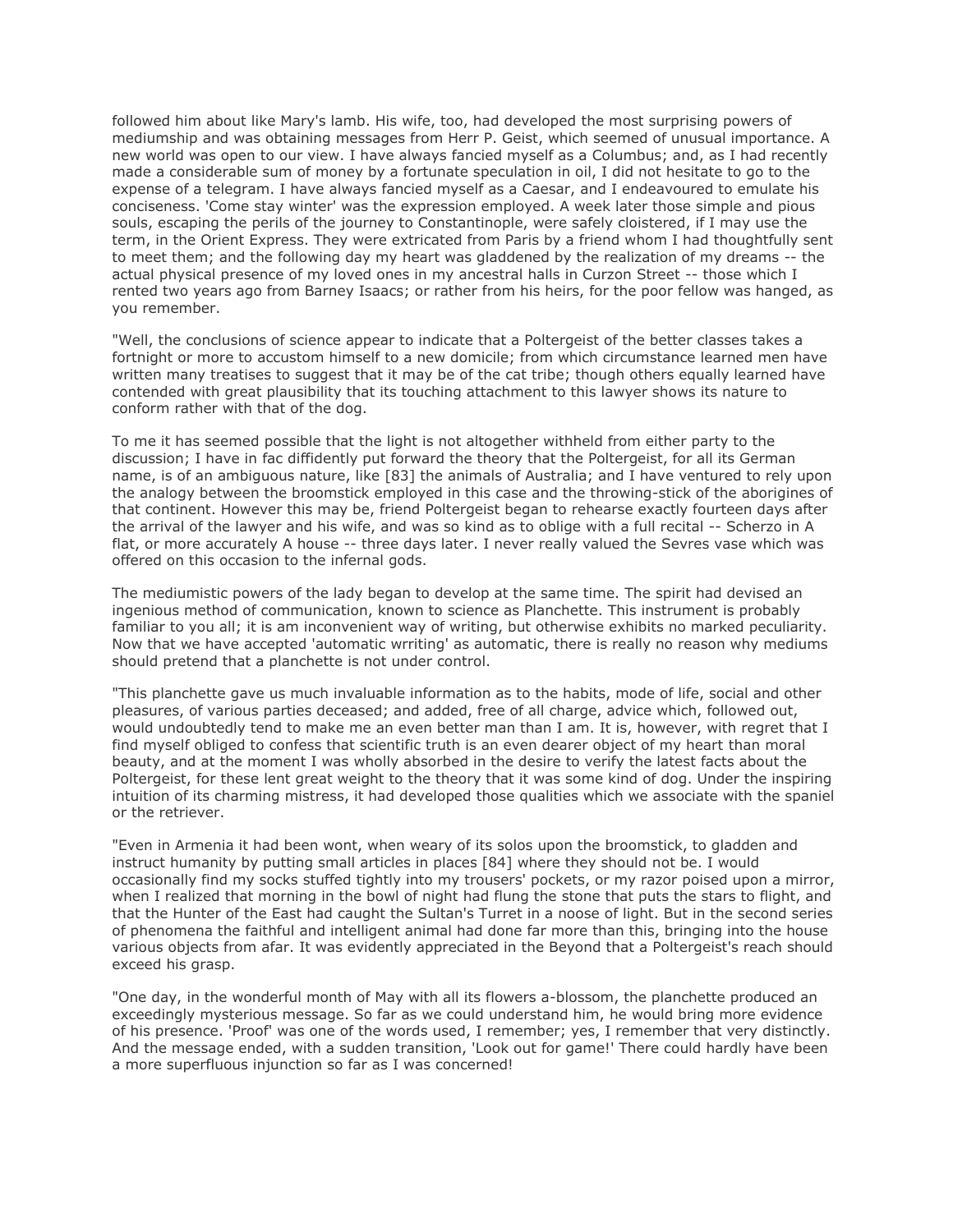followed him about like Mary's lamb. His wife, too, had developed the most surprising powers of mediumship and was obtaining messages from Herr P. Geist, which seemed of unusual importance. A new world was open to our view. I have always fancied myself as a Columbus; and, as I had recently made a considerable sum of money by a fortunate speculation in oil, I did not hesitate to go to the expense of a telegram. I have always fancied myself as a Caesar, and I endeavoured to emulate his conciseness. 'Come stay winter' was the expression employed. A week later those simple and pious souls, escaping the perils of the journey to Constantinople, were safely cloistered, if I may use the term, in the Orient Express. They were extricated from Paris by a friend whom I had thoughtfully sent to meet them; and the following day my heart was gladdened by the realization of my dreams -- the actual physical presence of my loved ones in my ancestral halls in Curzon Street -- those which I rented two years ago from Barney Isaacs; or rather from his heirs, for the poor fellow was hanged, as you remember.

"Well, the conclusions of science appear to indicate that a Poltergeist of the better classes takes a fortnight or more to accustom himself to a new domicile; from which circumstance learned men have written many treatises to suggest that it may be of the cat tribe; though others equally learned have contended with great plausibility that its touching attachment to this lawyer shows its nature to conform rather with that of the dog.

To me it has seemed possible that the light is not altogether withheld from either party to the discussion; I have in fac diffidently put forward the theory that the Poltergeist, for all its German name, is of an ambiguous nature, like [83] the animals of Australia; and I have ventured to rely upon the analogy between the broomstick employed in this case and the throwing-stick of the aborigines of that continent. However this may be, friend Poltergeist began to rehearse exactly fourteen days after the arrival of the lawyer and his wife, and was so kind as to oblige with a full recital -- Scherzo in A flat, or more accurately A house -- three days later. I never really valued the Sevres vase which was offered on this occasion to the infernal gods.

The mediumistic powers of the lady began to develop at the same time. The spirit had devised an ingenious method of communication, known to science as Planchette. This instrument is probably familiar to you all; it is am inconvenient way of writing, but otherwise exhibits no marked peculiarity. Now that we have accepted 'automatic wrriting' as automatic, there is really no reason why mediums should pretend that a planchette is not under control.

"This planchette gave us much invaluable information as to the habits, mode of life, social and other pleasures, of various parties deceased; and added, free of all charge, advice which, followed out, would undoubtedly tend to make me an even better man than I am. It is, however, with regret that I find myself obliged to confess that scientific truth is an even dearer object of my heart than moral beauty, and at the moment I was wholly absorbed in the desire to verify the latest facts about the Poltergeist, for these lent great weight to the theory that it was some kind of dog. Under the inspiring intuition of its charming mistress, it had developed those qualities which we associate with the spaniel or the retriever.

"Even in Armenia it had been wont, when weary of its solos upon the broomstick, to gladden and instruct humanity by putting small articles in places [84] where they should not be. I would occasionally find my socks stuffed tightly into my trousers' pockets, or my razor poised upon a mirror, when I realized that morning in the bowl of night had flung the stone that puts the stars to flight, and that the Hunter of the East had caught the Sultan's Turret in a noose of light. But in the second series of phenomena the faithful and intelligent animal had done far more than this, bringing into the house various objects from afar. It was evidently appreciated in the Beyond that a Poltergeist's reach should exceed his grasp.

"One day, in the wonderful month of May with all its flowers a-blossom, the planchette produced an exceedingly mysterious message. So far as we could understand him, he would bring more evidence of his presence. 'Proof' was one of the words used, I remember; yes, I remember that very distinctly. And the message ended, with a sudden transition, 'Look out for game!' There could hardly have been a more superfluous injunction so far as I was concerned!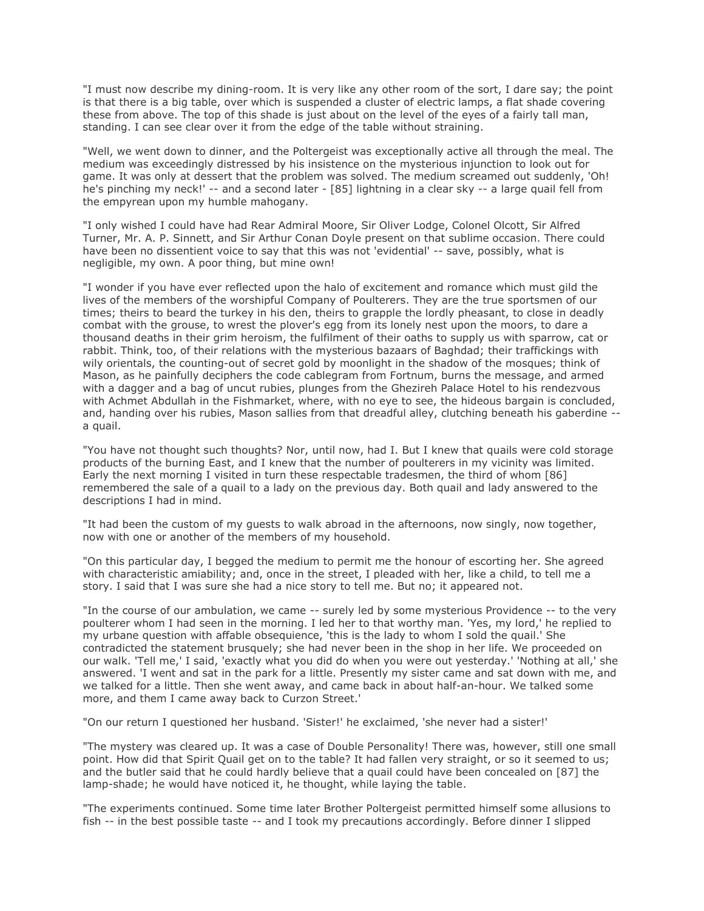"I must now describe my dining-room. It is very like any other room of the sort, I dare say; the point is that there is a big table, over which is suspended a cluster of electric lamps, a flat shade covering these from above. The top of this shade is just about on the level of the eyes of a fairly tall man, standing. I can see clear over it from the edge of the table without straining.

"Well, we went down to dinner, and the Poltergeist was exceptionally active all through the meal. The medium was exceedingly distressed by his insistence on the mysterious injunction to look out for game. It was only at dessert that the problem was solved. The medium screamed out suddenly, 'Oh! he's pinching my neck!' -- and a second later - [85] lightning in a clear sky -- a large quail fell from the empyrean upon my humble mahogany.

"I only wished I could have had Rear Admiral Moore, Sir Oliver Lodge, Colonel Olcott, Sir Alfred Turner, Mr. A. P. Sinnett, and Sir Arthur Conan Doyle present on that sublime occasion. There could have been no dissentient voice to say that this was not 'evidential' -- save, possibly, what is negligible, my own. A poor thing, but mine own!

"I wonder if you have ever reflected upon the halo of excitement and romance which must gild the lives of the members of the worshipful Company of Poulterers. They are the true sportsmen of our times; theirs to beard the turkey in his den, theirs to grapple the lordly pheasant, to close in deadly combat with the grouse, to wrest the plover's egg from its lonely nest upon the moors, to dare a thousand deaths in their grim heroism, the fulfilment of their oaths to supply us with sparrow, cat or rabbit. Think, too, of their relations with the mysterious bazaars of Baghdad; their traffickings with wily orientals, the counting-out of secret gold by moonlight in the shadow of the mosques; think of Mason, as he painfully deciphers the code cablegram from Fortnum, burns the message, and armed with a dagger and a bag of uncut rubies, plunges from the Ghezireh Palace Hotel to his rendezvous with Achmet Abdullah in the Fishmarket, where, with no eye to see, the hideous bargain is concluded, and, handing over his rubies, Mason sallies from that dreadful alley, clutching beneath his gaberdine -- a quail.

"You have not thought such thoughts? Nor, until now, had I. But I knew that quails were cold storage products of the burning East, and I knew that the number of poulterers in my vicinity was limited. Early the next morning I visited in turn these respectable tradesmen, the third of whom [86] remembered the sale of a quail to a lady on the previous day. Both quail and lady answered to the descriptions I had in mind.

"It had been the custom of my guests to walk abroad in the afternoons, now singly, now together, now with one or another of the members of my household.

"On this particular day, I begged the medium to permit me the honour of escorting her. She agreed with characteristic amiability; and, once in the street, I pleaded with her, like a child, to tell me a story. I said that I was sure she had a nice story to tell me. But no; it appeared not.

"In the course of our ambulation, we came -- surely led by some mysterious Providence -- to the very poulterer whom I had seen in the morning. I led her to that worthy man. 'Yes, my lord,' he replied to my urbane question with affable obsequience, 'this is the lady to whom I sold the quail.' She contradicted the statement brusquely; she had never been in the shop in her life. We proceeded on our walk. 'Tell me,' I said, 'exactly what you did do when you were out yesterday.' 'Nothing at all,' she answered. 'I went and sat in the park for a little. Presently my sister came and sat down with me, and we talked for a little. Then she went away, and came back in about half-an-hour. We talked some more, and them I came away back to Curzon Street.'

"On our return I questioned her husband. 'Sister!' he exclaimed, 'she never had a sister!'

"The mystery was cleared up. It was a case of Double Personality! There was, however, still one small point. How did that Spirit Quail get on to the table? It had fallen very straight, or so it seemed to us; and the butler said that he could hardly believe that a quail could have been concealed on [87] the lamp-shade; he would have noticed it, he thought, while laying the table.

"The experiments continued. Some time later Brother Poltergeist permitted himself some allusions to fish -- in the best possible taste -- and I took my precautions accordingly. Before dinner I slipped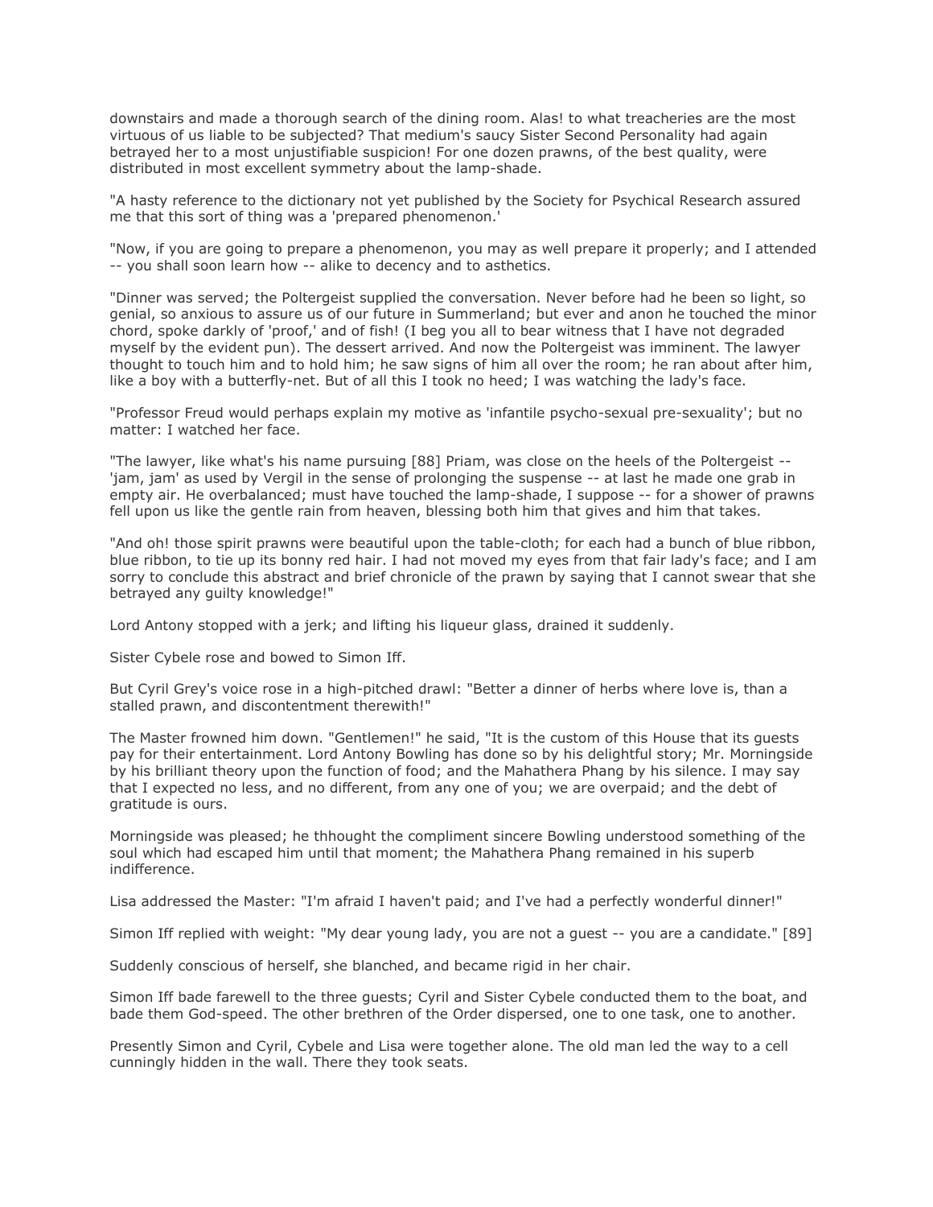downstairs and made a thorough search of the dining room. Alas! to what treacheries are the most virtuous of us liable to be subjected? That medium's saucy Sister Second Personality had again betrayed her to a most unjustifiable suspicion! For one dozen prawns, of the best quality, were distributed in most excellent symmetry about the lamp-shade.

"A hasty reference to the dictionary not yet published by the Society for Psychical Research assured me that this sort of thing was a 'prepared phenomenon.'

"Now, if you are going to prepare a phenomenon, you may as well prepare it properly; and I attended -- you shall soon learn how -- alike to decency and to asthetics.

"Dinner was served; the Poltergeist supplied the conversation. Never before had he been so light, so genial, so anxious to assure us of our future in Summerland; but ever and anon he touched the minor chord, spoke darkly of 'proof,' and of fish! (I beg you all to bear witness that I have not degraded myself by the evident pun). The dessert arrived. And now the Poltergeist was imminent. The lawyer thought to touch him and to hold him; he saw signs of him all over the room; he ran about after him, like a boy with a butterfly-net. But of all this I took no heed; I was watching the lady's face.

"Professor Freud would perhaps explain my motive as 'infantile psycho-sexual pre-sexuality'; but no matter: I watched her face.

"The lawyer, like what's his name pursuing [88] Priam, was close on the heels of the Poltergeist -- 'jam, jam' as used by Vergil in the sense of prolonging the suspense -- at last he made one grab in empty air. He overbalanced; must have touched the lamp-shade, I suppose -- for a shower of prawns fell upon us like the gentle rain from heaven, blessing both him that gives and him that takes.

"And oh! those spirit prawns were beautiful upon the table-cloth; for each had a bunch of blue ribbon, blue ribbon, to tie up its bonny red hair. I had not moved my eyes from that fair lady's face; and I am sorry to conclude this abstract and brief chronicle of the prawn by saying that I cannot swear that she betrayed any guilty knowledge!"

Lord Antony stopped with a jerk; and lifting his liqueur glass, drained it suddenly.

Sister Cybele rose and bowed to Simon Iff.

But Cyril Grey's voice rose in a high-pitched drawl: "Better a dinner of herbs where love is, than a stalled prawn, and discontentment therewith!"

The Master frowned him down. "Gentlemen!" he said, "It is the custom of this House that its guests pay for their entertainment. Lord Antony Bowling has done so by his delightful story; Mr. Morningside by his brilliant theory upon the function of food; and the Mahathera Phang by his silence. I may say that I expected no less, and no different, from any one of you; we are overpaid; and the debt of gratitude is ours.

Morningside was pleased; he thhought the compliment sincere Bowling understood something of the soul which had escaped him until that moment; the Mahathera Phang remained in his superb indifference.

Lisa addressed the Master: "I'm afraid I haven't paid; and I've had a perfectly wonderful dinner!"

Simon Iff replied with weight: "My dear young lady, you are not a guest -- you are a candidate." [89]

Suddenly conscious of herself, she blanched, and became rigid in her chair.

Simon Iff bade farewell to the three guests; Cyril and Sister Cybele conducted them to the boat, and bade them God-speed. The other brethren of the Order dispersed, one to one task, one to another.

Presently Simon and Cyril, Cybele and Lisa were together alone. The old man led the way to a cell cunningly hidden in the wall. There they took seats.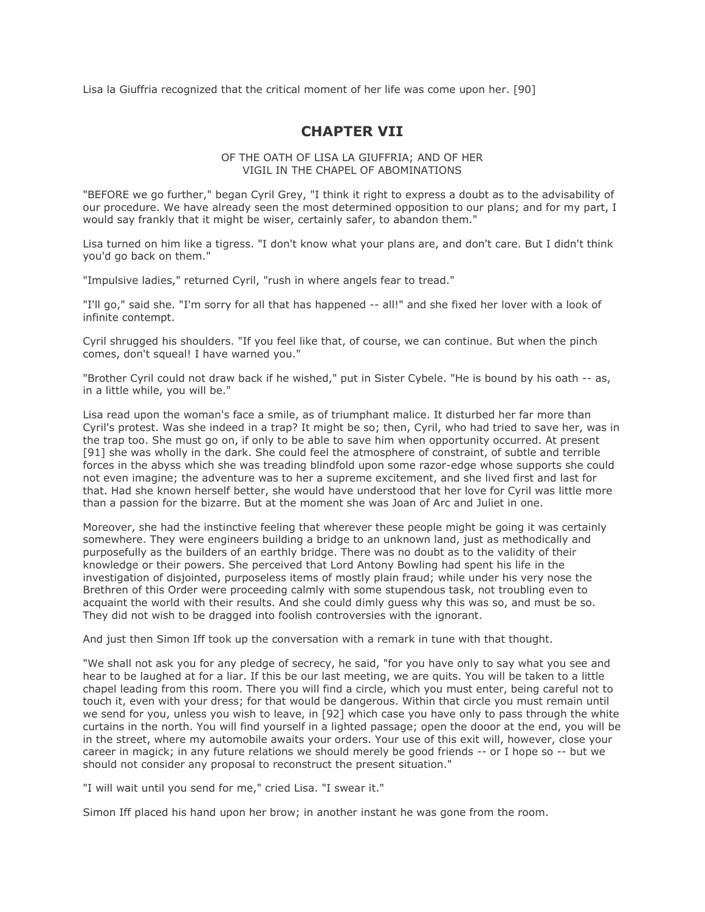Lisa la Giuffria recognized that the critical moment of her life was come upon her. [90]

## CHAPTER VII

OF THE OATH OF LISA LA GIUFFRIA; AND OF HER VIGIL IN THE CHAPEL OF ABOMINATIONS

"BEFORE we go further," began Cyril Grey, "I think it right to express a doubt as to the advisability of our procedure. We have already seen the most determined opposition to our plans; and for my part, I would say frankly that it might be wiser, certainly safer, to abandon them."

Lisa turned on him like a tigress. "I don't know what your plans are, and don't care. But I didn't think you'd go back on them."

"Impulsive ladies," returned Cyril, "rush in where angels fear to tread."

"I'll go," said she. "I'm sorry for all that has happened -- all!" and she fixed her lover with a look of infinite contempt.

Cyril shrugged his shoulders. "If you feel like that, of course, we can continue. But when the pinch comes, don't squeal! I have warned you."

"Brother Cyril could not draw back if he wished," put in Sister Cybele. "He is bound by his oath -- as, in a little while, you will be."

Lisa read upon the woman's face a smile, as of triumphant malice. It disturbed her far more than Cyril's protest. Was she indeed in a trap? It might be so; then, Cyril, who had tried to save her, was in the trap too. She must go on, if only to be able to save him when opportunity occurred. At present [91] she was wholly in the dark. She could feel the atmosphere of constraint, of subtle and terrible forces in the abyss which she was treading blindfold upon some razor-edge whose supports she could not even imagine; the adventure was to her a supreme excitement, and she lived first and last for that. Had she known herself better, she would have understood that her love for Cyril was little more than a passion for the bizarre. But at the moment she was Joan of Arc and Juliet in one.

Moreover, she had the instinctive feeling that wherever these people might be going it was certainly somewhere. They were engineers building a bridge to an unknown land, just as methodically and purposefully as the builders of an earthly bridge. There was no doubt as to the validity of their knowledge or their powers. She perceived that Lord Antony Bowling had spent his life in the investigation of disjointed, purposeless items of mostly plain fraud; while under his very nose the Brethren of this Order were proceeding calmly with some stupendous task, not troubling even to acquaint the world with their results. And she could dimly guess why this was so, and must be so. They did not wish to be dragged into foolish controversies with the ignorant.

And just then Simon Iff took up the conversation with a remark in tune with that thought.

"We shall not ask you for any pledge of secrecy, he said, "for you have only to say what you see and hear to be laughed at for a liar. If this be our last meeting, we are quits. You will be taken to a little chapel leading from this room. There you will find a circle, which you must enter, being careful not to touch it, even with your dress; for that would be dangerous. Within that circle you must remain until we send for you, unless you wish to leave, in [92] which case you have only to pass through the white curtains in the north. You will find yourself in a lighted passage; open the dooor at the end, you will be in the street, where my automobile awaits your orders. Your use of this exit will, however, close your career in magick; in any future relations we should merely be good friends -- or I hope so -- but we should not consider any proposal to reconstruct the present situation."

"I will wait until you send for me," cried Lisa. "I swear it."

Simon Iff placed his hand upon her brow; in another instant he was gone from the room.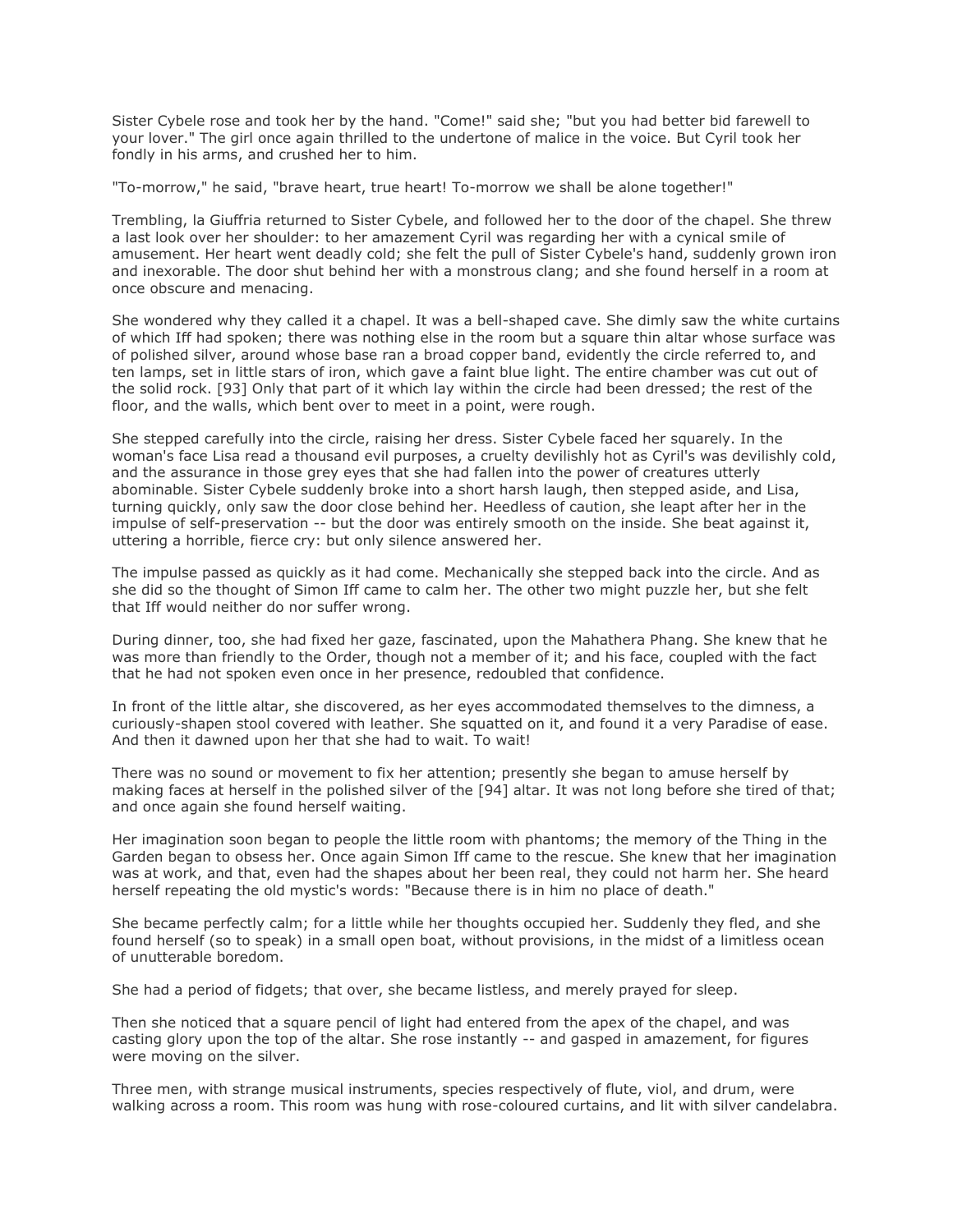Sister Cybele rose and took her by the hand. "Come!" said she; "but you had better bid farewell to your lover." The girl once again thrilled to the undertone of malice in the voice. But Cyril took her fondly in his arms, and crushed her to him.

"To-morrow," he said, "brave heart, true heart! To-morrow we shall be alone together!"

Trembling, la Giuffria returned to Sister Cybele, and followed her to the door of the chapel. She threw a last look over her shoulder: to her amazement Cyril was regarding her with a cynical smile of amusement. Her heart went deadly cold; she felt the pull of Sister Cybele's hand, suddenly grown iron and inexorable. The door shut behind her with a monstrous clang; and she found herself in a room at once obscure and menacing.

She wondered why they called it a chapel. It was a bell-shaped cave. She dimly saw the white curtains of which Iff had spoken; there was nothing else in the room but a square thin altar whose surface was of polished silver, around whose base ran a broad copper band, evidently the circle referred to, and ten lamps, set in little stars of iron, which gave a faint blue light. The entire chamber was cut out of the solid rock. [93] Only that part of it which lay within the circle had been dressed; the rest of the floor, and the walls, which bent over to meet in a point, were rough.

She stepped carefully into the circle, raising her dress. Sister Cybele faced her squarely. In the woman's face Lisa read a thousand evil purposes, a cruelty devilishly hot as Cyril's was devilishly cold, and the assurance in those grey eyes that she had fallen into the power of creatures utterly abominable. Sister Cybele suddenly broke into a short harsh laugh, then stepped aside, and Lisa, turning quickly, only saw the door close behind her. Heedless of caution, she leapt after her in the impulse of self-preservation -- but the door was entirely smooth on the inside. She beat against it, uttering a horrible, fierce cry: but only silence answered her.

The impulse passed as quickly as it had come. Mechanically she stepped back into the circle. And as she did so the thought of Simon Iff came to calm her. The other two might puzzle her, but she felt that Iff would neither do nor suffer wrong.

During dinner, too, she had fixed her gaze, fascinated, upon the Mahathera Phang. She knew that he was more than friendly to the Order, though not a member of it; and his face, coupled with the fact that he had not spoken even once in her presence, redoubled that confidence.

In front of the little altar, she discovered, as her eyes accommodated themselves to the dimness, a curiously-shapen stool covered with leather. She squatted on it, and found it a very Paradise of ease. And then it dawned upon her that she had to wait. To wait!

There was no sound or movement to fix her attention; presently she began to amuse herself by making faces at herself in the polished silver of the [94] altar. It was not long before she tired of that; and once again she found herself waiting.

Her imagination soon began to people the little room with phantoms; the memory of the Thing in the Garden began to obsess her. Once again Simon Iff came to the rescue. She knew that her imagination was at work, and that, even had the shapes about her been real, they could not harm her. She heard herself repeating the old mystic's words: "Because there is in him no place of death."

She became perfectly calm; for a little while her thoughts occupied her. Suddenly they fled, and she found herself (so to speak) in a small open boat, without provisions, in the midst of a limitless ocean of unutterable boredom.

She had a period of fidgets; that over, she became listless, and merely prayed for sleep.

Then she noticed that a square pencil of light had entered from the apex of the chapel, and was casting glory upon the top of the altar. She rose instantly -- and gasped in amazement, for figures were moving on the silver.

Three men, with strange musical instruments, species respectively of flute, viol, and drum, were walking across a room. This room was hung with rose-coloured curtains, and lit with silver candelabra.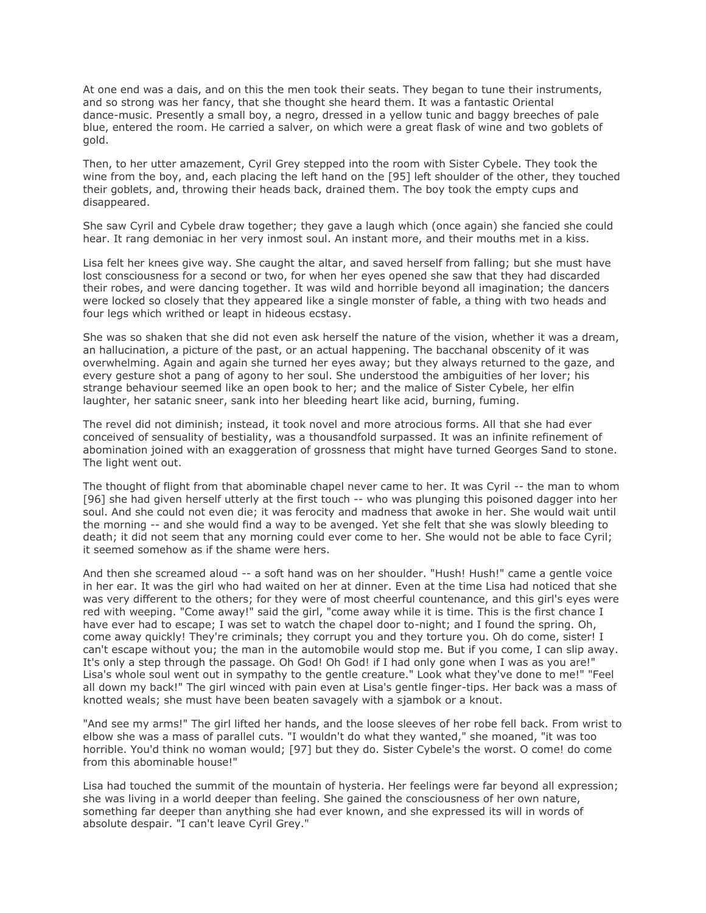At one end was a dais, and on this the men took their seats. They began to tune their instruments, and so strong was her fancy, that she thought she heard them. It was a fantastic Oriental dance-music. Presently a small boy, a negro, dressed in a yellow tunic and baggy breeches of pale blue, entered the room. He carried a salver, on which were a great flask of wine and two goblets of gold.

Then, to her utter amazement, Cyril Grey stepped into the room with Sister Cybele. They took the wine from the boy, and, each placing the left hand on the [95] left shoulder of the other, they touched their goblets, and, throwing their heads back, drained them. The boy took the empty cups and disappeared.

She saw Cyril and Cybele draw together; they gave a laugh which (once again) she fancied she could hear. It rang demoniac in her very inmost soul. An instant more, and their mouths met in a kiss.

Lisa felt her knees give way. She caught the altar, and saved herself from falling; but she must have lost consciousness for a second or two, for when her eyes opened she saw that they had discarded their robes, and were dancing together. It was wild and horrible beyond all imagination; the dancers were locked so closely that they appeared like a single monster of fable, a thing with two heads and four legs which writhed or leapt in hideous ecstasy.

She was so shaken that she did not even ask herself the nature of the vision, whether it was a dream, an hallucination, a picture of the past, or an actual happening. The bacchanal obscenity of it was overwhelming. Again and again she turned her eyes away; but they always returned to the gaze, and every gesture shot a pang of agony to her soul. She understood the ambiguities of her lover; his strange behaviour seemed like an open book to her; and the malice of Sister Cybele, her elfin laughter, her satanic sneer, sank into her bleeding heart like acid, burning, fuming.

The revel did not diminish; instead, it took novel and more atrocious forms. All that she had ever conceived of sensuality of bestiality, was a thousandfold surpassed. It was an infinite refinement of abomination joined with an exaggeration of grossness that might have turned Georges Sand to stone. The light went out.

The thought of flight from that abominable chapel never came to her. It was Cyril -- the man to whom [96] she had given herself utterly at the first touch -- who was plunging this poisoned dagger into her soul. And she could not even die; it was ferocity and madness that awoke in her. She would wait until the morning -- and she would find a way to be avenged. Yet she felt that she was slowly bleeding to death; it did not seem that any morning could ever come to her. She would not be able to face Cyril; it seemed somehow as if the shame were hers.

And then she screamed aloud -- a soft hand was on her shoulder. "Hush! Hush!" came a gentle voice in her ear. It was the girl who had waited on her at dinner. Even at the time Lisa had noticed that she was very different to the others; for they were of most cheerful countenance, and this girl's eyes were red with weeping. "Come away!" said the girl, "come away while it is time. This is the first chance I have ever had to escape; I was set to watch the chapel door to-night; and I found the spring. Oh, come away quickly! They're criminals; they corrupt you and they torture you. Oh do come, sister! I can't escape without you; the man in the automobile would stop me. But if you come, I can slip away. It's only a step through the passage. Oh God! Oh God! if I had only gone when I was as you are!" Lisa's whole soul went out in sympathy to the gentle creature." Look what they've done to me!" "Feel all down my back!" The girl winced with pain even at Lisa's gentle finger-tips. Her back was a mass of knotted weals; she must have been beaten savagely with a sjambok or a knout.

"And see my arms!" The girl lifted her hands, and the loose sleeves of her robe fell back. From wrist to elbow she was a mass of parallel cuts. "I wouldn't do what they wanted," she moaned, "it was too horrible. You'd think no woman would; [97] but they do. Sister Cybele's the worst. O come! do come from this abominable house!"

Lisa had touched the summit of the mountain of hysteria. Her feelings were far beyond all expression; she was living in a world deeper than feeling. She gained the consciousness of her own nature, something far deeper than anything she had ever known, and she expressed its will in words of absolute despair. "I can't leave Cyril Grey."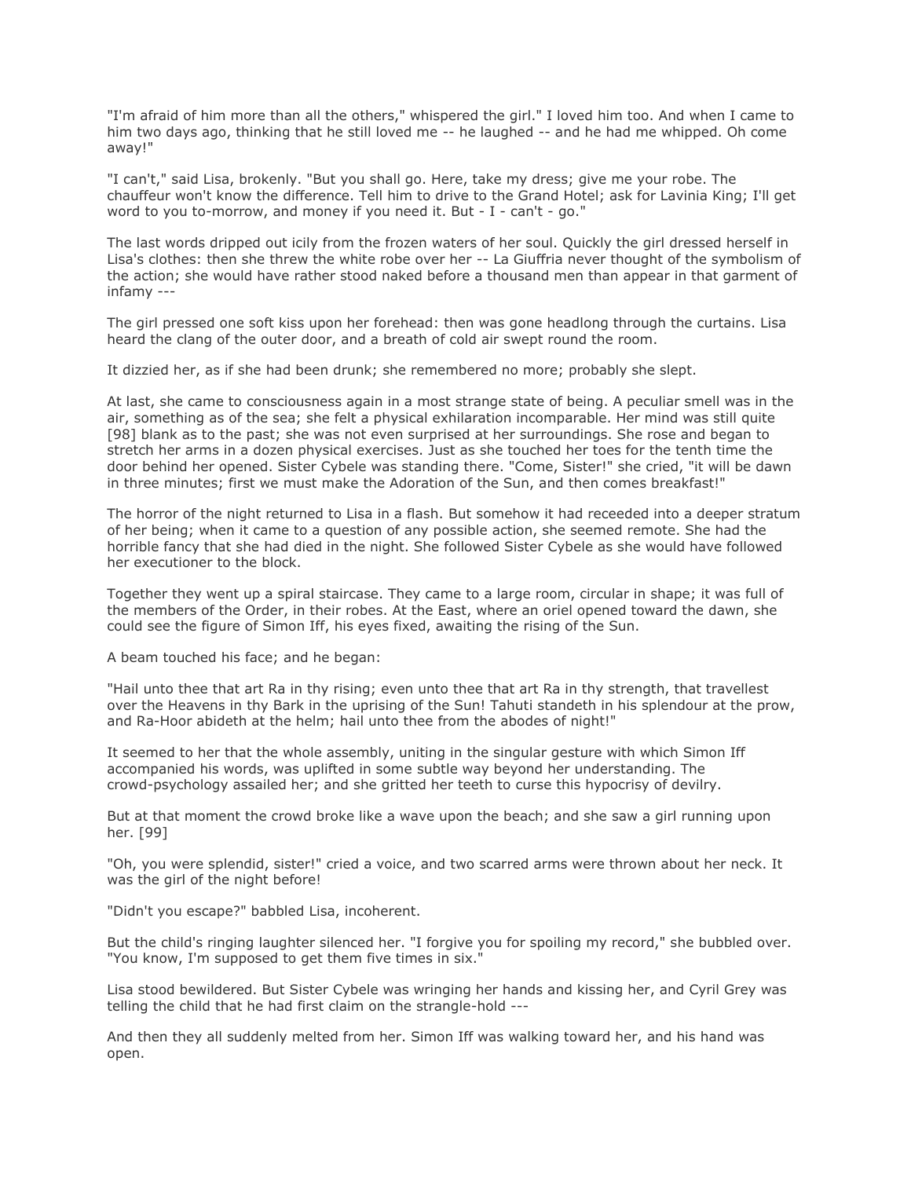"I'm afraid of him more than all the others," whispered the girl." I loved him too. And when I came to him two days ago, thinking that he still loved me -- he laughed -- and he had me whipped. Oh come away!"

"I can't," said Lisa, brokenly. "But you shall go. Here, take my dress; give me your robe. The chauffeur won't know the difference. Tell him to drive to the Grand Hotel; ask for Lavinia King; I'll get word to you to-morrow, and money if you need it. But - I - can't - go."

The last words dripped out icily from the frozen waters of her soul. Quickly the girl dressed herself in Lisa's clothes: then she threw the white robe over her -- La Giuffria never thought of the symbolism of the action; she would have rather stood naked before a thousand men than appear in that garment of infamy ---

The girl pressed one soft kiss upon her forehead: then was gone headlong through the curtains. Lisa heard the clang of the outer door, and a breath of cold air swept round the room.

It dizzied her, as if she had been drunk; she remembered no more; probably she slept.

At last, she came to consciousness again in a most strange state of being. A peculiar smell was in the air, something as of the sea; she felt a physical exhilaration incomparable. Her mind was still quite [98] blank as to the past; she was not even surprised at her surroundings. She rose and began to stretch her arms in a dozen physical exercises. Just as she touched her toes for the tenth time the door behind her opened. Sister Cybele was standing there. "Come, Sister!" she cried, "it will be dawn in three minutes; first we must make the Adoration of the Sun, and then comes breakfast!"

The horror of the night returned to Lisa in a flash. But somehow it had receeded into a deeper stratum of her being; when it came to a question of any possible action, she seemed remote. She had the horrible fancy that she had died in the night. She followed Sister Cybele as she would have followed her executioner to the block.

Together they went up a spiral staircase. They came to a large room, circular in shape; it was full of the members of the Order, in their robes. At the East, where an oriel opened toward the dawn, she could see the figure of Simon Iff, his eyes fixed, awaiting the rising of the Sun.

A beam touched his face; and he began:

"Hail unto thee that art Ra in thy rising; even unto thee that art Ra in thy strength, that travellest over the Heavens in thy Bark in the uprising of the Sun! Tahuti standeth in his splendour at the prow, and Ra-Hoor abideth at the helm; hail unto thee from the abodes of night!"

It seemed to her that the whole assembly, uniting in the singular gesture with which Simon Iff accompanied his words, was uplifted in some subtle way beyond her understanding. The crowd-psychology assailed her; and she gritted her teeth to curse this hypocrisy of devilry.

But at that moment the crowd broke like a wave upon the beach; and she saw a girl running upon her. [99]

"Oh, you were splendid, sister!" cried a voice, and two scarred arms were thrown about her neck. It was the girl of the night before!

"Didn't you escape?" babbled Lisa, incoherent.

But the child's ringing laughter silenced her. "I forgive you for spoiling my record," she bubbled over. "You know, I'm supposed to get them five times in six."

Lisa stood bewildered. But Sister Cybele was wringing her hands and kissing her, and Cyril Grey was telling the child that he had first claim on the strangle-hold ---

And then they all suddenly melted from her. Simon Iff was walking toward her, and his hand was open.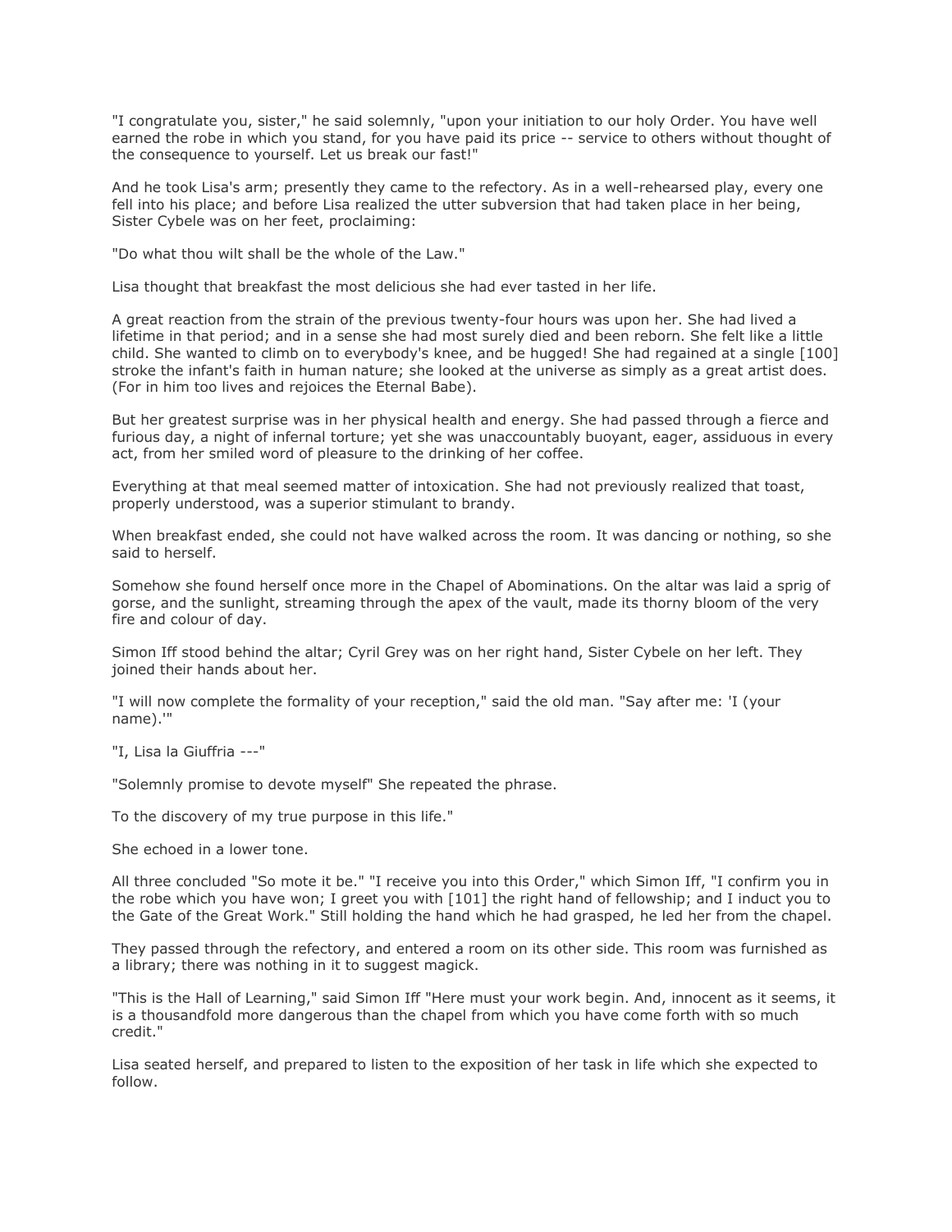"I congratulate you, sister," he said solemnly, "upon your initiation to our holy Order. You have well earned the robe in which you stand, for you have paid its price -- service to others without thought of the consequence to yourself. Let us break our fast!"

And he took Lisa's arm; presently they came to the refectory. As in a well-rehearsed play, every one fell into his place; and before Lisa realized the utter subversion that had taken place in her being, Sister Cybele was on her feet, proclaiming:

"Do what thou wilt shall be the whole of the Law."

Lisa thought that breakfast the most delicious she had ever tasted in her life.

A great reaction from the strain of the previous twenty-four hours was upon her. She had lived a lifetime in that period; and in a sense she had most surely died and been reborn. She felt like a little child. She wanted to climb on to everybody's knee, and be hugged! She had regained at a single [100] stroke the infant's faith in human nature; she looked at the universe as simply as a great artist does. (For in him too lives and rejoices the Eternal Babe).

But her greatest surprise was in her physical health and energy. She had passed through a fierce and furious day, a night of infernal torture; yet she was unaccountably buoyant, eager, assiduous in every act, from her smiled word of pleasure to the drinking of her coffee.

Everything at that meal seemed matter of intoxication. She had not previously realized that toast, properly understood, was a superior stimulant to brandy.

When breakfast ended, she could not have walked across the room. It was dancing or nothing, so she said to herself.

Somehow she found herself once more in the Chapel of Abominations. On the altar was laid a sprig of gorse, and the sunlight, streaming through the apex of the vault, made its thorny bloom of the very fire and colour of day.

Simon Iff stood behind the altar; Cyril Grey was on her right hand, Sister Cybele on her left. They joined their hands about her.

"I will now complete the formality of your reception," said the old man. "Say after me: 'I (your name).'"

"I, Lisa la Giuffria ---"

"Solemnly promise to devote myself" She repeated the phrase.

To the discovery of my true purpose in this life."

She echoed in a lower tone.

All three concluded "So mote it be." "I receive you into this Order," which Simon Iff, "I confirm you in the robe which you have won; I greet you with [101] the right hand of fellowship; and I induct you to the Gate of the Great Work." Still holding the hand which he had grasped, he led her from the chapel.

They passed through the refectory, and entered a room on its other side. This room was furnished as a library; there was nothing in it to suggest magick.

"This is the Hall of Learning," said Simon Iff "Here must your work begin. And, innocent as it seems, it is a thousandfold more dangerous than the chapel from which you have come forth with so much credit."

Lisa seated herself, and prepared to listen to the exposition of her task in life which she expected to follow.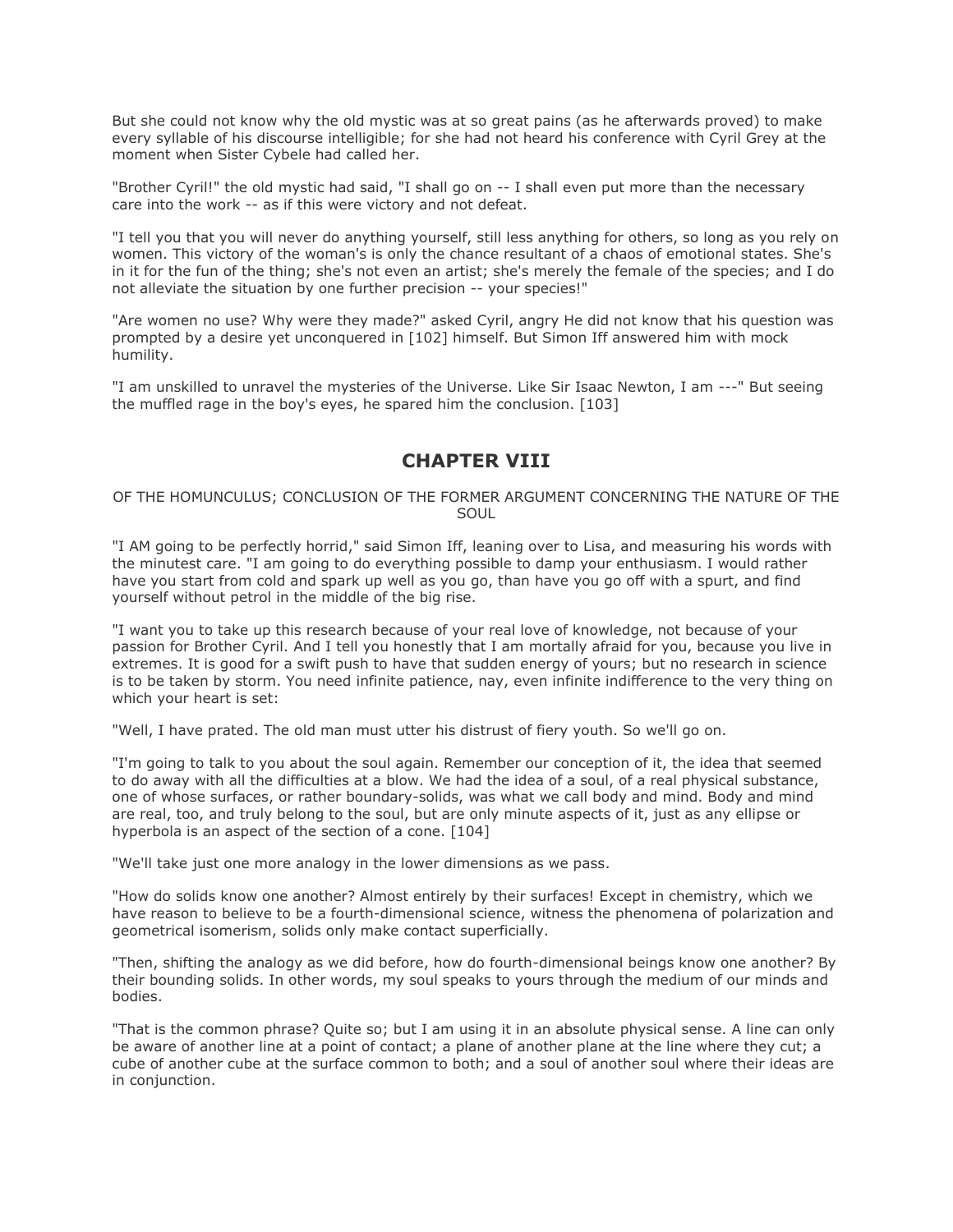But she could not know why the old mystic was at so great pains (as he afterwards proved) to make every syllable of his discourse intelligible; for she had not heard his conference with Cyril Grey at the moment when Sister Cybele had called her.

"Brother Cyril!" the old mystic had said, "I shall go on -- I shall even put more than the necessary care into the work -- as if this were victory and not defeat.

"I tell you that you will never do anything yourself, still less anything for others, so long as you rely on women. This victory of the woman's is only the chance resultant of a chaos of emotional states. She's in it for the fun of the thing; she's not even an artist; she's merely the female of the species; and I do not alleviate the situation by one further precision -- your species!"

"Are women no use? Why were they made?" asked Cyril, angry He did not know that his question was prompted by a desire yet unconquered in [102] himself. But Simon Iff answered him with mock humility.

"I am unskilled to unravel the mysteries of the Universe. Like Sir Isaac Newton, I am ---" But seeing the muffled rage in the boy's eyes, he spared him the conclusion. [103]

## CHAPTER VIII

OF THE HOMUNCULUS; CONCLUSION OF THE FORMER ARGUMENT CONCERNING THE NATURE OF THE SOUL

"I AM going to be perfectly horrid," said Simon Iff, leaning over to Lisa, and measuring his words with the minutest care. "I am going to do everything possible to damp your enthusiasm. I would rather have you start from cold and spark up well as you go, than have you go off with a spurt, and find yourself without petrol in the middle of the big rise.

"I want you to take up this research because of your real love of knowledge, not because of your passion for Brother Cyril. And I tell you honestly that I am mortally afraid for you, because you live in extremes. It is good for a swift push to have that sudden energy of yours; but no research in science is to be taken by storm. You need infinite patience, nay, even infinite indifference to the very thing on which your heart is set:

"Well, I have prated. The old man must utter his distrust of fiery youth. So we'll go on.

"I'm going to talk to you about the soul again. Remember our conception of it, the idea that seemed to do away with all the difficulties at a blow. We had the idea of a soul, of a real physical substance, one of whose surfaces, or rather boundary-solids, was what we call body and mind. Body and mind are real, too, and truly belong to the soul, but are only minute aspects of it, just as any ellipse or hyperbola is an aspect of the section of a cone. [104]

"We'll take just one more analogy in the lower dimensions as we pass.

"How do solids know one another? Almost entirely by their surfaces! Except in chemistry, which we have reason to believe to be a fourth-dimensional science, witness the phenomena of polarization and geometrical isomerism, solids only make contact superficially.

"Then, shifting the analogy as we did before, how do fourth-dimensional beings know one another? By their bounding solids. In other words, my soul speaks to yours through the medium of our minds and bodies.

"That is the common phrase? Quite so; but I am using it in an absolute physical sense. A line can only be aware of another line at a point of contact; a plane of another plane at the line where they cut; a cube of another cube at the surface common to both; and a soul of another soul where their ideas are in conjunction.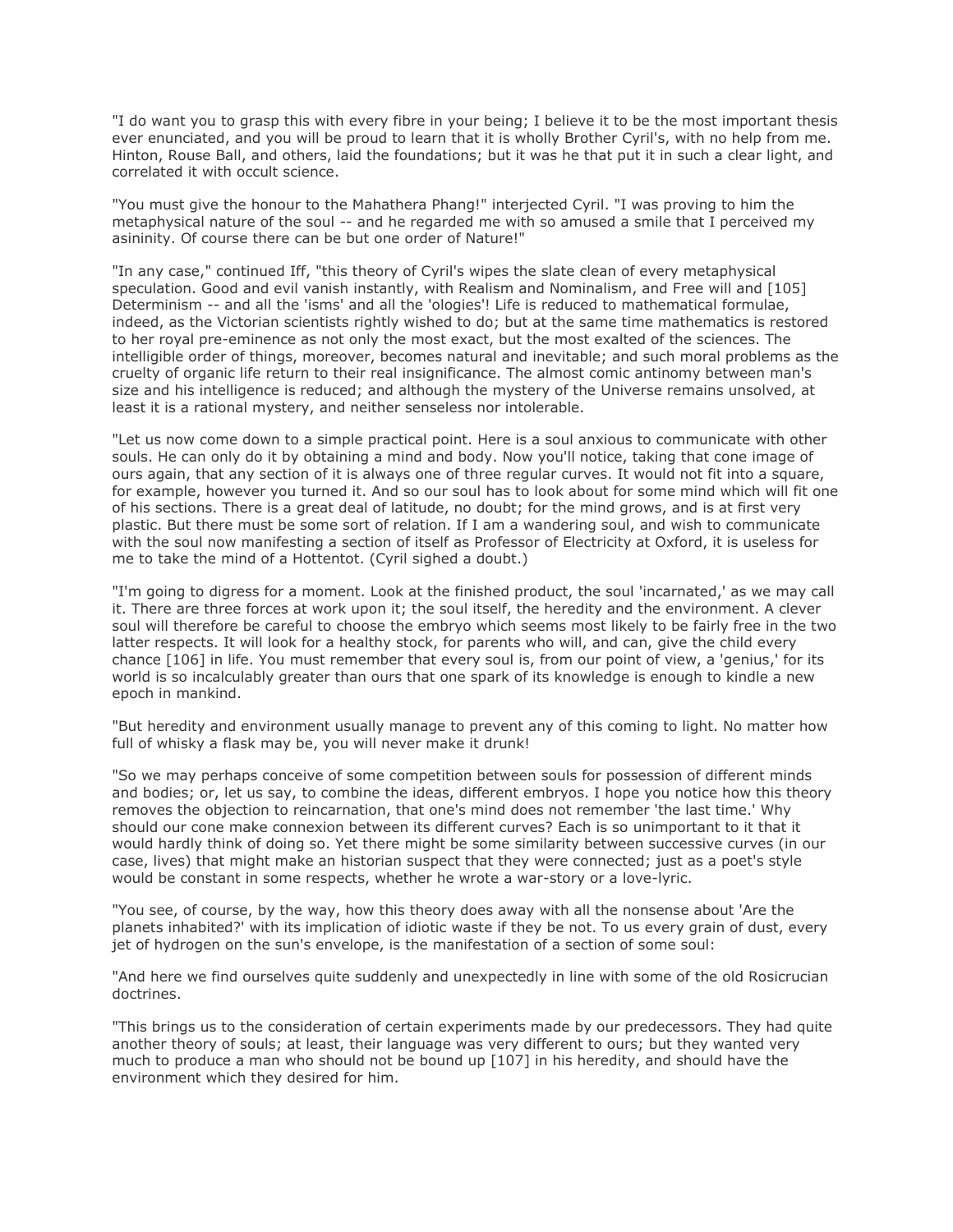"I do want you to grasp this with every fibre in your being; I believe it to be the most important thesis ever enunciated, and you will be proud to learn that it is wholly Brother Cyril's, with no help from me. Hinton, Rouse Ball, and others, laid the foundations; but it was he that put it in such a clear light, and correlated it with occult science.

"You must give the honour to the Mahathera Phang!" interjected Cyril. "I was proving to him the metaphysical nature of the soul -- and he regarded me with so amused a smile that I perceived my asininity. Of course there can be but one order of Nature!"

"In any case," continued Iff, "this theory of Cyril's wipes the slate clean of every metaphysical speculation. Good and evil vanish instantly, with Realism and Nominalism, and Free will and [105] Determinism -- and all the 'isms' and all the 'ologies'! Life is reduced to mathematical formulae, indeed, as the Victorian scientists rightly wished to do; but at the same time mathematics is restored to her royal pre-eminence as not only the most exact, but the most exalted of the sciences. The intelligible order of things, moreover, becomes natural and inevitable; and such moral problems as the cruelty of organic life return to their real insignificance. The almost comic antinomy between man's size and his intelligence is reduced; and although the mystery of the Universe remains unsolved, at least it is a rational mystery, and neither senseless nor intolerable.

"Let us now come down to a simple practical point. Here is a soul anxious to communicate with other souls. He can only do it by obtaining a mind and body. Now you'll notice, taking that cone image of ours again, that any section of it is always one of three regular curves. It would not fit into a square, for example, however you turned it. And so our soul has to look about for some mind which will fit one of his sections. There is a great deal of latitude, no doubt; for the mind grows, and is at first very plastic. But there must be some sort of relation. If I am a wandering soul, and wish to communicate with the soul now manifesting a section of itself as Professor of Electricity at Oxford, it is useless for me to take the mind of a Hottentot. (Cyril sighed a doubt.)

"I'm going to digress for a moment. Look at the finished product, the soul 'incarnated,' as we may call it. There are three forces at work upon it; the soul itself, the heredity and the environment. A clever soul will therefore be careful to choose the embryo which seems most likely to be fairly free in the two latter respects. It will look for a healthy stock, for parents who will, and can, give the child every chance [106] in life. You must remember that every soul is, from our point of view, a 'genius,' for its world is so incalculably greater than ours that one spark of its knowledge is enough to kindle a new epoch in mankind.

"But heredity and environment usually manage to prevent any of this coming to light. No matter how full of whisky a flask may be, you will never make it drunk!

"So we may perhaps conceive of some competition between souls for possession of different minds and bodies; or, let us say, to combine the ideas, different embryos. I hope you notice how this theory removes the objection to reincarnation, that one's mind does not remember 'the last time.' Why should our cone make connexion between its different curves? Each is so unimportant to it that it would hardly think of doing so. Yet there might be some similarity between successive curves (in our case, lives) that might make an historian suspect that they were connected; just as a poet's style would be constant in some respects, whether he wrote a war-story or a love-lyric.

"You see, of course, by the way, how this theory does away with all the nonsense about 'Are the planets inhabited?' with its implication of idiotic waste if they be not. To us every grain of dust, every jet of hydrogen on the sun's envelope, is the manifestation of a section of some soul:

"And here we find ourselves quite suddenly and unexpectedly in line with some of the old Rosicrucian doctrines.

"This brings us to the consideration of certain experiments made by our predecessors. They had quite another theory of souls; at least, their language was very different to ours; but they wanted very much to produce a man who should not be bound up [107] in his heredity, and should have the environment which they desired for him.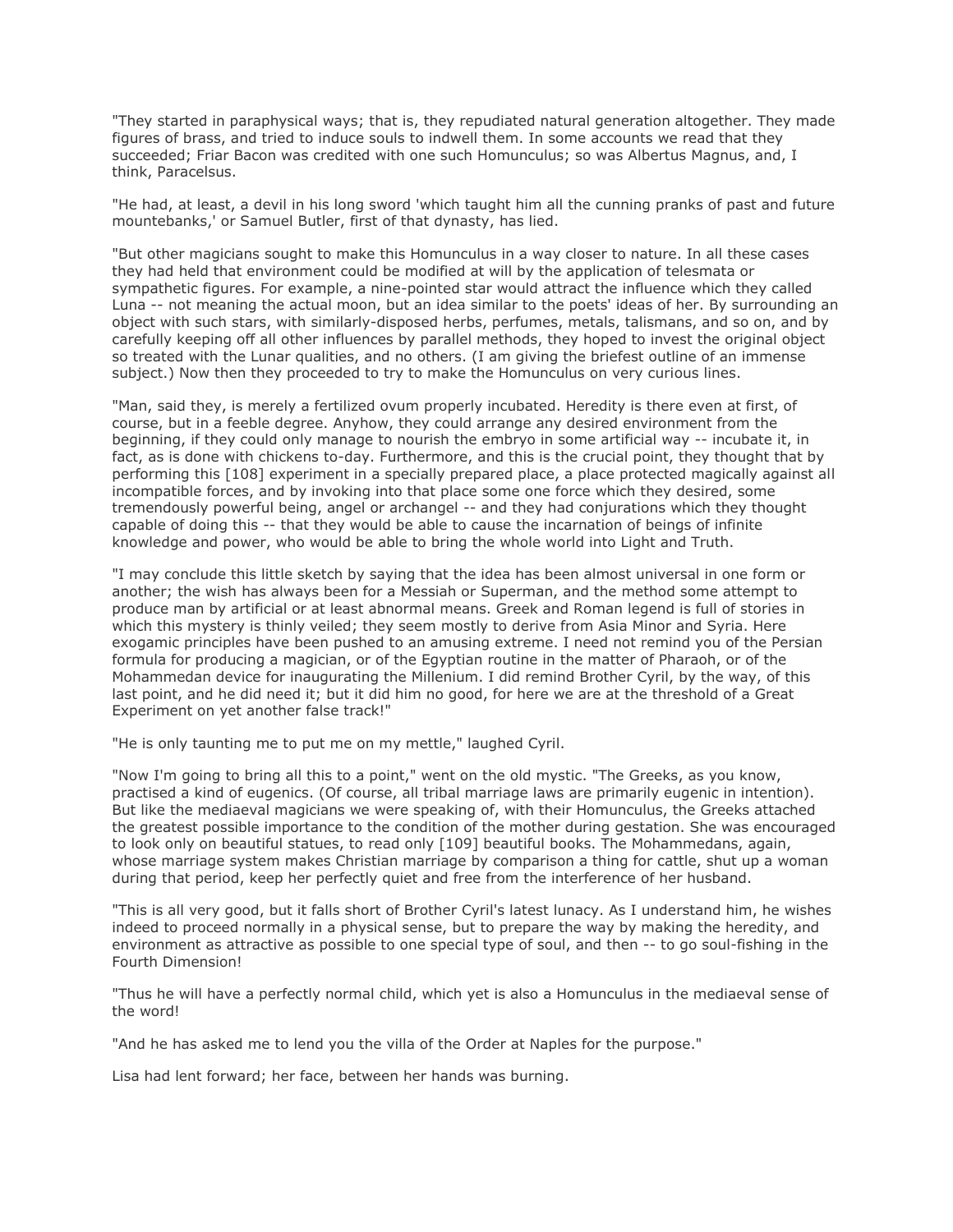"They started in paraphysical ways; that is, they repudiated natural generation altogether. They made figures of brass, and tried to induce souls to indwell them. In some accounts we read that they succeeded; Friar Bacon was credited with one such Homunculus; so was Albertus Magnus, and, I think, Paracelsus.

"He had, at least, a devil in his long sword 'which taught him all the cunning pranks of past and future mountebanks,' or Samuel Butler, first of that dynasty, has lied.

"But other magicians sought to make this Homunculus in a way closer to nature. In all these cases they had held that environment could be modified at will by the application of telesmata or sympathetic figures. For example, a nine-pointed star would attract the influence which they called Luna -- not meaning the actual moon, but an idea similar to the poets' ideas of her. By surrounding an object with such stars, with similarly-disposed herbs, perfumes, metals, talismans, and so on, and by carefully keeping off all other influences by parallel methods, they hoped to invest the original object so treated with the Lunar qualities, and no others. (I am giving the briefest outline of an immense subject.) Now then they proceeded to try to make the Homunculus on very curious lines.

"Man, said they, is merely a fertilized ovum properly incubated. Heredity is there even at first, of course, but in a feeble degree. Anyhow, they could arrange any desired environment from the beginning, if they could only manage to nourish the embryo in some artificial way -- incubate it, in fact, as is done with chickens to-day. Furthermore, and this is the crucial point, they thought that by performing this [108] experiment in a specially prepared place, a place protected magically against all incompatible forces, and by invoking into that place some one force which they desired, some tremendously powerful being, angel or archangel -- and they had conjurations which they thought capable of doing this -- that they would be able to cause the incarnation of beings of infinite knowledge and power, who would be able to bring the whole world into Light and Truth.

"I may conclude this little sketch by saying that the idea has been almost universal in one form or another; the wish has always been for a Messiah or Superman, and the method some attempt to produce man by artificial or at least abnormal means. Greek and Roman legend is full of stories in which this mystery is thinly veiled; they seem mostly to derive from Asia Minor and Syria. Here exogamic principles have been pushed to an amusing extreme. I need not remind you of the Persian formula for producing a magician, or of the Egyptian routine in the matter of Pharaoh, or of the Mohammedan device for inaugurating the Millenium. I did remind Brother Cyril, by the way, of this last point, and he did need it; but it did him no good, for here we are at the threshold of a Great Experiment on yet another false track!"

"He is only taunting me to put me on my mettle," laughed Cyril.

"Now I'm going to bring all this to a point," went on the old mystic. "The Greeks, as you know, practised a kind of eugenics. (Of course, all tribal marriage laws are primarily eugenic in intention). But like the mediaeval magicians we were speaking of, with their Homunculus, the Greeks attached the greatest possible importance to the condition of the mother during gestation. She was encouraged to look only on beautiful statues, to read only [109] beautiful books. The Mohammedans, again, whose marriage system makes Christian marriage by comparison a thing for cattle, shut up a woman during that period, keep her perfectly quiet and free from the interference of her husband.

"This is all very good, but it falls short of Brother Cyril's latest lunacy. As I understand him, he wishes indeed to proceed normally in a physical sense, but to prepare the way by making the heredity, and environment as attractive as possible to one special type of soul, and then -- to go soul-fishing in the Fourth Dimension!

"Thus he will have a perfectly normal child, which yet is also a Homunculus in the mediaeval sense of the word!

"And he has asked me to lend you the villa of the Order at Naples for the purpose."

Lisa had lent forward; her face, between her hands was burning.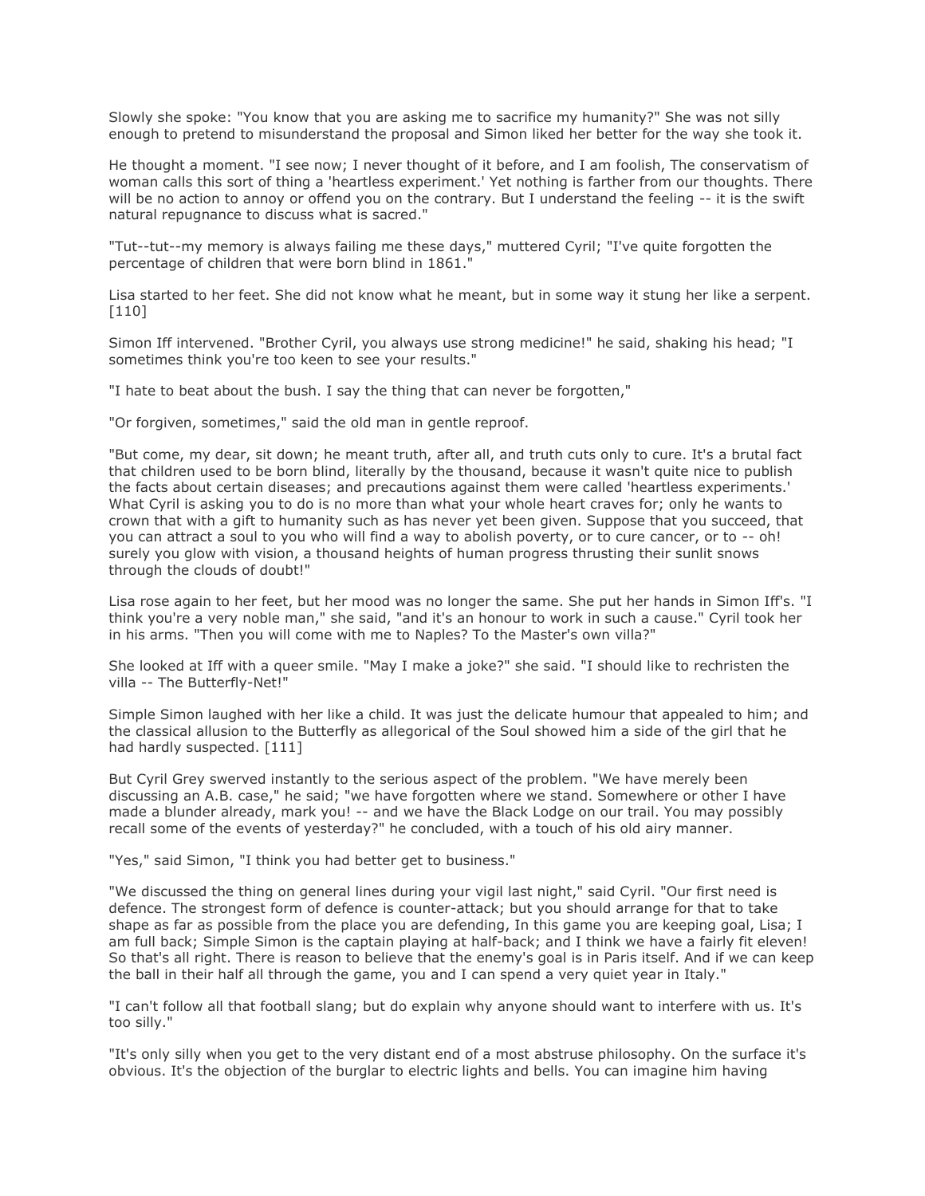Slowly she spoke: "You know that you are asking me to sacrifice my humanity?" She was not silly enough to pretend to misunderstand the proposal and Simon liked her better for the way she took it.

He thought a moment. "I see now; I never thought of it before, and I am foolish, The conservatism of woman calls this sort of thing a 'heartless experiment.' Yet nothing is farther from our thoughts. There will be no action to annoy or offend you on the contrary. But I understand the feeling -- it is the swift natural repugnance to discuss what is sacred."

"Tut--tut--my memory is always failing me these days," muttered Cyril; "I've quite forgotten the percentage of children that were born blind in 1861."

Lisa started to her feet. She did not know what he meant, but in some way it stung her like a serpent. [110]

Simon Iff intervened. "Brother Cyril, you always use strong medicine!" he said, shaking his head; "I sometimes think you're too keen to see your results."

"I hate to beat about the bush. I say the thing that can never be forgotten,"

"Or forgiven, sometimes," said the old man in gentle reproof.

"But come, my dear, sit down; he meant truth, after all, and truth cuts only to cure. It's a brutal fact that children used to be born blind, literally by the thousand, because it wasn't quite nice to publish the facts about certain diseases; and precautions against them were called 'heartless experiments.' What Cyril is asking you to do is no more than what your whole heart craves for; only he wants to crown that with a gift to humanity such as has never yet been given. Suppose that you succeed, that you can attract a soul to you who will find a way to abolish poverty, or to cure cancer, or to -- oh! surely you glow with vision, a thousand heights of human progress thrusting their sunlit snows through the clouds of doubt!"

Lisa rose again to her feet, but her mood was no longer the same. She put her hands in Simon Iff's. "I think you're a very noble man," she said, "and it's an honour to work in such a cause." Cyril took her in his arms. "Then you will come with me to Naples? To the Master's own villa?"

She looked at Iff with a queer smile. "May I make a joke?" she said. "I should like to rechristen the villa -- The Butterfly-Net!"

Simple Simon laughed with her like a child. It was just the delicate humour that appealed to him; and the classical allusion to the Butterfly as allegorical of the Soul showed him a side of the girl that he had hardly suspected. [111]

But Cyril Grey swerved instantly to the serious aspect of the problem. "We have merely been discussing an A.B. case," he said; "we have forgotten where we stand. Somewhere or other I have made a blunder already, mark you! -- and we have the Black Lodge on our trail. You may possibly recall some of the events of yesterday?" he concluded, with a touch of his old airy manner.

"Yes," said Simon, "I think you had better get to business."

"We discussed the thing on general lines during your vigil last night," said Cyril. "Our first need is defence. The strongest form of defence is counter-attack; but you should arrange for that to take shape as far as possible from the place you are defending, In this game you are keeping goal, Lisa; I am full back; Simple Simon is the captain playing at half-back; and I think we have a fairly fit eleven! So that's all right. There is reason to believe that the enemy's goal is in Paris itself. And if we can keep the ball in their half all through the game, you and I can spend a very quiet year in Italy."

"I can't follow all that football slang; but do explain why anyone should want to interfere with us. It's too silly."

"It's only silly when you get to the very distant end of a most abstruse philosophy. On the surface it's obvious. It's the objection of the burglar to electric lights and bells. You can imagine him having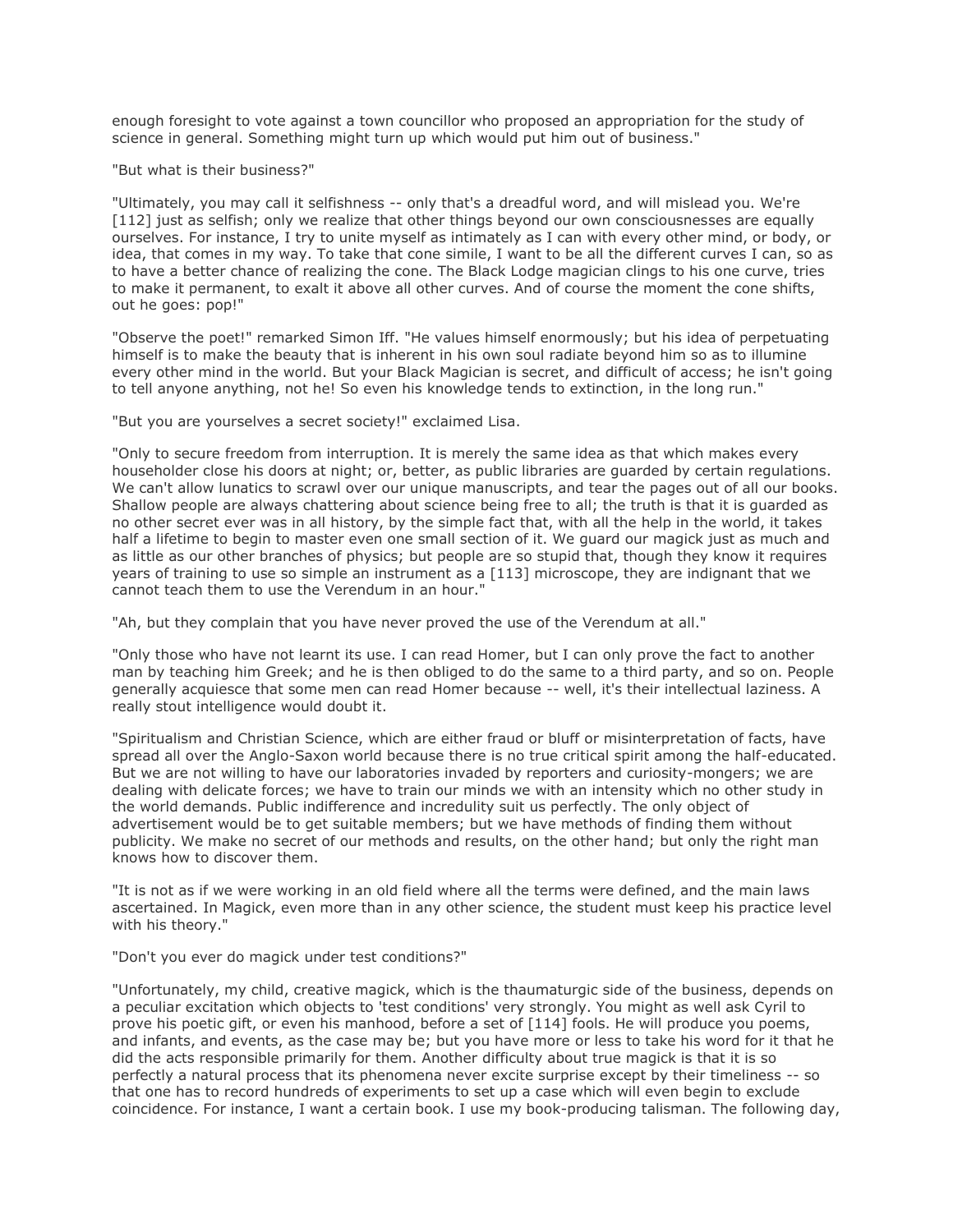enough foresight to vote against a town councillor who proposed an appropriation for the study of science in general. Something might turn up which would put him out of business."

"But what is their business?"

"Ultimately, you may call it selfishness -- only that's a dreadful word, and will mislead you. We're [112] just as selfish; only we realize that other things beyond our own consciousnesses are equally ourselves. For instance, I try to unite myself as intimately as I can with every other mind, or body, or idea, that comes in my way. To take that cone simile, I want to be all the different curves I can, so as to have a better chance of realizing the cone. The Black Lodge magician clings to his one curve, tries to make it permanent, to exalt it above all other curves. And of course the moment the cone shifts, out he goes: pop!"

"Observe the poet!" remarked Simon Iff. "He values himself enormously; but his idea of perpetuating himself is to make the beauty that is inherent in his own soul radiate beyond him so as to illumine every other mind in the world. But your Black Magician is secret, and difficult of access; he isn't going to tell anyone anything, not he! So even his knowledge tends to extinction, in the long run."

"But you are yourselves a secret society!" exclaimed Lisa.

"Only to secure freedom from interruption. It is merely the same idea as that which makes every householder close his doors at night; or, better, as public libraries are guarded by certain regulations. We can't allow lunatics to scrawl over our unique manuscripts, and tear the pages out of all our books. Shallow people are always chattering about science being free to all; the truth is that it is guarded as no other secret ever was in all history, by the simple fact that, with all the help in the world, it takes half a lifetime to begin to master even one small section of it. We guard our magick just as much and as little as our other branches of physics; but people are so stupid that, though they know it requires years of training to use so simple an instrument as a [113] microscope, they are indignant that we cannot teach them to use the Verendum in an hour."

"Ah, but they complain that you have never proved the use of the Verendum at all."

"Only those who have not learnt its use. I can read Homer, but I can only prove the fact to another man by teaching him Greek; and he is then obliged to do the same to a third party, and so on. People generally acquiesce that some men can read Homer because -- well, it's their intellectual laziness. A really stout intelligence would doubt it.

"Spiritualism and Christian Science, which are either fraud or bluff or misinterpretation of facts, have spread all over the Anglo-Saxon world because there is no true critical spirit among the half-educated. But we are not willing to have our laboratories invaded by reporters and curiosity-mongers; we are dealing with delicate forces; we have to train our minds we with an intensity which no other study in the world demands. Public indifference and incredulity suit us perfectly. The only object of advertisement would be to get suitable members; but we have methods of finding them without publicity. We make no secret of our methods and results, on the other hand; but only the right man knows how to discover them.

"It is not as if we were working in an old field where all the terms were defined, and the main laws ascertained. In Magick, even more than in any other science, the student must keep his practice level with his theory."

"Don't you ever do magick under test conditions?"

"Unfortunately, my child, creative magick, which is the thaumaturgic side of the business, depends on a peculiar excitation which objects to 'test conditions' very strongly. You might as well ask Cyril to prove his poetic gift, or even his manhood, before a set of [114] fools. He will produce you poems, and infants, and events, as the case may be; but you have more or less to take his word for it that he did the acts responsible primarily for them. Another difficulty about true magick is that it is so perfectly a natural process that its phenomena never excite surprise except by their timeliness -- so that one has to record hundreds of experiments to set up a case which will even begin to exclude coincidence. For instance, I want a certain book. I use my book-producing talisman. The following day,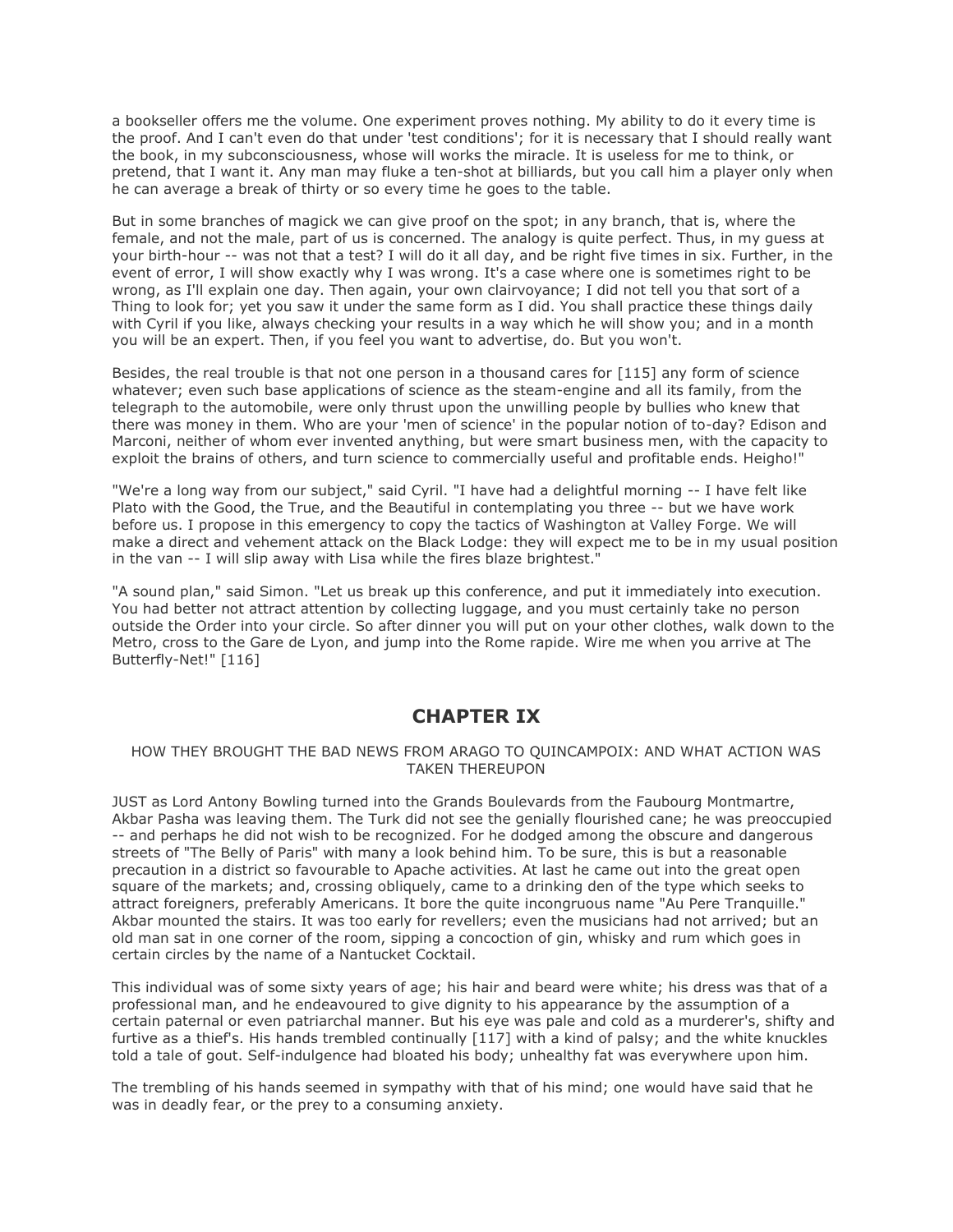a bookseller offers me the volume. One experiment proves nothing. My ability to do it every time is the proof. And I can't even do that under 'test conditions'; for it is necessary that I should really want the book, in my subconsciousness, whose will works the miracle. It is useless for me to think, or pretend, that I want it. Any man may fluke a ten-shot at billiards, but you call him a player only when he can average a break of thirty or so every time he goes to the table.

But in some branches of magick we can give proof on the spot; in any branch, that is, where the female, and not the male, part of us is concerned. The analogy is quite perfect. Thus, in my guess at your birth-hour -- was not that a test? I will do it all day, and be right five times in six. Further, in the event of error, I will show exactly why I was wrong. It's a case where one is sometimes right to be wrong, as I'll explain one day. Then again, your own clairvoyance; I did not tell you that sort of a Thing to look for; yet you saw it under the same form as I did. You shall practice these things daily with Cyril if you like, always checking your results in a way which he will show you; and in a month you will be an expert. Then, if you feel you want to advertise, do. But you won't.

Besides, the real trouble is that not one person in a thousand cares for [115] any form of science whatever; even such base applications of science as the steam-engine and all its family, from the telegraph to the automobile, were only thrust upon the unwilling people by bullies who knew that there was money in them. Who are your 'men of science' in the popular notion of to-day? Edison and Marconi, neither of whom ever invented anything, but were smart business men, with the capacity to exploit the brains of others, and turn science to commercially useful and profitable ends. Heigho!"

"We're a long way from our subject," said Cyril. "I have had a delightful morning -- I have felt like Plato with the Good, the True, and the Beautiful in contemplating you three -- but we have work before us. I propose in this emergency to copy the tactics of Washington at Valley Forge. We will make a direct and vehement attack on the Black Lodge: they will expect me to be in my usual position in the van -- I will slip away with Lisa while the fires blaze brightest."

"A sound plan," said Simon. "Let us break up this conference, and put it immediately into execution. You had better not attract attention by collecting luggage, and you must certainly take no person outside the Order into your circle. So after dinner you will put on your other clothes, walk down to the Metro, cross to the Gare de Lyon, and jump into the Rome rapide. Wire me when you arrive at The Butterfly-Net!" [116]

## CHAPTER IX

HOW THEY BROUGHT THE BAD NEWS FROM ARAGO TO QUINCAMPOIX: AND WHAT ACTION WAS TAKEN THEREUPON

JUST as Lord Antony Bowling turned into the Grands Boulevards from the Faubourg Montmartre, Akbar Pasha was leaving them. The Turk did not see the genially flourished cane; he was preoccupied -- and perhaps he did not wish to be recognized. For he dodged among the obscure and dangerous streets of "The Belly of Paris" with many a look behind him. To be sure, this is but a reasonable precaution in a district so favourable to Apache activities. At last he came out into the great open square of the markets; and, crossing obliquely, came to a drinking den of the type which seeks to attract foreigners, preferably Americans. It bore the quite incongruous name "Au Pere Tranquille." Akbar mounted the stairs. It was too early for revellers; even the musicians had not arrived; but an old man sat in one corner of the room, sipping a concoction of gin, whisky and rum which goes in certain circles by the name of a Nantucket Cocktail.

This individual was of some sixty years of age; his hair and beard were white; his dress was that of a professional man, and he endeavoured to give dignity to his appearance by the assumption of a certain paternal or even patriarchal manner. But his eye was pale and cold as a murderer's, shifty and furtive as a thief's. His hands trembled continually [117] with a kind of palsy; and the white knuckles told a tale of gout. Self-indulgence had bloated his body; unhealthy fat was everywhere upon him.

The trembling of his hands seemed in sympathy with that of his mind; one would have said that he was in deadly fear, or the prey to a consuming anxiety.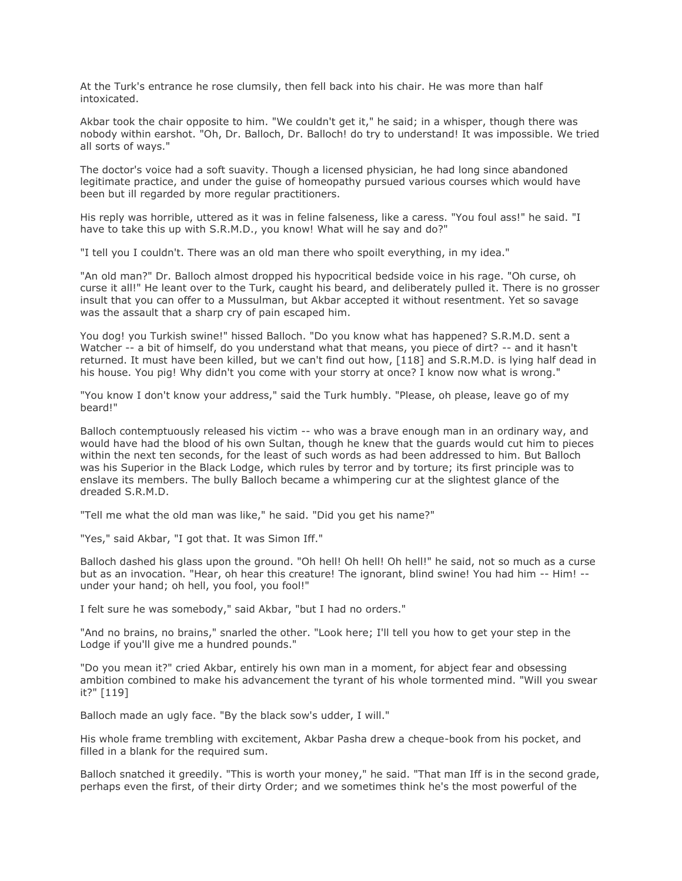At the Turk's entrance he rose clumsily, then fell back into his chair. He was more than half intoxicated.

Akbar took the chair opposite to him. "We couldn't get it," he said; in a whisper, though there was nobody within earshot. "Oh, Dr. Balloch, Dr. Balloch! do try to understand! It was impossible. We tried all sorts of ways."

The doctor's voice had a soft suavity. Though a licensed physician, he had long since abandoned legitimate practice, and under the guise of homeopathy pursued various courses which would have been but ill regarded by more regular practitioners.

His reply was horrible, uttered as it was in feline falseness, like a caress. "You foul ass!" he said. "I have to take this up with S.R.M.D., you know! What will he say and do?"

"I tell you I couldn't. There was an old man there who spoilt everything, in my idea."

"An old man?" Dr. Balloch almost dropped his hypocritical bedside voice in his rage. "Oh curse, oh curse it all!" He leant over to the Turk, caught his beard, and deliberately pulled it. There is no grosser insult that you can offer to a Mussulman, but Akbar accepted it without resentment. Yet so savage was the assault that a sharp cry of pain escaped him.

You dog! you Turkish swine!" hissed Balloch. "Do you know what has happened? S.R.M.D. sent a Watcher -- a bit of himself, do you understand what that means, you piece of dirt? -- and it hasn't returned. It must have been killed, but we can't find out how, [118] and S.R.M.D. is lying half dead in his house. You pig! Why didn't you come with your storry at once? I know now what is wrong."

"You know I don't know your address," said the Turk humbly. "Please, oh please, leave go of my beard!"

Balloch contemptuously released his victim -- who was a brave enough man in an ordinary way, and would have had the blood of his own Sultan, though he knew that the guards would cut him to pieces within the next ten seconds, for the least of such words as had been addressed to him. But Balloch was his Superior in the Black Lodge, which rules by terror and by torture; its first principle was to enslave its members. The bully Balloch became a whimpering cur at the slightest glance of the dreaded S.R.M.D.

"Tell me what the old man was like," he said. "Did you get his name?"

"Yes," said Akbar, "I got that. It was Simon Iff."

Balloch dashed his glass upon the ground. "Oh hell! Oh hell! Oh hell!" he said, not so much as a curse but as an invocation. "Hear, oh hear this creature! The ignorant, blind swine! You had him -- Him! -- under your hand; oh hell, you fool, you fool!"

I felt sure he was somebody," said Akbar, "but I had no orders."

"And no brains, no brains," snarled the other. "Look here; I'll tell you how to get your step in the Lodge if you'll give me a hundred pounds."

"Do you mean it?" cried Akbar, entirely his own man in a moment, for abject fear and obsessing ambition combined to make his advancement the tyrant of his whole tormented mind. "Will you swear it?" [119]

Balloch made an ugly face. "By the black sow's udder, I will."

His whole frame trembling with excitement, Akbar Pasha drew a cheque-book from his pocket, and filled in a blank for the required sum.

Balloch snatched it greedily. "This is worth your money," he said. "That man Iff is in the second grade, perhaps even the first, of their dirty Order; and we sometimes think he's the most powerful of the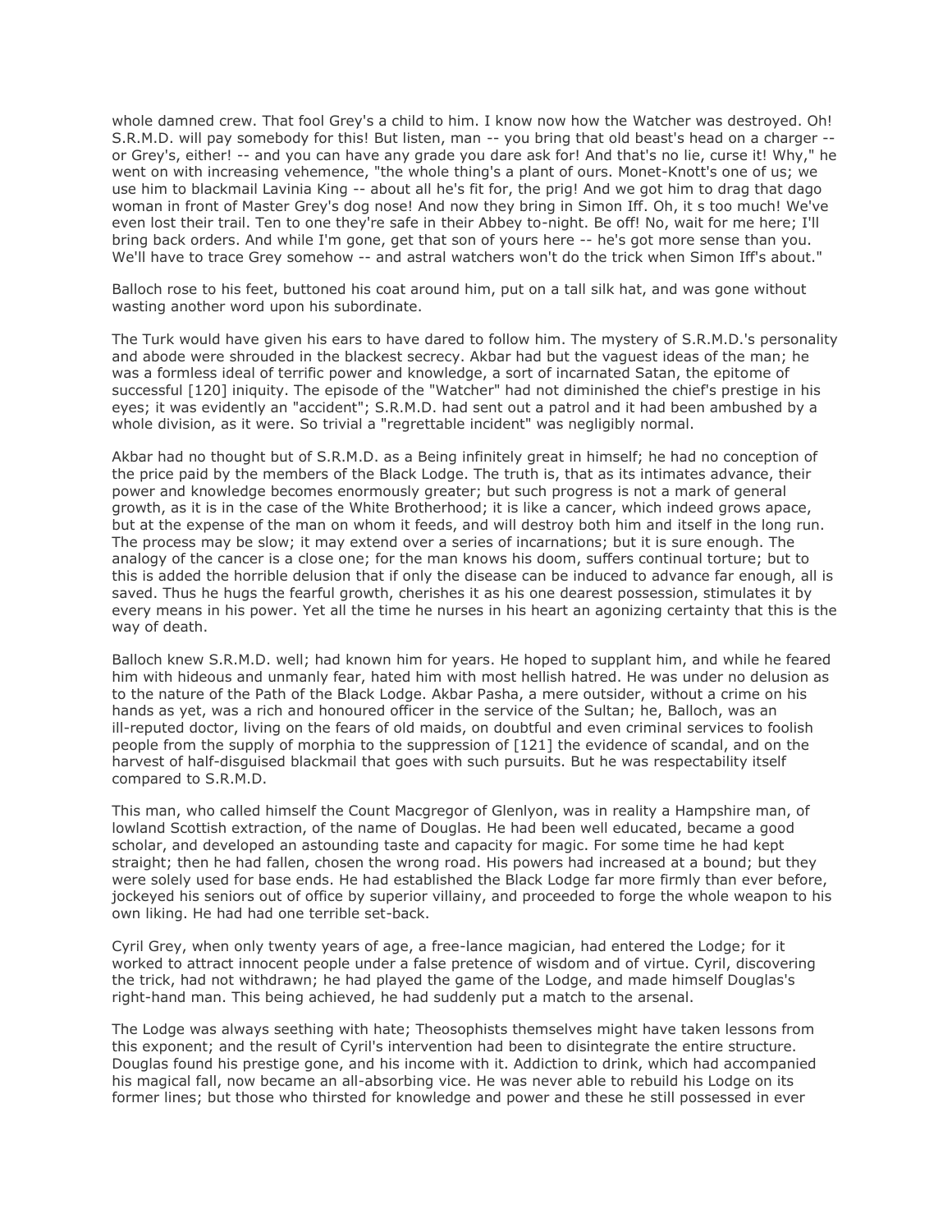whole damned crew. That fool Grey's a child to him. I know now how the Watcher was destroyed. Oh! S.R.M.D. will pay somebody for this! But listen, man -- you bring that old beast's head on a charger -- or Grey's, either! -- and you can have any grade you dare ask for! And that's no lie, curse it! Why," he went on with increasing vehemence, "the whole thing's a plant of ours. Monet-Knott's one of us; we use him to blackmail Lavinia King -- about all he's fit for, the prig! And we got him to drag that dago woman in front of Master Grey's dog nose! And now they bring in Simon Iff. Oh, it s too much! We've even lost their trail. Ten to one they're safe in their Abbey to-night. Be off! No, wait for me here; I'll bring back orders. And while I'm gone, get that son of yours here -- he's got more sense than you. We'll have to trace Grey somehow -- and astral watchers won't do the trick when Simon Iff's about."

Balloch rose to his feet, buttoned his coat around him, put on a tall silk hat, and was gone without wasting another word upon his subordinate.

The Turk would have given his ears to have dared to follow him. The mystery of S.R.M.D.'s personality and abode were shrouded in the blackest secrecy. Akbar had but the vaguest ideas of the man; he was a formless ideal of terrific power and knowledge, a sort of incarnated Satan, the epitome of successful [120] iniquity. The episode of the "Watcher" had not diminished the chief's prestige in his eyes; it was evidently an "accident"; S.R.M.D. had sent out a patrol and it had been ambushed by a whole division, as it were. So trivial a "regrettable incident" was negligibly normal.

Akbar had no thought but of S.R.M.D. as a Being infinitely great in himself; he had no conception of the price paid by the members of the Black Lodge. The truth is, that as its intimates advance, their power and knowledge becomes enormously greater; but such progress is not a mark of general growth, as it is in the case of the White Brotherhood; it is like a cancer, which indeed grows apace, but at the expense of the man on whom it feeds, and will destroy both him and itself in the long run. The process may be slow; it may extend over a series of incarnations; but it is sure enough. The analogy of the cancer is a close one; for the man knows his doom, suffers continual torture; but to this is added the horrible delusion that if only the disease can be induced to advance far enough, all is saved. Thus he hugs the fearful growth, cherishes it as his one dearest possession, stimulates it by every means in his power. Yet all the time he nurses in his heart an agonizing certainty that this is the way of death.

Balloch knew S.R.M.D. well; had known him for years. He hoped to supplant him, and while he feared him with hideous and unmanly fear, hated him with most hellish hatred. He was under no delusion as to the nature of the Path of the Black Lodge. Akbar Pasha, a mere outsider, without a crime on his hands as yet, was a rich and honoured officer in the service of the Sultan; he, Balloch, was an ill-reputed doctor, living on the fears of old maids, on doubtful and even criminal services to foolish people from the supply of morphia to the suppression of [121] the evidence of scandal, and on the harvest of half-disguised blackmail that goes with such pursuits. But he was respectability itself compared to S.R.M.D.

This man, who called himself the Count Macgregor of Glenlyon, was in reality a Hampshire man, of lowland Scottish extraction, of the name of Douglas. He had been well educated, became a good scholar, and developed an astounding taste and capacity for magic. For some time he had kept straight; then he had fallen, chosen the wrong road. His powers had increased at a bound; but they were solely used for base ends. He had established the Black Lodge far more firmly than ever before, jockeyed his seniors out of office by superior villainy, and proceeded to forge the whole weapon to his own liking. He had had one terrible set-back.

Cyril Grey, when only twenty years of age, a free-lance magician, had entered the Lodge; for it worked to attract innocent people under a false pretence of wisdom and of virtue. Cyril, discovering the trick, had not withdrawn; he had played the game of the Lodge, and made himself Douglas's right-hand man. This being achieved, he had suddenly put a match to the arsenal.

The Lodge was always seething with hate; Theosophists themselves might have taken lessons from this exponent; and the result of Cyril's intervention had been to disintegrate the entire structure. Douglas found his prestige gone, and his income with it. Addiction to drink, which had accompanied his magical fall, now became an all-absorbing vice. He was never able to rebuild his Lodge on its former lines; but those who thirsted for knowledge and power and these he still possessed in ever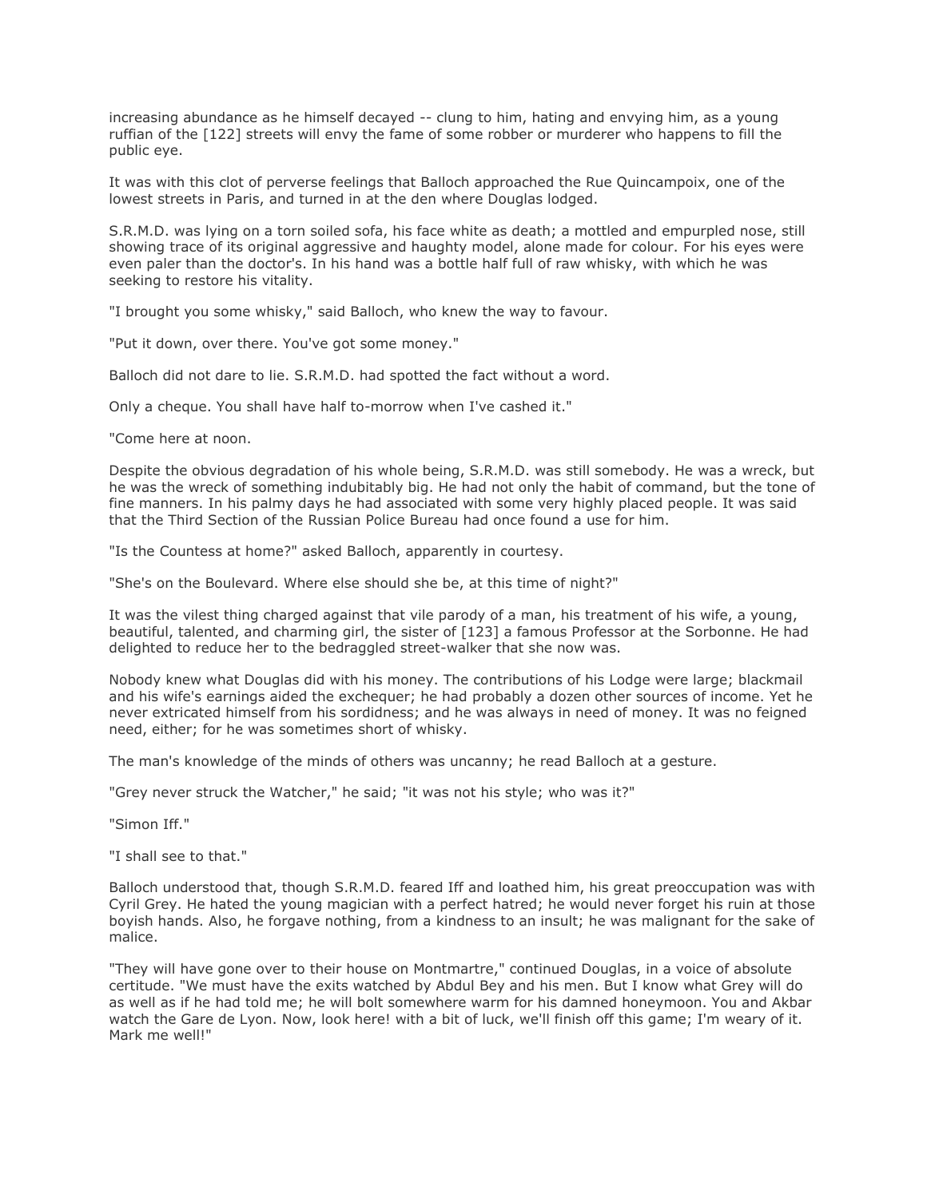increasing abundance as he himself decayed -- clung to him, hating and envying him, as a young ruffian of the [122] streets will envy the fame of some robber or murderer who happens to fill the public eye.

It was with this clot of perverse feelings that Balloch approached the Rue Quincampoix, one of the lowest streets in Paris, and turned in at the den where Douglas lodged.

S.R.M.D. was lying on a torn soiled sofa, his face white as death; a mottled and empurpled nose, still showing trace of its original aggressive and haughty model, alone made for colour. For his eyes were even paler than the doctor's. In his hand was a bottle half full of raw whisky, with which he was seeking to restore his vitality.

"I brought you some whisky," said Balloch, who knew the way to favour.

"Put it down, over there. You've got some money."

Balloch did not dare to lie. S.R.M.D. had spotted the fact without a word.

Only a cheque. You shall have half to-morrow when I've cashed it."

"Come here at noon.

Despite the obvious degradation of his whole being, S.R.M.D. was still somebody. He was a wreck, but he was the wreck of something indubitably big. He had not only the habit of command, but the tone of fine manners. In his palmy days he had associated with some very highly placed people. It was said that the Third Section of the Russian Police Bureau had once found a use for him.

"Is the Countess at home?" asked Balloch, apparently in courtesy.

"She's on the Boulevard. Where else should she be, at this time of night?"

It was the vilest thing charged against that vile parody of a man, his treatment of his wife, a young, beautiful, talented, and charming girl, the sister of [123] a famous Professor at the Sorbonne. He had delighted to reduce her to the bedraggled street-walker that she now was.

Nobody knew what Douglas did with his money. The contributions of his Lodge were large; blackmail and his wife's earnings aided the exchequer; he had probably a dozen other sources of income. Yet he never extricated himself from his sordidness; and he was always in need of money. It was no feigned need, either; for he was sometimes short of whisky.

The man's knowledge of the minds of others was uncanny; he read Balloch at a gesture.

"Grey never struck the Watcher," he said; "it was not his style; who was it?"

"Simon Iff."

"I shall see to that."

Balloch understood that, though S.R.M.D. feared Iff and loathed him, his great preoccupation was with Cyril Grey. He hated the young magician with a perfect hatred; he would never forget his ruin at those boyish hands. Also, he forgave nothing, from a kindness to an insult; he was malignant for the sake of malice.

"They will have gone over to their house on Montmartre," continued Douglas, in a voice of absolute certitude. "We must have the exits watched by Abdul Bey and his men. But I know what Grey will do as well as if he had told me; he will bolt somewhere warm for his damned honeymoon. You and Akbar watch the Gare de Lyon. Now, look here! with a bit of luck, we'll finish off this game; I'm weary of it. Mark me well!"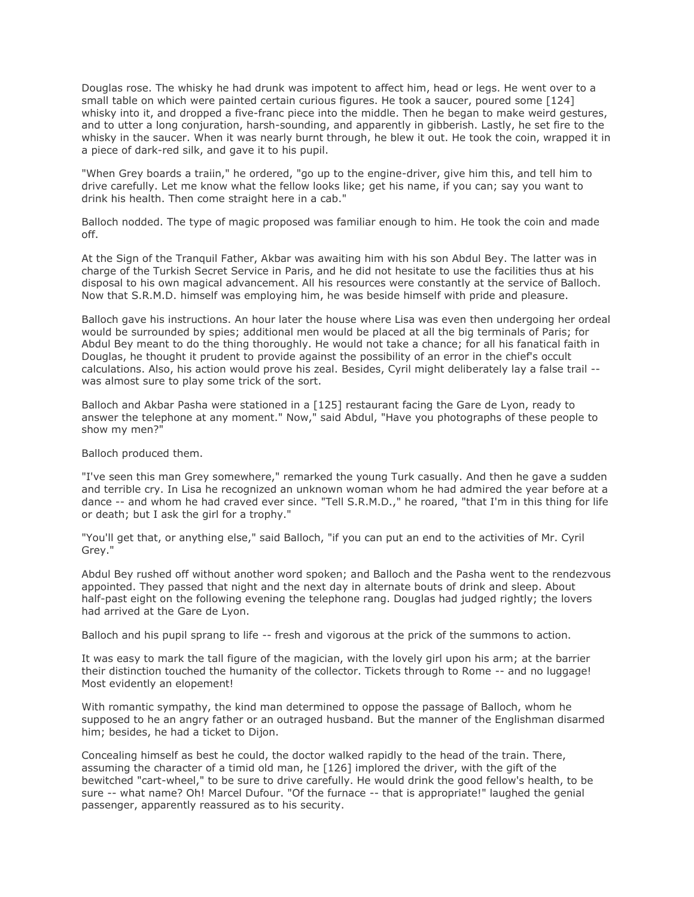Douglas rose. The whisky he had drunk was impotent to affect him, head or legs. He went over to a small table on which were painted certain curious figures. He took a saucer, poured some [124] whisky into it, and dropped a five-franc piece into the middle. Then he began to make weird gestures, and to utter a long conjuration, harsh-sounding, and apparently in gibberish. Lastly, he set fire to the whisky in the saucer. When it was nearly burnt through, he blew it out. He took the coin, wrapped it in a piece of dark-red silk, and gave it to his pupil.

"When Grey boards a traiin," he ordered, "go up to the engine-driver, give him this, and tell him to drive carefully. Let me know what the fellow looks like; get his name, if you can; say you want to drink his health. Then come straight here in a cab."

Balloch nodded. The type of magic proposed was familiar enough to him. He took the coin and made off.

At the Sign of the Tranquil Father, Akbar was awaiting him with his son Abdul Bey. The latter was in charge of the Turkish Secret Service in Paris, and he did not hesitate to use the facilities thus at his disposal to his own magical advancement. All his resources were constantly at the service of Balloch. Now that S.R.M.D. himself was employing him, he was beside himself with pride and pleasure.

Balloch gave his instructions. An hour later the house where Lisa was even then undergoing her ordeal would be surrounded by spies; additional men would be placed at all the big terminals of Paris; for Abdul Bey meant to do the thing thoroughly. He would not take a chance; for all his fanatical faith in Douglas, he thought it prudent to provide against the possibility of an error in the chief's occult calculations. Also, his action would prove his zeal. Besides, Cyril might deliberately lay a false trail -- was almost sure to play some trick of the sort.

Balloch and Akbar Pasha were stationed in a [125] restaurant facing the Gare de Lyon, ready to answer the telephone at any moment." Now," said Abdul, "Have you photographs of these people to show my men?"

Balloch produced them.

"I've seen this man Grey somewhere," remarked the young Turk casually. And then he gave a sudden and terrible cry. In Lisa he recognized an unknown woman whom he had admired the year before at a dance -- and whom he had craved ever since. "Tell S.R.M.D.," he roared, "that I'm in this thing for life or death; but I ask the girl for a trophy."

"You'll get that, or anything else," said Balloch, "if you can put an end to the activities of Mr. Cyril Grey."

Abdul Bey rushed off without another word spoken; and Balloch and the Pasha went to the rendezvous appointed. They passed that night and the next day in alternate bouts of drink and sleep. About half-past eight on the following evening the telephone rang. Douglas had judged rightly; the lovers had arrived at the Gare de Lyon.

Balloch and his pupil sprang to life -- fresh and vigorous at the prick of the summons to action.

It was easy to mark the tall figure of the magician, with the lovely girl upon his arm; at the barrier their distinction touched the humanity of the collector. Tickets through to Rome -- and no luggage! Most evidently an elopement!

With romantic sympathy, the kind man determined to oppose the passage of Balloch, whom he supposed to he an angry father or an outraged husband. But the manner of the Englishman disarmed him; besides, he had a ticket to Dijon.

Concealing himself as best he could, the doctor walked rapidly to the head of the train. There, assuming the character of a timid old man, he [126] implored the driver, with the gift of the bewitched "cart-wheel," to be sure to drive carefully. He would drink the good fellow's health, to be sure -- what name? Oh! Marcel Dufour. "Of the furnace -- that is appropriate!" laughed the genial passenger, apparently reassured as to his security.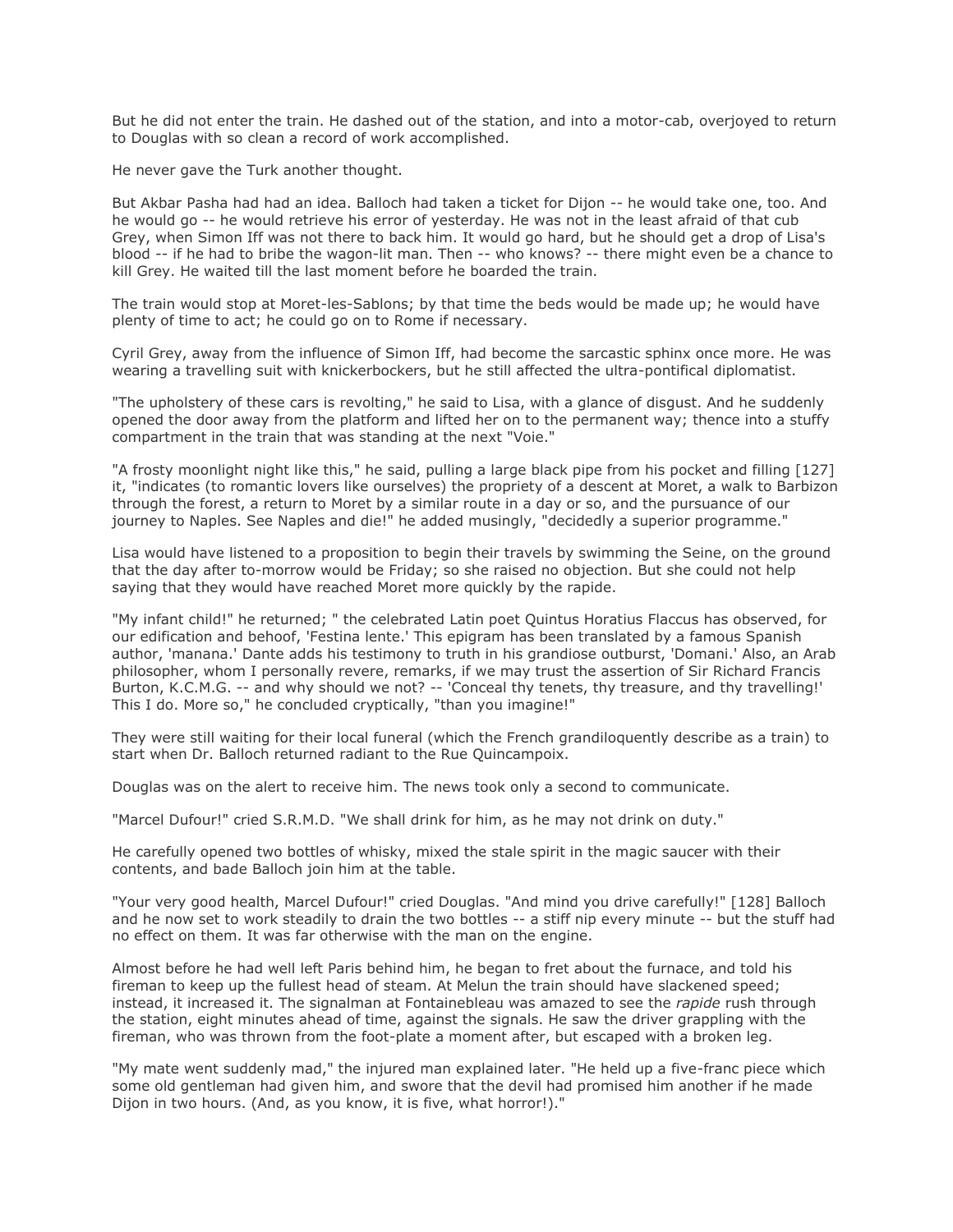But he did not enter the train. He dashed out of the station, and into a motor-cab, overjoyed to return to Douglas with so clean a record of work accomplished.

He never gave the Turk another thought.

But Akbar Pasha had had an idea. Balloch had taken a ticket for Dijon -- he would take one, too. And he would go -- he would retrieve his error of yesterday. He was not in the least afraid of that cub Grey, when Simon Iff was not there to back him. It would go hard, but he should get a drop of Lisa's blood -- if he had to bribe the wagon-lit man. Then -- who knows? -- there might even be a chance to kill Grey. He waited till the last moment before he boarded the train.

The train would stop at Moret-les-Sablons; by that time the beds would be made up; he would have plenty of time to act; he could go on to Rome if necessary.

Cyril Grey, away from the influence of Simon Iff, had become the sarcastic sphinx once more. He was wearing a travelling suit with knickerbockers, but he still affected the ultra-pontifical diplomatist.

"The upholstery of these cars is revolting," he said to Lisa, with a glance of disgust. And he suddenly opened the door away from the platform and lifted her on to the permanent way; thence into a stuffy compartment in the train that was standing at the next "Voie."

"A frosty moonlight night like this," he said, pulling a large black pipe from his pocket and filling [127] it, "indicates (to romantic lovers like ourselves) the propriety of a descent at Moret, a walk to Barbizon through the forest, a return to Moret by a similar route in a day or so, and the pursuance of our journey to Naples. See Naples and die!" he added musingly, "decidedly a superior programme."

Lisa would have listened to a proposition to begin their travels by swimming the Seine, on the ground that the day after to-morrow would be Friday; so she raised no objection. But she could not help saying that they would have reached Moret more quickly by the rapide.

"My infant child!" he returned; " the celebrated Latin poet Quintus Horatius Flaccus has observed, for our edification and behoof, 'Festina lente.' This epigram has been translated by a famous Spanish author, 'manana.' Dante adds his testimony to truth in his grandiose outburst, 'Domani.' Also, an Arab philosopher, whom I personally revere, remarks, if we may trust the assertion of Sir Richard Francis Burton, K.C.M.G. -- and why should we not? -- 'Conceal thy tenets, thy treasure, and thy travelling!' This I do. More so," he concluded cryptically, "than you imagine!"

They were still waiting for their local funeral (which the French grandiloquently describe as a train) to start when Dr. Balloch returned radiant to the Rue Quincampoix.

Douglas was on the alert to receive him. The news took only a second to communicate.

"Marcel Dufour!" cried S.R.M.D. "We shall drink for him, as he may not drink on duty."

He carefully opened two bottles of whisky, mixed the stale spirit in the magic saucer with their contents, and bade Balloch join him at the table.

"Your very good health, Marcel Dufour!" cried Douglas. "And mind you drive carefully!" [128] Balloch and he now set to work steadily to drain the two bottles -- a stiff nip every minute -- but the stuff had no effect on them. It was far otherwise with the man on the engine.

Almost before he had well left Paris behind him, he began to fret about the furnace, and told his fireman to keep up the fullest head of steam. At Melun the train should have slackened speed; instead, it increased it. The signalman at Fontainebleau was amazed to see the *rapide* rush through the station, eight minutes ahead of time, against the signals. He saw the driver grappling with the fireman, who was thrown from the foot-plate a moment after, but escaped with a broken leg.

"My mate went suddenly mad," the injured man explained later. "He held up a five-franc piece which some old gentleman had given him, and swore that the devil had promised him another if he made Dijon in two hours. (And, as you know, it is five, what horror!)."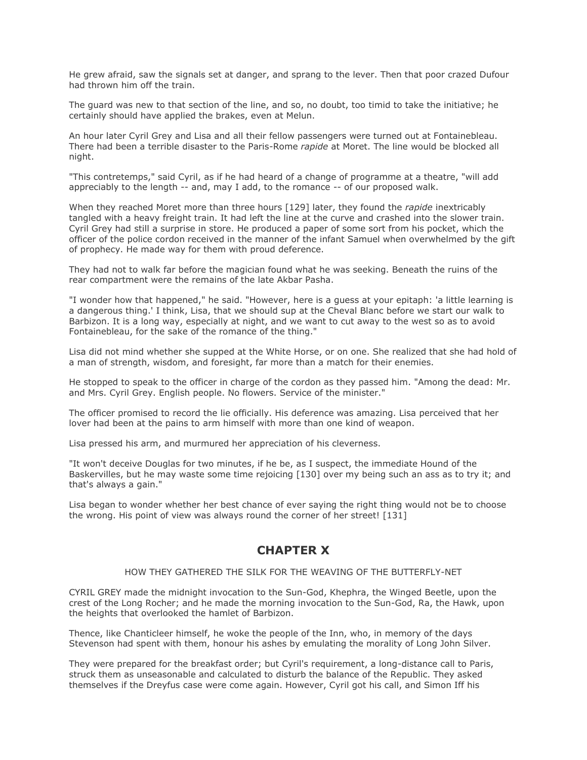He grew afraid, saw the signals set at danger, and sprang to the lever. Then that poor crazed Dufour had thrown him off the train.

The guard was new to that section of the line, and so, no doubt, too timid to take the initiative; he certainly should have applied the brakes, even at Melun.

An hour later Cyril Grey and Lisa and all their fellow passengers were turned out at Fontainebleau. There had been a terrible disaster to the Paris-Rome *rapide* at Moret. The line would be blocked all night.

"This contretemps," said Cyril, as if he had heard of a change of programme at a theatre, "will add appreciably to the length -- and, may I add, to the romance -- of our proposed walk.

When they reached Moret more than three hours [129] later, they found the *rapide* inextricably tangled with a heavy freight train. It had left the line at the curve and crashed into the slower train. Cyril Grey had still a surprise in store. He produced a paper of some sort from his pocket, which the officer of the police cordon received in the manner of the infant Samuel when overwhelmed by the gift of prophecy. He made way for them with proud deference.

They had not to walk far before the magician found what he was seeking. Beneath the ruins of the rear compartment were the remains of the late Akbar Pasha.

"I wonder how that happened," he said. "However, here is a guess at your epitaph: 'a little learning is a dangerous thing.' I think, Lisa, that we should sup at the Cheval Blanc before we start our walk to Barbizon. It is a long way, especially at night, and we want to cut away to the west so as to avoid Fontainebleau, for the sake of the romance of the thing."

Lisa did not mind whether she supped at the White Horse, or on one. She realized that she had hold of a man of strength, wisdom, and foresight, far more than a match for their enemies.

He stopped to speak to the officer in charge of the cordon as they passed him. "Among the dead: Mr. and Mrs. Cyril Grey. English people. No flowers. Service of the minister."

The officer promised to record the lie officially. His deference was amazing. Lisa perceived that her lover had been at the pains to arm himself with more than one kind of weapon.

Lisa pressed his arm, and murmured her appreciation of his cleverness.

"It won't deceive Douglas for two minutes, if he be, as I suspect, the immediate Hound of the Baskervilles, but he may waste some time rejoicing [130] over my being such an ass as to try it; and that's always a gain."

Lisa began to wonder whether her best chance of ever saying the right thing would not be to choose the wrong. His point of view was always round the corner of her street! [131]

## CHAPTER X

HOW THEY GATHERED THE SILK FOR THE WEAVING OF THE BUTTERFLY-NET

CYRIL GREY made the midnight invocation to the Sun-God, Khephra, the Winged Beetle, upon the crest of the Long Rocher; and he made the morning invocation to the Sun-God, Ra, the Hawk, upon the heights that overlooked the hamlet of Barbizon.

Thence, like Chanticleer himself, he woke the people of the Inn, who, in memory of the days Stevenson had spent with them, honour his ashes by emulating the morality of Long John Silver.

They were prepared for the breakfast order; but Cyril's requirement, a long-distance call to Paris, struck them as unseasonable and calculated to disturb the balance of the Republic. They asked themselves if the Dreyfus case were come again. However, Cyril got his call, and Simon Iff his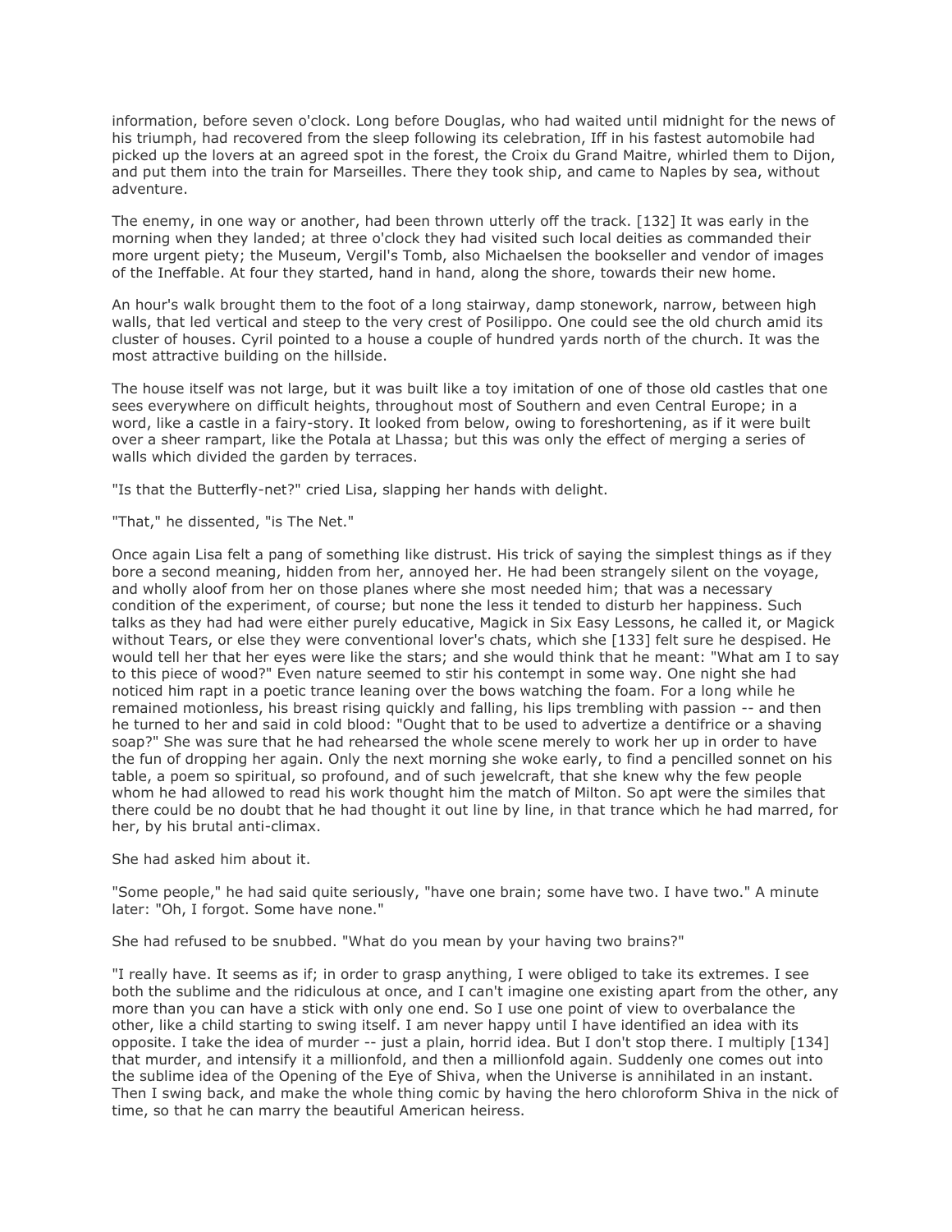information, before seven o'clock. Long before Douglas, who had waited until midnight for the news of his triumph, had recovered from the sleep following its celebration, Iff in his fastest automobile had picked up the lovers at an agreed spot in the forest, the Croix du Grand Maitre, whirled them to Dijon, and put them into the train for Marseilles. There they took ship, and came to Naples by sea, without adventure.

The enemy, in one way or another, had been thrown utterly off the track. [132] It was early in the morning when they landed; at three o'clock they had visited such local deities as commanded their more urgent piety; the Museum, Vergil's Tomb, also Michaelsen the bookseller and vendor of images of the Ineffable. At four they started, hand in hand, along the shore, towards their new home.

An hour's walk brought them to the foot of a long stairway, damp stonework, narrow, between high walls, that led vertical and steep to the very crest of Posilippo. One could see the old church amid its cluster of houses. Cyril pointed to a house a couple of hundred yards north of the church. It was the most attractive building on the hillside.

The house itself was not large, but it was built like a toy imitation of one of those old castles that one sees everywhere on difficult heights, throughout most of Southern and even Central Europe; in a word, like a castle in a fairy-story. It looked from below, owing to foreshortening, as if it were built over a sheer rampart, like the Potala at Lhassa; but this was only the effect of merging a series of walls which divided the garden by terraces.

"Is that the Butterfly-net?" cried Lisa, slapping her hands with delight.

"That," he dissented, "is The Net."

Once again Lisa felt a pang of something like distrust. His trick of saying the simplest things as if they bore a second meaning, hidden from her, annoyed her. He had been strangely silent on the voyage, and wholly aloof from her on those planes where she most needed him; that was a necessary condition of the experiment, of course; but none the less it tended to disturb her happiness. Such talks as they had had were either purely educative, Magick in Six Easy Lessons, he called it, or Magick without Tears, or else they were conventional lover's chats, which she [133] felt sure he despised. He would tell her that her eyes were like the stars; and she would think that he meant: "What am I to say to this piece of wood?" Even nature seemed to stir his contempt in some way. One night she had noticed him rapt in a poetic trance leaning over the bows watching the foam. For a long while he remained motionless, his breast rising quickly and falling, his lips trembling with passion -- and then he turned to her and said in cold blood: "Ought that to be used to advertize a dentifrice or a shaving soap?" She was sure that he had rehearsed the whole scene merely to work her up in order to have the fun of dropping her again. Only the next morning she woke early, to find a pencilled sonnet on his table, a poem so spiritual, so profound, and of such jewelcraft, that she knew why the few people whom he had allowed to read his work thought him the match of Milton. So apt were the similes that there could be no doubt that he had thought it out line by line, in that trance which he had marred, for her, by his brutal anti-climax.

She had asked him about it.

"Some people," he had said quite seriously, "have one brain; some have two. I have two." A minute later: "Oh, I forgot. Some have none."

She had refused to be snubbed. "What do you mean by your having two brains?"

"I really have. It seems as if; in order to grasp anything, I were obliged to take its extremes. I see both the sublime and the ridiculous at once, and I can't imagine one existing apart from the other, any more than you can have a stick with only one end. So I use one point of view to overbalance the other, like a child starting to swing itself. I am never happy until I have identified an idea with its opposite. I take the idea of murder -- just a plain, horrid idea. But I don't stop there. I multiply [134] that murder, and intensify it a millionfold, and then a millionfold again. Suddenly one comes out into the sublime idea of the Opening of the Eye of Shiva, when the Universe is annihilated in an instant. Then I swing back, and make the whole thing comic by having the hero chloroform Shiva in the nick of time, so that he can marry the beautiful American heiress.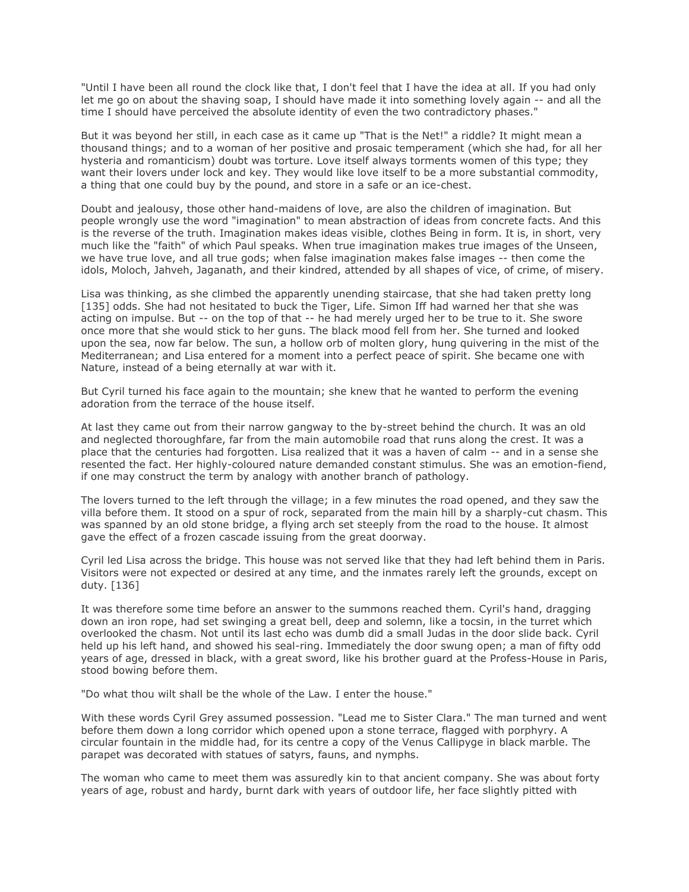"Until I have been all round the clock like that, I don't feel that I have the idea at all. If you had only let me go on about the shaving soap, I should have made it into something lovely again -- and all the time I should have perceived the absolute identity of even the two contradictory phases."

But it was beyond her still, in each case as it came up "That is the Net!" a riddle? It might mean a thousand things; and to a woman of her positive and prosaic temperament (which she had, for all her hysteria and romanticism) doubt was torture. Love itself always torments women of this type; they want their lovers under lock and key. They would like love itself to be a more substantial commodity, a thing that one could buy by the pound, and store in a safe or an ice-chest.

Doubt and jealousy, those other hand-maidens of love, are also the children of imagination. But people wrongly use the word "imagination" to mean abstraction of ideas from concrete facts. And this is the reverse of the truth. Imagination makes ideas visible, clothes Being in form. It is, in short, very much like the "faith" of which Paul speaks. When true imagination makes true images of the Unseen, we have true love, and all true gods; when false imagination makes false images -- then come the idols, Moloch, Jahveh, Jaganath, and their kindred, attended by all shapes of vice, of crime, of misery.

Lisa was thinking, as she climbed the apparently unending staircase, that she had taken pretty long [135] odds. She had not hesitated to buck the Tiger, Life. Simon Iff had warned her that she was acting on impulse. But -- on the top of that -- he had merely urged her to be true to it. She swore once more that she would stick to her guns. The black mood fell from her. She turned and looked upon the sea, now far below. The sun, a hollow orb of molten glory, hung quivering in the mist of the Mediterranean; and Lisa entered for a moment into a perfect peace of spirit. She became one with Nature, instead of a being eternally at war with it.

But Cyril turned his face again to the mountain; she knew that he wanted to perform the evening adoration from the terrace of the house itself.

At last they came out from their narrow gangway to the by-street behind the church. It was an old and neglected thoroughfare, far from the main automobile road that runs along the crest. It was a place that the centuries had forgotten. Lisa realized that it was a haven of calm -- and in a sense she resented the fact. Her highly-coloured nature demanded constant stimulus. She was an emotion-fiend, if one may construct the term by analogy with another branch of pathology.

The lovers turned to the left through the village; in a few minutes the road opened, and they saw the villa before them. It stood on a spur of rock, separated from the main hill by a sharply-cut chasm. This was spanned by an old stone bridge, a flying arch set steeply from the road to the house. It almost gave the effect of a frozen cascade issuing from the great doorway.

Cyril led Lisa across the bridge. This house was not served like that they had left behind them in Paris. Visitors were not expected or desired at any time, and the inmates rarely left the grounds, except on duty. [136]

It was therefore some time before an answer to the summons reached them. Cyril's hand, dragging down an iron rope, had set swinging a great bell, deep and solemn, like a tocsin, in the turret which overlooked the chasm. Not until its last echo was dumb did a small Judas in the door slide back. Cyril held up his left hand, and showed his seal-ring. Immediately the door swung open; a man of fifty odd years of age, dressed in black, with a great sword, like his brother guard at the Profess-House in Paris, stood bowing before them.

"Do what thou wilt shall be the whole of the Law. I enter the house."

With these words Cyril Grey assumed possession. "Lead me to Sister Clara." The man turned and went before them down a long corridor which opened upon a stone terrace, flagged with porphyry. A circular fountain in the middle had, for its centre a copy of the Venus Callipyge in black marble. The parapet was decorated with statues of satyrs, fauns, and nymphs.

The woman who came to meet them was assuredly kin to that ancient company. She was about forty years of age, robust and hardy, burnt dark with years of outdoor life, her face slightly pitted with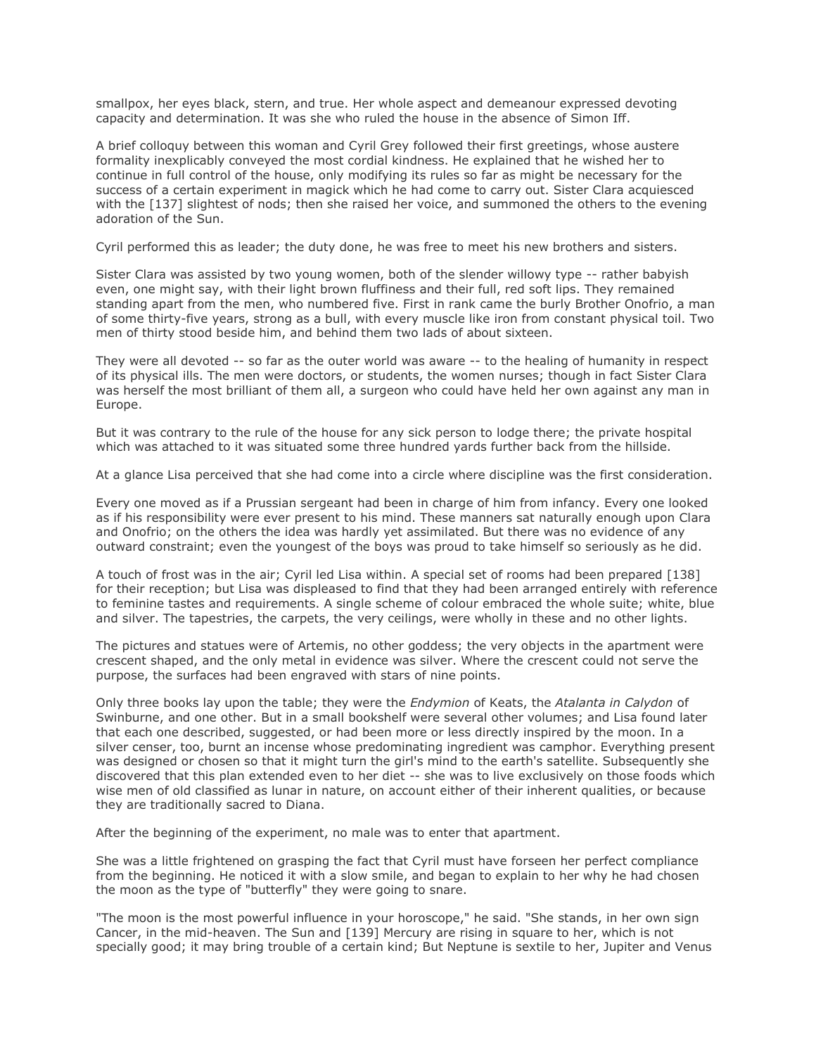smallpox, her eyes black, stern, and true. Her whole aspect and demeanour expressed devoting capacity and determination. It was she who ruled the house in the absence of Simon Iff.

A brief colloquy between this woman and Cyril Grey followed their first greetings, whose austere formality inexplicably conveyed the most cordial kindness. He explained that he wished her to continue in full control of the house, only modifying its rules so far as might be necessary for the success of a certain experiment in magick which he had come to carry out. Sister Clara acquiesced with the [137] slightest of nods; then she raised her voice, and summoned the others to the evening adoration of the Sun.

Cyril performed this as leader; the duty done, he was free to meet his new brothers and sisters.

Sister Clara was assisted by two young women, both of the slender willowy type -- rather babyish even, one might say, with their light brown fluffiness and their full, red soft lips. They remained standing apart from the men, who numbered five. First in rank came the burly Brother Onofrio, a man of some thirty-five years, strong as a bull, with every muscle like iron from constant physical toil. Two men of thirty stood beside him, and behind them two lads of about sixteen.

They were all devoted -- so far as the outer world was aware -- to the healing of humanity in respect of its physical ills. The men were doctors, or students, the women nurses; though in fact Sister Clara was herself the most brilliant of them all, a surgeon who could have held her own against any man in Europe.

But it was contrary to the rule of the house for any sick person to lodge there; the private hospital which was attached to it was situated some three hundred yards further back from the hillside.

At a glance Lisa perceived that she had come into a circle where discipline was the first consideration.

Every one moved as if a Prussian sergeant had been in charge of him from infancy. Every one looked as if his responsibility were ever present to his mind. These manners sat naturally enough upon Clara and Onofrio; on the others the idea was hardly yet assimilated. But there was no evidence of any outward constraint; even the youngest of the boys was proud to take himself so seriously as he did.

A touch of frost was in the air; Cyril led Lisa within. A special set of rooms had been prepared [138] for their reception; but Lisa was displeased to find that they had been arranged entirely with reference to feminine tastes and requirements. A single scheme of colour embraced the whole suite; white, blue and silver. The tapestries, the carpets, the very ceilings, were wholly in these and no other lights.

The pictures and statues were of Artemis, no other goddess; the very objects in the apartment were crescent shaped, and the only metal in evidence was silver. Where the crescent could not serve the purpose, the surfaces had been engraved with stars of nine points.

Only three books lay upon the table; they were the *Endymion* of Keats, the *Atalanta in Calydon* of Swinburne, and one other. But in a small bookshelf were several other volumes; and Lisa found later that each one described, suggested, or had been more or less directly inspired by the moon. In a silver censer, too, burnt an incense whose predominating ingredient was camphor. Everything present was designed or chosen so that it might turn the girl's mind to the earth's satellite. Subsequently she discovered that this plan extended even to her diet -- she was to live exclusively on those foods which wise men of old classified as lunar in nature, on account either of their inherent qualities, or because they are traditionally sacred to Diana.

After the beginning of the experiment, no male was to enter that apartment.

She was a little frightened on grasping the fact that Cyril must have forseen her perfect compliance from the beginning. He noticed it with a slow smile, and began to explain to her why he had chosen the moon as the type of "butterfly" they were going to snare.

"The moon is the most powerful influence in your horoscope," he said. "She stands, in her own sign Cancer, in the mid-heaven. The Sun and [139] Mercury are rising in square to her, which is not specially good; it may bring trouble of a certain kind; But Neptune is sextile to her, Jupiter and Venus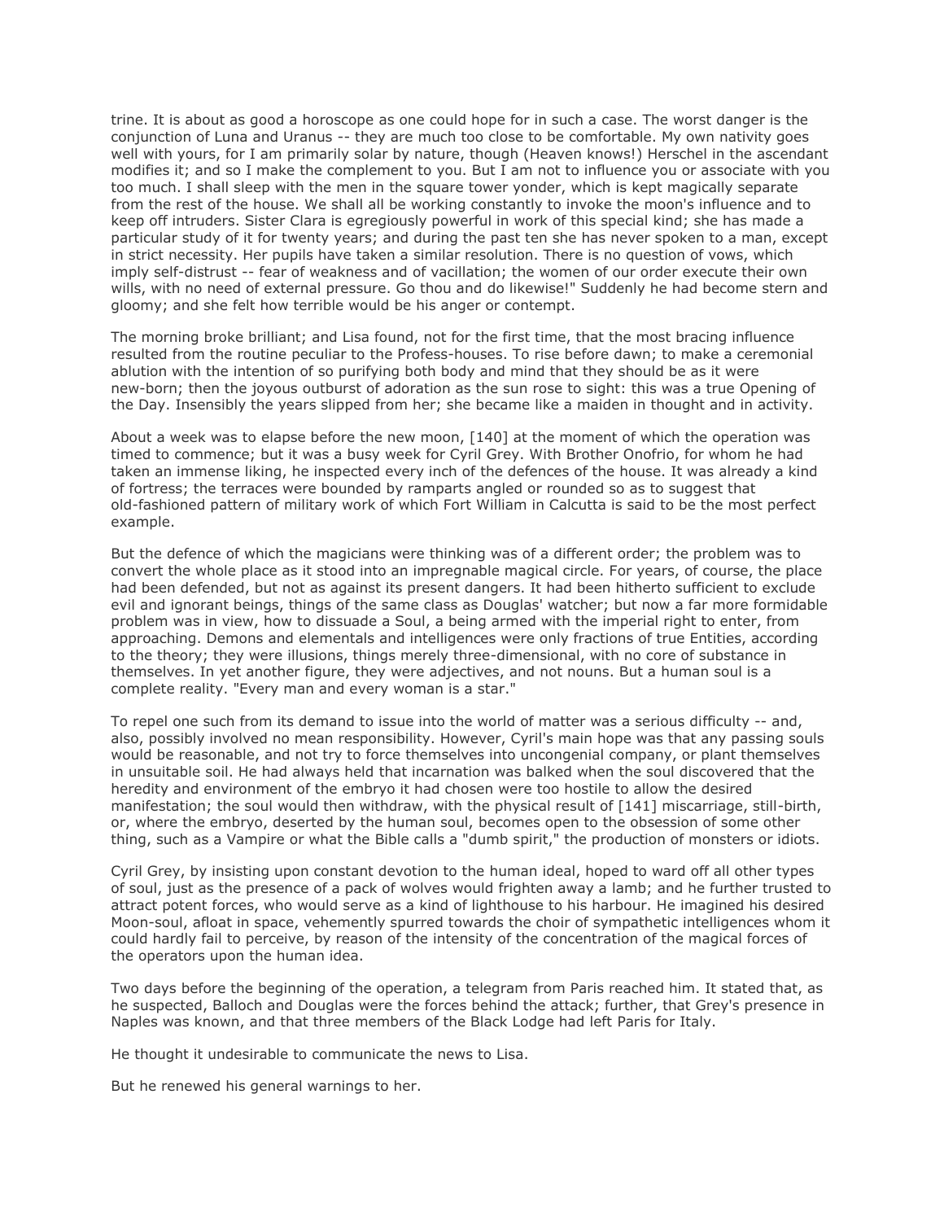trine. It is about as good a horoscope as one could hope for in such a case. The worst danger is the conjunction of Luna and Uranus -- they are much too close to be comfortable. My own nativity goes well with yours, for I am primarily solar by nature, though (Heaven knows!) Herschel in the ascendant modifies it; and so I make the complement to you. But I am not to influence you or associate with you too much. I shall sleep with the men in the square tower yonder, which is kept magically separate from the rest of the house. We shall all be working constantly to invoke the moon's influence and to keep off intruders. Sister Clara is egregiously powerful in work of this special kind; she has made a particular study of it for twenty years; and during the past ten she has never spoken to a man, except in strict necessity. Her pupils have taken a similar resolution. There is no question of vows, which imply self-distrust -- fear of weakness and of vacillation; the women of our order execute their own wills, with no need of external pressure. Go thou and do likewise!" Suddenly he had become stern and gloomy; and she felt how terrible would be his anger or contempt.

The morning broke brilliant; and Lisa found, not for the first time, that the most bracing influence resulted from the routine peculiar to the Profess-houses. To rise before dawn; to make a ceremonial ablution with the intention of so purifying both body and mind that they should be as it were new-born; then the joyous outburst of adoration as the sun rose to sight: this was a true Opening of the Day. Insensibly the years slipped from her; she became like a maiden in thought and in activity.

About a week was to elapse before the new moon, [140] at the moment of which the operation was timed to commence; but it was a busy week for Cyril Grey. With Brother Onofrio, for whom he had taken an immense liking, he inspected every inch of the defences of the house. It was already a kind of fortress; the terraces were bounded by ramparts angled or rounded so as to suggest that old-fashioned pattern of military work of which Fort William in Calcutta is said to be the most perfect example.

But the defence of which the magicians were thinking was of a different order; the problem was to convert the whole place as it stood into an impregnable magical circle. For years, of course, the place had been defended, but not as against its present dangers. It had been hitherto sufficient to exclude evil and ignorant beings, things of the same class as Douglas' watcher; but now a far more formidable problem was in view, how to dissuade a Soul, a being armed with the imperial right to enter, from approaching. Demons and elementals and intelligences were only fractions of true Entities, according to the theory; they were illusions, things merely three-dimensional, with no core of substance in themselves. In yet another figure, they were adjectives, and not nouns. But a human soul is a complete reality. "Every man and every woman is a star."

To repel one such from its demand to issue into the world of matter was a serious difficulty -- and, also, possibly involved no mean responsibility. However, Cyril's main hope was that any passing souls would be reasonable, and not try to force themselves into uncongenial company, or plant themselves in unsuitable soil. He had always held that incarnation was balked when the soul discovered that the heredity and environment of the embryo it had chosen were too hostile to allow the desired manifestation; the soul would then withdraw, with the physical result of [141] miscarriage, still-birth, or, where the embryo, deserted by the human soul, becomes open to the obsession of some other thing, such as a Vampire or what the Bible calls a "dumb spirit," the production of monsters or idiots.

Cyril Grey, by insisting upon constant devotion to the human ideal, hoped to ward off all other types of soul, just as the presence of a pack of wolves would frighten away a lamb; and he further trusted to attract potent forces, who would serve as a kind of lighthouse to his harbour. He imagined his desired Moon-soul, afloat in space, vehemently spurred towards the choir of sympathetic intelligences whom it could hardly fail to perceive, by reason of the intensity of the concentration of the magical forces of the operators upon the human idea.

Two days before the beginning of the operation, a telegram from Paris reached him. It stated that, as he suspected, Balloch and Douglas were the forces behind the attack; further, that Grey's presence in Naples was known, and that three members of the Black Lodge had left Paris for Italy.

He thought it undesirable to communicate the news to Lisa.

But he renewed his general warnings to her.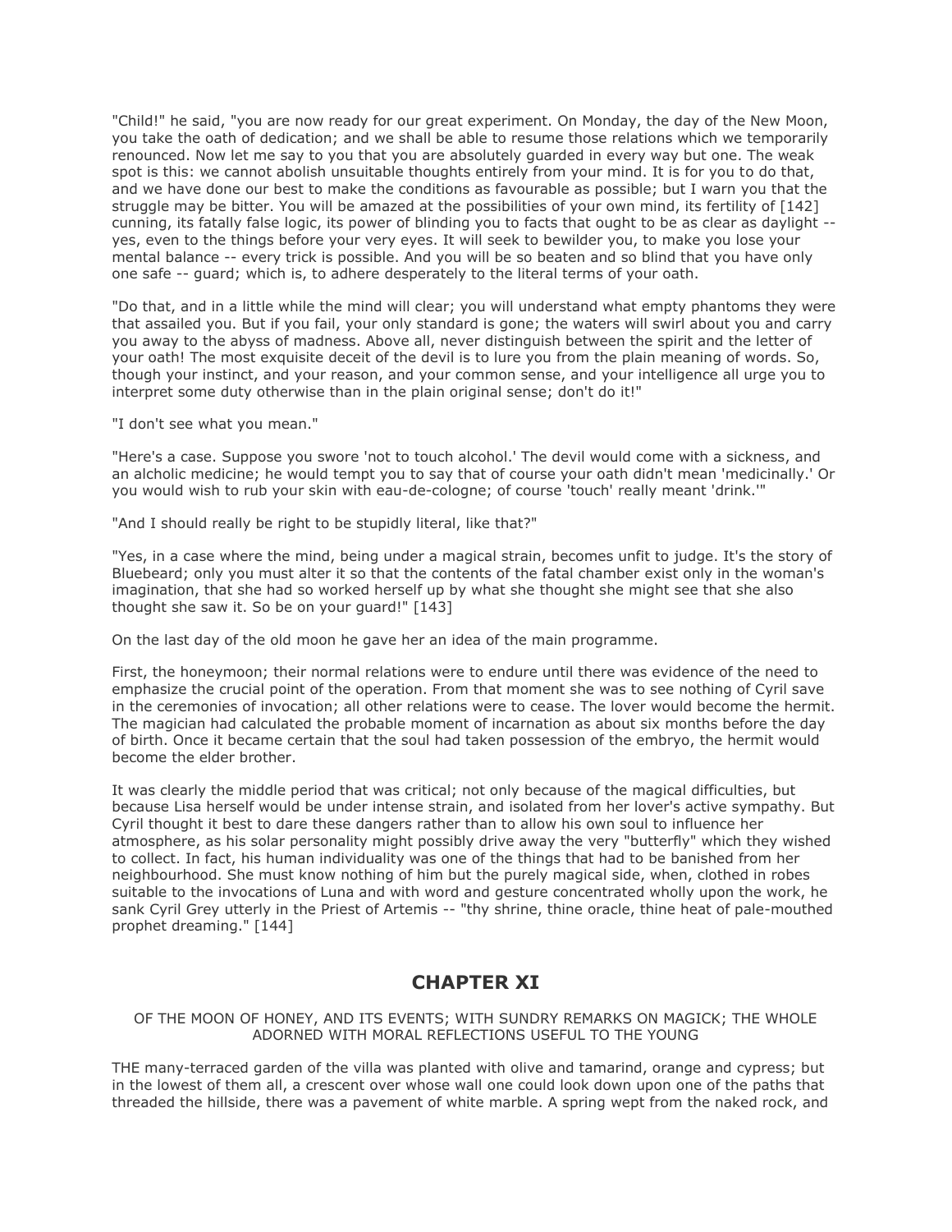"Child!" he said, "you are now ready for our great experiment. On Monday, the day of the New Moon, you take the oath of dedication; and we shall be able to resume those relations which we temporarily renounced. Now let me say to you that you are absolutely guarded in every way but one. The weak spot is this: we cannot abolish unsuitable thoughts entirely from your mind. It is for you to do that, and we have done our best to make the conditions as favourable as possible; but I warn you that the struggle may be bitter. You will be amazed at the possibilities of your own mind, its fertility of [142] cunning, its fatally false logic, its power of blinding you to facts that ought to be as clear as daylight -- yes, even to the things before your very eyes. It will seek to bewilder you, to make you lose your mental balance -- every trick is possible. And you will be so beaten and so blind that you have only one safe -- guard; which is, to adhere desperately to the literal terms of your oath.

"Do that, and in a little while the mind will clear; you will understand what empty phantoms they were that assailed you. But if you fail, your only standard is gone; the waters will swirl about you and carry you away to the abyss of madness. Above all, never distinguish between the spirit and the letter of your oath! The most exquisite deceit of the devil is to lure you from the plain meaning of words. So, though your instinct, and your reason, and your common sense, and your intelligence all urge you to interpret some duty otherwise than in the plain original sense; don't do it!"

"I don't see what you mean."

"Here's a case. Suppose you swore 'not to touch alcohol.' The devil would come with a sickness, and an alcholic medicine; he would tempt you to say that of course your oath didn't mean 'medicinally.' Or you would wish to rub your skin with eau-de-cologne; of course 'touch' really meant 'drink.'"

"And I should really be right to be stupidly literal, like that?"

"Yes, in a case where the mind, being under a magical strain, becomes unfit to judge. It's the story of Bluebeard; only you must alter it so that the contents of the fatal chamber exist only in the woman's imagination, that she had so worked herself up by what she thought she might see that she also thought she saw it. So be on your guard!" [143]

On the last day of the old moon he gave her an idea of the main programme.

First, the honeymoon; their normal relations were to endure until there was evidence of the need to emphasize the crucial point of the operation. From that moment she was to see nothing of Cyril save in the ceremonies of invocation; all other relations were to cease. The lover would become the hermit. The magician had calculated the probable moment of incarnation as about six months before the day of birth. Once it became certain that the soul had taken possession of the embryo, the hermit would become the elder brother.

It was clearly the middle period that was critical; not only because of the magical difficulties, but because Lisa herself would be under intense strain, and isolated from her lover's active sympathy. But Cyril thought it best to dare these dangers rather than to allow his own soul to influence her atmosphere, as his solar personality might possibly drive away the very "butterfly" which they wished to collect. In fact, his human individuality was one of the things that had to be banished from her neighbourhood. She must know nothing of him but the purely magical side, when, clothed in robes suitable to the invocations of Luna and with word and gesture concentrated wholly upon the work, he sank Cyril Grey utterly in the Priest of Artemis -- "thy shrine, thine oracle, thine heat of pale-mouthed prophet dreaming." [144]

## CHAPTER XI

OF THE MOON OF HONEY, AND ITS EVENTS; WITH SUNDRY REMARKS ON MAGICK; THE WHOLE ADORNED WITH MORAL REFLECTIONS USEFUL TO THE YOUNG

THE many-terraced garden of the villa was planted with olive and tamarind, orange and cypress; but in the lowest of them all, a crescent over whose wall one could look down upon one of the paths that threaded the hillside, there was a pavement of white marble. A spring wept from the naked rock, and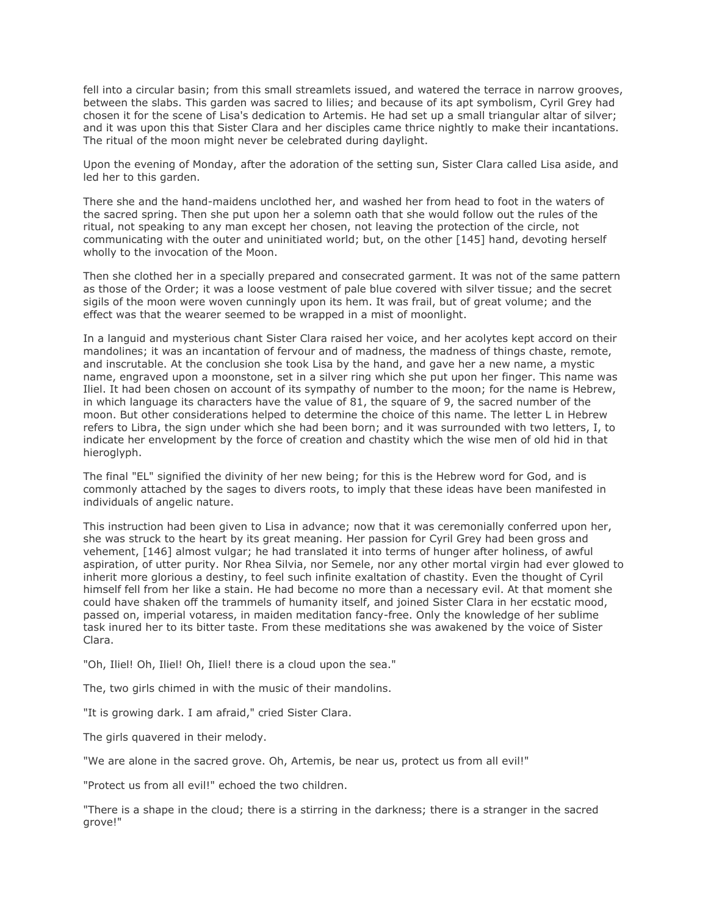fell into a circular basin; from this small streamlets issued, and watered the terrace in narrow grooves, between the slabs. This garden was sacred to lilies; and because of its apt symbolism, Cyril Grey had chosen it for the scene of Lisa's dedication to Artemis. He had set up a small triangular altar of silver; and it was upon this that Sister Clara and her disciples came thrice nightly to make their incantations. The ritual of the moon might never be celebrated during daylight.

Upon the evening of Monday, after the adoration of the setting sun, Sister Clara called Lisa aside, and led her to this garden.

There she and the hand-maidens unclothed her, and washed her from head to foot in the waters of the sacred spring. Then she put upon her a solemn oath that she would follow out the rules of the ritual, not speaking to any man except her chosen, not leaving the protection of the circle, not communicating with the outer and uninitiated world; but, on the other [145] hand, devoting herself wholly to the invocation of the Moon.

Then she clothed her in a specially prepared and consecrated garment. It was not of the same pattern as those of the Order; it was a loose vestment of pale blue covered with silver tissue; and the secret sigils of the moon were woven cunningly upon its hem. It was frail, but of great volume; and the effect was that the wearer seemed to be wrapped in a mist of moonlight.

In a languid and mysterious chant Sister Clara raised her voice, and her acolytes kept accord on their mandolines; it was an incantation of fervour and of madness, the madness of things chaste, remote, and inscrutable. At the conclusion she took Lisa by the hand, and gave her a new name, a mystic name, engraved upon a moonstone, set in a silver ring which she put upon her finger. This name was Iliel. It had been chosen on account of its sympathy of number to the moon; for the name is Hebrew, in which language its characters have the value of 81, the square of 9, the sacred number of the moon. But other considerations helped to determine the choice of this name. The letter L in Hebrew refers to Libra, the sign under which she had been born; and it was surrounded with two letters, I, to indicate her envelopment by the force of creation and chastity which the wise men of old hid in that hieroglyph.

The final "EL" signified the divinity of her new being; for this is the Hebrew word for God, and is commonly attached by the sages to divers roots, to imply that these ideas have been manifested in individuals of angelic nature.

This instruction had been given to Lisa in advance; now that it was ceremonially conferred upon her, she was struck to the heart by its great meaning. Her passion for Cyril Grey had been gross and vehement, [146] almost vulgar; he had translated it into terms of hunger after holiness, of awful aspiration, of utter purity. Nor Rhea Silvia, nor Semele, nor any other mortal virgin had ever glowed to inherit more glorious a destiny, to feel such infinite exaltation of chastity. Even the thought of Cyril himself fell from her like a stain. He had become no more than a necessary evil. At that moment she could have shaken off the trammels of humanity itself, and joined Sister Clara in her ecstatic mood, passed on, imperial votaress, in maiden meditation fancy-free. Only the knowledge of her sublime task inured her to its bitter taste. From these meditations she was awakened by the voice of Sister Clara.

"Oh, Iliel! Oh, Iliel! Oh, Iliel! there is a cloud upon the sea."

The, two girls chimed in with the music of their mandolins.

"It is growing dark. I am afraid," cried Sister Clara.

The girls quavered in their melody.

"We are alone in the sacred grove. Oh, Artemis, be near us, protect us from all evil!"

"Protect us from all evil!" echoed the two children.

"There is a shape in the cloud; there is a stirring in the darkness; there is a stranger in the sacred grove!"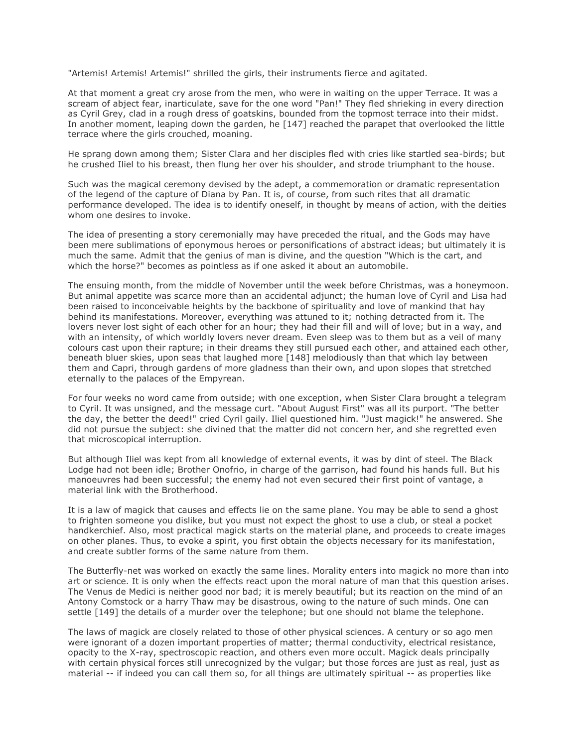"Artemis! Artemis! Artemis!" shrilled the girls, their instruments fierce and agitated.

At that moment a great cry arose from the men, who were in waiting on the upper Terrace. It was a scream of abject fear, inarticulate, save for the one word "Pan!" They fled shrieking in every direction as Cyril Grey, clad in a rough dress of goatskins, bounded from the topmost terrace into their midst. In another moment, leaping down the garden, he [147] reached the parapet that overlooked the little terrace where the girls crouched, moaning.

He sprang down among them; Sister Clara and her disciples fled with cries like startled sea-birds; but he crushed Iliel to his breast, then flung her over his shoulder, and strode triumphant to the house.

Such was the magical ceremony devised by the adept, a commemoration or dramatic representation of the legend of the capture of Diana by Pan. It is, of course, from such rites that all dramatic performance developed. The idea is to identify oneself, in thought by means of action, with the deities whom one desires to invoke.

The idea of presenting a story ceremonially may have preceded the ritual, and the Gods may have been mere sublimations of eponymous heroes or personifications of abstract ideas; but ultimately it is much the same. Admit that the genius of man is divine, and the question "Which is the cart, and which the horse?" becomes as pointless as if one asked it about an automobile.

The ensuing month, from the middle of November until the week before Christmas, was a honeymoon. But animal appetite was scarce more than an accidental adjunct; the human love of Cyril and Lisa had been raised to inconceivable heights by the backbone of spirituality and love of mankind that hay behind its manifestations. Moreover, everything was attuned to it; nothing detracted from it. The lovers never lost sight of each other for an hour; they had their fill and will of love; but in a way, and with an intensity, of which worldly lovers never dream. Even sleep was to them but as a veil of many colours cast upon their rapture; in their dreams they still pursued each other, and attained each other, beneath bluer skies, upon seas that laughed more [148] melodiously than that which lay between them and Capri, through gardens of more gladness than their own, and upon slopes that stretched eternally to the palaces of the Empyrean.

For four weeks no word came from outside; with one exception, when Sister Clara brought a telegram to Cyril. It was unsigned, and the message curt. "About August First" was all its purport. "The better the day, the better the deed!" cried Cyril gaily. Iliel questioned him. "Just magick!" he answered. She did not pursue the subject: she divined that the matter did not concern her, and she regretted even that microscopical interruption.

But although Iliel was kept from all knowledge of external events, it was by dint of steel. The Black Lodge had not been idle; Brother Onofrio, in charge of the garrison, had found his hands full. But his manoeuvres had been successful; the enemy had not even secured their first point of vantage, a material link with the Brotherhood.

It is a law of magick that causes and effects lie on the same plane. You may be able to send a ghost to frighten someone you dislike, but you must not expect the ghost to use a club, or steal a pocket handkerchief. Also, most practical magick starts on the material plane, and proceeds to create images on other planes. Thus, to evoke a spirit, you first obtain the objects necessary for its manifestation, and create subtler forms of the same nature from them.

The Butterfly-net was worked on exactly the same lines. Morality enters into magick no more than into art or science. It is only when the effects react upon the moral nature of man that this question arises. The Venus de Medici is neither good nor bad; it is merely beautiful; but its reaction on the mind of an Antony Comstock or a harry Thaw may be disastrous, owing to the nature of such minds. One can settle [149] the details of a murder over the telephone; but one should not blame the telephone.

The laws of magick are closely related to those of other physical sciences. A century or so ago men were ignorant of a dozen important properties of matter; thermal conductivity, electrical resistance, opacity to the X-ray, spectroscopic reaction, and others even more occult. Magick deals principally with certain physical forces still unrecognized by the vulgar; but those forces are just as real, just as material -- if indeed you can call them so, for all things are ultimately spiritual -- as properties like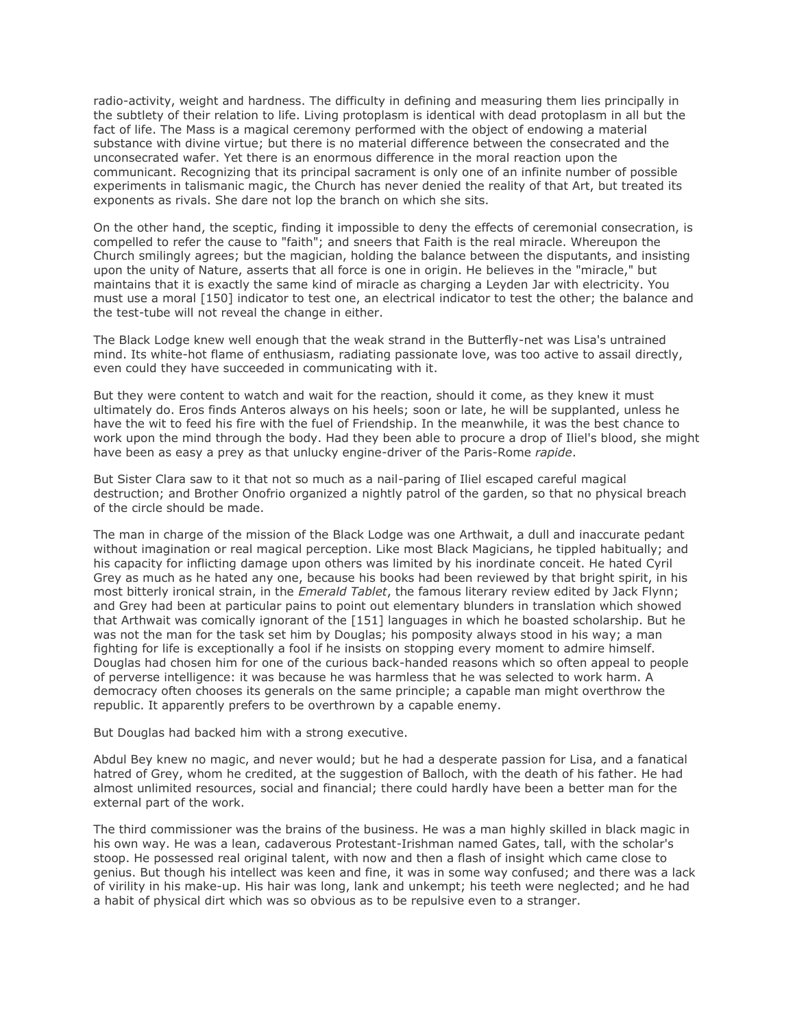radio-activity, weight and hardness. The difficulty in defining and measuring them lies principally in the subtlety of their relation to life. Living protoplasm is identical with dead protoplasm in all but the fact of life. The Mass is a magical ceremony performed with the object of endowing a material substance with divine virtue; but there is no material difference between the consecrated and the unconsecrated wafer. Yet there is an enormous difference in the moral reaction upon the communicant. Recognizing that its principal sacrament is only one of an infinite number of possible experiments in talismanic magic, the Church has never denied the reality of that Art, but treated its exponents as rivals. She dare not lop the branch on which she sits.

On the other hand, the sceptic, finding it impossible to deny the effects of ceremonial consecration, is compelled to refer the cause to "faith"; and sneers that Faith is the real miracle. Whereupon the Church smilingly agrees; but the magician, holding the balance between the disputants, and insisting upon the unity of Nature, asserts that all force is one in origin. He believes in the "miracle," but maintains that it is exactly the same kind of miracle as charging a Leyden Jar with electricity. You must use a moral [150] indicator to test one, an electrical indicator to test the other; the balance and the test-tube will not reveal the change in either.

The Black Lodge knew well enough that the weak strand in the Butterfly-net was Lisa's untrained mind. Its white-hot flame of enthusiasm, radiating passionate love, was too active to assail directly, even could they have succeeded in communicating with it.

But they were content to watch and wait for the reaction, should it come, as they knew it must ultimately do. Eros finds Anteros always on his heels; soon or late, he will be supplanted, unless he have the wit to feed his fire with the fuel of Friendship. In the meanwhile, it was the best chance to work upon the mind through the body. Had they been able to procure a drop of Iliel's blood, she might have been as easy a prey as that unlucky engine-driver of the Paris-Rome *rapide*.

But Sister Clara saw to it that not so much as a nail-paring of Iliel escaped careful magical destruction; and Brother Onofrio organized a nightly patrol of the garden, so that no physical breach of the circle should be made.

The man in charge of the mission of the Black Lodge was one Arthwait, a dull and inaccurate pedant without imagination or real magical perception. Like most Black Magicians, he tippled habitually; and his capacity for inflicting damage upon others was limited by his inordinate conceit. He hated Cyril Grey as much as he hated any one, because his books had been reviewed by that bright spirit, in his most bitterly ironical strain, in the *Emerald Tablet*, the famous literary review edited by Jack Flynn; and Grey had been at particular pains to point out elementary blunders in translation which showed that Arthwait was comically ignorant of the [151] languages in which he boasted scholarship. But he was not the man for the task set him by Douglas; his pomposity always stood in his way; a man fighting for life is exceptionally a fool if he insists on stopping every moment to admire himself. Douglas had chosen him for one of the curious back-handed reasons which so often appeal to people of perverse intelligence: it was because he was harmless that he was selected to work harm. A democracy often chooses its generals on the same principle; a capable man might overthrow the republic. It apparently prefers to be overthrown by a capable enemy.

But Douglas had backed him with a strong executive.

Abdul Bey knew no magic, and never would; but he had a desperate passion for Lisa, and a fanatical hatred of Grey, whom he credited, at the suggestion of Balloch, with the death of his father. He had almost unlimited resources, social and financial; there could hardly have been a better man for the external part of the work.

The third commissioner was the brains of the business. He was a man highly skilled in black magic in his own way. He was a lean, cadaverous Protestant-Irishman named Gates, tall, with the scholar's stoop. He possessed real original talent, with now and then a flash of insight which came close to genius. But though his intellect was keen and fine, it was in some way confused; and there was a lack of virility in his make-up. His hair was long, lank and unkempt; his teeth were neglected; and he had a habit of physical dirt which was so obvious as to be repulsive even to a stranger.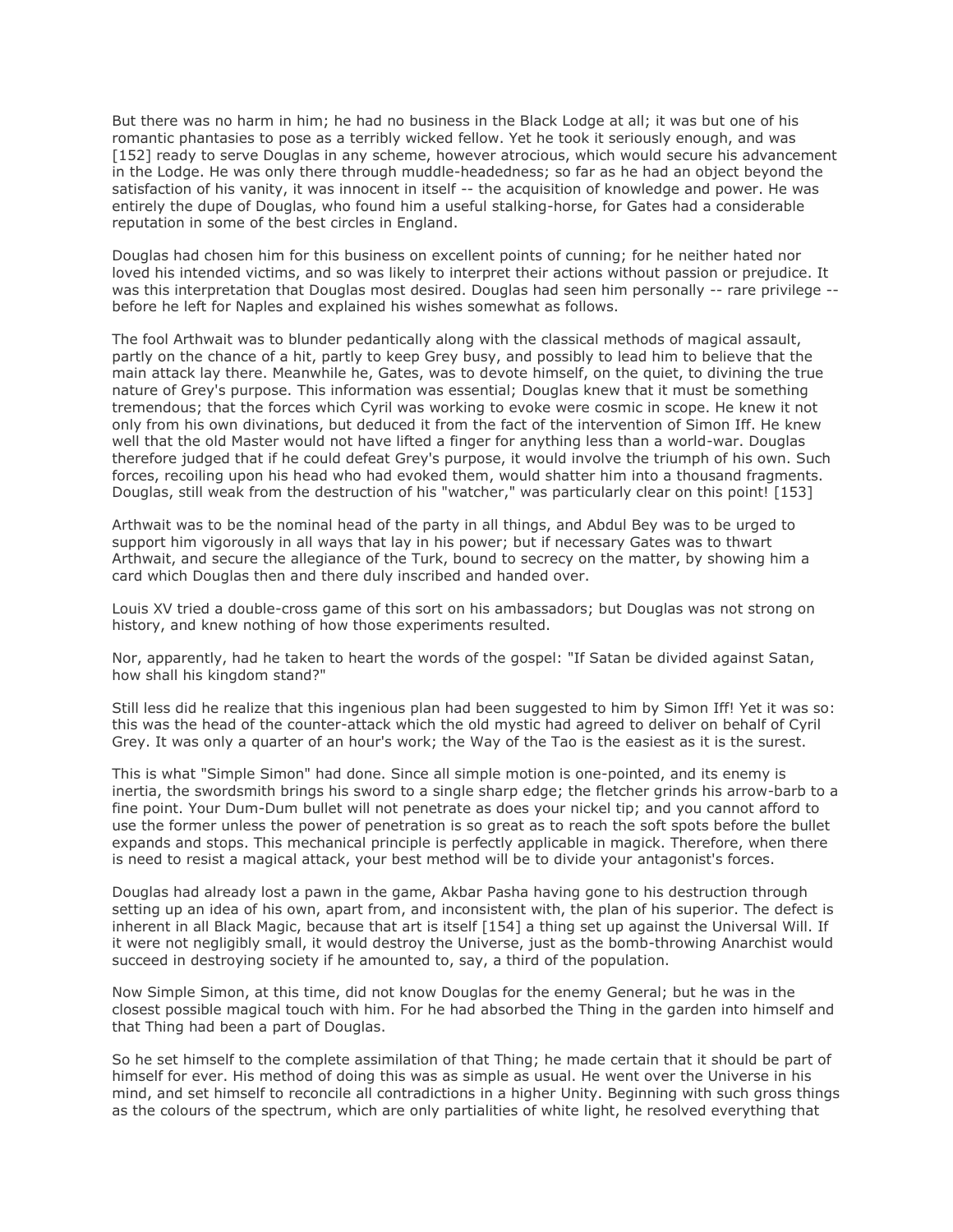But there was no harm in him; he had no business in the Black Lodge at all; it was but one of his romantic phantasies to pose as a terribly wicked fellow. Yet he took it seriously enough, and was [152] ready to serve Douglas in any scheme, however atrocious, which would secure his advancement in the Lodge. He was only there through muddle-headedness; so far as he had an object beyond the satisfaction of his vanity, it was innocent in itself -- the acquisition of knowledge and power. He was entirely the dupe of Douglas, who found him a useful stalking-horse, for Gates had a considerable reputation in some of the best circles in England.

Douglas had chosen him for this business on excellent points of cunning; for he neither hated nor loved his intended victims, and so was likely to interpret their actions without passion or prejudice. It was this interpretation that Douglas most desired. Douglas had seen him personally -- rare privilege -- before he left for Naples and explained his wishes somewhat as follows.

The fool Arthwait was to blunder pedantically along with the classical methods of magical assault, partly on the chance of a hit, partly to keep Grey busy, and possibly to lead him to believe that the main attack lay there. Meanwhile he, Gates, was to devote himself, on the quiet, to divining the true nature of Grey's purpose. This information was essential; Douglas knew that it must be something tremendous; that the forces which Cyril was working to evoke were cosmic in scope. He knew it not only from his own divinations, but deduced it from the fact of the intervention of Simon Iff. He knew well that the old Master would not have lifted a finger for anything less than a world-war. Douglas therefore judged that if he could defeat Grey's purpose, it would involve the triumph of his own. Such forces, recoiling upon his head who had evoked them, would shatter him into a thousand fragments. Douglas, still weak from the destruction of his "watcher," was particularly clear on this point! [153]

Arthwait was to be the nominal head of the party in all things, and Abdul Bey was to be urged to support him vigorously in all ways that lay in his power; but if necessary Gates was to thwart Arthwait, and secure the allegiance of the Turk, bound to secrecy on the matter, by showing him a card which Douglas then and there duly inscribed and handed over.

Louis XV tried a double-cross game of this sort on his ambassadors; but Douglas was not strong on history, and knew nothing of how those experiments resulted.

Nor, apparently, had he taken to heart the words of the gospel: "If Satan be divided against Satan, how shall his kingdom stand?"

Still less did he realize that this ingenious plan had been suggested to him by Simon Iff! Yet it was so: this was the head of the counter-attack which the old mystic had agreed to deliver on behalf of Cyril Grey. It was only a quarter of an hour's work; the Way of the Tao is the easiest as it is the surest.

This is what "Simple Simon" had done. Since all simple motion is one-pointed, and its enemy is inertia, the swordsmith brings his sword to a single sharp edge; the fletcher grinds his arrow-barb to a fine point. Your Dum-Dum bullet will not penetrate as does your nickel tip; and you cannot afford to use the former unless the power of penetration is so great as to reach the soft spots before the bullet expands and stops. This mechanical principle is perfectly applicable in magick. Therefore, when there is need to resist a magical attack, your best method will be to divide your antagonist's forces.

Douglas had already lost a pawn in the game, Akbar Pasha having gone to his destruction through setting up an idea of his own, apart from, and inconsistent with, the plan of his superior. The defect is inherent in all Black Magic, because that art is itself [154] a thing set up against the Universal Will. If it were not negligibly small, it would destroy the Universe, just as the bomb-throwing Anarchist would succeed in destroying society if he amounted to, say, a third of the population.

Now Simple Simon, at this time, did not know Douglas for the enemy General; but he was in the closest possible magical touch with him. For he had absorbed the Thing in the garden into himself and that Thing had been a part of Douglas.

So he set himself to the complete assimilation of that Thing; he made certain that it should be part of himself for ever. His method of doing this was as simple as usual. He went over the Universe in his mind, and set himself to reconcile all contradictions in a higher Unity. Beginning with such gross things as the colours of the spectrum, which are only partialities of white light, he resolved everything that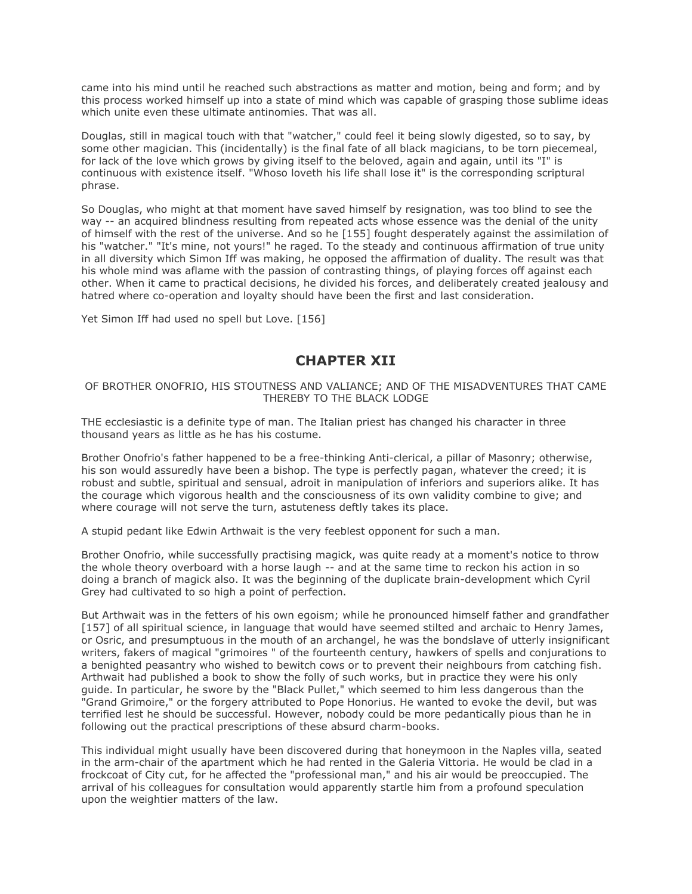came into his mind until he reached such abstractions as matter and motion, being and form; and by this process worked himself up into a state of mind which was capable of grasping those sublime ideas which unite even these ultimate antinomies. That was all.

Douglas, still in magical touch with that "watcher," could feel it being slowly digested, so to say, by some other magician. This (incidentally) is the final fate of all black magicians, to be torn piecemeal, for lack of the love which grows by giving itself to the beloved, again and again, until its "I" is continuous with existence itself. "Whoso loveth his life shall lose it" is the corresponding scriptural phrase.

So Douglas, who might at that moment have saved himself by resignation, was too blind to see the way -- an acquired blindness resulting from repeated acts whose essence was the denial of the unity of himself with the rest of the universe. And so he [155] fought desperately against the assimilation of his "watcher." "It's mine, not yours!" he raged. To the steady and continuous affirmation of true unity in all diversity which Simon Iff was making, he opposed the affirmation of duality. The result was that his whole mind was aflame with the passion of contrasting things, of playing forces off against each other. When it came to practical decisions, he divided his forces, and deliberately created jealousy and hatred where co-operation and loyalty should have been the first and last consideration.

Yet Simon Iff had used no spell but Love. [156]

## CHAPTER XII

OF BROTHER ONOFRIO, HIS STOUTNESS AND VALIANCE; AND OF THE MISADVENTURES THAT CAME THEREBY TO THE BLACK LODGE

THE ecclesiastic is a definite type of man. The Italian priest has changed his character in three thousand years as little as he has his costume.

Brother Onofrio's father happened to be a free-thinking Anti-clerical, a pillar of Masonry; otherwise, his son would assuredly have been a bishop. The type is perfectly pagan, whatever the creed; it is robust and subtle, spiritual and sensual, adroit in manipulation of inferiors and superiors alike. It has the courage which vigorous health and the consciousness of its own validity combine to give; and where courage will not serve the turn, astuteness deftly takes its place.

A stupid pedant like Edwin Arthwait is the very feeblest opponent for such a man.

Brother Onofrio, while successfully practising magick, was quite ready at a moment's notice to throw the whole theory overboard with a horse laugh -- and at the same time to reckon his action in so doing a branch of magick also. It was the beginning of the duplicate brain-development which Cyril Grey had cultivated to so high a point of perfection.

But Arthwait was in the fetters of his own egoism; while he pronounced himself father and grandfather [157] of all spiritual science, in language that would have seemed stilted and archaic to Henry James, or Osric, and presumptuous in the mouth of an archangel, he was the bondslave of utterly insignificant writers, fakers of magical "grimoires " of the fourteenth century, hawkers of spells and conjurations to a benighted peasantry who wished to bewitch cows or to prevent their neighbours from catching fish. Arthwait had published a book to show the folly of such works, but in practice they were his only guide. In particular, he swore by the "Black Pullet," which seemed to him less dangerous than the "Grand Grimoire," or the forgery attributed to Pope Honorius. He wanted to evoke the devil, but was terrified lest he should be successful. However, nobody could be more pedantically pious than he in following out the practical prescriptions of these absurd charm-books.

This individual might usually have been discovered during that honeymoon in the Naples villa, seated in the arm-chair of the apartment which he had rented in the Galeria Vittoria. He would be clad in a frockcoat of City cut, for he affected the "professional man," and his air would be preoccupied. The arrival of his colleagues for consultation would apparently startle him from a profound speculation upon the weightier matters of the law.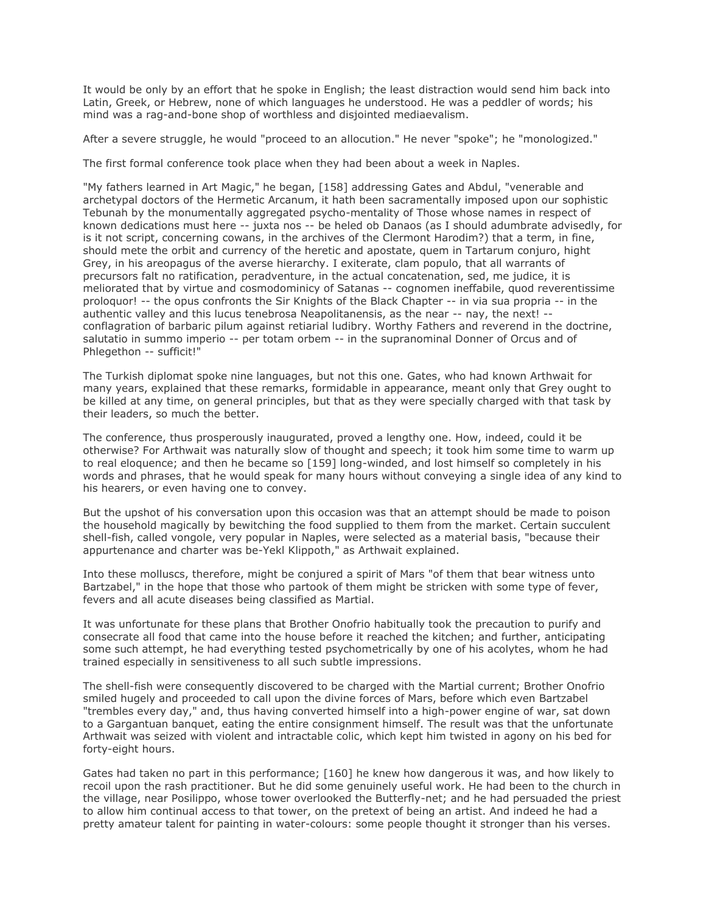It would be only by an effort that he spoke in English; the least distraction would send him back into Latin, Greek, or Hebrew, none of which languages he understood. He was a peddler of words; his mind was a rag-and-bone shop of worthless and disjointed mediaevalism.

After a severe struggle, he would "proceed to an allocution." He never "spoke"; he "monologized."

The first formal conference took place when they had been about a week in Naples.

"My fathers learned in Art Magic," he began, [158] addressing Gates and Abdul, "venerable and archetypal doctors of the Hermetic Arcanum, it hath been sacramentally imposed upon our sophistic Tebunah by the monumentally aggregated psycho-mentality of Those whose names in respect of known dedications must here -- juxta nos -- be heled ob Danaos (as I should adumbrate advisedly, for is it not script, concerning cowans, in the archives of the Clermont Harodim?) that a term, in fine, should mete the orbit and currency of the heretic and apostate, quem in Tartarum conjuro, hight Grey, in his areopagus of the averse hierarchy. I exiterate, clam populo, that all warrants of precursors falt no ratification, peradventure, in the actual concatenation, sed, me judice, it is meliorated that by virtue and cosmodominicy of Satanas -- cognomen ineffabile, quod reverentissime proloquor! -- the opus confronts the Sir Knights of the Black Chapter -- in via sua propria -- in the authentic valley and this lucus tenebrosa Neapolitanensis, as the near -- nay, the next! -- conflagration of barbaric pilum against retiarial ludibry. Worthy Fathers and reverend in the doctrine, salutatio in summo imperio -- per totam orbem -- in the supranominal Donner of Orcus and of Phlegethon -- sufficit!"

The Turkish diplomat spoke nine languages, but not this one. Gates, who had known Arthwait for many years, explained that these remarks, formidable in appearance, meant only that Grey ought to be killed at any time, on general principles, but that as they were specially charged with that task by their leaders, so much the better.

The conference, thus prosperously inaugurated, proved a lengthy one. How, indeed, could it be otherwise? For Arthwait was naturally slow of thought and speech; it took him some time to warm up to real eloquence; and then he became so [159] long-winded, and lost himself so completely in his words and phrases, that he would speak for many hours without conveying a single idea of any kind to his hearers, or even having one to convey.

But the upshot of his conversation upon this occasion was that an attempt should be made to poison the household magically by bewitching the food supplied to them from the market. Certain succulent shell-fish, called vongole, very popular in Naples, were selected as a material basis, "because their appurtenance and charter was be-Yekl Klippoth," as Arthwait explained.

Into these molluscs, therefore, might be conjured a spirit of Mars "of them that bear witness unto Bartzabel," in the hope that those who partook of them might be stricken with some type of fever, fevers and all acute diseases being classified as Martial.

It was unfortunate for these plans that Brother Onofrio habitually took the precaution to purify and consecrate all food that came into the house before it reached the kitchen; and further, anticipating some such attempt, he had everything tested psychometrically by one of his acolytes, whom he had trained especially in sensitiveness to all such subtle impressions.

The shell-fish were consequently discovered to be charged with the Martial current; Brother Onofrio smiled hugely and proceeded to call upon the divine forces of Mars, before which even Bartzabel "trembles every day," and, thus having converted himself into a high-power engine of war, sat down to a Gargantuan banquet, eating the entire consignment himself. The result was that the unfortunate Arthwait was seized with violent and intractable colic, which kept him twisted in agony on his bed for forty-eight hours.

Gates had taken no part in this performance; [160] he knew how dangerous it was, and how likely to recoil upon the rash practitioner. But he did some genuinely useful work. He had been to the church in the village, near Posilippo, whose tower overlooked the Butterfly-net; and he had persuaded the priest to allow him continual access to that tower, on the pretext of being an artist. And indeed he had a pretty amateur talent for painting in water-colours: some people thought it stronger than his verses.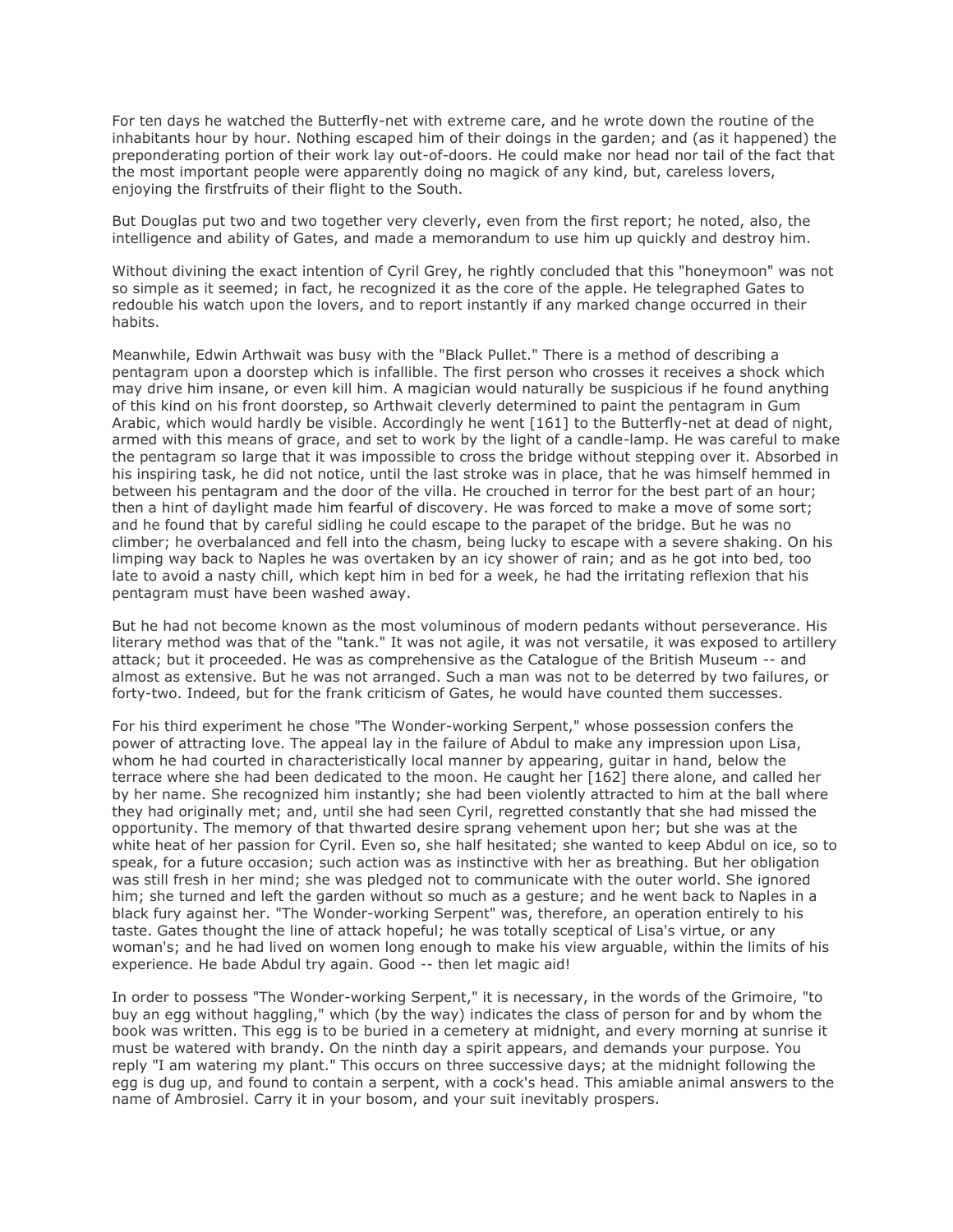For ten days he watched the Butterfly-net with extreme care, and he wrote down the routine of the inhabitants hour by hour. Nothing escaped him of their doings in the garden; and (as it happened) the preponderating portion of their work lay out-of-doors. He could make nor head nor tail of the fact that the most important people were apparently doing no magick of any kind, but, careless lovers, enjoying the firstfruits of their flight to the South.

But Douglas put two and two together very cleverly, even from the first report; he noted, also, the intelligence and ability of Gates, and made a memorandum to use him up quickly and destroy him.

Without divining the exact intention of Cyril Grey, he rightly concluded that this "honeymoon" was not so simple as it seemed; in fact, he recognized it as the core of the apple. He telegraphed Gates to redouble his watch upon the lovers, and to report instantly if any marked change occurred in their habits.

Meanwhile, Edwin Arthwait was busy with the "Black Pullet." There is a method of describing a pentagram upon a doorstep which is infallible. The first person who crosses it receives a shock which may drive him insane, or even kill him. A magician would naturally be suspicious if he found anything of this kind on his front doorstep, so Arthwait cleverly determined to paint the pentagram in Gum Arabic, which would hardly be visible. Accordingly he went [161] to the Butterfly-net at dead of night, armed with this means of grace, and set to work by the light of a candle-lamp. He was careful to make the pentagram so large that it was impossible to cross the bridge without stepping over it. Absorbed in his inspiring task, he did not notice, until the last stroke was in place, that he was himself hemmed in between his pentagram and the door of the villa. He crouched in terror for the best part of an hour; then a hint of daylight made him fearful of discovery. He was forced to make a move of some sort; and he found that by careful sidling he could escape to the parapet of the bridge. But he was no climber; he overbalanced and fell into the chasm, being lucky to escape with a severe shaking. On his limping way back to Naples he was overtaken by an icy shower of rain; and as he got into bed, too late to avoid a nasty chill, which kept him in bed for a week, he had the irritating reflexion that his pentagram must have been washed away.

But he had not become known as the most voluminous of modern pedants without perseverance. His literary method was that of the "tank." It was not agile, it was not versatile, it was exposed to artillery attack; but it proceeded. He was as comprehensive as the Catalogue of the British Museum -- and almost as extensive. But he was not arranged. Such a man was not to be deterred by two failures, or forty-two. Indeed, but for the frank criticism of Gates, he would have counted them successes.

For his third experiment he chose "The Wonder-working Serpent," whose possession confers the power of attracting love. The appeal lay in the failure of Abdul to make any impression upon Lisa, whom he had courted in characteristically local manner by appearing, guitar in hand, below the terrace where she had been dedicated to the moon. He caught her [162] there alone, and called her by her name. She recognized him instantly; she had been violently attracted to him at the ball where they had originally met; and, until she had seen Cyril, regretted constantly that she had missed the opportunity. The memory of that thwarted desire sprang vehement upon her; but she was at the white heat of her passion for Cyril. Even so, she half hesitated; she wanted to keep Abdul on ice, so to speak, for a future occasion; such action was as instinctive with her as breathing. But her obligation was still fresh in her mind; she was pledged not to communicate with the outer world. She ignored him; she turned and left the garden without so much as a gesture; and he went back to Naples in a black fury against her. "The Wonder-working Serpent" was, therefore, an operation entirely to his taste. Gates thought the line of attack hopeful; he was totally sceptical of Lisa's virtue, or any woman's; and he had lived on women long enough to make his view arguable, within the limits of his experience. He bade Abdul try again. Good -- then let magic aid!

In order to possess "The Wonder-working Serpent," it is necessary, in the words of the Grimoire, "to buy an egg without haggling," which (by the way) indicates the class of person for and by whom the book was written. This egg is to be buried in a cemetery at midnight, and every morning at sunrise it must be watered with brandy. On the ninth day a spirit appears, and demands your purpose. You reply "I am watering my plant." This occurs on three successive days; at the midnight following the egg is dug up, and found to contain a serpent, with a cock's head. This amiable animal answers to the name of Ambrosiel. Carry it in your bosom, and your suit inevitably prospers.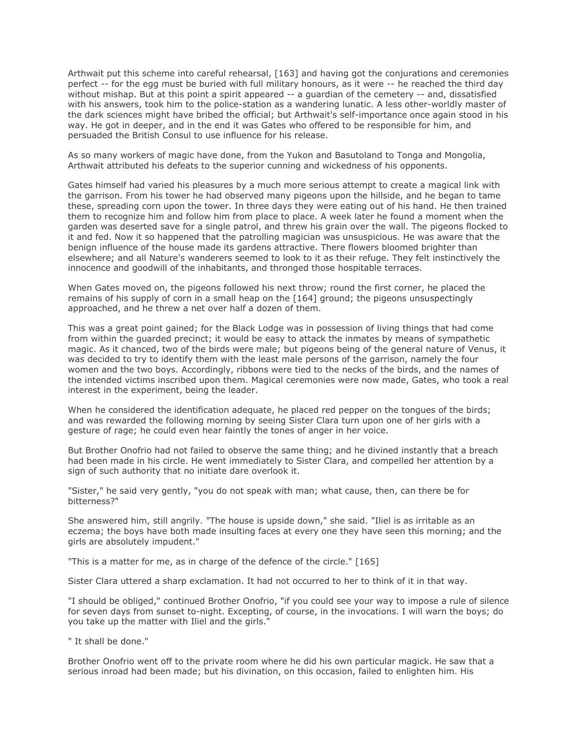Arthwait put this scheme into careful rehearsal, [163] and having got the conjurations and ceremonies perfect -- for the egg must be buried with full military honours, as it were -- he reached the third day without mishap. But at this point a spirit appeared -- a guardian of the cemetery -- and, dissatisfied with his answers, took him to the police-station as a wandering lunatic. A less other-worldly master of the dark sciences might have bribed the official; but Arthwait's self-importance once again stood in his way. He got in deeper, and in the end it was Gates who offered to be responsible for him, and persuaded the British Consul to use influence for his release.

As so many workers of magic have done, from the Yukon and Basutoland to Tonga and Mongolia, Arthwait attributed his defeats to the superior cunning and wickedness of his opponents.

Gates himself had varied his pleasures by a much more serious attempt to create a magical link with the garrison. From his tower he had observed many pigeons upon the hillside, and he began to tame these, spreading corn upon the tower. In three days they were eating out of his hand. He then trained them to recognize him and follow him from place to place. A week later he found a moment when the garden was deserted save for a single patrol, and threw his grain over the wall. The pigeons flocked to it and fed. Now it so happened that the patrolling magician was unsuspicious. He was aware that the benign influence of the house made its gardens attractive. There flowers bloomed brighter than elsewhere; and all Nature's wanderers seemed to look to it as their refuge. They felt instinctively the innocence and goodwill of the inhabitants, and thronged those hospitable terraces.

When Gates moved on, the pigeons followed his next throw; round the first corner, he placed the remains of his supply of corn in a small heap on the [164] ground; the pigeons unsuspectingly approached, and he threw a net over half a dozen of them.

This was a great point gained; for the Black Lodge was in possession of living things that had come from within the guarded precinct; it would be easy to attack the inmates by means of sympathetic magic. As it chanced, two of the birds were male; but pigeons being of the general nature of Venus, it was decided to try to identify them with the least male persons of the garrison, namely the four women and the two boys. Accordingly, ribbons were tied to the necks of the birds, and the names of the intended victims inscribed upon them. Magical ceremonies were now made, Gates, who took a real interest in the experiment, being the leader.

When he considered the identification adequate, he placed red pepper on the tongues of the birds; and was rewarded the following morning by seeing Sister Clara turn upon one of her girls with a gesture of rage; he could even hear faintly the tones of anger in her voice.

But Brother Onofrio had not failed to observe the same thing; and he divined instantly that a breach had been made in his circle. He went immediately to Sister Clara, and compelled her attention by a sign of such authority that no initiate dare overlook it.

"Sister," he said very gently, "you do not speak with man; what cause, then, can there be for bitterness?"

She answered him, still angrily. "The house is upside down," she said. "Iliel is as irritable as an eczema; the boys have both made insulting faces at every one they have seen this morning; and the girls are absolutely impudent."

"This is a matter for me, as in charge of the defence of the circle." [165]

Sister Clara uttered a sharp exclamation. It had not occurred to her to think of it in that way.

"I should be obliged," continued Brother Onofrio, "if you could see your way to impose a rule of silence for seven days from sunset to-night. Excepting, of course, in the invocations. I will warn the boys; do you take up the matter with Iliel and the girls."

" It shall be done."

Brother Onofrio went off to the private room where he did his own particular magick. He saw that a serious inroad had been made; but his divination, on this occasion, failed to enlighten him. His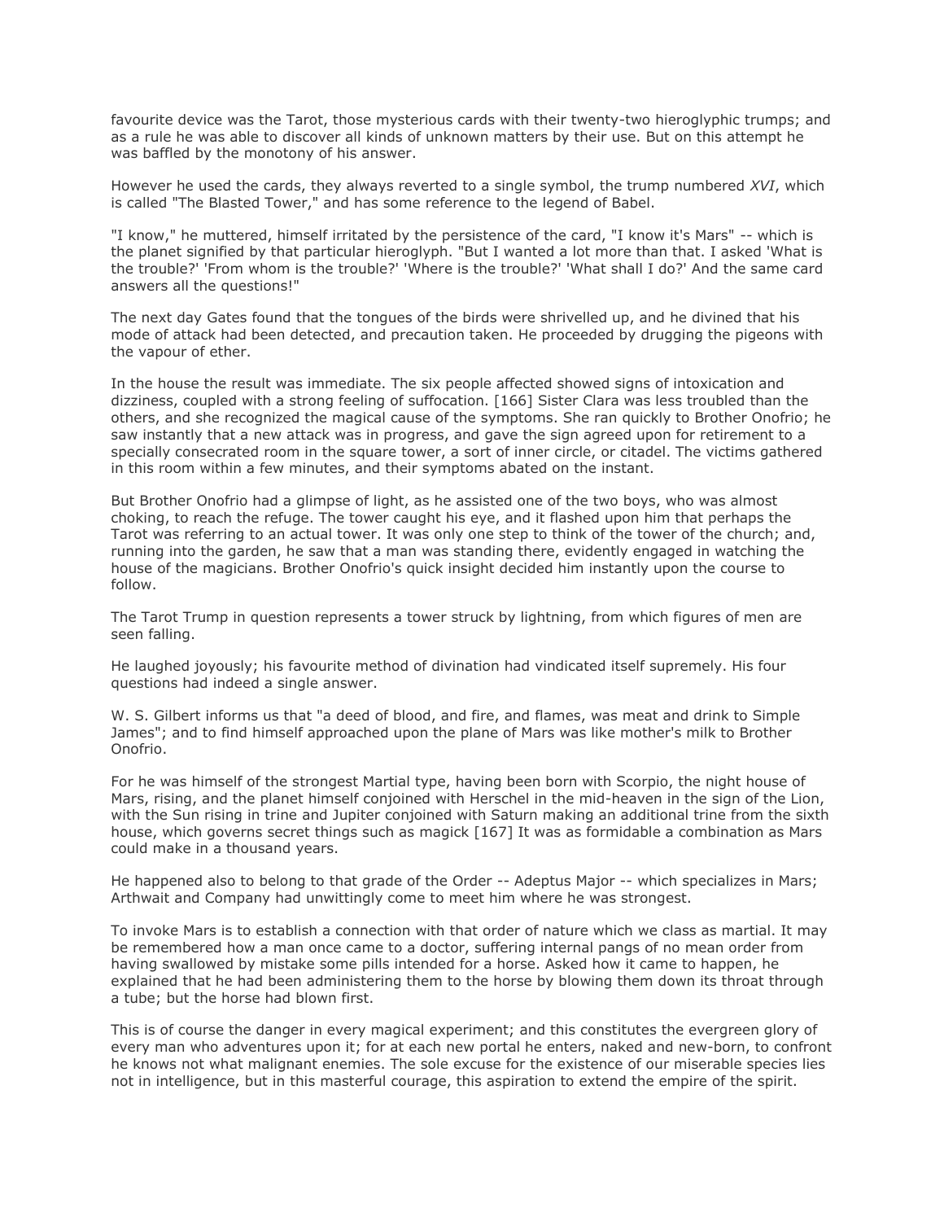favourite device was the Tarot, those mysterious cards with their twenty-two hieroglyphic trumps; and as a rule he was able to discover all kinds of unknown matters by their use. But on this attempt he was baffled by the monotony of his answer.

However he used the cards, they always reverted to a single symbol, the trump numbered *XVI*, which is called "The Blasted Tower," and has some reference to the legend of Babel.

"I know," he muttered, himself irritated by the persistence of the card, "I know it's Mars" -- which is the planet signified by that particular hieroglyph. "But I wanted a lot more than that. I asked 'What is the trouble?' 'From whom is the trouble?' 'Where is the trouble?' 'What shall I do?' And the same card answers all the questions!"

The next day Gates found that the tongues of the birds were shrivelled up, and he divined that his mode of attack had been detected, and precaution taken. He proceeded by drugging the pigeons with the vapour of ether.

In the house the result was immediate. The six people affected showed signs of intoxication and dizziness, coupled with a strong feeling of suffocation. [166] Sister Clara was less troubled than the others, and she recognized the magical cause of the symptoms. She ran quickly to Brother Onofrio; he saw instantly that a new attack was in progress, and gave the sign agreed upon for retirement to a specially consecrated room in the square tower, a sort of inner circle, or citadel. The victims gathered in this room within a few minutes, and their symptoms abated on the instant.

But Brother Onofrio had a glimpse of light, as he assisted one of the two boys, who was almost choking, to reach the refuge. The tower caught his eye, and it flashed upon him that perhaps the Tarot was referring to an actual tower. It was only one step to think of the tower of the church; and, running into the garden, he saw that a man was standing there, evidently engaged in watching the house of the magicians. Brother Onofrio's quick insight decided him instantly upon the course to follow.

The Tarot Trump in question represents a tower struck by lightning, from which figures of men are seen falling.

He laughed joyously; his favourite method of divination had vindicated itself supremely. His four questions had indeed a single answer.

W. S. Gilbert informs us that "a deed of blood, and fire, and flames, was meat and drink to Simple James"; and to find himself approached upon the plane of Mars was like mother's milk to Brother Onofrio.

For he was himself of the strongest Martial type, having been born with Scorpio, the night house of Mars, rising, and the planet himself conjoined with Herschel in the mid-heaven in the sign of the Lion, with the Sun rising in trine and Jupiter conjoined with Saturn making an additional trine from the sixth house, which governs secret things such as magick [167] It was as formidable a combination as Mars could make in a thousand years.

He happened also to belong to that grade of the Order -- Adeptus Major -- which specializes in Mars; Arthwait and Company had unwittingly come to meet him where he was strongest.

To invoke Mars is to establish a connection with that order of nature which we class as martial. It may be remembered how a man once came to a doctor, suffering internal pangs of no mean order from having swallowed by mistake some pills intended for a horse. Asked how it came to happen, he explained that he had been administering them to the horse by blowing them down its throat through a tube; but the horse had blown first.

This is of course the danger in every magical experiment; and this constitutes the evergreen glory of every man who adventures upon it; for at each new portal he enters, naked and new-born, to confront he knows not what malignant enemies. The sole excuse for the existence of our miserable species lies not in intelligence, but in this masterful courage, this aspiration to extend the empire of the spirit.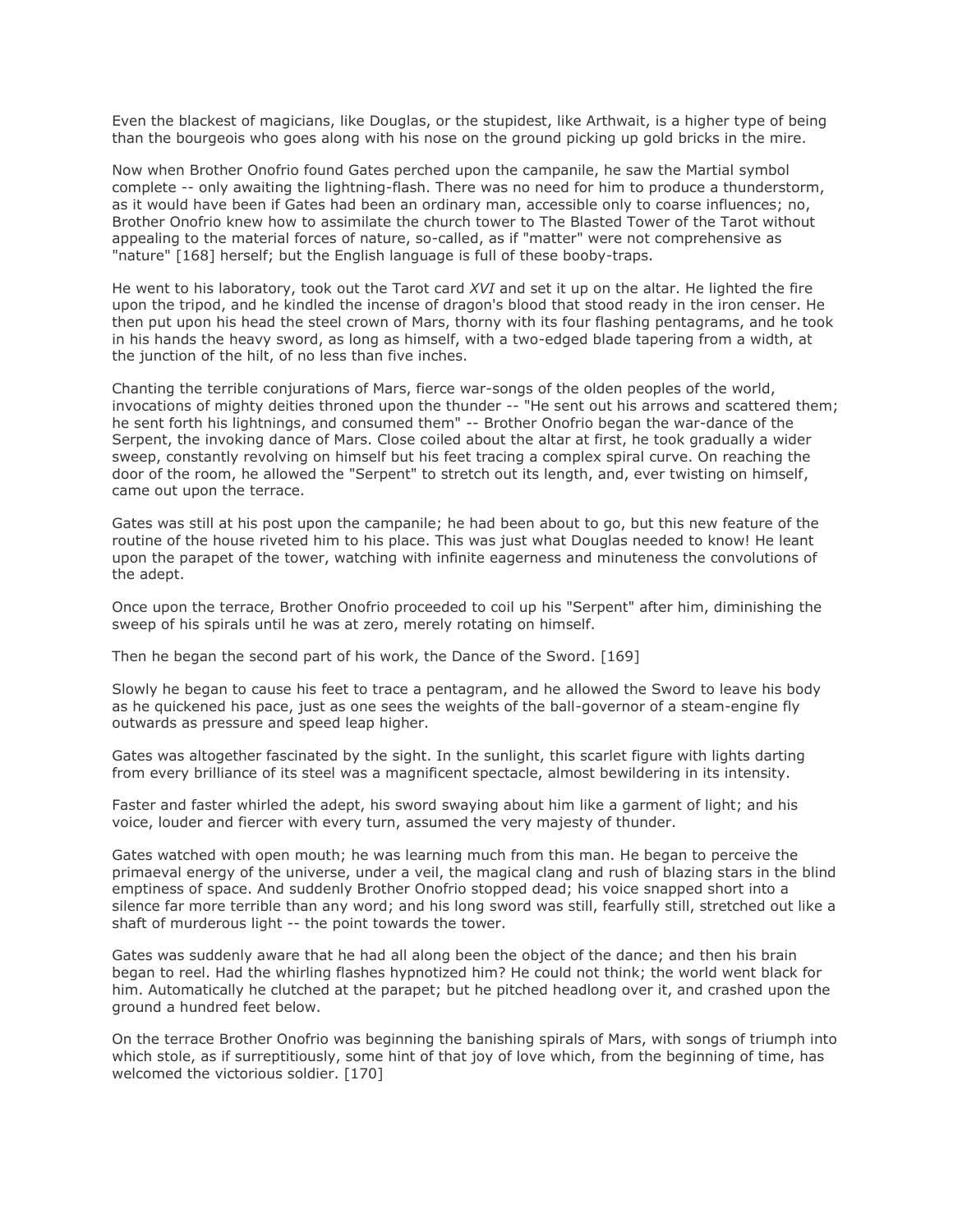Even the blackest of magicians, like Douglas, or the stupidest, like Arthwait, is a higher type of being than the bourgeois who goes along with his nose on the ground picking up gold bricks in the mire.

Now when Brother Onofrio found Gates perched upon the campanile, he saw the Martial symbol complete -- only awaiting the lightning-flash. There was no need for him to produce a thunderstorm, as it would have been if Gates had been an ordinary man, accessible only to coarse influences; no, Brother Onofrio knew how to assimilate the church tower to The Blasted Tower of the Tarot without appealing to the material forces of nature, so-called, as if "matter" were not comprehensive as "nature" [168] herself; but the English language is full of these booby-traps.

He went to his laboratory, took out the Tarot card *XVI* and set it up on the altar. He lighted the fire upon the tripod, and he kindled the incense of dragon's blood that stood ready in the iron censer. He then put upon his head the steel crown of Mars, thorny with its four flashing pentagrams, and he took in his hands the heavy sword, as long as himself, with a two-edged blade tapering from a width, at the junction of the hilt, of no less than five inches.

Chanting the terrible conjurations of Mars, fierce war-songs of the olden peoples of the world, invocations of mighty deities throned upon the thunder -- "He sent out his arrows and scattered them; he sent forth his lightnings, and consumed them" -- Brother Onofrio began the war-dance of the Serpent, the invoking dance of Mars. Close coiled about the altar at first, he took gradually a wider sweep, constantly revolving on himself but his feet tracing a complex spiral curve. On reaching the door of the room, he allowed the "Serpent" to stretch out its length, and, ever twisting on himself, came out upon the terrace.

Gates was still at his post upon the campanile; he had been about to go, but this new feature of the routine of the house riveted him to his place. This was just what Douglas needed to know! He leant upon the parapet of the tower, watching with infinite eagerness and minuteness the convolutions of the adept.

Once upon the terrace, Brother Onofrio proceeded to coil up his "Serpent" after him, diminishing the sweep of his spirals until he was at zero, merely rotating on himself.

Then he began the second part of his work, the Dance of the Sword. [169]

Slowly he began to cause his feet to trace a pentagram, and he allowed the Sword to leave his body as he quickened his pace, just as one sees the weights of the ball-governor of a steam-engine fly outwards as pressure and speed leap higher.

Gates was altogether fascinated by the sight. In the sunlight, this scarlet figure with lights darting from every brilliance of its steel was a magnificent spectacle, almost bewildering in its intensity.

Faster and faster whirled the adept, his sword swaying about him like a garment of light; and his voice, louder and fiercer with every turn, assumed the very majesty of thunder.

Gates watched with open mouth; he was learning much from this man. He began to perceive the primaeval energy of the universe, under a veil, the magical clang and rush of blazing stars in the blind emptiness of space. And suddenly Brother Onofrio stopped dead; his voice snapped short into a silence far more terrible than any word; and his long sword was still, fearfully still, stretched out like a shaft of murderous light -- the point towards the tower.

Gates was suddenly aware that he had all along been the object of the dance; and then his brain began to reel. Had the whirling flashes hypnotized him? He could not think; the world went black for him. Automatically he clutched at the parapet; but he pitched headlong over it, and crashed upon the ground a hundred feet below.

On the terrace Brother Onofrio was beginning the banishing spirals of Mars, with songs of triumph into which stole, as if surreptitiously, some hint of that joy of love which, from the beginning of time, has welcomed the victorious soldier. [170]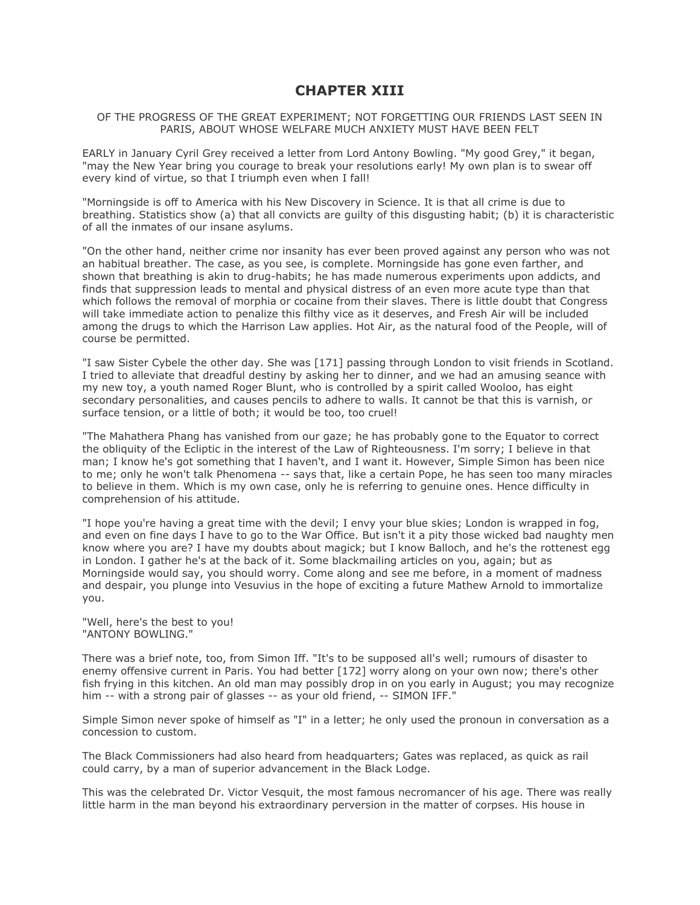# CHAPTER XIII

OF THE PROGRESS OF THE GREAT EXPERIMENT; NOT FORGETTING OUR FRIENDS LAST SEEN IN PARIS, ABOUT WHOSE WELFARE MUCH ANXIETY MUST HAVE BEEN FELT

EARLY in January Cyril Grey received a letter from Lord Antony Bowling. "My good Grey," it began, "may the New Year bring you courage to break your resolutions early! My own plan is to swear off every kind of virtue, so that I triumph even when I fall!

"Morningside is off to America with his New Discovery in Science. It is that all crime is due to breathing. Statistics show (a) that all convicts are guilty of this disgusting habit; (b) it is characteristic of all the inmates of our insane asylums.

"On the other hand, neither crime nor insanity has ever been proved against any person who was not an habitual breather. The case, as you see, is complete. Morningside has gone even farther, and shown that breathing is akin to drug-habits; he has made numerous experiments upon addicts, and finds that suppression leads to mental and physical distress of an even more acute type than that which follows the removal of morphia or cocaine from their slaves. There is little doubt that Congress will take immediate action to penalize this filthy vice as it deserves, and Fresh Air will be included among the drugs to which the Harrison Law applies. Hot Air, as the natural food of the People, will of course be permitted.

"I saw Sister Cybele the other day. She was [171] passing through London to visit friends in Scotland. I tried to alleviate that dreadful destiny by asking her to dinner, and we had an amusing seance with my new toy, a youth named Roger Blunt, who is controlled by a spirit called Wooloo, has eight secondary personalities, and causes pencils to adhere to walls. It cannot be that this is varnish, or surface tension, or a little of both; it would be too, too cruel!

"The Mahathera Phang has vanished from our gaze; he has probably gone to the Equator to correct the obliquity of the Ecliptic in the interest of the Law of Righteousness. I'm sorry; I believe in that man; I know he's got something that I haven't, and I want it. However, Simple Simon has been nice to me; only he won't talk Phenomena -- says that, like a certain Pope, he has seen too many miracles to believe in them. Which is my own case, only he is referring to genuine ones. Hence difficulty in comprehension of his attitude.

"I hope you're having a great time with the devil; I envy your blue skies; London is wrapped in fog, and even on fine days I have to go to the War Office. But isn't it a pity those wicked bad naughty men know where you are? I have my doubts about magick; but I know Balloch, and he's the rottenest egg in London. I gather he's at the back of it. Some blackmailing articles on you, again; but as Morningside would say, you should worry. Come along and see me before, in a moment of madness and despair, you plunge into Vesuvius in the hope of exciting a future Mathew Arnold to immortalize you.

"Well, here's the best to you!
"ANTONY BOWLING."

There was a brief note, too, from Simon Iff. "It's to be supposed all's well; rumours of disaster to enemy offensive current in Paris. You had better [172] worry along on your own now; there's other fish frying in this kitchen. An old man may possibly drop in on you early in August; you may recognize him -- with a strong pair of glasses -- as your old friend, -- SIMON IFF."

Simple Simon never spoke of himself as "I" in a letter; he only used the pronoun in conversation as a concession to custom.

The Black Commissioners had also heard from headquarters; Gates was replaced, as quick as rail could carry, by a man of superior advancement in the Black Lodge.

This was the celebrated Dr. Victor Vesquit, the most famous necromancer of his age. There was really little harm in the man beyond his extraordinary perversion in the matter of corpses. His house in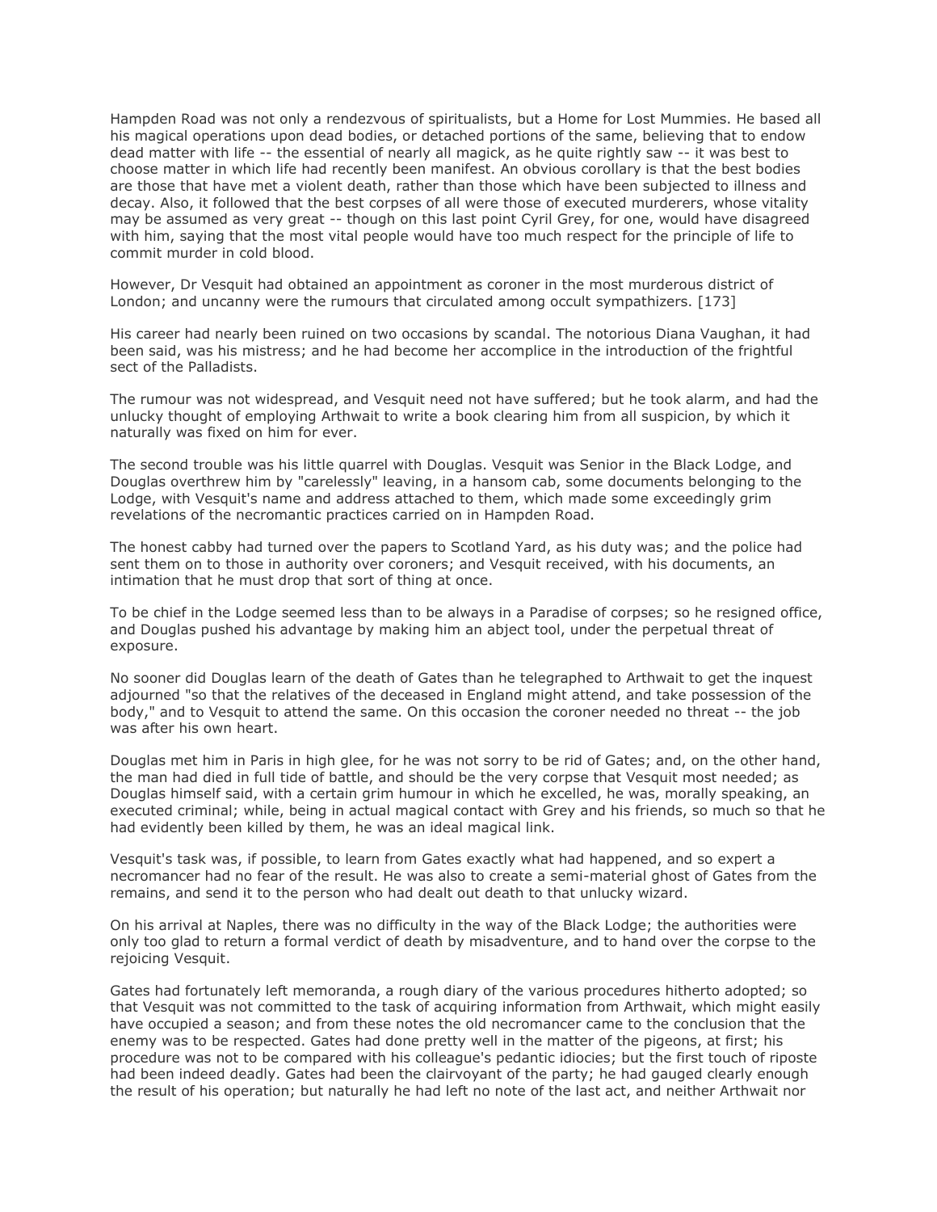Hampden Road was not only a rendezvous of spiritualists, but a Home for Lost Mummies. He based all his magical operations upon dead bodies, or detached portions of the same, believing that to endow dead matter with life -- the essential of nearly all magick, as he quite rightly saw -- it was best to choose matter in which life had recently been manifest. An obvious corollary is that the best bodies are those that have met a violent death, rather than those which have been subjected to illness and decay. Also, it followed that the best corpses of all were those of executed murderers, whose vitality may be assumed as very great -- though on this last point Cyril Grey, for one, would have disagreed with him, saying that the most vital people would have too much respect for the principle of life to commit murder in cold blood.

However, Dr Vesquit had obtained an appointment as coroner in the most murderous district of London; and uncanny were the rumours that circulated among occult sympathizers. [173]

His career had nearly been ruined on two occasions by scandal. The notorious Diana Vaughan, it had been said, was his mistress; and he had become her accomplice in the introduction of the frightful sect of the Palladists.

The rumour was not widespread, and Vesquit need not have suffered; but he took alarm, and had the unlucky thought of employing Arthwait to write a book clearing him from all suspicion, by which it naturally was fixed on him for ever.

The second trouble was his little quarrel with Douglas. Vesquit was Senior in the Black Lodge, and Douglas overthrew him by "carelessly" leaving, in a hansom cab, some documents belonging to the Lodge, with Vesquit's name and address attached to them, which made some exceedingly grim revelations of the necromantic practices carried on in Hampden Road.

The honest cabby had turned over the papers to Scotland Yard, as his duty was; and the police had sent them on to those in authority over coroners; and Vesquit received, with his documents, an intimation that he must drop that sort of thing at once.

To be chief in the Lodge seemed less than to be always in a Paradise of corpses; so he resigned office, and Douglas pushed his advantage by making him an abject tool, under the perpetual threat of exposure.

No sooner did Douglas learn of the death of Gates than he telegraphed to Arthwait to get the inquest adjourned "so that the relatives of the deceased in England might attend, and take possession of the body," and to Vesquit to attend the same. On this occasion the coroner needed no threat -- the job was after his own heart.

Douglas met him in Paris in high glee, for he was not sorry to be rid of Gates; and, on the other hand, the man had died in full tide of battle, and should be the very corpse that Vesquit most needed; as Douglas himself said, with a certain grim humour in which he excelled, he was, morally speaking, an executed criminal; while, being in actual magical contact with Grey and his friends, so much so that he had evidently been killed by them, he was an ideal magical link.

Vesquit's task was, if possible, to learn from Gates exactly what had happened, and so expert a necromancer had no fear of the result. He was also to create a semi-material ghost of Gates from the remains, and send it to the person who had dealt out death to that unlucky wizard.

On his arrival at Naples, there was no difficulty in the way of the Black Lodge; the authorities were only too glad to return a formal verdict of death by misadventure, and to hand over the corpse to the rejoicing Vesquit.

Gates had fortunately left memoranda, a rough diary of the various procedures hitherto adopted; so that Vesquit was not committed to the task of acquiring information from Arthwait, which might easily have occupied a season; and from these notes the old necromancer came to the conclusion that the enemy was to be respected. Gates had done pretty well in the matter of the pigeons, at first; his procedure was not to be compared with his colleague's pedantic idiocies; but the first touch of riposte had been indeed deadly. Gates had been the clairvoyant of the party; he had gauged clearly enough the result of his operation; but naturally he had left no note of the last act, and neither Arthwait nor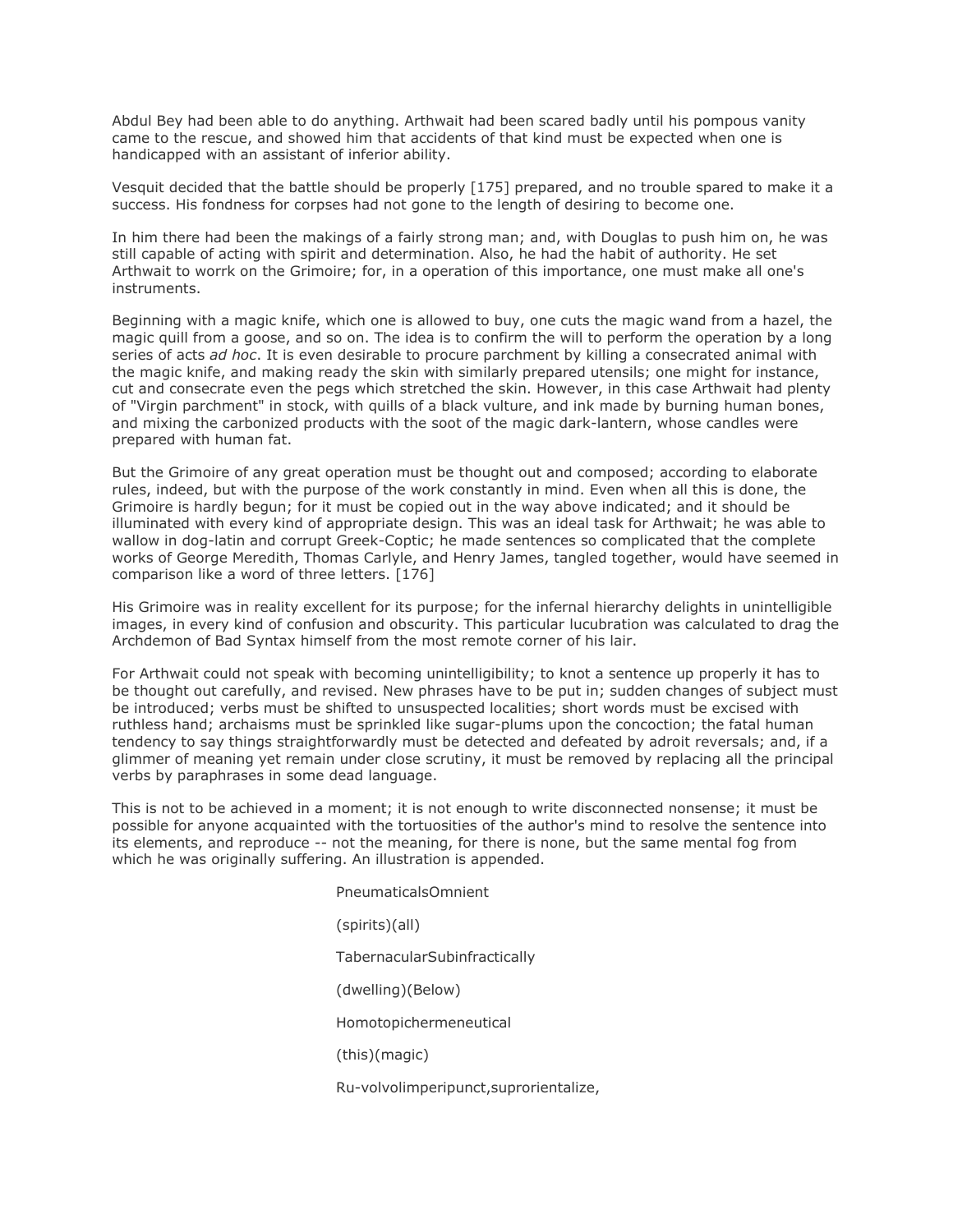Abdul Bey had been able to do anything. Arthwait had been scared badly until his pompous vanity came to the rescue, and showed him that accidents of that kind must be expected when one is handicapped with an assistant of inferior ability.

Vesquit decided that the battle should be properly [175] prepared, and no trouble spared to make it a success. His fondness for corpses had not gone to the length of desiring to become one.

In him there had been the makings of a fairly strong man; and, with Douglas to push him on, he was still capable of acting with spirit and determination. Also, he had the habit of authority. He set Arthwait to worrk on the Grimoire; for, in a operation of this importance, one must make all one's instruments.

Beginning with a magic knife, which one is allowed to buy, one cuts the magic wand from a hazel, the magic quill from a goose, and so on. The idea is to confirm the will to perform the operation by a long series of acts *ad hoc*. It is even desirable to procure parchment by killing a consecrated animal with the magic knife, and making ready the skin with similarly prepared utensils; one might for instance, cut and consecrate even the pegs which stretched the skin. However, in this case Arthwait had plenty of "Virgin parchment" in stock, with quills of a black vulture, and ink made by burning human bones, and mixing the carbonized products with the soot of the magic dark-lantern, whose candles were prepared with human fat.

But the Grimoire of any great operation must be thought out and composed; according to elaborate rules, indeed, but with the purpose of the work constantly in mind. Even when all this is done, the Grimoire is hardly begun; for it must be copied out in the way above indicated; and it should be illuminated with every kind of appropriate design. This was an ideal task for Arthwait; he was able to wallow in dog-latin and corrupt Greek-Coptic; he made sentences so complicated that the complete works of George Meredith, Thomas Carlyle, and Henry James, tangled together, would have seemed in comparison like a word of three letters. [176]

His Grimoire was in reality excellent for its purpose; for the infernal hierarchy delights in unintelligible images, in every kind of confusion and obscurity. This particular lucubration was calculated to drag the Archdemon of Bad Syntax himself from the most remote corner of his lair.

For Arthwait could not speak with becoming unintelligibility; to knot a sentence up properly it has to be thought out carefully, and revised. New phrases have to be put in; sudden changes of subject must be introduced; verbs must be shifted to unsuspected localities; short words must be excised with ruthless hand; archaisms must be sprinkled like sugar-plums upon the concoction; the fatal human tendency to say things straightforwardly must be detected and defeated by adroit reversals; and, if a glimmer of meaning yet remain under close scrutiny, it must be removed by replacing all the principal verbs by paraphrases in some dead language.

This is not to be achieved in a moment; it is not enough to write disconnected nonsense; it must be possible for anyone acquainted with the tortuosities of the author's mind to resolve the sentence into its elements, and reproduce -- not the meaning, for there is none, but the same mental fog from which he was originally suffering. An illustration is appended.

PneumaticalsOmnient

(spirits)(all)

TabernacularSubinfractically

(dwelling)(Below)

Homotopichermeneutical

(this)(magic)

Ru-volvolimperipunct,suprorientalize,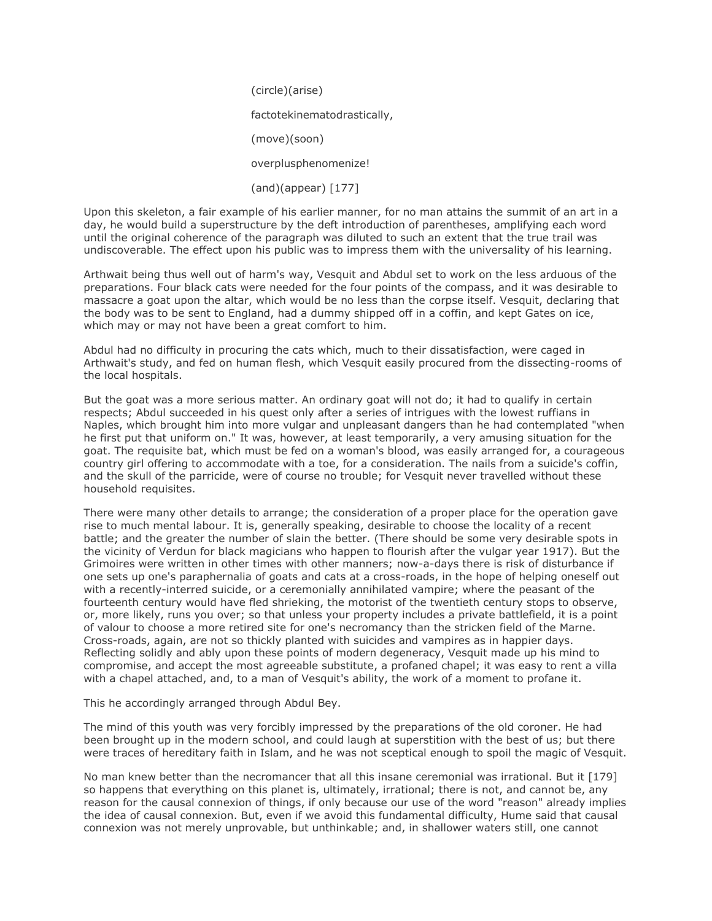(circle)(arise)

factotekinematodrastically,

(move)(soon)

overplusphenomenize!

(and)(appear) [177]

Upon this skeleton, a fair example of his earlier manner, for no man attains the summit of an art in a day, he would build a superstructure by the deft introduction of parentheses, amplifying each word until the original coherence of the paragraph was diluted to such an extent that the true trail was undiscoverable. The effect upon his public was to impress them with the universality of his learning.

Arthwait being thus well out of harm's way, Vesquit and Abdul set to work on the less arduous of the preparations. Four black cats were needed for the four points of the compass, and it was desirable to massacre a goat upon the altar, which would be no less than the corpse itself. Vesquit, declaring that the body was to be sent to England, had a dummy shipped off in a coffin, and kept Gates on ice, which may or may not have been a great comfort to him.

Abdul had no difficulty in procuring the cats which, much to their dissatisfaction, were caged in Arthwait's study, and fed on human flesh, which Vesquit easily procured from the dissecting-rooms of the local hospitals.

But the goat was a more serious matter. An ordinary goat will not do; it had to qualify in certain respects; Abdul succeeded in his quest only after a series of intrigues with the lowest ruffians in Naples, which brought him into more vulgar and unpleasant dangers than he had contemplated "when he first put that uniform on." It was, however, at least temporarily, a very amusing situation for the goat. The requisite bat, which must be fed on a woman's blood, was easily arranged for, a courageous country girl offering to accommodate with a toe, for a consideration. The nails from a suicide's coffin, and the skull of the parricide, were of course no trouble; for Vesquit never travelled without these household requisites.

There were many other details to arrange; the consideration of a proper place for the operation gave rise to much mental labour. It is, generally speaking, desirable to choose the locality of a recent battle; and the greater the number of slain the better. (There should be some very desirable spots in the vicinity of Verdun for black magicians who happen to flourish after the vulgar year 1917). But the Grimoires were written in other times with other manners; now-a-days there is risk of disturbance if one sets up one's paraphernalia of goats and cats at a cross-roads, in the hope of helping oneself out with a recently-interred suicide, or a ceremonially annihilated vampire; where the peasant of the fourteenth century would have fled shrieking, the motorist of the twentieth century stops to observe, or, more likely, runs you over; so that unless your property includes a private battlefield, it is a point of valour to choose a more retired site for one's necromancy than the stricken field of the Marne. Cross-roads, again, are not so thickly planted with suicides and vampires as in happier days. Reflecting solidly and ably upon these points of modern degeneracy, Vesquit made up his mind to compromise, and accept the most agreeable substitute, a profaned chapel; it was easy to rent a villa with a chapel attached, and, to a man of Vesquit's ability, the work of a moment to profane it.

This he accordingly arranged through Abdul Bey.

The mind of this youth was very forcibly impressed by the preparations of the old coroner. He had been brought up in the modern school, and could laugh at superstition with the best of us; but there were traces of hereditary faith in Islam, and he was not sceptical enough to spoil the magic of Vesquit.

No man knew better than the necromancer that all this insane ceremonial was irrational. But it [179] so happens that everything on this planet is, ultimately, irrational; there is not, and cannot be, any reason for the causal connexion of things, if only because our use of the word "reason" already implies the idea of causal connexion. But, even if we avoid this fundamental difficulty, Hume said that causal connexion was not merely unprovable, but unthinkable; and, in shallower waters still, one cannot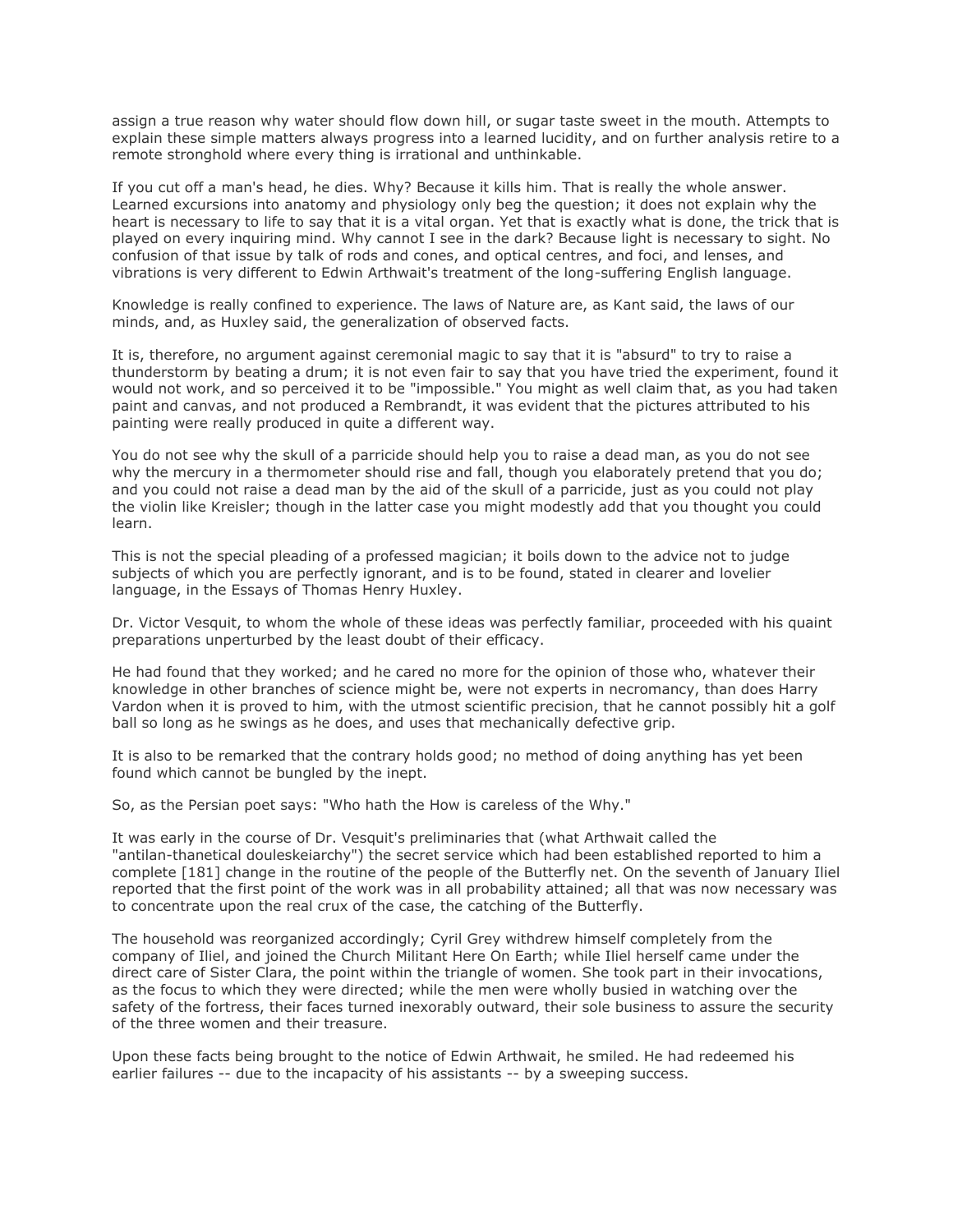assign a true reason why water should flow down hill, or sugar taste sweet in the mouth. Attempts to explain these simple matters always progress into a learned lucidity, and on further analysis retire to a remote stronghold where every thing is irrational and unthinkable.

If you cut off a man's head, he dies. Why? Because it kills him. That is really the whole answer. Learned excursions into anatomy and physiology only beg the question; it does not explain why the heart is necessary to life to say that it is a vital organ. Yet that is exactly what is done, the trick that is played on every inquiring mind. Why cannot I see in the dark? Because light is necessary to sight. No confusion of that issue by talk of rods and cones, and optical centres, and foci, and lenses, and vibrations is very different to Edwin Arthwait's treatment of the long-suffering English language.

Knowledge is really confined to experience. The laws of Nature are, as Kant said, the laws of our minds, and, as Huxley said, the generalization of observed facts.

It is, therefore, no argument against ceremonial magic to say that it is "absurd" to try to raise a thunderstorm by beating a drum; it is not even fair to say that you have tried the experiment, found it would not work, and so perceived it to be "impossible." You might as well claim that, as you had taken paint and canvas, and not produced a Rembrandt, it was evident that the pictures attributed to his painting were really produced in quite a different way.

You do not see why the skull of a parricide should help you to raise a dead man, as you do not see why the mercury in a thermometer should rise and fall, though you elaborately pretend that you do; and you could not raise a dead man by the aid of the skull of a parricide, just as you could not play the violin like Kreisler; though in the latter case you might modestly add that you thought you could learn.

This is not the special pleading of a professed magician; it boils down to the advice not to judge subjects of which you are perfectly ignorant, and is to be found, stated in clearer and lovelier language, in the Essays of Thomas Henry Huxley.

Dr. Victor Vesquit, to whom the whole of these ideas was perfectly familiar, proceeded with his quaint preparations unperturbed by the least doubt of their efficacy.

He had found that they worked; and he cared no more for the opinion of those who, whatever their knowledge in other branches of science might be, were not experts in necromancy, than does Harry Vardon when it is proved to him, with the utmost scientific precision, that he cannot possibly hit a golf ball so long as he swings as he does, and uses that mechanically defective grip.

It is also to be remarked that the contrary holds good; no method of doing anything has yet been found which cannot be bungled by the inept.

So, as the Persian poet says: "Who hath the How is careless of the Why."

It was early in the course of Dr. Vesquit's preliminaries that (what Arthwait called the "antilan-thanetical douleskeiarchy") the secret service which had been established reported to him a complete [181] change in the routine of the people of the Butterfly net. On the seventh of January Iliel reported that the first point of the work was in all probability attained; all that was now necessary was to concentrate upon the real crux of the case, the catching of the Butterfly.

The household was reorganized accordingly; Cyril Grey withdrew himself completely from the company of Iliel, and joined the Church Militant Here On Earth; while Iliel herself came under the direct care of Sister Clara, the point within the triangle of women. She took part in their invocations, as the focus to which they were directed; while the men were wholly busied in watching over the safety of the fortress, their faces turned inexorably outward, their sole business to assure the security of the three women and their treasure.

Upon these facts being brought to the notice of Edwin Arthwait, he smiled. He had redeemed his earlier failures -- due to the incapacity of his assistants -- by a sweeping success.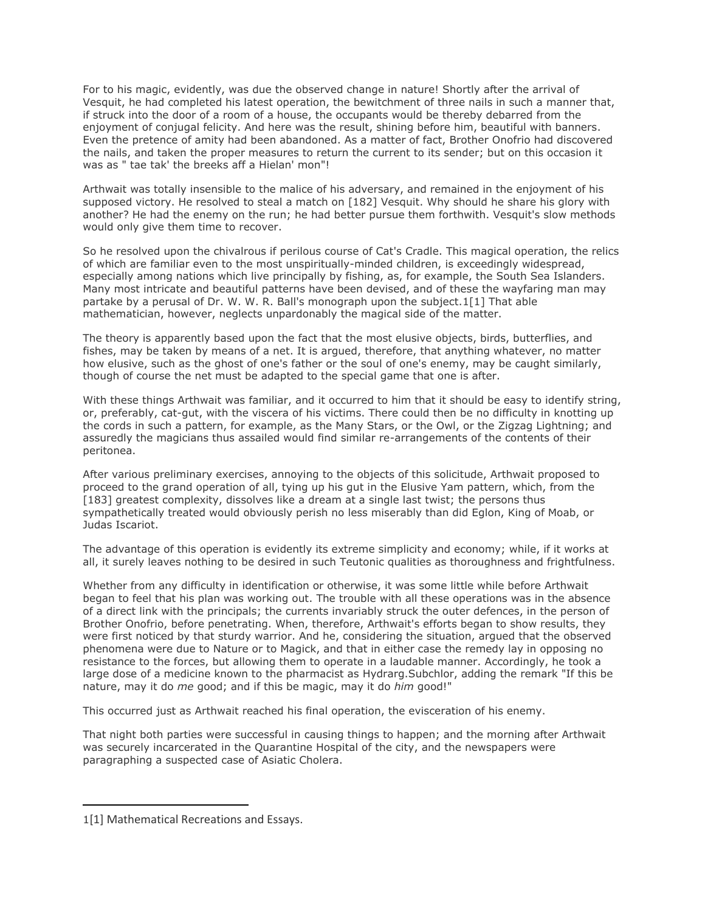For to his magic, evidently, was due the observed change in nature! Shortly after the arrival of Vesquit, he had completed his latest operation, the bewitchment of three nails in such a manner that, if struck into the door of a room of a house, the occupants would be thereby debarred from the enjoyment of conjugal felicity. And here was the result, shining before him, beautiful with banners. Even the pretence of amity had been abandoned. As a matter of fact, Brother Onofrio had discovered the nails, and taken the proper measures to return the current to its sender; but on this occasion it was as " tae tak' the breeks aff a Hielan' mon"!

Arthwait was totally insensible to the malice of his adversary, and remained in the enjoyment of his supposed victory. He resolved to steal a match on [182] Vesquit. Why should he share his glory with another? He had the enemy on the run; he had better pursue them forthwith. Vesquit's slow methods would only give them time to recover.

So he resolved upon the chivalrous if perilous course of Cat's Cradle. This magical operation, the relics of which are familiar even to the most unspiritually-minded children, is exceedingly widespread, especially among nations which live principally by fishing, as, for example, the South Sea Islanders. Many most intricate and beautiful patterns have been devised, and of these the wayfaring man may partake by a perusal of Dr. W. W. R. Ball's monograph upon the subject.1[1] That able mathematician, however, neglects unpardonably the magical side of the matter.

The theory is apparently based upon the fact that the most elusive objects, birds, butterflies, and fishes, may be taken by means of a net. It is argued, therefore, that anything whatever, no matter how elusive, such as the ghost of one's father or the soul of one's enemy, may be caught similarly, though of course the net must be adapted to the special game that one is after.

With these things Arthwait was familiar, and it occurred to him that it should be easy to identify string, or, preferably, cat-gut, with the viscera of his victims. There could then be no difficulty in knotting up the cords in such a pattern, for example, as the Many Stars, or the Owl, or the Zigzag Lightning; and assuredly the magicians thus assailed would find similar re-arrangements of the contents of their peritonea.

After various preliminary exercises, annoying to the objects of this solicitude, Arthwait proposed to proceed to the grand operation of all, tying up his gut in the Elusive Yam pattern, which, from the [183] greatest complexity, dissolves like a dream at a single last twist; the persons thus sympathetically treated would obviously perish no less miserably than did Eglon, King of Moab, or Judas Iscariot.

The advantage of this operation is evidently its extreme simplicity and economy; while, if it works at all, it surely leaves nothing to be desired in such Teutonic qualities as thoroughness and frightfulness.

Whether from any difficulty in identification or otherwise, it was some little while before Arthwait began to feel that his plan was working out. The trouble with all these operations was in the absence of a direct link with the principals; the currents invariably struck the outer defences, in the person of Brother Onofrio, before penetrating. When, therefore, Arthwait's efforts began to show results, they were first noticed by that sturdy warrior. And he, considering the situation, argued that the observed phenomena were due to Nature or to Magick, and that in either case the remedy lay in opposing no resistance to the forces, but allowing them to operate in a laudable manner. Accordingly, he took a large dose of a medicine known to the pharmacist as Hydrarg.Subchlor, adding the remark "If this be nature, may it do *me* good; and if this be magic, may it do *him* good!"

This occurred just as Arthwait reached his final operation, the evisceration of his enemy.

That night both parties were successful in causing things to happen; and the morning after Arthwait was securely incarcerated in the Quarantine Hospital of the city, and the newspapers were paragraphing a suspected case of Asiatic Cholera.

---

1[1] Mathematical Recreations and Essays.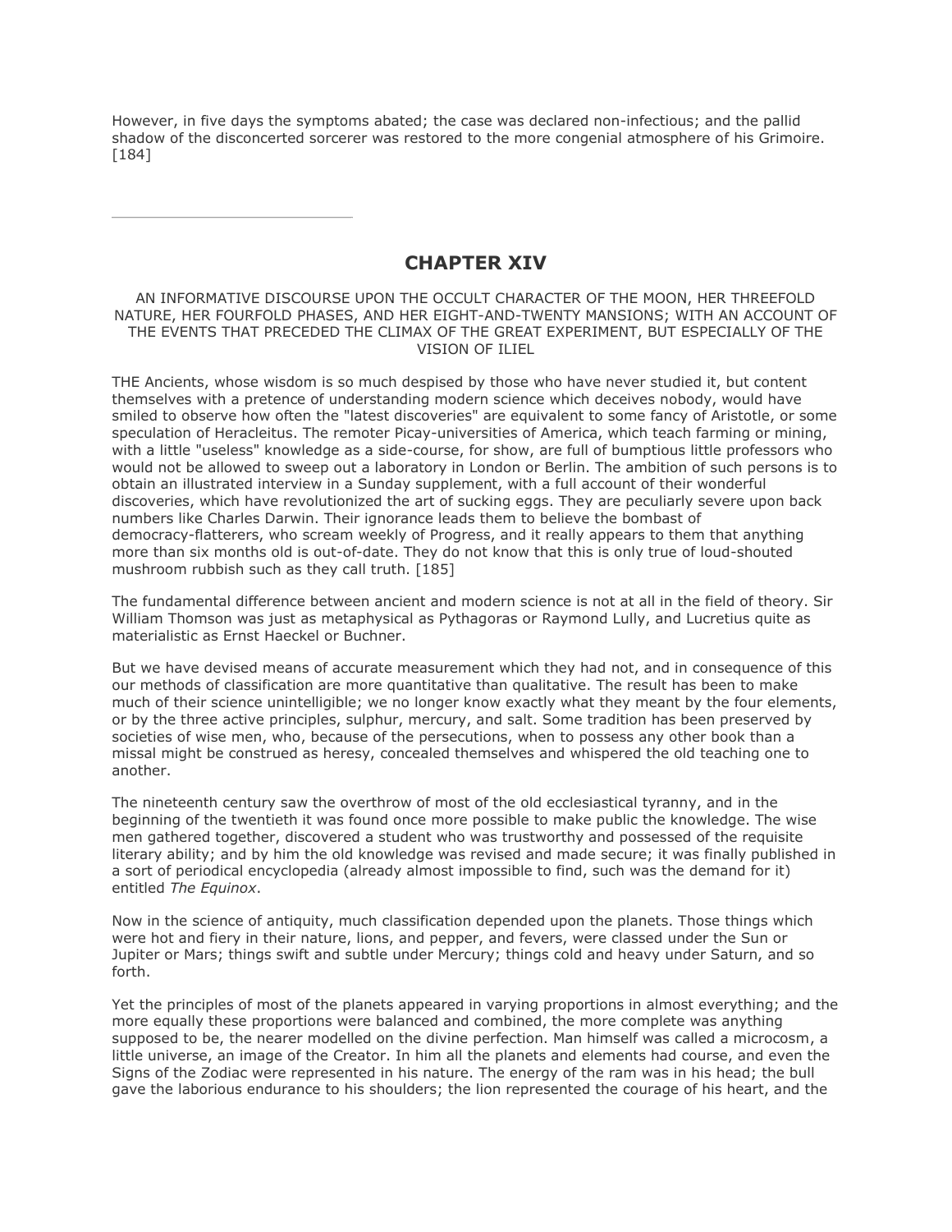However, in five days the symptoms abated; the case was declared non-infectious; and the pallid shadow of the disconcerted sorcerer was restored to the more congenial atmosphere of his Grimoire. [184]

---

## CHAPTER XIV

AN INFORMATIVE DISCOURSE UPON THE OCCULT CHARACTER OF THE MOON, HER THREEFOLD NATURE, HER FOURFOLD PHASES, AND HER EIGHT-AND-TWENTY MANSIONS; WITH AN ACCOUNT OF THE EVENTS THAT PRECEDED THE CLIMAX OF THE GREAT EXPERIMENT, BUT ESPECIALLY OF THE VISION OF ILIEL

THE Ancients, whose wisdom is so much despised by those who have never studied it, but content themselves with a pretence of understanding modern science which deceives nobody, would have smiled to observe how often the "latest discoveries" are equivalent to some fancy of Aristotle, or some speculation of Heracleitus. The remoter Picay-universities of America, which teach farming or mining, with a little "useless" knowledge as a side-course, for show, are full of bumptious little professors who would not be allowed to sweep out a laboratory in London or Berlin. The ambition of such persons is to obtain an illustrated interview in a Sunday supplement, with a full account of their wonderful discoveries, which have revolutionized the art of sucking eggs. They are peculiarly severe upon back numbers like Charles Darwin. Their ignorance leads them to believe the bombast of democracy-flatterers, who scream weekly of Progress, and it really appears to them that anything more than six months old is out-of-date. They do not know that this is only true of loud-shouted mushroom rubbish such as they call truth. [185]

The fundamental difference between ancient and modern science is not at all in the field of theory. Sir William Thomson was just as metaphysical as Pythagoras or Raymond Lully, and Lucretius quite as materialistic as Ernst Haeckel or Buchner.

But we have devised means of accurate measurement which they had not, and in consequence of this our methods of classification are more quantitative than qualitative. The result has been to make much of their science unintelligible; we no longer know exactly what they meant by the four elements, or by the three active principles, sulphur, mercury, and salt. Some tradition has been preserved by societies of wise men, who, because of the persecutions, when to possess any other book than a missal might be construed as heresy, concealed themselves and whispered the old teaching one to another.

The nineteenth century saw the overthrow of most of the old ecclesiastical tyranny, and in the beginning of the twentieth it was found once more possible to make public the knowledge. The wise men gathered together, discovered a student who was trustworthy and possessed of the requisite literary ability; and by him the old knowledge was revised and made secure; it was finally published in a sort of periodical encyclopedia (already almost impossible to find, such was the demand for it) entitled *The Equinox*.

Now in the science of antiquity, much classification depended upon the planets. Those things which were hot and fiery in their nature, lions, and pepper, and fevers, were classed under the Sun or Jupiter or Mars; things swift and subtle under Mercury; things cold and heavy under Saturn, and so forth.

Yet the principles of most of the planets appeared in varying proportions in almost everything; and the more equally these proportions were balanced and combined, the more complete was anything supposed to be, the nearer modelled on the divine perfection. Man himself was called a microcosm, a little universe, an image of the Creator. In him all the planets and elements had course, and even the Signs of the Zodiac were represented in his nature. The energy of the ram was in his head; the bull gave the laborious endurance to his shoulders; the lion represented the courage of his heart, and the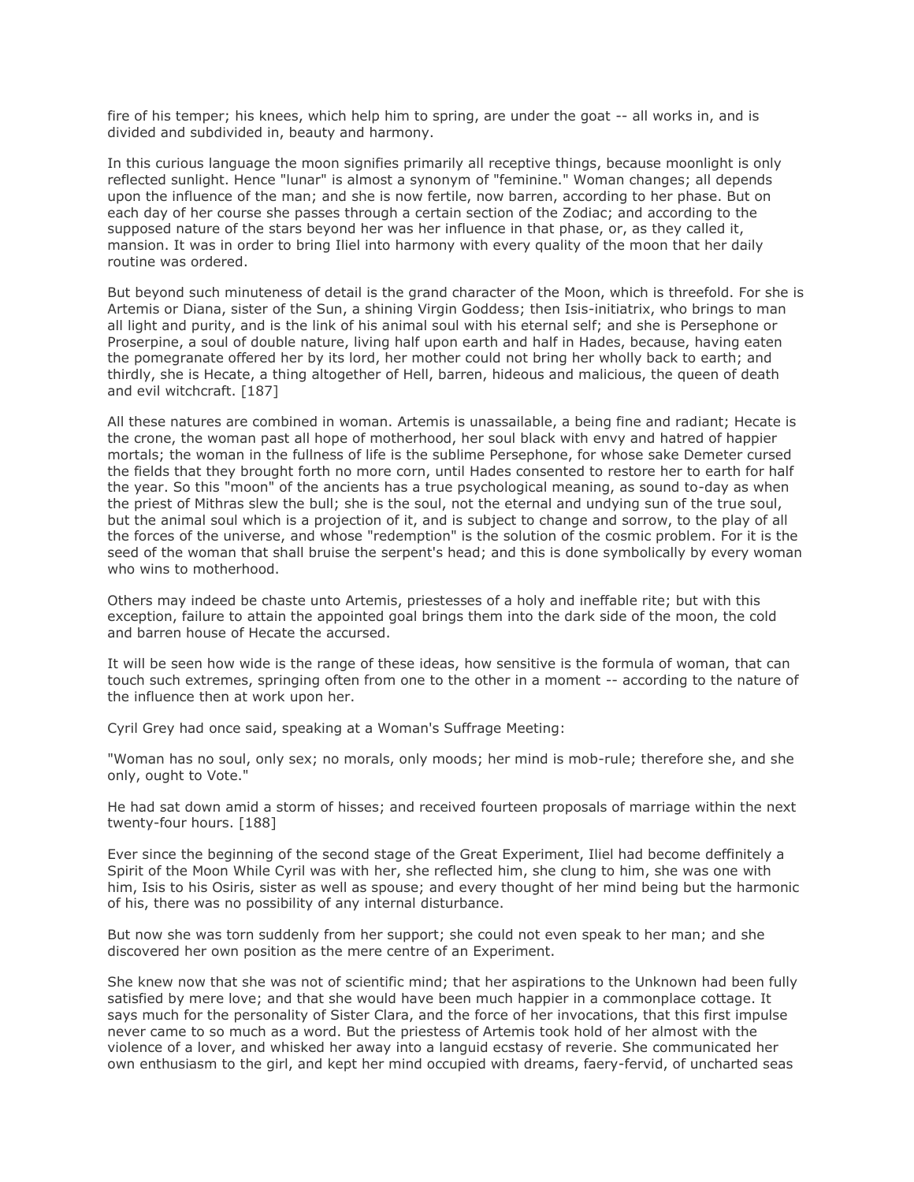fire of his temper; his knees, which help him to spring, are under the goat -- all works in, and is divided and subdivided in, beauty and harmony.

In this curious language the moon signifies primarily all receptive things, because moonlight is only reflected sunlight. Hence "lunar" is almost a synonym of "feminine." Woman changes; all depends upon the influence of the man; and she is now fertile, now barren, according to her phase. But on each day of her course she passes through a certain section of the Zodiac; and according to the supposed nature of the stars beyond her was her influence in that phase, or, as they called it, mansion. It was in order to bring Iliel into harmony with every quality of the moon that her daily routine was ordered.

But beyond such minuteness of detail is the grand character of the Moon, which is threefold. For she is Artemis or Diana, sister of the Sun, a shining Virgin Goddess; then Isis-initiatrix, who brings to man all light and purity, and is the link of his animal soul with his eternal self; and she is Persephone or Proserpine, a soul of double nature, living half upon earth and half in Hades, because, having eaten the pomegranate offered her by its lord, her mother could not bring her wholly back to earth; and thirdly, she is Hecate, a thing altogether of Hell, barren, hideous and malicious, the queen of death and evil witchcraft. [187]

All these natures are combined in woman. Artemis is unassailable, a being fine and radiant; Hecate is the crone, the woman past all hope of motherhood, her soul black with envy and hatred of happier mortals; the woman in the fullness of life is the sublime Persephone, for whose sake Demeter cursed the fields that they brought forth no more corn, until Hades consented to restore her to earth for half the year. So this "moon" of the ancients has a true psychological meaning, as sound to-day as when the priest of Mithras slew the bull; she is the soul, not the eternal and undying sun of the true soul, but the animal soul which is a projection of it, and is subject to change and sorrow, to the play of all the forces of the universe, and whose "redemption" is the solution of the cosmic problem. For it is the seed of the woman that shall bruise the serpent's head; and this is done symbolically by every woman who wins to motherhood.

Others may indeed be chaste unto Artemis, priestesses of a holy and ineffable rite; but with this exception, failure to attain the appointed goal brings them into the dark side of the moon, the cold and barren house of Hecate the accursed.

It will be seen how wide is the range of these ideas, how sensitive is the formula of woman, that can touch such extremes, springing often from one to the other in a moment -- according to the nature of the influence then at work upon her.

Cyril Grey had once said, speaking at a Woman's Suffrage Meeting:

"Woman has no soul, only sex; no morals, only moods; her mind is mob-rule; therefore she, and she only, ought to Vote."

He had sat down amid a storm of hisses; and received fourteen proposals of marriage within the next twenty-four hours. [188]

Ever since the beginning of the second stage of the Great Experiment, Iliel had become deffinitely a Spirit of the Moon While Cyril was with her, she reflected him, she clung to him, she was one with him, Isis to his Osiris, sister as well as spouse; and every thought of her mind being but the harmonic of his, there was no possibility of any internal disturbance.

But now she was torn suddenly from her support; she could not even speak to her man; and she discovered her own position as the mere centre of an Experiment.

She knew now that she was not of scientific mind; that her aspirations to the Unknown had been fully satisfied by mere love; and that she would have been much happier in a commonplace cottage. It says much for the personality of Sister Clara, and the force of her invocations, that this first impulse never came to so much as a word. But the priestess of Artemis took hold of her almost with the violence of a lover, and whisked her away into a languid ecstasy of reverie. She communicated her own enthusiasm to the girl, and kept her mind occupied with dreams, faery-fervid, of uncharted seas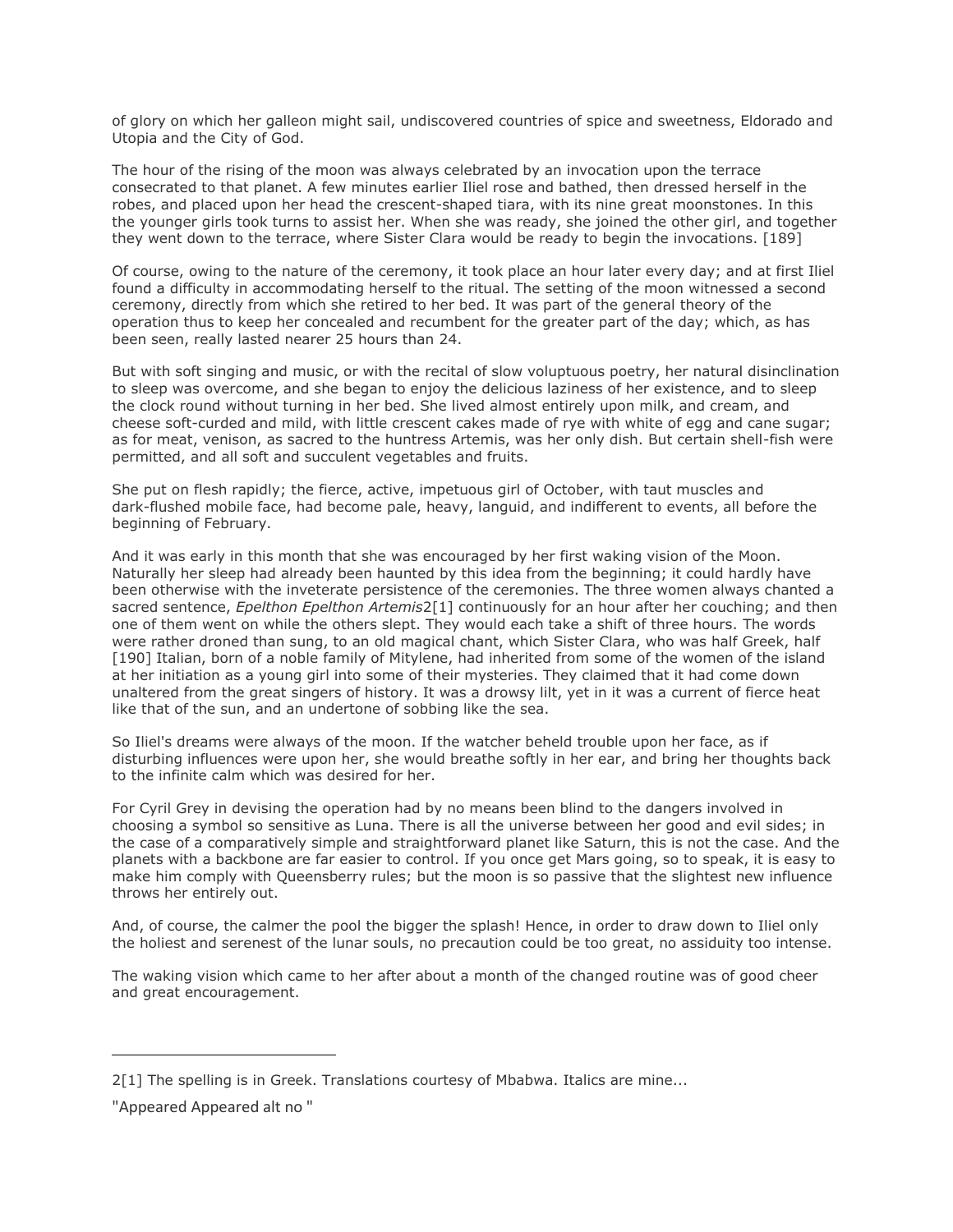of glory on which her galleon might sail, undiscovered countries of spice and sweetness, Eldorado and Utopia and the City of God.

The hour of the rising of the moon was always celebrated by an invocation upon the terrace consecrated to that planet. A few minutes earlier Iliel rose and bathed, then dressed herself in the robes, and placed upon her head the crescent-shaped tiara, with its nine great moonstones. In this the younger girls took turns to assist her. When she was ready, she joined the other girl, and together they went down to the terrace, where Sister Clara would be ready to begin the invocations. [189]

Of course, owing to the nature of the ceremony, it took place an hour later every day; and at first Iliel found a difficulty in accommodating herself to the ritual. The setting of the moon witnessed a second ceremony, directly from which she retired to her bed. It was part of the general theory of the operation thus to keep her concealed and recumbent for the greater part of the day; which, as has been seen, really lasted nearer 25 hours than 24.

But with soft singing and music, or with the recital of slow voluptuous poetry, her natural disinclination to sleep was overcome, and she began to enjoy the delicious laziness of her existence, and to sleep the clock round without turning in her bed. She lived almost entirely upon milk, and cream, and cheese soft-curded and mild, with little crescent cakes made of rye with white of egg and cane sugar; as for meat, venison, as sacred to the huntress Artemis, was her only dish. But certain shell-fish were permitted, and all soft and succulent vegetables and fruits.

She put on flesh rapidly; the fierce, active, impetuous girl of October, with taut muscles and dark-flushed mobile face, had become pale, heavy, languid, and indifferent to events, all before the beginning of February.

And it was early in this month that she was encouraged by her first waking vision of the Moon. Naturally her sleep had already been haunted by this idea from the beginning; it could hardly have been otherwise with the inveterate persistence of the ceremonies. The three women always chanted a sacred sentence, *Epelthon Epelthon Artemis*2[1] continuously for an hour after her couching; and then one of them went on while the others slept. They would each take a shift of three hours. The words were rather droned than sung, to an old magical chant, which Sister Clara, who was half Greek, half [190] Italian, born of a noble family of Mitylene, had inherited from some of the women of the island at her initiation as a young girl into some of their mysteries. They claimed that it had come down unaltered from the great singers of history. It was a drowsy lilt, yet in it was a current of fierce heat like that of the sun, and an undertone of sobbing like the sea.

So Iliel's dreams were always of the moon. If the watcher beheld trouble upon her face, as if disturbing influences were upon her, she would breathe softly in her ear, and bring her thoughts back to the infinite calm which was desired for her.

For Cyril Grey in devising the operation had by no means been blind to the dangers involved in choosing a symbol so sensitive as Luna. There is all the universe between her good and evil sides; in the case of a comparatively simple and straightforward planet like Saturn, this is not the case. And the planets with a backbone are far easier to control. If you once get Mars going, so to speak, it is easy to make him comply with Queensberry rules; but the moon is so passive that the slightest new influence throws her entirely out.

And, of course, the calmer the pool the bigger the splash! Hence, in order to draw down to Iliel only the holiest and serenest of the lunar souls, no precaution could be too great, no assiduity too intense.

The waking vision which came to her after about a month of the changed routine was of good cheer and great encouragement.

---

2[1] The spelling is in Greek. Translations courtesy of Mbabwa. Italics are mine...

"Appeared Appeared alt no "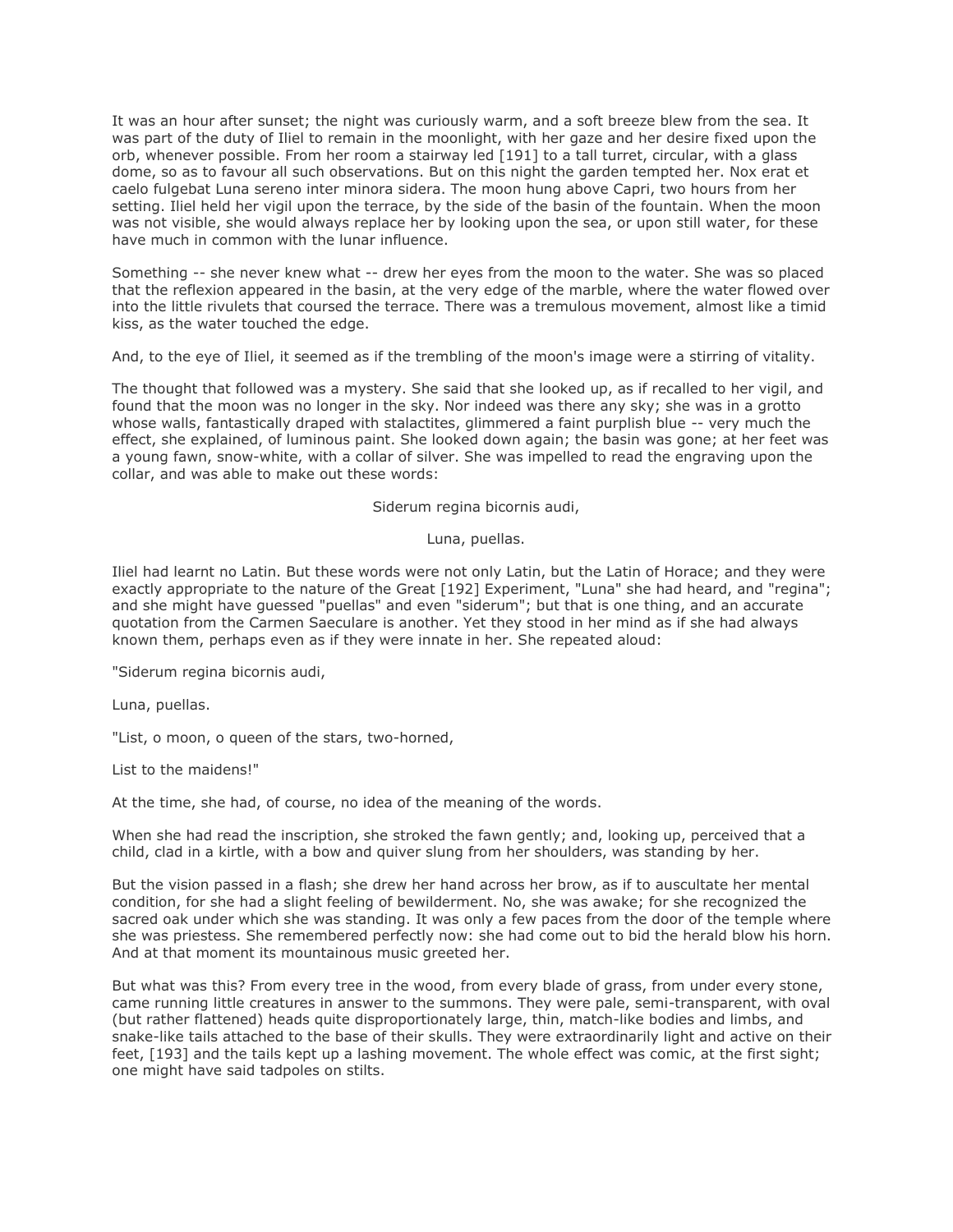It was an hour after sunset; the night was curiously warm, and a soft breeze blew from the sea. It was part of the duty of Iliel to remain in the moonlight, with her gaze and her desire fixed upon the orb, whenever possible. From her room a stairway led [191] to a tall turret, circular, with a glass dome, so as to favour all such observations. But on this night the garden tempted her. Nox erat et caelo fulgebat Luna sereno inter minora sidera. The moon hung above Capri, two hours from her setting. Iliel held her vigil upon the terrace, by the side of the basin of the fountain. When the moon was not visible, she would always replace her by looking upon the sea, or upon still water, for these have much in common with the lunar influence.

Something -- she never knew what -- drew her eyes from the moon to the water. She was so placed that the reflexion appeared in the basin, at the very edge of the marble, where the water flowed over into the little rivulets that coursed the terrace. There was a tremulous movement, almost like a timid kiss, as the water touched the edge.

And, to the eye of Iliel, it seemed as if the trembling of the moon's image were a stirring of vitality.

The thought that followed was a mystery. She said that she looked up, as if recalled to her vigil, and found that the moon was no longer in the sky. Nor indeed was there any sky; she was in a grotto whose walls, fantastically draped with stalactites, glimmered a faint purplish blue -- very much the effect, she explained, of luminous paint. She looked down again; the basin was gone; at her feet was a young fawn, snow-white, with a collar of silver. She was impelled to read the engraving upon the collar, and was able to make out these words:

Siderum regina bicornis audi,

Luna, puellas.

Iliel had learnt no Latin. But these words were not only Latin, but the Latin of Horace; and they were exactly appropriate to the nature of the Great [192] Experiment, "Luna" she had heard, and "regina"; and she might have guessed "puellas" and even "siderum"; but that is one thing, and an accurate quotation from the Carmen Saeculare is another. Yet they stood in her mind as if she had always known them, perhaps even as if they were innate in her. She repeated aloud:

"Siderum regina bicornis audi,

Luna, puellas.

"List, o moon, o queen of the stars, two-horned,

List to the maidens!"

At the time, she had, of course, no idea of the meaning of the words.

When she had read the inscription, she stroked the fawn gently; and, looking up, perceived that a child, clad in a kirtle, with a bow and quiver slung from her shoulders, was standing by her.

But the vision passed in a flash; she drew her hand across her brow, as if to auscultate her mental condition, for she had a slight feeling of bewilderment. No, she was awake; for she recognized the sacred oak under which she was standing. It was only a few paces from the door of the temple where she was priestess. She remembered perfectly now: she had come out to bid the herald blow his horn. And at that moment its mountainous music greeted her.

But what was this? From every tree in the wood, from every blade of grass, from under every stone, came running little creatures in answer to the summons. They were pale, semi-transparent, with oval (but rather flattened) heads quite disproportionately large, thin, match-like bodies and limbs, and snake-like tails attached to the base of their skulls. They were extraordinarily light and active on their feet, [193] and the tails kept up a lashing movement. The whole effect was comic, at the first sight; one might have said tadpoles on stilts.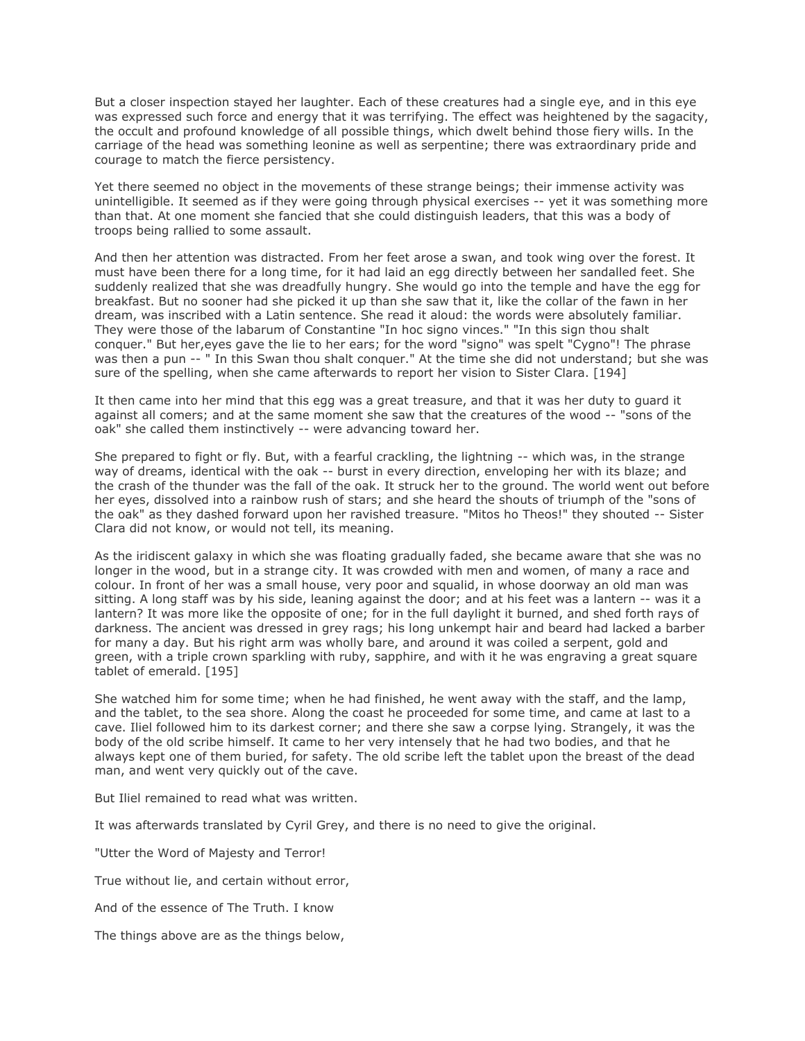But a closer inspection stayed her laughter. Each of these creatures had a single eye, and in this eye was expressed such force and energy that it was terrifying. The effect was heightened by the sagacity, the occult and profound knowledge of all possible things, which dwelt behind those fiery wills. In the carriage of the head was something leonine as well as serpentine; there was extraordinary pride and courage to match the fierce persistency.

Yet there seemed no object in the movements of these strange beings; their immense activity was unintelligible. It seemed as if they were going through physical exercises -- yet it was something more than that. At one moment she fancied that she could distinguish leaders, that this was a body of troops being rallied to some assault.

And then her attention was distracted. From her feet arose a swan, and took wing over the forest. It must have been there for a long time, for it had laid an egg directly between her sandalled feet. She suddenly realized that she was dreadfully hungry. She would go into the temple and have the egg for breakfast. But no sooner had she picked it up than she saw that it, like the collar of the fawn in her dream, was inscribed with a Latin sentence. She read it aloud: the words were absolutely familiar. They were those of the labarum of Constantine "In hoc signo vinces." "In this sign thou shalt conquer." But her,eyes gave the lie to her ears; for the word "signo" was spelt "Cygno"! The phrase was then a pun -- " In this Swan thou shalt conquer." At the time she did not understand; but she was sure of the spelling, when she came afterwards to report her vision to Sister Clara. [194]

It then came into her mind that this egg was a great treasure, and that it was her duty to guard it against all comers; and at the same moment she saw that the creatures of the wood -- "sons of the oak" she called them instinctively -- were advancing toward her.

She prepared to fight or fly. But, with a fearful crackling, the lightning -- which was, in the strange way of dreams, identical with the oak -- burst in every direction, enveloping her with its blaze; and the crash of the thunder was the fall of the oak. It struck her to the ground. The world went out before her eyes, dissolved into a rainbow rush of stars; and she heard the shouts of triumph of the "sons of the oak" as they dashed forward upon her ravished treasure. "Mitos ho Theos!" they shouted -- Sister Clara did not know, or would not tell, its meaning.

As the iridiscent galaxy in which she was floating gradually faded, she became aware that she was no longer in the wood, but in a strange city. It was crowded with men and women, of many a race and colour. In front of her was a small house, very poor and squalid, in whose doorway an old man was sitting. A long staff was by his side, leaning against the door; and at his feet was a lantern -- was it a lantern? It was more like the opposite of one; for in the full daylight it burned, and shed forth rays of darkness. The ancient was dressed in grey rags; his long unkempt hair and beard had lacked a barber for many a day. But his right arm was wholly bare, and around it was coiled a serpent, gold and green, with a triple crown sparkling with ruby, sapphire, and with it he was engraving a great square tablet of emerald. [195]

She watched him for some time; when he had finished, he went away with the staff, and the lamp, and the tablet, to the sea shore. Along the coast he proceeded for some time, and came at last to a cave. Iliel followed him to its darkest corner; and there she saw a corpse lying. Strangely, it was the body of the old scribe himself. It came to her very intensely that he had two bodies, and that he always kept one of them buried, for safety. The old scribe left the tablet upon the breast of the dead man, and went very quickly out of the cave.

But Iliel remained to read what was written.

It was afterwards translated by Cyril Grey, and there is no need to give the original.

"Utter the Word of Majesty and Terror!

True without lie, and certain without error,

And of the essence of The Truth. I know

The things above are as the things below,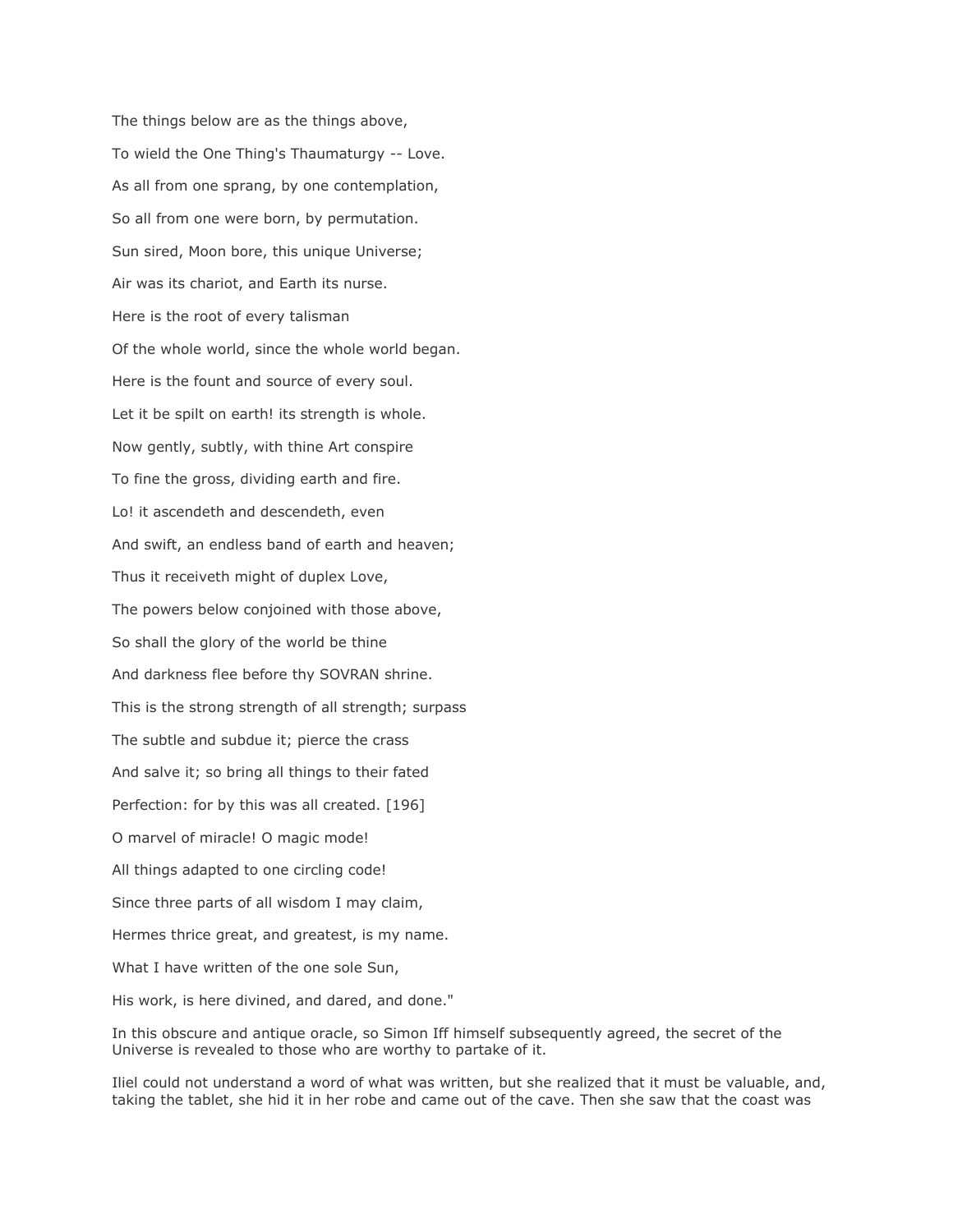The things below are as the things above,

To wield the One Thing's Thaumaturgy -- Love.

As all from one sprang, by one contemplation,

So all from one were born, by permutation.

Sun sired, Moon bore, this unique Universe;

Air was its chariot, and Earth its nurse.

Here is the root of every talisman

Of the whole world, since the whole world began.

Here is the fount and source of every soul.

Let it be spilt on earth! its strength is whole.

Now gently, subtly, with thine Art conspire

To fine the gross, dividing earth and fire.

Lo! it ascendeth and descendeth, even

And swift, an endless band of earth and heaven;

Thus it receiveth might of duplex Love,

The powers below conjoined with those above,

So shall the glory of the world be thine

And darkness flee before thy SOVRAN shrine.

This is the strong strength of all strength; surpass

The subtle and subdue it; pierce the crass

And salve it; so bring all things to their fated

Perfection: for by this was all created. [196]

O marvel of miracle! O magic mode!

All things adapted to one circling code!

Since three parts of all wisdom I may claim,

Hermes thrice great, and greatest, is my name.

What I have written of the one sole Sun,

His work, is here divined, and dared, and done."

In this obscure and antique oracle, so Simon Iff himself subsequently agreed, the secret of the Universe is revealed to those who are worthy to partake of it.

Iliel could not understand a word of what was written, but she realized that it must be valuable, and, taking the tablet, she hid it in her robe and came out of the cave. Then she saw that the coast was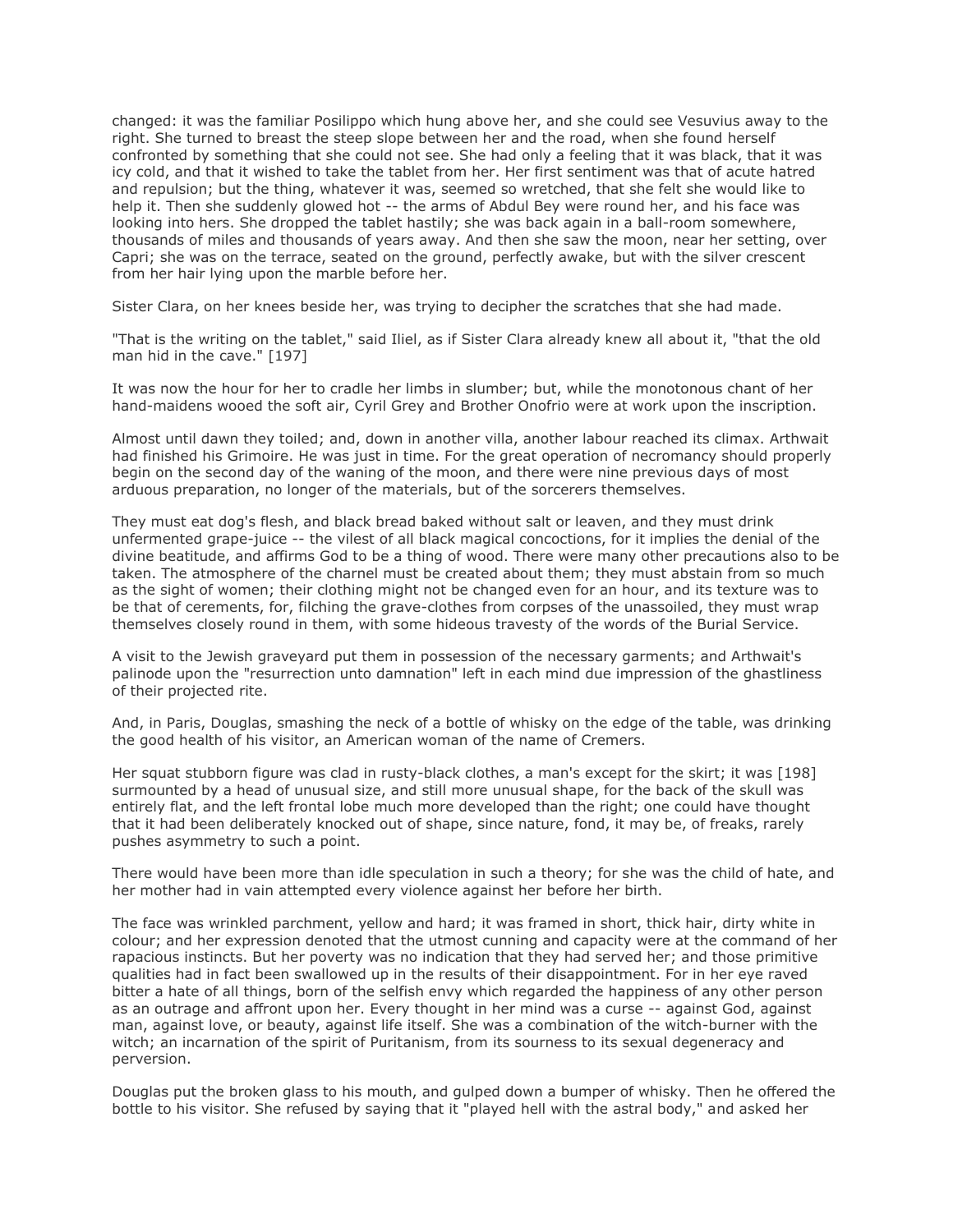changed: it was the familiar Posilippo which hung above her, and she could see Vesuvius away to the right. She turned to breast the steep slope between her and the road, when she found herself confronted by something that she could not see. She had only a feeling that it was black, that it was icy cold, and that it wished to take the tablet from her. Her first sentiment was that of acute hatred and repulsion; but the thing, whatever it was, seemed so wretched, that she felt she would like to help it. Then she suddenly glowed hot -- the arms of Abdul Bey were round her, and his face was looking into hers. She dropped the tablet hastily; she was back again in a ball-room somewhere, thousands of miles and thousands of years away. And then she saw the moon, near her setting, over Capri; she was on the terrace, seated on the ground, perfectly awake, but with the silver crescent from her hair lying upon the marble before her.

Sister Clara, on her knees beside her, was trying to decipher the scratches that she had made.

"That is the writing on the tablet," said Iliel, as if Sister Clara already knew all about it, "that the old man hid in the cave." [197]

It was now the hour for her to cradle her limbs in slumber; but, while the monotonous chant of her hand-maidens wooed the soft air, Cyril Grey and Brother Onofrio were at work upon the inscription.

Almost until dawn they toiled; and, down in another villa, another labour reached its climax. Arthwait had finished his Grimoire. He was just in time. For the great operation of necromancy should properly begin on the second day of the waning of the moon, and there were nine previous days of most arduous preparation, no longer of the materials, but of the sorcerers themselves.

They must eat dog's flesh, and black bread baked without salt or leaven, and they must drink unfermented grape-juice -- the vilest of all black magical concoctions, for it implies the denial of the divine beatitude, and affirms God to be a thing of wood. There were many other precautions also to be taken. The atmosphere of the charnel must be created about them; they must abstain from so much as the sight of women; their clothing might not be changed even for an hour, and its texture was to be that of cerements, for, filching the grave-clothes from corpses of the unassoiled, they must wrap themselves closely round in them, with some hideous travesty of the words of the Burial Service.

A visit to the Jewish graveyard put them in possession of the necessary garments; and Arthwait's palinode upon the "resurrection unto damnation" left in each mind due impression of the ghastliness of their projected rite.

And, in Paris, Douglas, smashing the neck of a bottle of whisky on the edge of the table, was drinking the good health of his visitor, an American woman of the name of Cremers.

Her squat stubborn figure was clad in rusty-black clothes, a man's except for the skirt; it was [198] surmounted by a head of unusual size, and still more unusual shape, for the back of the skull was entirely flat, and the left frontal lobe much more developed than the right; one could have thought that it had been deliberately knocked out of shape, since nature, fond, it may be, of freaks, rarely pushes asymmetry to such a point.

There would have been more than idle speculation in such a theory; for she was the child of hate, and her mother had in vain attempted every violence against her before her birth.

The face was wrinkled parchment, yellow and hard; it was framed in short, thick hair, dirty white in colour; and her expression denoted that the utmost cunning and capacity were at the command of her rapacious instincts. But her poverty was no indication that they had served her; and those primitive qualities had in fact been swallowed up in the results of their disappointment. For in her eye raved bitter a hate of all things, born of the selfish envy which regarded the happiness of any other person as an outrage and affront upon her. Every thought in her mind was a curse -- against God, against man, against love, or beauty, against life itself. She was a combination of the witch-burner with the witch; an incarnation of the spirit of Puritanism, from its sourness to its sexual degeneracy and perversion.

Douglas put the broken glass to his mouth, and gulped down a bumper of whisky. Then he offered the bottle to his visitor. She refused by saying that it "played hell with the astral body," and asked her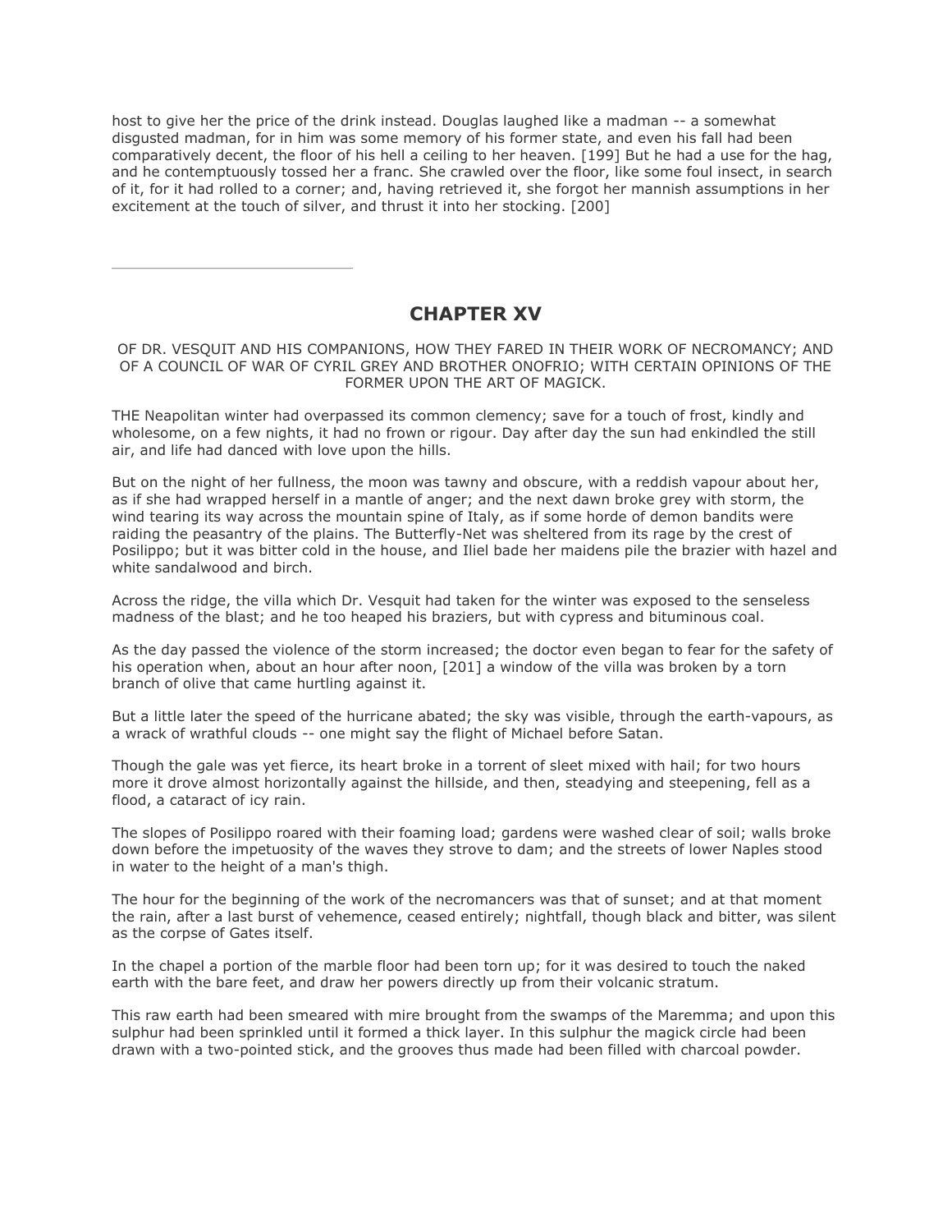host to give her the price of the drink instead. Douglas laughed like a madman -- a somewhat disgusted madman, for in him was some memory of his former state, and even his fall had been comparatively decent, the floor of his hell a ceiling to her heaven. [199] But he had a use for the hag, and he contemptuously tossed her a franc. She crawled over the floor, like some foul insect, in search of it, for it had rolled to a corner; and, having retrieved it, she forgot her mannish assumptions in her excitement at the touch of silver, and thrust it into her stocking. [200]

---

## CHAPTER XV

OF DR. VESQUIT AND HIS COMPANIONS, HOW THEY FARED IN THEIR WORK OF NECROMANCY; AND OF A COUNCIL OF WAR OF CYRIL GREY AND BROTHER ONOFRIO; WITH CERTAIN OPINIONS OF THE FORMER UPON THE ART OF MAGICK.

THE Neapolitan winter had overpassed its common clemency; save for a touch of frost, kindly and wholesome, on a few nights, it had no frown or rigour. Day after day the sun had enkindled the still air, and life had danced with love upon the hills.

But on the night of her fullness, the moon was tawny and obscure, with a reddish vapour about her, as if she had wrapped herself in a mantle of anger; and the next dawn broke grey with storm, the wind tearing its way across the mountain spine of Italy, as if some horde of demon bandits were raiding the peasantry of the plains. The Butterfly-Net was sheltered from its rage by the crest of Posilippo; but it was bitter cold in the house, and Iliel bade her maidens pile the brazier with hazel and white sandalwood and birch.

Across the ridge, the villa which Dr. Vesquit had taken for the winter was exposed to the senseless madness of the blast; and he too heaped his braziers, but with cypress and bituminous coal.

As the day passed the violence of the storm increased; the doctor even began to fear for the safety of his operation when, about an hour after noon, [201] a window of the villa was broken by a torn branch of olive that came hurtling against it.

But a little later the speed of the hurricane abated; the sky was visible, through the earth-vapours, as a wrack of wrathful clouds -- one might say the flight of Michael before Satan.

Though the gale was yet fierce, its heart broke in a torrent of sleet mixed with hail; for two hours more it drove almost horizontally against the hillside, and then, steadying and steepening, fell as a flood, a cataract of icy rain.

The slopes of Posilippo roared with their foaming load; gardens were washed clear of soil; walls broke down before the impetuosity of the waves they strove to dam; and the streets of lower Naples stood in water to the height of a man's thigh.

The hour for the beginning of the work of the necromancers was that of sunset; and at that moment the rain, after a last burst of vehemence, ceased entirely; nightfall, though black and bitter, was silent as the corpse of Gates itself.

In the chapel a portion of the marble floor had been torn up; for it was desired to touch the naked earth with the bare feet, and draw her powers directly up from their volcanic stratum.

This raw earth had been smeared with mire brought from the swamps of the Maremma; and upon this sulphur had been sprinkled until it formed a thick layer. In this sulphur the magick circle had been drawn with a two-pointed stick, and the grooves thus made had been filled with charcoal powder.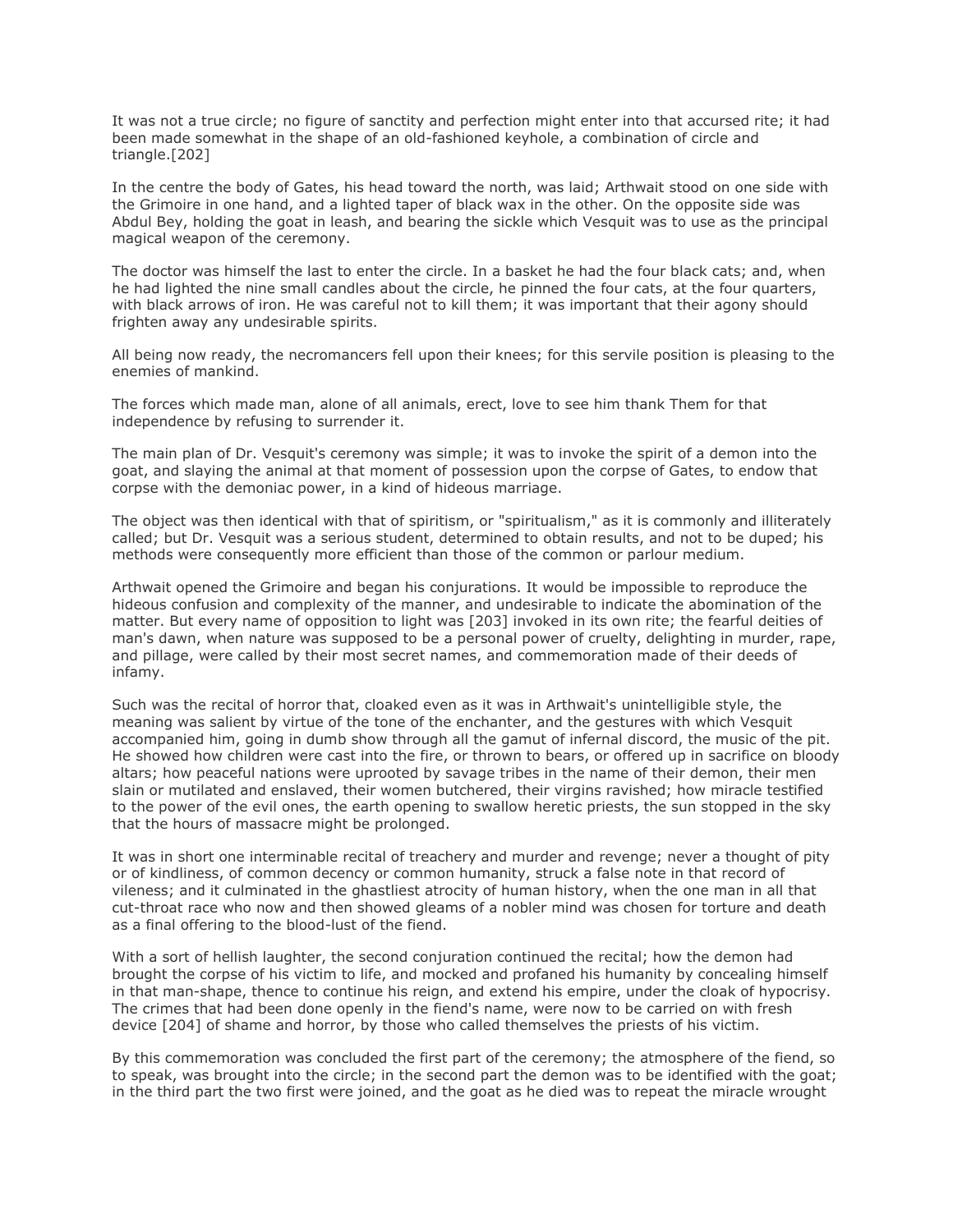It was not a true circle; no figure of sanctity and perfection might enter into that accursed rite; it had been made somewhat in the shape of an old-fashioned keyhole, a combination of circle and triangle.[202]

In the centre the body of Gates, his head toward the north, was laid; Arthwait stood on one side with the Grimoire in one hand, and a lighted taper of black wax in the other. On the opposite side was Abdul Bey, holding the goat in leash, and bearing the sickle which Vesquit was to use as the principal magical weapon of the ceremony.

The doctor was himself the last to enter the circle. In a basket he had the four black cats; and, when he had lighted the nine small candles about the circle, he pinned the four cats, at the four quarters, with black arrows of iron. He was careful not to kill them; it was important that their agony should frighten away any undesirable spirits.

All being now ready, the necromancers fell upon their knees; for this servile position is pleasing to the enemies of mankind.

The forces which made man, alone of all animals, erect, love to see him thank Them for that independence by refusing to surrender it.

The main plan of Dr. Vesquit's ceremony was simple; it was to invoke the spirit of a demon into the goat, and slaying the animal at that moment of possession upon the corpse of Gates, to endow that corpse with the demoniac power, in a kind of hideous marriage.

The object was then identical with that of spiritism, or "spiritualism," as it is commonly and illiterately called; but Dr. Vesquit was a serious student, determined to obtain results, and not to be duped; his methods were consequently more efficient than those of the common or parlour medium.

Arthwait opened the Grimoire and began his conjurations. It would be impossible to reproduce the hideous confusion and complexity of the manner, and undesirable to indicate the abomination of the matter. But every name of opposition to light was [203] invoked in its own rite; the fearful deities of man's dawn, when nature was supposed to be a personal power of cruelty, delighting in murder, rape, and pillage, were called by their most secret names, and commemoration made of their deeds of infamy.

Such was the recital of horror that, cloaked even as it was in Arthwait's unintelligible style, the meaning was salient by virtue of the tone of the enchanter, and the gestures with which Vesquit accompanied him, going in dumb show through all the gamut of infernal discord, the music of the pit. He showed how children were cast into the fire, or thrown to bears, or offered up in sacrifice on bloody altars; how peaceful nations were uprooted by savage tribes in the name of their demon, their men slain or mutilated and enslaved, their women butchered, their virgins ravished; how miracle testified to the power of the evil ones, the earth opening to swallow heretic priests, the sun stopped in the sky that the hours of massacre might be prolonged.

It was in short one interminable recital of treachery and murder and revenge; never a thought of pity or of kindliness, of common decency or common humanity, struck a false note in that record of vileness; and it culminated in the ghastliest atrocity of human history, when the one man in all that cut-throat race who now and then showed gleams of a nobler mind was chosen for torture and death as a final offering to the blood-lust of the fiend.

With a sort of hellish laughter, the second conjuration continued the recital; how the demon had brought the corpse of his victim to life, and mocked and profaned his humanity by concealing himself in that man-shape, thence to continue his reign, and extend his empire, under the cloak of hypocrisy. The crimes that had been done openly in the fiend's name, were now to be carried on with fresh device [204] of shame and horror, by those who called themselves the priests of his victim.

By this commemoration was concluded the first part of the ceremony; the atmosphere of the fiend, so to speak, was brought into the circle; in the second part the demon was to be identified with the goat; in the third part the two first were joined, and the goat as he died was to repeat the miracle wrought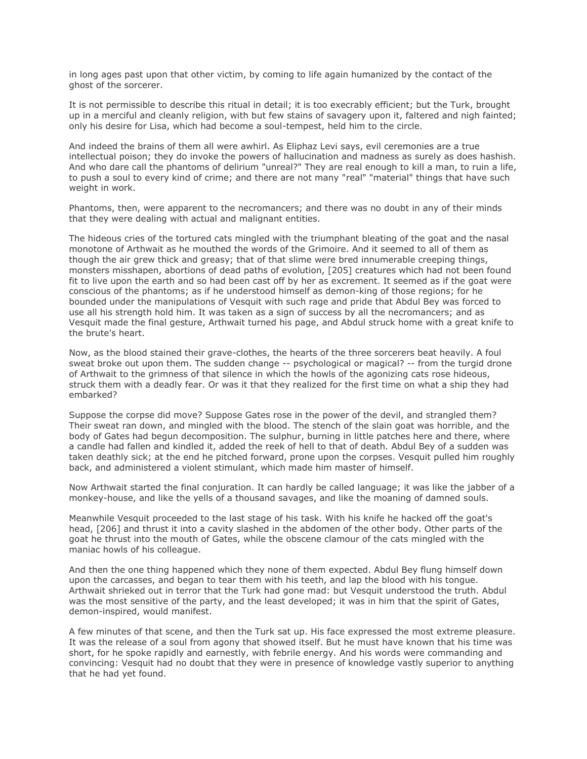in long ages past upon that other victim, by coming to life again humanized by the contact of the ghost of the sorcerer.

It is not permissible to describe this ritual in detail; it is too execrably efficient; but the Turk, brought up in a merciful and cleanly religion, with but few stains of savagery upon it, faltered and nigh fainted; only his desire for Lisa, which had become a soul-tempest, held him to the circle.

And indeed the brains of them all were awhirl. As Eliphaz Levi says, evil ceremonies are a true intellectual poison; they do invoke the powers of hallucination and madness as surely as does hashish. And who dare call the phantoms of delirium "unreal?" They are real enough to kill a man, to ruin a life, to push a soul to every kind of crime; and there are not many "real" "material" things that have such weight in work.

Phantoms, then, were apparent to the necromancers; and there was no doubt in any of their minds that they were dealing with actual and malignant entities.

The hideous cries of the tortured cats mingled with the triumphant bleating of the goat and the nasal monotone of Arthwait as he mouthed the words of the Grimoire. And it seemed to all of them as though the air grew thick and greasy; that of that slime were bred innumerable creeping things, monsters misshapen, abortions of dead paths of evolution, [205] creatures which had not been found fit to live upon the earth and so had been cast off by her as excrement. It seemed as if the goat were conscious of the phantoms; as if he understood himself as demon-king of those regions; for he bounded under the manipulations of Vesquit with such rage and pride that Abdul Bey was forced to use all his strength hold him. It was taken as a sign of success by all the necromancers; and as Vesquit made the final gesture, Arthwait turned his page, and Abdul struck home with a great knife to the brute's heart.

Now, as the blood stained their grave-clothes, the hearts of the three sorcerers beat heavily. A foul sweat broke out upon them. The sudden change -- psychological or magical? -- from the turgid drone of Arthwait to the grimness of that silence in which the howls of the agonizing cats rose hideous, struck them with a deadly fear. Or was it that they realized for the first time on what a ship they had embarked?

Suppose the corpse did move? Suppose Gates rose in the power of the devil, and strangled them? Their sweat ran down, and mingled with the blood. The stench of the slain goat was horrible, and the body of Gates had begun decomposition. The sulphur, burning in little patches here and there, where a candle had fallen and kindled it, added the reek of hell to that of death. Abdul Bey of a sudden was taken deathly sick; at the end he pitched forward, prone upon the corpses. Vesquit pulled him roughly back, and administered a violent stimulant, which made him master of himself.

Now Arthwait started the final conjuration. It can hardly be called language; it was like the jabber of a monkey-house, and like the yells of a thousand savages, and like the moaning of damned souls.

Meanwhile Vesquit proceeded to the last stage of his task. With his knife he hacked off the goat's head, [206] and thrust it into a cavity slashed in the abdomen of the other body. Other parts of the goat he thrust into the mouth of Gates, while the obscene clamour of the cats mingled with the maniac howls of his colleague.

And then the one thing happened which they none of them expected. Abdul Bey flung himself down upon the carcasses, and began to tear them with his teeth, and lap the blood with his tongue. Arthwait shrieked out in terror that the Turk had gone mad: but Vesquit understood the truth. Abdul was the most sensitive of the party, and the least developed; it was in him that the spirit of Gates, demon-inspired, would manifest.

A few minutes of that scene, and then the Turk sat up. His face expressed the most extreme pleasure. It was the release of a soul from agony that showed itself. But he must have known that his time was short, for he spoke rapidly and earnestly, with febrile energy. And his words were commanding and convincing: Vesquit had no doubt that they were in presence of knowledge vastly superior to anything that he had yet found.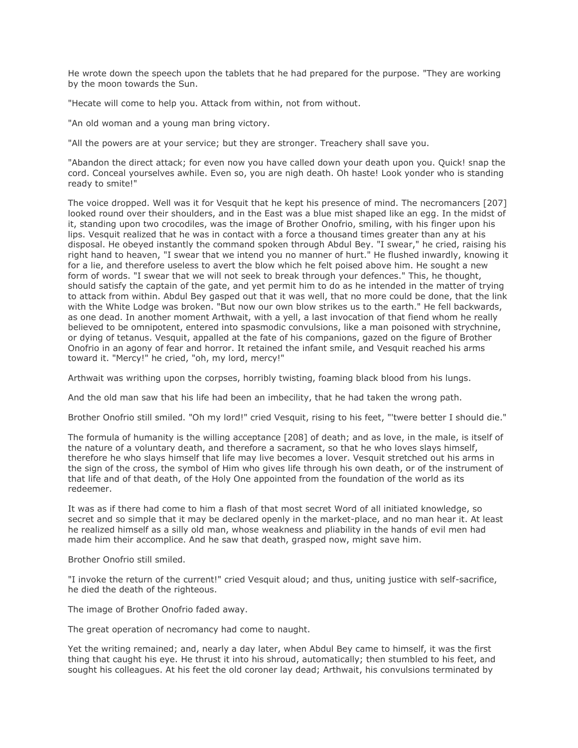He wrote down the speech upon the tablets that he had prepared for the purpose. "They are working by the moon towards the Sun.

"Hecate will come to help you. Attack from within, not from without.

"An old woman and a young man bring victory.

"All the powers are at your service; but they are stronger. Treachery shall save you.

"Abandon the direct attack; for even now you have called down your death upon you. Quick! snap the cord. Conceal yourselves awhile. Even so, you are nigh death. Oh haste! Look yonder who is standing ready to smite!"

The voice dropped. Well was it for Vesquit that he kept his presence of mind. The necromancers [207] looked round over their shoulders, and in the East was a blue mist shaped like an egg. In the midst of it, standing upon two crocodiles, was the image of Brother Onofrio, smiling, with his finger upon his lips. Vesquit realized that he was in contact with a force a thousand times greater than any at his disposal. He obeyed instantly the command spoken through Abdul Bey. "I swear," he cried, raising his right hand to heaven, "I swear that we intend you no manner of hurt." He flushed inwardly, knowing it for a lie, and therefore useless to avert the blow which he felt poised above him. He sought a new form of words. "I swear that we will not seek to break through your defences." This, he thought, should satisfy the captain of the gate, and yet permit him to do as he intended in the matter of trying to attack from within. Abdul Bey gasped out that it was well, that no more could be done, that the link with the White Lodge was broken. "But now our own blow strikes us to the earth." He fell backwards, as one dead. In another moment Arthwait, with a yell, a last invocation of that fiend whom he really believed to be omnipotent, entered into spasmodic convulsions, like a man poisoned with strychnine, or dying of tetanus. Vesquit, appalled at the fate of his companions, gazed on the figure of Brother Onofrio in an agony of fear and horror. It retained the infant smile, and Vesquit reached his arms toward it. "Mercy!" he cried, "oh, my lord, mercy!"

Arthwait was writhing upon the corpses, horribly twisting, foaming black blood from his lungs.

And the old man saw that his life had been an imbecility, that he had taken the wrong path.

Brother Onofrio still smiled. "Oh my lord!" cried Vesquit, rising to his feet, "'twere better I should die."

The formula of humanity is the willing acceptance [208] of death; and as love, in the male, is itself of the nature of a voluntary death, and therefore a sacrament, so that he who loves slays himself, therefore he who slays himself that life may live becomes a lover. Vesquit stretched out his arms in the sign of the cross, the symbol of Him who gives life through his own death, or of the instrument of that life and of that death, of the Holy One appointed from the foundation of the world as its redeemer.

It was as if there had come to him a flash of that most secret Word of all initiated knowledge, so secret and so simple that it may be declared openly in the market-place, and no man hear it. At least he realized himself as a silly old man, whose weakness and pliability in the hands of evil men had made him their accomplice. And he saw that death, grasped now, might save him.

Brother Onofrio still smiled.

"I invoke the return of the current!" cried Vesquit aloud; and thus, uniting justice with self-sacrifice, he died the death of the righteous.

The image of Brother Onofrio faded away.

The great operation of necromancy had come to naught.

Yet the writing remained; and, nearly a day later, when Abdul Bey came to himself, it was the first thing that caught his eye. He thrust it into his shroud, automatically; then stumbled to his feet, and sought his colleagues. At his feet the old coroner lay dead; Arthwait, his convulsions terminated by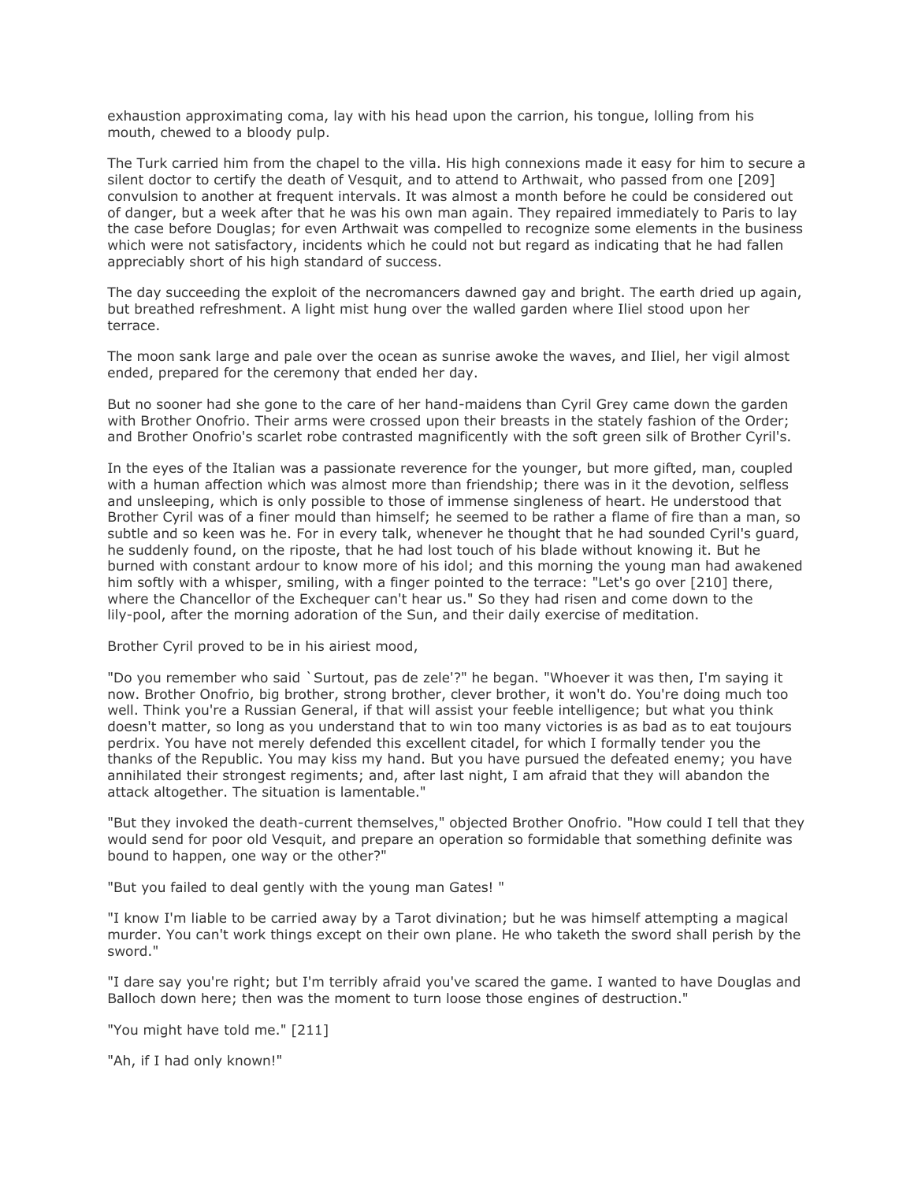exhaustion approximating coma, lay with his head upon the carrion, his tongue, lolling from his mouth, chewed to a bloody pulp.

The Turk carried him from the chapel to the villa. His high connexions made it easy for him to secure a silent doctor to certify the death of Vesquit, and to attend to Arthwait, who passed from one [209] convulsion to another at frequent intervals. It was almost a month before he could be considered out of danger, but a week after that he was his own man again. They repaired immediately to Paris to lay the case before Douglas; for even Arthwait was compelled to recognize some elements in the business which were not satisfactory, incidents which he could not but regard as indicating that he had fallen appreciably short of his high standard of success.

The day succeeding the exploit of the necromancers dawned gay and bright. The earth dried up again, but breathed refreshment. A light mist hung over the walled garden where Iliel stood upon her terrace.

The moon sank large and pale over the ocean as sunrise awoke the waves, and Iliel, her vigil almost ended, prepared for the ceremony that ended her day.

But no sooner had she gone to the care of her hand-maidens than Cyril Grey came down the garden with Brother Onofrio. Their arms were crossed upon their breasts in the stately fashion of the Order; and Brother Onofrio's scarlet robe contrasted magnificently with the soft green silk of Brother Cyril's.

In the eyes of the Italian was a passionate reverence for the younger, but more gifted, man, coupled with a human affection which was almost more than friendship; there was in it the devotion, selfless and unsleeping, which is only possible to those of immense singleness of heart. He understood that Brother Cyril was of a finer mould than himself; he seemed to be rather a flame of fire than a man, so subtle and so keen was he. For in every talk, whenever he thought that he had sounded Cyril's guard, he suddenly found, on the riposte, that he had lost touch of his blade without knowing it. But he burned with constant ardour to know more of his idol; and this morning the young man had awakened him softly with a whisper, smiling, with a finger pointed to the terrace: "Let's go over [210] there, where the Chancellor of the Exchequer can't hear us." So they had risen and come down to the lily-pool, after the morning adoration of the Sun, and their daily exercise of meditation.

Brother Cyril proved to be in his airiest mood,

"Do you remember who said `Surtout, pas de zele'?" he began. "Whoever it was then, I'm saying it now. Brother Onofrio, big brother, strong brother, clever brother, it won't do. You're doing much too well. Think you're a Russian General, if that will assist your feeble intelligence; but what you think doesn't matter, so long as you understand that to win too many victories is as bad as to eat toujours perdrix. You have not merely defended this excellent citadel, for which I formally tender you the thanks of the Republic. You may kiss my hand. But you have pursued the defeated enemy; you have annihilated their strongest regiments; and, after last night, I am afraid that they will abandon the attack altogether. The situation is lamentable."

"But they invoked the death-current themselves," objected Brother Onofrio. "How could I tell that they would send for poor old Vesquit, and prepare an operation so formidable that something definite was bound to happen, one way or the other?"

"But you failed to deal gently with the young man Gates! "

"I know I'm liable to be carried away by a Tarot divination; but he was himself attempting a magical murder. You can't work things except on their own plane. He who taketh the sword shall perish by the sword."

"I dare say you're right; but I'm terribly afraid you've scared the game. I wanted to have Douglas and Balloch down here; then was the moment to turn loose those engines of destruction."

"You might have told me." [211]

"Ah, if I had only known!"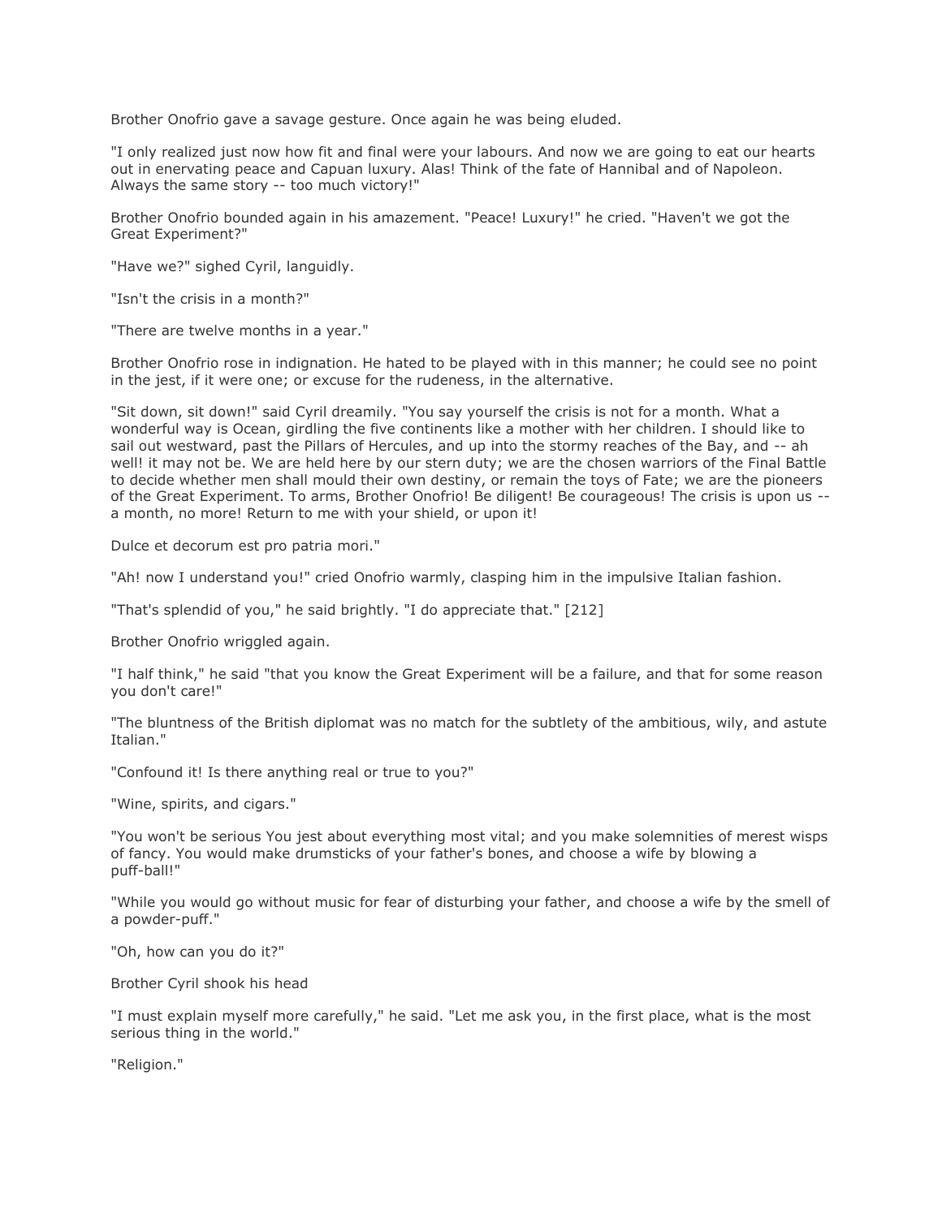Brother Onofrio gave a savage gesture. Once again he was being eluded.

"I only realized just now how fit and final were your labours. And now we are going to eat our hearts out in enervating peace and Capuan luxury. Alas! Think of the fate of Hannibal and of Napoleon. Always the same story -- too much victory!"

Brother Onofrio bounded again in his amazement. "Peace! Luxury!" he cried. "Haven't we got the Great Experiment?"

"Have we?" sighed Cyril, languidly.

"Isn't the crisis in a month?"

"There are twelve months in a year."

Brother Onofrio rose in indignation. He hated to be played with in this manner; he could see no point in the jest, if it were one; or excuse for the rudeness, in the alternative.

"Sit down, sit down!" said Cyril dreamily. "You say yourself the crisis is not for a month. What a wonderful way is Ocean, girdling the five continents like a mother with her children. I should like to sail out westward, past the Pillars of Hercules, and up into the stormy reaches of the Bay, and -- ah well! it may not be. We are held here by our stern duty; we are the chosen warriors of the Final Battle to decide whether men shall mould their own destiny, or remain the toys of Fate; we are the pioneers of the Great Experiment. To arms, Brother Onofrio! Be diligent! Be courageous! The crisis is upon us -- a month, no more! Return to me with your shield, or upon it!

Dulce et decorum est pro patria mori."

"Ah! now I understand you!" cried Onofrio warmly, clasping him in the impulsive Italian fashion.

"That's splendid of you," he said brightly. "I do appreciate that." [212]

Brother Onofrio wriggled again.

"I half think," he said "that you know the Great Experiment will be a failure, and that for some reason you don't care!"

"The bluntness of the British diplomat was no match for the subtlety of the ambitious, wily, and astute Italian."

"Confound it! Is there anything real or true to you?"

"Wine, spirits, and cigars."

"You won't be serious You jest about everything most vital; and you make solemnities of merest wisps of fancy. You would make drumsticks of your father's bones, and choose a wife by blowing a puff-ball!"

"While you would go without music for fear of disturbing your father, and choose a wife by the smell of a powder-puff."

"Oh, how can you do it?"

Brother Cyril shook his head

"I must explain myself more carefully," he said. "Let me ask you, in the first place, what is the most serious thing in the world."

"Religion."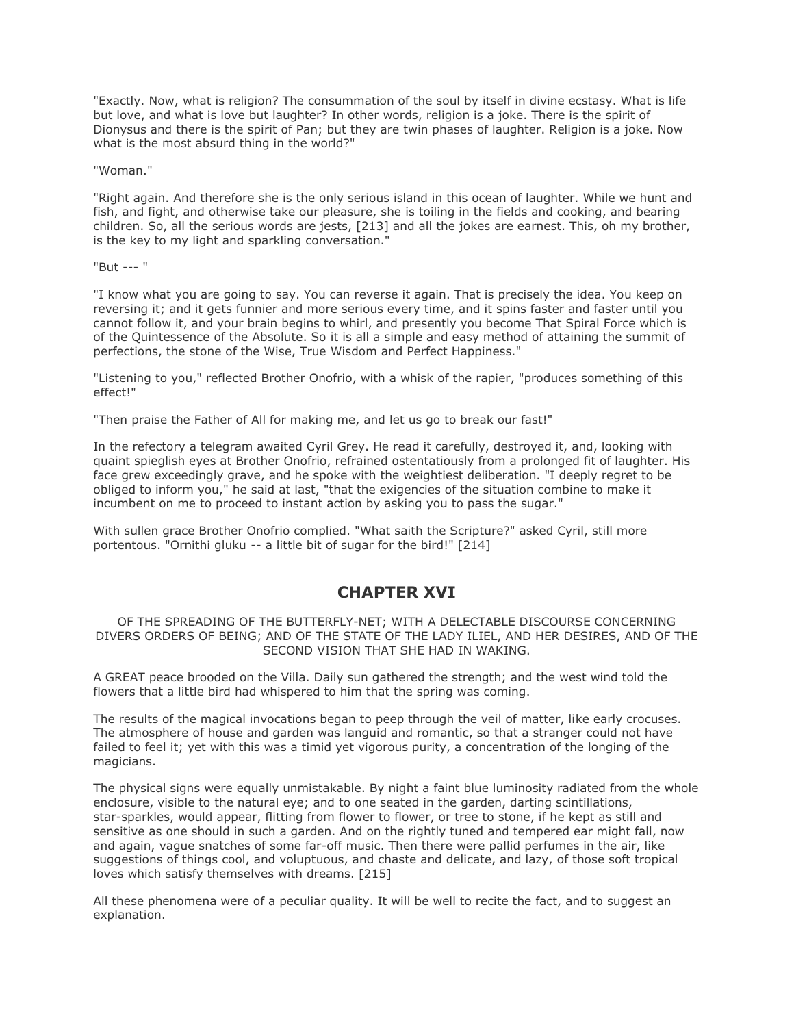"Exactly. Now, what is religion? The consummation of the soul by itself in divine ecstasy. What is life but love, and what is love but laughter? In other words, religion is a joke. There is the spirit of Dionysus and there is the spirit of Pan; but they are twin phases of laughter. Religion is a joke. Now what is the most absurd thing in the world?"

"Woman."

"Right again. And therefore she is the only serious island in this ocean of laughter. While we hunt and fish, and fight, and otherwise take our pleasure, she is toiling in the fields and cooking, and bearing children. So, all the serious words are jests, [213] and all the jokes are earnest. This, oh my brother, is the key to my light and sparkling conversation."

"But --- "

"I know what you are going to say. You can reverse it again. That is precisely the idea. You keep on reversing it; and it gets funnier and more serious every time, and it spins faster and faster until you cannot follow it, and your brain begins to whirl, and presently you become That Spiral Force which is of the Quintessence of the Absolute. So it is all a simple and easy method of attaining the summit of perfections, the stone of the Wise, True Wisdom and Perfect Happiness."

"Listening to you," reflected Brother Onofrio, with a whisk of the rapier, "produces something of this effect!"

"Then praise the Father of All for making me, and let us go to break our fast!"

In the refectory a telegram awaited Cyril Grey. He read it carefully, destroyed it, and, looking with quaint spieglish eyes at Brother Onofrio, refrained ostentatiously from a prolonged fit of laughter. His face grew exceedingly grave, and he spoke with the weightiest deliberation. "I deeply regret to be obliged to inform you," he said at last, "that the exigencies of the situation combine to make it incumbent on me to proceed to instant action by asking you to pass the sugar."

With sullen grace Brother Onofrio complied. "What saith the Scripture?" asked Cyril, still more portentous. "Ornithi gluku -- a little bit of sugar for the bird!" [214]

## CHAPTER XVI

OF THE SPREADING OF THE BUTTERFLY-NET; WITH A DELECTABLE DISCOURSE CONCERNING DIVERS ORDERS OF BEING; AND OF THE STATE OF THE LADY ILIEL, AND HER DESIRES, AND OF THE SECOND VISION THAT SHE HAD IN WAKING.

A GREAT peace brooded on the Villa. Daily sun gathered the strength; and the west wind told the flowers that a little bird had whispered to him that the spring was coming.

The results of the magical invocations began to peep through the veil of matter, like early crocuses. The atmosphere of house and garden was languid and romantic, so that a stranger could not have failed to feel it; yet with this was a timid yet vigorous purity, a concentration of the longing of the magicians.

The physical signs were equally unmistakable. By night a faint blue luminosity radiated from the whole enclosure, visible to the natural eye; and to one seated in the garden, darting scintillations, star-sparkles, would appear, flitting from flower to flower, or tree to stone, if he kept as still and sensitive as one should in such a garden. And on the rightly tuned and tempered ear might fall, now and again, vague snatches of some far-off music. Then there were pallid perfumes in the air, like suggestions of things cool, and voluptuous, and chaste and delicate, and lazy, of those soft tropical loves which satisfy themselves with dreams. [215]

All these phenomena were of a peculiar quality. It will be well to recite the fact, and to suggest an explanation.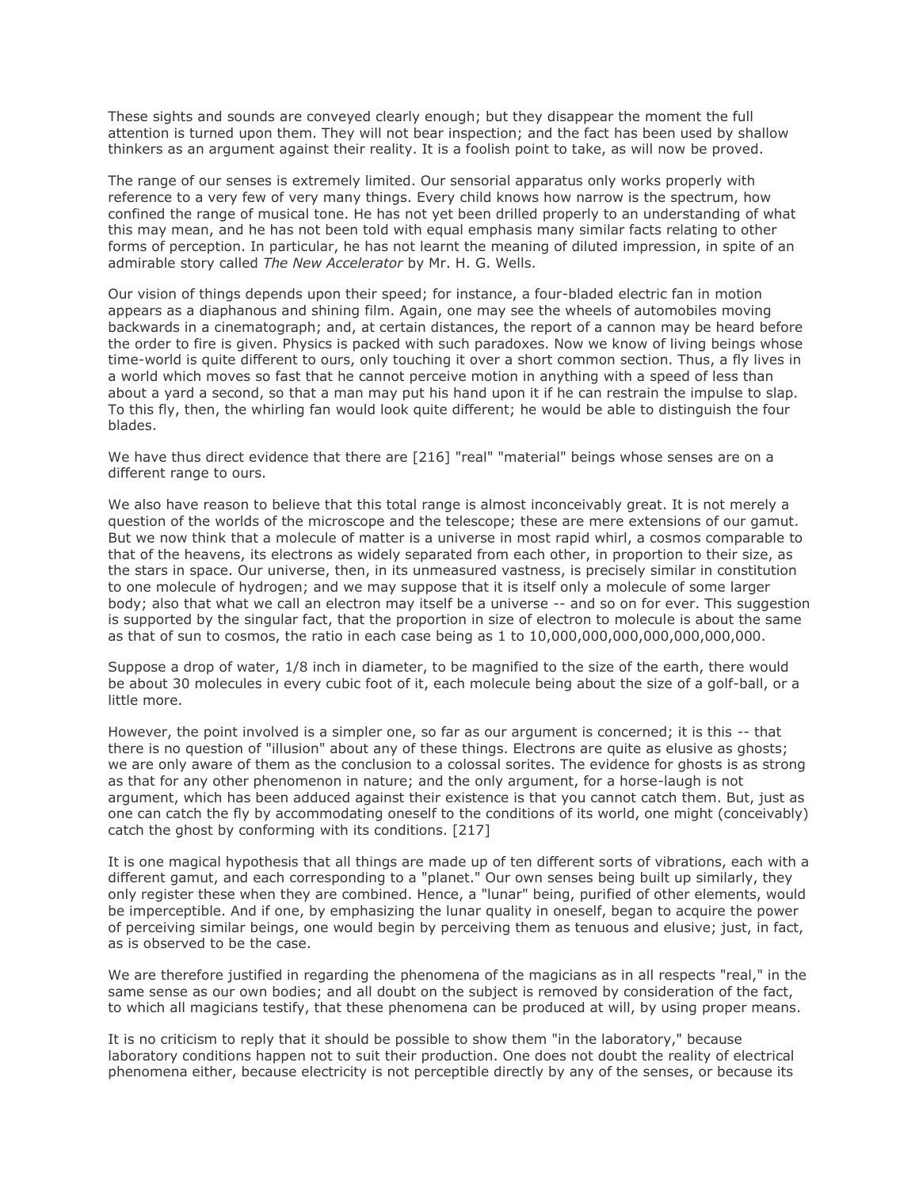These sights and sounds are conveyed clearly enough; but they disappear the moment the full attention is turned upon them. They will not bear inspection; and the fact has been used by shallow thinkers as an argument against their reality. It is a foolish point to take, as will now be proved.

The range of our senses is extremely limited. Our sensorial apparatus only works properly with reference to a very few of very many things. Every child knows how narrow is the spectrum, how confined the range of musical tone. He has not yet been drilled properly to an understanding of what this may mean, and he has not been told with equal emphasis many similar facts relating to other forms of perception. In particular, he has not learnt the meaning of diluted impression, in spite of an admirable story called *The New Accelerator* by Mr. H. G. Wells.

Our vision of things depends upon their speed; for instance, a four-bladed electric fan in motion appears as a diaphanous and shining film. Again, one may see the wheels of automobiles moving backwards in a cinematograph; and, at certain distances, the report of a cannon may be heard before the order to fire is given. Physics is packed with such paradoxes. Now we know of living beings whose time-world is quite different to ours, only touching it over a short common section. Thus, a fly lives in a world which moves so fast that he cannot perceive motion in anything with a speed of less than about a yard a second, so that a man may put his hand upon it if he can restrain the impulse to slap. To this fly, then, the whirling fan would look quite different; he would be able to distinguish the four blades.

We have thus direct evidence that there are [216] "real" "material" beings whose senses are on a different range to ours.

We also have reason to believe that this total range is almost inconceivably great. It is not merely a question of the worlds of the microscope and the telescope; these are mere extensions of our gamut. But we now think that a molecule of matter is a universe in most rapid whirl, a cosmos comparable to that of the heavens, its electrons as widely separated from each other, in proportion to their size, as the stars in space. Our universe, then, in its unmeasured vastness, is precisely similar in constitution to one molecule of hydrogen; and we may suppose that it is itself only a molecule of some larger body; also that what we call an electron may itself be a universe -- and so on for ever. This suggestion is supported by the singular fact, that the proportion in size of electron to molecule is about the same as that of sun to cosmos, the ratio in each case being as 1 to 10,000,000,000,000,000,000,000.

Suppose a drop of water, 1/8 inch in diameter, to be magnified to the size of the earth, there would be about 30 molecules in every cubic foot of it, each molecule being about the size of a golf-ball, or a little more.

However, the point involved is a simpler one, so far as our argument is concerned; it is this -- that there is no question of "illusion" about any of these things. Electrons are quite as elusive as ghosts; we are only aware of them as the conclusion to a colossal sorites. The evidence for ghosts is as strong as that for any other phenomenon in nature; and the only argument, for a horse-laugh is not argument, which has been adduced against their existence is that you cannot catch them. But, just as one can catch the fly by accommodating oneself to the conditions of its world, one might (conceivably) catch the ghost by conforming with its conditions. [217]

It is one magical hypothesis that all things are made up of ten different sorts of vibrations, each with a different gamut, and each corresponding to a "planet." Our own senses being built up similarly, they only register these when they are combined. Hence, a "lunar" being, purified of other elements, would be imperceptible. And if one, by emphasizing the lunar quality in oneself, began to acquire the power of perceiving similar beings, one would begin by perceiving them as tenuous and elusive; just, in fact, as is observed to be the case.

We are therefore justified in regarding the phenomena of the magicians as in all respects "real," in the same sense as our own bodies; and all doubt on the subject is removed by consideration of the fact, to which all magicians testify, that these phenomena can be produced at will, by using proper means.

It is no criticism to reply that it should be possible to show them "in the laboratory," because laboratory conditions happen not to suit their production. One does not doubt the reality of electrical phenomena either, because electricity is not perceptible directly by any of the senses, or because its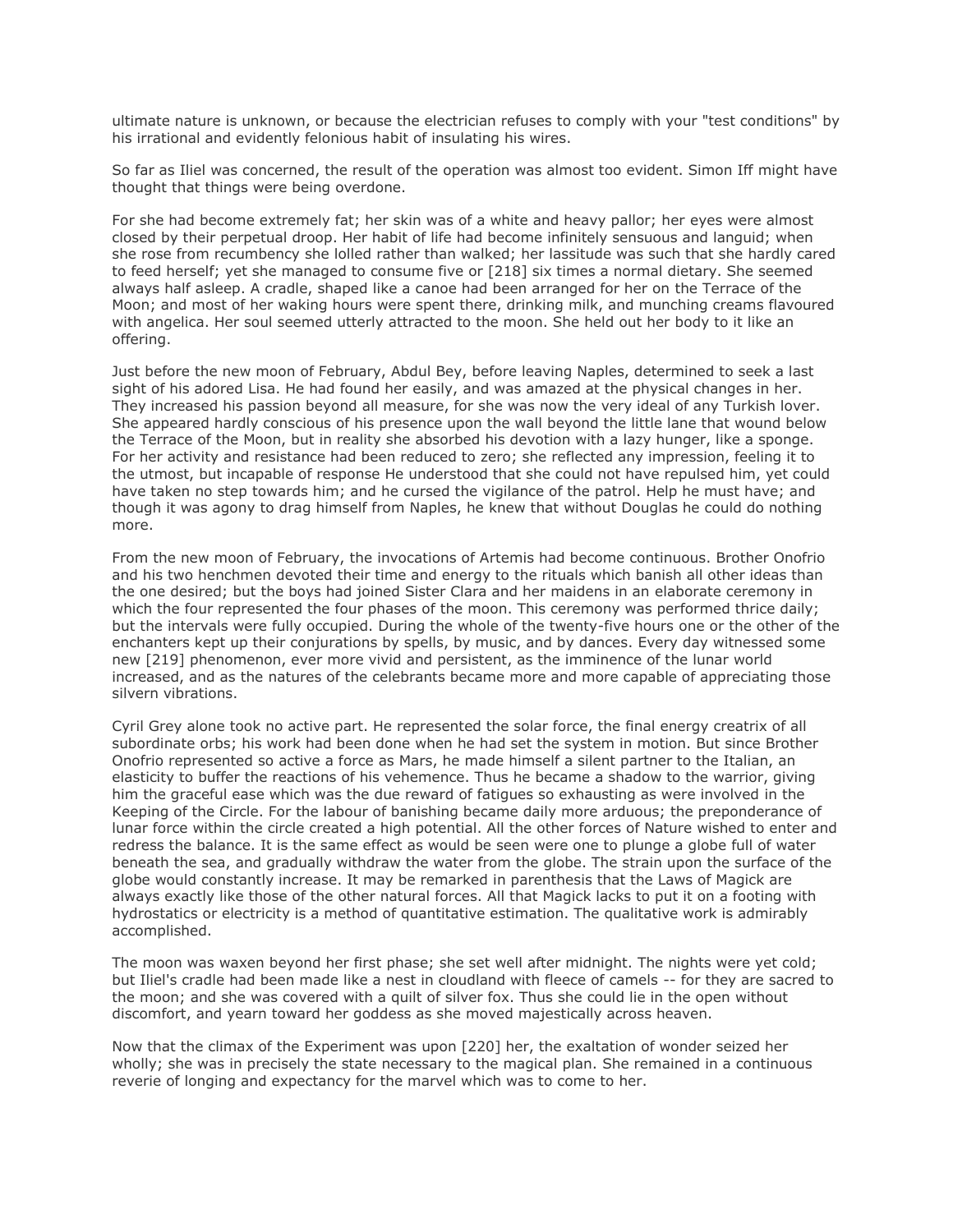ultimate nature is unknown, or because the electrician refuses to comply with your "test conditions" by his irrational and evidently felonious habit of insulating his wires.

So far as Iliel was concerned, the result of the operation was almost too evident. Simon Iff might have thought that things were being overdone.

For she had become extremely fat; her skin was of a white and heavy pallor; her eyes were almost closed by their perpetual droop. Her habit of life had become infinitely sensuous and languid; when she rose from recumbency she lolled rather than walked; her lassitude was such that she hardly cared to feed herself; yet she managed to consume five or [218] six times a normal dietary. She seemed always half asleep. A cradle, shaped like a canoe had been arranged for her on the Terrace of the Moon; and most of her waking hours were spent there, drinking milk, and munching creams flavoured with angelica. Her soul seemed utterly attracted to the moon. She held out her body to it like an offering.

Just before the new moon of February, Abdul Bey, before leaving Naples, determined to seek a last sight of his adored Lisa. He had found her easily, and was amazed at the physical changes in her. They increased his passion beyond all measure, for she was now the very ideal of any Turkish lover. She appeared hardly conscious of his presence upon the wall beyond the little lane that wound below the Terrace of the Moon, but in reality she absorbed his devotion with a lazy hunger, like a sponge. For her activity and resistance had been reduced to zero; she reflected any impression, feeling it to the utmost, but incapable of response He understood that she could not have repulsed him, yet could have taken no step towards him; and he cursed the vigilance of the patrol. Help he must have; and though it was agony to drag himself from Naples, he knew that without Douglas he could do nothing more.

From the new moon of February, the invocations of Artemis had become continuous. Brother Onofrio and his two henchmen devoted their time and energy to the rituals which banish all other ideas than the one desired; but the boys had joined Sister Clara and her maidens in an elaborate ceremony in which the four represented the four phases of the moon. This ceremony was performed thrice daily; but the intervals were fully occupied. During the whole of the twenty-five hours one or the other of the enchanters kept up their conjurations by spells, by music, and by dances. Every day witnessed some new [219] phenomenon, ever more vivid and persistent, as the imminence of the lunar world increased, and as the natures of the celebrants became more and more capable of appreciating those silvern vibrations.

Cyril Grey alone took no active part. He represented the solar force, the final energy creatrix of all subordinate orbs; his work had been done when he had set the system in motion. But since Brother Onofrio represented so active a force as Mars, he made himself a silent partner to the Italian, an elasticity to buffer the reactions of his vehemence. Thus he became a shadow to the warrior, giving him the graceful ease which was the due reward of fatigues so exhausting as were involved in the Keeping of the Circle. For the labour of banishing became daily more arduous; the preponderance of lunar force within the circle created a high potential. All the other forces of Nature wished to enter and redress the balance. It is the same effect as would be seen were one to plunge a globe full of water beneath the sea, and gradually withdraw the water from the globe. The strain upon the surface of the globe would constantly increase. It may be remarked in parenthesis that the Laws of Magick are always exactly like those of the other natural forces. All that Magick lacks to put it on a footing with hydrostatics or electricity is a method of quantitative estimation. The qualitative work is admirably accomplished.

The moon was waxen beyond her first phase; she set well after midnight. The nights were yet cold; but Iliel's cradle had been made like a nest in cloudland with fleece of camels -- for they are sacred to the moon; and she was covered with a quilt of silver fox. Thus she could lie in the open without discomfort, and yearn toward her goddess as she moved majestically across heaven.

Now that the climax of the Experiment was upon [220] her, the exaltation of wonder seized her wholly; she was in precisely the state necessary to the magical plan. She remained in a continuous reverie of longing and expectancy for the marvel which was to come to her.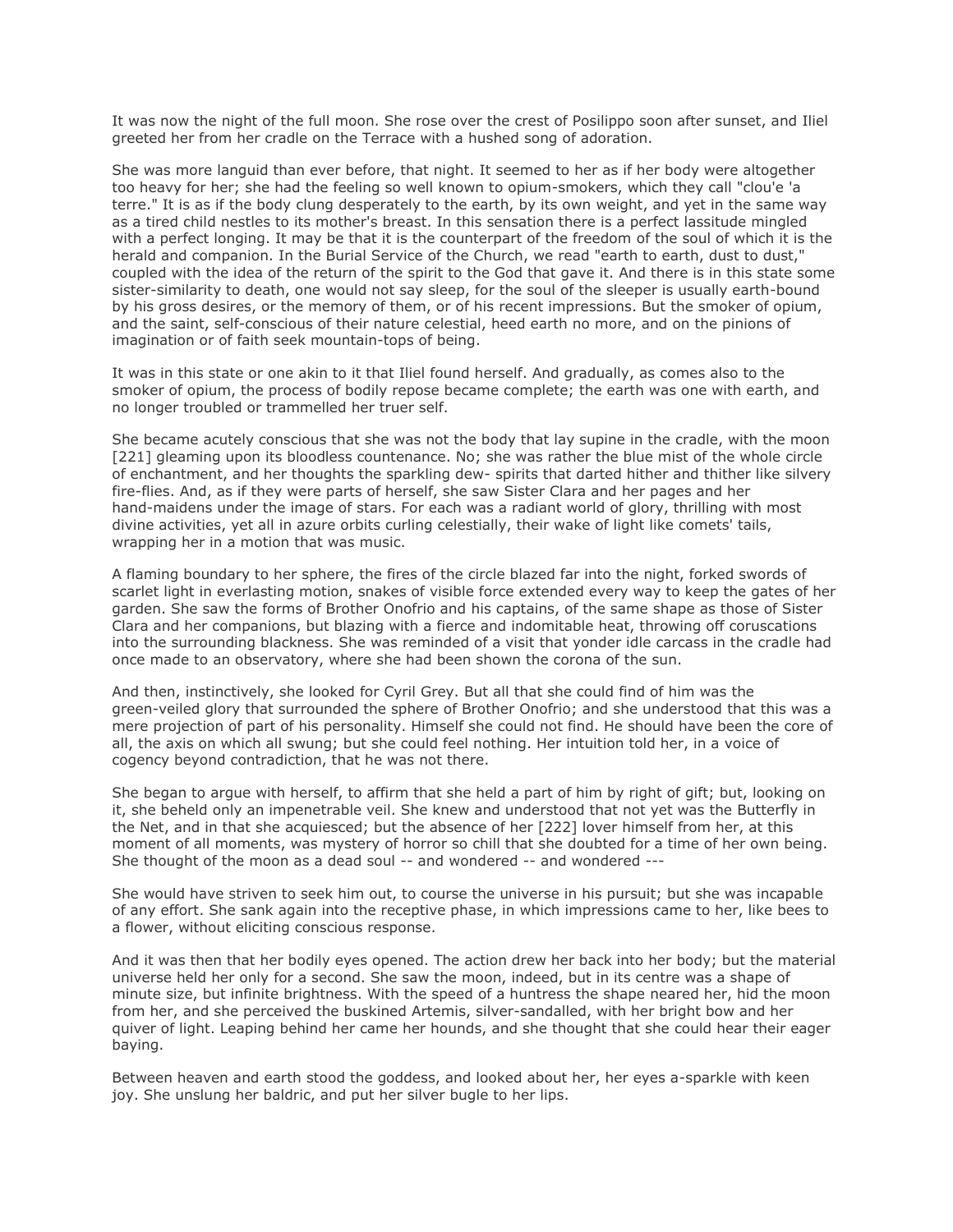It was now the night of the full moon. She rose over the crest of Posilippo soon after sunset, and Iliel greeted her from her cradle on the Terrace with a hushed song of adoration.

She was more languid than ever before, that night. It seemed to her as if her body were altogether too heavy for her; she had the feeling so well known to opium-smokers, which they call "clou'e 'a terre." It is as if the body clung desperately to the earth, by its own weight, and yet in the same way as a tired child nestles to its mother's breast. In this sensation there is a perfect lassitude mingled with a perfect longing. It may be that it is the counterpart of the freedom of the soul of which it is the herald and companion. In the Burial Service of the Church, we read "earth to earth, dust to dust," coupled with the idea of the return of the spirit to the God that gave it. And there is in this state some sister-similarity to death, one would not say sleep, for the soul of the sleeper is usually earth-bound by his gross desires, or the memory of them, or of his recent impressions. But the smoker of opium, and the saint, self-conscious of their nature celestial, heed earth no more, and on the pinions of imagination or of faith seek mountain-tops of being.

It was in this state or one akin to it that Iliel found herself. And gradually, as comes also to the smoker of opium, the process of bodily repose became complete; the earth was one with earth, and no longer troubled or trammelled her truer self.

She became acutely conscious that she was not the body that lay supine in the cradle, with the moon [221] gleaming upon its bloodless countenance. No; she was rather the blue mist of the whole circle of enchantment, and her thoughts the sparkling dew- spirits that darted hither and thither like silvery fire-flies. And, as if they were parts of herself, she saw Sister Clara and her pages and her hand-maidens under the image of stars. For each was a radiant world of glory, thrilling with most divine activities, yet all in azure orbits curling celestially, their wake of light like comets' tails, wrapping her in a motion that was music.

A flaming boundary to her sphere, the fires of the circle blazed far into the night, forked swords of scarlet light in everlasting motion, snakes of visible force extended every way to keep the gates of her garden. She saw the forms of Brother Onofrio and his captains, of the same shape as those of Sister Clara and her companions, but blazing with a fierce and indomitable heat, throwing off coruscations into the surrounding blackness. She was reminded of a visit that yonder idle carcass in the cradle had once made to an observatory, where she had been shown the corona of the sun.

And then, instinctively, she looked for Cyril Grey. But all that she could find of him was the green-veiled glory that surrounded the sphere of Brother Onofrio; and she understood that this was a mere projection of part of his personality. Himself she could not find. He should have been the core of all, the axis on which all swung; but she could feel nothing. Her intuition told her, in a voice of cogency beyond contradiction, that he was not there.

She began to argue with herself, to affirm that she held a part of him by right of gift; but, looking on it, she beheld only an impenetrable veil. She knew and understood that not yet was the Butterfly in the Net, and in that she acquiesced; but the absence of her [222] lover himself from her, at this moment of all moments, was mystery of horror so chill that she doubted for a time of her own being. She thought of the moon as a dead soul -- and wondered -- and wondered ---

She would have striven to seek him out, to course the universe in his pursuit; but she was incapable of any effort. She sank again into the receptive phase, in which impressions came to her, like bees to a flower, without eliciting conscious response.

And it was then that her bodily eyes opened. The action drew her back into her body; but the material universe held her only for a second. She saw the moon, indeed, but in its centre was a shape of minute size, but infinite brightness. With the speed of a huntress the shape neared her, hid the moon from her, and she perceived the buskined Artemis, silver-sandalled, with her bright bow and her quiver of light. Leaping behind her came her hounds, and she thought that she could hear their eager baying.

Between heaven and earth stood the goddess, and looked about her, her eyes a-sparkle with keen joy. She unslung her baldric, and put her silver bugle to her lips.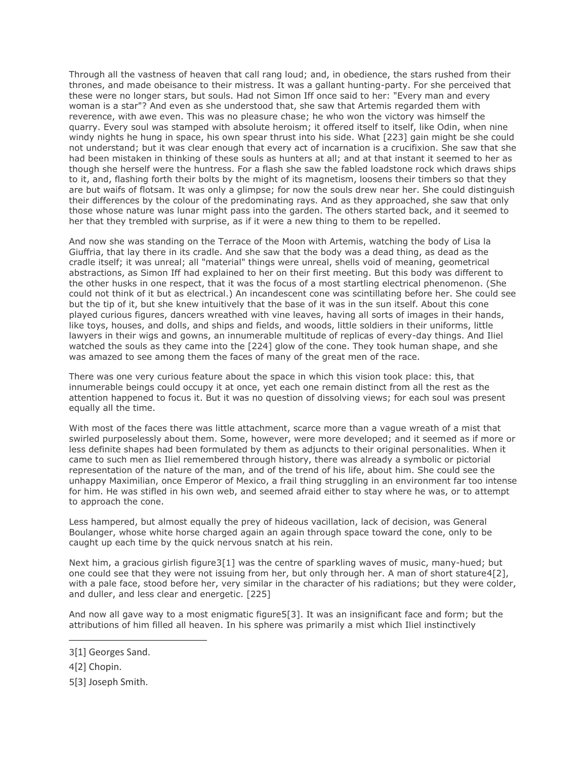Through all the vastness of heaven that call rang loud; and, in obedience, the stars rushed from their thrones, and made obeisance to their mistress. It was a gallant hunting-party. For she perceived that these were no longer stars, but souls. Had not Simon Iff once said to her: "Every man and every woman is a star"? And even as she understood that, she saw that Artemis regarded them with reverence, with awe even. This was no pleasure chase; he who won the victory was himself the quarry. Every soul was stamped with absolute heroism; it offered itself to itself, like Odin, when nine windy nights he hung in space, his own spear thrust into his side. What [223] gain might be she could not understand; but it was clear enough that every act of incarnation is a crucifixion. She saw that she had been mistaken in thinking of these souls as hunters at all; and at that instant it seemed to her as though she herself were the huntress. For a flash she saw the fabled loadstone rock which draws ships to it, and, flashing forth their bolts by the might of its magnetism, loosens their timbers so that they are but waifs of flotsam. It was only a glimpse; for now the souls drew near her. She could distinguish their differences by the colour of the predominating rays. And as they approached, she saw that only those whose nature was lunar might pass into the garden. The others started back, and it seemed to her that they trembled with surprise, as if it were a new thing to them to be repelled.

And now she was standing on the Terrace of the Moon with Artemis, watching the body of Lisa la Giuffria, that lay there in its cradle. And she saw that the body was a dead thing, as dead as the cradle itself; it was unreal; all "material" things were unreal, shells void of meaning, geometrical abstractions, as Simon Iff had explained to her on their first meeting. But this body was different to the other husks in one respect, that it was the focus of a most startling electrical phenomenon. (She could not think of it but as electrical.) An incandescent cone was scintillating before her. She could see but the tip of it, but she knew intuitively that the base of it was in the sun itself. About this cone played curious figures, dancers wreathed with vine leaves, having all sorts of images in their hands, like toys, houses, and dolls, and ships and fields, and woods, little soldiers in their uniforms, little lawyers in their wigs and gowns, an innumerable multitude of replicas of every-day things. And Iliel watched the souls as they came into the [224] glow of the cone. They took human shape, and she was amazed to see among them the faces of many of the great men of the race.

There was one very curious feature about the space in which this vision took place: this, that innumerable beings could occupy it at once, yet each one remain distinct from all the rest as the attention happened to focus it. But it was no question of dissolving views; for each soul was present equally all the time.

With most of the faces there was little attachment, scarce more than a vague wreath of a mist that swirled purposelessly about them. Some, however, were more developed; and it seemed as if more or less definite shapes had been formulated by them as adjuncts to their original personalities. When it came to such men as Iliel remembered through history, there was already a symbolic or pictorial representation of the nature of the man, and of the trend of his life, about him. She could see the unhappy Maximilian, once Emperor of Mexico, a frail thing struggling in an environment far too intense for him. He was stifled in his own web, and seemed afraid either to stay where he was, or to attempt to approach the cone.

Less hampered, but almost equally the prey of hideous vacillation, lack of decision, was General Boulanger, whose white horse charged again an again through space toward the cone, only to be caught up each time by the quick nervous snatch at his rein.

Next him, a gracious girlish figure3[1] was the centre of sparkling waves of music, many-hued; but one could see that they were not issuing from her, but only through her. A man of short stature4[2], with a pale face, stood before her, very similar in the character of his radiations; but they were colder, and duller, and less clear and energetic. [225]

And now all gave way to a most enigmatic figure5[3]. It was an insignificant face and form; but the attributions of him filled all heaven. In his sphere was primarily a mist which Iliel instinctively

---

3[1] Georges Sand.

4[2] Chopin.

5[3] Joseph Smith.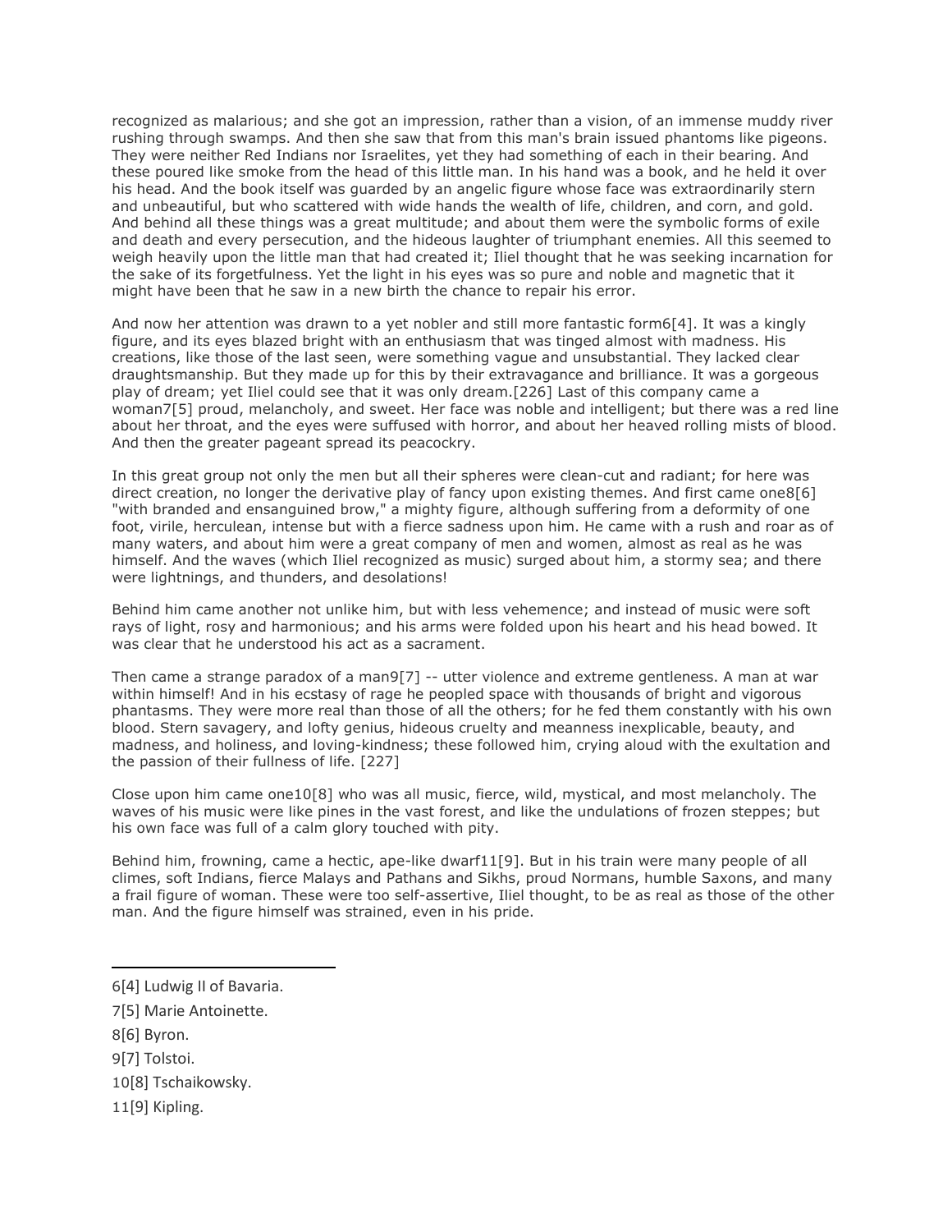recognized as malarious; and she got an impression, rather than a vision, of an immense muddy river rushing through swamps. And then she saw that from this man's brain issued phantoms like pigeons. They were neither Red Indians nor Israelites, yet they had something of each in their bearing. And these poured like smoke from the head of this little man. In his hand was a book, and he held it over his head. And the book itself was guarded by an angelic figure whose face was extraordinarily stern and unbeautiful, but who scattered with wide hands the wealth of life, children, and corn, and gold. And behind all these things was a great multitude; and about them were the symbolic forms of exile and death and every persecution, and the hideous laughter of triumphant enemies. All this seemed to weigh heavily upon the little man that had created it; Iliel thought that he was seeking incarnation for the sake of its forgetfulness. Yet the light in his eyes was so pure and noble and magnetic that it might have been that he saw in a new birth the chance to repair his error.

And now her attention was drawn to a yet nobler and still more fantastic form6[4]. It was a kingly figure, and its eyes blazed bright with an enthusiasm that was tinged almost with madness. His creations, like those of the last seen, were something vague and unsubstantial. They lacked clear draughtsmanship. But they made up for this by their extravagance and brilliance. It was a gorgeous play of dream; yet Iliel could see that it was only dream.[226] Last of this company came a woman7[5] proud, melancholy, and sweet. Her face was noble and intelligent; but there was a red line about her throat, and the eyes were suffused with horror, and about her heaved rolling mists of blood. And then the greater pageant spread its peacockry.

In this great group not only the men but all their spheres were clean-cut and radiant; for here was direct creation, no longer the derivative play of fancy upon existing themes. And first came one8[6] "with branded and ensanguined brow," a mighty figure, although suffering from a deformity of one foot, virile, herculean, intense but with a fierce sadness upon him. He came with a rush and roar as of many waters, and about him were a great company of men and women, almost as real as he was himself. And the waves (which Iliel recognized as music) surged about him, a stormy sea; and there were lightnings, and thunders, and desolations!

Behind him came another not unlike him, but with less vehemence; and instead of music were soft rays of light, rosy and harmonious; and his arms were folded upon his heart and his head bowed. It was clear that he understood his act as a sacrament.

Then came a strange paradox of a man9[7] -- utter violence and extreme gentleness. A man at war within himself! And in his ecstasy of rage he peopled space with thousands of bright and vigorous phantasms. They were more real than those of all the others; for he fed them constantly with his own blood. Stern savagery, and lofty genius, hideous cruelty and meanness inexplicable, beauty, and madness, and holiness, and loving-kindness; these followed him, crying aloud with the exultation and the passion of their fullness of life. [227]

Close upon him came one10[8] who was all music, fierce, wild, mystical, and most melancholy. The waves of his music were like pines in the vast forest, and like the undulations of frozen steppes; but his own face was full of a calm glory touched with pity.

Behind him, frowning, came a hectic, ape-like dwarf11[9]. But in his train were many people of all climes, soft Indians, fierce Malays and Pathans and Sikhs, proud Normans, humble Saxons, and many a frail figure of woman. These were too self-assertive, Iliel thought, to be as real as those of the other man. And the figure himself was strained, even in his pride.

---

6[4] Ludwig II of Bavaria.

7[5] Marie Antoinette.

8[6] Byron.

9[7] Tolstoi.

10[8] Tschaikowsky.

11[9] Kipling.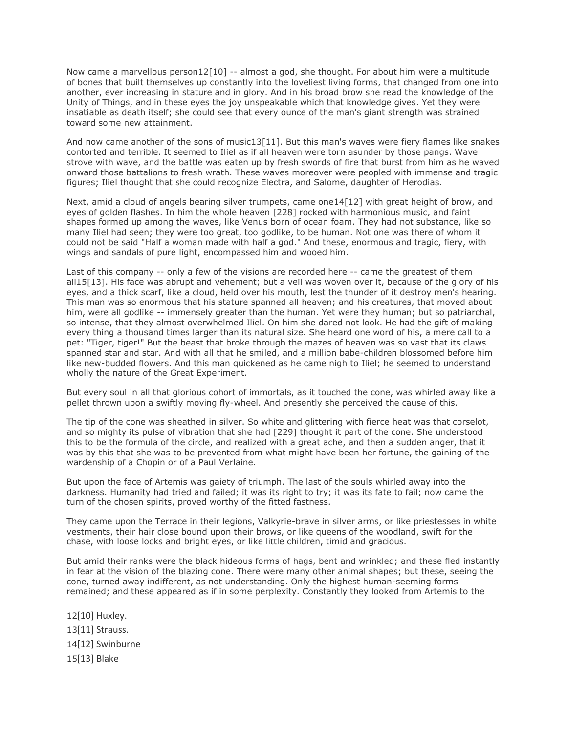Now came a marvellous person12[10] -- almost a god, she thought. For about him were a multitude of bones that built themselves up constantly into the loveliest living forms, that changed from one into another, ever increasing in stature and in glory. And in his broad brow she read the knowledge of the Unity of Things, and in these eyes the joy unspeakable which that knowledge gives. Yet they were insatiable as death itself; she could see that every ounce of the man's giant strength was strained toward some new attainment.

And now came another of the sons of music13[11]. But this man's waves were fiery flames like snakes contorted and terrible. It seemed to Iliel as if all heaven were torn asunder by those pangs. Wave strove with wave, and the battle was eaten up by fresh swords of fire that burst from him as he waved onward those battalions to fresh wrath. These waves moreover were peopled with immense and tragic figures; Iliel thought that she could recognize Electra, and Salome, daughter of Herodias.

Next, amid a cloud of angels bearing silver trumpets, came one14[12] with great height of brow, and eyes of golden flashes. In him the whole heaven [228] rocked with harmonious music, and faint shapes formed up among the waves, like Venus born of ocean foam. They had not substance, like so many Iliel had seen; they were too great, too godlike, to be human. Not one was there of whom it could not be said "Half a woman made with half a god." And these, enormous and tragic, fiery, with wings and sandals of pure light, encompassed him and wooed him.

Last of this company -- only a few of the visions are recorded here -- came the greatest of them all15[13]. His face was abrupt and vehement; but a veil was woven over it, because of the glory of his eyes, and a thick scarf, like a cloud, held over his mouth, lest the thunder of it destroy men's hearing. This man was so enormous that his stature spanned all heaven; and his creatures, that moved about him, were all godlike -- immensely greater than the human. Yet were they human; but so patriarchal, so intense, that they almost overwhelmed Iliel. On him she dared not look. He had the gift of making every thing a thousand times larger than its natural size. She heard one word of his, a mere call to a pet: "Tiger, tiger!" But the beast that broke through the mazes of heaven was so vast that its claws spanned star and star. And with all that he smiled, and a million babe-children blossomed before him like new-budded flowers. And this man quickened as he came nigh to Iliel; he seemed to understand wholly the nature of the Great Experiment.

But every soul in all that glorious cohort of immortals, as it touched the cone, was whirled away like a pellet thrown upon a swiftly moving fly-wheel. And presently she perceived the cause of this.

The tip of the cone was sheathed in silver. So white and glittering with fierce heat was that corselot, and so mighty its pulse of vibration that she had [229] thought it part of the cone. She understood this to be the formula of the circle, and realized with a great ache, and then a sudden anger, that it was by this that she was to be prevented from what might have been her fortune, the gaining of the wardenship of a Chopin or of a Paul Verlaine.

But upon the face of Artemis was gaiety of triumph. The last of the souls whirled away into the darkness. Humanity had tried and failed; it was its right to try; it was its fate to fail; now came the turn of the chosen spirits, proved worthy of the fitted fastness.

They came upon the Terrace in their legions, Valkyrie-brave in silver arms, or like priestesses in white vestments, their hair close bound upon their brows, or like queens of the woodland, swift for the chase, with loose locks and bright eyes, or like little children, timid and gracious.

But amid their ranks were the black hideous forms of hags, bent and wrinkled; and these fled instantly in fear at the vision of the blazing cone. There were many other animal shapes; but these, seeing the cone, turned away indifferent, as not understanding. Only the highest human-seeming forms remained; and these appeared as if in some perplexity. Constantly they looked from Artemis to the

---

12[10] Huxley.

13[11] Strauss.

14[12] Swinburne

15[13] Blake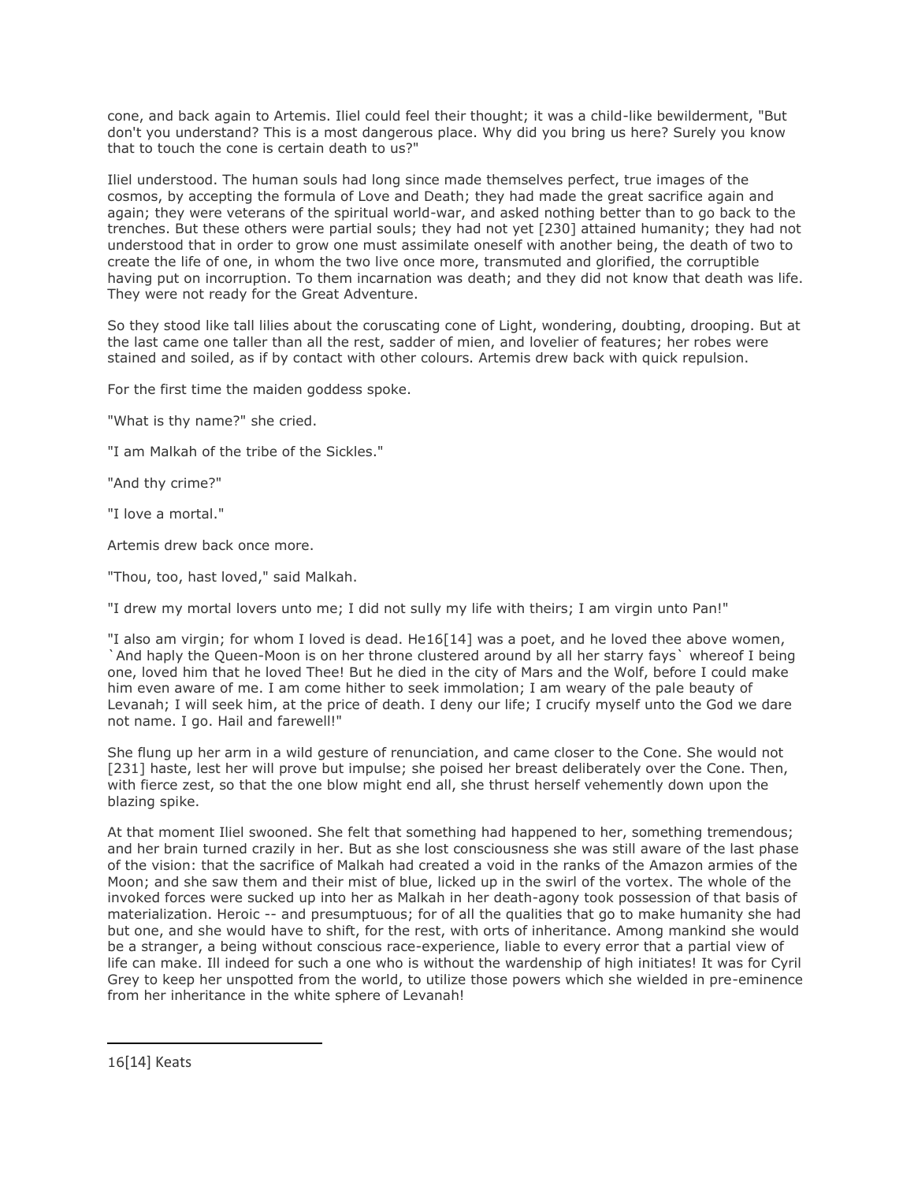cone, and back again to Artemis. Iliel could feel their thought; it was a child-like bewilderment, "But don't you understand? This is a most dangerous place. Why did you bring us here? Surely you know that to touch the cone is certain death to us?"

Iliel understood. The human souls had long since made themselves perfect, true images of the cosmos, by accepting the formula of Love and Death; they had made the great sacrifice again and again; they were veterans of the spiritual world-war, and asked nothing better than to go back to the trenches. But these others were partial souls; they had not yet [230] attained humanity; they had not understood that in order to grow one must assimilate oneself with another being, the death of two to create the life of one, in whom the two live once more, transmuted and glorified, the corruptible having put on incorruption. To them incarnation was death; and they did not know that death was life. They were not ready for the Great Adventure.

So they stood like tall lilies about the coruscating cone of Light, wondering, doubting, drooping. But at the last came one taller than all the rest, sadder of mien, and lovelier of features; her robes were stained and soiled, as if by contact with other colours. Artemis drew back with quick repulsion.

For the first time the maiden goddess spoke.

"What is thy name?" she cried.

"I am Malkah of the tribe of the Sickles."

"And thy crime?"

"I love a mortal."

Artemis drew back once more.

"Thou, too, hast loved," said Malkah.

"I drew my mortal lovers unto me; I did not sully my life with theirs; I am virgin unto Pan!"

"I also am virgin; for whom I loved is dead. He16[14] was a poet, and he loved thee above women, `And haply the Queen-Moon is on her throne clustered around by all her starry fays` whereof I being one, loved him that he loved Thee! But he died in the city of Mars and the Wolf, before I could make him even aware of me. I am come hither to seek immolation; I am weary of the pale beauty of Levanah; I will seek him, at the price of death. I deny our life; I crucify myself unto the God we dare not name. I go. Hail and farewell!"

She flung up her arm in a wild gesture of renunciation, and came closer to the Cone. She would not [231] haste, lest her will prove but impulse; she poised her breast deliberately over the Cone. Then, with fierce zest, so that the one blow might end all, she thrust herself vehemently down upon the blazing spike.

At that moment Iliel swooned. She felt that something had happened to her, something tremendous; and her brain turned crazily in her. But as she lost consciousness she was still aware of the last phase of the vision: that the sacrifice of Malkah had created a void in the ranks of the Amazon armies of the Moon; and she saw them and their mist of blue, licked up in the swirl of the vortex. The whole of the invoked forces were sucked up into her as Malkah in her death-agony took possession of that basis of materialization. Heroic -- and presumptuous; for of all the qualities that go to make humanity she had but one, and she would have to shift, for the rest, with orts of inheritance. Among mankind she would be a stranger, a being without conscious race-experience, liable to every error that a partial view of life can make. Ill indeed for such a one who is without the wardenship of high initiates! It was for Cyril Grey to keep her unspotted from the world, to utilize those powers which she wielded in pre-eminence from her inheritance in the white sphere of Levanah!

---

16[14] Keats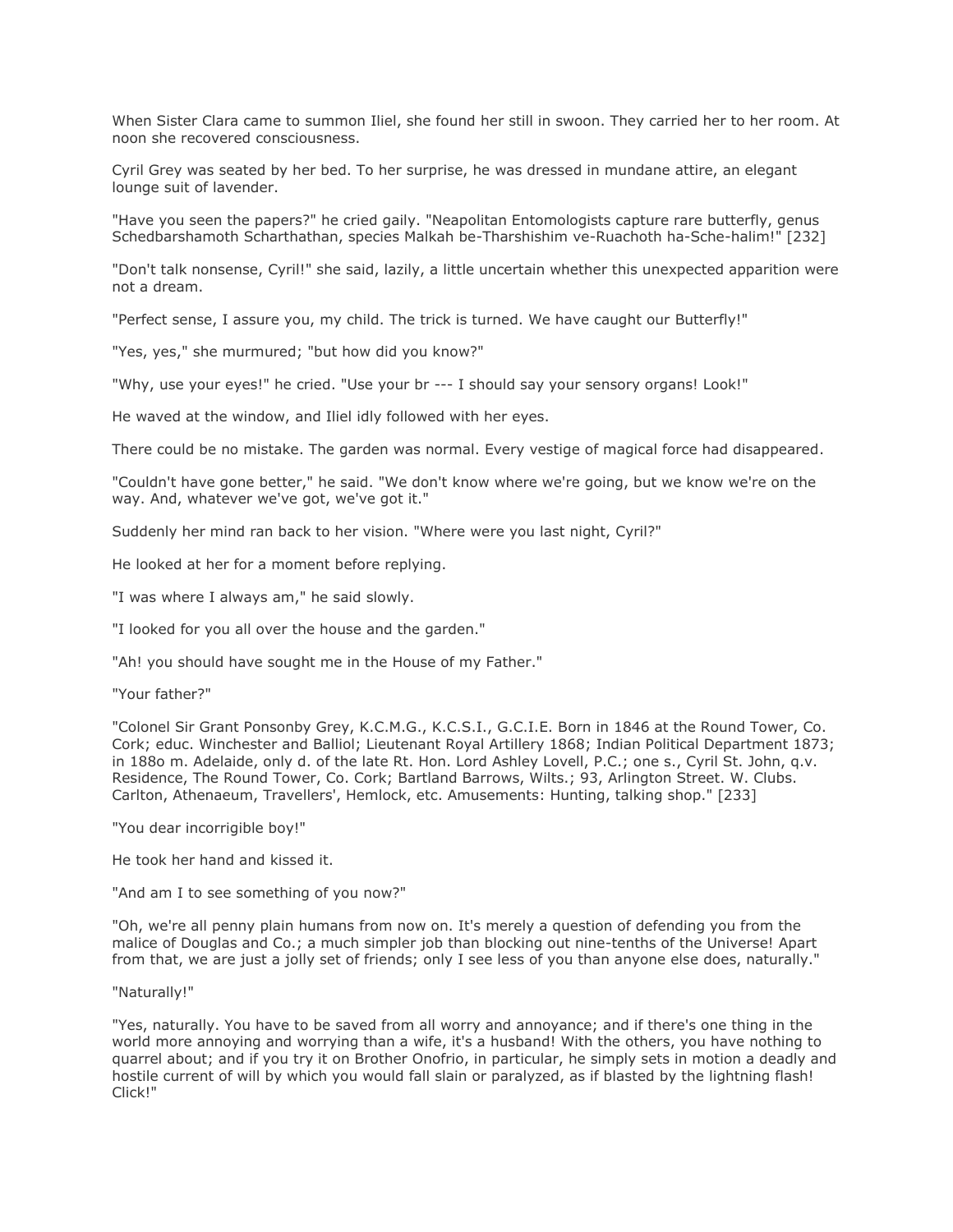When Sister Clara came to summon Iliel, she found her still in swoon. They carried her to her room. At noon she recovered consciousness.

Cyril Grey was seated by her bed. To her surprise, he was dressed in mundane attire, an elegant lounge suit of lavender.

"Have you seen the papers?" he cried gaily. "Neapolitan Entomologists capture rare butterfly, genus Schedbarshamoth Scharthathan, species Malkah be-Tharshishim ve-Ruachoth ha-Sche-halim!" [232]

"Don't talk nonsense, Cyril!" she said, lazily, a little uncertain whether this unexpected apparition were not a dream.

"Perfect sense, I assure you, my child. The trick is turned. We have caught our Butterfly!"

"Yes, yes," she murmured; "but how did you know?"

"Why, use your eyes!" he cried. "Use your br --- I should say your sensory organs! Look!"

He waved at the window, and Iliel idly followed with her eyes.

There could be no mistake. The garden was normal. Every vestige of magical force had disappeared.

"Couldn't have gone better," he said. "We don't know where we're going, but we know we're on the way. And, whatever we've got, we've got it."

Suddenly her mind ran back to her vision. "Where were you last night, Cyril?"

He looked at her for a moment before replying.

"I was where I always am," he said slowly.

"I looked for you all over the house and the garden."

"Ah! you should have sought me in the House of my Father."

"Your father?"

"Colonel Sir Grant Ponsonby Grey, K.C.M.G., K.C.S.I., G.C.I.E. Born in 1846 at the Round Tower, Co. Cork; educ. Winchester and Balliol; Lieutenant Royal Artillery 1868; Indian Political Department 1873; in 188o m. Adelaide, only d. of the late Rt. Hon. Lord Ashley Lovell, P.C.; one s., Cyril St. John, q.v. Residence, The Round Tower, Co. Cork; Bartland Barrows, Wilts.; 93, Arlington Street. W. Clubs. Carlton, Athenaeum, Travellers', Hemlock, etc. Amusements: Hunting, talking shop." [233]

"You dear incorrigible boy!"

He took her hand and kissed it.

"And am I to see something of you now?"

"Oh, we're all penny plain humans from now on. It's merely a question of defending you from the malice of Douglas and Co.; a much simpler job than blocking out nine-tenths of the Universe! Apart from that, we are just a jolly set of friends; only I see less of you than anyone else does, naturally."

"Naturally!"

"Yes, naturally. You have to be saved from all worry and annoyance; and if there's one thing in the world more annoying and worrying than a wife, it's a husband! With the others, you have nothing to quarrel about; and if you try it on Brother Onofrio, in particular, he simply sets in motion a deadly and hostile current of will by which you would fall slain or paralyzed, as if blasted by the lightning flash! Click!"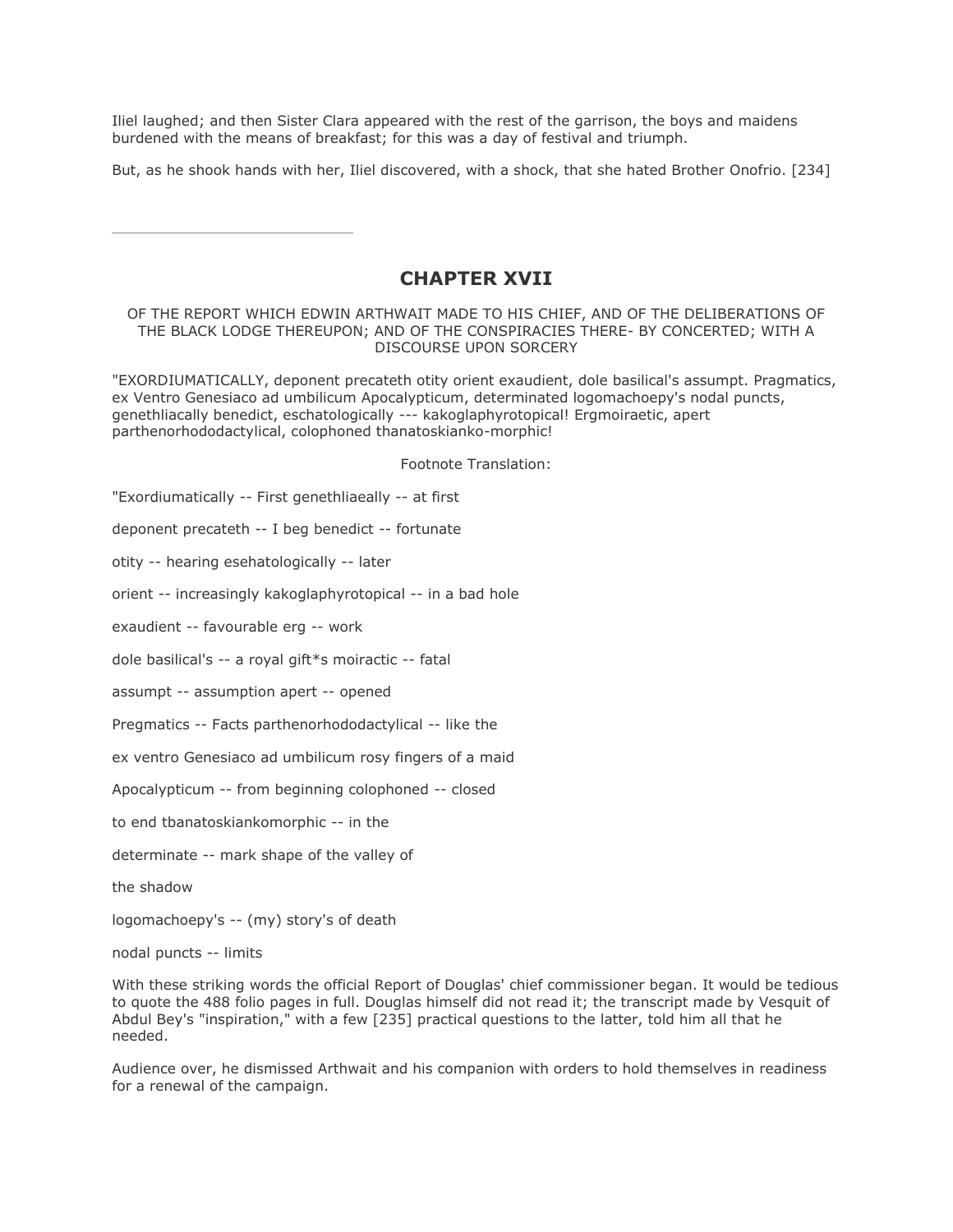Iliel laughed; and then Sister Clara appeared with the rest of the garrison, the boys and maidens burdened with the means of breakfast; for this was a day of festival and triumph.

But, as he shook hands with her, Iliel discovered, with a shock, that she hated Brother Onofrio. [234]

---

## CHAPTER XVII

OF THE REPORT WHICH EDWIN ARTHWAIT MADE TO HIS CHIEF, AND OF THE DELIBERATIONS OF THE BLACK LODGE THEREUPON; AND OF THE CONSPIRACIES THERE- BY CONCERTED; WITH A DISCOURSE UPON SORCERY

"EXORDIUMATICALLY, deponent precateth otity orient exaudient, dole basilical's assumpt. Pragmatics, ex Ventro Genesiaco ad umbilicum Apocalypticum, determinated logomachoepy's nodal puncts, genethliacally benedict, eschatologically --- kakoglaphyrotopical! Ergmoiraetic, apert parthenorhododactylical, colophoned thanatoskianko-morphic!

Footnote Translation:

"Exordiumatically -- First genethliaeally -- at first

deponent precateth -- I beg benedict -- fortunate

otity -- hearing esehatologically -- later

orient -- increasingly kakoglaphyrotopical -- in a bad hole

exaudient -- favourable erg -- work

dole basilical's -- a royal gift*s moiractic -- fatal

assumpt -- assumption apert -- opened

Pregmatics -- Facts parthenorhododactylical -- like the

ex ventro Genesiaco ad umbilicum rosy fingers of a maid

Apocalypticum -- from beginning colophoned -- closed

to end tbanatoskiankomorphic -- in the

determinate -- mark shape of the valley of

the shadow

logomachoepy's -- (my) story's of death

nodal puncts -- limits

With these striking words the official Report of Douglas' chief commissioner began. It would be tedious to quote the 488 folio pages in full. Douglas himself did not read it; the transcript made by Vesquit of Abdul Bey's "inspiration," with a few [235] practical questions to the latter, told him all that he needed.

Audience over, he dismissed Arthwait and his companion with orders to hold themselves in readiness for a renewal of the campaign.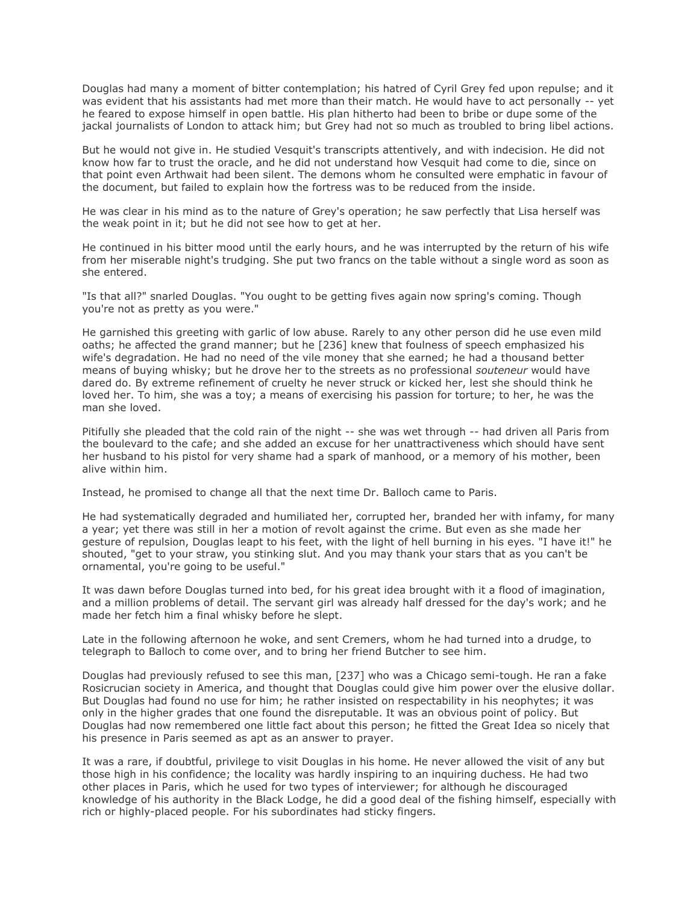Douglas had many a moment of bitter contemplation; his hatred of Cyril Grey fed upon repulse; and it was evident that his assistants had met more than their match. He would have to act personally -- yet he feared to expose himself in open battle. His plan hitherto had been to bribe or dupe some of the jackal journalists of London to attack him; but Grey had not so much as troubled to bring libel actions.

But he would not give in. He studied Vesquit's transcripts attentively, and with indecision. He did not know how far to trust the oracle, and he did not understand how Vesquit had come to die, since on that point even Arthwait had been silent. The demons whom he consulted were emphatic in favour of the document, but failed to explain how the fortress was to be reduced from the inside.

He was clear in his mind as to the nature of Grey's operation; he saw perfectly that Lisa herself was the weak point in it; but he did not see how to get at her.

He continued in his bitter mood until the early hours, and he was interrupted by the return of his wife from her miserable night's trudging. She put two francs on the table without a single word as soon as she entered.

"Is that all?" snarled Douglas. "You ought to be getting fives again now spring's coming. Though you're not as pretty as you were."

He garnished this greeting with garlic of low abuse. Rarely to any other person did he use even mild oaths; he affected the grand manner; but he [236] knew that foulness of speech emphasized his wife's degradation. He had no need of the vile money that she earned; he had a thousand better means of buying whisky; but he drove her to the streets as no professional *souteneur* would have dared do. By extreme refinement of cruelty he never struck or kicked her, lest she should think he loved her. To him, she was a toy; a means of exercising his passion for torture; to her, he was the man she loved.

Pitifully she pleaded that the cold rain of the night -- she was wet through -- had driven all Paris from the boulevard to the cafe; and she added an excuse for her unattractiveness which should have sent her husband to his pistol for very shame had a spark of manhood, or a memory of his mother, been alive within him.

Instead, he promised to change all that the next time Dr. Balloch came to Paris.

He had systematically degraded and humiliated her, corrupted her, branded her with infamy, for many a year; yet there was still in her a motion of revolt against the crime. But even as she made her gesture of repulsion, Douglas leapt to his feet, with the light of hell burning in his eyes. "I have it!" he shouted, "get to your straw, you stinking slut. And you may thank your stars that as you can't be ornamental, you're going to be useful."

It was dawn before Douglas turned into bed, for his great idea brought with it a flood of imagination, and a million problems of detail. The servant girl was already half dressed for the day's work; and he made her fetch him a final whisky before he slept.

Late in the following afternoon he woke, and sent Cremers, whom he had turned into a drudge, to telegraph to Balloch to come over, and to bring her friend Butcher to see him.

Douglas had previously refused to see this man, [237] who was a Chicago semi-tough. He ran a fake Rosicrucian society in America, and thought that Douglas could give him power over the elusive dollar. But Douglas had found no use for him; he rather insisted on respectability in his neophytes; it was only in the higher grades that one found the disreputable. It was an obvious point of policy. But Douglas had now remembered one little fact about this person; he fitted the Great Idea so nicely that his presence in Paris seemed as apt as an answer to prayer.

It was a rare, if doubtful, privilege to visit Douglas in his home. He never allowed the visit of any but those high in his confidence; the locality was hardly inspiring to an inquiring duchess. He had two other places in Paris, which he used for two types of interviewer; for although he discouraged knowledge of his authority in the Black Lodge, he did a good deal of the fishing himself, especially with rich or highly-placed people. For his subordinates had sticky fingers.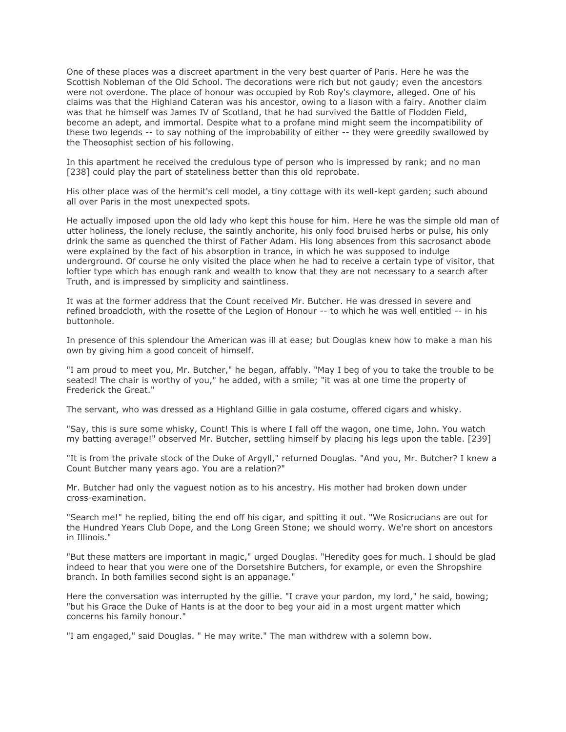One of these places was a discreet apartment in the very best quarter of Paris. Here he was the Scottish Nobleman of the Old School. The decorations were rich but not gaudy; even the ancestors were not overdone. The place of honour was occupied by Rob Roy's claymore, alleged. One of his claims was that the Highland Cateran was his ancestor, owing to a liason with a fairy. Another claim was that he himself was James IV of Scotland, that he had survived the Battle of Flodden Field, become an adept, and immortal. Despite what to a profane mind might seem the incompatibility of these two legends -- to say nothing of the improbability of either -- they were greedily swallowed by the Theosophist section of his following.

In this apartment he received the credulous type of person who is impressed by rank; and no man [238] could play the part of stateliness better than this old reprobate.

His other place was of the hermit's cell model, a tiny cottage with its well-kept garden; such abound all over Paris in the most unexpected spots.

He actually imposed upon the old lady who kept this house for him. Here he was the simple old man of utter holiness, the lonely recluse, the saintly anchorite, his only food bruised herbs or pulse, his only drink the same as quenched the thirst of Father Adam. His long absences from this sacrosanct abode were explained by the fact of his absorption in trance, in which he was supposed to indulge underground. Of course he only visited the place when he had to receive a certain type of visitor, that loftier type which has enough rank and wealth to know that they are not necessary to a search after Truth, and is impressed by simplicity and saintliness.

It was at the former address that the Count received Mr. Butcher. He was dressed in severe and refined broadcloth, with the rosette of the Legion of Honour -- to which he was well entitled -- in his buttonhole.

In presence of this splendour the American was ill at ease; but Douglas knew how to make a man his own by giving him a good conceit of himself.

"I am proud to meet you, Mr. Butcher," he began, affably. "May I beg of you to take the trouble to be seated! The chair is worthy of you," he added, with a smile; "it was at one time the property of Frederick the Great."

The servant, who was dressed as a Highland Gillie in gala costume, offered cigars and whisky.

"Say, this is sure some whisky, Count! This is where I fall off the wagon, one time, John. You watch my batting average!" observed Mr. Butcher, settling himself by placing his legs upon the table. [239]

"It is from the private stock of the Duke of Argyll," returned Douglas. "And you, Mr. Butcher? I knew a Count Butcher many years ago. You are a relation?"

Mr. Butcher had only the vaguest notion as to his ancestry. His mother had broken down under cross-examination.

"Search me!" he replied, biting the end off his cigar, and spitting it out. "We Rosicrucians are out for the Hundred Years Club Dope, and the Long Green Stone; we should worry. We're short on ancestors in Illinois."

"But these matters are important in magic," urged Douglas. "Heredity goes for much. I should be glad indeed to hear that you were one of the Dorsetshire Butchers, for example, or even the Shropshire branch. In both families second sight is an appanage."

Here the conversation was interrupted by the gillie. "I crave your pardon, my lord," he said, bowing; "but his Grace the Duke of Hants is at the door to beg your aid in a most urgent matter which concerns his family honour."

"I am engaged," said Douglas. " He may write." The man withdrew with a solemn bow.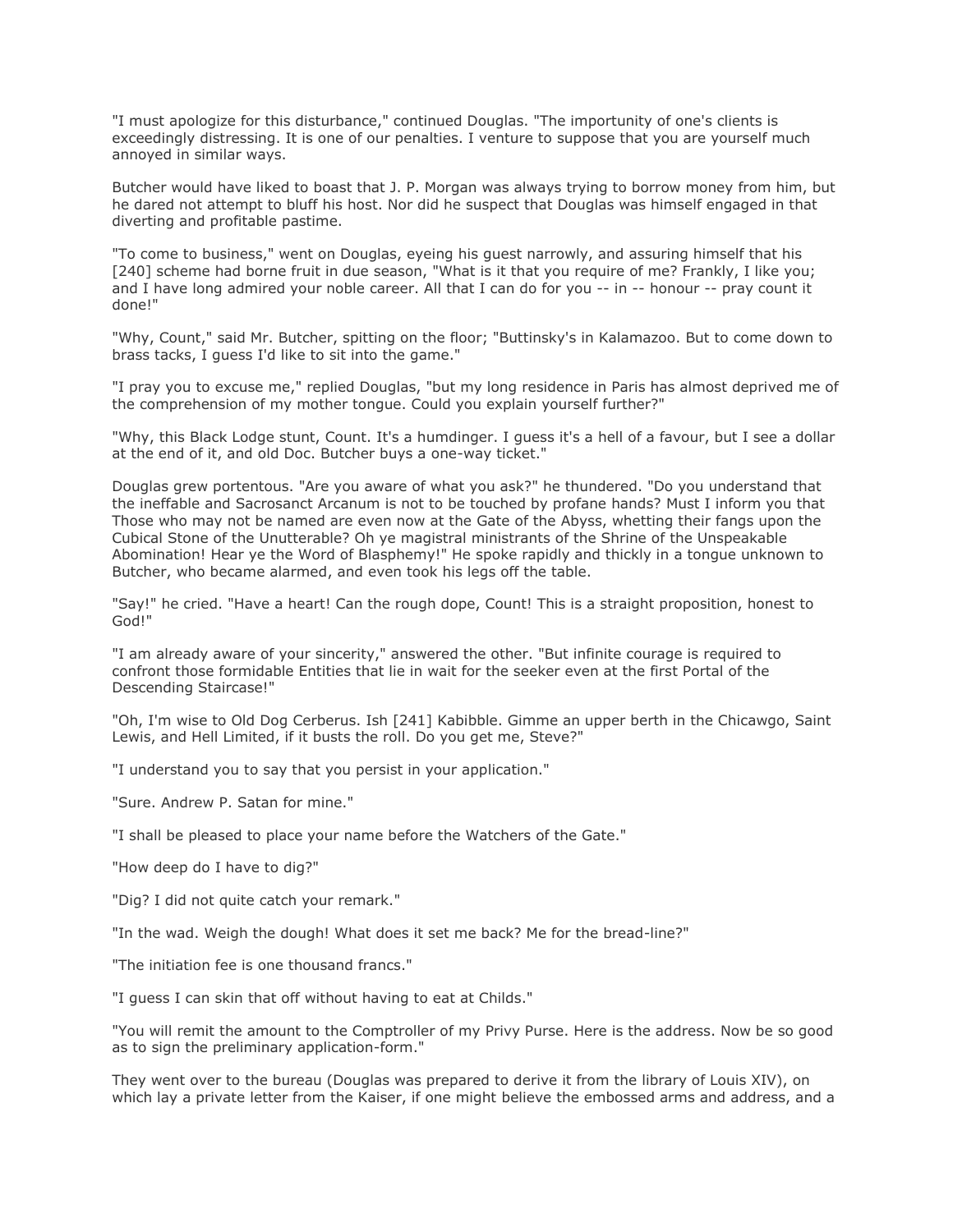"I must apologize for this disturbance," continued Douglas. "The importunity of one's clients is exceedingly distressing. It is one of our penalties. I venture to suppose that you are yourself much annoyed in similar ways.

Butcher would have liked to boast that J. P. Morgan was always trying to borrow money from him, but he dared not attempt to bluff his host. Nor did he suspect that Douglas was himself engaged in that diverting and profitable pastime.

"To come to business," went on Douglas, eyeing his guest narrowly, and assuring himself that his [240] scheme had borne fruit in due season, "What is it that you require of me? Frankly, I like you; and I have long admired your noble career. All that I can do for you -- in -- honour -- pray count it done!"

"Why, Count," said Mr. Butcher, spitting on the floor; "Buttinsky's in Kalamazoo. But to come down to brass tacks, I guess I'd like to sit into the game."

"I pray you to excuse me," replied Douglas, "but my long residence in Paris has almost deprived me of the comprehension of my mother tongue. Could you explain yourself further?"

"Why, this Black Lodge stunt, Count. It's a humdinger. I guess it's a hell of a favour, but I see a dollar at the end of it, and old Doc. Butcher buys a one-way ticket."

Douglas grew portentous. "Are you aware of what you ask?" he thundered. "Do you understand that the ineffable and Sacrosanct Arcanum is not to be touched by profane hands? Must I inform you that Those who may not be named are even now at the Gate of the Abyss, whetting their fangs upon the Cubical Stone of the Unutterable? Oh ye magistral ministrants of the Shrine of the Unspeakable Abomination! Hear ye the Word of Blasphemy!" He spoke rapidly and thickly in a tongue unknown to Butcher, who became alarmed, and even took his legs off the table.

"Say!" he cried. "Have a heart! Can the rough dope, Count! This is a straight proposition, honest to God!"

"I am already aware of your sincerity," answered the other. "But infinite courage is required to confront those formidable Entities that lie in wait for the seeker even at the first Portal of the Descending Staircase!"

"Oh, I'm wise to Old Dog Cerberus. Ish [241] Kabibble. Gimme an upper berth in the Chicawgo, Saint Lewis, and Hell Limited, if it busts the roll. Do you get me, Steve?"

"I understand you to say that you persist in your application."

"Sure. Andrew P. Satan for mine."

"I shall be pleased to place your name before the Watchers of the Gate."

"How deep do I have to dig?"

"Dig? I did not quite catch your remark."

"In the wad. Weigh the dough! What does it set me back? Me for the bread-line?"

"The initiation fee is one thousand francs."

"I guess I can skin that off without having to eat at Childs."

"You will remit the amount to the Comptroller of my Privy Purse. Here is the address. Now be so good as to sign the preliminary application-form."

They went over to the bureau (Douglas was prepared to derive it from the library of Louis XIV), on which lay a private letter from the Kaiser, if one might believe the embossed arms and address, and a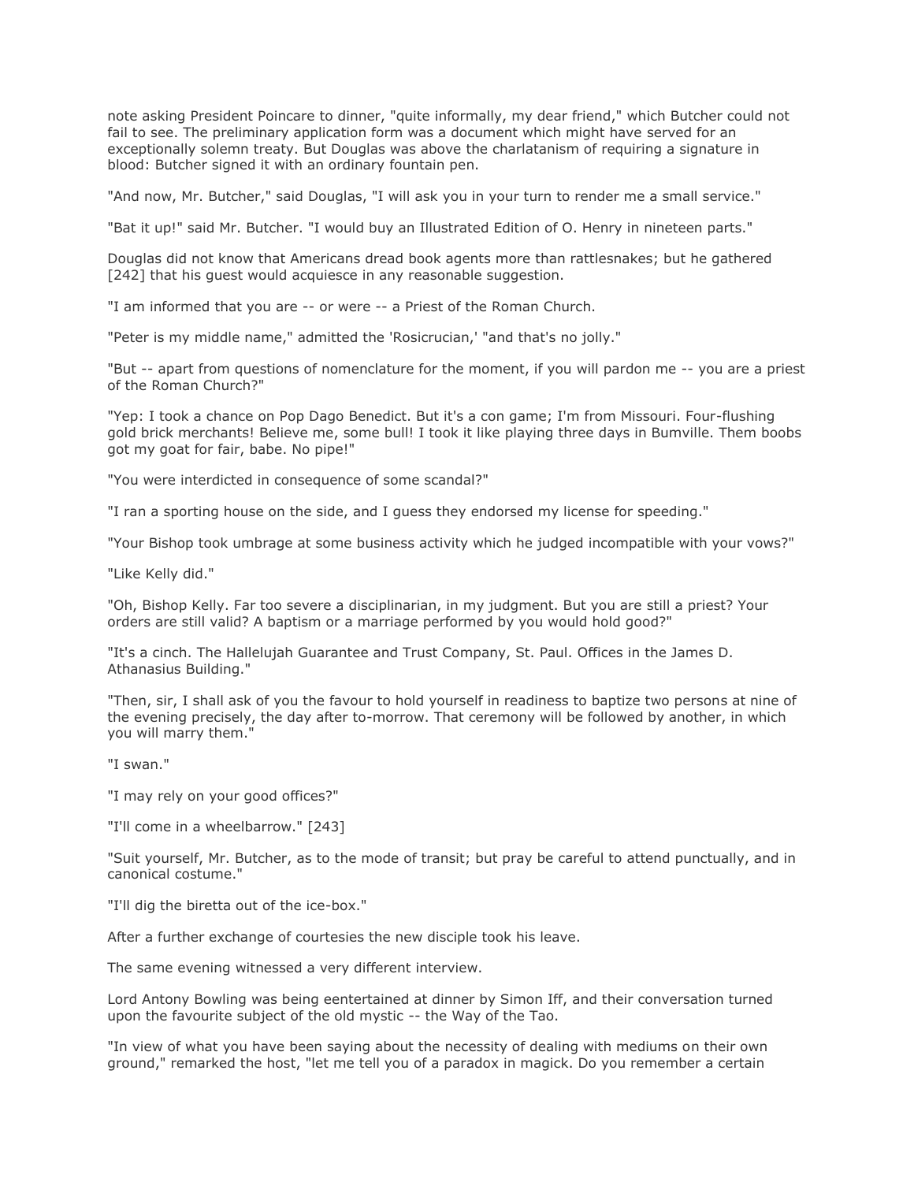note asking President Poincare to dinner, "quite informally, my dear friend," which Butcher could not fail to see. The preliminary application form was a document which might have served for an exceptionally solemn treaty. But Douglas was above the charlatanism of requiring a signature in blood: Butcher signed it with an ordinary fountain pen.

"And now, Mr. Butcher," said Douglas, "I will ask you in your turn to render me a small service."

"Bat it up!" said Mr. Butcher. "I would buy an Illustrated Edition of O. Henry in nineteen parts."

Douglas did not know that Americans dread book agents more than rattlesnakes; but he gathered [242] that his guest would acquiesce in any reasonable suggestion.

"I am informed that you are -- or were -- a Priest of the Roman Church.

"Peter is my middle name," admitted the 'Rosicrucian,' "and that's no jolly."

"But -- apart from questions of nomenclature for the moment, if you will pardon me -- you are a priest of the Roman Church?"

"Yep: I took a chance on Pop Dago Benedict. But it's a con game; I'm from Missouri. Four-flushing gold brick merchants! Believe me, some bull! I took it like playing three days in Bumville. Them boobs got my goat for fair, babe. No pipe!"

"You were interdicted in consequence of some scandal?"

"I ran a sporting house on the side, and I guess they endorsed my license for speeding."

"Your Bishop took umbrage at some business activity which he judged incompatible with your vows?"

"Like Kelly did."

"Oh, Bishop Kelly. Far too severe a disciplinarian, in my judgment. But you are still a priest? Your orders are still valid? A baptism or a marriage performed by you would hold good?"

"It's a cinch. The Hallelujah Guarantee and Trust Company, St. Paul. Offices in the James D. Athanasius Building."

"Then, sir, I shall ask of you the favour to hold yourself in readiness to baptize two persons at nine of the evening precisely, the day after to-morrow. That ceremony will be followed by another, in which you will marry them."

"I swan."

"I may rely on your good offices?"

"I'll come in a wheelbarrow." [243]

"Suit yourself, Mr. Butcher, as to the mode of transit; but pray be careful to attend punctually, and in canonical costume."

"I'll dig the biretta out of the ice-box."

After a further exchange of courtesies the new disciple took his leave.

The same evening witnessed a very different interview.

Lord Antony Bowling was being eentertained at dinner by Simon Iff, and their conversation turned upon the favourite subject of the old mystic -- the Way of the Tao.

"In view of what you have been saying about the necessity of dealing with mediums on their own ground," remarked the host, "let me tell you of a paradox in magick. Do you remember a certain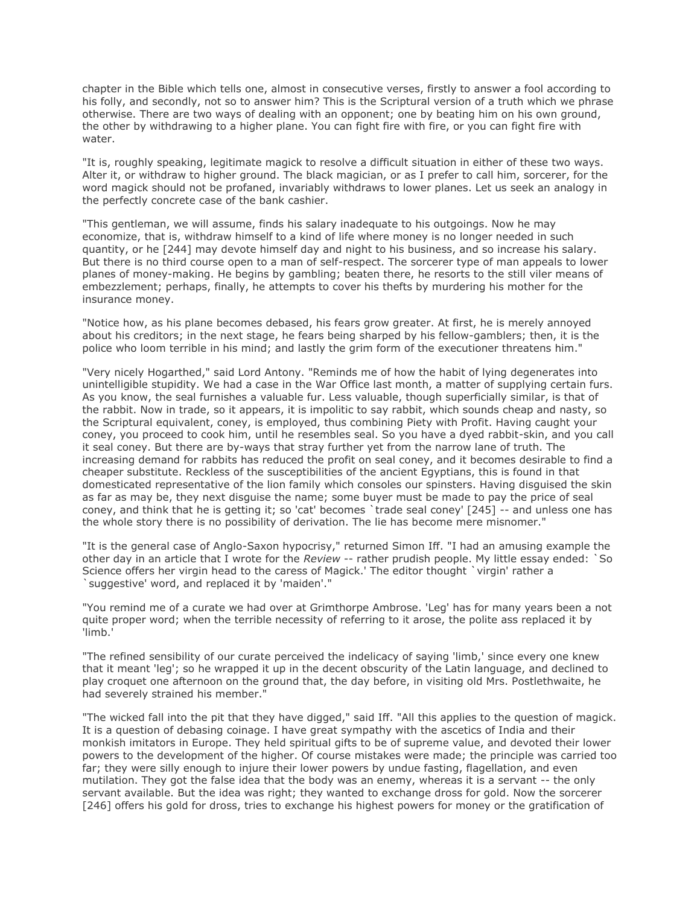chapter in the Bible which tells one, almost in consecutive verses, firstly to answer a fool according to his folly, and secondly, not so to answer him? This is the Scriptural version of a truth which we phrase otherwise. There are two ways of dealing with an opponent; one by beating him on his own ground, the other by withdrawing to a higher plane. You can fight fire with fire, or you can fight fire with water.

"It is, roughly speaking, legitimate magick to resolve a difficult situation in either of these two ways. Alter it, or withdraw to higher ground. The black magician, or as I prefer to call him, sorcerer, for the word magick should not be profaned, invariably withdraws to lower planes. Let us seek an analogy in the perfectly concrete case of the bank cashier.

"This gentleman, we will assume, finds his salary inadequate to his outgoings. Now he may economize, that is, withdraw himself to a kind of life where money is no longer needed in such quantity, or he [244] may devote himself day and night to his business, and so increase his salary. But there is no third course open to a man of self-respect. The sorcerer type of man appeals to lower planes of money-making. He begins by gambling; beaten there, he resorts to the still viler means of embezzlement; perhaps, finally, he attempts to cover his thefts by murdering his mother for the insurance money.

"Notice how, as his plane becomes debased, his fears grow greater. At first, he is merely annoyed about his creditors; in the next stage, he fears being sharped by his fellow-gamblers; then, it is the police who loom terrible in his mind; and lastly the grim form of the executioner threatens him."

"Very nicely Hogarthed," said Lord Antony. "Reminds me of how the habit of lying degenerates into unintelligible stupidity. We had a case in the War Office last month, a matter of supplying certain furs. As you know, the seal furnishes a valuable fur. Less valuable, though superficially similar, is that of the rabbit. Now in trade, so it appears, it is impolitic to say rabbit, which sounds cheap and nasty, so the Scriptural equivalent, coney, is employed, thus combining Piety with Profit. Having caught your coney, you proceed to cook him, until he resembles seal. So you have a dyed rabbit-skin, and you call it seal coney. But there are by-ways that stray further yet from the narrow lane of truth. The increasing demand for rabbits has reduced the profit on seal coney, and it becomes desirable to find a cheaper substitute. Reckless of the susceptibilities of the ancient Egyptians, this is found in that domesticated representative of the lion family which consoles our spinsters. Having disguised the skin as far as may be, they next disguise the name; some buyer must be made to pay the price of seal coney, and think that he is getting it; so 'cat' becomes `trade seal coney' [245] -- and unless one has the whole story there is no possibility of derivation. The lie has become mere misnomer."

"It is the general case of Anglo-Saxon hypocrisy," returned Simon Iff. "I had an amusing example the other day in an article that I wrote for the *Review* -- rather prudish people. My little essay ended: `So Science offers her virgin head to the caress of Magick.' The editor thought `virgin' rather a `suggestive' word, and replaced it by 'maiden'."

"You remind me of a curate we had over at Grimthorpe Ambrose. 'Leg' has for many years been a not quite proper word; when the terrible necessity of referring to it arose, the polite ass replaced it by 'limb.'

"The refined sensibility of our curate perceived the indelicacy of saying 'limb,' since every one knew that it meant 'leg'; so he wrapped it up in the decent obscurity of the Latin language, and declined to play croquet one afternoon on the ground that, the day before, in visiting old Mrs. Postlethwaite, he had severely strained his member."

"The wicked fall into the pit that they have digged," said Iff. "All this applies to the question of magick. It is a question of debasing coinage. I have great sympathy with the ascetics of India and their monkish imitators in Europe. They held spiritual gifts to be of supreme value, and devoted their lower powers to the development of the higher. Of course mistakes were made; the principle was carried too far; they were silly enough to injure their lower powers by undue fasting, flagellation, and even mutilation. They got the false idea that the body was an enemy, whereas it is a servant -- the only servant available. But the idea was right; they wanted to exchange dross for gold. Now the sorcerer [246] offers his gold for dross, tries to exchange his highest powers for money or the gratification of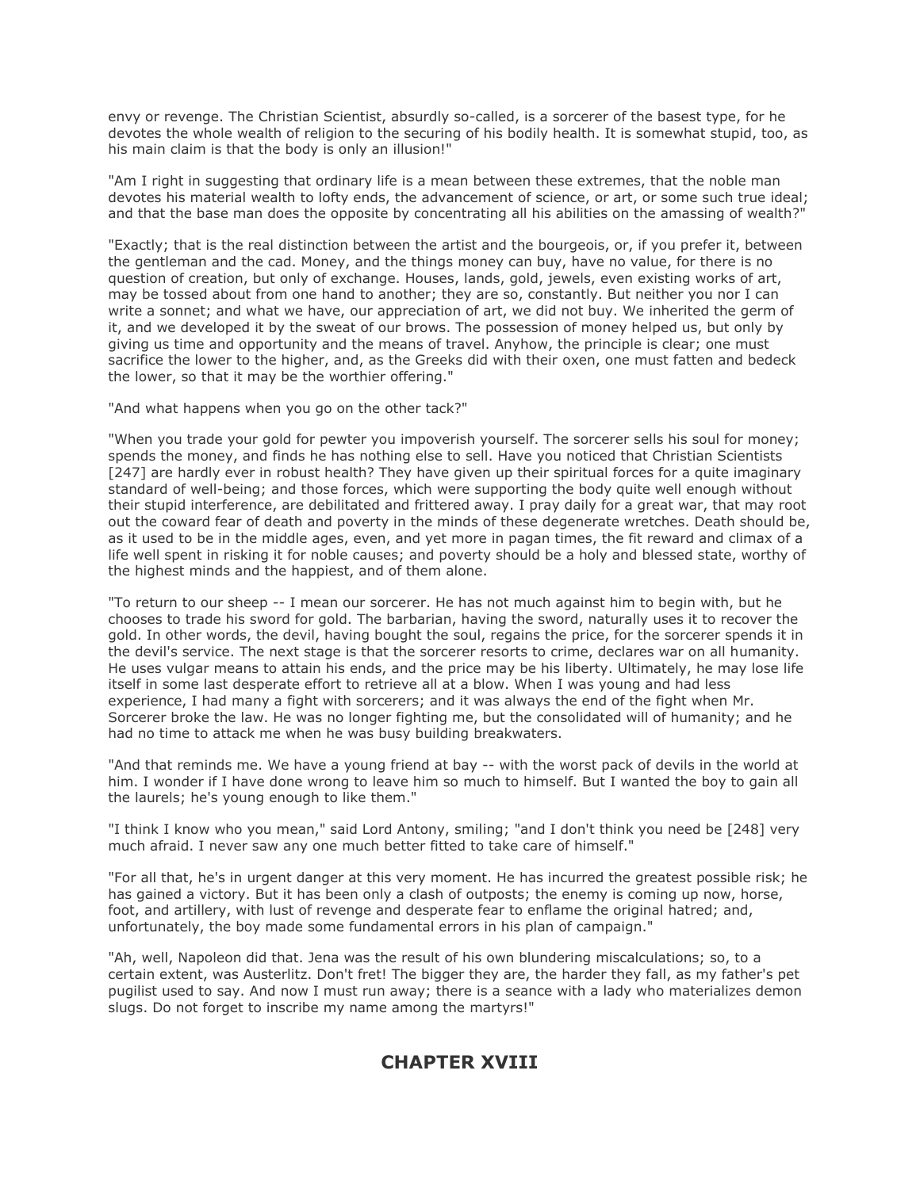envy or revenge. The Christian Scientist, absurdly so-called, is a sorcerer of the basest type, for he devotes the whole wealth of religion to the securing of his bodily health. It is somewhat stupid, too, as his main claim is that the body is only an illusion!"

"Am I right in suggesting that ordinary life is a mean between these extremes, that the noble man devotes his material wealth to lofty ends, the advancement of science, or art, or some such true ideal; and that the base man does the opposite by concentrating all his abilities on the amassing of wealth?"

"Exactly; that is the real distinction between the artist and the bourgeois, or, if you prefer it, between the gentleman and the cad. Money, and the things money can buy, have no value, for there is no question of creation, but only of exchange. Houses, lands, gold, jewels, even existing works of art, may be tossed about from one hand to another; they are so, constantly. But neither you nor I can write a sonnet; and what we have, our appreciation of art, we did not buy. We inherited the germ of it, and we developed it by the sweat of our brows. The possession of money helped us, but only by giving us time and opportunity and the means of travel. Anyhow, the principle is clear; one must sacrifice the lower to the higher, and, as the Greeks did with their oxen, one must fatten and bedeck the lower, so that it may be the worthier offering."

"And what happens when you go on the other tack?"

"When you trade your gold for pewter you impoverish yourself. The sorcerer sells his soul for money; spends the money, and finds he has nothing else to sell. Have you noticed that Christian Scientists [247] are hardly ever in robust health? They have given up their spiritual forces for a quite imaginary standard of well-being; and those forces, which were supporting the body quite well enough without their stupid interference, are debilitated and frittered away. I pray daily for a great war, that may root out the coward fear of death and poverty in the minds of these degenerate wretches. Death should be, as it used to be in the middle ages, even, and yet more in pagan times, the fit reward and climax of a life well spent in risking it for noble causes; and poverty should be a holy and blessed state, worthy of the highest minds and the happiest, and of them alone.

"To return to our sheep -- I mean our sorcerer. He has not much against him to begin with, but he chooses to trade his sword for gold. The barbarian, having the sword, naturally uses it to recover the gold. In other words, the devil, having bought the soul, regains the price, for the sorcerer spends it in the devil's service. The next stage is that the sorcerer resorts to crime, declares war on all humanity. He uses vulgar means to attain his ends, and the price may be his liberty. Ultimately, he may lose life itself in some last desperate effort to retrieve all at a blow. When I was young and had less experience, I had many a fight with sorcerers; and it was always the end of the fight when Mr. Sorcerer broke the law. He was no longer fighting me, but the consolidated will of humanity; and he had no time to attack me when he was busy building breakwaters.

"And that reminds me. We have a young friend at bay -- with the worst pack of devils in the world at him. I wonder if I have done wrong to leave him so much to himself. But I wanted the boy to gain all the laurels; he's young enough to like them."

"I think I know who you mean," said Lord Antony, smiling; "and I don't think you need be [248] very much afraid. I never saw any one much better fitted to take care of himself."

"For all that, he's in urgent danger at this very moment. He has incurred the greatest possible risk; he has gained a victory. But it has been only a clash of outposts; the enemy is coming up now, horse, foot, and artillery, with lust of revenge and desperate fear to enflame the original hatred; and, unfortunately, the boy made some fundamental errors in his plan of campaign."

"Ah, well, Napoleon did that. Jena was the result of his own blundering miscalculations; so, to a certain extent, was Austerlitz. Don't fret! The bigger they are, the harder they fall, as my father's pet pugilist used to say. And now I must run away; there is a seance with a lady who materializes demon slugs. Do not forget to inscribe my name among the martyrs!"

## CHAPTER XVIII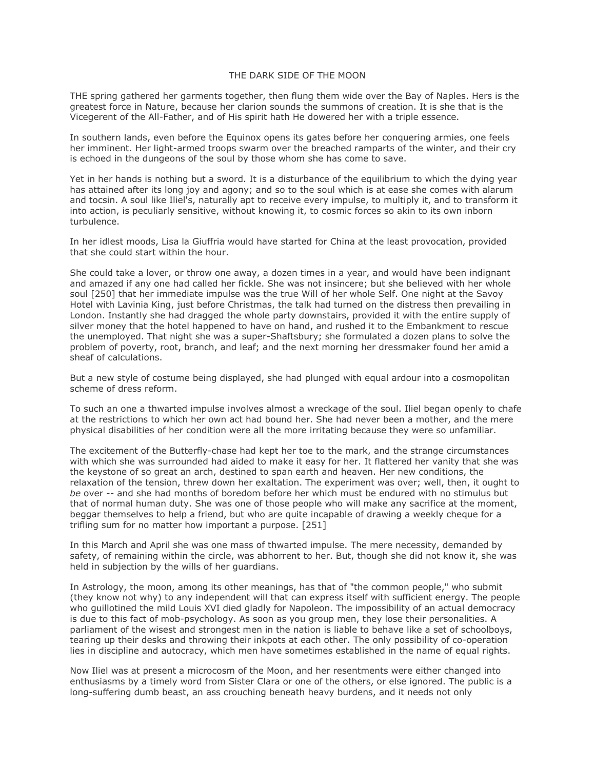# THE DARK SIDE OF THE MOON

THE spring gathered her garments together, then flung them wide over the Bay of Naples. Hers is the greatest force in Nature, because her clarion sounds the summons of creation. It is she that is the Vicegerent of the All-Father, and of His spirit hath He dowered her with a triple essence.

In southern lands, even before the Equinox opens its gates before her conquering armies, one feels her imminent. Her light-armed troops swarm over the breached ramparts of the winter, and their cry is echoed in the dungeons of the soul by those whom she has come to save.

Yet in her hands is nothing but a sword. It is a disturbance of the equilibrium to which the dying year has attained after its long joy and agony; and so to the soul which is at ease she comes with alarum and tocsin. A soul like Iliel's, naturally apt to receive every impulse, to multiply it, and to transform it into action, is peculiarly sensitive, without knowing it, to cosmic forces so akin to its own inborn turbulence.

In her idlest moods, Lisa la Giuffria would have started for China at the least provocation, provided that she could start within the hour.

She could take a lover, or throw one away, a dozen times in a year, and would have been indignant and amazed if any one had called her fickle. She was not insincere; but she believed with her whole soul [250] that her immediate impulse was the true Will of her whole Self. One night at the Savoy Hotel with Lavinia King, just before Christmas, the talk had turned on the distress then prevailing in London. Instantly she had dragged the whole party downstairs, provided it with the entire supply of silver money that the hotel happened to have on hand, and rushed it to the Embankment to rescue the unemployed. That night she was a super-Shaftsbury; she formulated a dozen plans to solve the problem of poverty, root, branch, and leaf; and the next morning her dressmaker found her amid a sheaf of calculations.

But a new style of costume being displayed, she had plunged with equal ardour into a cosmopolitan scheme of dress reform.

To such an one a thwarted impulse involves almost a wreckage of the soul. Iliel began openly to chafe at the restrictions to which her own act had bound her. She had never been a mother, and the mere physical disabilities of her condition were all the more irritating because they were so unfamiliar.

The excitement of the Butterfly-chase had kept her toe to the mark, and the strange circumstances with which she was surrounded had aided to make it easy for her. It flattered her vanity that she was the keystone of so great an arch, destined to span earth and heaven. Her new conditions, the relaxation of the tension, threw down her exaltation. The experiment was over; well, then, it ought to *be* over -- and she had months of boredom before her which must be endured with no stimulus but that of normal human duty. She was one of those people who will make any sacrifice at the moment, beggar themselves to help a friend, but who are quite incapable of drawing a weekly cheque for a trifling sum for no matter how important a purpose. [251]

In this March and April she was one mass of thwarted impulse. The mere necessity, demanded by safety, of remaining within the circle, was abhorrent to her. But, though she did not know it, she was held in subjection by the wills of her guardians.

In Astrology, the moon, among its other meanings, has that of "the common people," who submit (they know not why) to any independent will that can express itself with sufficient energy. The people who guillotined the mild Louis XVI died gladly for Napoleon. The impossibility of an actual democracy is due to this fact of mob-psychology. As soon as you group men, they lose their personalities. A parliament of the wisest and strongest men in the nation is liable to behave like a set of schoolboys, tearing up their desks and throwing their inkpots at each other. The only possibility of co-operation lies in discipline and autocracy, which men have sometimes established in the name of equal rights.

Now Iliel was at present a microcosm of the Moon, and her resentments were either changed into enthusiasms by a timely word from Sister Clara or one of the others, or else ignored. The public is a long-suffering dumb beast, an ass crouching beneath heavy burdens, and it needs not only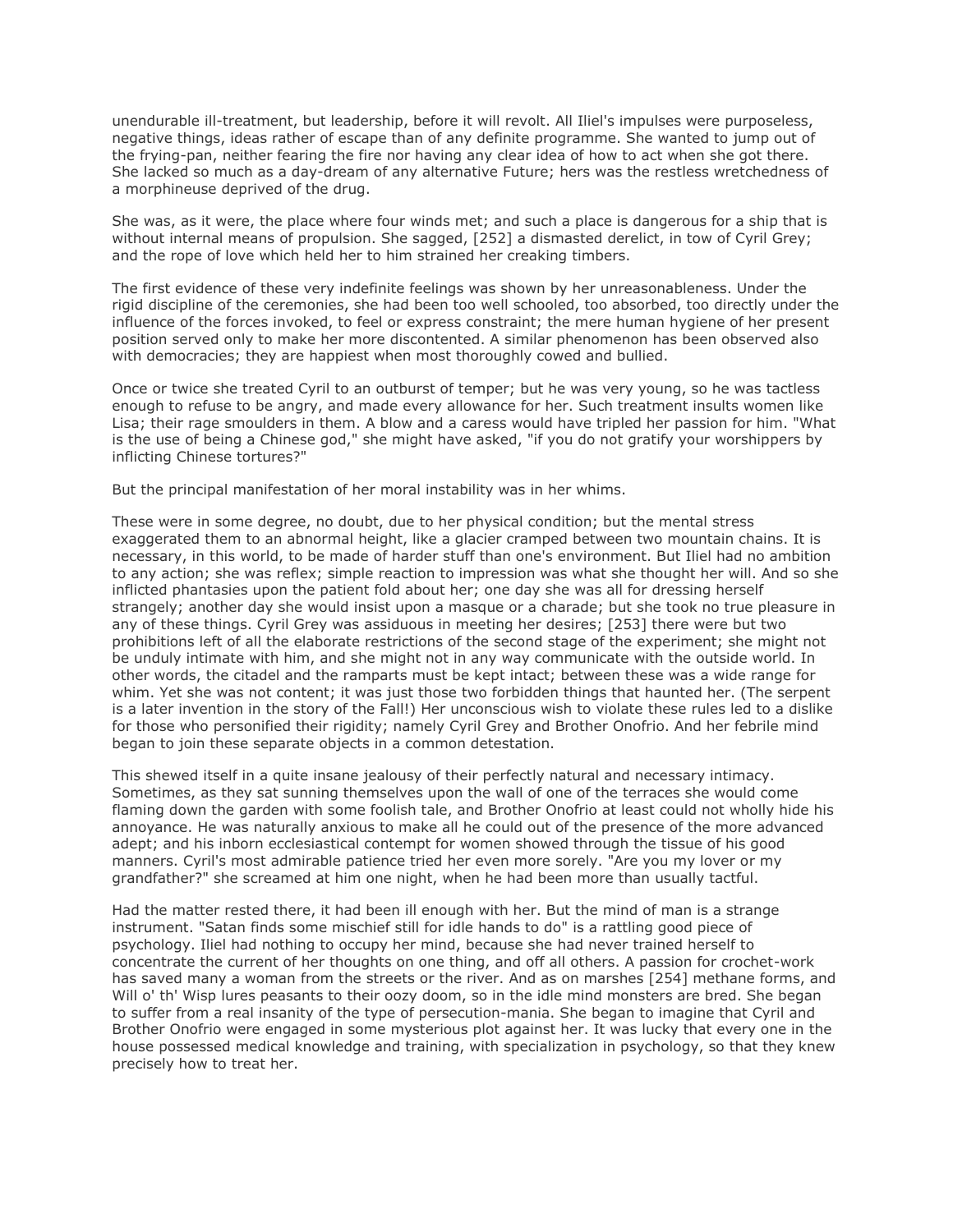unendurable ill-treatment, but leadership, before it will revolt. All Iliel's impulses were purposeless, negative things, ideas rather of escape than of any definite programme. She wanted to jump out of the frying-pan, neither fearing the fire nor having any clear idea of how to act when she got there. She lacked so much as a day-dream of any alternative Future; hers was the restless wretchedness of a morphineuse deprived of the drug.

She was, as it were, the place where four winds met; and such a place is dangerous for a ship that is without internal means of propulsion. She sagged, [252] a dismasted derelict, in tow of Cyril Grey; and the rope of love which held her to him strained her creaking timbers.

The first evidence of these very indefinite feelings was shown by her unreasonableness. Under the rigid discipline of the ceremonies, she had been too well schooled, too absorbed, too directly under the influence of the forces invoked, to feel or express constraint; the mere human hygiene of her present position served only to make her more discontented. A similar phenomenon has been observed also with democracies; they are happiest when most thoroughly cowed and bullied.

Once or twice she treated Cyril to an outburst of temper; but he was very young, so he was tactless enough to refuse to be angry, and made every allowance for her. Such treatment insults women like Lisa; their rage smoulders in them. A blow and a caress would have tripled her passion for him. "What is the use of being a Chinese god," she might have asked, "if you do not gratify your worshippers by inflicting Chinese tortures?"

But the principal manifestation of her moral instability was in her whims.

These were in some degree, no doubt, due to her physical condition; but the mental stress exaggerated them to an abnormal height, like a glacier cramped between two mountain chains. It is necessary, in this world, to be made of harder stuff than one's environment. But Iliel had no ambition to any action; she was reflex; simple reaction to impression was what she thought her will. And so she inflicted phantasies upon the patient fold about her; one day she was all for dressing herself strangely; another day she would insist upon a masque or a charade; but she took no true pleasure in any of these things. Cyril Grey was assiduous in meeting her desires; [253] there were but two prohibitions left of all the elaborate restrictions of the second stage of the experiment; she might not be unduly intimate with him, and she might not in any way communicate with the outside world. In other words, the citadel and the ramparts must be kept intact; between these was a wide range for whim. Yet she was not content; it was just those two forbidden things that haunted her. (The serpent is a later invention in the story of the Fall!) Her unconscious wish to violate these rules led to a dislike for those who personified their rigidity; namely Cyril Grey and Brother Onofrio. And her febrile mind began to join these separate objects in a common detestation.

This shewed itself in a quite insane jealousy of their perfectly natural and necessary intimacy. Sometimes, as they sat sunning themselves upon the wall of one of the terraces she would come flaming down the garden with some foolish tale, and Brother Onofrio at least could not wholly hide his annoyance. He was naturally anxious to make all he could out of the presence of the more advanced adept; and his inborn ecclesiastical contempt for women showed through the tissue of his good manners. Cyril's most admirable patience tried her even more sorely. "Are you my lover or my grandfather?" she screamed at him one night, when he had been more than usually tactful.

Had the matter rested there, it had been ill enough with her. But the mind of man is a strange instrument. "Satan finds some mischief still for idle hands to do" is a rattling good piece of psychology. Iliel had nothing to occupy her mind, because she had never trained herself to concentrate the current of her thoughts on one thing, and off all others. A passion for crochet-work has saved many a woman from the streets or the river. And as on marshes [254] methane forms, and Will o' th' Wisp lures peasants to their oozy doom, so in the idle mind monsters are bred. She began to suffer from a real insanity of the type of persecution-mania. She began to imagine that Cyril and Brother Onofrio were engaged in some mysterious plot against her. It was lucky that every one in the house possessed medical knowledge and training, with specialization in psychology, so that they knew precisely how to treat her.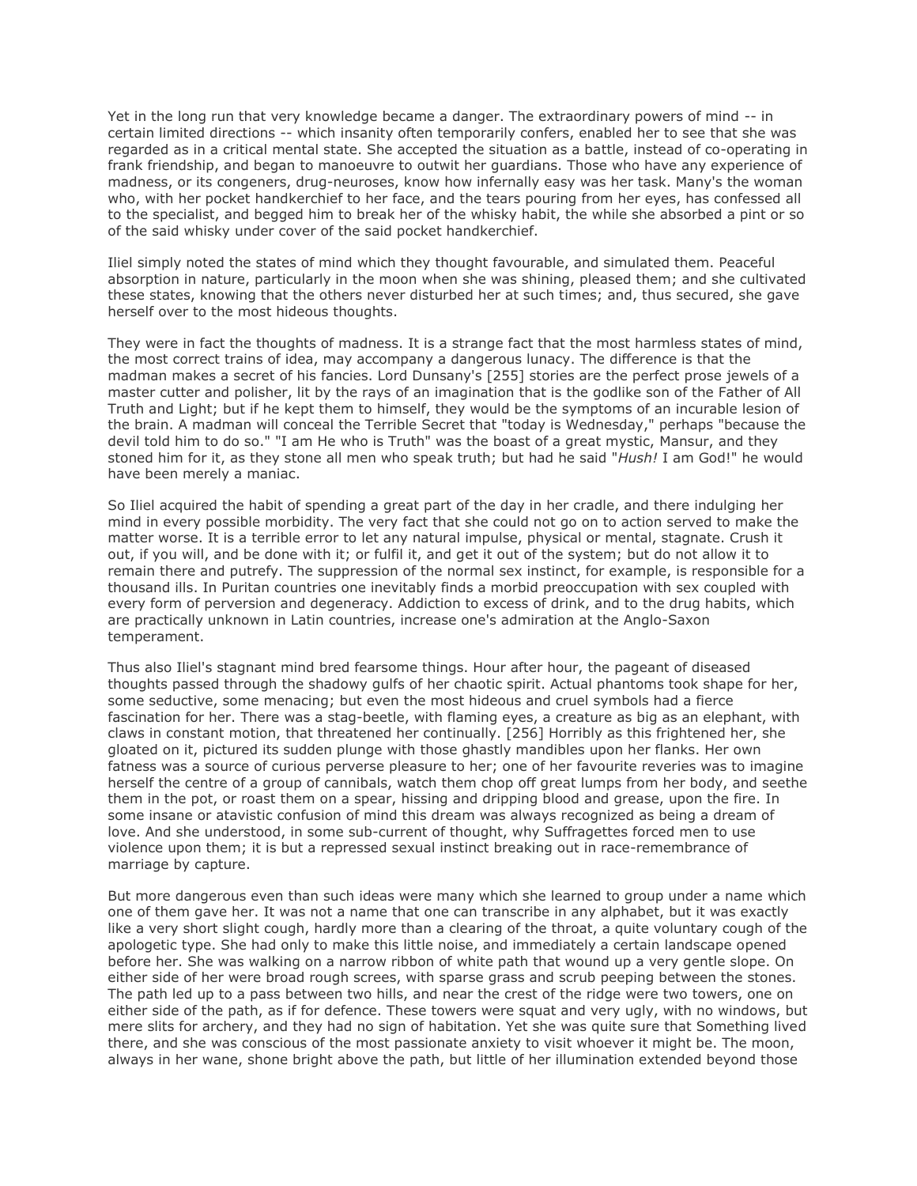Yet in the long run that very knowledge became a danger. The extraordinary powers of mind -- in certain limited directions -- which insanity often temporarily confers, enabled her to see that she was regarded as in a critical mental state. She accepted the situation as a battle, instead of co-operating in frank friendship, and began to manoeuvre to outwit her guardians. Those who have any experience of madness, or its congeners, drug-neuroses, know how infernally easy was her task. Many's the woman who, with her pocket handkerchief to her face, and the tears pouring from her eyes, has confessed all to the specialist, and begged him to break her of the whisky habit, the while she absorbed a pint or so of the said whisky under cover of the said pocket handkerchief.

Iliel simply noted the states of mind which they thought favourable, and simulated them. Peaceful absorption in nature, particularly in the moon when she was shining, pleased them; and she cultivated these states, knowing that the others never disturbed her at such times; and, thus secured, she gave herself over to the most hideous thoughts.

They were in fact the thoughts of madness. It is a strange fact that the most harmless states of mind, the most correct trains of idea, may accompany a dangerous lunacy. The difference is that the madman makes a secret of his fancies. Lord Dunsany's [255] stories are the perfect prose jewels of a master cutter and polisher, lit by the rays of an imagination that is the godlike son of the Father of All Truth and Light; but if he kept them to himself, they would be the symptoms of an incurable lesion of the brain. A madman will conceal the Terrible Secret that "today is Wednesday," perhaps "because the devil told him to do so." "I am He who is Truth" was the boast of a great mystic, Mansur, and they stoned him for it, as they stone all men who speak truth; but had he said "*Hush!* I am God!" he would have been merely a maniac.

So Iliel acquired the habit of spending a great part of the day in her cradle, and there indulging her mind in every possible morbidity. The very fact that she could not go on to action served to make the matter worse. It is a terrible error to let any natural impulse, physical or mental, stagnate. Crush it out, if you will, and be done with it; or fulfil it, and get it out of the system; but do not allow it to remain there and putrefy. The suppression of the normal sex instinct, for example, is responsible for a thousand ills. In Puritan countries one inevitably finds a morbid preoccupation with sex coupled with every form of perversion and degeneracy. Addiction to excess of drink, and to the drug habits, which are practically unknown in Latin countries, increase one's admiration at the Anglo-Saxon temperament.

Thus also Iliel's stagnant mind bred fearsome things. Hour after hour, the pageant of diseased thoughts passed through the shadowy gulfs of her chaotic spirit. Actual phantoms took shape for her, some seductive, some menacing; but even the most hideous and cruel symbols had a fierce fascination for her. There was a stag-beetle, with flaming eyes, a creature as big as an elephant, with claws in constant motion, that threatened her continually. [256] Horribly as this frightened her, she gloated on it, pictured its sudden plunge with those ghastly mandibles upon her flanks. Her own fatness was a source of curious perverse pleasure to her; one of her favourite reveries was to imagine herself the centre of a group of cannibals, watch them chop off great lumps from her body, and seethe them in the pot, or roast them on a spear, hissing and dripping blood and grease, upon the fire. In some insane or atavistic confusion of mind this dream was always recognized as being a dream of love. And she understood, in some sub-current of thought, why Suffragettes forced men to use violence upon them; it is but a repressed sexual instinct breaking out in race-remembrance of marriage by capture.

But more dangerous even than such ideas were many which she learned to group under a name which one of them gave her. It was not a name that one can transcribe in any alphabet, but it was exactly like a very short slight cough, hardly more than a clearing of the throat, a quite voluntary cough of the apologetic type. She had only to make this little noise, and immediately a certain landscape opened before her. She was walking on a narrow ribbon of white path that wound up a very gentle slope. On either side of her were broad rough screes, with sparse grass and scrub peeping between the stones. The path led up to a pass between two hills, and near the crest of the ridge were two towers, one on either side of the path, as if for defence. These towers were squat and very ugly, with no windows, but mere slits for archery, and they had no sign of habitation. Yet she was quite sure that Something lived there, and she was conscious of the most passionate anxiety to visit whoever it might be. The moon, always in her wane, shone bright above the path, but little of her illumination extended beyond those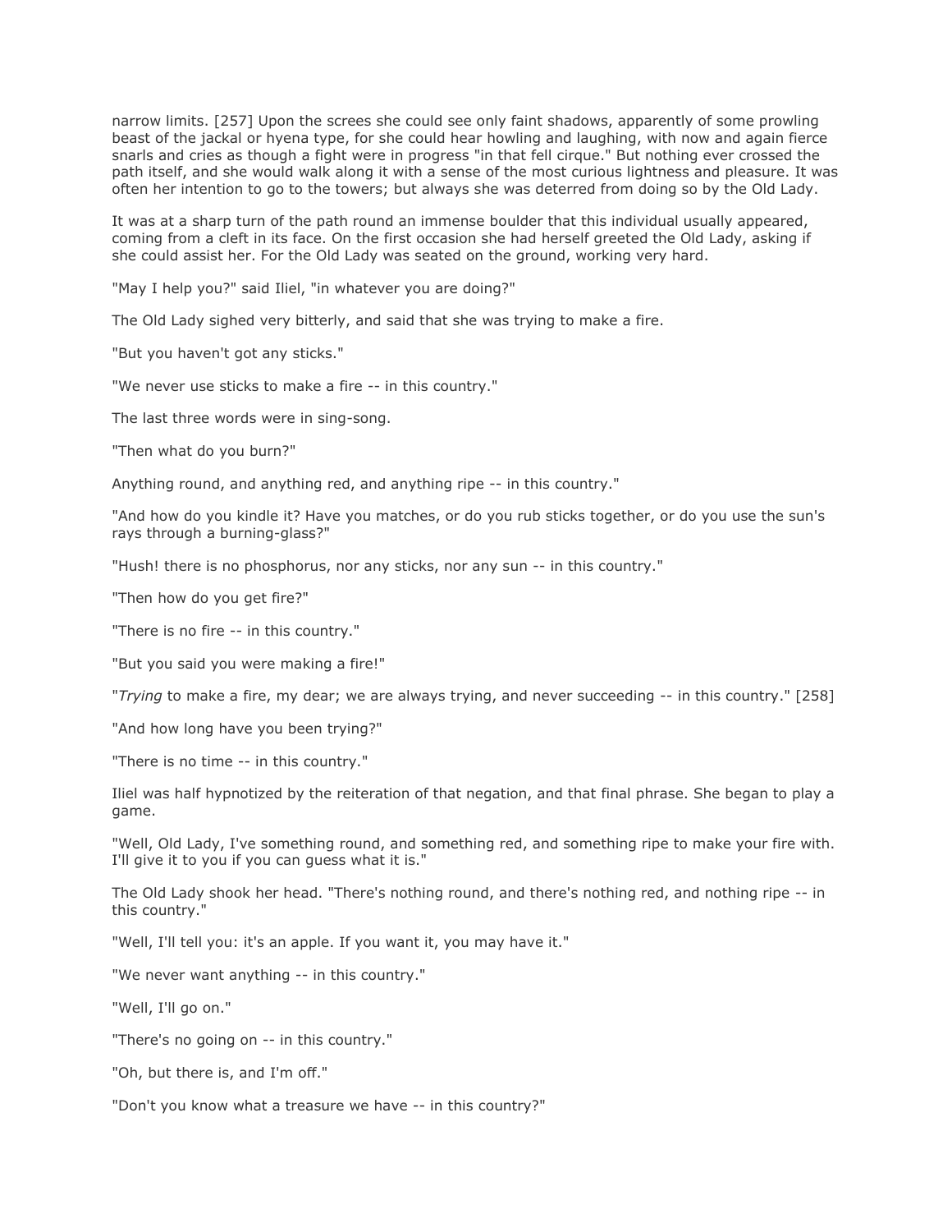narrow limits. [257] Upon the screes she could see only faint shadows, apparently of some prowling beast of the jackal or hyena type, for she could hear howling and laughing, with now and again fierce snarls and cries as though a fight were in progress "in that fell cirque." But nothing ever crossed the path itself, and she would walk along it with a sense of the most curious lightness and pleasure. It was often her intention to go to the towers; but always she was deterred from doing so by the Old Lady.

It was at a sharp turn of the path round an immense boulder that this individual usually appeared, coming from a cleft in its face. On the first occasion she had herself greeted the Old Lady, asking if she could assist her. For the Old Lady was seated on the ground, working very hard.

"May I help you?" said Iliel, "in whatever you are doing?"

The Old Lady sighed very bitterly, and said that she was trying to make a fire.

"But you haven't got any sticks."

"We never use sticks to make a fire -- in this country."

The last three words were in sing-song.

"Then what do you burn?"

Anything round, and anything red, and anything ripe -- in this country."

"And how do you kindle it? Have you matches, or do you rub sticks together, or do you use the sun's rays through a burning-glass?"

"Hush! there is no phosphorus, nor any sticks, nor any sun -- in this country."

"Then how do you get fire?"

"There is no fire -- in this country."

"But you said you were making a fire!"

"*Trying* to make a fire, my dear; we are always trying, and never succeeding -- in this country." [258]

"And how long have you been trying?"

"There is no time -- in this country."

Iliel was half hypnotized by the reiteration of that negation, and that final phrase. She began to play a game.

"Well, Old Lady, I've something round, and something red, and something ripe to make your fire with. I'll give it to you if you can guess what it is."

The Old Lady shook her head. "There's nothing round, and there's nothing red, and nothing ripe -- in this country."

"Well, I'll tell you: it's an apple. If you want it, you may have it."

"We never want anything -- in this country."

"Well, I'll go on."

"There's no going on -- in this country."

"Oh, but there is, and I'm off."

"Don't you know what a treasure we have -- in this country?"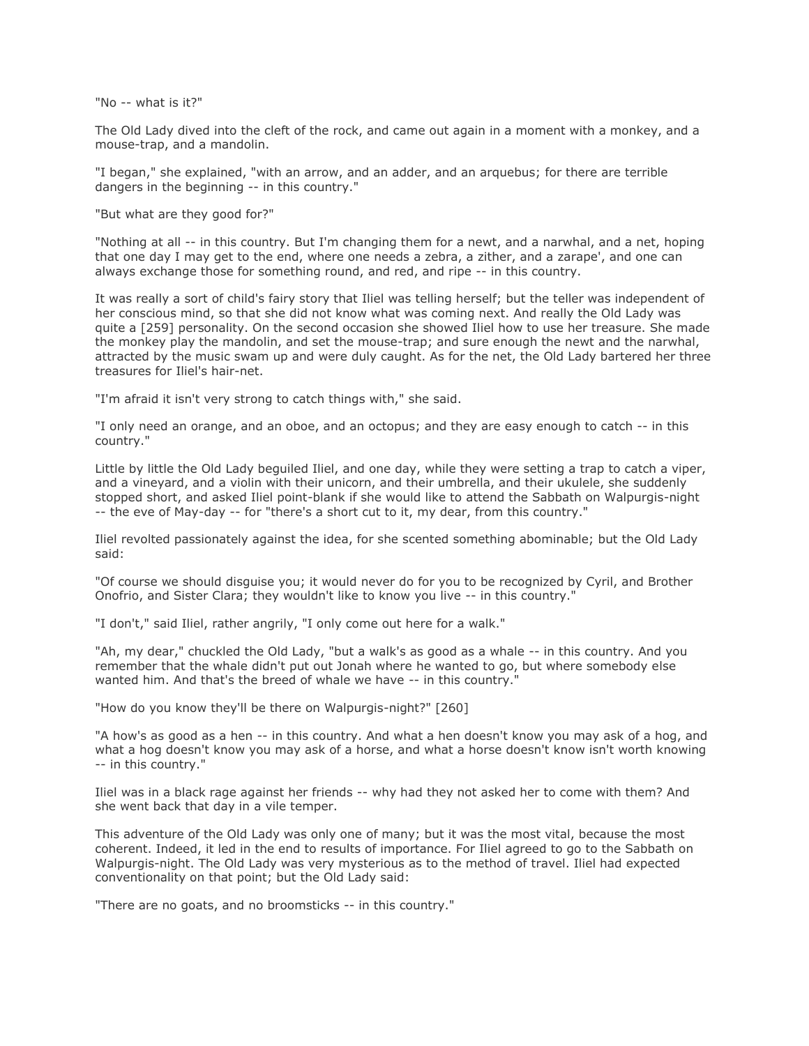"No -- what is it?"

The Old Lady dived into the cleft of the rock, and came out again in a moment with a monkey, and a mouse-trap, and a mandolin.

"I began," she explained, "with an arrow, and an adder, and an arquebus; for there are terrible dangers in the beginning -- in this country."

"But what are they good for?"

"Nothing at all -- in this country. But I'm changing them for a newt, and a narwhal, and a net, hoping that one day I may get to the end, where one needs a zebra, a zither, and a zarape', and one can always exchange those for something round, and red, and ripe -- in this country.

It was really a sort of child's fairy story that Iliel was telling herself; but the teller was independent of her conscious mind, so that she did not know what was coming next. And really the Old Lady was quite a [259] personality. On the second occasion she showed Iliel how to use her treasure. She made the monkey play the mandolin, and set the mouse-trap; and sure enough the newt and the narwhal, attracted by the music swam up and were duly caught. As for the net, the Old Lady bartered her three treasures for Iliel's hair-net.

"I'm afraid it isn't very strong to catch things with," she said.

"I only need an orange, and an oboe, and an octopus; and they are easy enough to catch -- in this country."

Little by little the Old Lady beguiled Iliel, and one day, while they were setting a trap to catch a viper, and a vineyard, and a violin with their unicorn, and their umbrella, and their ukulele, she suddenly stopped short, and asked Iliel point-blank if she would like to attend the Sabbath on Walpurgis-night -- the eve of May-day -- for "there's a short cut to it, my dear, from this country."

Iliel revolted passionately against the idea, for she scented something abominable; but the Old Lady said:

"Of course we should disguise you; it would never do for you to be recognized by Cyril, and Brother Onofrio, and Sister Clara; they wouldn't like to know you live -- in this country."

"I don't," said Iliel, rather angrily, "I only come out here for a walk."

"Ah, my dear," chuckled the Old Lady, "but a walk's as good as a whale -- in this country. And you remember that the whale didn't put out Jonah where he wanted to go, but where somebody else wanted him. And that's the breed of whale we have -- in this country."

"How do you know they'll be there on Walpurgis-night?" [260]

"A how's as good as a hen -- in this country. And what a hen doesn't know you may ask of a hog, and what a hog doesn't know you may ask of a horse, and what a horse doesn't know isn't worth knowing -- in this country."

Iliel was in a black rage against her friends -- why had they not asked her to come with them? And she went back that day in a vile temper.

This adventure of the Old Lady was only one of many; but it was the most vital, because the most coherent. Indeed, it led in the end to results of importance. For Iliel agreed to go to the Sabbath on Walpurgis-night. The Old Lady was very mysterious as to the method of travel. Iliel had expected conventionality on that point; but the Old Lady said:

"There are no goats, and no broomsticks -- in this country."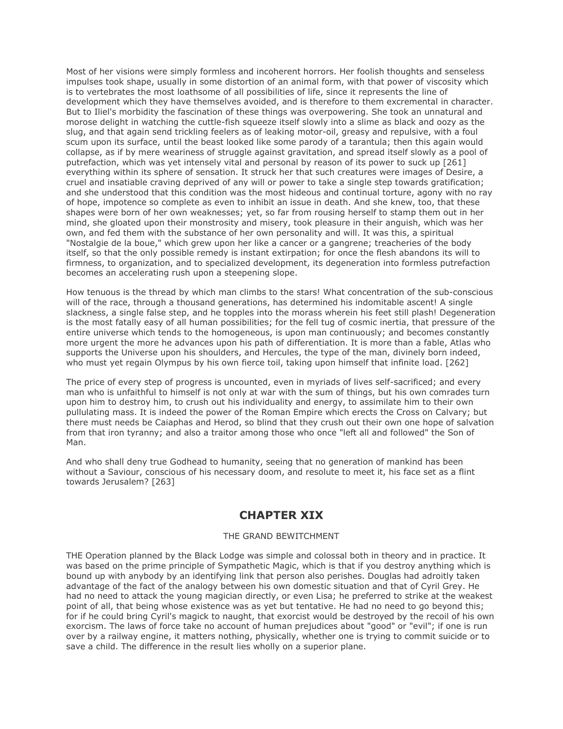Most of her visions were simply formless and incoherent horrors. Her foolish thoughts and senseless impulses took shape, usually in some distortion of an animal form, with that power of viscosity which is to vertebrates the most loathsome of all possibilities of life, since it represents the line of development which they have themselves avoided, and is therefore to them excremental in character. But to Iliel's morbidity the fascination of these things was overpowering. She took an unnatural and morose delight in watching the cuttle-fish squeeze itself slowly into a slime as black and oozy as the slug, and that again send trickling feelers as of leaking motor-oil, greasy and repulsive, with a foul scum upon its surface, until the beast looked like some parody of a tarantula; then this again would collapse, as if by mere weariness of struggle against gravitation, and spread itself slowly as a pool of putrefaction, which was yet intensely vital and personal by reason of its power to suck up [261] everything within its sphere of sensation. It struck her that such creatures were images of Desire, a cruel and insatiable craving deprived of any will or power to take a single step towards gratification; and she understood that this condition was the most hideous and continual torture, agony with no ray of hope, impotence so complete as even to inhibit an issue in death. And she knew, too, that these shapes were born of her own weaknesses; yet, so far from rousing herself to stamp them out in her mind, she gloated upon their monstrosity and misery, took pleasure in their anguish, which was her own, and fed them with the substance of her own personality and will. It was this, a spiritual "Nostalgie de la boue," which grew upon her like a cancer or a gangrene; treacheries of the body itself, so that the only possible remedy is instant extirpation; for once the flesh abandons its will to firmness, to organization, and to specialized development, its degeneration into formless putrefaction becomes an accelerating rush upon a steepening slope.

How tenuous is the thread by which man climbs to the stars! What concentration of the sub-conscious will of the race, through a thousand generations, has determined his indomitable ascent! A single slackness, a single false step, and he topples into the morass wherein his feet still plash! Degeneration is the most fatally easy of all human possibilities; for the fell tug of cosmic inertia, that pressure of the entire universe which tends to the homogeneous, is upon man continuously; and becomes constantly more urgent the more he advances upon his path of differentiation. It is more than a fable, Atlas who supports the Universe upon his shoulders, and Hercules, the type of the man, divinely born indeed, who must yet regain Olympus by his own fierce toil, taking upon himself that infinite load. [262]

The price of every step of progress is uncounted, even in myriads of lives self-sacrificed; and every man who is unfaithful to himself is not only at war with the sum of things, but his own comrades turn upon him to destroy him, to crush out his individuality and energy, to assimilate him to their own pullulating mass. It is indeed the power of the Roman Empire which erects the Cross on Calvary; but there must needs be Caiaphas and Herod, so blind that they crush out their own one hope of salvation from that iron tyranny; and also a traitor among those who once "left all and followed" the Son of Man.

And who shall deny true Godhead to humanity, seeing that no generation of mankind has been without a Saviour, conscious of his necessary doom, and resolute to meet it, his face set as a flint towards Jerusalem? [263]

## CHAPTER XIX

### THE GRAND BEWITCHMENT

THE Operation planned by the Black Lodge was simple and colossal both in theory and in practice. It was based on the prime principle of Sympathetic Magic, which is that if you destroy anything which is bound up with anybody by an identifying link that person also perishes. Douglas had adroitly taken advantage of the fact of the analogy between his own domestic situation and that of Cyril Grey. He had no need to attack the young magician directly, or even Lisa; he preferred to strike at the weakest point of all, that being whose existence was as yet but tentative. He had no need to go beyond this; for if he could bring Cyril's magick to naught, that exorcist would be destroyed by the recoil of his own exorcism. The laws of force take no account of human prejudices about "good" or "evil"; if one is run over by a railway engine, it matters nothing, physically, whether one is trying to commit suicide or to save a child. The difference in the result lies wholly on a superior plane.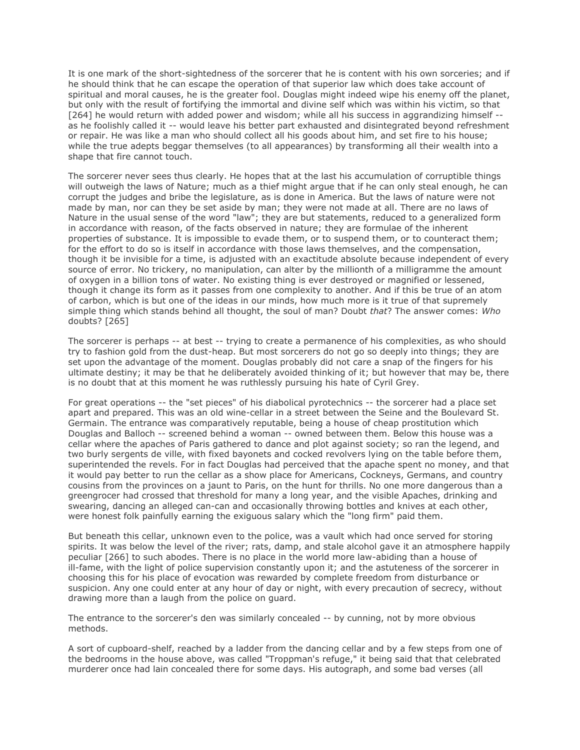It is one mark of the short-sightedness of the sorcerer that he is content with his own sorceries; and if he should think that he can escape the operation of that superior law which does take account of spiritual and moral causes, he is the greater fool. Douglas might indeed wipe his enemy off the planet, but only with the result of fortifying the immortal and divine self which was within his victim, so that [264] he would return with added power and wisdom; while all his success in aggrandizing himself -- as he foolishly called it -- would leave his better part exhausted and disintegrated beyond refreshment or repair. He was like a man who should collect all his goods about him, and set fire to his house; while the true adepts beggar themselves (to all appearances) by transforming all their wealth into a shape that fire cannot touch.

The sorcerer never sees thus clearly. He hopes that at the last his accumulation of corruptible things will outweigh the laws of Nature; much as a thief might argue that if he can only steal enough, he can corrupt the judges and bribe the legislature, as is done in America. But the laws of nature were not made by man, nor can they be set aside by man; they were not made at all. There are no laws of Nature in the usual sense of the word "law"; they are but statements, reduced to a generalized form in accordance with reason, of the facts observed in nature; they are formulae of the inherent properties of substance. It is impossible to evade them, or to suspend them, or to counteract them; for the effort to do so is itself in accordance with those laws themselves, and the compensation, though it be invisible for a time, is adjusted with an exactitude absolute because independent of every source of error. No trickery, no manipulation, can alter by the millionth of a milligramme the amount of oxygen in a billion tons of water. No existing thing is ever destroyed or magnified or lessened, though it change its form as it passes from one complexity to another. And if this be true of an atom of carbon, which is but one of the ideas in our minds, how much more is it true of that supremely simple thing which stands behind all thought, the soul of man? Doubt *that*? The answer comes: *Who* doubts? [265]

The sorcerer is perhaps -- at best -- trying to create a permanence of his complexities, as who should try to fashion gold from the dust-heap. But most sorcerers do not go so deeply into things; they are set upon the advantage of the moment. Douglas probably did not care a snap of the fingers for his ultimate destiny; it may be that he deliberately avoided thinking of it; but however that may be, there is no doubt that at this moment he was ruthlessly pursuing his hate of Cyril Grey.

For great operations -- the "set pieces" of his diabolical pyrotechnics -- the sorcerer had a place set apart and prepared. This was an old wine-cellar in a street between the Seine and the Boulevard St. Germain. The entrance was comparatively reputable, being a house of cheap prostitution which Douglas and Balloch -- screened behind a woman -- owned between them. Below this house was a cellar where the apaches of Paris gathered to dance and plot against society; so ran the legend, and two burly sergents de ville, with fixed bayonets and cocked revolvers lying on the table before them, superintended the revels. For in fact Douglas had perceived that the apache spent no money, and that it would pay better to run the cellar as a show place for Americans, Cockneys, Germans, and country cousins from the provinces on a jaunt to Paris, on the hunt for thrills. No one more dangerous than a greengrocer had crossed that threshold for many a long year, and the visible Apaches, drinking and swearing, dancing an alleged can-can and occasionally throwing bottles and knives at each other, were honest folk painfully earning the exiguous salary which the "long firm" paid them.

But beneath this cellar, unknown even to the police, was a vault which had once served for storing spirits. It was below the level of the river; rats, damp, and stale alcohol gave it an atmosphere happily peculiar [266] to such abodes. There is no place in the world more law-abiding than a house of ill-fame, with the light of police supervision constantly upon it; and the astuteness of the sorcerer in choosing this for his place of evocation was rewarded by complete freedom from disturbance or suspicion. Any one could enter at any hour of day or night, with every precaution of secrecy, without drawing more than a laugh from the police on guard.

The entrance to the sorcerer's den was similarly concealed -- by cunning, not by more obvious methods.

A sort of cupboard-shelf, reached by a ladder from the dancing cellar and by a few steps from one of the bedrooms in the house above, was called "Troppman's refuge," it being said that that celebrated murderer once had lain concealed there for some days. His autograph, and some bad verses (all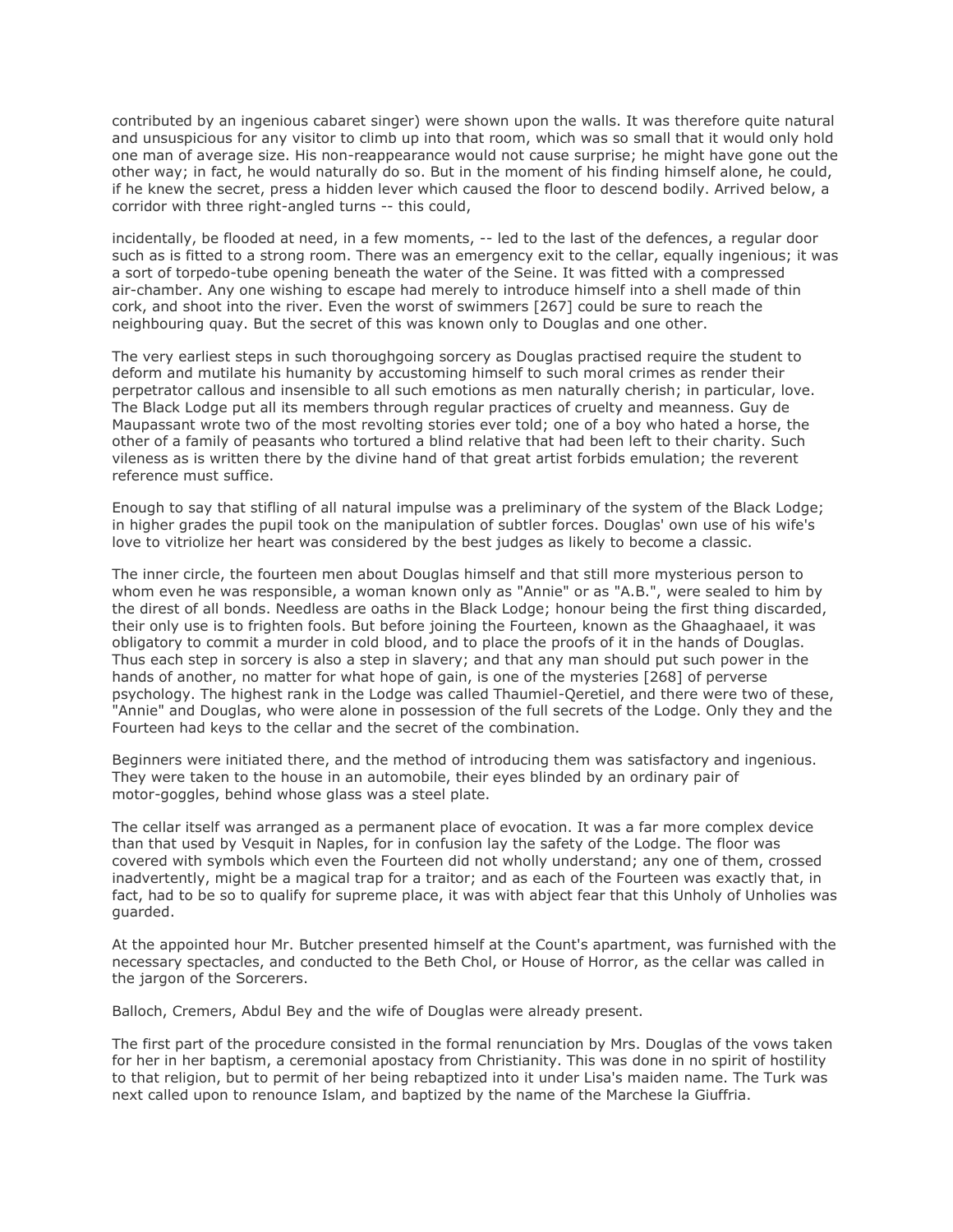contributed by an ingenious cabaret singer) were shown upon the walls. It was therefore quite natural and unsuspicious for any visitor to climb up into that room, which was so small that it would only hold one man of average size. His non-reappearance would not cause surprise; he might have gone out the other way; in fact, he would naturally do so. But in the moment of his finding himself alone, he could, if he knew the secret, press a hidden lever which caused the floor to descend bodily. Arrived below, a corridor with three right-angled turns -- this could,

incidentally, be flooded at need, in a few moments, -- led to the last of the defences, a regular door such as is fitted to a strong room. There was an emergency exit to the cellar, equally ingenious; it was a sort of torpedo-tube opening beneath the water of the Seine. It was fitted with a compressed air-chamber. Any one wishing to escape had merely to introduce himself into a shell made of thin cork, and shoot into the river. Even the worst of swimmers [267] could be sure to reach the neighbouring quay. But the secret of this was known only to Douglas and one other.

The very earliest steps in such thoroughgoing sorcery as Douglas practised require the student to deform and mutilate his humanity by accustoming himself to such moral crimes as render their perpetrator callous and insensible to all such emotions as men naturally cherish; in particular, love. The Black Lodge put all its members through regular practices of cruelty and meanness. Guy de Maupassant wrote two of the most revolting stories ever told; one of a boy who hated a horse, the other of a family of peasants who tortured a blind relative that had been left to their charity. Such vileness as is written there by the divine hand of that great artist forbids emulation; the reverent reference must suffice.

Enough to say that stifling of all natural impulse was a preliminary of the system of the Black Lodge; in higher grades the pupil took on the manipulation of subtler forces. Douglas' own use of his wife's love to vitriolize her heart was considered by the best judges as likely to become a classic.

The inner circle, the fourteen men about Douglas himself and that still more mysterious person to whom even he was responsible, a woman known only as "Annie" or as "A.B.", were sealed to him by the direst of all bonds. Needless are oaths in the Black Lodge; honour being the first thing discarded, their only use is to frighten fools. But before joining the Fourteen, known as the Ghaaghaael, it was obligatory to commit a murder in cold blood, and to place the proofs of it in the hands of Douglas. Thus each step in sorcery is also a step in slavery; and that any man should put such power in the hands of another, no matter for what hope of gain, is one of the mysteries [268] of perverse psychology. The highest rank in the Lodge was called Thaumiel-Qeretiel, and there were two of these, "Annie" and Douglas, who were alone in possession of the full secrets of the Lodge. Only they and the Fourteen had keys to the cellar and the secret of the combination.

Beginners were initiated there, and the method of introducing them was satisfactory and ingenious. They were taken to the house in an automobile, their eyes blinded by an ordinary pair of motor-goggles, behind whose glass was a steel plate.

The cellar itself was arranged as a permanent place of evocation. It was a far more complex device than that used by Vesquit in Naples, for in confusion lay the safety of the Lodge. The floor was covered with symbols which even the Fourteen did not wholly understand; any one of them, crossed inadvertently, might be a magical trap for a traitor; and as each of the Fourteen was exactly that, in fact, had to be so to qualify for supreme place, it was with abject fear that this Unholy of Unholies was guarded.

At the appointed hour Mr. Butcher presented himself at the Count's apartment, was furnished with the necessary spectacles, and conducted to the Beth Chol, or House of Horror, as the cellar was called in the jargon of the Sorcerers.

Balloch, Cremers, Abdul Bey and the wife of Douglas were already present.

The first part of the procedure consisted in the formal renunciation by Mrs. Douglas of the vows taken for her in her baptism, a ceremonial apostacy from Christianity. This was done in no spirit of hostility to that religion, but to permit of her being rebaptized into it under Lisa's maiden name. The Turk was next called upon to renounce Islam, and baptized by the name of the Marchese la Giuffria.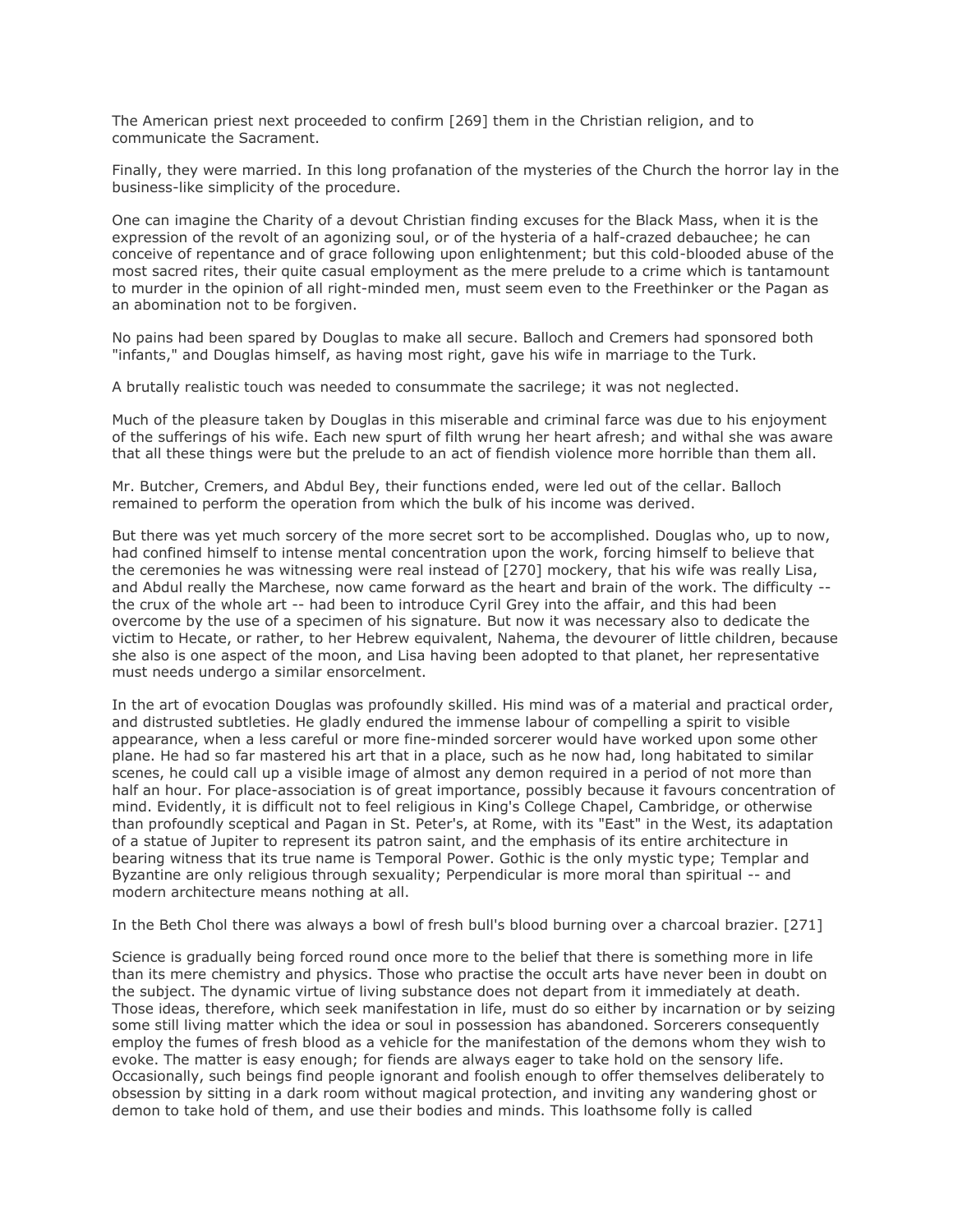The American priest next proceeded to confirm [269] them in the Christian religion, and to communicate the Sacrament.

Finally, they were married. In this long profanation of the mysteries of the Church the horror lay in the business-like simplicity of the procedure.

One can imagine the Charity of a devout Christian finding excuses for the Black Mass, when it is the expression of the revolt of an agonizing soul, or of the hysteria of a half-crazed debauchee; he can conceive of repentance and of grace following upon enlightenment; but this cold-blooded abuse of the most sacred rites, their quite casual employment as the mere prelude to a crime which is tantamount to murder in the opinion of all right-minded men, must seem even to the Freethinker or the Pagan as an abomination not to be forgiven.

No pains had been spared by Douglas to make all secure. Balloch and Cremers had sponsored both "infants," and Douglas himself, as having most right, gave his wife in marriage to the Turk.

A brutally realistic touch was needed to consummate the sacrilege; it was not neglected.

Much of the pleasure taken by Douglas in this miserable and criminal farce was due to his enjoyment of the sufferings of his wife. Each new spurt of filth wrung her heart afresh; and withal she was aware that all these things were but the prelude to an act of fiendish violence more horrible than them all.

Mr. Butcher, Cremers, and Abdul Bey, their functions ended, were led out of the cellar. Balloch remained to perform the operation from which the bulk of his income was derived.

But there was yet much sorcery of the more secret sort to be accomplished. Douglas who, up to now, had confined himself to intense mental concentration upon the work, forcing himself to believe that the ceremonies he was witnessing were real instead of [270] mockery, that his wife was really Lisa, and Abdul really the Marchese, now came forward as the heart and brain of the work. The difficulty -- the crux of the whole art -- had been to introduce Cyril Grey into the affair, and this had been overcome by the use of a specimen of his signature. But now it was necessary also to dedicate the victim to Hecate, or rather, to her Hebrew equivalent, Nahema, the devourer of little children, because she also is one aspect of the moon, and Lisa having been adopted to that planet, her representative must needs undergo a similar ensorcelment.

In the art of evocation Douglas was profoundly skilled. His mind was of a material and practical order, and distrusted subtleties. He gladly endured the immense labour of compelling a spirit to visible appearance, when a less careful or more fine-minded sorcerer would have worked upon some other plane. He had so far mastered his art that in a place, such as he now had, long habitated to similar scenes, he could call up a visible image of almost any demon required in a period of not more than half an hour. For place-association is of great importance, possibly because it favours concentration of mind. Evidently, it is difficult not to feel religious in King's College Chapel, Cambridge, or otherwise than profoundly sceptical and Pagan in St. Peter's, at Rome, with its "East" in the West, its adaptation of a statue of Jupiter to represent its patron saint, and the emphasis of its entire architecture in bearing witness that its true name is Temporal Power. Gothic is the only mystic type; Templar and Byzantine are only religious through sexuality; Perpendicular is more moral than spiritual -- and modern architecture means nothing at all.

In the Beth Chol there was always a bowl of fresh bull's blood burning over a charcoal brazier. [271]

Science is gradually being forced round once more to the belief that there is something more in life than its mere chemistry and physics. Those who practise the occult arts have never been in doubt on the subject. The dynamic virtue of living substance does not depart from it immediately at death. Those ideas, therefore, which seek manifestation in life, must do so either by incarnation or by seizing some still living matter which the idea or soul in possession has abandoned. Sorcerers consequently employ the fumes of fresh blood as a vehicle for the manifestation of the demons whom they wish to evoke. The matter is easy enough; for fiends are always eager to take hold on the sensory life. Occasionally, such beings find people ignorant and foolish enough to offer themselves deliberately to obsession by sitting in a dark room without magical protection, and inviting any wandering ghost or demon to take hold of them, and use their bodies and minds. This loathsome folly is called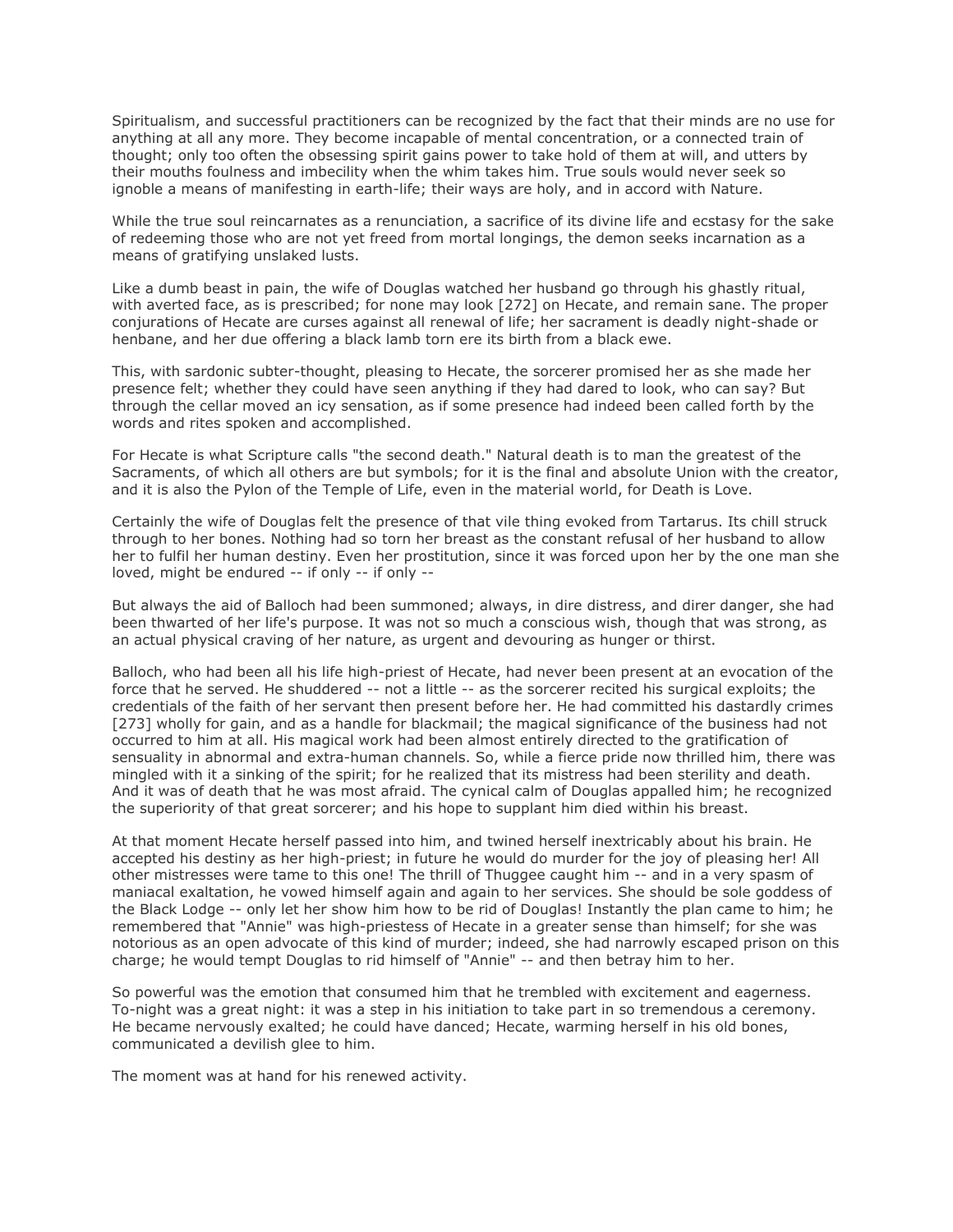Spiritualism, and successful practitioners can be recognized by the fact that their minds are no use for anything at all any more. They become incapable of mental concentration, or a connected train of thought; only too often the obsessing spirit gains power to take hold of them at will, and utters by their mouths foulness and imbecility when the whim takes him. True souls would never seek so ignoble a means of manifesting in earth-life; their ways are holy, and in accord with Nature.

While the true soul reincarnates as a renunciation, a sacrifice of its divine life and ecstasy for the sake of redeeming those who are not yet freed from mortal longings, the demon seeks incarnation as a means of gratifying unslaked lusts.

Like a dumb beast in pain, the wife of Douglas watched her husband go through his ghastly ritual, with averted face, as is prescribed; for none may look [272] on Hecate, and remain sane. The proper conjurations of Hecate are curses against all renewal of life; her sacrament is deadly night-shade or henbane, and her due offering a black lamb torn ere its birth from a black ewe.

This, with sardonic subter-thought, pleasing to Hecate, the sorcerer promised her as she made her presence felt; whether they could have seen anything if they had dared to look, who can say? But through the cellar moved an icy sensation, as if some presence had indeed been called forth by the words and rites spoken and accomplished.

For Hecate is what Scripture calls "the second death." Natural death is to man the greatest of the Sacraments, of which all others are but symbols; for it is the final and absolute Union with the creator, and it is also the Pylon of the Temple of Life, even in the material world, for Death is Love.

Certainly the wife of Douglas felt the presence of that vile thing evoked from Tartarus. Its chill struck through to her bones. Nothing had so torn her breast as the constant refusal of her husband to allow her to fulfil her human destiny. Even her prostitution, since it was forced upon her by the one man she loved, might be endured -- if only -- if only --

But always the aid of Balloch had been summoned; always, in dire distress, and direr danger, she had been thwarted of her life's purpose. It was not so much a conscious wish, though that was strong, as an actual physical craving of her nature, as urgent and devouring as hunger or thirst.

Balloch, who had been all his life high-priest of Hecate, had never been present at an evocation of the force that he served. He shuddered -- not a little -- as the sorcerer recited his surgical exploits; the credentials of the faith of her servant then present before her. He had committed his dastardly crimes [273] wholly for gain, and as a handle for blackmail; the magical significance of the business had not occurred to him at all. His magical work had been almost entirely directed to the gratification of sensuality in abnormal and extra-human channels. So, while a fierce pride now thrilled him, there was mingled with it a sinking of the spirit; for he realized that its mistress had been sterility and death. And it was of death that he was most afraid. The cynical calm of Douglas appalled him; he recognized the superiority of that great sorcerer; and his hope to supplant him died within his breast.

At that moment Hecate herself passed into him, and twined herself inextricably about his brain. He accepted his destiny as her high-priest; in future he would do murder for the joy of pleasing her! All other mistresses were tame to this one! The thrill of Thuggee caught him -- and in a very spasm of maniacal exaltation, he vowed himself again and again to her services. She should be sole goddess of the Black Lodge -- only let her show him how to be rid of Douglas! Instantly the plan came to him; he remembered that "Annie" was high-priestess of Hecate in a greater sense than himself; for she was notorious as an open advocate of this kind of murder; indeed, she had narrowly escaped prison on this charge; he would tempt Douglas to rid himself of "Annie" -- and then betray him to her.

So powerful was the emotion that consumed him that he trembled with excitement and eagerness. To-night was a great night: it was a step in his initiation to take part in so tremendous a ceremony. He became nervously exalted; he could have danced; Hecate, warming herself in his old bones, communicated a devilish glee to him.

The moment was at hand for his renewed activity.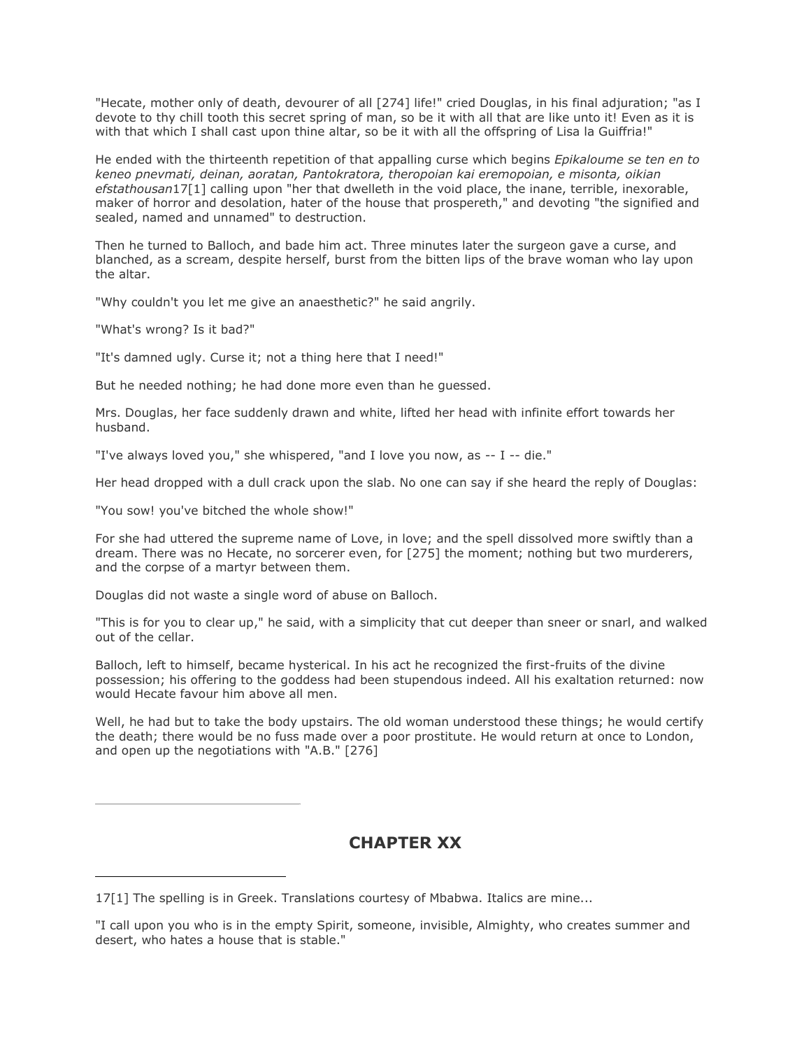"Hecate, mother only of death, devourer of all [274] life!" cried Douglas, in his final adjuration; "as I devote to thy chill tooth this secret spring of man, so be it with all that are like unto it! Even as it is with that which I shall cast upon thine altar, so be it with all the offspring of Lisa la Guiffria!"

He ended with the thirteenth repetition of that appalling curse which begins *Epikaloume se ten en to keneo pnevmati, deinan, aoratan, Pantokratora, theropoian kai eremopoian, e misonta, oikian efstathousan*17[1] calling upon "her that dwelleth in the void place, the inane, terrible, inexorable, maker of horror and desolation, hater of the house that prospereth," and devoting "the signified and sealed, named and unnamed" to destruction.

Then he turned to Balloch, and bade him act. Three minutes later the surgeon gave a curse, and blanched, as a scream, despite herself, burst from the bitten lips of the brave woman who lay upon the altar.

"Why couldn't you let me give an anaesthetic?" he said angrily.

"What's wrong? Is it bad?"

"It's damned ugly. Curse it; not a thing here that I need!"

But he needed nothing; he had done more even than he guessed.

Mrs. Douglas, her face suddenly drawn and white, lifted her head with infinite effort towards her husband.

"I've always loved you," she whispered, "and I love you now, as -- I -- die."

Her head dropped with a dull crack upon the slab. No one can say if she heard the reply of Douglas:

"You sow! you've bitched the whole show!"

For she had uttered the supreme name of Love, in love; and the spell dissolved more swiftly than a dream. There was no Hecate, no sorcerer even, for [275] the moment; nothing but two murderers, and the corpse of a martyr between them.

Douglas did not waste a single word of abuse on Balloch.

"This is for you to clear up," he said, with a simplicity that cut deeper than sneer or snarl, and walked out of the cellar.

Balloch, left to himself, became hysterical. In his act he recognized the first-fruits of the divine possession; his offering to the goddess had been stupendous indeed. All his exaltation returned: now would Hecate favour him above all men.

Well, he had but to take the body upstairs. The old woman understood these things; he would certify the death; there would be no fuss made over a poor prostitute. He would return at once to London, and open up the negotiations with "A.B." [276]

---

## CHAPTER XX

---

17[1] The spelling is in Greek. Translations courtesy of Mbabwa. Italics are mine...

"I call upon you who is in the empty Spirit, someone, invisible, Almighty, who creates summer and desert, who hates a house that is stable."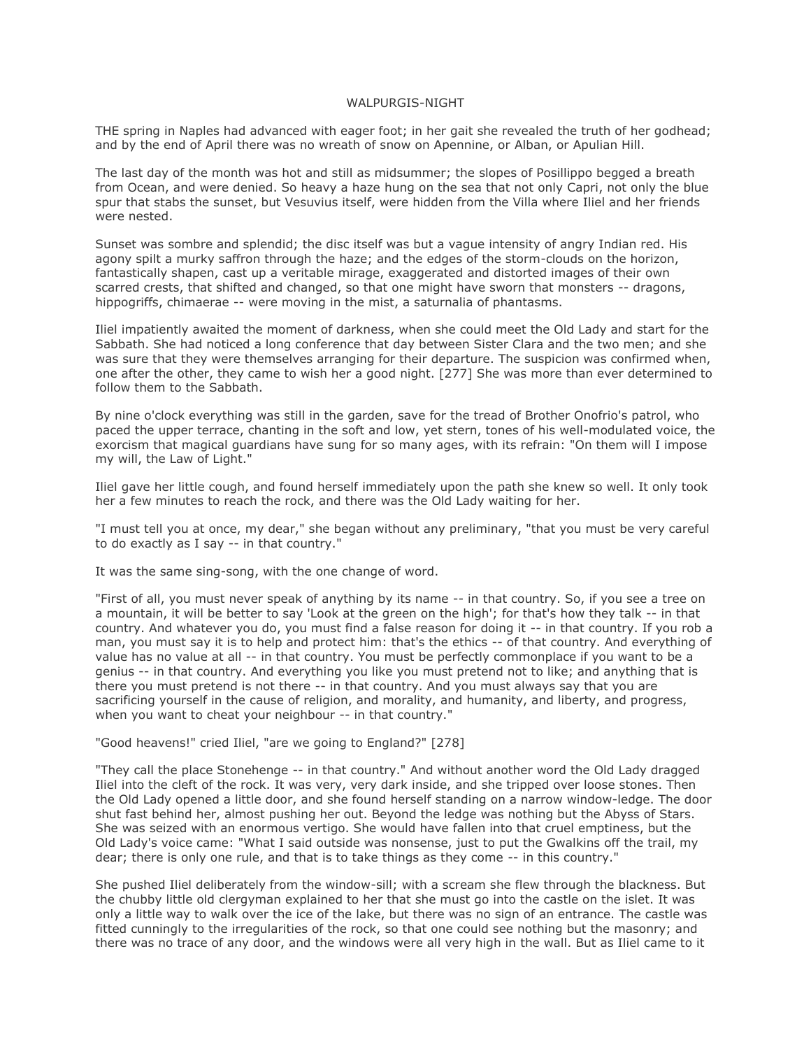# WALPURGIS-NIGHT

THE spring in Naples had advanced with eager foot; in her gait she revealed the truth of her godhead; and by the end of April there was no wreath of snow on Apennine, or Alban, or Apulian Hill.

The last day of the month was hot and still as midsummer; the slopes of Posillippo begged a breath from Ocean, and were denied. So heavy a haze hung on the sea that not only Capri, not only the blue spur that stabs the sunset, but Vesuvius itself, were hidden from the Villa where Iliel and her friends were nested.

Sunset was sombre and splendid; the disc itself was but a vague intensity of angry Indian red. His agony spilt a murky saffron through the haze; and the edges of the storm-clouds on the horizon, fantastically shapen, cast up a veritable mirage, exaggerated and distorted images of their own scarred crests, that shifted and changed, so that one might have sworn that monsters -- dragons, hippogriffs, chimaerae -- were moving in the mist, a saturnalia of phantasms.

Iliel impatiently awaited the moment of darkness, when she could meet the Old Lady and start for the Sabbath. She had noticed a long conference that day between Sister Clara and the two men; and she was sure that they were themselves arranging for their departure. The suspicion was confirmed when, one after the other, they came to wish her a good night. [277] She was more than ever determined to follow them to the Sabbath.

By nine o'clock everything was still in the garden, save for the tread of Brother Onofrio's patrol, who paced the upper terrace, chanting in the soft and low, yet stern, tones of his well-modulated voice, the exorcism that magical guardians have sung for so many ages, with its refrain: "On them will I impose my will, the Law of Light."

Iliel gave her little cough, and found herself immediately upon the path she knew so well. It only took her a few minutes to reach the rock, and there was the Old Lady waiting for her.

"I must tell you at once, my dear," she began without any preliminary, "that you must be very careful to do exactly as I say -- in that country."

It was the same sing-song, with the one change of word.

"First of all, you must never speak of anything by its name -- in that country. So, if you see a tree on a mountain, it will be better to say 'Look at the green on the high'; for that's how they talk -- in that country. And whatever you do, you must find a false reason for doing it -- in that country. If you rob a man, you must say it is to help and protect him: that's the ethics -- of that country. And everything of value has no value at all -- in that country. You must be perfectly commonplace if you want to be a genius -- in that country. And everything you like you must pretend not to like; and anything that is there you must pretend is not there -- in that country. And you must always say that you are sacrificing yourself in the cause of religion, and morality, and humanity, and liberty, and progress, when you want to cheat your neighbour -- in that country."

"Good heavens!" cried Iliel, "are we going to England?" [278]

"They call the place Stonehenge -- in that country." And without another word the Old Lady dragged Iliel into the cleft of the rock. It was very, very dark inside, and she tripped over loose stones. Then the Old Lady opened a little door, and she found herself standing on a narrow window-ledge. The door shut fast behind her, almost pushing her out. Beyond the ledge was nothing but the Abyss of Stars. She was seized with an enormous vertigo. She would have fallen into that cruel emptiness, but the Old Lady's voice came: "What I said outside was nonsense, just to put the Gwalkins off the trail, my dear; there is only one rule, and that is to take things as they come -- in this country."

She pushed Iliel deliberately from the window-sill; with a scream she flew through the blackness. But the chubby little old clergyman explained to her that she must go into the castle on the islet. It was only a little way to walk over the ice of the lake, but there was no sign of an entrance. The castle was fitted cunningly to the irregularities of the rock, so that one could see nothing but the masonry; and there was no trace of any door, and the windows were all very high in the wall. But as Iliel came to it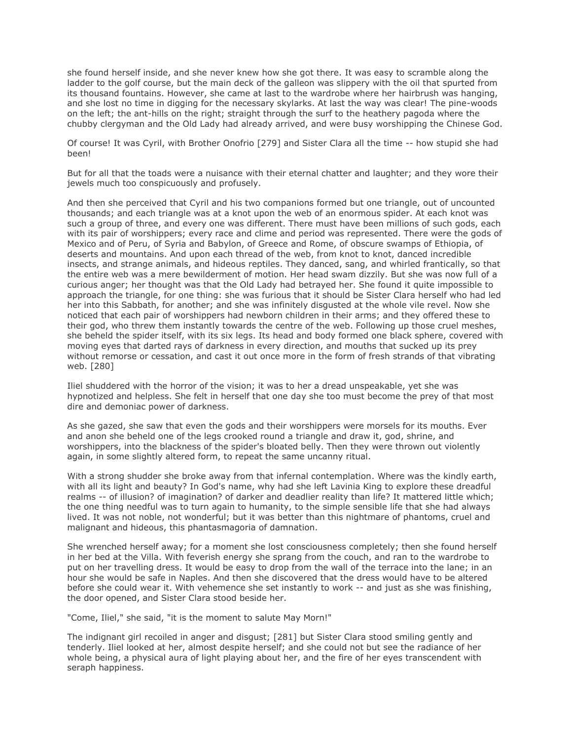she found herself inside, and she never knew how she got there. It was easy to scramble along the ladder to the golf course, but the main deck of the galleon was slippery with the oil that spurted from its thousand fountains. However, she came at last to the wardrobe where her hairbrush was hanging, and she lost no time in digging for the necessary skylarks. At last the way was clear! The pine-woods on the left; the ant-hills on the right; straight through the surf to the heathery pagoda where the chubby clergyman and the Old Lady had already arrived, and were busy worshipping the Chinese God.

Of course! It was Cyril, with Brother Onofrio [279] and Sister Clara all the time -- how stupid she had been!

But for all that the toads were a nuisance with their eternal chatter and laughter; and they wore their jewels much too conspicuously and profusely.

And then she perceived that Cyril and his two companions formed but one triangle, out of uncounted thousands; and each triangle was at a knot upon the web of an enormous spider. At each knot was such a group of three, and every one was different. There must have been millions of such gods, each with its pair of worshippers; every race and clime and period was represented. There were the gods of Mexico and of Peru, of Syria and Babylon, of Greece and Rome, of obscure swamps of Ethiopia, of deserts and mountains. And upon each thread of the web, from knot to knot, danced incredible insects, and strange animals, and hideous reptiles. They danced, sang, and whirled frantically, so that the entire web was a mere bewilderment of motion. Her head swam dizzily. But she was now full of a curious anger; her thought was that the Old Lady had betrayed her. She found it quite impossible to approach the triangle, for one thing: she was furious that it should be Sister Clara herself who had led her into this Sabbath, for another; and she was infinitely disgusted at the whole vile revel. Now she noticed that each pair of worshippers had newborn children in their arms; and they offered these to their god, who threw them instantly towards the centre of the web. Following up those cruel meshes, she beheld the spider itself, with its six legs. Its head and body formed one black sphere, covered with moving eyes that darted rays of darkness in every direction, and mouths that sucked up its prey without remorse or cessation, and cast it out once more in the form of fresh strands of that vibrating web. [280]

Iliel shuddered with the horror of the vision; it was to her a dread unspeakable, yet she was hypnotized and helpless. She felt in herself that one day she too must become the prey of that most dire and demoniac power of darkness.

As she gazed, she saw that even the gods and their worshippers were morsels for its mouths. Ever and anon she beheld one of the legs crooked round a triangle and draw it, god, shrine, and worshippers, into the blackness of the spider's bloated belly. Then they were thrown out violently again, in some slightly altered form, to repeat the same uncanny ritual.

With a strong shudder she broke away from that infernal contemplation. Where was the kindly earth, with all its light and beauty? In God's name, why had she left Lavinia King to explore these dreadful realms -- of illusion? of imagination? of darker and deadlier reality than life? It mattered little which; the one thing needful was to turn again to humanity, to the simple sensible life that she had always lived. It was not noble, not wonderful; but it was better than this nightmare of phantoms, cruel and malignant and hideous, this phantasmagoria of damnation.

She wrenched herself away; for a moment she lost consciousness completely; then she found herself in her bed at the Villa. With feverish energy she sprang from the couch, and ran to the wardrobe to put on her travelling dress. It would be easy to drop from the wall of the terrace into the lane; in an hour she would be safe in Naples. And then she discovered that the dress would have to be altered before she could wear it. With vehemence she set instantly to work -- and just as she was finishing, the door opened, and Sister Clara stood beside her.

"Come, Iliel," she said, "it is the moment to salute May Morn!"

The indignant girl recoiled in anger and disgust; [281] but Sister Clara stood smiling gently and tenderly. Iliel looked at her, almost despite herself; and she could not but see the radiance of her whole being, a physical aura of light playing about her, and the fire of her eyes transcendent with seraph happiness.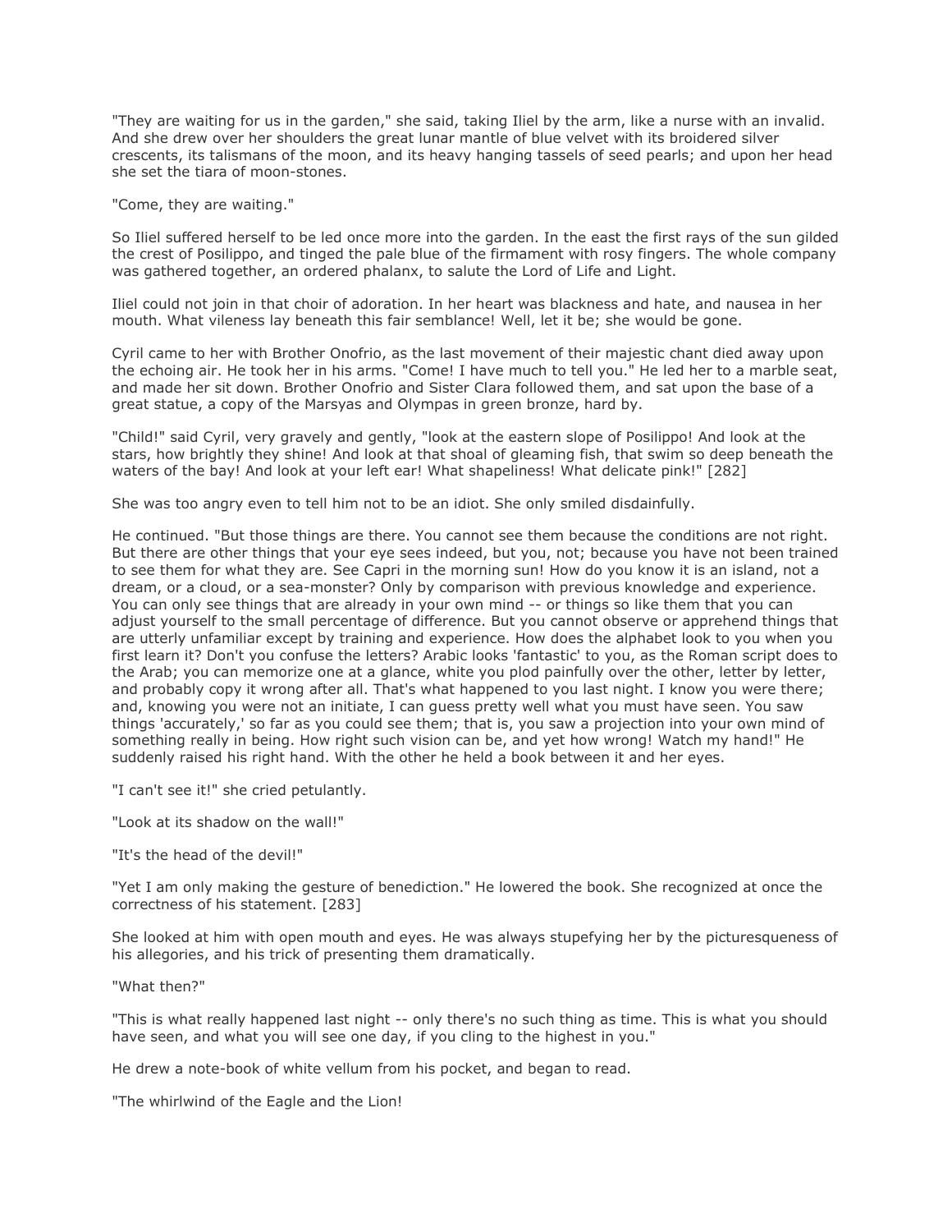"They are waiting for us in the garden," she said, taking Iliel by the arm, like a nurse with an invalid. And she drew over her shoulders the great lunar mantle of blue velvet with its broidered silver crescents, its talismans of the moon, and its heavy hanging tassels of seed pearls; and upon her head she set the tiara of moon-stones.

"Come, they are waiting."

So Iliel suffered herself to be led once more into the garden. In the east the first rays of the sun gilded the crest of Posilippo, and tinged the pale blue of the firmament with rosy fingers. The whole company was gathered together, an ordered phalanx, to salute the Lord of Life and Light.

Iliel could not join in that choir of adoration. In her heart was blackness and hate, and nausea in her mouth. What vileness lay beneath this fair semblance! Well, let it be; she would be gone.

Cyril came to her with Brother Onofrio, as the last movement of their majestic chant died away upon the echoing air. He took her in his arms. "Come! I have much to tell you." He led her to a marble seat, and made her sit down. Brother Onofrio and Sister Clara followed them, and sat upon the base of a great statue, a copy of the Marsyas and Olympas in green bronze, hard by.

"Child!" said Cyril, very gravely and gently, "look at the eastern slope of Posilippo! And look at the stars, how brightly they shine! And look at that shoal of gleaming fish, that swim so deep beneath the waters of the bay! And look at your left ear! What shapeliness! What delicate pink!" [282]

She was too angry even to tell him not to be an idiot. She only smiled disdainfully.

He continued. "But those things are there. You cannot see them because the conditions are not right. But there are other things that your eye sees indeed, but you, not; because you have not been trained to see them for what they are. See Capri in the morning sun! How do you know it is an island, not a dream, or a cloud, or a sea-monster? Only by comparison with previous knowledge and experience. You can only see things that are already in your own mind -- or things so like them that you can adjust yourself to the small percentage of difference. But you cannot observe or apprehend things that are utterly unfamiliar except by training and experience. How does the alphabet look to you when you first learn it? Don't you confuse the letters? Arabic looks 'fantastic' to you, as the Roman script does to the Arab; you can memorize one at a glance, white you plod painfully over the other, letter by letter, and probably copy it wrong after all. That's what happened to you last night. I know you were there; and, knowing you were not an initiate, I can guess pretty well what you must have seen. You saw things 'accurately,' so far as you could see them; that is, you saw a projection into your own mind of something really in being. How right such vision can be, and yet how wrong! Watch my hand!" He suddenly raised his right hand. With the other he held a book between it and her eyes.

"I can't see it!" she cried petulantly.

"Look at its shadow on the wall!"

"It's the head of the devil!"

"Yet I am only making the gesture of benediction." He lowered the book. She recognized at once the correctness of his statement. [283]

She looked at him with open mouth and eyes. He was always stupefying her by the picturesqueness of his allegories, and his trick of presenting them dramatically.

"What then?"

"This is what really happened last night -- only there's no such thing as time. This is what you should have seen, and what you will see one day, if you cling to the highest in you."

He drew a note-book of white vellum from his pocket, and began to read.

"The whirlwind of the Eagle and the Lion!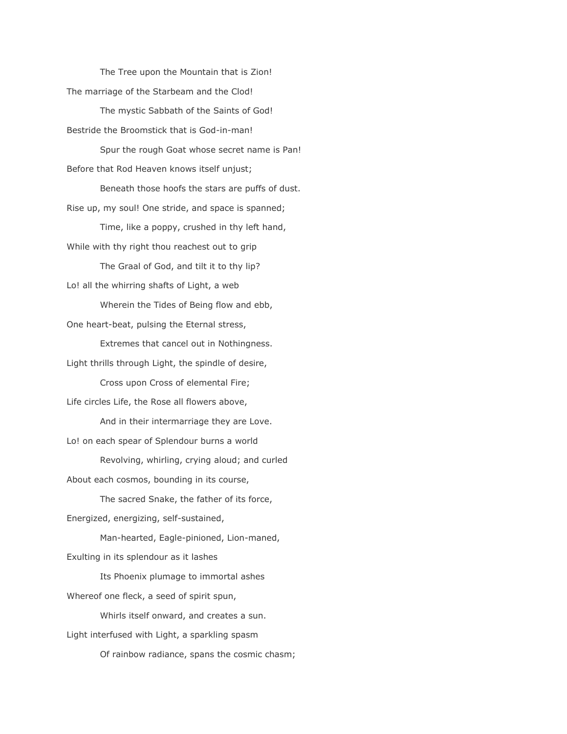The Tree upon the Mountain that is Zion!

The marriage of the Starbeam and the Clod!

The mystic Sabbath of the Saints of God!

Bestride the Broomstick that is God-in-man!

Spur the rough Goat whose secret name is Pan!

Before that Rod Heaven knows itself unjust;

Beneath those hoofs the stars are puffs of dust.

Rise up, my soul! One stride, and space is spanned;

Time, like a poppy, crushed in thy left hand,

While with thy right thou reachest out to grip

The Graal of God, and tilt it to thy lip?

Lo! all the whirring shafts of Light, a web

Wherein the Tides of Being flow and ebb,

One heart-beat, pulsing the Eternal stress,

Extremes that cancel out in Nothingness.

Light thrills through Light, the spindle of desire,

Cross upon Cross of elemental Fire;

Life circles Life, the Rose all flowers above,

And in their intermarriage they are Love.

Lo! on each spear of Splendour burns a world

Revolving, whirling, crying aloud; and curled

About each cosmos, bounding in its course,

The sacred Snake, the father of its force,

Energized, energizing, self-sustained,

Man-hearted, Eagle-pinioned, Lion-maned,

Exulting in its splendour as it lashes

Its Phoenix plumage to immortal ashes

Whereof one fleck, a seed of spirit spun,

Whirls itself onward, and creates a sun.

Light interfused with Light, a sparkling spasm

Of rainbow radiance, spans the cosmic chasm;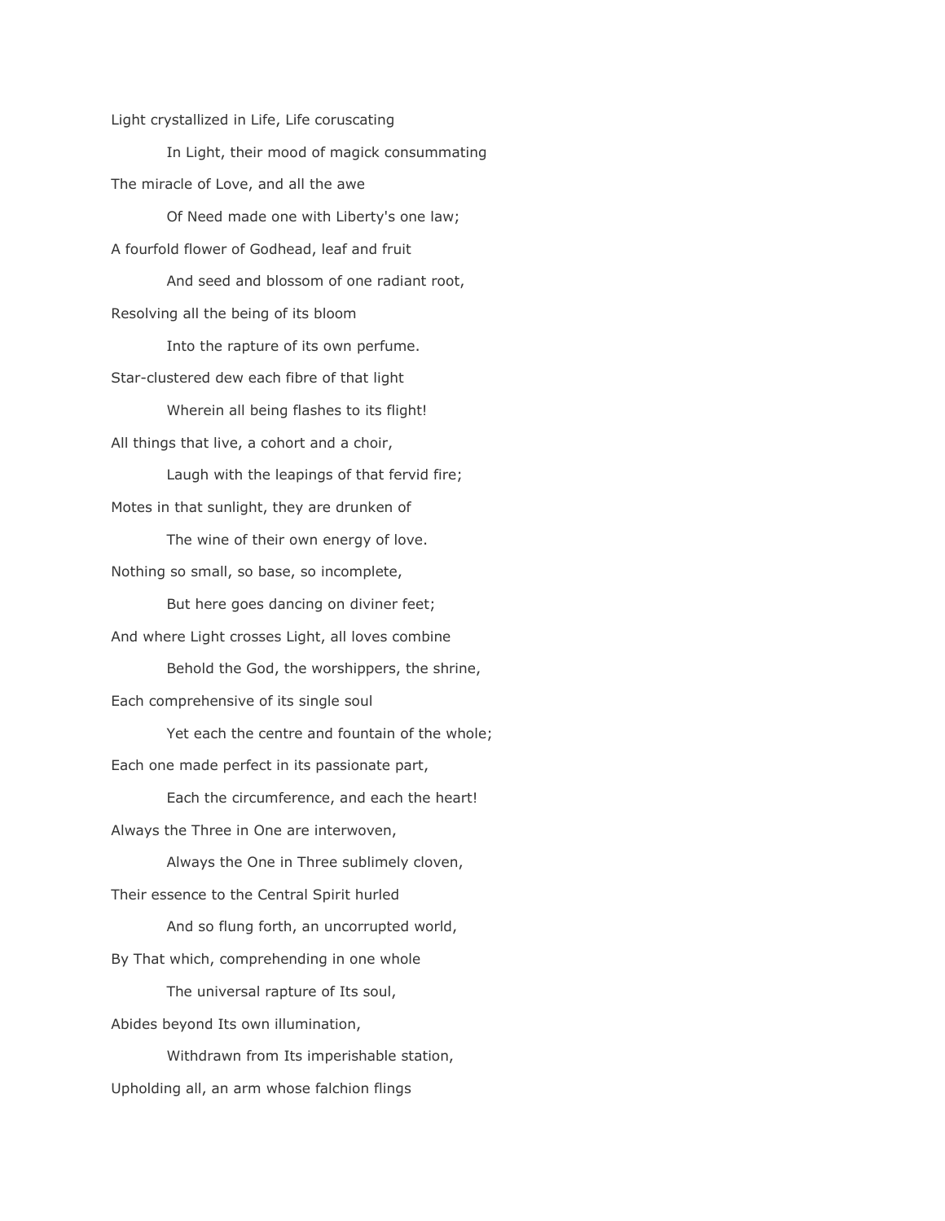Light crystallized in Life, Life coruscating

In Light, their mood of magick consummating

The miracle of Love, and all the awe

Of Need made one with Liberty's one law;

A fourfold flower of Godhead, leaf and fruit

And seed and blossom of one radiant root,

Resolving all the being of its bloom

Into the rapture of its own perfume.

Star-clustered dew each fibre of that light

Wherein all being flashes to its flight!

All things that live, a cohort and a choir,

Laugh with the leapings of that fervid fire;

Motes in that sunlight, they are drunken of

The wine of their own energy of love.

Nothing so small, so base, so incomplete,

But here goes dancing on diviner feet;

And where Light crosses Light, all loves combine

Behold the God, the worshippers, the shrine,

Each comprehensive of its single soul

Yet each the centre and fountain of the whole;

Each one made perfect in its passionate part,

Each the circumference, and each the heart!

Always the Three in One are interwoven,

Always the One in Three sublimely cloven,

Their essence to the Central Spirit hurled

And so flung forth, an uncorrupted world,

By That which, comprehending in one whole

The universal rapture of Its soul,

Abides beyond Its own illumination,

Withdrawn from Its imperishable station,

Upholding all, an arm whose falchion flings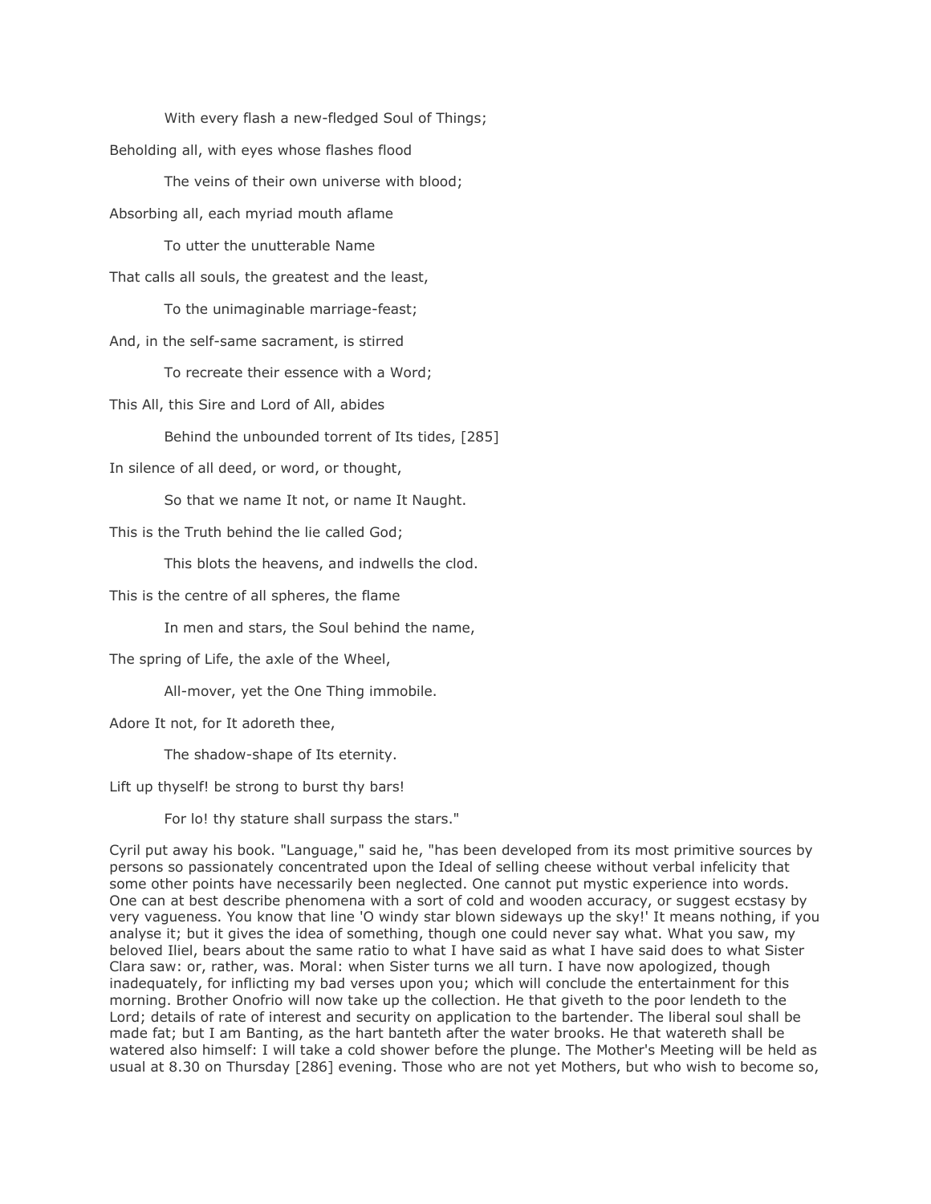With every flash a new-fledged Soul of Things;

Beholding all, with eyes whose flashes flood

The veins of their own universe with blood;

Absorbing all, each myriad mouth aflame

To utter the unutterable Name

That calls all souls, the greatest and the least,

To the unimaginable marriage-feast;

And, in the self-same sacrament, is stirred

To recreate their essence with a Word;

This All, this Sire and Lord of All, abides

Behind the unbounded torrent of Its tides, [285]

In silence of all deed, or word, or thought,

So that we name It not, or name It Naught.

This is the Truth behind the lie called God;

This blots the heavens, and indwells the clod.

This is the centre of all spheres, the flame

In men and stars, the Soul behind the name,

The spring of Life, the axle of the Wheel,

All-mover, yet the One Thing immobile.

Adore It not, for It adoreth thee,

The shadow-shape of Its eternity.

Lift up thyself! be strong to burst thy bars!

For lo! thy stature shall surpass the stars."

Cyril put away his book. "Language," said he, "has been developed from its most primitive sources by persons so passionately concentrated upon the Ideal of selling cheese without verbal infelicity that some other points have necessarily been neglected. One cannot put mystic experience into words. One can at best describe phenomena with a sort of cold and wooden accuracy, or suggest ecstasy by very vagueness. You know that line 'O windy star blown sideways up the sky!' It means nothing, if you analyse it; but it gives the idea of something, though one could never say what. What you saw, my beloved Iliel, bears about the same ratio to what I have said as what I have said does to what Sister Clara saw: or, rather, was. Moral: when Sister turns we all turn. I have now apologized, though inadequately, for inflicting my bad verses upon you; which will conclude the entertainment for this morning. Brother Onofrio will now take up the collection. He that giveth to the poor lendeth to the Lord; details of rate of interest and security on application to the bartender. The liberal soul shall be made fat; but I am Banting, as the hart banteth after the water brooks. He that watereth shall be watered also himself: I will take a cold shower before the plunge. The Mother's Meeting will be held as usual at 8.30 on Thursday [286] evening. Those who are not yet Mothers, but who wish to become so,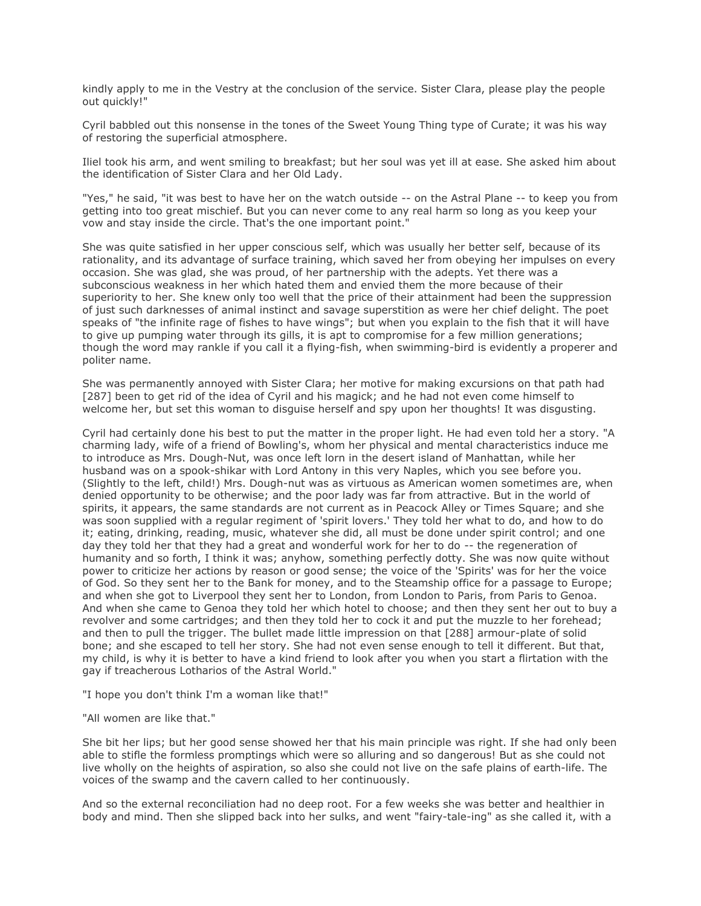kindly apply to me in the Vestry at the conclusion of the service. Sister Clara, please play the people out quickly!"

Cyril babbled out this nonsense in the tones of the Sweet Young Thing type of Curate; it was his way of restoring the superficial atmosphere.

Iliel took his arm, and went smiling to breakfast; but her soul was yet ill at ease. She asked him about the identification of Sister Clara and her Old Lady.

"Yes," he said, "it was best to have her on the watch outside -- on the Astral Plane -- to keep you from getting into too great mischief. But you can never come to any real harm so long as you keep your vow and stay inside the circle. That's the one important point."

She was quite satisfied in her upper conscious self, which was usually her better self, because of its rationality, and its advantage of surface training, which saved her from obeying her impulses on every occasion. She was glad, she was proud, of her partnership with the adepts. Yet there was a subconscious weakness in her which hated them and envied them the more because of their superiority to her. She knew only too well that the price of their attainment had been the suppression of just such darknesses of animal instinct and savage superstition as were her chief delight. The poet speaks of "the infinite rage of fishes to have wings"; but when you explain to the fish that it will have to give up pumping water through its gills, it is apt to compromise for a few million generations; though the word may rankle if you call it a flying-fish, when swimming-bird is evidently a properer and politer name.

She was permanently annoyed with Sister Clara; her motive for making excursions on that path had [287] been to get rid of the idea of Cyril and his magick; and he had not even come himself to welcome her, but set this woman to disguise herself and spy upon her thoughts! It was disgusting.

Cyril had certainly done his best to put the matter in the proper light. He had even told her a story. "A charming lady, wife of a friend of Bowling's, whom her physical and mental characteristics induce me to introduce as Mrs. Dough-Nut, was once left lorn in the desert island of Manhattan, while her husband was on a spook-shikar with Lord Antony in this very Naples, which you see before you. (Slightly to the left, child!) Mrs. Dough-nut was as virtuous as American women sometimes are, when denied opportunity to be otherwise; and the poor lady was far from attractive. But in the world of spirits, it appears, the same standards are not current as in Peacock Alley or Times Square; and she was soon supplied with a regular regiment of 'spirit lovers.' They told her what to do, and how to do it; eating, drinking, reading, music, whatever she did, all must be done under spirit control; and one day they told her that they had a great and wonderful work for her to do -- the regeneration of humanity and so forth, I think it was; anyhow, something perfectly dotty. She was now quite without power to criticize her actions by reason or good sense; the voice of the 'Spirits' was for her the voice of God. So they sent her to the Bank for money, and to the Steamship office for a passage to Europe; and when she got to Liverpool they sent her to London, from London to Paris, from Paris to Genoa. And when she came to Genoa they told her which hotel to choose; and then they sent her out to buy a revolver and some cartridges; and then they told her to cock it and put the muzzle to her forehead; and then to pull the trigger. The bullet made little impression on that [288] armour-plate of solid bone; and she escaped to tell her story. She had not even sense enough to tell it different. But that, my child, is why it is better to have a kind friend to look after you when you start a flirtation with the gay if treacherous Lotharios of the Astral World."

"I hope you don't think I'm a woman like that!"

"All women are like that."

She bit her lips; but her good sense showed her that his main principle was right. If she had only been able to stifle the formless promptings which were so alluring and so dangerous! But as she could not live wholly on the heights of aspiration, so also she could not live on the safe plains of earth-life. The voices of the swamp and the cavern called to her continuously.

And so the external reconciliation had no deep root. For a few weeks she was better and healthier in body and mind. Then she slipped back into her sulks, and went "fairy-tale-ing" as she called it, with a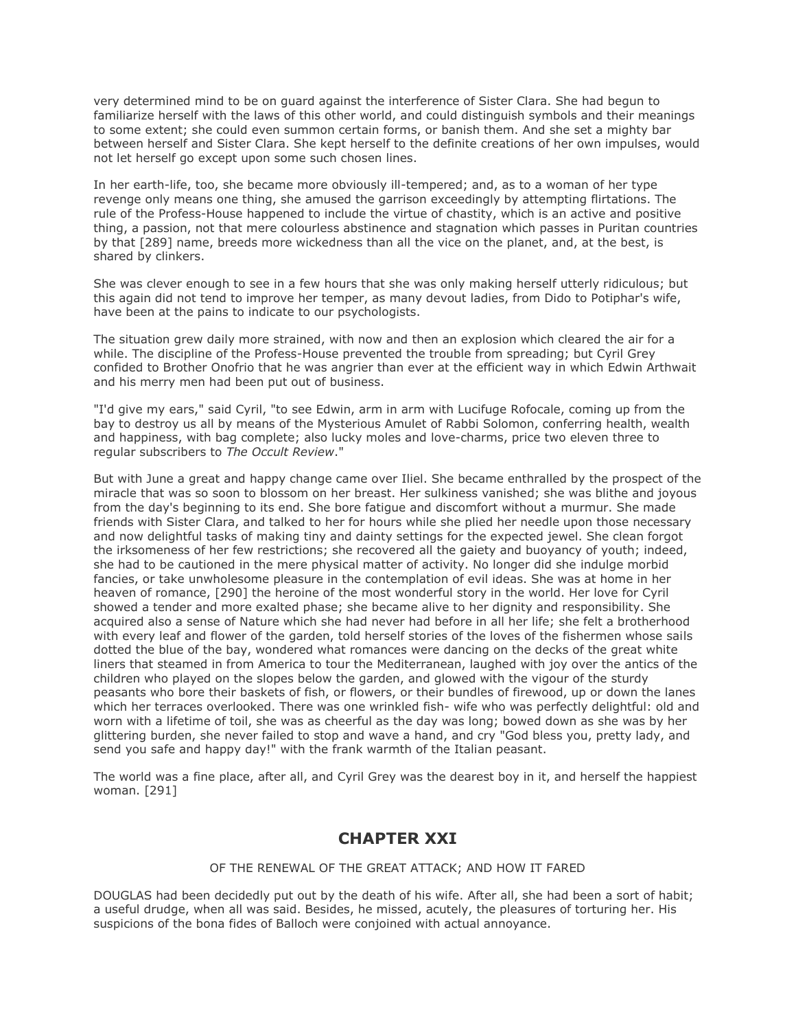very determined mind to be on guard against the interference of Sister Clara. She had begun to familiarize herself with the laws of this other world, and could distinguish symbols and their meanings to some extent; she could even summon certain forms, or banish them. And she set a mighty bar between herself and Sister Clara. She kept herself to the definite creations of her own impulses, would not let herself go except upon some such chosen lines.

In her earth-life, too, she became more obviously ill-tempered; and, as to a woman of her type revenge only means one thing, she amused the garrison exceedingly by attempting flirtations. The rule of the Profess-House happened to include the virtue of chastity, which is an active and positive thing, a passion, not that mere colourless abstinence and stagnation which passes in Puritan countries by that [289] name, breeds more wickedness than all the vice on the planet, and, at the best, is shared by clinkers.

She was clever enough to see in a few hours that she was only making herself utterly ridiculous; but this again did not tend to improve her temper, as many devout ladies, from Dido to Potiphar's wife, have been at the pains to indicate to our psychologists.

The situation grew daily more strained, with now and then an explosion which cleared the air for a while. The discipline of the Profess-House prevented the trouble from spreading; but Cyril Grey confided to Brother Onofrio that he was angrier than ever at the efficient way in which Edwin Arthwait and his merry men had been put out of business.

"I'd give my ears," said Cyril, "to see Edwin, arm in arm with Lucifuge Rofocale, coming up from the bay to destroy us all by means of the Mysterious Amulet of Rabbi Solomon, conferring health, wealth and happiness, with bag complete; also lucky moles and love-charms, price two eleven three to regular subscribers to *The Occult Review*."

But with June a great and happy change came over Iliel. She became enthralled by the prospect of the miracle that was so soon to blossom on her breast. Her sulkiness vanished; she was blithe and joyous from the day's beginning to its end. She bore fatigue and discomfort without a murmur. She made friends with Sister Clara, and talked to her for hours while she plied her needle upon those necessary and now delightful tasks of making tiny and dainty settings for the expected jewel. She clean forgot the irksomeness of her few restrictions; she recovered all the gaiety and buoyancy of youth; indeed, she had to be cautioned in the mere physical matter of activity. No longer did she indulge morbid fancies, or take unwholesome pleasure in the contemplation of evil ideas. She was at home in her heaven of romance, [290] the heroine of the most wonderful story in the world. Her love for Cyril showed a tender and more exalted phase; she became alive to her dignity and responsibility. She acquired also a sense of Nature which she had never had before in all her life; she felt a brotherhood with every leaf and flower of the garden, told herself stories of the loves of the fishermen whose sails dotted the blue of the bay, wondered what romances were dancing on the decks of the great white liners that steamed in from America to tour the Mediterranean, laughed with joy over the antics of the children who played on the slopes below the garden, and glowed with the vigour of the sturdy peasants who bore their baskets of fish, or flowers, or their bundles of firewood, up or down the lanes which her terraces overlooked. There was one wrinkled fish- wife who was perfectly delightful: old and worn with a lifetime of toil, she was as cheerful as the day was long; bowed down as she was by her glittering burden, she never failed to stop and wave a hand, and cry "God bless you, pretty lady, and send you safe and happy day!" with the frank warmth of the Italian peasant.

The world was a fine place, after all, and Cyril Grey was the dearest boy in it, and herself the happiest woman. [291]

## CHAPTER XXI

OF THE RENEWAL OF THE GREAT ATTACK; AND HOW IT FARED

DOUGLAS had been decidedly put out by the death of his wife. After all, she had been a sort of habit; a useful drudge, when all was said. Besides, he missed, acutely, the pleasures of torturing her. His suspicions of the bona fides of Balloch were conjoined with actual annoyance.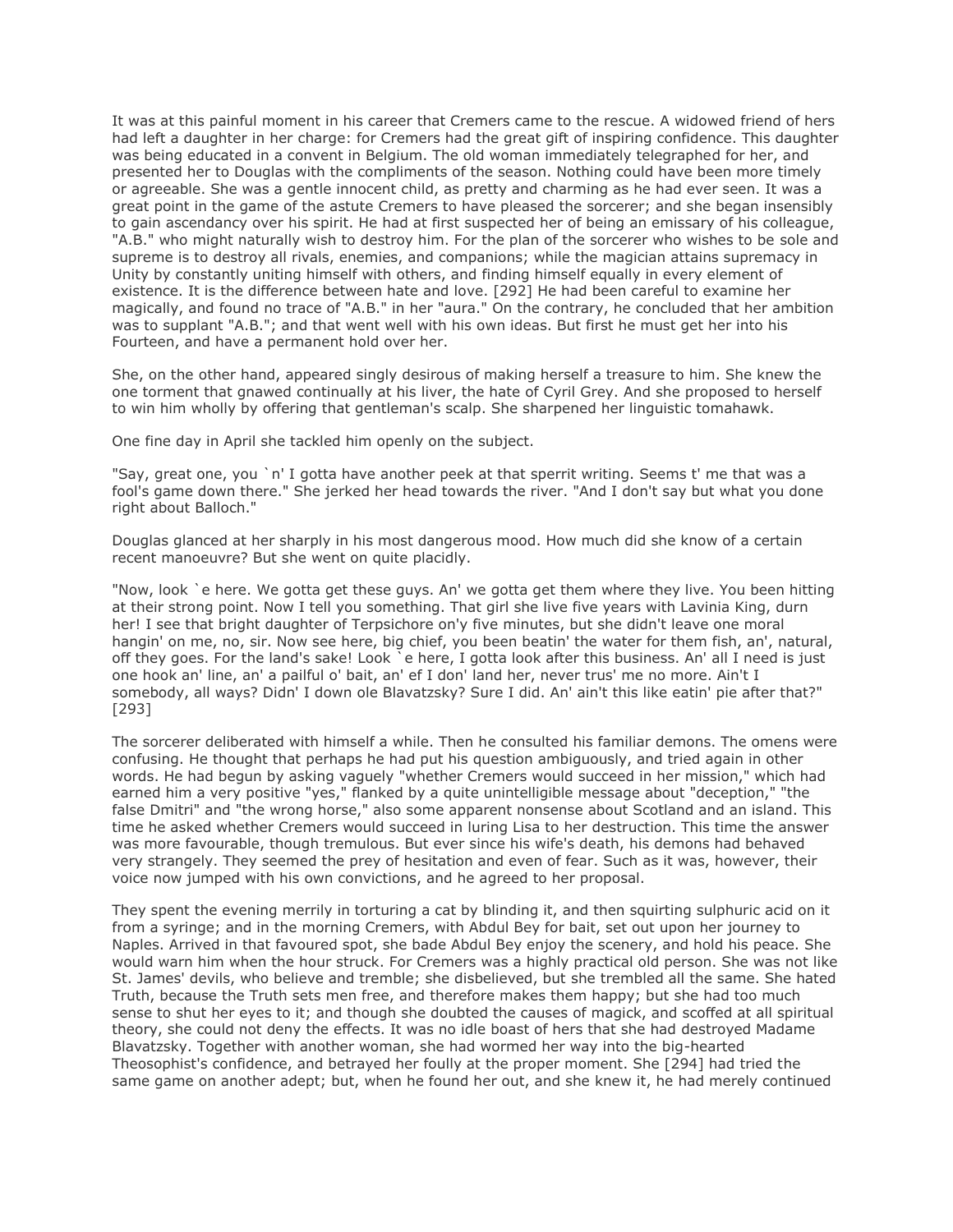It was at this painful moment in his career that Cremers came to the rescue. A widowed friend of hers had left a daughter in her charge: for Cremers had the great gift of inspiring confidence. This daughter was being educated in a convent in Belgium. The old woman immediately telegraphed for her, and presented her to Douglas with the compliments of the season. Nothing could have been more timely or agreeable. She was a gentle innocent child, as pretty and charming as he had ever seen. It was a great point in the game of the astute Cremers to have pleased the sorcerer; and she began insensibly to gain ascendancy over his spirit. He had at first suspected her of being an emissary of his colleague, "A.B." who might naturally wish to destroy him. For the plan of the sorcerer who wishes to be sole and supreme is to destroy all rivals, enemies, and companions; while the magician attains supremacy in Unity by constantly uniting himself with others, and finding himself equally in every element of existence. It is the difference between hate and love. [292] He had been careful to examine her magically, and found no trace of "A.B." in her "aura." On the contrary, he concluded that her ambition was to supplant "A.B."; and that went well with his own ideas. But first he must get her into his Fourteen, and have a permanent hold over her.

She, on the other hand, appeared singly desirous of making herself a treasure to him. She knew the one torment that gnawed continually at his liver, the hate of Cyril Grey. And she proposed to herself to win him wholly by offering that gentleman's scalp. She sharpened her linguistic tomahawk.

One fine day in April she tackled him openly on the subject.

"Say, great one, you `n' I gotta have another peek at that sperrit writing. Seems t' me that was a fool's game down there." She jerked her head towards the river. "And I don't say but what you done right about Balloch."

Douglas glanced at her sharply in his most dangerous mood. How much did she know of a certain recent manoeuvre? But she went on quite placidly.

"Now, look `e here. We gotta get these guys. An' we gotta get them where they live. You been hitting at their strong point. Now I tell you something. That girl she live five years with Lavinia King, durn her! I see that bright daughter of Terpsichore on'y five minutes, but she didn't leave one moral hangin' on me, no, sir. Now see here, big chief, you been beatin' the water for them fish, an', natural, off they goes. For the land's sake! Look `e here, I gotta look after this business. An' all I need is just one hook an' line, an' a pailful o' bait, an' ef I don' land her, never trus' me no more. Ain't I somebody, all ways? Didn' I down ole Blavatzsky? Sure I did. An' ain't this like eatin' pie after that?" [293]

The sorcerer deliberated with himself a while. Then he consulted his familiar demons. The omens were confusing. He thought that perhaps he had put his question ambiguously, and tried again in other words. He had begun by asking vaguely "whether Cremers would succeed in her mission," which had earned him a very positive "yes," flanked by a quite unintelligible message about "deception," "the false Dmitri" and "the wrong horse," also some apparent nonsense about Scotland and an island. This time he asked whether Cremers would succeed in luring Lisa to her destruction. This time the answer was more favourable, though tremulous. But ever since his wife's death, his demons had behaved very strangely. They seemed the prey of hesitation and even of fear. Such as it was, however, their voice now jumped with his own convictions, and he agreed to her proposal.

They spent the evening merrily in torturing a cat by blinding it, and then squirting sulphuric acid on it from a syringe; and in the morning Cremers, with Abdul Bey for bait, set out upon her journey to Naples. Arrived in that favoured spot, she bade Abdul Bey enjoy the scenery, and hold his peace. She would warn him when the hour struck. For Cremers was a highly practical old person. She was not like St. James' devils, who believe and tremble; she disbelieved, but she trembled all the same. She hated Truth, because the Truth sets men free, and therefore makes them happy; but she had too much sense to shut her eyes to it; and though she doubted the causes of magick, and scoffed at all spiritual theory, she could not deny the effects. It was no idle boast of hers that she had destroyed Madame Blavatzsky. Together with another woman, she had wormed her way into the big-hearted Theosophist's confidence, and betrayed her foully at the proper moment. She [294] had tried the same game on another adept; but, when he found her out, and she knew it, he had merely continued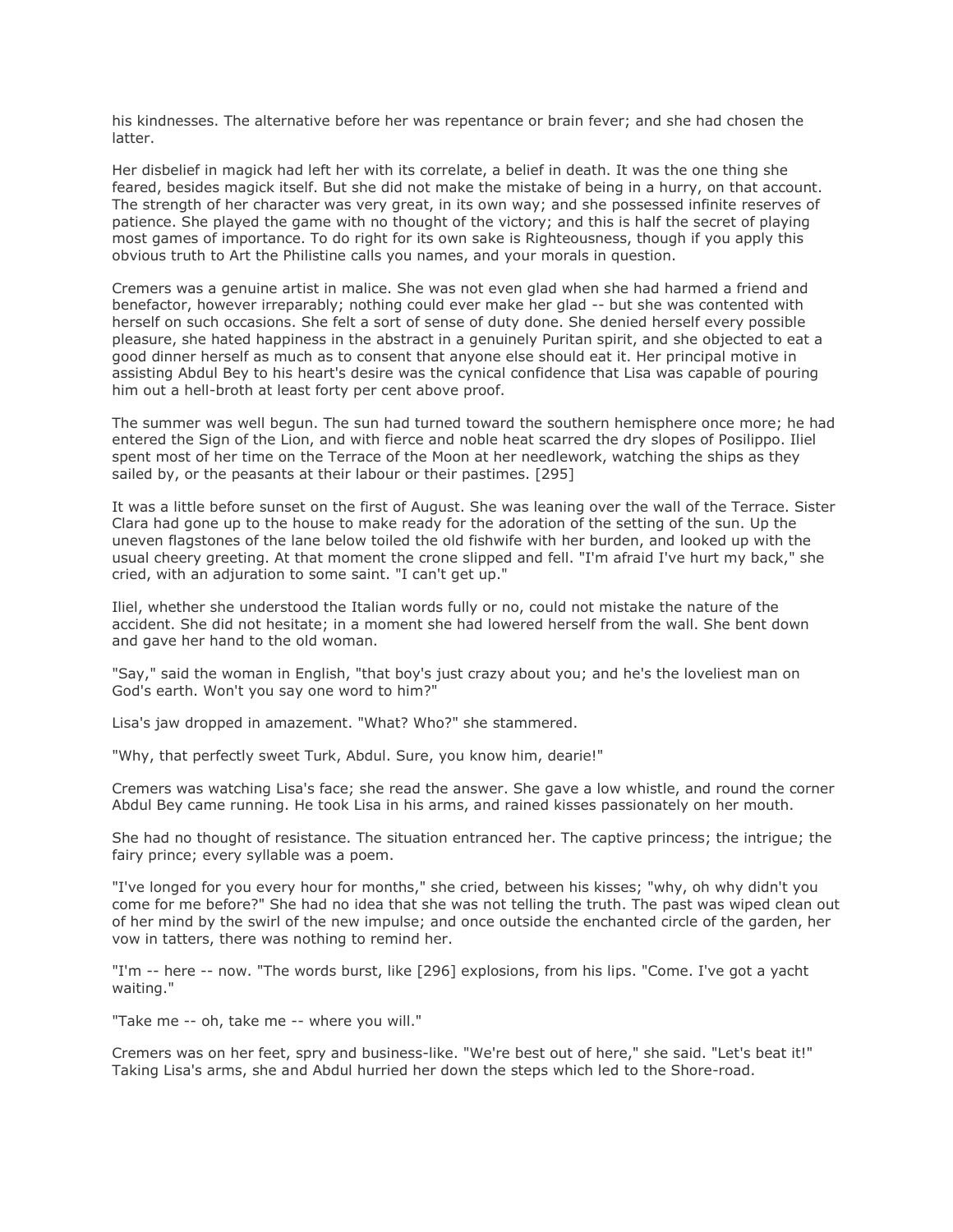his kindnesses. The alternative before her was repentance or brain fever; and she had chosen the latter.

Her disbelief in magick had left her with its correlate, a belief in death. It was the one thing she feared, besides magick itself. But she did not make the mistake of being in a hurry, on that account. The strength of her character was very great, in its own way; and she possessed infinite reserves of patience. She played the game with no thought of the victory; and this is half the secret of playing most games of importance. To do right for its own sake is Righteousness, though if you apply this obvious truth to Art the Philistine calls you names, and your morals in question.

Cremers was a genuine artist in malice. She was not even glad when she had harmed a friend and benefactor, however irreparably; nothing could ever make her glad -- but she was contented with herself on such occasions. She felt a sort of sense of duty done. She denied herself every possible pleasure, she hated happiness in the abstract in a genuinely Puritan spirit, and she objected to eat a good dinner herself as much as to consent that anyone else should eat it. Her principal motive in assisting Abdul Bey to his heart's desire was the cynical confidence that Lisa was capable of pouring him out a hell-broth at least forty per cent above proof.

The summer was well begun. The sun had turned toward the southern hemisphere once more; he had entered the Sign of the Lion, and with fierce and noble heat scarred the dry slopes of Posilippo. Iliel spent most of her time on the Terrace of the Moon at her needlework, watching the ships as they sailed by, or the peasants at their labour or their pastimes. [295]

It was a little before sunset on the first of August. She was leaning over the wall of the Terrace. Sister Clara had gone up to the house to make ready for the adoration of the setting of the sun. Up the uneven flagstones of the lane below toiled the old fishwife with her burden, and looked up with the usual cheery greeting. At that moment the crone slipped and fell. "I'm afraid I've hurt my back," she cried, with an adjuration to some saint. "I can't get up."

Iliel, whether she understood the Italian words fully or no, could not mistake the nature of the accident. She did not hesitate; in a moment she had lowered herself from the wall. She bent down and gave her hand to the old woman.

"Say," said the woman in English, "that boy's just crazy about you; and he's the loveliest man on God's earth. Won't you say one word to him?"

Lisa's jaw dropped in amazement. "What? Who?" she stammered.

"Why, that perfectly sweet Turk, Abdul. Sure, you know him, dearie!"

Cremers was watching Lisa's face; she read the answer. She gave a low whistle, and round the corner Abdul Bey came running. He took Lisa in his arms, and rained kisses passionately on her mouth.

She had no thought of resistance. The situation entranced her. The captive princess; the intrigue; the fairy prince; every syllable was a poem.

"I've longed for you every hour for months," she cried, between his kisses; "why, oh why didn't you come for me before?" She had no idea that she was not telling the truth. The past was wiped clean out of her mind by the swirl of the new impulse; and once outside the enchanted circle of the garden, her vow in tatters, there was nothing to remind her.

"I'm -- here -- now. "The words burst, like [296] explosions, from his lips. "Come. I've got a yacht waiting."

"Take me -- oh, take me -- where you will."

Cremers was on her feet, spry and business-like. "We're best out of here," she said. "Let's beat it!" Taking Lisa's arms, she and Abdul hurried her down the steps which led to the Shore-road.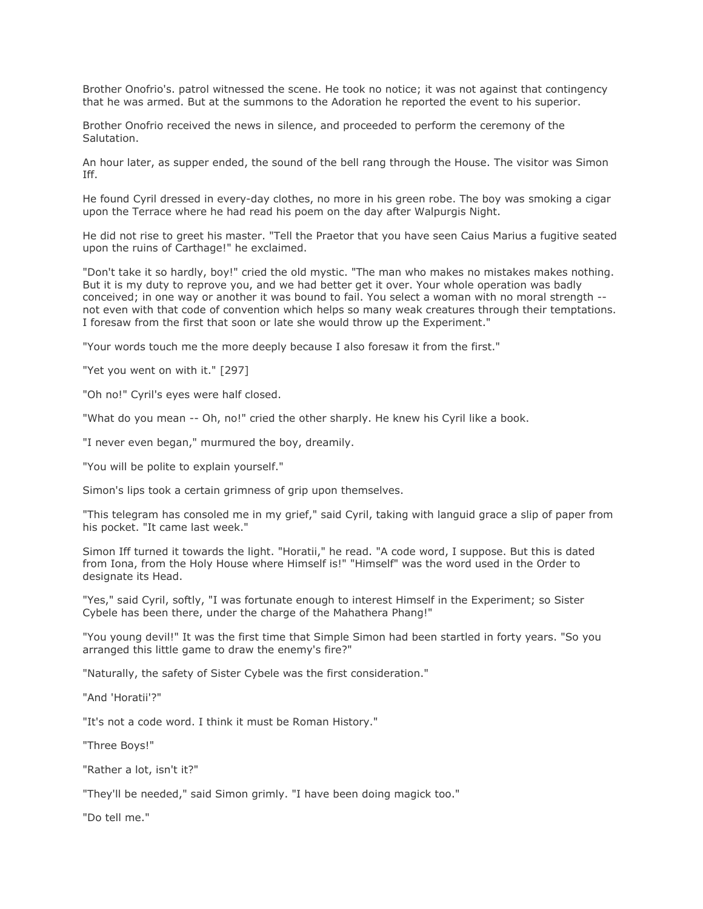Brother Onofrio's. patrol witnessed the scene. He took no notice; it was not against that contingency that he was armed. But at the summons to the Adoration he reported the event to his superior.

Brother Onofrio received the news in silence, and proceeded to perform the ceremony of the Salutation.

An hour later, as supper ended, the sound of the bell rang through the House. The visitor was Simon Iff.

He found Cyril dressed in every-day clothes, no more in his green robe. The boy was smoking a cigar upon the Terrace where he had read his poem on the day after Walpurgis Night.

He did not rise to greet his master. "Tell the Praetor that you have seen Caius Marius a fugitive seated upon the ruins of Carthage!" he exclaimed.

"Don't take it so hardly, boy!" cried the old mystic. "The man who makes no mistakes makes nothing. But it is my duty to reprove you, and we had better get it over. Your whole operation was badly conceived; in one way or another it was bound to fail. You select a woman with no moral strength -- not even with that code of convention which helps so many weak creatures through their temptations. I foresaw from the first that soon or late she would throw up the Experiment."

"Your words touch me the more deeply because I also foresaw it from the first."

"Yet you went on with it." [297]

"Oh no!" Cyril's eyes were half closed.

"What do you mean -- Oh, no!" cried the other sharply. He knew his Cyril like a book.

"I never even began," murmured the boy, dreamily.

"You will be polite to explain yourself."

Simon's lips took a certain grimness of grip upon themselves.

"This telegram has consoled me in my grief," said Cyril, taking with languid grace a slip of paper from his pocket. "It came last week."

Simon Iff turned it towards the light. "Horatii," he read. "A code word, I suppose. But this is dated from Iona, from the Holy House where Himself is!" "Himself" was the word used in the Order to designate its Head.

"Yes," said Cyril, softly, "I was fortunate enough to interest Himself in the Experiment; so Sister Cybele has been there, under the charge of the Mahathera Phang!"

"You young devil!" It was the first time that Simple Simon had been startled in forty years. "So you arranged this little game to draw the enemy's fire?"

"Naturally, the safety of Sister Cybele was the first consideration."

"And 'Horatii'?"

"It's not a code word. I think it must be Roman History."

"Three Boys!"

"Rather a lot, isn't it?"

"They'll be needed," said Simon grimly. "I have been doing magick too."

"Do tell me."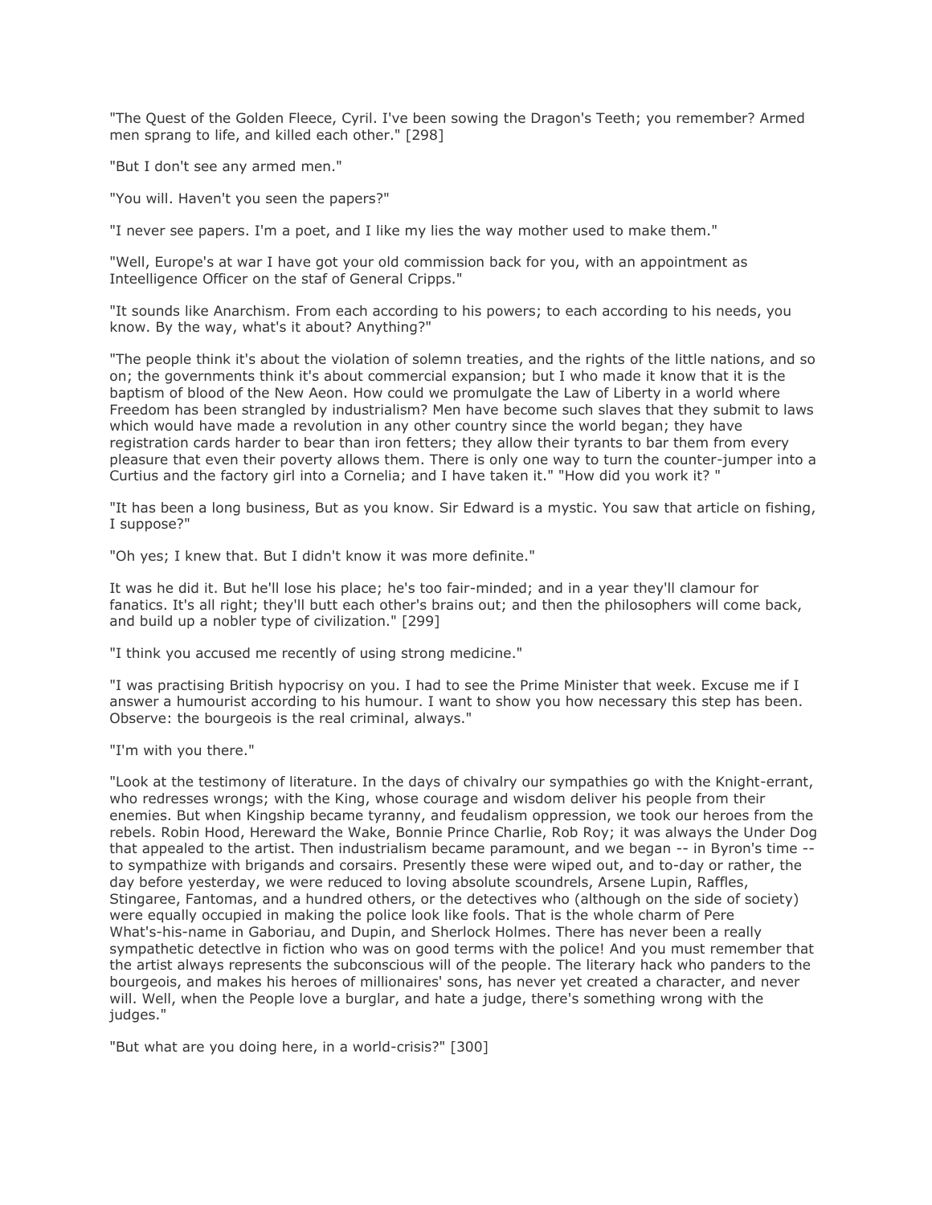"The Quest of the Golden Fleece, Cyril. I've been sowing the Dragon's Teeth; you remember? Armed men sprang to life, and killed each other." [298]

"But I don't see any armed men."

"You will. Haven't you seen the papers?"

"I never see papers. I'm a poet, and I like my lies the way mother used to make them."

"Well, Europe's at war I have got your old commission back for you, with an appointment as Inteelligence Officer on the staf of General Cripps."

"It sounds like Anarchism. From each according to his powers; to each according to his needs, you know. By the way, what's it about? Anything?"

"The people think it's about the violation of solemn treaties, and the rights of the little nations, and so on; the governments think it's about commercial expansion; but I who made it know that it is the baptism of blood of the New Aeon. How could we promulgate the Law of Liberty in a world where Freedom has been strangled by industrialism? Men have become such slaves that they submit to laws which would have made a revolution in any other country since the world began; they have registration cards harder to bear than iron fetters; they allow their tyrants to bar them from every pleasure that even their poverty allows them. There is only one way to turn the counter-jumper into a Curtius and the factory girl into a Cornelia; and I have taken it." "How did you work it? "

"It has been a long business, But as you know. Sir Edward is a mystic. You saw that article on fishing, I suppose?"

"Oh yes; I knew that. But I didn't know it was more definite."

It was he did it. But he'll lose his place; he's too fair-minded; and in a year they'll clamour for fanatics. It's all right; they'll butt each other's brains out; and then the philosophers will come back, and build up a nobler type of civilization." [299]

"I think you accused me recently of using strong medicine."

"I was practising British hypocrisy on you. I had to see the Prime Minister that week. Excuse me if I answer a humourist according to his humour. I want to show you how necessary this step has been. Observe: the bourgeois is the real criminal, always."

"I'm with you there."

"Look at the testimony of literature. In the days of chivalry our sympathies go with the Knight-errant, who redresses wrongs; with the King, whose courage and wisdom deliver his people from their enemies. But when Kingship became tyranny, and feudalism oppression, we took our heroes from the rebels. Robin Hood, Hereward the Wake, Bonnie Prince Charlie, Rob Roy; it was always the Under Dog that appealed to the artist. Then industrialism became paramount, and we began -- in Byron's time -- to sympathize with brigands and corsairs. Presently these were wiped out, and to-day or rather, the day before yesterday, we were reduced to loving absolute scoundrels, Arsene Lupin, Raffles, Stingaree, Fantomas, and a hundred others, or the detectives who (although on the side of society) were equally occupied in making the police look like fools. That is the whole charm of Pere What's-his-name in Gaboriau, and Dupin, and Sherlock Holmes. There has never been a really sympathetic detectlve in fiction who was on good terms with the police! And you must remember that the artist always represents the subconscious will of the people. The literary hack who panders to the bourgeois, and makes his heroes of millionaires' sons, has never yet created a character, and never will. Well, when the People love a burglar, and hate a judge, there's something wrong with the judges."

"But what are you doing here, in a world-crisis?" [300]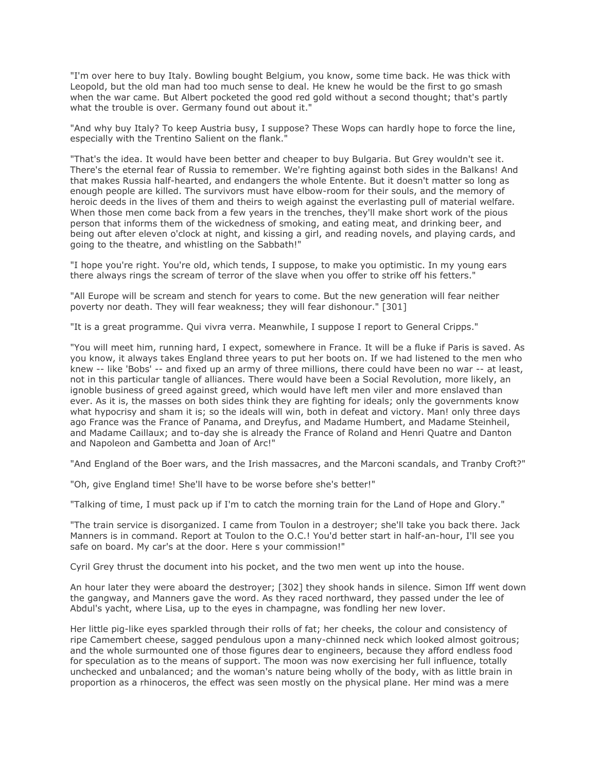"I'm over here to buy Italy. Bowling bought Belgium, you know, some time back. He was thick with Leopold, but the old man had too much sense to deal. He knew he would be the first to go smash when the war came. But Albert pocketed the good red gold without a second thought; that's partly what the trouble is over. Germany found out about it."

"And why buy Italy? To keep Austria busy, I suppose? These Wops can hardly hope to force the line, especially with the Trentino Salient on the flank."

"That's the idea. It would have been better and cheaper to buy Bulgaria. But Grey wouldn't see it. There's the eternal fear of Russia to remember. We're fighting against both sides in the Balkans! And that makes Russia half-hearted, and endangers the whole Entente. But it doesn't matter so long as enough people are killed. The survivors must have elbow-room for their souls, and the memory of heroic deeds in the lives of them and theirs to weigh against the everlasting pull of material welfare. When those men come back from a few years in the trenches, they'll make short work of the pious person that informs them of the wickedness of smoking, and eating meat, and drinking beer, and being out after eleven o'clock at night, and kissing a girl, and reading novels, and playing cards, and going to the theatre, and whistling on the Sabbath!"

"I hope you're right. You're old, which tends, I suppose, to make you optimistic. In my young ears there always rings the scream of terror of the slave when you offer to strike off his fetters."

"All Europe will be scream and stench for years to come. But the new generation will fear neither poverty nor death. They will fear weakness; they will fear dishonour." [301]

"It is a great programme. Qui vivra verra. Meanwhile, I suppose I report to General Cripps."

"You will meet him, running hard, I expect, somewhere in France. It will be a fluke if Paris is saved. As you know, it always takes England three years to put her boots on. If we had listened to the men who knew -- like 'Bobs' -- and fixed up an army of three millions, there could have been no war -- at least, not in this particular tangle of alliances. There would have been a Social Revolution, more likely, an ignoble business of greed against greed, which would have left men viler and more enslaved than ever. As it is, the masses on both sides think they are fighting for ideals; only the governments know what hypocrisy and sham it is; so the ideals will win, both in defeat and victory. Man! only three days ago France was the France of Panama, and Dreyfus, and Madame Humbert, and Madame Steinheil, and Madame Caillaux; and to-day she is already the France of Roland and Henri Quatre and Danton and Napoleon and Gambetta and Joan of Arc!"

"And England of the Boer wars, and the Irish massacres, and the Marconi scandals, and Tranby Croft?"

"Oh, give England time! She'll have to be worse before she's better!"

"Talking of time, I must pack up if I'm to catch the morning train for the Land of Hope and Glory."

"The train service is disorganized. I came from Toulon in a destroyer; she'll take you back there. Jack Manners is in command. Report at Toulon to the O.C.! You'd better start in half-an-hour, I'll see you safe on board. My car's at the door. Here s your commission!"

Cyril Grey thrust the document into his pocket, and the two men went up into the house.

An hour later they were aboard the destroyer; [302] they shook hands in silence. Simon Iff went down the gangway, and Manners gave the word. As they raced northward, they passed under the lee of Abdul's yacht, where Lisa, up to the eyes in champagne, was fondling her new lover.

Her little pig-like eyes sparkled through their rolls of fat; her cheeks, the colour and consistency of ripe Camembert cheese, sagged pendulous upon a many-chinned neck which looked almost goitrous; and the whole surmounted one of those figures dear to engineers, because they afford endless food for speculation as to the means of support. The moon was now exercising her full influence, totally unchecked and unbalanced; and the woman's nature being wholly of the body, with as little brain in proportion as a rhinoceros, the effect was seen mostly on the physical plane. Her mind was a mere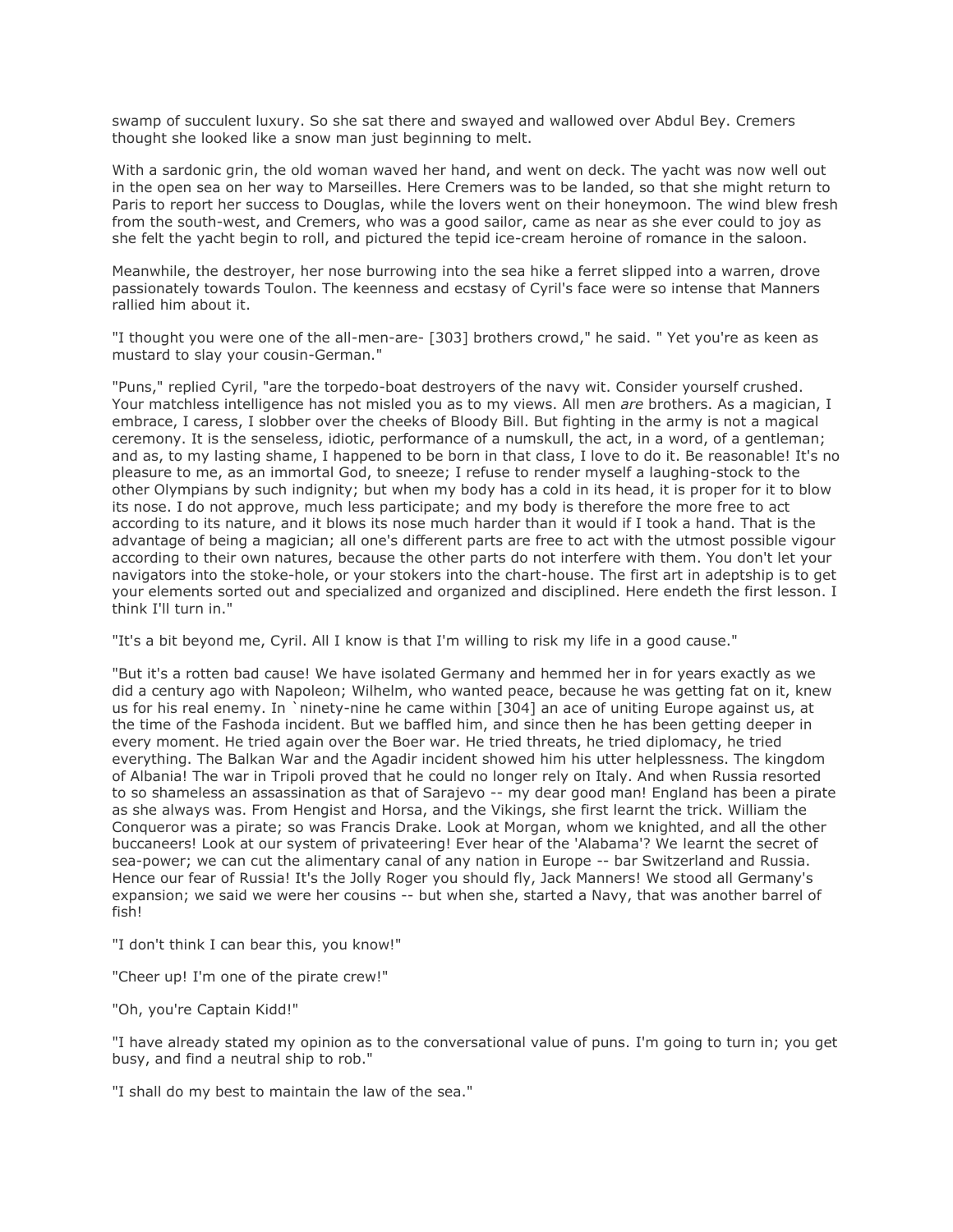swamp of succulent luxury. So she sat there and swayed and wallowed over Abdul Bey. Cremers thought she looked like a snow man just beginning to melt.

With a sardonic grin, the old woman waved her hand, and went on deck. The yacht was now well out in the open sea on her way to Marseilles. Here Cremers was to be landed, so that she might return to Paris to report her success to Douglas, while the lovers went on their honeymoon. The wind blew fresh from the south-west, and Cremers, who was a good sailor, came as near as she ever could to joy as she felt the yacht begin to roll, and pictured the tepid ice-cream heroine of romance in the saloon.

Meanwhile, the destroyer, her nose burrowing into the sea hike a ferret slipped into a warren, drove passionately towards Toulon. The keenness and ecstasy of Cyril's face were so intense that Manners rallied him about it.

"I thought you were one of the all-men-are- [303] brothers crowd," he said. " Yet you're as keen as mustard to slay your cousin-German."

"Puns," replied Cyril, "are the torpedo-boat destroyers of the navy wit. Consider yourself crushed. Your matchless intelligence has not misled you as to my views. All men *are* brothers. As a magician, I embrace, I caress, I slobber over the cheeks of Bloody Bill. But fighting in the army is not a magical ceremony. It is the senseless, idiotic, performance of a numskull, the act, in a word, of a gentleman; and as, to my lasting shame, I happened to be born in that class, I love to do it. Be reasonable! It's no pleasure to me, as an immortal God, to sneeze; I refuse to render myself a laughing-stock to the other Olympians by such indignity; but when my body has a cold in its head, it is proper for it to blow its nose. I do not approve, much less participate; and my body is therefore the more free to act according to its nature, and it blows its nose much harder than it would if I took a hand. That is the advantage of being a magician; all one's different parts are free to act with the utmost possible vigour according to their own natures, because the other parts do not interfere with them. You don't let your navigators into the stoke-hole, or your stokers into the chart-house. The first art in adeptship is to get your elements sorted out and specialized and organized and disciplined. Here endeth the first lesson. I think I'll turn in."

"It's a bit beyond me, Cyril. All I know is that I'm willing to risk my life in a good cause."

"But it's a rotten bad cause! We have isolated Germany and hemmed her in for years exactly as we did a century ago with Napoleon; Wilhelm, who wanted peace, because he was getting fat on it, knew us for his real enemy. In `ninety-nine he came within [304] an ace of uniting Europe against us, at the time of the Fashoda incident. But we baffled him, and since then he has been getting deeper in every moment. He tried again over the Boer war. He tried threats, he tried diplomacy, he tried everything. The Balkan War and the Agadir incident showed him his utter helplessness. The kingdom of Albania! The war in Tripoli proved that he could no longer rely on Italy. And when Russia resorted to so shameless an assassination as that of Sarajevo -- my dear good man! England has been a pirate as she always was. From Hengist and Horsa, and the Vikings, she first learnt the trick. William the Conqueror was a pirate; so was Francis Drake. Look at Morgan, whom we knighted, and all the other buccaneers! Look at our system of privateering! Ever hear of the 'Alabama'? We learnt the secret of sea-power; we can cut the alimentary canal of any nation in Europe -- bar Switzerland and Russia. Hence our fear of Russia! It's the Jolly Roger you should fly, Jack Manners! We stood all Germany's expansion; we said we were her cousins -- but when she, started a Navy, that was another barrel of fish!

"I don't think I can bear this, you know!"

"Cheer up! I'm one of the pirate crew!"

"Oh, you're Captain Kidd!"

"I have already stated my opinion as to the conversational value of puns. I'm going to turn in; you get busy, and find a neutral ship to rob."

"I shall do my best to maintain the law of the sea."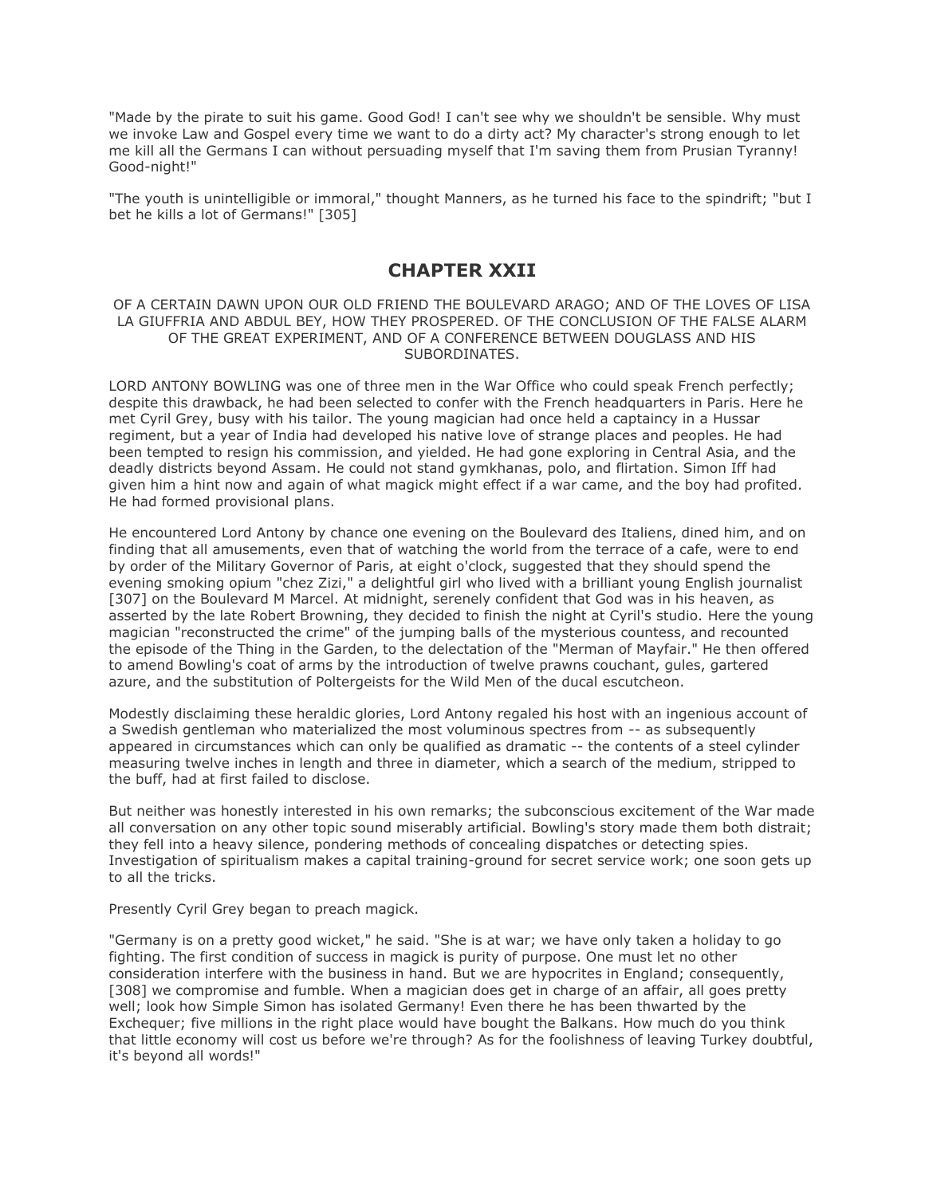"Made by the pirate to suit his game. Good God! I can't see why we shouldn't be sensible. Why must we invoke Law and Gospel every time we want to do a dirty act? My character's strong enough to let me kill all the Germans I can without persuading myself that I'm saving them from Prusian Tyranny! Good-night!"

"The youth is unintelligible or immoral," thought Manners, as he turned his face to the spindrift; "but I bet he kills a lot of Germans!" [305]

## CHAPTER XXII

OF A CERTAIN DAWN UPON OUR OLD FRIEND THE BOULEVARD ARAGO; AND OF THE LOVES OF LISA LA GIUFFRIA AND ABDUL BEY, HOW THEY PROSPERED. OF THE CONCLUSION OF THE FALSE ALARM OF THE GREAT EXPERIMENT, AND OF A CONFERENCE BETWEEN DOUGLASS AND HIS SUBORDINATES.

LORD ANTONY BOWLING was one of three men in the War Office who could speak French perfectly; despite this drawback, he had been selected to confer with the French headquarters in Paris. Here he met Cyril Grey, busy with his tailor. The young magician had once held a captaincy in a Hussar regiment, but a year of India had developed his native love of strange places and peoples. He had been tempted to resign his commission, and yielded. He had gone exploring in Central Asia, and the deadly districts beyond Assam. He could not stand gymkhanas, polo, and flirtation. Simon Iff had given him a hint now and again of what magick might effect if a war came, and the boy had profited. He had formed provisional plans.

He encountered Lord Antony by chance one evening on the Boulevard des Italiens, dined him, and on finding that all amusements, even that of watching the world from the terrace of a cafe, were to end by order of the Military Governor of Paris, at eight o'clock, suggested that they should spend the evening smoking opium "chez Zizi," a delightful girl who lived with a brilliant young English journalist [307] on the Boulevard M Marcel. At midnight, serenely confident that God was in his heaven, as asserted by the late Robert Browning, they decided to finish the night at Cyril's studio. Here the young magician "reconstructed the crime" of the jumping balls of the mysterious countess, and recounted the episode of the Thing in the Garden, to the delectation of the "Merman of Mayfair." He then offered to amend Bowling's coat of arms by the introduction of twelve prawns couchant, gules, gartered azure, and the substitution of Poltergeists for the Wild Men of the ducal escutcheon.

Modestly disclaiming these heraldic glories, Lord Antony regaled his host with an ingenious account of a Swedish gentleman who materialized the most voluminous spectres from -- as subsequently appeared in circumstances which can only be qualified as dramatic -- the contents of a steel cylinder measuring twelve inches in length and three in diameter, which a search of the medium, stripped to the buff, had at first failed to disclose.

But neither was honestly interested in his own remarks; the subconscious excitement of the War made all conversation on any other topic sound miserably artificial. Bowling's story made them both distrait; they fell into a heavy silence, pondering methods of concealing dispatches or detecting spies. Investigation of spiritualism makes a capital training-ground for secret service work; one soon gets up to all the tricks.

Presently Cyril Grey began to preach magick.

"Germany is on a pretty good wicket," he said. "She is at war; we have only taken a holiday to go fighting. The first condition of success in magick is purity of purpose. One must let no other consideration interfere with the business in hand. But we are hypocrites in England; consequently, [308] we compromise and fumble. When a magician does get in charge of an affair, all goes pretty well; look how Simple Simon has isolated Germany! Even there he has been thwarted by the Exchequer; five millions in the right place would have bought the Balkans. How much do you think that little economy will cost us before we're through? As for the foolishness of leaving Turkey doubtful, it's beyond all words!"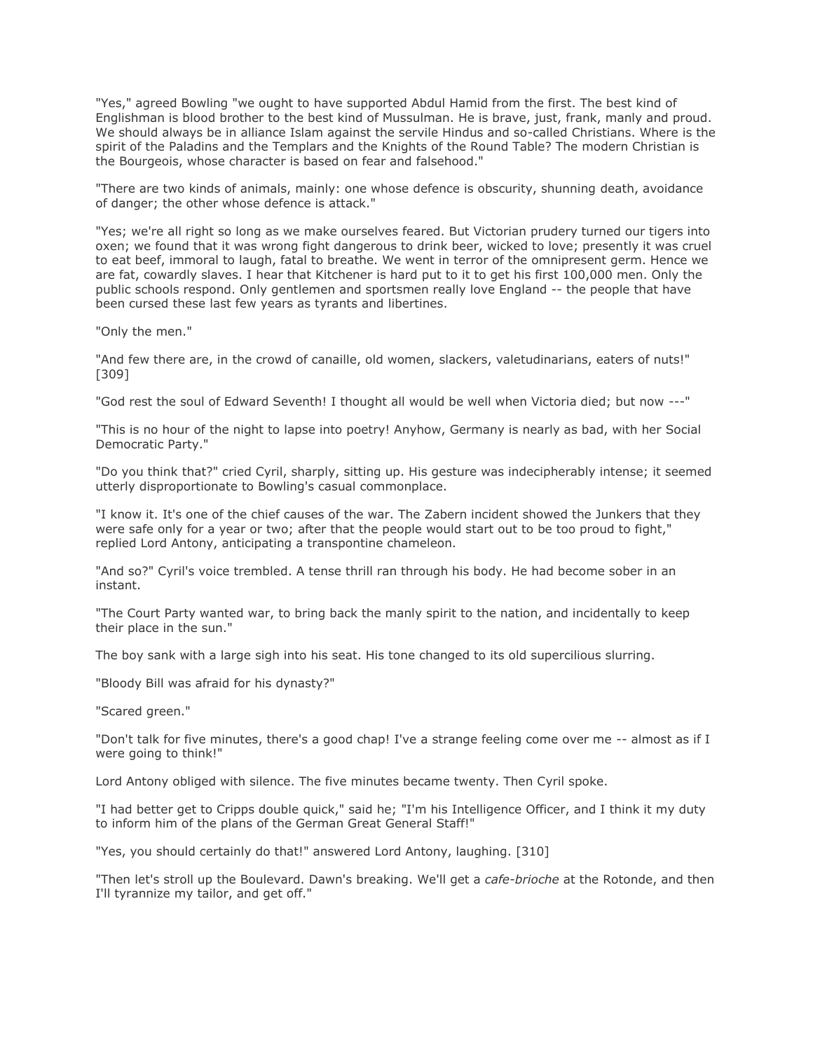"Yes," agreed Bowling "we ought to have supported Abdul Hamid from the first. The best kind of Englishman is blood brother to the best kind of Mussulman. He is brave, just, frank, manly and proud. We should always be in alliance Islam against the servile Hindus and so-called Christians. Where is the spirit of the Paladins and the Templars and the Knights of the Round Table? The modern Christian is the Bourgeois, whose character is based on fear and falsehood."

"There are two kinds of animals, mainly: one whose defence is obscurity, shunning death, avoidance of danger; the other whose defence is attack."

"Yes; we're all right so long as we make ourselves feared. But Victorian prudery turned our tigers into oxen; we found that it was wrong fight dangerous to drink beer, wicked to love; presently it was cruel to eat beef, immoral to laugh, fatal to breathe. We went in terror of the omnipresent germ. Hence we are fat, cowardly slaves. I hear that Kitchener is hard put to it to get his first 100,000 men. Only the public schools respond. Only gentlemen and sportsmen really love England -- the people that have been cursed these last few years as tyrants and libertines.

"Only the men."

"And few there are, in the crowd of canaille, old women, slackers, valetudinarians, eaters of nuts!" [309]

"God rest the soul of Edward Seventh! I thought all would be well when Victoria died; but now ---"

"This is no hour of the night to lapse into poetry! Anyhow, Germany is nearly as bad, with her Social Democratic Party."

"Do you think that?" cried Cyril, sharply, sitting up. His gesture was indecipherably intense; it seemed utterly disproportionate to Bowling's casual commonplace.

"I know it. It's one of the chief causes of the war. The Zabern incident showed the Junkers that they were safe only for a year or two; after that the people would start out to be too proud to fight," replied Lord Antony, anticipating a transpontine chameleon.

"And so?" Cyril's voice trembled. A tense thrill ran through his body. He had become sober in an instant.

"The Court Party wanted war, to bring back the manly spirit to the nation, and incidentally to keep their place in the sun."

The boy sank with a large sigh into his seat. His tone changed to its old supercilious slurring.

"Bloody Bill was afraid for his dynasty?"

"Scared green."

"Don't talk for five minutes, there's a good chap! I've a strange feeling come over me -- almost as if I were going to think!"

Lord Antony obliged with silence. The five minutes became twenty. Then Cyril spoke.

"I had better get to Cripps double quick," said he; "I'm his Intelligence Officer, and I think it my duty to inform him of the plans of the German Great General Staff!"

"Yes, you should certainly do that!" answered Lord Antony, laughing. [310]

"Then let's stroll up the Boulevard. Dawn's breaking. We'll get a *cafe-brioche* at the Rotonde, and then I'll tyrannize my tailor, and get off."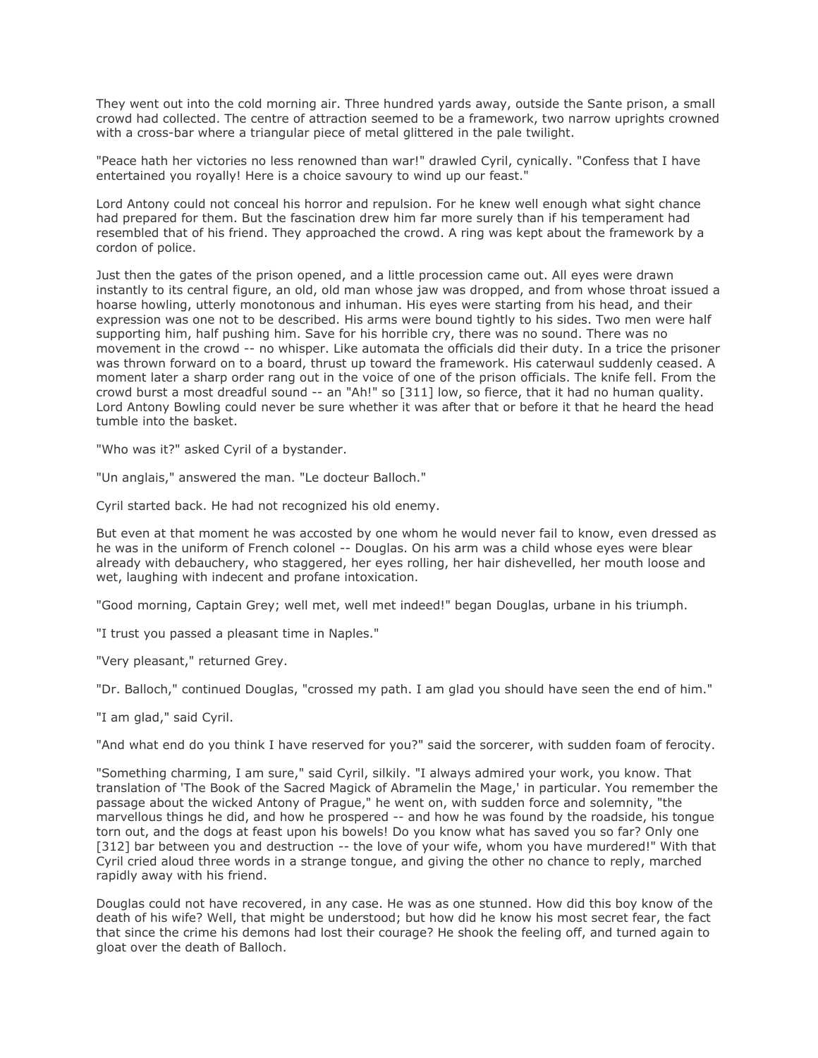They went out into the cold morning air. Three hundred yards away, outside the Sante prison, a small crowd had collected. The centre of attraction seemed to be a framework, two narrow uprights crowned with a cross-bar where a triangular piece of metal glittered in the pale twilight.

"Peace hath her victories no less renowned than war!" drawled Cyril, cynically. "Confess that I have entertained you royally! Here is a choice savoury to wind up our feast."

Lord Antony could not conceal his horror and repulsion. For he knew well enough what sight chance had prepared for them. But the fascination drew him far more surely than if his temperament had resembled that of his friend. They approached the crowd. A ring was kept about the framework by a cordon of police.

Just then the gates of the prison opened, and a little procession came out. All eyes were drawn instantly to its central figure, an old, old man whose jaw was dropped, and from whose throat issued a hoarse howling, utterly monotonous and inhuman. His eyes were starting from his head, and their expression was one not to be described. His arms were bound tightly to his sides. Two men were half supporting him, half pushing him. Save for his horrible cry, there was no sound. There was no movement in the crowd -- no whisper. Like automata the officials did their duty. In a trice the prisoner was thrown forward on to a board, thrust up toward the framework. His caterwaul suddenly ceased. A moment later a sharp order rang out in the voice of one of the prison officials. The knife fell. From the crowd burst a most dreadful sound -- an "Ah!" so [311] low, so fierce, that it had no human quality. Lord Antony Bowling could never be sure whether it was after that or before it that he heard the head tumble into the basket.

"Who was it?" asked Cyril of a bystander.

"Un anglais," answered the man. "Le docteur Balloch."

Cyril started back. He had not recognized his old enemy.

But even at that moment he was accosted by one whom he would never fail to know, even dressed as he was in the uniform of French colonel -- Douglas. On his arm was a child whose eyes were blear already with debauchery, who staggered, her eyes rolling, her hair dishevelled, her mouth loose and wet, laughing with indecent and profane intoxication.

"Good morning, Captain Grey; well met, well met indeed!" began Douglas, urbane in his triumph.

"I trust you passed a pleasant time in Naples."

"Very pleasant," returned Grey.

"Dr. Balloch," continued Douglas, "crossed my path. I am glad you should have seen the end of him."

"I am glad," said Cyril.

"And what end do you think I have reserved for you?" said the sorcerer, with sudden foam of ferocity.

"Something charming, I am sure," said Cyril, silkily. "I always admired your work, you know. That translation of 'The Book of the Sacred Magick of Abramelin the Mage,' in particular. You remember the passage about the wicked Antony of Prague," he went on, with sudden force and solemnity, "the marvellous things he did, and how he prospered -- and how he was found by the roadside, his tongue torn out, and the dogs at feast upon his bowels! Do you know what has saved you so far? Only one [312] bar between you and destruction -- the love of your wife, whom you have murdered!" With that Cyril cried aloud three words in a strange tongue, and giving the other no chance to reply, marched rapidly away with his friend.

Douglas could not have recovered, in any case. He was as one stunned. How did this boy know of the death of his wife? Well, that might be understood; but how did he know his most secret fear, the fact that since the crime his demons had lost their courage? He shook the feeling off, and turned again to gloat over the death of Balloch.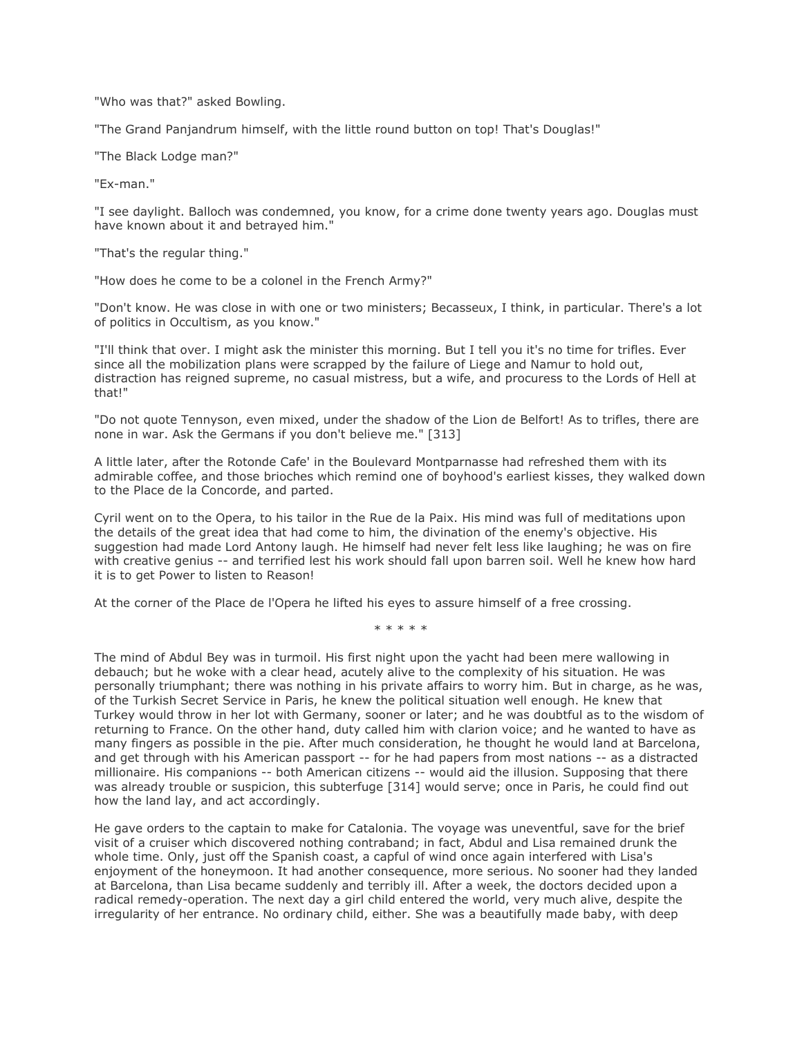"Who was that?" asked Bowling.

"The Grand Panjandrum himself, with the little round button on top! That's Douglas!"

"The Black Lodge man?"

"Ex-man."

"I see daylight. Balloch was condemned, you know, for a crime done twenty years ago. Douglas must have known about it and betrayed him."

"That's the regular thing."

"How does he come to be a colonel in the French Army?"

"Don't know. He was close in with one or two ministers; Becasseux, I think, in particular. There's a lot of politics in Occultism, as you know."

"I'll think that over. I might ask the minister this morning. But I tell you it's no time for trifles. Ever since all the mobilization plans were scrapped by the failure of Liege and Namur to hold out, distraction has reigned supreme, no casual mistress, but a wife, and procuress to the Lords of Hell at that!"

"Do not quote Tennyson, even mixed, under the shadow of the Lion de Belfort! As to trifles, there are none in war. Ask the Germans if you don't believe me." [313]

A little later, after the Rotonde Cafe' in the Boulevard Montparnasse had refreshed them with its admirable coffee, and those brioches which remind one of boyhood's earliest kisses, they walked down to the Place de la Concorde, and parted.

Cyril went on to the Opera, to his tailor in the Rue de la Paix. His mind was full of meditations upon the details of the great idea that had come to him, the divination of the enemy's objective. His suggestion had made Lord Antony laugh. He himself had never felt less like laughing; he was on fire with creative genius -- and terrified lest his work should fall upon barren soil. Well he knew how hard it is to get Power to listen to Reason!

At the corner of the Place de l'Opera he lifted his eyes to assure himself of a free crossing.

\* \* \* \* \*

The mind of Abdul Bey was in turmoil. His first night upon the yacht had been mere wallowing in debauch; but he woke with a clear head, acutely alive to the complexity of his situation. He was personally triumphant; there was nothing in his private affairs to worry him. But in charge, as he was, of the Turkish Secret Service in Paris, he knew the political situation well enough. He knew that Turkey would throw in her lot with Germany, sooner or later; and he was doubtful as to the wisdom of returning to France. On the other hand, duty called him with clarion voice; and he wanted to have as many fingers as possible in the pie. After much consideration, he thought he would land at Barcelona, and get through with his American passport -- for he had papers from most nations -- as a distracted millionaire. His companions -- both American citizens -- would aid the illusion. Supposing that there was already trouble or suspicion, this subterfuge [314] would serve; once in Paris, he could find out how the land lay, and act accordingly.

He gave orders to the captain to make for Catalonia. The voyage was uneventful, save for the brief visit of a cruiser which discovered nothing contraband; in fact, Abdul and Lisa remained drunk the whole time. Only, just off the Spanish coast, a capful of wind once again interfered with Lisa's enjoyment of the honeymoon. It had another consequence, more serious. No sooner had they landed at Barcelona, than Lisa became suddenly and terribly ill. After a week, the doctors decided upon a radical remedy-operation. The next day a girl child entered the world, very much alive, despite the irregularity of her entrance. No ordinary child, either. She was a beautifully made baby, with deep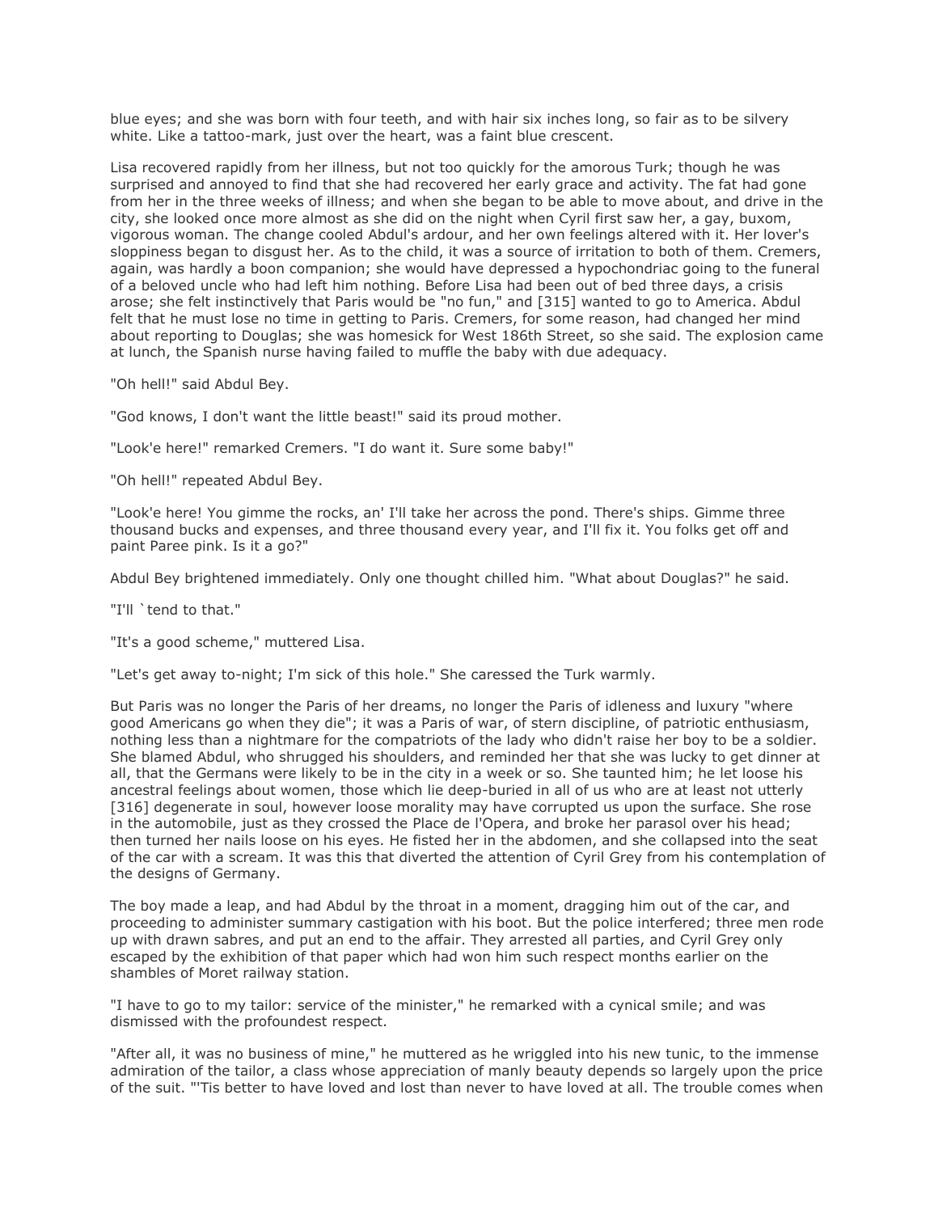blue eyes; and she was born with four teeth, and with hair six inches long, so fair as to be silvery white. Like a tattoo-mark, just over the heart, was a faint blue crescent.

Lisa recovered rapidly from her illness, but not too quickly for the amorous Turk; though he was surprised and annoyed to find that she had recovered her early grace and activity. The fat had gone from her in the three weeks of illness; and when she began to be able to move about, and drive in the city, she looked once more almost as she did on the night when Cyril first saw her, a gay, buxom, vigorous woman. The change cooled Abdul's ardour, and her own feelings altered with it. Her lover's sloppiness began to disgust her. As to the child, it was a source of irritation to both of them. Cremers, again, was hardly a boon companion; she would have depressed a hypochondriac going to the funeral of a beloved uncle who had left him nothing. Before Lisa had been out of bed three days, a crisis arose; she felt instinctively that Paris would be "no fun," and [315] wanted to go to America. Abdul felt that he must lose no time in getting to Paris. Cremers, for some reason, had changed her mind about reporting to Douglas; she was homesick for West 186th Street, so she said. The explosion came at lunch, the Spanish nurse having failed to muffle the baby with due adequacy.

"Oh hell!" said Abdul Bey.

"God knows, I don't want the little beast!" said its proud mother.

"Look'e here!" remarked Cremers. "I do want it. Sure some baby!"

"Oh hell!" repeated Abdul Bey.

"Look'e here! You gimme the rocks, an' I'll take her across the pond. There's ships. Gimme three thousand bucks and expenses, and three thousand every year, and I'll fix it. You folks get off and paint Paree pink. Is it a go?"

Abdul Bey brightened immediately. Only one thought chilled him. "What about Douglas?" he said.

"I'll `tend to that."

"It's a good scheme," muttered Lisa.

"Let's get away to-night; I'm sick of this hole." She caressed the Turk warmly.

But Paris was no longer the Paris of her dreams, no longer the Paris of idleness and luxury "where good Americans go when they die"; it was a Paris of war, of stern discipline, of patriotic enthusiasm, nothing less than a nightmare for the compatriots of the lady who didn't raise her boy to be a soldier. She blamed Abdul, who shrugged his shoulders, and reminded her that she was lucky to get dinner at all, that the Germans were likely to be in the city in a week or so. She taunted him; he let loose his ancestral feelings about women, those which lie deep-buried in all of us who are at least not utterly [316] degenerate in soul, however loose morality may have corrupted us upon the surface. She rose in the automobile, just as they crossed the Place de l'Opera, and broke her parasol over his head; then turned her nails loose on his eyes. He fisted her in the abdomen, and she collapsed into the seat of the car with a scream. It was this that diverted the attention of Cyril Grey from his contemplation of the designs of Germany.

The boy made a leap, and had Abdul by the throat in a moment, dragging him out of the car, and proceeding to administer summary castigation with his boot. But the police interfered; three men rode up with drawn sabres, and put an end to the affair. They arrested all parties, and Cyril Grey only escaped by the exhibition of that paper which had won him such respect months earlier on the shambles of Moret railway station.

"I have to go to my tailor: service of the minister," he remarked with a cynical smile; and was dismissed with the profoundest respect.

"After all, it was no business of mine," he muttered as he wriggled into his new tunic, to the immense admiration of the tailor, a class whose appreciation of manly beauty depends so largely upon the price of the suit. "'Tis better to have loved and lost than never to have loved at all. The trouble comes when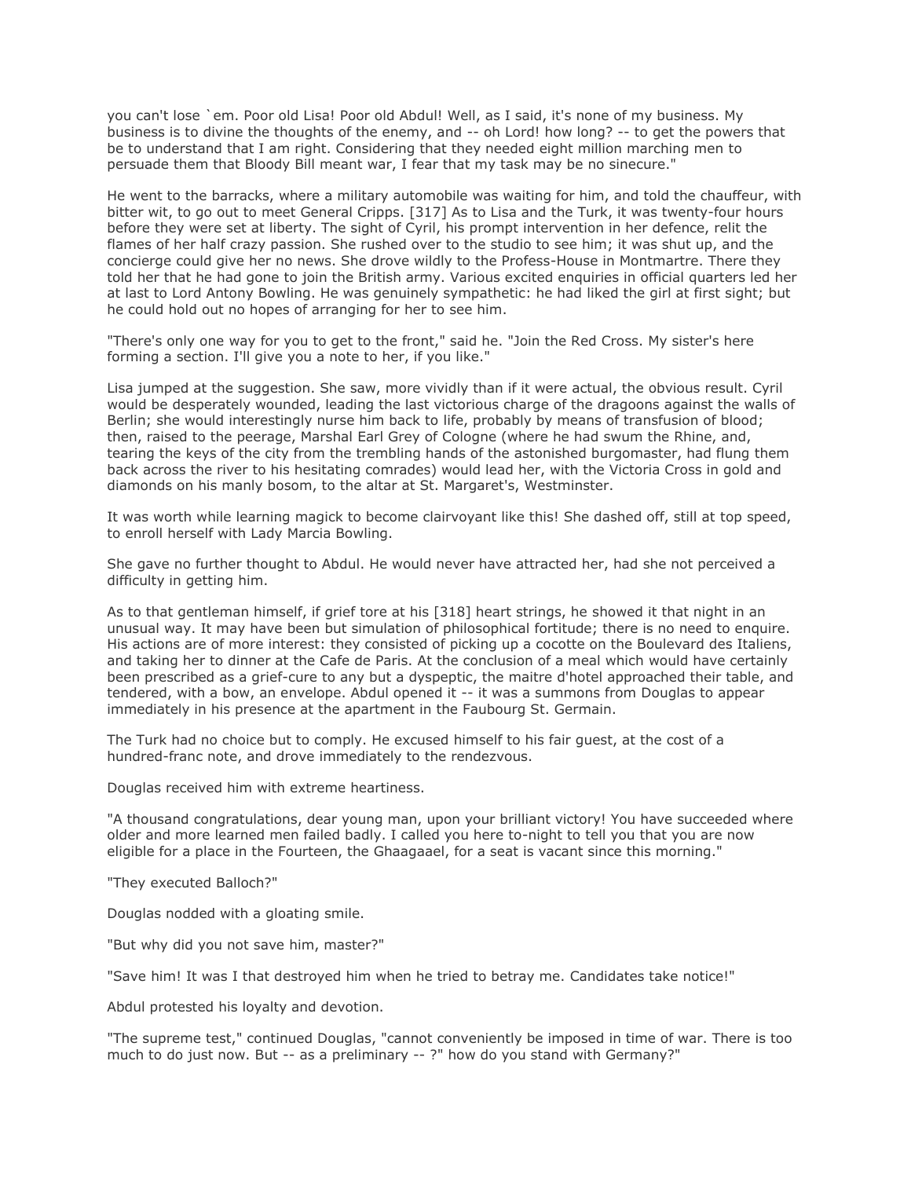you can't lose `em. Poor old Lisa! Poor old Abdul! Well, as I said, it's none of my business. My business is to divine the thoughts of the enemy, and -- oh Lord! how long? -- to get the powers that be to understand that I am right. Considering that they needed eight million marching men to persuade them that Bloody Bill meant war, I fear that my task may be no sinecure."

He went to the barracks, where a military automobile was waiting for him, and told the chauffeur, with bitter wit, to go out to meet General Cripps. [317] As to Lisa and the Turk, it was twenty-four hours before they were set at liberty. The sight of Cyril, his prompt intervention in her defence, relit the flames of her half crazy passion. She rushed over to the studio to see him; it was shut up, and the concierge could give her no news. She drove wildly to the Profess-House in Montmartre. There they told her that he had gone to join the British army. Various excited enquiries in official quarters led her at last to Lord Antony Bowling. He was genuinely sympathetic: he had liked the girl at first sight; but he could hold out no hopes of arranging for her to see him.

"There's only one way for you to get to the front," said he. "Join the Red Cross. My sister's here forming a section. I'll give you a note to her, if you like."

Lisa jumped at the suggestion. She saw, more vividly than if it were actual, the obvious result. Cyril would be desperately wounded, leading the last victorious charge of the dragoons against the walls of Berlin; she would interestingly nurse him back to life, probably by means of transfusion of blood; then, raised to the peerage, Marshal Earl Grey of Cologne (where he had swum the Rhine, and, tearing the keys of the city from the trembling hands of the astonished burgomaster, had flung them back across the river to his hesitating comrades) would lead her, with the Victoria Cross in gold and diamonds on his manly bosom, to the altar at St. Margaret's, Westminster.

It was worth while learning magick to become clairvoyant like this! She dashed off, still at top speed, to enroll herself with Lady Marcia Bowling.

She gave no further thought to Abdul. He would never have attracted her, had she not perceived a difficulty in getting him.

As to that gentleman himself, if grief tore at his [318] heart strings, he showed it that night in an unusual way. It may have been but simulation of philosophical fortitude; there is no need to enquire. His actions are of more interest: they consisted of picking up a cocotte on the Boulevard des Italiens, and taking her to dinner at the Cafe de Paris. At the conclusion of a meal which would have certainly been prescribed as a grief-cure to any but a dyspeptic, the maitre d'hotel approached their table, and tendered, with a bow, an envelope. Abdul opened it -- it was a summons from Douglas to appear immediately in his presence at the apartment in the Faubourg St. Germain.

The Turk had no choice but to comply. He excused himself to his fair guest, at the cost of a hundred-franc note, and drove immediately to the rendezvous.

Douglas received him with extreme heartiness.

"A thousand congratulations, dear young man, upon your brilliant victory! You have succeeded where older and more learned men failed badly. I called you here to-night to tell you that you are now eligible for a place in the Fourteen, the Ghaagaael, for a seat is vacant since this morning."

"They executed Balloch?"

Douglas nodded with a gloating smile.

"But why did you not save him, master?"

"Save him! It was I that destroyed him when he tried to betray me. Candidates take notice!"

Abdul protested his loyalty and devotion.

"The supreme test," continued Douglas, "cannot conveniently be imposed in time of war. There is too much to do just now. But -- as a preliminary -- ?" how do you stand with Germany?"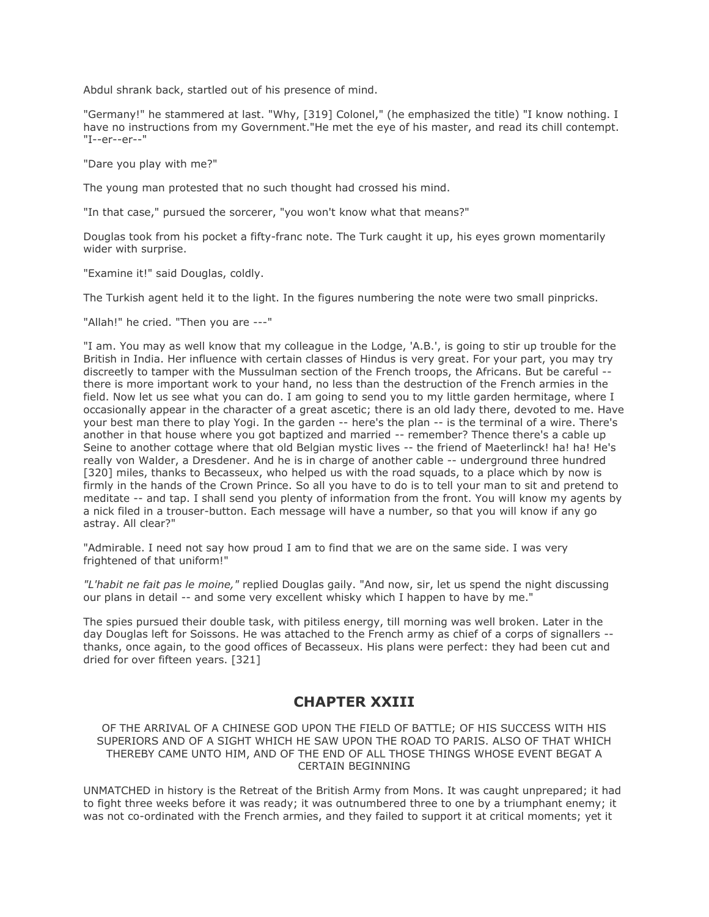Abdul shrank back, startled out of his presence of mind.

"Germany!" he stammered at last. "Why, [319] Colonel," (he emphasized the title) "I know nothing. I have no instructions from my Government."He met the eye of his master, and read its chill contempt. "I--er--er--"

"Dare you play with me?"

The young man protested that no such thought had crossed his mind.

"In that case," pursued the sorcerer, "you won't know what that means?"

Douglas took from his pocket a fifty-franc note. The Turk caught it up, his eyes grown momentarily wider with surprise.

"Examine it!" said Douglas, coldly.

The Turkish agent held it to the light. In the figures numbering the note were two small pinpricks.

"Allah!" he cried. "Then you are ---"

"I am. You may as well know that my colleague in the Lodge, 'A.B.', is going to stir up trouble for the British in India. Her influence with certain classes of Hindus is very great. For your part, you may try discreetly to tamper with the Mussulman section of the French troops, the Africans. But be careful -- there is more important work to your hand, no less than the destruction of the French armies in the field. Now let us see what you can do. I am going to send you to my little garden hermitage, where I occasionally appear in the character of a great ascetic; there is an old lady there, devoted to me. Have your best man there to play Yogi. In the garden -- here's the plan -- is the terminal of a wire. There's another in that house where you got baptized and married -- remember? Thence there's a cable up Seine to another cottage where that old Belgian mystic lives -- the friend of Maeterlinck! ha! ha! He's really von Walder, a Dresdener. And he is in charge of another cable -- underground three hundred [320] miles, thanks to Becasseux, who helped us with the road squads, to a place which by now is firmly in the hands of the Crown Prince. So all you have to do is to tell your man to sit and pretend to meditate -- and tap. I shall send you plenty of information from the front. You will know my agents by a nick filed in a trouser-button. Each message will have a number, so that you will know if any go astray. All clear?"

"Admirable. I need not say how proud I am to find that we are on the same side. I was very frightened of that uniform!"

*"L'habit ne fait pas le moine,"* replied Douglas gaily. "And now, sir, let us spend the night discussing our plans in detail -- and some very excellent whisky which I happen to have by me."

The spies pursued their double task, with pitiless energy, till morning was well broken. Later in the day Douglas left for Soissons. He was attached to the French army as chief of a corps of signallers -- thanks, once again, to the good offices of Becasseux. His plans were perfect: they had been cut and dried for over fifteen years. [321]

## CHAPTER XXIII

OF THE ARRIVAL OF A CHINESE GOD UPON THE FIELD OF BATTLE; OF HIS SUCCESS WITH HIS SUPERIORS AND OF A SIGHT WHICH HE SAW UPON THE ROAD TO PARIS. ALSO OF THAT WHICH THEREBY CAME UNTO HIM, AND OF THE END OF ALL THOSE THINGS WHOSE EVENT BEGAT A CERTAIN BEGINNING

UNMATCHED in history is the Retreat of the British Army from Mons. It was caught unprepared; it had to fight three weeks before it was ready; it was outnumbered three to one by a triumphant enemy; it was not co-ordinated with the French armies, and they failed to support it at critical moments; yet it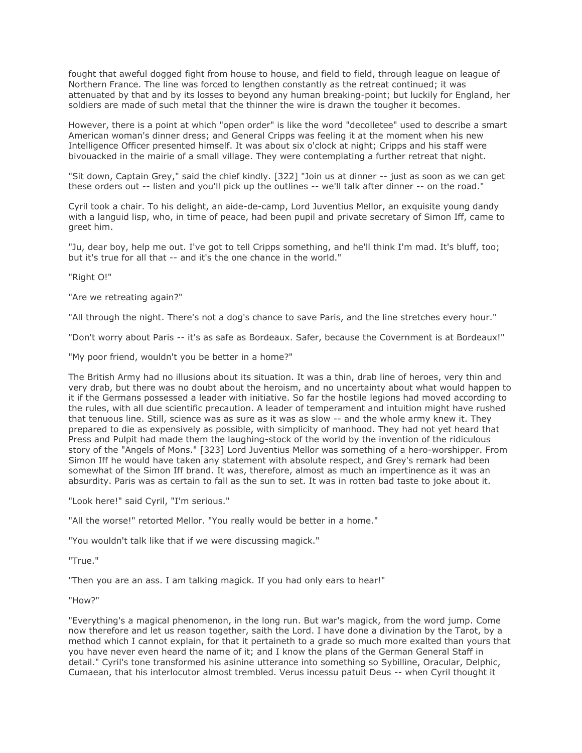fought that aweful dogged fight from house to house, and field to field, through league on league of Northern France. The line was forced to lengthen constantly as the retreat continued; it was attenuated by that and by its losses to beyond any human breaking-point; but luckily for England, her soldiers are made of such metal that the thinner the wire is drawn the tougher it becomes.

However, there is a point at which "open order" is like the word "decolletee" used to describe a smart American woman's dinner dress; and General Cripps was feeling it at the moment when his new Intelligence Officer presented himself. It was about six o'clock at night; Cripps and his staff were bivouacked in the mairie of a small village. They were contemplating a further retreat that night.

"Sit down, Captain Grey," said the chief kindly. [322] "Join us at dinner -- just as soon as we can get these orders out -- listen and you'll pick up the outlines -- we'll talk after dinner -- on the road."

Cyril took a chair. To his delight, an aide-de-camp, Lord Juventius Mellor, an exquisite young dandy with a languid lisp, who, in time of peace, had been pupil and private secretary of Simon Iff, came to greet him.

"Ju, dear boy, help me out. I've got to tell Cripps something, and he'll think I'm mad. It's bluff, too; but it's true for all that -- and it's the one chance in the world."

"Right O!"

"Are we retreating again?"

"All through the night. There's not a dog's chance to save Paris, and the line stretches every hour."

"Don't worry about Paris -- it's as safe as Bordeaux. Safer, because the Covernment is at Bordeaux!"

"My poor friend, wouldn't you be better in a home?"

The British Army had no illusions about its situation. It was a thin, drab line of heroes, very thin and very drab, but there was no doubt about the heroism, and no uncertainty about what would happen to it if the Germans possessed a leader with initiative. So far the hostile legions had moved according to the rules, with all due scientific precaution. A leader of temperament and intuition might have rushed that tenuous line. Still, science was as sure as it was as slow -- and the whole army knew it. They prepared to die as expensively as possible, with simplicity of manhood. They had not yet heard that Press and Pulpit had made them the laughing-stock of the world by the invention of the ridiculous story of the "Angels of Mons." [323] Lord Juventius Mellor was something of a hero-worshipper. From Simon Iff he would have taken any statement with absolute respect, and Grey's remark had been somewhat of the Simon Iff brand. It was, therefore, almost as much an impertinence as it was an absurdity. Paris was as certain to fall as the sun to set. It was in rotten bad taste to joke about it.

"Look here!" said Cyril, "I'm serious."

"All the worse!" retorted Mellor. "You really would be better in a home."

"You wouldn't talk like that if we were discussing magick."

"True."

"Then you are an ass. I am talking magick. If you had only ears to hear!"

"How?"

"Everything's a magical phenomenon, in the long run. But war's magick, from the word jump. Come now therefore and let us reason together, saith the Lord. I have done a divination by the Tarot, by a method which I cannot explain, for that it pertaineth to a grade so much more exalted than yours that you have never even heard the name of it; and I know the plans of the German General Staff in detail." Cyril's tone transformed his asinine utterance into something so Sybilline, Oracular, Delphic, Cumaean, that his interlocutor almost trembled. Verus incessu patuit Deus -- when Cyril thought it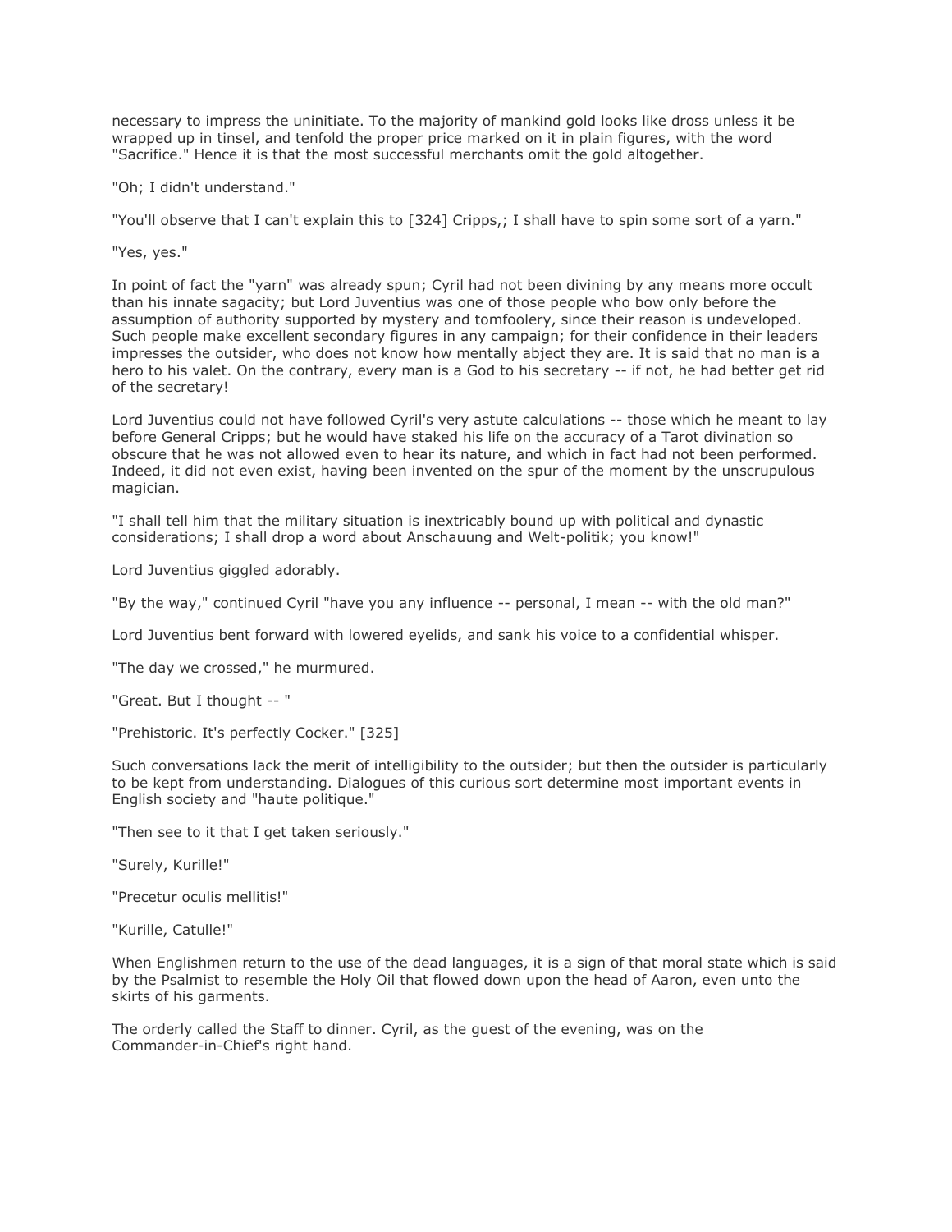necessary to impress the uninitiate. To the majority of mankind gold looks like dross unless it be wrapped up in tinsel, and tenfold the proper price marked on it in plain figures, with the word "Sacrifice." Hence it is that the most successful merchants omit the gold altogether.

"Oh; I didn't understand."

"You'll observe that I can't explain this to [324] Cripps,; I shall have to spin some sort of a yarn."

"Yes, yes."

In point of fact the "yarn" was already spun; Cyril had not been divining by any means more occult than his innate sagacity; but Lord Juventius was one of those people who bow only before the assumption of authority supported by mystery and tomfoolery, since their reason is undeveloped. Such people make excellent secondary figures in any campaign; for their confidence in their leaders impresses the outsider, who does not know how mentally abject they are. It is said that no man is a hero to his valet. On the contrary, every man is a God to his secretary -- if not, he had better get rid of the secretary!

Lord Juventius could not have followed Cyril's very astute calculations -- those which he meant to lay before General Cripps; but he would have staked his life on the accuracy of a Tarot divination so obscure that he was not allowed even to hear its nature, and which in fact had not been performed. Indeed, it did not even exist, having been invented on the spur of the moment by the unscrupulous magician.

"I shall tell him that the military situation is inextricably bound up with political and dynastic considerations; I shall drop a word about Anschauung and Welt-politik; you know!"

Lord Juventius giggled adorably.

"By the way," continued Cyril "have you any influence -- personal, I mean -- with the old man?"

Lord Juventius bent forward with lowered eyelids, and sank his voice to a confidential whisper.

"The day we crossed," he murmured.

"Great. But I thought -- "

"Prehistoric. It's perfectly Cocker." [325]

Such conversations lack the merit of intelligibility to the outsider; but then the outsider is particularly to be kept from understanding. Dialogues of this curious sort determine most important events in English society and "haute politique."

"Then see to it that I get taken seriously."

"Surely, Kurille!"

"Precetur oculis mellitis!"

"Kurille, Catulle!"

When Englishmen return to the use of the dead languages, it is a sign of that moral state which is said by the Psalmist to resemble the Holy Oil that flowed down upon the head of Aaron, even unto the skirts of his garments.

The orderly called the Staff to dinner. Cyril, as the guest of the evening, was on the Commander-in-Chief's right hand.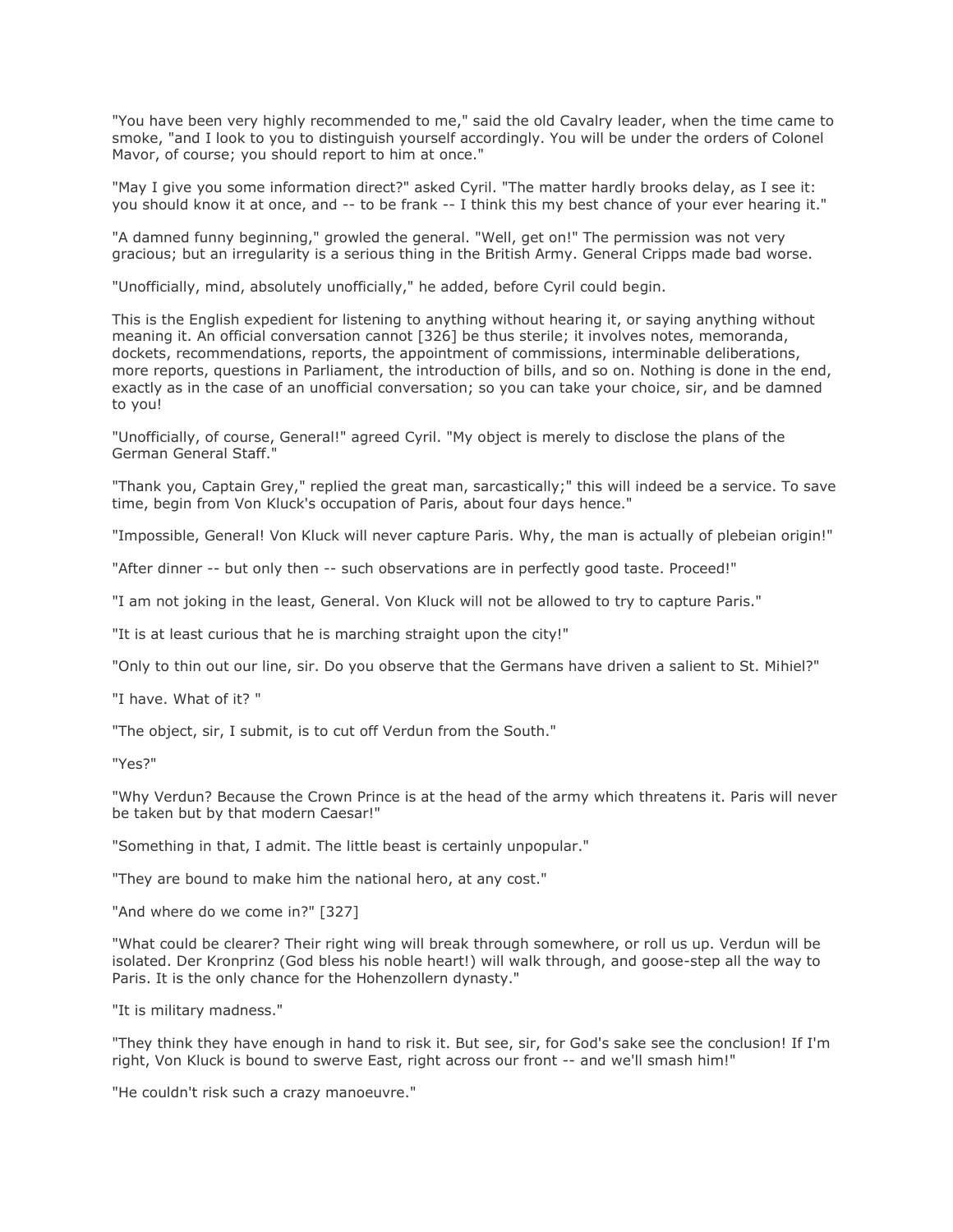"You have been very highly recommended to me," said the old Cavalry leader, when the time came to smoke, "and I look to you to distinguish yourself accordingly. You will be under the orders of Colonel Mavor, of course; you should report to him at once."

"May I give you some information direct?" asked Cyril. "The matter hardly brooks delay, as I see it: you should know it at once, and -- to be frank -- I think this my best chance of your ever hearing it."

"A damned funny beginning," growled the general. "Well, get on!" The permission was not very gracious; but an irregularity is a serious thing in the British Army. General Cripps made bad worse.

"Unofficially, mind, absolutely unofficially," he added, before Cyril could begin.

This is the English expedient for listening to anything without hearing it, or saying anything without meaning it. An official conversation cannot [326] be thus sterile; it involves notes, memoranda, dockets, recommendations, reports, the appointment of commissions, interminable deliberations, more reports, questions in Parliament, the introduction of bills, and so on. Nothing is done in the end, exactly as in the case of an unofficial conversation; so you can take your choice, sir, and be damned to you!

"Unofficially, of course, General!" agreed Cyril. "My object is merely to disclose the plans of the German General Staff."

"Thank you, Captain Grey," replied the great man, sarcastically;" this will indeed be a service. To save time, begin from Von Kluck's occupation of Paris, about four days hence."

"Impossible, General! Von Kluck will never capture Paris. Why, the man is actually of plebeian origin!"

"After dinner -- but only then -- such observations are in perfectly good taste. Proceed!"

"I am not joking in the least, General. Von Kluck will not be allowed to try to capture Paris."

"It is at least curious that he is marching straight upon the city!"

"Only to thin out our line, sir. Do you observe that the Germans have driven a salient to St. Mihiel?"

"I have. What of it? "

"The object, sir, I submit, is to cut off Verdun from the South."

"Yes?"

"Why Verdun? Because the Crown Prince is at the head of the army which threatens it. Paris will never be taken but by that modern Caesar!"

"Something in that, I admit. The little beast is certainly unpopular."

"They are bound to make him the national hero, at any cost."

"And where do we come in?" [327]

"What could be clearer? Their right wing will break through somewhere, or roll us up. Verdun will be isolated. Der Kronprinz (God bless his noble heart!) will walk through, and goose-step all the way to Paris. It is the only chance for the Hohenzollern dynasty."

"It is military madness."

"They think they have enough in hand to risk it. But see, sir, for God's sake see the conclusion! If I'm right, Von Kluck is bound to swerve East, right across our front -- and we'll smash him!"

"He couldn't risk such a crazy manoeuvre."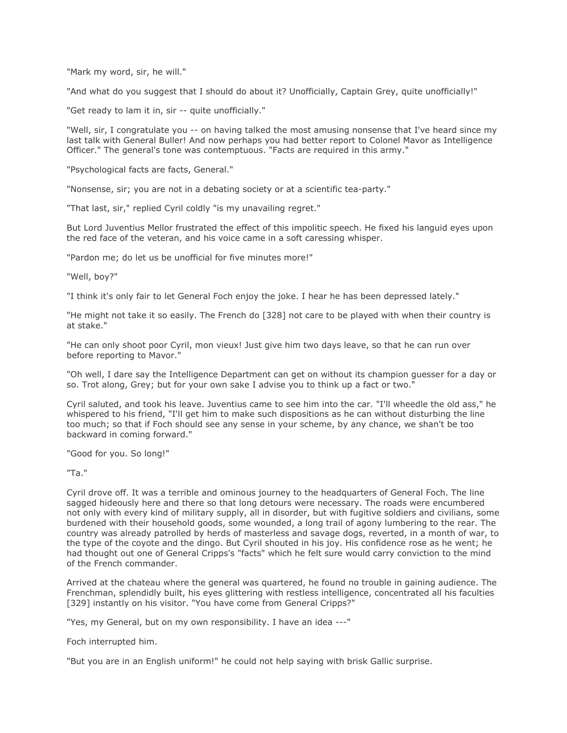"Mark my word, sir, he will."

"And what do you suggest that I should do about it? Unofficially, Captain Grey, quite unofficially!"

"Get ready to lam it in, sir -- quite unofficially."

"Well, sir, I congratulate you -- on having talked the most amusing nonsense that I've heard since my last talk with General Buller! And now perhaps you had better report to Colonel Mavor as Intelligence Officer." The general's tone was contemptuous. "Facts are required in this army."

"Psychological facts are facts, General."

"Nonsense, sir; you are not in a debating society or at a scientific tea-party."

"That last, sir," replied Cyril coldly "is my unavailing regret."

But Lord Juventius Mellor frustrated the effect of this impolitic speech. He fixed his languid eyes upon the red face of the veteran, and his voice came in a soft caressing whisper.

"Pardon me; do let us be unofficial for five minutes more!"

"Well, boy?"

"I think it's only fair to let General Foch enjoy the joke. I hear he has been depressed lately."

"He might not take it so easily. The French do [328] not care to be played with when their country is at stake."

"He can only shoot poor Cyril, mon vieux! Just give him two days leave, so that he can run over before reporting to Mavor."

"Oh well, I dare say the Intelligence Department can get on without its champion guesser for a day or so. Trot along, Grey; but for your own sake I advise you to think up a fact or two."

Cyril saluted, and took his leave. Juventius came to see him into the car. "I'll wheedle the old ass," he whispered to his friend, "I'll get him to make such dispositions as he can without disturbing the line too much; so that if Foch should see any sense in your scheme, by any chance, we shan't be too backward in coming forward."

"Good for you. So long!"

"Ta."

Cyril drove off. It was a terrible and ominous journey to the headquarters of General Foch. The line sagged hideously here and there so that long detours were necessary. The roads were encumbered not only with every kind of military supply, all in disorder, but with fugitive soldiers and civilians, some burdened with their household goods, some wounded, a long trail of agony lumbering to the rear. The country was already patrolled by herds of masterless and savage dogs, reverted, in a month of war, to the type of the coyote and the dingo. But Cyril shouted in his joy. His confidence rose as he went; he had thought out one of General Cripps's "facts" which he felt sure would carry conviction to the mind of the French commander.

Arrived at the chateau where the general was quartered, he found no trouble in gaining audience. The Frenchman, splendidly built, his eyes glittering with restless intelligence, concentrated all his faculties [329] instantly on his visitor. "You have come from General Cripps?"

"Yes, my General, but on my own responsibility. I have an idea ---"

Foch interrupted him.

"But you are in an English uniform!" he could not help saying with brisk Gallic surprise.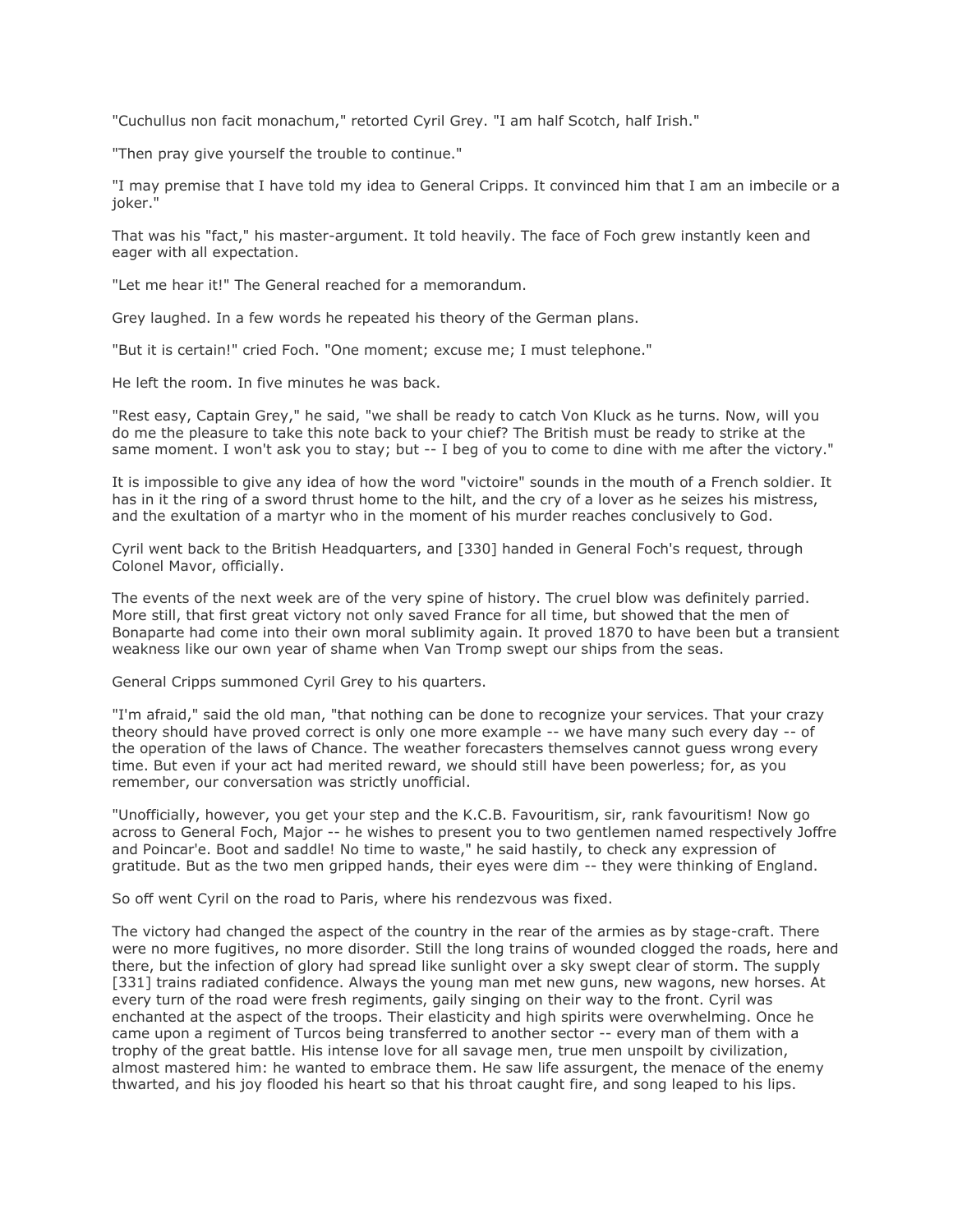"Cuchullus non facit monachum," retorted Cyril Grey. "I am half Scotch, half Irish."

"Then pray give yourself the trouble to continue."

"I may premise that I have told my idea to General Cripps. It convinced him that I am an imbecile or a joker."

That was his "fact," his master-argument. It told heavily. The face of Foch grew instantly keen and eager with all expectation.

"Let me hear it!" The General reached for a memorandum.

Grey laughed. In a few words he repeated his theory of the German plans.

"But it is certain!" cried Foch. "One moment; excuse me; I must telephone."

He left the room. In five minutes he was back.

"Rest easy, Captain Grey," he said, "we shall be ready to catch Von Kluck as he turns. Now, will you do me the pleasure to take this note back to your chief? The British must be ready to strike at the same moment. I won't ask you to stay; but -- I beg of you to come to dine with me after the victory."

It is impossible to give any idea of how the word "victoire" sounds in the mouth of a French soldier. It has in it the ring of a sword thrust home to the hilt, and the cry of a lover as he seizes his mistress, and the exultation of a martyr who in the moment of his murder reaches conclusively to God.

Cyril went back to the British Headquarters, and [330] handed in General Foch's request, through Colonel Mavor, officially.

The events of the next week are of the very spine of history. The cruel blow was definitely parried. More still, that first great victory not only saved France for all time, but showed that the men of Bonaparte had come into their own moral sublimity again. It proved 1870 to have been but a transient weakness like our own year of shame when Van Tromp swept our ships from the seas.

General Cripps summoned Cyril Grey to his quarters.

"I'm afraid," said the old man, "that nothing can be done to recognize your services. That your crazy theory should have proved correct is only one more example -- we have many such every day -- of the operation of the laws of Chance. The weather forecasters themselves cannot guess wrong every time. But even if your act had merited reward, we should still have been powerless; for, as you remember, our conversation was strictly unofficial.

"Unofficially, however, you get your step and the K.C.B. Favouritism, sir, rank favouritism! Now go across to General Foch, Major -- he wishes to present you to two gentlemen named respectively Joffre and Poincar'e. Boot and saddle! No time to waste," he said hastily, to check any expression of gratitude. But as the two men gripped hands, their eyes were dim -- they were thinking of England.

So off went Cyril on the road to Paris, where his rendezvous was fixed.

The victory had changed the aspect of the country in the rear of the armies as by stage-craft. There were no more fugitives, no more disorder. Still the long trains of wounded clogged the roads, here and there, but the infection of glory had spread like sunlight over a sky swept clear of storm. The supply [331] trains radiated confidence. Always the young man met new guns, new wagons, new horses. At every turn of the road were fresh regiments, gaily singing on their way to the front. Cyril was enchanted at the aspect of the troops. Their elasticity and high spirits were overwhelming. Once he came upon a regiment of Turcos being transferred to another sector -- every man of them with a trophy of the great battle. His intense love for all savage men, true men unspoilt by civilization, almost mastered him: he wanted to embrace them. He saw life assurgent, the menace of the enemy thwarted, and his joy flooded his heart so that his throat caught fire, and song leaped to his lips.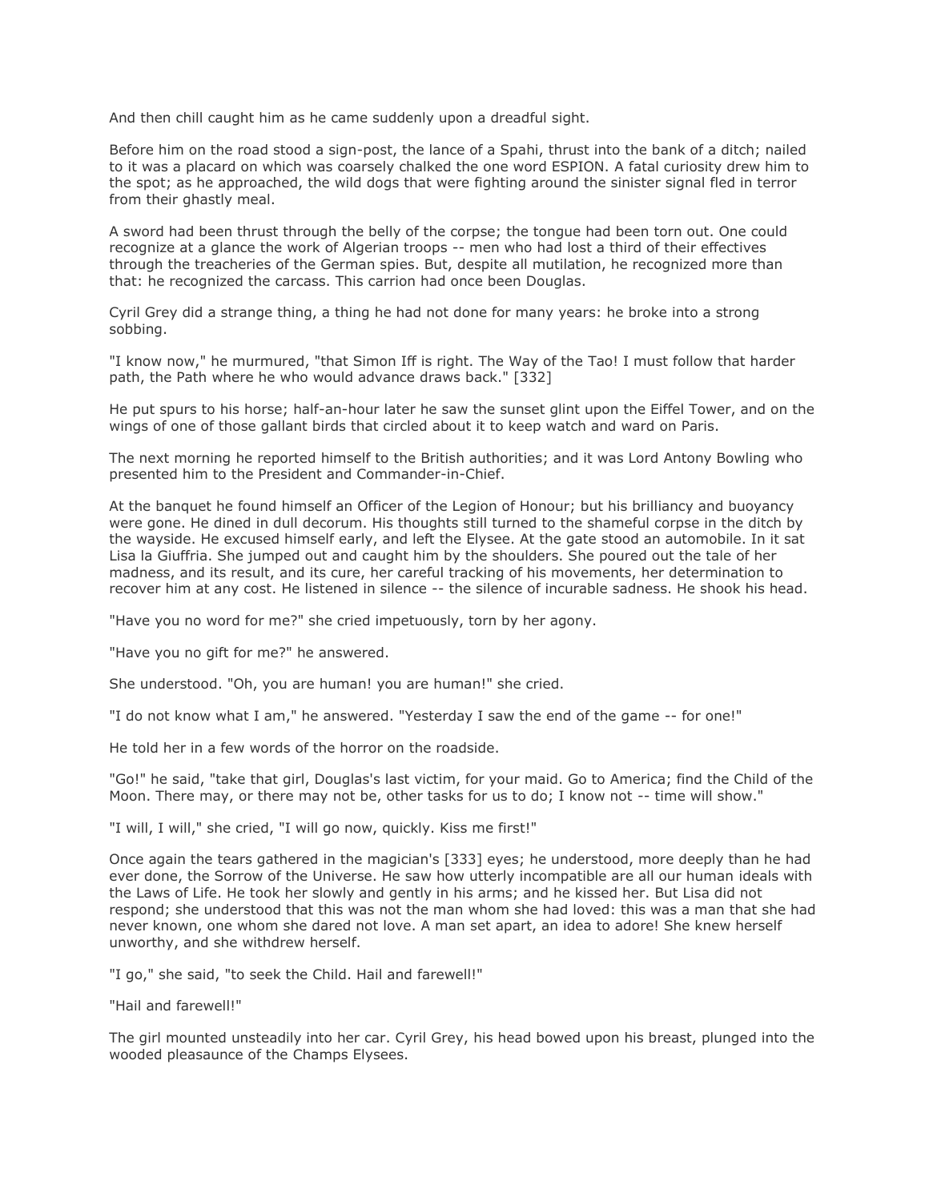And then chill caught him as he came suddenly upon a dreadful sight.

Before him on the road stood a sign-post, the lance of a Spahi, thrust into the bank of a ditch; nailed to it was a placard on which was coarsely chalked the one word ESPION. A fatal curiosity drew him to the spot; as he approached, the wild dogs that were fighting around the sinister signal fled in terror from their ghastly meal.

A sword had been thrust through the belly of the corpse; the tongue had been torn out. One could recognize at a glance the work of Algerian troops -- men who had lost a third of their effectives through the treacheries of the German spies. But, despite all mutilation, he recognized more than that: he recognized the carcass. This carrion had once been Douglas.

Cyril Grey did a strange thing, a thing he had not done for many years: he broke into a strong sobbing.

"I know now," he murmured, "that Simon Iff is right. The Way of the Tao! I must follow that harder path, the Path where he who would advance draws back." [332]

He put spurs to his horse; half-an-hour later he saw the sunset glint upon the Eiffel Tower, and on the wings of one of those gallant birds that circled about it to keep watch and ward on Paris.

The next morning he reported himself to the British authorities; and it was Lord Antony Bowling who presented him to the President and Commander-in-Chief.

At the banquet he found himself an Officer of the Legion of Honour; but his brilliancy and buoyancy were gone. He dined in dull decorum. His thoughts still turned to the shameful corpse in the ditch by the wayside. He excused himself early, and left the Elysee. At the gate stood an automobile. In it sat Lisa la Giuffria. She jumped out and caught him by the shoulders. She poured out the tale of her madness, and its result, and its cure, her careful tracking of his movements, her determination to recover him at any cost. He listened in silence -- the silence of incurable sadness. He shook his head.

"Have you no word for me?" she cried impetuously, torn by her agony.

"Have you no gift for me?" he answered.

She understood. "Oh, you are human! you are human!" she cried.

"I do not know what I am," he answered. "Yesterday I saw the end of the game -- for one!"

He told her in a few words of the horror on the roadside.

"Go!" he said, "take that girl, Douglas's last victim, for your maid. Go to America; find the Child of the Moon. There may, or there may not be, other tasks for us to do; I know not -- time will show."

"I will, I will," she cried, "I will go now, quickly. Kiss me first!"

Once again the tears gathered in the magician's [333] eyes; he understood, more deeply than he had ever done, the Sorrow of the Universe. He saw how utterly incompatible are all our human ideals with the Laws of Life. He took her slowly and gently in his arms; and he kissed her. But Lisa did not respond; she understood that this was not the man whom she had loved: this was a man that she had never known, one whom she dared not love. A man set apart, an idea to adore! She knew herself unworthy, and she withdrew herself.

"I go," she said, "to seek the Child. Hail and farewell!"

"Hail and farewell!"

The girl mounted unsteadily into her car. Cyril Grey, his head bowed upon his breast, plunged into the wooded pleasaunce of the Champs Elysees.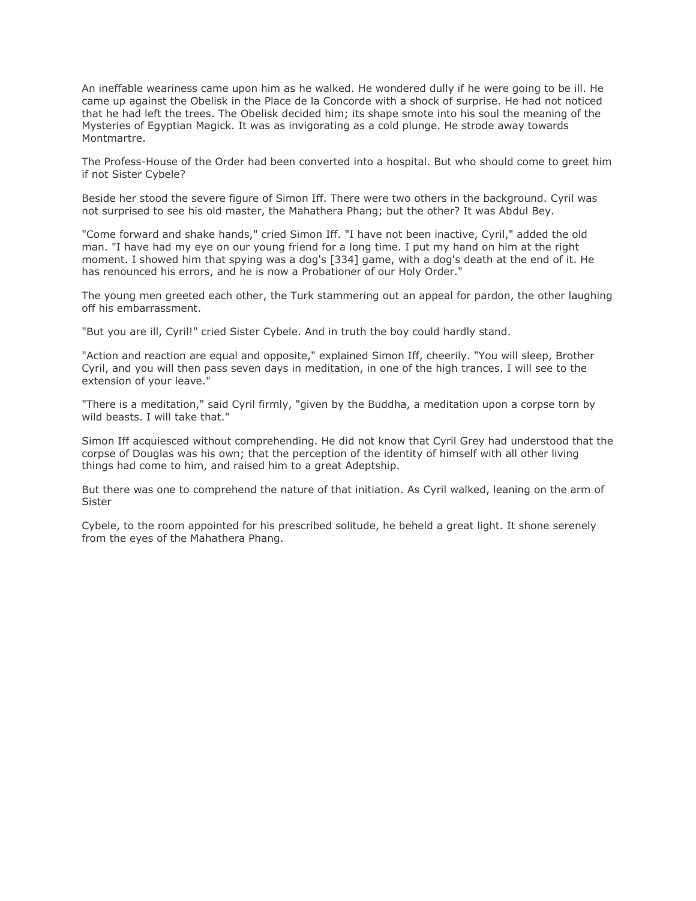An ineffable weariness came upon him as he walked. He wondered dully if he were going to be ill. He came up against the Obelisk in the Place de la Concorde with a shock of surprise. He had not noticed that he had left the trees. The Obelisk decided him; its shape smote into his soul the meaning of the Mysteries of Egyptian Magick. It was as invigorating as a cold plunge. He strode away towards Montmartre.

The Profess-House of the Order had been converted into a hospital. But who should come to greet him if not Sister Cybele?

Beside her stood the severe figure of Simon Iff. There were two others in the background. Cyril was not surprised to see his old master, the Mahathera Phang; but the other? It was Abdul Bey.

"Come forward and shake hands," cried Simon Iff. "I have not been inactive, Cyril," added the old man. "I have had my eye on our young friend for a long time. I put my hand on him at the right moment. I showed him that spying was a dog's [334] game, with a dog's death at the end of it. He has renounced his errors, and he is now a Probationer of our Holy Order."

The young men greeted each other, the Turk stammering out an appeal for pardon, the other laughing off his embarrassment.

"But you are ill, Cyril!" cried Sister Cybele. And in truth the boy could hardly stand.

"Action and reaction are equal and opposite," explained Simon Iff, cheerily. "You will sleep, Brother Cyril, and you will then pass seven days in meditation, in one of the high trances. I will see to the extension of your leave."

"There is a meditation," said Cyril firmly, "given by the Buddha, a meditation upon a corpse torn by wild beasts. I will take that."

Simon Iff acquiesced without comprehending. He did not know that Cyril Grey had understood that the corpse of Douglas was his own; that the perception of the identity of himself with all other living things had come to him, and raised him to a great Adeptship.

But there was one to comprehend the nature of that initiation. As Cyril walked, leaning on the arm of Sister Cybele, to the room appointed for his prescribed solitude, he beheld a great light. It shone serenely from the eyes of the Mahathera Phang.